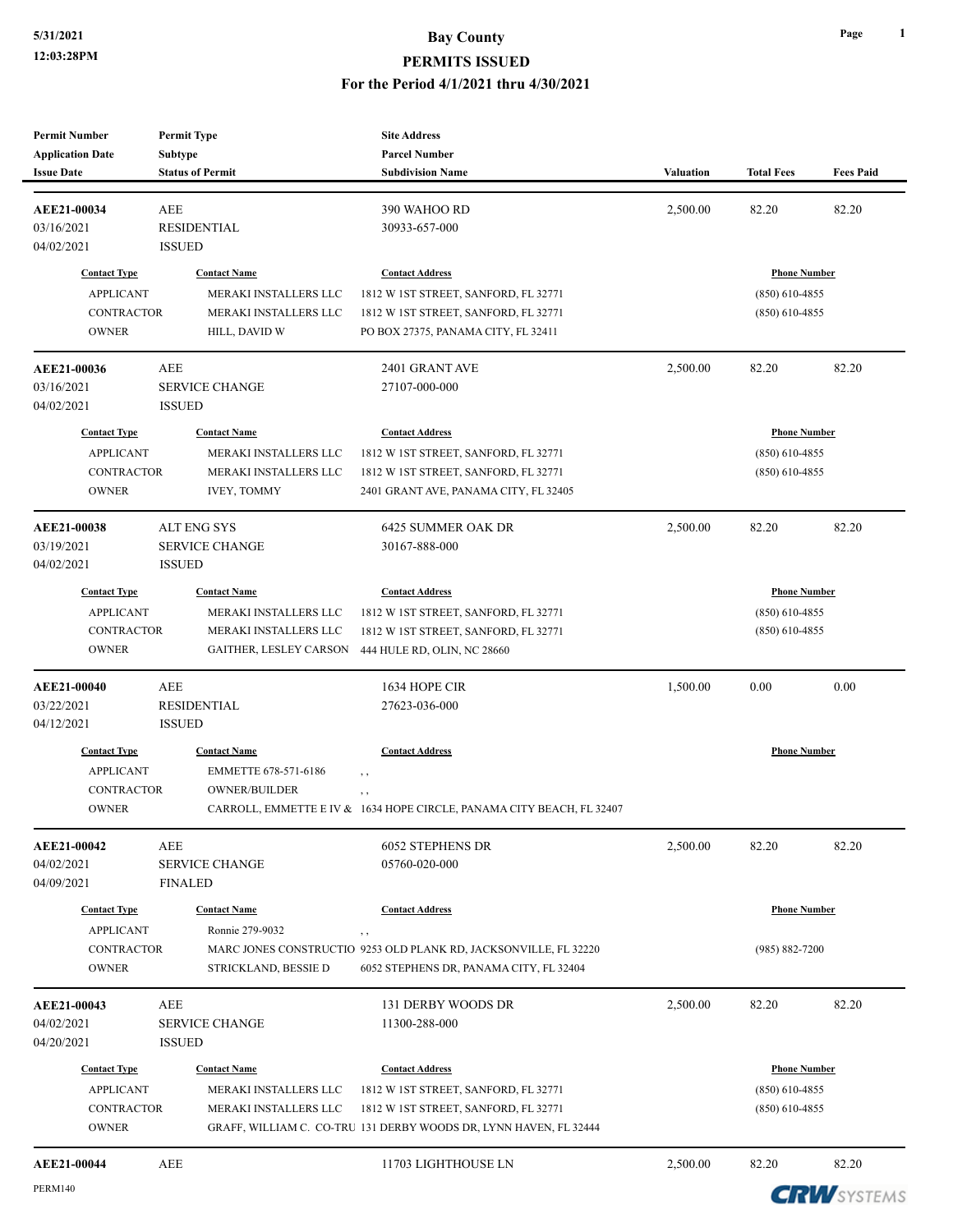# Bay County

## PERMITS ISSUED

### For the Period 4/1/2021 thru 4/30/2021

| Permit Number / Application Date / Issue Date | Permit Type / Subtype / Status of Permit | Site Address / Parcel Number / Subdivision Name | Valuation | Total Fees | Fees Paid |
|---|---|---|---|---|---|
| AEE21-00034<br>03/16/2021<br>04/02/2021 | AEE<br>RESIDENTIAL<br>ISSUED | 390 WAHOO RD<br>30933-657-000 | 2,500.00 | 82.20 | 82.20 |

| Contact Type | Contact Name | Contact Address | Phone Number |
|---|---|---|---|
| APPLICANT | MERAKI INSTALLERS LLC | 1812 W 1ST STREET, SANFORD, FL 32771 | (850) 610-4855 |
| CONTRACTOR | MERAKI INSTALLERS LLC | 1812 W 1ST STREET, SANFORD, FL 32771 | (850) 610-4855 |
| OWNER | HILL, DAVID W | PO BOX 27375, PANAMA CITY, FL 32411 | |

| Permit Number / Application Date / Issue Date | Permit Type / Subtype / Status of Permit | Site Address / Parcel Number / Subdivision Name | Valuation | Total Fees | Fees Paid |
|---|---|---|---|---|---|
| AEE21-00036<br>03/16/2021<br>04/02/2021 | AEE<br>SERVICE CHANGE<br>ISSUED | 2401 GRANT AVE<br>27107-000-000 | 2,500.00 | 82.20 | 82.20 |

| Contact Type | Contact Name | Contact Address | Phone Number |
|---|---|---|---|
| APPLICANT | MERAKI INSTALLERS LLC | 1812 W 1ST STREET, SANFORD, FL 32771 | (850) 610-4855 |
| CONTRACTOR | MERAKI INSTALLERS LLC | 1812 W 1ST STREET, SANFORD, FL 32771 | (850) 610-4855 |
| OWNER | IVEY, TOMMY | 2401 GRANT AVE, PANAMA CITY, FL 32405 | |

| Permit Number / Application Date / Issue Date | Permit Type / Subtype / Status of Permit | Site Address / Parcel Number / Subdivision Name | Valuation | Total Fees | Fees Paid |
|---|---|---|---|---|---|
| AEE21-00038<br>03/19/2021<br>04/02/2021 | ALT ENG SYS<br>SERVICE CHANGE<br>ISSUED | 6425 SUMMER OAK DR<br>30167-888-000 | 2,500.00 | 82.20 | 82.20 |

| Contact Type | Contact Name | Contact Address | Phone Number |
|---|---|---|---|
| APPLICANT | MERAKI INSTALLERS LLC | 1812 W 1ST STREET, SANFORD, FL 32771 | (850) 610-4855 |
| CONTRACTOR | MERAKI INSTALLERS LLC | 1812 W 1ST STREET, SANFORD, FL 32771 | (850) 610-4855 |
| OWNER | GAITHER, LESLEY CARSON | 444 HULE RD, OLIN, NC 28660 | |

| Permit Number / Application Date / Issue Date | Permit Type / Subtype / Status of Permit | Site Address / Parcel Number / Subdivision Name | Valuation | Total Fees | Fees Paid |
|---|---|---|---|---|---|
| AEE21-00040<br>03/22/2021<br>04/12/2021 | AEE<br>RESIDENTIAL<br>ISSUED | 1634 HOPE CIR<br>27623-036-000 | 1,500.00 | 0.00 | 0.00 |

| Contact Type | Contact Name | Contact Address | Phone Number |
|---|---|---|---|
| APPLICANT | EMMETTE 678-571-6186 | , , | |
| CONTRACTOR | OWNER/BUILDER | , , | |
| OWNER | CARROLL, EMMETTE E IV & | 1634 HOPE CIRCLE, PANAMA CITY BEACH, FL 32407 | |

| Permit Number / Application Date / Issue Date | Permit Type / Subtype / Status of Permit | Site Address / Parcel Number / Subdivision Name | Valuation | Total Fees | Fees Paid |
|---|---|---|---|---|---|
| AEE21-00042<br>04/02/2021<br>04/09/2021 | AEE<br>SERVICE CHANGE<br>FINALED | 6052 STEPHENS DR<br>05760-020-000 | 2,500.00 | 82.20 | 82.20 |

| Contact Type | Contact Name | Contact Address | Phone Number |
|---|---|---|---|
| APPLICANT | Ronnie 279-9032 | , , | |
| CONTRACTOR | MARC JONES CONSTRUCTIO | 9253 OLD PLANK RD, JACKSONVILLE, FL 32220 | (985) 882-7200 |
| OWNER | STRICKLAND, BESSIE D | 6052 STEPHENS DR, PANAMA CITY, FL 32404 | |

| Permit Number / Application Date / Issue Date | Permit Type / Subtype / Status of Permit | Site Address / Parcel Number / Subdivision Name | Valuation | Total Fees | Fees Paid |
|---|---|---|---|---|---|
| AEE21-00043<br>04/02/2021<br>04/20/2021 | AEE<br>SERVICE CHANGE<br>ISSUED | 131 DERBY WOODS DR<br>11300-288-000 | 2,500.00 | 82.20 | 82.20 |

| Contact Type | Contact Name | Contact Address | Phone Number |
|---|---|---|---|
| APPLICANT | MERAKI INSTALLERS LLC | 1812 W 1ST STREET, SANFORD, FL 32771 | (850) 610-4855 |
| CONTRACTOR | MERAKI INSTALLERS LLC | 1812 W 1ST STREET, SANFORD, FL 32771 | (850) 610-4855 |
| OWNER | GRAFF, WILLIAM C. CO-TRU | 131 DERBY WOODS DR, LYNN HAVEN, FL 32444 | |

| Permit Number / Application Date / Issue Date | Permit Type / Subtype / Status of Permit | Site Address / Parcel Number / Subdivision Name | Valuation | Total Fees | Fees Paid |
|---|---|---|---|---|---|
| AEE21-00044 | AEE | 11703 LIGHTHOUSE LN | 2,500.00 | 82.20 | 82.20 |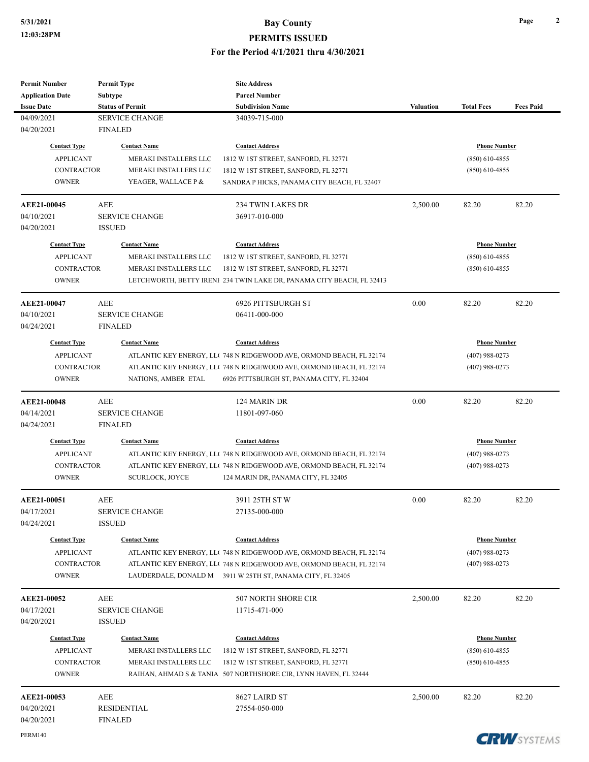**Bay County**
**PERMITS ISSUED**
**For the Period 4/1/2021 thru 4/30/2021**

| Permit Number / Application Date / Issue Date | Permit Type / Subtype / Status of Permit | Site Address / Parcel Number / Subdivision Name | Valuation | Total Fees | Fees Paid |
|---|---|---|---|---|---|
| 04/09/2021 | SERVICE CHANGE | 34039-715-000 | | | |
| 04/20/2021 | FINALED | | | | |

| Contact Type | Contact Name | Contact Address | Phone Number |
|---|---|---|---|
| APPLICANT | MERAKI INSTALLERS LLC | 1812 W 1ST STREET, SANFORD, FL 32771 | (850) 610-4855 |
| CONTRACTOR | MERAKI INSTALLERS LLC | 1812 W 1ST STREET, SANFORD, FL 32771 | (850) 610-4855 |
| OWNER | YEAGER, WALLACE P & | SANDRA P HICKS, PANAMA CITY BEACH, FL 32407 | |

---

| Permit Number | Permit Type | Site Address | Valuation | Total Fees | Fees Paid |
|---|---|---|---|---|---|
| AEE21-00045 | AEE | 234 TWIN LAKES DR | 2,500.00 | 82.20 | 82.20 |
| 04/10/2021 | SERVICE CHANGE | 36917-010-000 | | | |
| 04/20/2021 | ISSUED | | | | |

| Contact Type | Contact Name | Contact Address | Phone Number |
|---|---|---|---|
| APPLICANT | MERAKI INSTALLERS LLC | 1812 W 1ST STREET, SANFORD, FL 32771 | (850) 610-4855 |
| CONTRACTOR | MERAKI INSTALLERS LLC | 1812 W 1ST STREET, SANFORD, FL 32771 | (850) 610-4855 |
| OWNER | LETCHWORTH, BETTY IRENE | 234 TWIN LAKE DR, PANAMA CITY BEACH, FL 32413 | |

---

| Permit Number | Permit Type | Site Address | Valuation | Total Fees | Fees Paid |
|---|---|---|---|---|---|
| AEE21-00047 | AEE | 6926 PITTSBURGH ST | 0.00 | 82.20 | 82.20 |
| 04/10/2021 | SERVICE CHANGE | 06411-000-000 | | | |
| 04/24/2021 | FINALED | | | | |

| Contact Type | Contact Name | Contact Address | Phone Number |
|---|---|---|---|
| APPLICANT | ATLANTIC KEY ENERGY, LLC | 748 N RIDGEWOOD AVE, ORMOND BEACH, FL 32174 | (407) 988-0273 |
| CONTRACTOR | ATLANTIC KEY ENERGY, LLC | 748 N RIDGEWOOD AVE, ORMOND BEACH, FL 32174 | (407) 988-0273 |
| OWNER | NATIONS, AMBER ETAL | 6926 PITTSBURGH ST, PANAMA CITY, FL 32404 | |

---

| Permit Number | Permit Type | Site Address | Valuation | Total Fees | Fees Paid |
|---|---|---|---|---|---|
| AEE21-00048 | AEE | 124 MARIN DR | 0.00 | 82.20 | 82.20 |
| 04/14/2021 | SERVICE CHANGE | 11801-097-060 | | | |
| 04/24/2021 | FINALED | | | | |

| Contact Type | Contact Name | Contact Address | Phone Number |
|---|---|---|---|
| APPLICANT | ATLANTIC KEY ENERGY, LLC | 748 N RIDGEWOOD AVE, ORMOND BEACH, FL 32174 | (407) 988-0273 |
| CONTRACTOR | ATLANTIC KEY ENERGY, LLC | 748 N RIDGEWOOD AVE, ORMOND BEACH, FL 32174 | (407) 988-0273 |
| OWNER | SCURLOCK, JOYCE | 124 MARIN DR, PANAMA CITY, FL 32405 | |

---

| Permit Number | Permit Type | Site Address | Valuation | Total Fees | Fees Paid |
|---|---|---|---|---|---|
| AEE21-00051 | AEE | 3911 25TH ST W | 0.00 | 82.20 | 82.20 |
| 04/17/2021 | SERVICE CHANGE | 27135-000-000 | | | |
| 04/24/2021 | ISSUED | | | | |

| Contact Type | Contact Name | Contact Address | Phone Number |
|---|---|---|---|
| APPLICANT | ATLANTIC KEY ENERGY, LLC | 748 N RIDGEWOOD AVE, ORMOND BEACH, FL 32174 | (407) 988-0273 |
| CONTRACTOR | ATLANTIC KEY ENERGY, LLC | 748 N RIDGEWOOD AVE, ORMOND BEACH, FL 32174 | (407) 988-0273 |
| OWNER | LAUDERDALE, DONALD M | 3911 W 25TH ST, PANAMA CITY, FL 32405 | |

---

| Permit Number | Permit Type | Site Address | Valuation | Total Fees | Fees Paid |
|---|---|---|---|---|---|
| AEE21-00052 | AEE | 507 NORTH SHORE CIR | 2,500.00 | 82.20 | 82.20 |
| 04/17/2021 | SERVICE CHANGE | 11715-471-000 | | | |
| 04/20/2021 | ISSUED | | | | |

| Contact Type | Contact Name | Contact Address | Phone Number |
|---|---|---|---|
| APPLICANT | MERAKI INSTALLERS LLC | 1812 W 1ST STREET, SANFORD, FL 32771 | (850) 610-4855 |
| CONTRACTOR | MERAKI INSTALLERS LLC | 1812 W 1ST STREET, SANFORD, FL 32771 | (850) 610-4855 |
| OWNER | RAIHAN, AHMAD S & TANIA | 507 NORTHSHORE CIR, LYNN HAVEN, FL 32444 | |

---

| Permit Number | Permit Type | Site Address | Valuation | Total Fees | Fees Paid |
|---|---|---|---|---|---|
| AEE21-00053 | AEE | 8627 LAIRD ST | 2,500.00 | 82.20 | 82.20 |
| 04/20/2021 | RESIDENTIAL | 27554-050-000 | | | |
| 04/20/2021 | FINALED | | | | |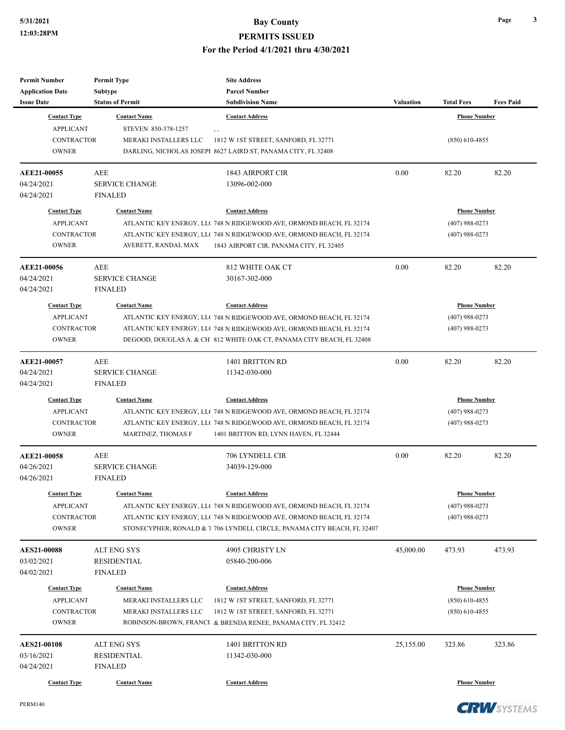| Permit Number | Permit Type | Site Address | | | |
|---|---|---|---|---|---|
| Application Date | Subtype | Parcel Number | | | |
| Issue Date | Status of Permit | Subdivision Name | Valuation | Total Fees | Fees Paid |

| Contact Type | Contact Name | Contact Address | Phone Number |
|---|---|---|---|
| APPLICANT | STEVEN 850-378-1257 | , , | |
| CONTRACTOR | MERAKI INSTALLERS LLC | 1812 W 1ST STREET, SANFORD, FL 32771 | (850) 610-4855 |
| OWNER | DARLING, NICHOLAS JOSEPI | 8627 LAIRD ST, PANAMA CITY, FL 32408 | |

| **AEE21-00055** | AEE | 1843 AIRPORT CIR | 0.00 | 82.20 | 82.20 |
|---|---|---|---|---|---|
| 04/24/2021 | SERVICE CHANGE | 13096-002-000 | | | |
| 04/24/2021 | FINALED | | | | |

| Contact Type | Contact Name | Contact Address | Phone Number |
|---|---|---|---|
| APPLICANT | ATLANTIC KEY ENERGY, LL( | 748 N RIDGEWOOD AVE, ORMOND BEACH, FL 32174 | (407) 988-0273 |
| CONTRACTOR | ATLANTIC KEY ENERGY, LL( | 748 N RIDGEWOOD AVE, ORMOND BEACH, FL 32174 | (407) 988-0273 |
| OWNER | AVERETT, RANDAL MAX | 1843 AIRPORT CIR, PANAMA CITY, FL 32405 | |

| **AEE21-00056** | AEE | 812 WHITE OAK CT | 0.00 | 82.20 | 82.20 |
|---|---|---|---|---|---|
| 04/24/2021 | SERVICE CHANGE | 30167-302-000 | | | |
| 04/24/2021 | FINALED | | | | |

| Contact Type | Contact Name | Contact Address | Phone Number |
|---|---|---|---|
| APPLICANT | ATLANTIC KEY ENERGY, LL( | 748 N RIDGEWOOD AVE, ORMOND BEACH, FL 32174 | (407) 988-0273 |
| CONTRACTOR | ATLANTIC KEY ENERGY, LL( | 748 N RIDGEWOOD AVE, ORMOND BEACH, FL 32174 | (407) 988-0273 |
| OWNER | DEGOOD, DOUGLAS A. & CH | 812 WHITE OAK CT, PANAMA CITY BEACH, FL 32408 | |

| **AEE21-00057** | AEE | 1401 BRITTON RD | 0.00 | 82.20 | 82.20 |
|---|---|---|---|---|---|
| 04/24/2021 | SERVICE CHANGE | 11342-030-000 | | | |
| 04/24/2021 | FINALED | | | | |

| Contact Type | Contact Name | Contact Address | Phone Number |
|---|---|---|---|
| APPLICANT | ATLANTIC KEY ENERGY, LL( | 748 N RIDGEWOOD AVE, ORMOND BEACH, FL 32174 | (407) 988-0273 |
| CONTRACTOR | ATLANTIC KEY ENERGY, LL( | 748 N RIDGEWOOD AVE, ORMOND BEACH, FL 32174 | (407) 988-0273 |
| OWNER | MARTINEZ, THOMAS F | 1401 BRITTON RD, LYNN HAVEN, FL 32444 | |

| **AEE21-00058** | AEE | 706 LYNDELL CIR | 0.00 | 82.20 | 82.20 |
|---|---|---|---|---|---|
| 04/26/2021 | SERVICE CHANGE | 34039-129-000 | | | |
| 04/26/2021 | FINALED | | | | |

| Contact Type | Contact Name | Contact Address | Phone Number |
|---|---|---|---|
| APPLICANT | ATLANTIC KEY ENERGY, LL( | 748 N RIDGEWOOD AVE, ORMOND BEACH, FL 32174 | (407) 988-0273 |
| CONTRACTOR | ATLANTIC KEY ENERGY, LL( | 748 N RIDGEWOOD AVE, ORMOND BEACH, FL 32174 | (407) 988-0273 |
| OWNER | STONECYPHER, RONALD & 1 | 706 LYNDELL CIRCLE, PANAMA CITY BEACH, FL 32407 | |

| **AES21-00088** | ALT ENG SYS | 4905 CHRISTY LN | 45,000.00 | 473.93 | 473.93 |
|---|---|---|---|---|---|
| 03/02/2021 | RESIDENTIAL | 05840-200-006 | | | |
| 04/02/2021 | FINALED | | | | |

| Contact Type | Contact Name | Contact Address | Phone Number |
|---|---|---|---|
| APPLICANT | MERAKI INSTALLERS LLC | 1812 W 1ST STREET, SANFORD, FL 32771 | (850) 610-4855 |
| CONTRACTOR | MERAKI INSTALLERS LLC | 1812 W 1ST STREET, SANFORD, FL 32771 | (850) 610-4855 |
| OWNER | ROBINSON-BROWN, FRANCI | & BRENDA RENEE, PANAMA CITY, FL 32412 | |

| **AES21-00108** | ALT ENG SYS | 1401 BRITTON RD | 25,155.00 | 323.86 | 323.86 |
|---|---|---|---|---|---|
| 03/16/2021 | RESIDENTIAL | 11342-030-000 | | | |
| 04/24/2021 | FINALED | | | | |

| Contact Type | Contact Name | Contact Address | Phone Number |
|---|---|---|---|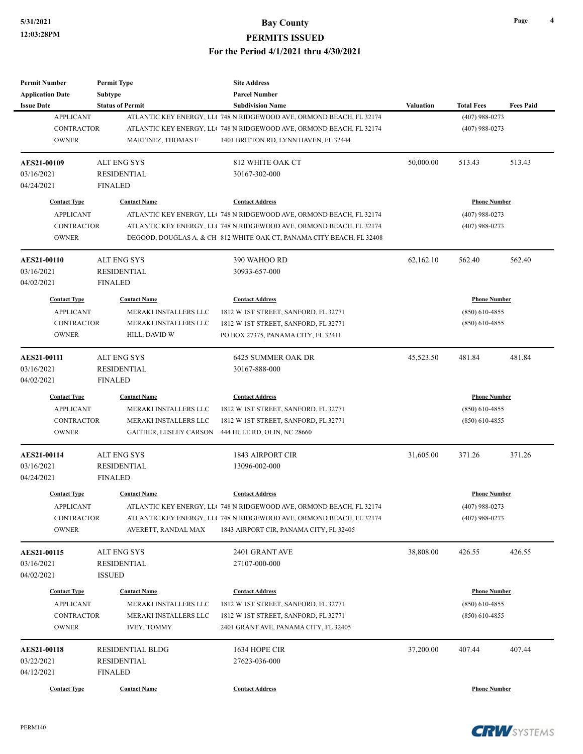| Permit Number | Permit Type | Site Address | | | |
|---|---|---|---|---|---|
| Application Date | Subtype | Parcel Number | | | |
| Issue Date | Status of Permit | Subdivision Name | Valuation | Total Fees | Fees Paid |

| Contact Type | Contact Name | Contact Address | Phone Number |
|---|---|---|---|
| APPLICANT | ATLANTIC KEY ENERGY, LL( | 748 N RIDGEWOOD AVE, ORMOND BEACH, FL 32174 | (407) 988-0273 |
| CONTRACTOR | ATLANTIC KEY ENERGY, LL( | 748 N RIDGEWOOD AVE, ORMOND BEACH, FL 32174 | (407) 988-0273 |
| OWNER | MARTINEZ, THOMAS F | 1401 BRITTON RD, LYNN HAVEN, FL 32444 | |

| Permit Number | Permit Type | Site Address | Valuation | Total Fees | Fees Paid |
|---|---|---|---|---|---|
| **AES21-00109** | ALT ENG SYS | 812 WHITE OAK CT | 50,000.00 | 513.43 | 513.43 |
| 03/16/2021 | RESIDENTIAL | 30167-302-000 | | | |
| 04/24/2021 | FINALED | | | | |

| Contact Type | Contact Name | Contact Address | Phone Number |
|---|---|---|---|
| APPLICANT | ATLANTIC KEY ENERGY, LL( | 748 N RIDGEWOOD AVE, ORMOND BEACH, FL 32174 | (407) 988-0273 |
| CONTRACTOR | ATLANTIC KEY ENERGY, LL( | 748 N RIDGEWOOD AVE, ORMOND BEACH, FL 32174 | (407) 988-0273 |
| OWNER | DEGOOD, DOUGLAS A. & CH | 812 WHITE OAK CT, PANAMA CITY BEACH, FL 32408 | |

| Permit Number | Permit Type | Site Address | Valuation | Total Fees | Fees Paid |
|---|---|---|---|---|---|
| **AES21-00110** | ALT ENG SYS | 390 WAHOO RD | 62,162.10 | 562.40 | 562.40 |
| 03/16/2021 | RESIDENTIAL | 30933-657-000 | | | |
| 04/02/2021 | FINALED | | | | |

| Contact Type | Contact Name | Contact Address | Phone Number |
|---|---|---|---|
| APPLICANT | MERAKI INSTALLERS LLC | 1812 W 1ST STREET, SANFORD, FL 32771 | (850) 610-4855 |
| CONTRACTOR | MERAKI INSTALLERS LLC | 1812 W 1ST STREET, SANFORD, FL 32771 | (850) 610-4855 |
| OWNER | HILL, DAVID W | PO BOX 27375, PANAMA CITY, FL 32411 | |

| Permit Number | Permit Type | Site Address | Valuation | Total Fees | Fees Paid |
|---|---|---|---|---|---|
| **AES21-00111** | ALT ENG SYS | 6425 SUMMER OAK DR | 45,523.50 | 481.84 | 481.84 |
| 03/16/2021 | RESIDENTIAL | 30167-888-000 | | | |
| 04/02/2021 | FINALED | | | | |

| Contact Type | Contact Name | Contact Address | Phone Number |
|---|---|---|---|
| APPLICANT | MERAKI INSTALLERS LLC | 1812 W 1ST STREET, SANFORD, FL 32771 | (850) 610-4855 |
| CONTRACTOR | MERAKI INSTALLERS LLC | 1812 W 1ST STREET, SANFORD, FL 32771 | (850) 610-4855 |
| OWNER | GAITHER, LESLEY CARSON | 444 HULE RD, OLIN, NC 28660 | |

| Permit Number | Permit Type | Site Address | Valuation | Total Fees | Fees Paid |
|---|---|---|---|---|---|
| **AES21-00114** | ALT ENG SYS | 1843 AIRPORT CIR | 31,605.00 | 371.26 | 371.26 |
| 03/16/2021 | RESIDENTIAL | 13096-002-000 | | | |
| 04/24/2021 | FINALED | | | | |

| Contact Type | Contact Name | Contact Address | Phone Number |
|---|---|---|---|
| APPLICANT | ATLANTIC KEY ENERGY, LL( | 748 N RIDGEWOOD AVE, ORMOND BEACH, FL 32174 | (407) 988-0273 |
| CONTRACTOR | ATLANTIC KEY ENERGY, LL( | 748 N RIDGEWOOD AVE, ORMOND BEACH, FL 32174 | (407) 988-0273 |
| OWNER | AVERETT, RANDAL MAX | 1843 AIRPORT CIR, PANAMA CITY, FL 32405 | |

| Permit Number | Permit Type | Site Address | Valuation | Total Fees | Fees Paid |
|---|---|---|---|---|---|
| **AES21-00115** | ALT ENG SYS | 2401 GRANT AVE | 38,808.00 | 426.55 | 426.55 |
| 03/16/2021 | RESIDENTIAL | 27107-000-000 | | | |
| 04/02/2021 | ISSUED | | | | |

| Contact Type | Contact Name | Contact Address | Phone Number |
|---|---|---|---|
| APPLICANT | MERAKI INSTALLERS LLC | 1812 W 1ST STREET, SANFORD, FL 32771 | (850) 610-4855 |
| CONTRACTOR | MERAKI INSTALLERS LLC | 1812 W 1ST STREET, SANFORD, FL 32771 | (850) 610-4855 |
| OWNER | IVEY, TOMMY | 2401 GRANT AVE, PANAMA CITY, FL 32405 | |

| Permit Number | Permit Type | Site Address | Valuation | Total Fees | Fees Paid |
|---|---|---|---|---|---|
| **AES21-00118** | RESIDENTIAL BLDG | 1634 HOPE CIR | 37,200.00 | 407.44 | 407.44 |
| 03/22/2021 | RESIDENTIAL | 27623-036-000 | | | |
| 04/12/2021 | FINALED | | | | |

| Contact Type | Contact Name | Contact Address | Phone Number |
|---|---|---|---|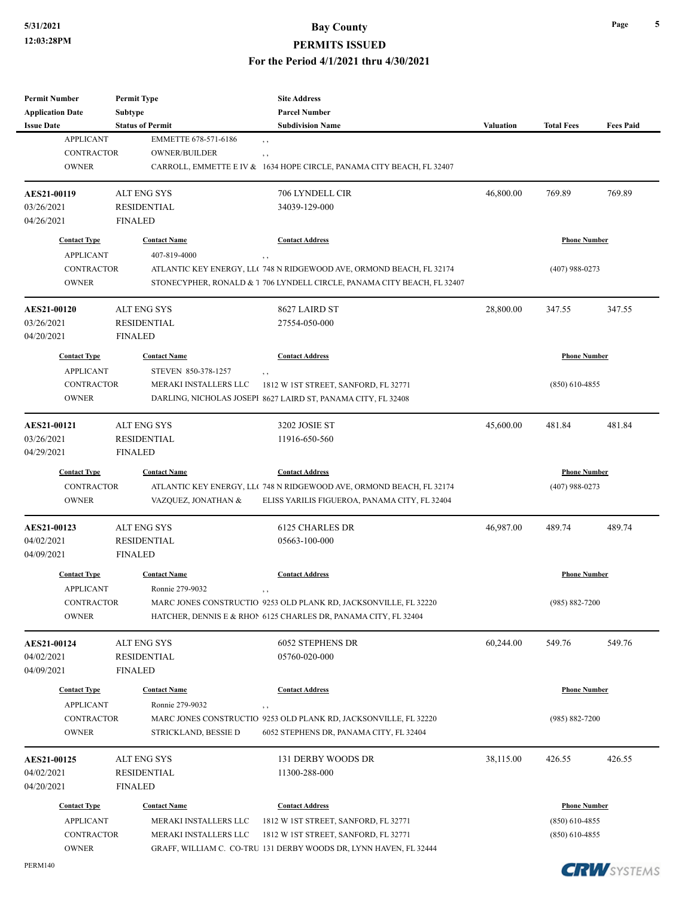| Permit Number | Permit Type | Site Address | | | |
|---|---|---|---|---|---|
| Application Date | Subtype | Parcel Number | | | |
| Issue Date | Status of Permit | Subdivision Name | Valuation | Total Fees | Fees Paid |

| Contact Type | Contact Name | Contact Address | Phone Number |
|---|---|---|---|
| APPLICANT | EMMETTE 678-571-6186 | , , | |
| CONTRACTOR | OWNER/BUILDER | , , | |
| OWNER | CARROLL, EMMETTE E IV & | 1634 HOPE CIRCLE, PANAMA CITY BEACH, FL 32407 | |

---

| AES21-00119 | ALT ENG SYS | 706 LYNDELL CIR | 46,800.00 | 769.89 | 769.89 |
|---|---|---|---|---|---|
| 03/26/2021 | RESIDENTIAL | 34039-129-000 | | | |
| 04/26/2021 | FINALED | | | | |

| Contact Type | Contact Name | Contact Address | Phone Number |
|---|---|---|---|
| APPLICANT | 407-819-4000 | , , | |
| CONTRACTOR | ATLANTIC KEY ENERGY, LL( | 748 N RIDGEWOOD AVE, ORMOND BEACH, FL 32174 | (407) 988-0273 |
| OWNER | STONECYPHER, RONALD & 1 | 706 LYNDELL CIRCLE, PANAMA CITY BEACH, FL 32407 | |

---

| AES21-00120 | ALT ENG SYS | 8627 LAIRD ST | 28,800.00 | 347.55 | 347.55 |
|---|---|---|---|---|---|
| 03/26/2021 | RESIDENTIAL | 27554-050-000 | | | |
| 04/20/2021 | FINALED | | | | |

| Contact Type | Contact Name | Contact Address | Phone Number |
|---|---|---|---|
| APPLICANT | STEVEN 850-378-1257 | , , | |
| CONTRACTOR | MERAKI INSTALLERS LLC | 1812 W 1ST STREET, SANFORD, FL 32771 | (850) 610-4855 |
| OWNER | DARLING, NICHOLAS JOSEPI | 8627 LAIRD ST, PANAMA CITY, FL 32408 | |

---

| AES21-00121 | ALT ENG SYS | 3202 JOSIE ST | 45,600.00 | 481.84 | 481.84 |
|---|---|---|---|---|---|
| 03/26/2021 | RESIDENTIAL | 11916-650-560 | | | |
| 04/29/2021 | FINALED | | | | |

| Contact Type | Contact Name | Contact Address | Phone Number |
|---|---|---|---|
| CONTRACTOR | ATLANTIC KEY ENERGY, LL( | 748 N RIDGEWOOD AVE, ORMOND BEACH, FL 32174 | (407) 988-0273 |
| OWNER | VAZQUEZ, JONATHAN & | ELISS YARILIS FIGUEROA, PANAMA CITY, FL 32404 | |

---

| AES21-00123 | ALT ENG SYS | 6125 CHARLES DR | 46,987.00 | 489.74 | 489.74 |
|---|---|---|---|---|---|
| 04/02/2021 | RESIDENTIAL | 05663-100-000 | | | |
| 04/09/2021 | FINALED | | | | |

| Contact Type | Contact Name | Contact Address | Phone Number |
|---|---|---|---|
| APPLICANT | Ronnie 279-9032 | , , | |
| CONTRACTOR | MARC JONES CONSTRUCTIO | 9253 OLD PLANK RD, JACKSONVILLE, FL 32220 | (985) 882-7200 |
| OWNER | HATCHER, DENNIS E & RHON | 6125 CHARLES DR, PANAMA CITY, FL 32404 | |

---

| AES21-00124 | ALT ENG SYS | 6052 STEPHENS DR | 60,244.00 | 549.76 | 549.76 |
|---|---|---|---|---|---|
| 04/02/2021 | RESIDENTIAL | 05760-020-000 | | | |
| 04/09/2021 | FINALED | | | | |

| Contact Type | Contact Name | Contact Address | Phone Number |
|---|---|---|---|
| APPLICANT | Ronnie 279-9032 | , , | |
| CONTRACTOR | MARC JONES CONSTRUCTIO | 9253 OLD PLANK RD, JACKSONVILLE, FL 32220 | (985) 882-7200 |
| OWNER | STRICKLAND, BESSIE D | 6052 STEPHENS DR, PANAMA CITY, FL 32404 | |

---

| AES21-00125 | ALT ENG SYS | 131 DERBY WOODS DR | 38,115.00 | 426.55 | 426.55 |
|---|---|---|---|---|---|
| 04/02/2021 | RESIDENTIAL | 11300-288-000 | | | |
| 04/20/2021 | FINALED | | | | |

| Contact Type | Contact Name | Contact Address | Phone Number |
|---|---|---|---|
| APPLICANT | MERAKI INSTALLERS LLC | 1812 W 1ST STREET, SANFORD, FL 32771 | (850) 610-4855 |
| CONTRACTOR | MERAKI INSTALLERS LLC | 1812 W 1ST STREET, SANFORD, FL 32771 | (850) 610-4855 |
| OWNER | GRAFF, WILLIAM C. CO-TRU | 131 DERBY WOODS DR, LYNN HAVEN, FL 32444 | |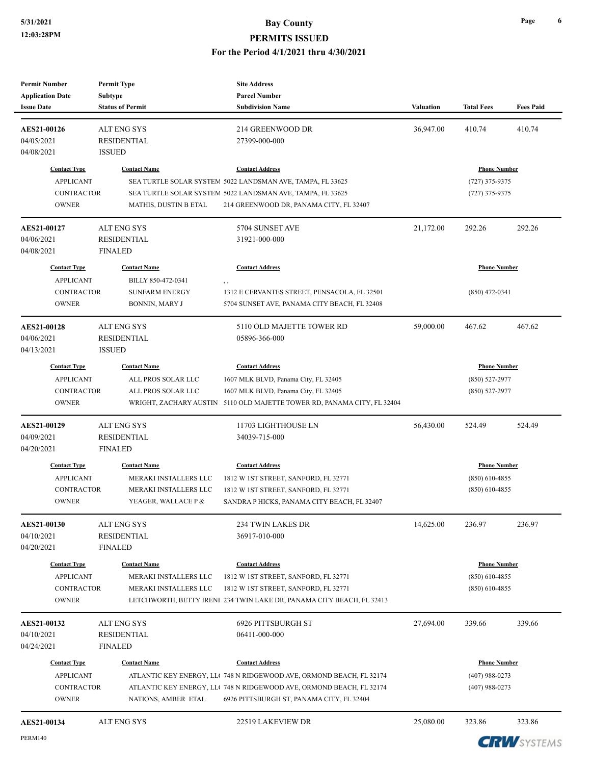# Bay County
## PERMITS ISSUED
### For the Period 4/1/2021 thru 4/30/2021

| Permit Number / Application Date / Issue Date | Permit Type / Subtype / Status of Permit | Site Address / Parcel Number / Subdivision Name | Valuation | Total Fees | Fees Paid |
|---|---|---|---|---|---|
| **AES21-00126**<br>04/05/2021<br>04/08/2021 | ALT ENG SYS<br>RESIDENTIAL<br>ISSUED | 214 GREENWOOD DR<br>27399-000-000 | 36,947.00 | 410.74 | 410.74 |

| Contact Type | Contact Name | Contact Address | Phone Number |
|---|---|---|---|
| APPLICANT | SEA TURTLE SOLAR SYSTEM | 5022 LANDSMAN AVE, TAMPA, FL 33625 | (727) 375-9375 |
| CONTRACTOR | SEA TURTLE SOLAR SYSTEM | 5022 LANDSMAN AVE, TAMPA, FL 33625 | (727) 375-9375 |
| OWNER | MATHIS, DUSTIN B ETAL | 214 GREENWOOD DR, PANAMA CITY, FL 32407 | |

| Permit Number / Application Date / Issue Date | Permit Type / Subtype / Status of Permit | Site Address / Parcel Number / Subdivision Name | Valuation | Total Fees | Fees Paid |
|---|---|---|---|---|---|
| **AES21-00127**<br>04/06/2021<br>04/08/2021 | ALT ENG SYS<br>RESIDENTIAL<br>FINALED | 5704 SUNSET AVE<br>31921-000-000 | 21,172.00 | 292.26 | 292.26 |

| Contact Type | Contact Name | Contact Address | Phone Number |
|---|---|---|---|
| APPLICANT | BILLY 850-472-0341 | , , | |
| CONTRACTOR | SUNFARM ENERGY | 1312 E CERVANTES STREET, PENSACOLA, FL 32501 | (850) 472-0341 |
| OWNER | BONNIN, MARY J | 5704 SUNSET AVE, PANAMA CITY BEACH, FL 32408 | |

| Permit Number / Application Date / Issue Date | Permit Type / Subtype / Status of Permit | Site Address / Parcel Number / Subdivision Name | Valuation | Total Fees | Fees Paid |
|---|---|---|---|---|---|
| **AES21-00128**<br>04/06/2021<br>04/13/2021 | ALT ENG SYS<br>RESIDENTIAL<br>ISSUED | 5110 OLD MAJETTE TOWER RD<br>05896-366-000 | 59,000.00 | 467.62 | 467.62 |

| Contact Type | Contact Name | Contact Address | Phone Number |
|---|---|---|---|
| APPLICANT | ALL PROS SOLAR LLC | 1607 MLK BLVD, Panama City, FL 32405 | (850) 527-2977 |
| CONTRACTOR | ALL PROS SOLAR LLC | 1607 MLK BLVD, Panama City, FL 32405 | (850) 527-2977 |
| OWNER | WRIGHT, ZACHARY AUSTIN | 5110 OLD MAJETTE TOWER RD, PANAMA CITY, FL 32404 | |

| Permit Number / Application Date / Issue Date | Permit Type / Subtype / Status of Permit | Site Address / Parcel Number / Subdivision Name | Valuation | Total Fees | Fees Paid |
|---|---|---|---|---|---|
| **AES21-00129**<br>04/09/2021<br>04/20/2021 | ALT ENG SYS<br>RESIDENTIAL<br>FINALED | 11703 LIGHTHOUSE LN<br>34039-715-000 | 56,430.00 | 524.49 | 524.49 |

| Contact Type | Contact Name | Contact Address | Phone Number |
|---|---|---|---|
| APPLICANT | MERAKI INSTALLERS LLC | 1812 W 1ST STREET, SANFORD, FL 32771 | (850) 610-4855 |
| CONTRACTOR | MERAKI INSTALLERS LLC | 1812 W 1ST STREET, SANFORD, FL 32771 | (850) 610-4855 |
| OWNER | YEAGER, WALLACE P & | SANDRA P HICKS, PANAMA CITY BEACH, FL 32407 | |

| Permit Number / Application Date / Issue Date | Permit Type / Subtype / Status of Permit | Site Address / Parcel Number / Subdivision Name | Valuation | Total Fees | Fees Paid |
|---|---|---|---|---|---|
| **AES21-00130**<br>04/10/2021<br>04/20/2021 | ALT ENG SYS<br>RESIDENTIAL<br>FINALED | 234 TWIN LAKES DR<br>36917-010-000 | 14,625.00 | 236.97 | 236.97 |

| Contact Type | Contact Name | Contact Address | Phone Number |
|---|---|---|---|
| APPLICANT | MERAKI INSTALLERS LLC | 1812 W 1ST STREET, SANFORD, FL 32771 | (850) 610-4855 |
| CONTRACTOR | MERAKI INSTALLERS LLC | 1812 W 1ST STREET, SANFORD, FL 32771 | (850) 610-4855 |
| OWNER | LETCHWORTH, BETTY IRENE | 234 TWIN LAKE DR, PANAMA CITY BEACH, FL 32413 | |

| Permit Number / Application Date / Issue Date | Permit Type / Subtype / Status of Permit | Site Address / Parcel Number / Subdivision Name | Valuation | Total Fees | Fees Paid |
|---|---|---|---|---|---|
| **AES21-00132**<br>04/10/2021<br>04/24/2021 | ALT ENG SYS<br>RESIDENTIAL<br>FINALED | 6926 PITTSBURGH ST<br>06411-000-000 | 27,694.00 | 339.66 | 339.66 |

| Contact Type | Contact Name | Contact Address | Phone Number |
|---|---|---|---|
| APPLICANT | ATLANTIC KEY ENERGY, LLC | 748 N RIDGEWOOD AVE, ORMOND BEACH, FL 32174 | (407) 988-0273 |
| CONTRACTOR | ATLANTIC KEY ENERGY, LLC | 748 N RIDGEWOOD AVE, ORMOND BEACH, FL 32174 | (407) 988-0273 |
| OWNER | NATIONS, AMBER ETAL | 6926 PITTSBURGH ST, PANAMA CITY, FL 32404 | |

| Permit Number / Application Date / Issue Date | Permit Type / Subtype / Status of Permit | Site Address / Parcel Number / Subdivision Name | Valuation | Total Fees | Fees Paid |
|---|---|---|---|---|---|
| **AES21-00134** | ALT ENG SYS | 22519 LAKEVIEW DR | 25,080.00 | 323.86 | 323.86 |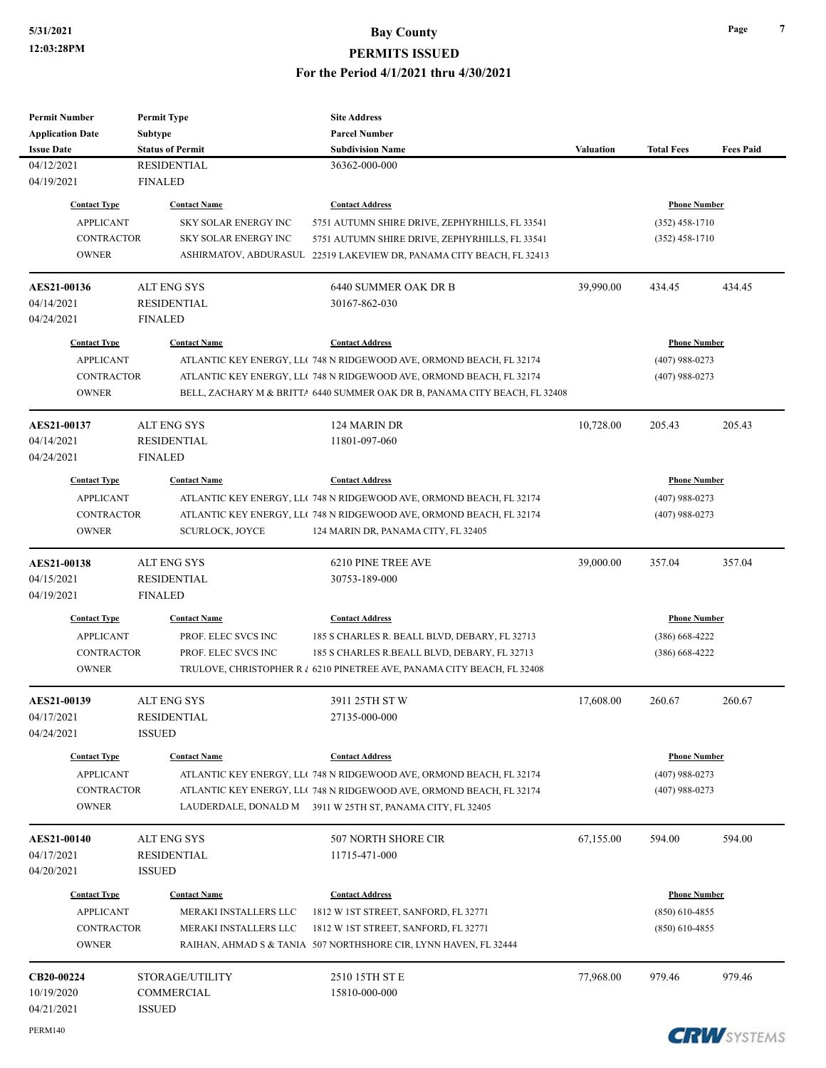| Permit Number<br>Application Date<br>Issue Date | Permit Type<br>Subtype<br>Status of Permit | Site Address<br>Parcel Number<br>Subdivision Name | Valuation | Total Fees | Fees Paid |
|---|---|---|---|---|---|
| 04/12/2021 | RESIDENTIAL | 36362-000-000 | | | |
| 04/19/2021 | FINALED | | | | |

| Contact Type | Contact Name | Contact Address | Phone Number |
|---|---|---|---|
| APPLICANT | SKY SOLAR ENERGY INC | 5751 AUTUMN SHIRE DRIVE, ZEPHYRHILLS, FL 33541 | (352) 458-1710 |
| CONTRACTOR | SKY SOLAR ENERGY INC | 5751 AUTUMN SHIRE DRIVE, ZEPHYRHILLS, FL 33541 | (352) 458-1710 |
| OWNER | ASHIRMATOV, ABDURASUL | 22519 LAKEVIEW DR, PANAMA CITY BEACH, FL 32413 | |

| Permit Number | Permit Type | Site Address | Valuation | Total Fees | Fees Paid |
|---|---|---|---|---|---|
| AES21-00136 | ALT ENG SYS | 6440 SUMMER OAK DR B | 39,990.00 | 434.45 | 434.45 |
| 04/14/2021 | RESIDENTIAL | 30167-862-030 | | | |
| 04/24/2021 | FINALED | | | | |

| Contact Type | Contact Name | Contact Address | Phone Number |
|---|---|---|---|
| APPLICANT | ATLANTIC KEY ENERGY, LL( | 748 N RIDGEWOOD AVE, ORMOND BEACH, FL 32174 | (407) 988-0273 |
| CONTRACTOR | ATLANTIC KEY ENERGY, LL( | 748 N RIDGEWOOD AVE, ORMOND BEACH, FL 32174 | (407) 988-0273 |
| OWNER | BELL, ZACHARY M & BRITTA | 6440 SUMMER OAK DR B, PANAMA CITY BEACH, FL 32408 | |

| Permit Number | Permit Type | Site Address | Valuation | Total Fees | Fees Paid |
|---|---|---|---|---|---|
| AES21-00137 | ALT ENG SYS | 124 MARIN DR | 10,728.00 | 205.43 | 205.43 |
| 04/14/2021 | RESIDENTIAL | 11801-097-060 | | | |
| 04/24/2021 | FINALED | | | | |

| Contact Type | Contact Name | Contact Address | Phone Number |
|---|---|---|---|
| APPLICANT | ATLANTIC KEY ENERGY, LL( | 748 N RIDGEWOOD AVE, ORMOND BEACH, FL 32174 | (407) 988-0273 |
| CONTRACTOR | ATLANTIC KEY ENERGY, LL( | 748 N RIDGEWOOD AVE, ORMOND BEACH, FL 32174 | (407) 988-0273 |
| OWNER | SCURLOCK, JOYCE | 124 MARIN DR, PANAMA CITY, FL 32405 | |

| Permit Number | Permit Type | Site Address | Valuation | Total Fees | Fees Paid |
|---|---|---|---|---|---|
| AES21-00138 | ALT ENG SYS | 6210 PINE TREE AVE | 39,000.00 | 357.04 | 357.04 |
| 04/15/2021 | RESIDENTIAL | 30753-189-000 | | | |
| 04/19/2021 | FINALED | | | | |

| Contact Type | Contact Name | Contact Address | Phone Number |
|---|---|---|---|
| APPLICANT | PROF. ELEC SVCS INC | 185 S CHARLES R. BEALL BLVD, DEBARY, FL 32713 | (386) 668-4222 |
| CONTRACTOR | PROF. ELEC SVCS INC | 185 S CHARLES R.BEALL BLVD, DEBARY, FL 32713 | (386) 668-4222 |
| OWNER | TRULOVE, CHRISTOPHER R & | 6210 PINETREE AVE, PANAMA CITY BEACH, FL 32408 | |

| Permit Number | Permit Type | Site Address | Valuation | Total Fees | Fees Paid |
|---|---|---|---|---|---|
| AES21-00139 | ALT ENG SYS | 3911 25TH ST W | 17,608.00 | 260.67 | 260.67 |
| 04/17/2021 | RESIDENTIAL | 27135-000-000 | | | |
| 04/24/2021 | ISSUED | | | | |

| Contact Type | Contact Name | Contact Address | Phone Number |
|---|---|---|---|
| APPLICANT | ATLANTIC KEY ENERGY, LL( | 748 N RIDGEWOOD AVE, ORMOND BEACH, FL 32174 | (407) 988-0273 |
| CONTRACTOR | ATLANTIC KEY ENERGY, LL( | 748 N RIDGEWOOD AVE, ORMOND BEACH, FL 32174 | (407) 988-0273 |
| OWNER | LAUDERDALE, DONALD M | 3911 W 25TH ST, PANAMA CITY, FL 32405 | |

| Permit Number | Permit Type | Site Address | Valuation | Total Fees | Fees Paid |
|---|---|---|---|---|---|
| AES21-00140 | ALT ENG SYS | 507 NORTH SHORE CIR | 67,155.00 | 594.00 | 594.00 |
| 04/17/2021 | RESIDENTIAL | 11715-471-000 | | | |
| 04/20/2021 | ISSUED | | | | |

| Contact Type | Contact Name | Contact Address | Phone Number |
|---|---|---|---|
| APPLICANT | MERAKI INSTALLERS LLC | 1812 W 1ST STREET, SANFORD, FL 32771 | (850) 610-4855 |
| CONTRACTOR | MERAKI INSTALLERS LLC | 1812 W 1ST STREET, SANFORD, FL 32771 | (850) 610-4855 |
| OWNER | RAIHAN, AHMAD S & TANIA | 507 NORTHSHORE CIR, LYNN HAVEN, FL 32444 | |

| Permit Number | Permit Type | Site Address | Valuation | Total Fees | Fees Paid |
|---|---|---|---|---|---|
| CB20-00224 | STORAGE/UTILITY | 2510 15TH ST E | 77,968.00 | 979.46 | 979.46 |
| 10/19/2020 | COMMERCIAL | 15810-000-000 | | | |
| 04/21/2021 | ISSUED | | | | |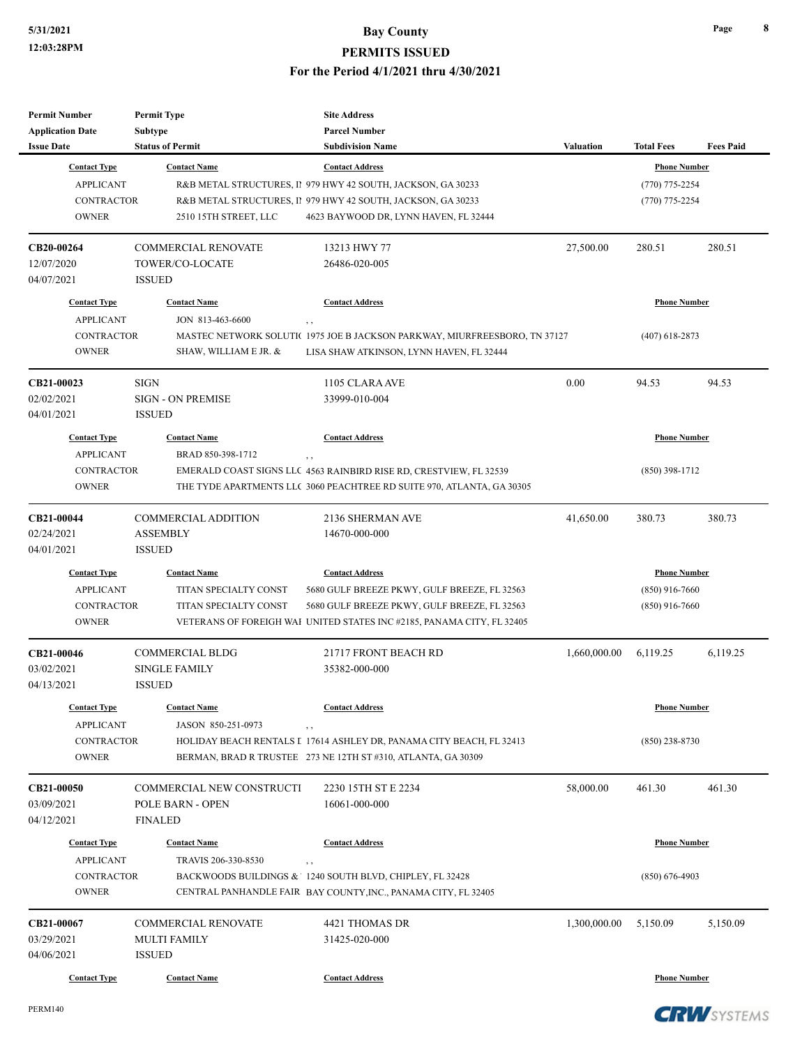# Bay County
## PERMITS ISSUED
### For the Period 4/1/2021 thru 4/30/2021

| Permit Number / Application Date / Issue Date | Permit Type / Subtype / Status of Permit | Site Address / Parcel Number / Subdivision Name | Valuation | Total Fees | Fees Paid |
|---|---|---|---|---|---|

| Contact Type | Contact Name | Contact Address | Phone Number |
|---|---|---|---|
| APPLICANT | R&B METAL STRUCTURES, I | 979 HWY 42 SOUTH, JACKSON, GA 30233 | (770) 775-2254 |
| CONTRACTOR | R&B METAL STRUCTURES, I | 979 HWY 42 SOUTH, JACKSON, GA 30233 | (770) 775-2254 |
| OWNER | 2510 15TH STREET, LLC | 4623 BAYWOOD DR, LYNN HAVEN, FL 32444 | |

| Permit Number | Permit Type | Site Address | Valuation | Total Fees | Fees Paid |
|---|---|---|---|---|---|
| CB20-00264 | COMMERCIAL RENOVATE | 13213 HWY 77 | 27,500.00 | 280.51 | 280.51 |
| 12/07/2020 | TOWER/CO-LOCATE | 26486-020-005 | | | |
| 04/07/2021 | ISSUED | | | | |

| Contact Type | Contact Name | Contact Address | Phone Number |
|---|---|---|---|
| APPLICANT | JON 813-463-6600 | , , | |
| CONTRACTOR | MASTEC NETWORK SOLUTI | 1975 JOE B JACKSON PARKWAY, MIURFREESBORO, TN 37127 | (407) 618-2873 |
| OWNER | SHAW, WILLIAM E JR. & | LISA SHAW ATKINSON, LYNN HAVEN, FL 32444 | |

| Permit Number | Permit Type | Site Address | Valuation | Total Fees | Fees Paid |
|---|---|---|---|---|---|
| CB21-00023 | SIGN | 1105 CLARA AVE | 0.00 | 94.53 | 94.53 |
| 02/02/2021 | SIGN - ON PREMISE | 33999-010-004 | | | |
| 04/01/2021 | ISSUED | | | | |

| Contact Type | Contact Name | Contact Address | Phone Number |
|---|---|---|---|
| APPLICANT | BRAD 850-398-1712 | , , | |
| CONTRACTOR | EMERALD COAST SIGNS LLC | 4563 RAINBIRD RISE RD, CRESTVIEW, FL 32539 | (850) 398-1712 |
| OWNER | THE TYDE APARTMENTS LLC | 3060 PEACHTREE RD SUITE 970, ATLANTA, GA 30305 | |

| Permit Number | Permit Type | Site Address | Valuation | Total Fees | Fees Paid |
|---|---|---|---|---|---|
| CB21-00044 | COMMERCIAL ADDITION | 2136 SHERMAN AVE | 41,650.00 | 380.73 | 380.73 |
| 02/24/2021 | ASSEMBLY | 14670-000-000 | | | |
| 04/01/2021 | ISSUED | | | | |

| Contact Type | Contact Name | Contact Address | Phone Number |
|---|---|---|---|
| APPLICANT | TITAN SPECIALTY CONST | 5680 GULF BREEZE PKWY, GULF BREEZE, FL 32563 | (850) 916-7660 |
| CONTRACTOR | TITAN SPECIALTY CONST | 5680 GULF BREEZE PKWY, GULF BREEZE, FL 32563 | (850) 916-7660 |
| OWNER | VETERANS OF FOREIGH WAI | UNITED STATES INC #2185, PANAMA CITY, FL 32405 | |

| Permit Number | Permit Type | Site Address | Valuation | Total Fees | Fees Paid |
|---|---|---|---|---|---|
| CB21-00046 | COMMERCIAL BLDG | 21717 FRONT BEACH RD | 1,660,000.00 | 6,119.25 | 6,119.25 |
| 03/02/2021 | SINGLE FAMILY | 35382-000-000 | | | |
| 04/13/2021 | ISSUED | | | | |

| Contact Type | Contact Name | Contact Address | Phone Number |
|---|---|---|---|
| APPLICANT | JASON 850-251-0973 | , , | |
| CONTRACTOR | HOLIDAY BEACH RENTALS I | 17614 ASHLEY DR, PANAMA CITY BEACH, FL 32413 | (850) 238-8730 |
| OWNER | BERMAN, BRAD R TRUSTEE | 273 NE 12TH ST #310, ATLANTA, GA 30309 | |

| Permit Number | Permit Type | Site Address | Valuation | Total Fees | Fees Paid |
|---|---|---|---|---|---|
| CB21-00050 | COMMERCIAL NEW CONSTRUCTI | 2230 15TH ST E 2234 | 58,000.00 | 461.30 | 461.30 |
| 03/09/2021 | POLE BARN - OPEN | 16061-000-000 | | | |
| 04/12/2021 | FINALED | | | | |

| Contact Type | Contact Name | Contact Address | Phone Number |
|---|---|---|---|
| APPLICANT | TRAVIS 206-330-8530 | , , | |
| CONTRACTOR | BACKWOODS BUILDINGS & | 1240 SOUTH BLVD, CHIPLEY, FL 32428 | (850) 676-4903 |
| OWNER | CENTRAL PANHANDLE FAIR | BAY COUNTY,INC., PANAMA CITY, FL 32405 | |

| Permit Number | Permit Type | Site Address | Valuation | Total Fees | Fees Paid |
|---|---|---|---|---|---|
| CB21-00067 | COMMERCIAL RENOVATE | 4421 THOMAS DR | 1,300,000.00 | 5,150.09 | 5,150.09 |
| 03/29/2021 | MULTI FAMILY | 31425-020-000 | | | |
| 04/06/2021 | ISSUED | | | | |

| Contact Type | Contact Name | Contact Address | Phone Number |
|---|---|---|---|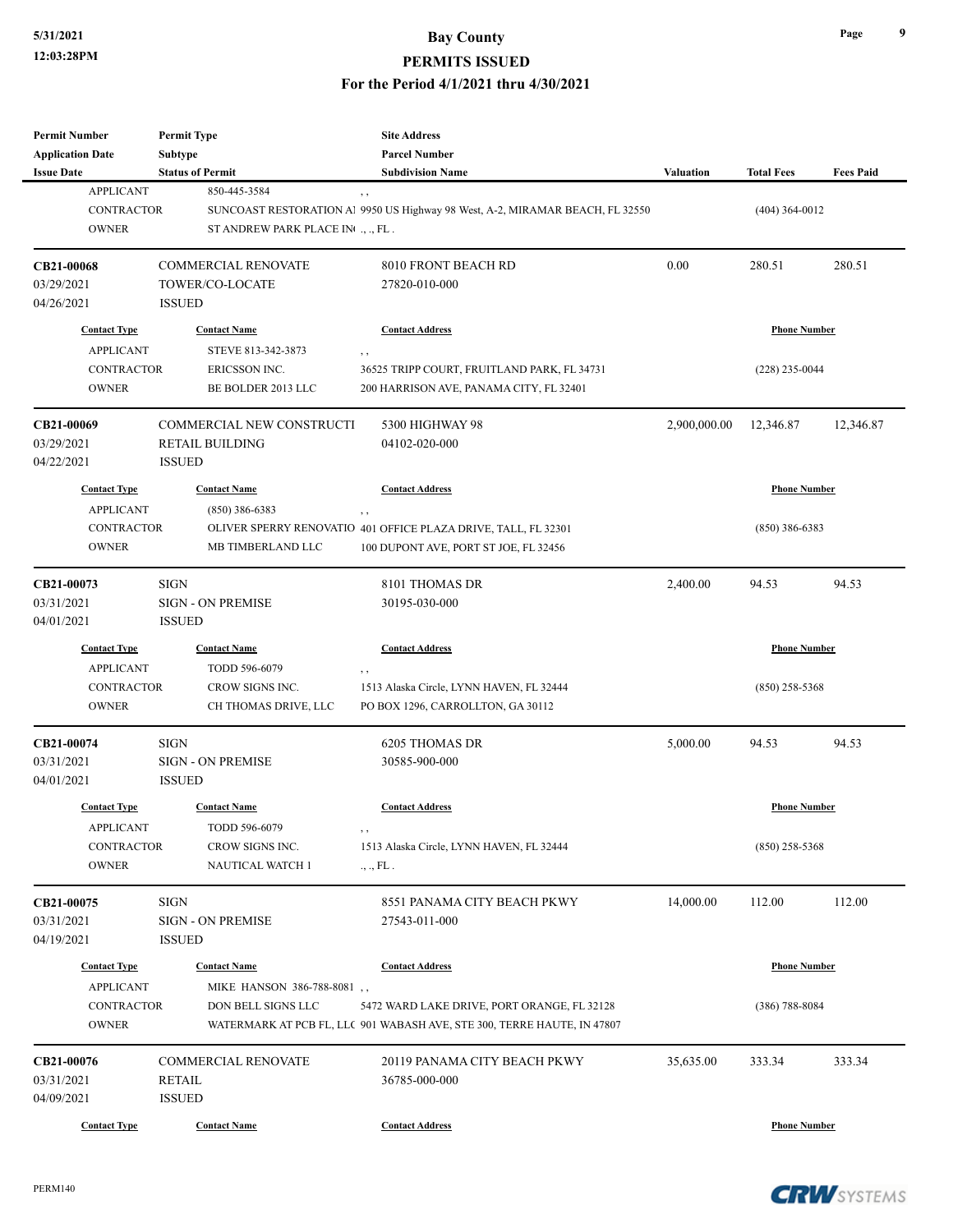| Permit Number | Permit Type | Site Address | | | |
|---|---|---|---|---|---|
| Application Date | Subtype | Parcel Number | | | |
| Issue Date | Status of Permit | Subdivision Name | Valuation | Total Fees | Fees Paid |

| Contact Type | Contact Name | Contact Address | Phone Number |
|---|---|---|---|
| APPLICANT | 850-445-3584 | , , | |
| CONTRACTOR | SUNCOAST RESTORATION AI | 9950 US Highway 98 West, A-2, MIRAMAR BEACH, FL 32550 | (404) 364-0012 |
| OWNER | ST ANDREW PARK PLACE IN | ., ., FL . | |

| Permit Number | Permit Type | Site Address | Valuation | Total Fees | Fees Paid |
|---|---|---|---|---|---|
| CB21-00068 | COMMERCIAL RENOVATE | 8010 FRONT BEACH RD | 0.00 | 280.51 | 280.51 |
| 03/29/2021 | TOWER/CO-LOCATE | 27820-010-000 | | | |
| 04/26/2021 | ISSUED | | | | |

| Contact Type | Contact Name | Contact Address | Phone Number |
|---|---|---|---|
| APPLICANT | STEVE 813-342-3873 | , , | |
| CONTRACTOR | ERICSSON INC. | 36525 TRIPP COURT, FRUITLAND PARK, FL 34731 | (228) 235-0044 |
| OWNER | BE BOLDER 2013 LLC | 200 HARRISON AVE, PANAMA CITY, FL 32401 | |

| Permit Number | Permit Type | Site Address | Valuation | Total Fees | Fees Paid |
|---|---|---|---|---|---|
| CB21-00069 | COMMERCIAL NEW CONSTRUCTI | 5300 HIGHWAY 98 | 2,900,000.00 | 12,346.87 | 12,346.87 |
| 03/29/2021 | RETAIL BUILDING | 04102-020-000 | | | |
| 04/22/2021 | ISSUED | | | | |

| Contact Type | Contact Name | Contact Address | Phone Number |
|---|---|---|---|
| APPLICANT | (850) 386-6383 | , , | |
| CONTRACTOR | OLIVER SPERRY RENOVATIO | 401 OFFICE PLAZA DRIVE, TALL, FL 32301 | (850) 386-6383 |
| OWNER | MB TIMBERLAND LLC | 100 DUPONT AVE, PORT ST JOE, FL 32456 | |

| Permit Number | Permit Type | Site Address | Valuation | Total Fees | Fees Paid |
|---|---|---|---|---|---|
| CB21-00073 | SIGN | 8101 THOMAS DR | 2,400.00 | 94.53 | 94.53 |
| 03/31/2021 | SIGN - ON PREMISE | 30195-030-000 | | | |
| 04/01/2021 | ISSUED | | | | |

| Contact Type | Contact Name | Contact Address | Phone Number |
|---|---|---|---|
| APPLICANT | TODD 596-6079 | , , | |
| CONTRACTOR | CROW SIGNS INC. | 1513 Alaska Circle, LYNN HAVEN, FL 32444 | (850) 258-5368 |
| OWNER | CH THOMAS DRIVE, LLC | PO BOX 1296, CARROLLTON, GA 30112 | |

| Permit Number | Permit Type | Site Address | Valuation | Total Fees | Fees Paid |
|---|---|---|---|---|---|
| CB21-00074 | SIGN | 6205 THOMAS DR | 5,000.00 | 94.53 | 94.53 |
| 03/31/2021 | SIGN - ON PREMISE | 30585-900-000 | | | |
| 04/01/2021 | ISSUED | | | | |

| Contact Type | Contact Name | Contact Address | Phone Number |
|---|---|---|---|
| APPLICANT | TODD 596-6079 | , , | |
| CONTRACTOR | CROW SIGNS INC. | 1513 Alaska Circle, LYNN HAVEN, FL 32444 | (850) 258-5368 |
| OWNER | NAUTICAL WATCH 1 | ., ., FL . | |

| Permit Number | Permit Type | Site Address | Valuation | Total Fees | Fees Paid |
|---|---|---|---|---|---|
| CB21-00075 | SIGN | 8551 PANAMA CITY BEACH PKWY | 14,000.00 | 112.00 | 112.00 |
| 03/31/2021 | SIGN - ON PREMISE | 27543-011-000 | | | |
| 04/19/2021 | ISSUED | | | | |

| Contact Type | Contact Name | Contact Address | Phone Number |
|---|---|---|---|
| APPLICANT | MIKE HANSON 386-788-8081 | , , | |
| CONTRACTOR | DON BELL SIGNS LLC | 5472 WARD LAKE DRIVE, PORT ORANGE, FL 32128 | (386) 788-8084 |
| OWNER | WATERMARK AT PCB FL, LLC | 901 WABASH AVE, STE 300, TERRE HAUTE, IN 47807 | |

| Permit Number | Permit Type | Site Address | Valuation | Total Fees | Fees Paid |
|---|---|---|---|---|---|
| CB21-00076 | COMMERCIAL RENOVATE | 20119 PANAMA CITY BEACH PKWY | 35,635.00 | 333.34 | 333.34 |
| 03/31/2021 | RETAIL | 36785-000-000 | | | |
| 04/09/2021 | ISSUED | | | | |

| Contact Type | Contact Name | Contact Address | Phone Number |
|---|---|---|---|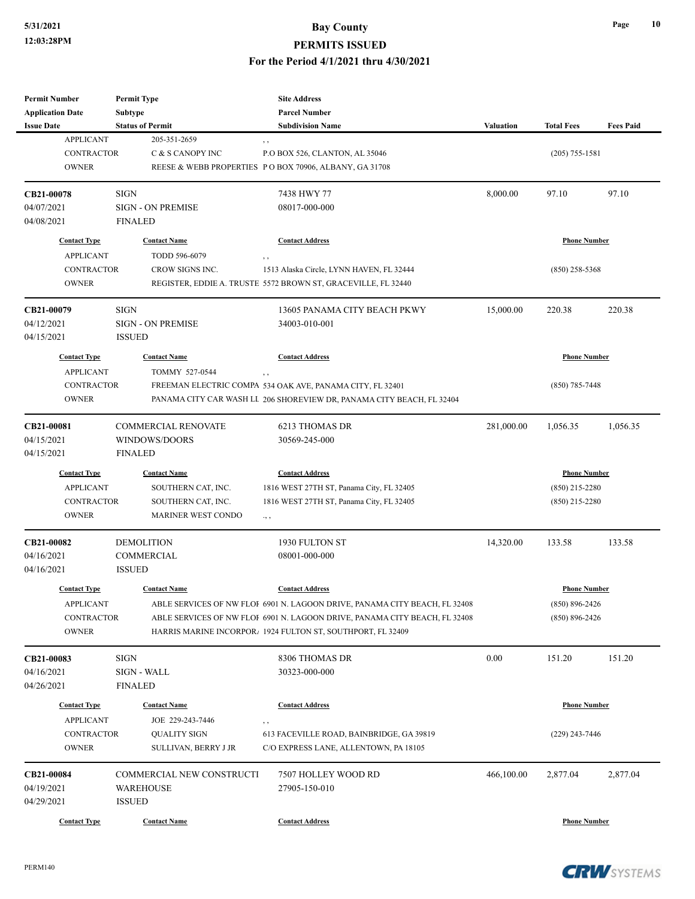| Permit Number / Application Date / Issue Date | Permit Type / Subtype / Status of Permit | Site Address / Parcel Number / Subdivision Name | Valuation | Total Fees | Fees Paid |
|---|---|---|---|---|---|
| APPLICANT | 205-351-2659 | , , | | | |
| CONTRACTOR | C & S CANOPY INC | P.O BOX 526, CLANTON, AL 35046 | | (205) 755-1581 | |
| OWNER | REESE & WEBB PROPERTIES | P O BOX 70906, ALBANY, GA 31708 | | | |

| Permit Number | Permit Type | Site Address | Valuation | Total Fees | Fees Paid |
|---|---|---|---|---|---|
| **CB21-00078** | SIGN | 7438 HWY 77 | 8,000.00 | 97.10 | 97.10 |
| 04/07/2021 | SIGN - ON PREMISE | 08017-000-000 | | | |
| 04/08/2021 | FINALED | | | | |

| Contact Type | Contact Name | Contact Address | Phone Number |
|---|---|---|---|
| APPLICANT | TODD 596-6079 | , , | |
| CONTRACTOR | CROW SIGNS INC. | 1513 Alaska Circle, LYNN HAVEN, FL 32444 | (850) 258-5368 |
| OWNER | REGISTER, EDDIE A. TRUSTE | 5572 BROWN ST, GRACEVILLE, FL 32440 | |

| Permit Number | Permit Type | Site Address | Valuation | Total Fees | Fees Paid |
|---|---|---|---|---|---|
| **CB21-00079** | SIGN | 13605 PANAMA CITY BEACH PKWY | 15,000.00 | 220.38 | 220.38 |
| 04/12/2021 | SIGN - ON PREMISE | 34003-010-001 | | | |
| 04/15/2021 | ISSUED | | | | |

| Contact Type | Contact Name | Contact Address | Phone Number |
|---|---|---|---|
| APPLICANT | TOMMY 527-0544 | , , | |
| CONTRACTOR | FREEMAN ELECTRIC COMPA | 534 OAK AVE, PANAMA CITY, FL 32401 | (850) 785-7448 |
| OWNER | PANAMA CITY CAR WASH LL | 206 SHOREVIEW DR, PANAMA CITY BEACH, FL 32404 | |

| Permit Number | Permit Type | Site Address | Valuation | Total Fees | Fees Paid |
|---|---|---|---|---|---|
| **CB21-00081** | COMMERCIAL RENOVATE | 6213 THOMAS DR | 281,000.00 | 1,056.35 | 1,056.35 |
| 04/15/2021 | WINDOWS/DOORS | 30569-245-000 | | | |
| 04/15/2021 | FINALED | | | | |

| Contact Type | Contact Name | Contact Address | Phone Number |
|---|---|---|---|
| APPLICANT | SOUTHERN CAT, INC. | 1816 WEST 27TH ST, Panama City, FL 32405 | (850) 215-2280 |
| CONTRACTOR | SOUTHERN CAT, INC. | 1816 WEST 27TH ST, Panama City, FL 32405 | (850) 215-2280 |
| OWNER | MARINER WEST CONDO | ., , | |

| Permit Number | Permit Type | Site Address | Valuation | Total Fees | Fees Paid |
|---|---|---|---|---|---|
| **CB21-00082** | DEMOLITION | 1930 FULTON ST | 14,320.00 | 133.58 | 133.58 |
| 04/16/2021 | COMMERCIAL | 08001-000-000 | | | |
| 04/16/2021 | ISSUED | | | | |

| Contact Type | Contact Name | Contact Address | Phone Number |
|---|---|---|---|
| APPLICANT | ABLE SERVICES OF NW FLOI | 6901 N. LAGOON DRIVE, PANAMA CITY BEACH, FL 32408 | (850) 896-2426 |
| CONTRACTOR | ABLE SERVICES OF NW FLOI | 6901 N. LAGOON DRIVE, PANAMA CITY BEACH, FL 32408 | (850) 896-2426 |
| OWNER | HARRIS MARINE INCORPOR | 1924 FULTON ST, SOUTHPORT, FL 32409 | |

| Permit Number | Permit Type | Site Address | Valuation | Total Fees | Fees Paid |
|---|---|---|---|---|---|
| **CB21-00083** | SIGN | 8306 THOMAS DR | 0.00 | 151.20 | 151.20 |
| 04/16/2021 | SIGN - WALL | 30323-000-000 | | | |
| 04/26/2021 | FINALED | | | | |

| Contact Type | Contact Name | Contact Address | Phone Number |
|---|---|---|---|
| APPLICANT | JOE 229-243-7446 | , , | |
| CONTRACTOR | QUALITY SIGN | 613 FACEVILLE ROAD, BAINBRIDGE, GA 39819 | (229) 243-7446 |
| OWNER | SULLIVAN, BERRY J JR | C/O EXPRESS LANE, ALLENTOWN, PA 18105 | |

| Permit Number | Permit Type | Site Address | Valuation | Total Fees | Fees Paid |
|---|---|---|---|---|---|
| **CB21-00084** | COMMERCIAL NEW CONSTRUCTI | 7507 HOLLEY WOOD RD | 466,100.00 | 2,877.04 | 2,877.04 |
| 04/19/2021 | WAREHOUSE | 27905-150-010 | | | |
| 04/29/2021 | ISSUED | | | | |

| Contact Type | Contact Name | Contact Address | Phone Number |
|---|---|---|---|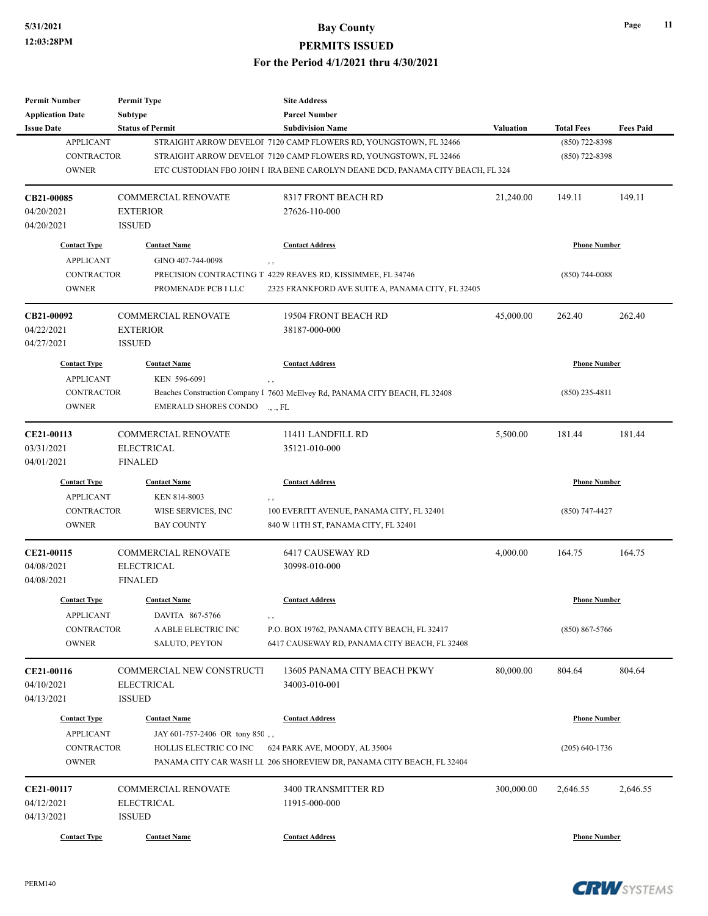| Permit Number | Permit Type | Site Address | | | |
|---|---|---|---|---|---|
| Application Date | Subtype | Parcel Number | | | |
| Issue Date | Status of Permit | Subdivision Name | Valuation | Total Fees | Fees Paid |

| | | | | |
|---|---|---|---|---|
| APPLICANT | STRAIGHT ARROW DEVELOI | 7120 CAMP FLOWERS RD, YOUNGSTOWN, FL 32466 | (850) 722-8398 |
| CONTRACTOR | STRAIGHT ARROW DEVELOI | 7120 CAMP FLOWERS RD, YOUNGSTOWN, FL 32466 | (850) 722-8398 |
| OWNER | ETC CUSTODIAN FBO JOHN I | IRA BENE CAROLYN DEANE DCD, PANAMA CITY BEACH, FL 324 | |

| CB21-00085 | COMMERCIAL RENOVATE | 8317 FRONT BEACH RD | 21,240.00 | 149.11 | 149.11 |
|---|---|---|---|---|---|
| 04/20/2021 | EXTERIOR | 27626-110-000 | | | |
| 04/20/2021 | ISSUED | | | | |

| Contact Type | Contact Name | Contact Address | Phone Number |
|---|---|---|---|
| APPLICANT | GINO 407-744-0098 | , , | |
| CONTRACTOR | PRECISION CONTRACTING T | 4229 REAVES RD, KISSIMMEE, FL 34746 | (850) 744-0088 |
| OWNER | PROMENADE PCB I LLC | 2325 FRANKFORD AVE SUITE A, PANAMA CITY, FL 32405 | |

| CB21-00092 | COMMERCIAL RENOVATE | 19504 FRONT BEACH RD | 45,000.00 | 262.40 | 262.40 |
|---|---|---|---|---|---|
| 04/22/2021 | EXTERIOR | 38187-000-000 | | | |
| 04/27/2021 | ISSUED | | | | |

| Contact Type | Contact Name | Contact Address | Phone Number |
|---|---|---|---|
| APPLICANT | KEN 596-6091 | , , | |
| CONTRACTOR | Beaches Construction Company I | 7603 McElvey Rd, PANAMA CITY BEACH, FL 32408 | (850) 235-4811 |
| OWNER | EMERALD SHORES CONDO | ., ., FL | |

| CE21-00113 | COMMERCIAL RENOVATE | 11411 LANDFILL RD | 5,500.00 | 181.44 | 181.44 |
|---|---|---|---|---|---|
| 03/31/2021 | ELECTRICAL | 35121-010-000 | | | |
| 04/01/2021 | FINALED | | | | |

| Contact Type | Contact Name | Contact Address | Phone Number |
|---|---|---|---|
| APPLICANT | KEN 814-8003 | , , | |
| CONTRACTOR | WISE SERVICES, INC | 100 EVERITT AVENUE, PANAMA CITY, FL 32401 | (850) 747-4427 |
| OWNER | BAY COUNTY | 840 W 11TH ST, PANAMA CITY, FL 32401 | |

| CE21-00115 | COMMERCIAL RENOVATE | 6417 CAUSEWAY RD | 4,000.00 | 164.75 | 164.75 |
|---|---|---|---|---|---|
| 04/08/2021 | ELECTRICAL | 30998-010-000 | | | |
| 04/08/2021 | FINALED | | | | |

| Contact Type | Contact Name | Contact Address | Phone Number |
|---|---|---|---|
| APPLICANT | DAVITA 867-5766 | , , | |
| CONTRACTOR | A ABLE ELECTRIC INC | P.O. BOX 19762, PANAMA CITY BEACH, FL 32417 | (850) 867-5766 |
| OWNER | SALUTO, PEYTON | 6417 CAUSEWAY RD, PANAMA CITY BEACH, FL 32408 | |

| CE21-00116 | COMMERCIAL NEW CONSTRUCTI | 13605 PANAMA CITY BEACH PKWY | 80,000.00 | 804.64 | 804.64 |
|---|---|---|---|---|---|
| 04/10/2021 | ELECTRICAL | 34003-010-001 | | | |
| 04/13/2021 | ISSUED | | | | |

| Contact Type | Contact Name | Contact Address | Phone Number |
|---|---|---|---|
| APPLICANT | JAY 601-757-2406 OR tony 850 | , , | |
| CONTRACTOR | HOLLIS ELECTRIC CO INC | 624 PARK AVE, MOODY, AL 35004 | (205) 640-1736 |
| OWNER | PANAMA CITY CAR WASH LL | 206 SHOREVIEW DR, PANAMA CITY BEACH, FL 32404 | |

| CE21-00117 | COMMERCIAL RENOVATE | 3400 TRANSMITTER RD | 300,000.00 | 2,646.55 | 2,646.55 |
|---|---|---|---|---|---|
| 04/12/2021 | ELECTRICAL | 11915-000-000 | | | |
| 04/13/2021 | ISSUED | | | | |

| Contact Type | Contact Name | Contact Address | Phone Number |
|---|---|---|---|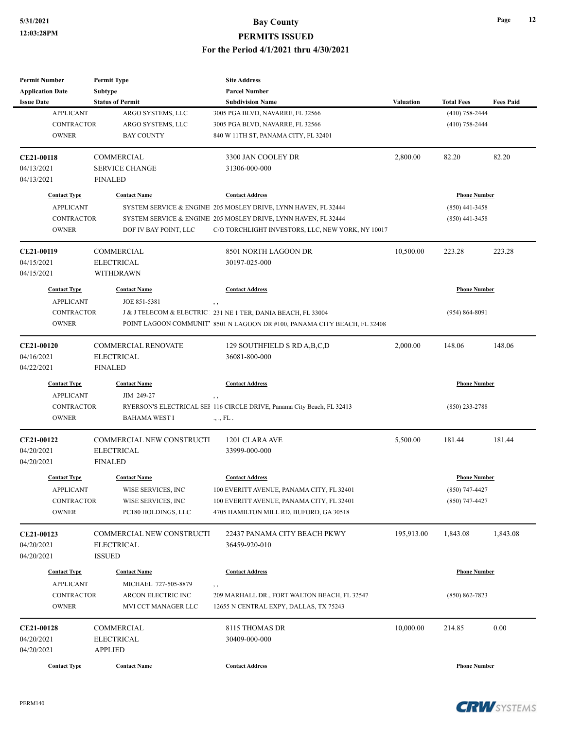# Bay County
## PERMITS ISSUED
### For the Period 4/1/2021 thru 4/30/2021

| Permit Number / Application Date / Issue Date | Permit Type / Subtype / Status of Permit | Site Address / Parcel Number / Subdivision Name | Valuation | Total Fees | Fees Paid |
|---|---|---|---|---|---|

| Contact Type | Contact Name | Contact Address | Phone Number |
|---|---|---|---|
| APPLICANT | ARGO SYSTEMS, LLC | 3005 PGA BLVD, NAVARRE, FL 32566 | (410) 758-2444 |
| CONTRACTOR | ARGO SYSTEMS, LLC | 3005 PGA BLVD, NAVARRE, FL 32566 | (410) 758-2444 |
| OWNER | BAY COUNTY | 840 W 11TH ST, PANAMA CITY, FL 32401 | |

**CE21-00118** | COMMERCIAL | 3300 JAN COOLEY DR | 2,800.00 | 82.20 | 82.20
04/13/2021 | SERVICE CHANGE | 31306-000-000
04/13/2021 | FINALED

| Contact Type | Contact Name | Contact Address | Phone Number |
|---|---|---|---|
| APPLICANT | SYSTEM SERVICE & ENGINE | 205 MOSLEY DRIVE, LYNN HAVEN, FL 32444 | (850) 441-3458 |
| CONTRACTOR | SYSTEM SERVICE & ENGINE | 205 MOSLEY DRIVE, LYNN HAVEN, FL 32444 | (850) 441-3458 |
| OWNER | DOF IV BAY POINT, LLC | C/O TORCHLIGHT INVESTORS, LLC, NEW YORK, NY 10017 | |

**CE21-00119** | COMMERCIAL | 8501 NORTH LAGOON DR | 10,500.00 | 223.28 | 223.28
04/15/2021 | ELECTRICAL | 30197-025-000
04/15/2021 | WITHDRAWN

| Contact Type | Contact Name | Contact Address | Phone Number |
|---|---|---|---|
| APPLICANT | JOE 851-5381 | , , | |
| CONTRACTOR | J & J TELECOM & ELECTRIC | 231 NE 1 TER, DANIA BEACH, FL 33004 | (954) 864-8091 |
| OWNER | POINT LAGOON COMMUNIT | 8501 N LAGOON DR #100, PANAMA CITY BEACH, FL 32408 | |

**CE21-00120** | COMMERCIAL RENOVATE | 129 SOUTHFIELD S RD A,B,C,D | 2,000.00 | 148.06 | 148.06
04/16/2021 | ELECTRICAL | 36081-800-000
04/22/2021 | FINALED

| Contact Type | Contact Name | Contact Address | Phone Number |
|---|---|---|---|
| APPLICANT | JIM 249-27 | , , | |
| CONTRACTOR | RYERSON'S ELECTRICAL SEI | 116 CIRCLE DRIVE, Panama City Beach, FL 32413 | (850) 233-2788 |
| OWNER | BAHAMA WEST I | ., ., FL . | |

**CE21-00122** | COMMERCIAL NEW CONSTRUCTI | 1201 CLARA AVE | 5,500.00 | 181.44 | 181.44
04/20/2021 | ELECTRICAL | 33999-000-000
04/20/2021 | FINALED

| Contact Type | Contact Name | Contact Address | Phone Number |
|---|---|---|---|
| APPLICANT | WISE SERVICES, INC | 100 EVERITT AVENUE, PANAMA CITY, FL 32401 | (850) 747-4427 |
| CONTRACTOR | WISE SERVICES, INC | 100 EVERITT AVENUE, PANAMA CITY, FL 32401 | (850) 747-4427 |
| OWNER | PC180 HOLDINGS, LLC | 4705 HAMILTON MILL RD, BUFORD, GA 30518 | |

**CE21-00123** | COMMERCIAL NEW CONSTRUCTI | 22437 PANAMA CITY BEACH PKWY | 195,913.00 | 1,843.08 | 1,843.08
04/20/2021 | ELECTRICAL | 36459-920-010
04/20/2021 | ISSUED

| Contact Type | Contact Name | Contact Address | Phone Number |
|---|---|---|---|
| APPLICANT | MICHAEL 727-505-8879 | , , | |
| CONTRACTOR | ARCON ELECTRIC INC | 209 MARHALL DR., FORT WALTON BEACH, FL 32547 | (850) 862-7823 |
| OWNER | MVI CCT MANAGER LLC | 12655 N CENTRAL EXPY, DALLAS, TX 75243 | |

**CE21-00128** | COMMERCIAL | 8115 THOMAS DR | 10,000.00 | 214.85 | 0.00
04/20/2021 | ELECTRICAL | 30409-000-000
04/20/2021 | APPLIED

| Contact Type | Contact Name | Contact Address | Phone Number |
|---|---|---|---|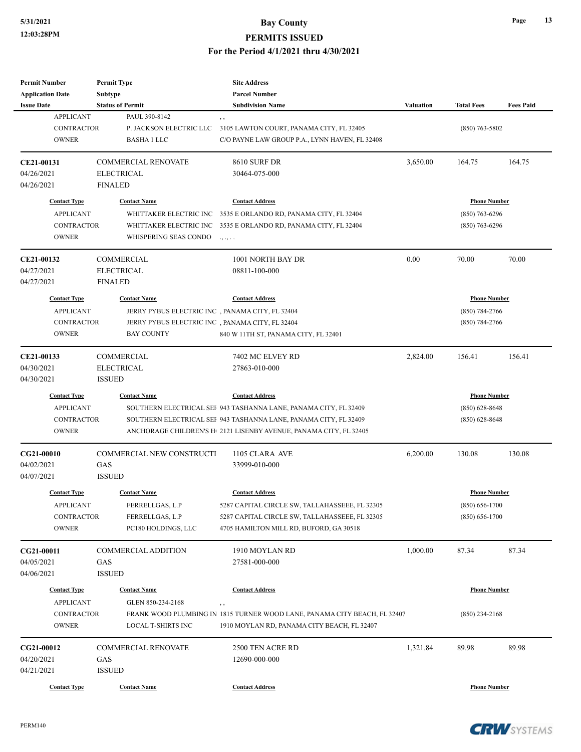| Permit Number | Permit Type | Site Address | | | |
|---|---|---|---|---|---|
| **Application Date** | **Subtype** | **Parcel Number** | | | |
| **Issue Date** | **Status of Permit** | **Subdivision Name** | **Valuation** | **Total Fees** | **Fees Paid** |

| Contact Type | Contact Name | Contact Address | Phone Number |
|---|---|---|---|
| APPLICANT | PAUL 390-8142 | , , | |
| CONTRACTOR | P. JACKSON ELECTRIC LLC | 3105 LAWTON COURT, PANAMA CITY, FL 32405 | (850) 763-5802 |
| OWNER | BASHA 1 LLC | C/O PAYNE LAW GROUP P.A., LYNN HAVEN, FL 32408 | |

| CE21-00131 | COMMERCIAL RENOVATE | 8610 SURF DR | 3,650.00 | 164.75 | 164.75 |
|---|---|---|---|---|---|
| 04/26/2021 | ELECTRICAL | 30464-075-000 | | | |
| 04/26/2021 | FINALED | | | | |

| Contact Type | Contact Name | Contact Address | Phone Number |
|---|---|---|---|
| APPLICANT | WHITTAKER ELECTRIC INC | 3535 E ORLANDO RD, PANAMA CITY, FL 32404 | (850) 763-6296 |
| CONTRACTOR | WHITTAKER ELECTRIC INC | 3535 E ORLANDO RD, PANAMA CITY, FL 32404 | (850) 763-6296 |
| OWNER | WHISPERING SEAS CONDO | ., ., . . | |

| CE21-00132 | COMMERCIAL | 1001 NORTH BAY DR | 0.00 | 70.00 | 70.00 |
|---|---|---|---|---|---|
| 04/27/2021 | ELECTRICAL | 08811-100-000 | | | |
| 04/27/2021 | FINALED | | | | |

| Contact Type | Contact Name | Contact Address | Phone Number |
|---|---|---|---|
| APPLICANT | JERRY PYBUS ELECTRIC INC | , PANAMA CITY, FL 32404 | (850) 784-2766 |
| CONTRACTOR | JERRY PYBUS ELECTRIC INC | , PANAMA CITY, FL 32404 | (850) 784-2766 |
| OWNER | BAY COUNTY | 840 W 11TH ST, PANAMA CITY, FL 32401 | |

| CE21-00133 | COMMERCIAL | 7402 MC ELVEY RD | 2,824.00 | 156.41 | 156.41 |
|---|---|---|---|---|---|
| 04/30/2021 | ELECTRICAL | 27863-010-000 | | | |
| 04/30/2021 | ISSUED | | | | |

| Contact Type | Contact Name | Contact Address | Phone Number |
|---|---|---|---|
| APPLICANT | SOUTHERN ELECTRICAL SEI | 943 TASHANNA LANE, PANAMA CITY, FL 32409 | (850) 628-8648 |
| CONTRACTOR | SOUTHERN ELECTRICAL SEI | 943 TASHANNA LANE, PANAMA CITY, FL 32409 | (850) 628-8648 |
| OWNER | ANCHORAGE CHILDREN'S H | 2121 LISENBY AVENUE, PANAMA CITY, FL 32405 | |

| CG21-00010 | COMMERCIAL NEW CONSTRUCTI | 1105 CLARA AVE | 6,200.00 | 130.08 | 130.08 |
|---|---|---|---|---|---|
| 04/02/2021 | GAS | 33999-010-000 | | | |
| 04/07/2021 | ISSUED | | | | |

| Contact Type | Contact Name | Contact Address | Phone Number |
|---|---|---|---|
| APPLICANT | FERRELLGAS, L.P | 5287 CAPITAL CIRCLE SW, TALLAHASSEEE, FL 32305 | (850) 656-1700 |
| CONTRACTOR | FERRELLGAS, L.P | 5287 CAPITAL CIRCLE SW, TALLAHASSEEE, FL 32305 | (850) 656-1700 |
| OWNER | PC180 HOLDINGS, LLC | 4705 HAMILTON MILL RD, BUFORD, GA 30518 | |

| CG21-00011 | COMMERCIAL ADDITION | 1910 MOYLAN RD | 1,000.00 | 87.34 | 87.34 |
|---|---|---|---|---|---|
| 04/05/2021 | GAS | 27581-000-000 | | | |
| 04/06/2021 | ISSUED | | | | |

| Contact Type | Contact Name | Contact Address | Phone Number |
|---|---|---|---|
| APPLICANT | GLEN 850-234-2168 | , , | |
| CONTRACTOR | FRANK WOOD PLUMBING IN | 1815 TURNER WOOD LANE, PANAMA CITY BEACH, FL 32407 | (850) 234-2168 |
| OWNER | LOCAL T-SHIRTS INC | 1910 MOYLAN RD, PANAMA CITY BEACH, FL 32407 | |

| CG21-00012 | COMMERCIAL RENOVATE | 2500 TEN ACRE RD | 1,321.84 | 89.98 | 89.98 |
|---|---|---|---|---|---|
| 04/20/2021 | GAS | 12690-000-000 | | | |
| 04/21/2021 | ISSUED | | | | |

| Contact Type | Contact Name | Contact Address | Phone Number |
|---|---|---|---|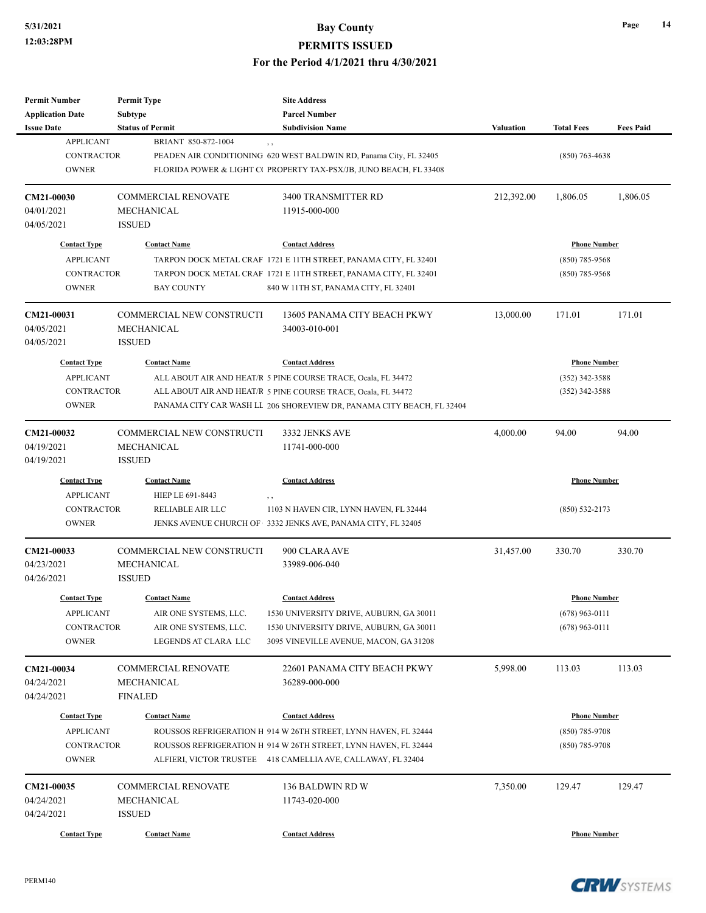| Permit Number<br>Application Date<br>Issue Date | Permit Type<br>Subtype<br>Status of Permit | Site Address<br>Parcel Number<br>Subdivision Name | Valuation | Total Fees | Fees Paid |
|---|---|---|---|---|---|
| APPLICANT | BRIANT 850-872-1004 | , , | | | |
| CONTRACTOR | PEADEN AIR CONDITIONING | 620 WEST BALDWIN RD, Panama City, FL 32405 | | (850) 763-4638 | |
| OWNER | FLORIDA POWER & LIGHT C( | PROPERTY TAX-PSX/JB, JUNO BEACH, FL 33408 | | | |

| CM21-00030 | COMMERCIAL RENOVATE | 3400 TRANSMITTER RD | 212,392.00 | 1,806.05 | 1,806.05 |
|---|---|---|---|---|---|
| 04/01/2021 | MECHANICAL | 11915-000-000 | | | |
| 04/05/2021 | ISSUED | | | | |
| **Contact Type** | **Contact Name** | **Contact Address** | | **Phone Number** | |
| APPLICANT | TARPON DOCK METAL CRAF | 1721 E 11TH STREET, PANAMA CITY, FL 32401 | | (850) 785-9568 | |
| CONTRACTOR | TARPON DOCK METAL CRAF | 1721 E 11TH STREET, PANAMA CITY, FL 32401 | | (850) 785-9568 | |
| OWNER | BAY COUNTY | 840 W 11TH ST, PANAMA CITY, FL 32401 | | | |

| CM21-00031 | COMMERCIAL NEW CONSTRUCTI | 13605 PANAMA CITY BEACH PKWY | 13,000.00 | 171.01 | 171.01 |
|---|---|---|---|---|---|
| 04/05/2021 | MECHANICAL | 34003-010-001 | | | |
| 04/05/2021 | ISSUED | | | | |
| **Contact Type** | **Contact Name** | **Contact Address** | | **Phone Number** | |
| APPLICANT | ALL ABOUT AIR AND HEAT/R | 5 PINE COURSE TRACE, Ocala, FL 34472 | | (352) 342-3588 | |
| CONTRACTOR | ALL ABOUT AIR AND HEAT/R | 5 PINE COURSE TRACE, Ocala, FL 34472 | | (352) 342-3588 | |
| OWNER | PANAMA CITY CAR WASH LL | 206 SHOREVIEW DR, PANAMA CITY BEACH, FL 32404 | | | |

| CM21-00032 | COMMERCIAL NEW CONSTRUCTI | 3332 JENKS AVE | 4,000.00 | 94.00 | 94.00 |
|---|---|---|---|---|---|
| 04/19/2021 | MECHANICAL | 11741-000-000 | | | |
| 04/19/2021 | ISSUED | | | | |
| **Contact Type** | **Contact Name** | **Contact Address** | | **Phone Number** | |
| APPLICANT | HIEP LE 691-8443 | , , | | | |
| CONTRACTOR | RELIABLE AIR LLC | 1103 N HAVEN CIR, LYNN HAVEN, FL 32444 | | (850) 532-2173 | |
| OWNER | JENKS AVENUE CHURCH OF | 3332 JENKS AVE, PANAMA CITY, FL 32405 | | | |

| CM21-00033 | COMMERCIAL NEW CONSTRUCTI | 900 CLARA AVE | 31,457.00 | 330.70 | 330.70 |
|---|---|---|---|---|---|
| 04/23/2021 | MECHANICAL | 33989-006-040 | | | |
| 04/26/2021 | ISSUED | | | | |
| **Contact Type** | **Contact Name** | **Contact Address** | | **Phone Number** | |
| APPLICANT | AIR ONE SYSTEMS, LLC. | 1530 UNIVERSITY DRIVE, AUBURN, GA 30011 | | (678) 963-0111 | |
| CONTRACTOR | AIR ONE SYSTEMS, LLC. | 1530 UNIVERSITY DRIVE, AUBURN, GA 30011 | | (678) 963-0111 | |
| OWNER | LEGENDS AT CLARA LLC | 3095 VINEVILLE AVENUE, MACON, GA 31208 | | | |

| CM21-00034 | COMMERCIAL RENOVATE | 22601 PANAMA CITY BEACH PKWY | 5,998.00 | 113.03 | 113.03 |
|---|---|---|---|---|---|
| 04/24/2021 | MECHANICAL | 36289-000-000 | | | |
| 04/24/2021 | FINALED | | | | |
| **Contact Type** | **Contact Name** | **Contact Address** | | **Phone Number** | |
| APPLICANT | ROUSSOS REFRIGERATION H | 914 W 26TH STREET, LYNN HAVEN, FL 32444 | | (850) 785-9708 | |
| CONTRACTOR | ROUSSOS REFRIGERATION H | 914 W 26TH STREET, LYNN HAVEN, FL 32444 | | (850) 785-9708 | |
| OWNER | ALFIERI, VICTOR TRUSTEE | 418 CAMELLIA AVE, CALLAWAY, FL 32404 | | | |

| CM21-00035 | COMMERCIAL RENOVATE | 136 BALDWIN RD W | 7,350.00 | 129.47 | 129.47 |
|---|---|---|---|---|---|
| 04/24/2021 | MECHANICAL | 11743-020-000 | | | |
| 04/24/2021 | ISSUED | | | | |
| **Contact Type** | **Contact Name** | **Contact Address** | | **Phone Number** | |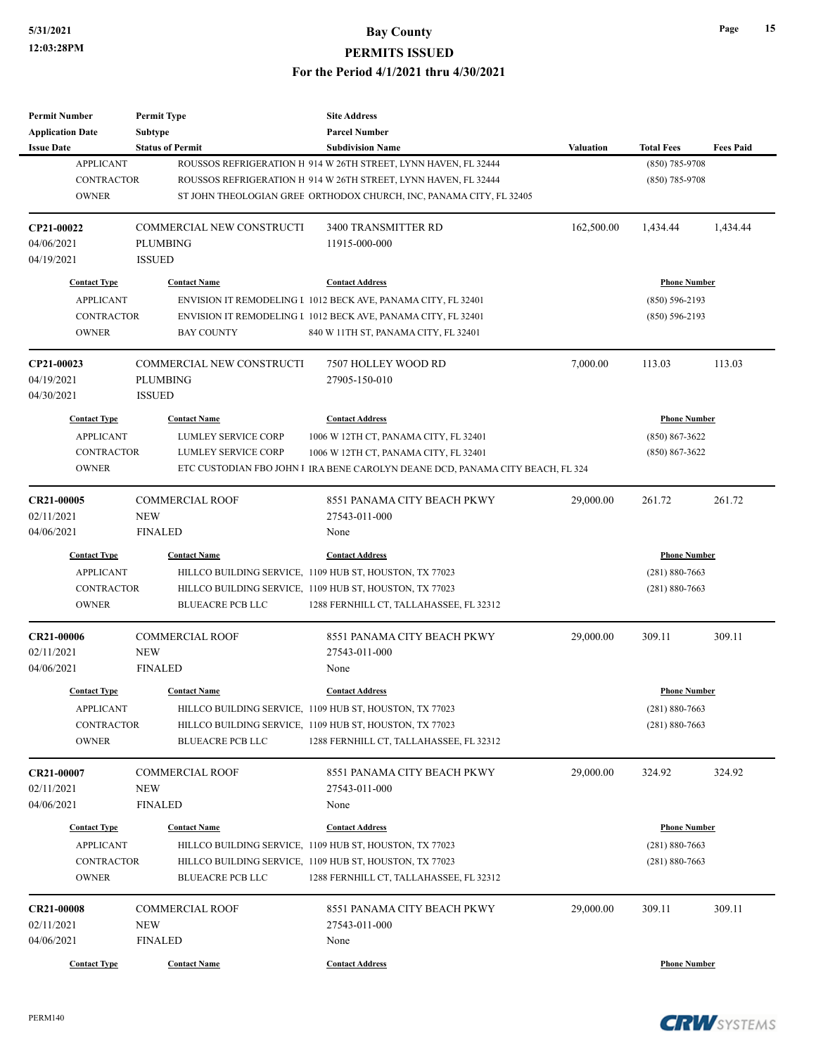| Permit Number | Permit Type | Site Address | | | |
|---|---|---|---|---|---|
| Application Date | Subtype | Parcel Number | | | |
| Issue Date | Status of Permit | Subdivision Name | Valuation | Total Fees | Fees Paid |

| Contact Type | Contact Name | Contact Address | Phone Number |
|---|---|---|---|
| APPLICANT | ROUSSOS REFRIGERATION H | 914 W 26TH STREET, LYNN HAVEN, FL 32444 | (850) 785-9708 |
| CONTRACTOR | ROUSSOS REFRIGERATION H | 914 W 26TH STREET, LYNN HAVEN, FL 32444 | (850) 785-9708 |
| OWNER | ST JOHN THEOLOGIAN GREE | ORTHODOX CHURCH, INC, PANAMA CITY, FL 32405 | |

| | | | | | |
|---|---|---|---|---|---|
| CP21-00022 | COMMERCIAL NEW CONSTRUCTI | 3400 TRANSMITTER RD | 162,500.00 | 1,434.44 | 1,434.44 |
| 04/06/2021 | PLUMBING | 11915-000-000 | | | |
| 04/19/2021 | ISSUED | | | | |

| Contact Type | Contact Name | Contact Address | Phone Number |
|---|---|---|---|
| APPLICANT | ENVISION IT REMODELING L | 1012 BECK AVE, PANAMA CITY, FL 32401 | (850) 596-2193 |
| CONTRACTOR | ENVISION IT REMODELING L | 1012 BECK AVE, PANAMA CITY, FL 32401 | (850) 596-2193 |
| OWNER | BAY COUNTY | 840 W 11TH ST, PANAMA CITY, FL 32401 | |

| | | | | | |
|---|---|---|---|---|---|
| CP21-00023 | COMMERCIAL NEW CONSTRUCTI | 7507 HOLLEY WOOD RD | 7,000.00 | 113.03 | 113.03 |
| 04/19/2021 | PLUMBING | 27905-150-010 | | | |
| 04/30/2021 | ISSUED | | | | |

| Contact Type | Contact Name | Contact Address | Phone Number |
|---|---|---|---|
| APPLICANT | LUMLEY SERVICE CORP | 1006 W 12TH CT, PANAMA CITY, FL 32401 | (850) 867-3622 |
| CONTRACTOR | LUMLEY SERVICE CORP | 1006 W 12TH CT, PANAMA CITY, FL 32401 | (850) 867-3622 |
| OWNER | ETC CUSTODIAN FBO JOHN I | IRA BENE CAROLYN DEANE DCD, PANAMA CITY BEACH, FL 324 | |

| | | | | | |
|---|---|---|---|---|---|
| CR21-00005 | COMMERCIAL ROOF | 8551 PANAMA CITY BEACH PKWY | 29,000.00 | 261.72 | 261.72 |
| 02/11/2021 | NEW | 27543-011-000 | | | |
| 04/06/2021 | FINALED | None | | | |

| Contact Type | Contact Name | Contact Address | Phone Number |
|---|---|---|---|
| APPLICANT | HILLCO BUILDING SERVICE, | 1109 HUB ST, HOUSTON, TX 77023 | (281) 880-7663 |
| CONTRACTOR | HILLCO BUILDING SERVICE, | 1109 HUB ST, HOUSTON, TX 77023 | (281) 880-7663 |
| OWNER | BLUEACRE PCB LLC | 1288 FERNHILL CT, TALLAHASSEE, FL 32312 | |

| | | | | | |
|---|---|---|---|---|---|
| CR21-00006 | COMMERCIAL ROOF | 8551 PANAMA CITY BEACH PKWY | 29,000.00 | 309.11 | 309.11 |
| 02/11/2021 | NEW | 27543-011-000 | | | |
| 04/06/2021 | FINALED | None | | | |

| Contact Type | Contact Name | Contact Address | Phone Number |
|---|---|---|---|
| APPLICANT | HILLCO BUILDING SERVICE, | 1109 HUB ST, HOUSTON, TX 77023 | (281) 880-7663 |
| CONTRACTOR | HILLCO BUILDING SERVICE, | 1109 HUB ST, HOUSTON, TX 77023 | (281) 880-7663 |
| OWNER | BLUEACRE PCB LLC | 1288 FERNHILL CT, TALLAHASSEE, FL 32312 | |

| | | | | | |
|---|---|---|---|---|---|
| CR21-00007 | COMMERCIAL ROOF | 8551 PANAMA CITY BEACH PKWY | 29,000.00 | 324.92 | 324.92 |
| 02/11/2021 | NEW | 27543-011-000 | | | |
| 04/06/2021 | FINALED | None | | | |

| Contact Type | Contact Name | Contact Address | Phone Number |
|---|---|---|---|
| APPLICANT | HILLCO BUILDING SERVICE, | 1109 HUB ST, HOUSTON, TX 77023 | (281) 880-7663 |
| CONTRACTOR | HILLCO BUILDING SERVICE, | 1109 HUB ST, HOUSTON, TX 77023 | (281) 880-7663 |
| OWNER | BLUEACRE PCB LLC | 1288 FERNHILL CT, TALLAHASSEE, FL 32312 | |

| | | | | | |
|---|---|---|---|---|---|
| CR21-00008 | COMMERCIAL ROOF | 8551 PANAMA CITY BEACH PKWY | 29,000.00 | 309.11 | 309.11 |
| 02/11/2021 | NEW | 27543-011-000 | | | |
| 04/06/2021 | FINALED | None | | | |

| Contact Type | Contact Name | Contact Address | Phone Number |
|---|---|---|---|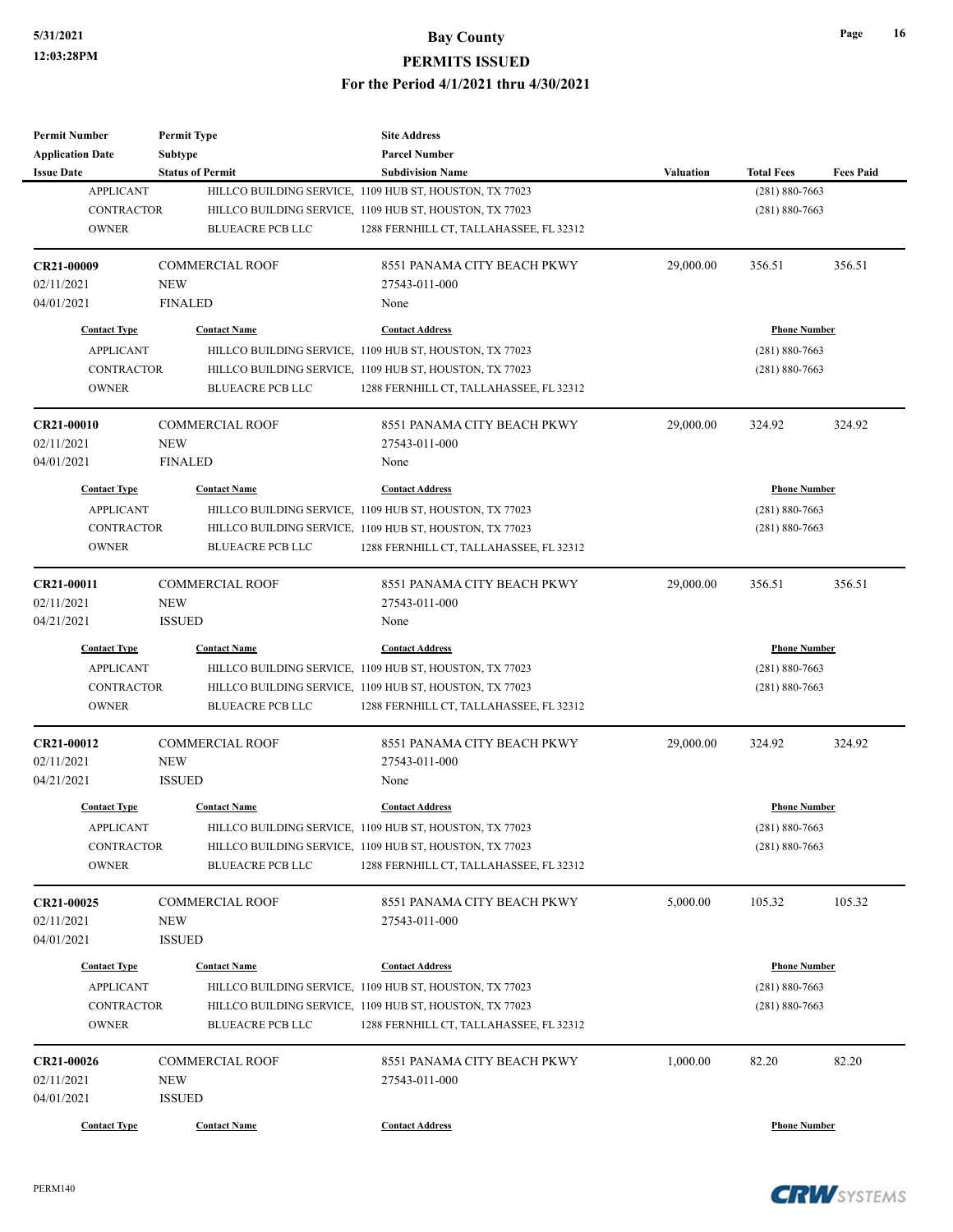| Permit Number | Permit Type | Site Address | | | |
|---|---|---|---|---|---|
| Application Date | Subtype | Parcel Number | | | |
| Issue Date | Status of Permit | Subdivision Name | Valuation | Total Fees | Fees Paid |
| APPLICANT | HILLCO BUILDING SERVICE, | 1109 HUB ST, HOUSTON, TX 77023 | | (281) 880-7663 | |
| CONTRACTOR | HILLCO BUILDING SERVICE, | 1109 HUB ST, HOUSTON, TX 77023 | | (281) 880-7663 | |
| OWNER | BLUEACRE PCB LLC | 1288 FERNHILL CT, TALLAHASSEE, FL 32312 | | | |
| **CR21-00009** | COMMERCIAL ROOF | 8551 PANAMA CITY BEACH PKWY | 29,000.00 | 356.51 | 356.51 |
| 02/11/2021 | NEW | 27543-011-000 | | | |
| 04/01/2021 | FINALED | None | | | |
| Contact Type | Contact Name | Contact Address | | Phone Number | |
| APPLICANT | HILLCO BUILDING SERVICE, | 1109 HUB ST, HOUSTON, TX 77023 | | (281) 880-7663 | |
| CONTRACTOR | HILLCO BUILDING SERVICE, | 1109 HUB ST, HOUSTON, TX 77023 | | (281) 880-7663 | |
| OWNER | BLUEACRE PCB LLC | 1288 FERNHILL CT, TALLAHASSEE, FL 32312 | | | |
| **CR21-00010** | COMMERCIAL ROOF | 8551 PANAMA CITY BEACH PKWY | 29,000.00 | 324.92 | 324.92 |
| 02/11/2021 | NEW | 27543-011-000 | | | |
| 04/01/2021 | FINALED | None | | | |
| Contact Type | Contact Name | Contact Address | | Phone Number | |
| APPLICANT | HILLCO BUILDING SERVICE, | 1109 HUB ST, HOUSTON, TX 77023 | | (281) 880-7663 | |
| CONTRACTOR | HILLCO BUILDING SERVICE, | 1109 HUB ST, HOUSTON, TX 77023 | | (281) 880-7663 | |
| OWNER | BLUEACRE PCB LLC | 1288 FERNHILL CT, TALLAHASSEE, FL 32312 | | | |
| **CR21-00011** | COMMERCIAL ROOF | 8551 PANAMA CITY BEACH PKWY | 29,000.00 | 356.51 | 356.51 |
| 02/11/2021 | NEW | 27543-011-000 | | | |
| 04/21/2021 | ISSUED | None | | | |
| Contact Type | Contact Name | Contact Address | | Phone Number | |
| APPLICANT | HILLCO BUILDING SERVICE, | 1109 HUB ST, HOUSTON, TX 77023 | | (281) 880-7663 | |
| CONTRACTOR | HILLCO BUILDING SERVICE, | 1109 HUB ST, HOUSTON, TX 77023 | | (281) 880-7663 | |
| OWNER | BLUEACRE PCB LLC | 1288 FERNHILL CT, TALLAHASSEE, FL 32312 | | | |
| **CR21-00012** | COMMERCIAL ROOF | 8551 PANAMA CITY BEACH PKWY | 29,000.00 | 324.92 | 324.92 |
| 02/11/2021 | NEW | 27543-011-000 | | | |
| 04/21/2021 | ISSUED | None | | | |
| Contact Type | Contact Name | Contact Address | | Phone Number | |
| APPLICANT | HILLCO BUILDING SERVICE, | 1109 HUB ST, HOUSTON, TX 77023 | | (281) 880-7663 | |
| CONTRACTOR | HILLCO BUILDING SERVICE, | 1109 HUB ST, HOUSTON, TX 77023 | | (281) 880-7663 | |
| OWNER | BLUEACRE PCB LLC | 1288 FERNHILL CT, TALLAHASSEE, FL 32312 | | | |
| **CR21-00025** | COMMERCIAL ROOF | 8551 PANAMA CITY BEACH PKWY | 5,000.00 | 105.32 | 105.32 |
| 02/11/2021 | NEW | 27543-011-000 | | | |
| 04/01/2021 | ISSUED | | | | |
| Contact Type | Contact Name | Contact Address | | Phone Number | |
| APPLICANT | HILLCO BUILDING SERVICE, | 1109 HUB ST, HOUSTON, TX 77023 | | (281) 880-7663 | |
| CONTRACTOR | HILLCO BUILDING SERVICE, | 1109 HUB ST, HOUSTON, TX 77023 | | (281) 880-7663 | |
| OWNER | BLUEACRE PCB LLC | 1288 FERNHILL CT, TALLAHASSEE, FL 32312 | | | |
| **CR21-00026** | COMMERCIAL ROOF | 8551 PANAMA CITY BEACH PKWY | 1,000.00 | 82.20 | 82.20 |
| 02/11/2021 | NEW | 27543-011-000 | | | |
| 04/01/2021 | ISSUED | | | | |
| Contact Type | Contact Name | Contact Address | | Phone Number | |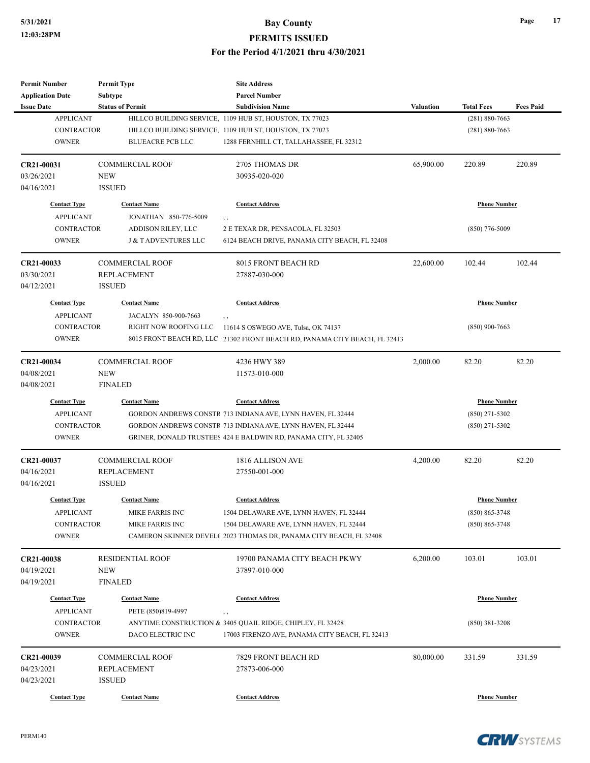| Permit Number | Permit Type | Site Address | | | |
|---|---|---|---|---|---|
| Application Date | Subtype | Parcel Number | | | |
| Issue Date | Status of Permit | Subdivision Name | Valuation | Total Fees | Fees Paid |

| Contact Type | Contact Name | Contact Address | Phone Number |
|---|---|---|---|
| APPLICANT | HILLCO BUILDING SERVICE, | 1109 HUB ST, HOUSTON, TX 77023 | (281) 880-7663 |
| CONTRACTOR | HILLCO BUILDING SERVICE, | 1109 HUB ST, HOUSTON, TX 77023 | (281) 880-7663 |
| OWNER | BLUEACRE PCB LLC | 1288 FERNHILL CT, TALLAHASSEE, FL 32312 | |

| CR21-00031 | COMMERCIAL ROOF | 2705 THOMAS DR | 65,900.00 | 220.89 | 220.89 |
|---|---|---|---|---|---|
| 03/26/2021 | NEW | 30935-020-020 | | | |
| 04/16/2021 | ISSUED | | | | |

| Contact Type | Contact Name | Contact Address | Phone Number |
|---|---|---|---|
| APPLICANT | JONATHAN 850-776-5009 | , , | |
| CONTRACTOR | ADDISON RILEY, LLC | 2 E TEXAR DR, PENSACOLA, FL 32503 | (850) 776-5009 |
| OWNER | J & T ADVENTURES LLC | 6124 BEACH DRIVE, PANAMA CITY BEACH, FL 32408 | |

| CR21-00033 | COMMERCIAL ROOF | 8015 FRONT BEACH RD | 22,600.00 | 102.44 | 102.44 |
|---|---|---|---|---|---|
| 03/30/2021 | REPLACEMENT | 27887-030-000 | | | |
| 04/12/2021 | ISSUED | | | | |

| Contact Type | Contact Name | Contact Address | Phone Number |
|---|---|---|---|
| APPLICANT | JACALYN 850-900-7663 | , , | |
| CONTRACTOR | RIGHT NOW ROOFING LLC | 11614 S OSWEGO AVE, Tulsa, OK 74137 | (850) 900-7663 |
| OWNER | 8015 FRONT BEACH RD, LLC | 21302 FRONT BEACH RD, PANAMA CITY BEACH, FL 32413 | |

| CR21-00034 | COMMERCIAL ROOF | 4236 HWY 389 | 2,000.00 | 82.20 | 82.20 |
|---|---|---|---|---|---|
| 04/08/2021 | NEW | 11573-010-000 | | | |
| 04/08/2021 | FINALED | | | | |

| Contact Type | Contact Name | Contact Address | Phone Number |
|---|---|---|---|
| APPLICANT | GORDON ANDREWS CONSTR | 713 INDIANA AVE, LYNN HAVEN, FL 32444 | (850) 271-5302 |
| CONTRACTOR | GORDON ANDREWS CONSTR | 713 INDIANA AVE, LYNN HAVEN, FL 32444 | (850) 271-5302 |
| OWNER | GRINER, DONALD TRUSTEES | 424 E BALDWIN RD, PANAMA CITY, FL 32405 | |

| CR21-00037 | COMMERCIAL ROOF | 1816 ALLISON AVE | 4,200.00 | 82.20 | 82.20 |
|---|---|---|---|---|---|
| 04/16/2021 | REPLACEMENT | 27550-001-000 | | | |
| 04/16/2021 | ISSUED | | | | |

| Contact Type | Contact Name | Contact Address | Phone Number |
|---|---|---|---|
| APPLICANT | MIKE FARRIS INC | 1504 DELAWARE AVE, LYNN HAVEN, FL 32444 | (850) 865-3748 |
| CONTRACTOR | MIKE FARRIS INC | 1504 DELAWARE AVE, LYNN HAVEN, FL 32444 | (850) 865-3748 |
| OWNER | CAMERON SKINNER DEVEL( | 2023 THOMAS DR, PANAMA CITY BEACH, FL 32408 | |

| CR21-00038 | RESIDENTIAL ROOF | 19700 PANAMA CITY BEACH PKWY | 6,200.00 | 103.01 | 103.01 |
|---|---|---|---|---|---|
| 04/19/2021 | NEW | 37897-010-000 | | | |
| 04/19/2021 | FINALED | | | | |

| Contact Type | Contact Name | Contact Address | Phone Number |
|---|---|---|---|
| APPLICANT | PETE (850)819-4997 | , , | |
| CONTRACTOR | ANYTIME CONSTRUCTION & | 3405 QUAIL RIDGE, CHIPLEY, FL 32428 | (850) 381-3208 |
| OWNER | DACO ELECTRIC INC | 17003 FIRENZO AVE, PANAMA CITY BEACH, FL 32413 | |

| CR21-00039 | COMMERCIAL ROOF | 7829 FRONT BEACH RD | 80,000.00 | 331.59 | 331.59 |
|---|---|---|---|---|---|
| 04/23/2021 | REPLACEMENT | 27873-006-000 | | | |
| 04/23/2021 | ISSUED | | | | |

| Contact Type | Contact Name | Contact Address | Phone Number |
|---|---|---|---|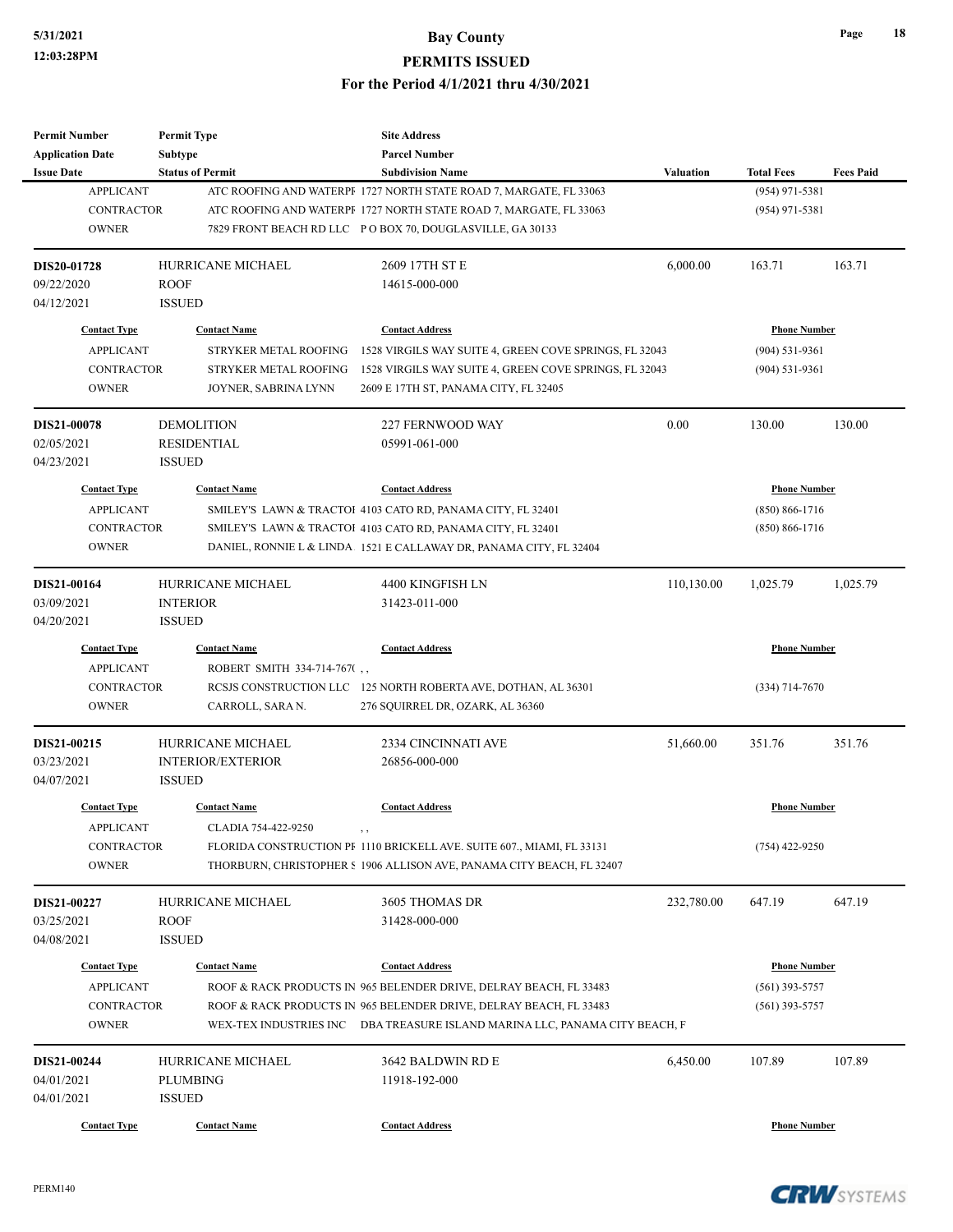| Permit Number | Permit Type | Site Address | | | |
|---|---|---|---|---|---|
| Application Date | Subtype | Parcel Number | | | |
| Issue Date | Status of Permit | Subdivision Name | Valuation | Total Fees | Fees Paid |

| Contact Type | Contact Name | Contact Address | Phone Number |
|---|---|---|---|
| APPLICANT | ATC ROOFING AND WATERPI | 1727 NORTH STATE ROAD 7, MARGATE, FL 33063 | (954) 971-5381 |
| CONTRACTOR | ATC ROOFING AND WATERPI | 1727 NORTH STATE ROAD 7, MARGATE, FL 33063 | (954) 971-5381 |
| OWNER | 7829 FRONT BEACH RD LLC | P O BOX 70, DOUGLASVILLE, GA 30133 | |

| Permit Number | Permit Type | Site Address | Valuation | Total Fees | Fees Paid |
|---|---|---|---|---|---|
| DIS20-01728 | HURRICANE MICHAEL | 2609 17TH ST E | 6,000.00 | 163.71 | 163.71 |
| 09/22/2020 | ROOF | 14615-000-000 | | | |
| 04/12/2021 | ISSUED | | | | |

| Contact Type | Contact Name | Contact Address | Phone Number |
|---|---|---|---|
| APPLICANT | STRYKER METAL ROOFING | 1528 VIRGILS WAY SUITE 4, GREEN COVE SPRINGS, FL 32043 | (904) 531-9361 |
| CONTRACTOR | STRYKER METAL ROOFING | 1528 VIRGILS WAY SUITE 4, GREEN COVE SPRINGS, FL 32043 | (904) 531-9361 |
| OWNER | JOYNER, SABRINA LYNN | 2609 E 17TH ST, PANAMA CITY, FL 32405 | |

| Permit Number | Permit Type | Site Address | Valuation | Total Fees | Fees Paid |
|---|---|---|---|---|---|
| DIS21-00078 | DEMOLITION | 227 FERNWOOD WAY | 0.00 | 130.00 | 130.00 |
| 02/05/2021 | RESIDENTIAL | 05991-061-000 | | | |
| 04/23/2021 | ISSUED | | | | |

| Contact Type | Contact Name | Contact Address | Phone Number |
|---|---|---|---|
| APPLICANT | SMILEY'S LAWN & TRACTOI | 4103 CATO RD, PANAMA CITY, FL 32401 | (850) 866-1716 |
| CONTRACTOR | SMILEY'S LAWN & TRACTOI | 4103 CATO RD, PANAMA CITY, FL 32401 | (850) 866-1716 |
| OWNER | DANIEL, RONNIE L & LINDA | 1521 E CALLAWAY DR, PANAMA CITY, FL 32404 | |

| Permit Number | Permit Type | Site Address | Valuation | Total Fees | Fees Paid |
|---|---|---|---|---|---|
| DIS21-00164 | HURRICANE MICHAEL | 4400 KINGFISH LN | 110,130.00 | 1,025.79 | 1,025.79 |
| 03/09/2021 | INTERIOR | 31423-011-000 | | | |
| 04/20/2021 | ISSUED | | | | |

| Contact Type | Contact Name | Contact Address | Phone Number |
|---|---|---|---|
| APPLICANT | ROBERT SMITH 334-714-767( | , , | |
| CONTRACTOR | RCSJS CONSTRUCTION LLC | 125 NORTH ROBERTA AVE, DOTHAN, AL 36301 | (334) 714-7670 |
| OWNER | CARROLL, SARA N. | 276 SQUIRREL DR, OZARK, AL 36360 | |

| Permit Number | Permit Type | Site Address | Valuation | Total Fees | Fees Paid |
|---|---|---|---|---|---|
| DIS21-00215 | HURRICANE MICHAEL | 2334 CINCINNATI AVE | 51,660.00 | 351.76 | 351.76 |
| 03/23/2021 | INTERIOR/EXTERIOR | 26856-000-000 | | | |
| 04/07/2021 | ISSUED | | | | |

| Contact Type | Contact Name | Contact Address | Phone Number |
|---|---|---|---|
| APPLICANT | CLADIA 754-422-9250 | , , | |
| CONTRACTOR | FLORIDA CONSTRUCTION PI | 1110 BRICKELL AVE. SUITE 607., MIAMI, FL 33131 | (754) 422-9250 |
| OWNER | THORBURN, CHRISTOPHER S | 1906 ALLISON AVE, PANAMA CITY BEACH, FL 32407 | |

| Permit Number | Permit Type | Site Address | Valuation | Total Fees | Fees Paid |
|---|---|---|---|---|---|
| DIS21-00227 | HURRICANE MICHAEL | 3605 THOMAS DR | 232,780.00 | 647.19 | 647.19 |
| 03/25/2021 | ROOF | 31428-000-000 | | | |
| 04/08/2021 | ISSUED | | | | |

| Contact Type | Contact Name | Contact Address | Phone Number |
|---|---|---|---|
| APPLICANT | ROOF & RACK PRODUCTS IN | 965 BELENDER DRIVE, DELRAY BEACH, FL 33483 | (561) 393-5757 |
| CONTRACTOR | ROOF & RACK PRODUCTS IN | 965 BELENDER DRIVE, DELRAY BEACH, FL 33483 | (561) 393-5757 |
| OWNER | WEX-TEX INDUSTRIES INC | DBA TREASURE ISLAND MARINA LLC, PANAMA CITY BEACH, F | |

| Permit Number | Permit Type | Site Address | Valuation | Total Fees | Fees Paid |
|---|---|---|---|---|---|
| DIS21-00244 | HURRICANE MICHAEL | 3642 BALDWIN RD E | 6,450.00 | 107.89 | 107.89 |
| 04/01/2021 | PLUMBING | 11918-192-000 | | | |
| 04/01/2021 | ISSUED | | | | |

| Contact Type | Contact Name | Contact Address | Phone Number |
|---|---|---|---|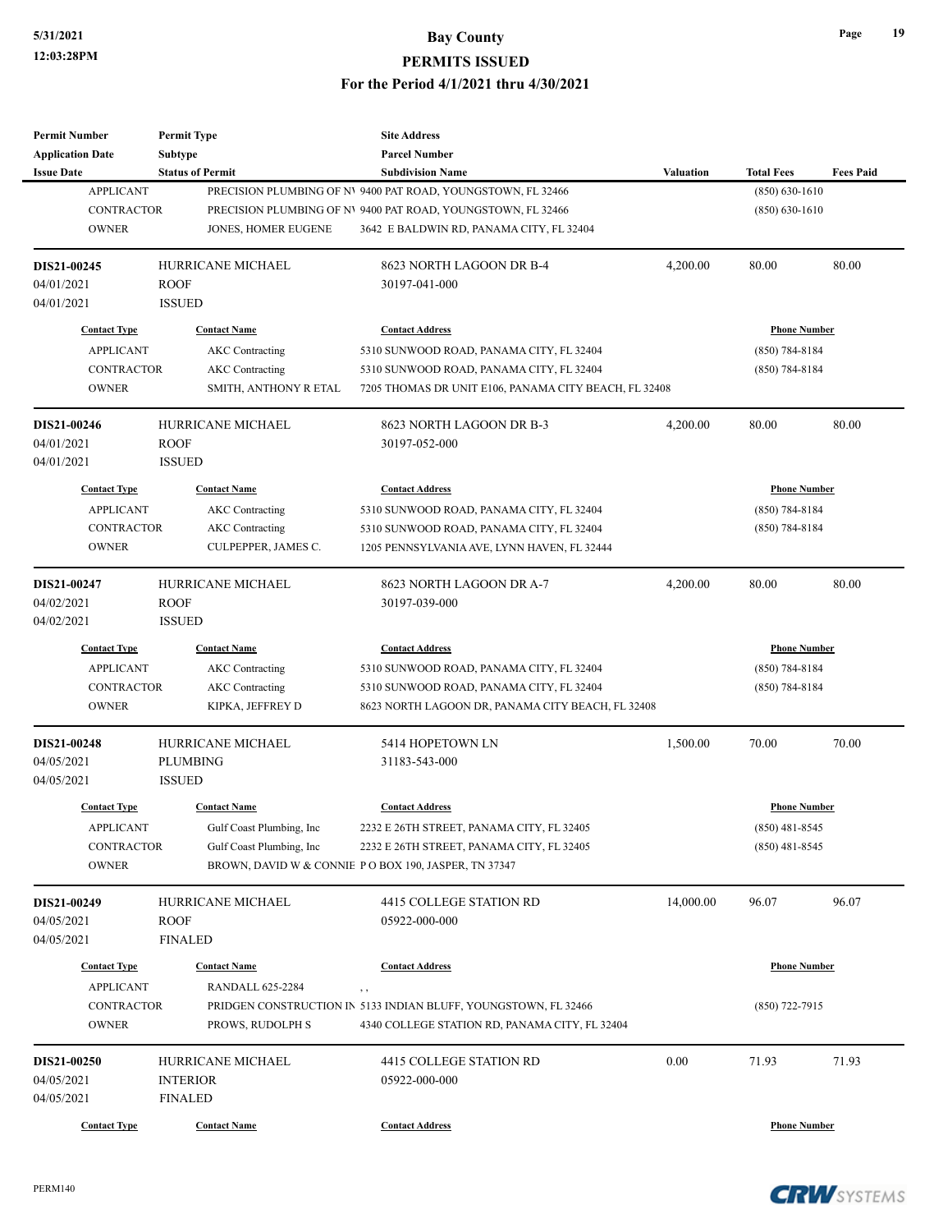| Permit Number | Permit Type | Site Address | | | |
|---|---|---|---|---|---|
| Application Date | Subtype | Parcel Number | | | |
| Issue Date | Status of Permit | Subdivision Name | Valuation | Total Fees | Fees Paid |

| Contact Type | Contact Name | Contact Address | Phone Number |
|---|---|---|---|
| APPLICANT | PRECISION PLUMBING OF N\ | 9400 PAT ROAD, YOUNGSTOWN, FL 32466 | (850) 630-1610 |
| CONTRACTOR | PRECISION PLUMBING OF N\ | 9400 PAT ROAD, YOUNGSTOWN, FL 32466 | (850) 630-1610 |
| OWNER | JONES, HOMER EUGENE | 3642 E BALDWIN RD, PANAMA CITY, FL 32404 | |

| DIS21-00245 | HURRICANE MICHAEL | 8623 NORTH LAGOON DR B-4 | 4,200.00 | 80.00 | 80.00 |
|---|---|---|---|---|---|
| 04/01/2021 | ROOF | 30197-041-000 | | | |
| 04/01/2021 | ISSUED | | | | |

| Contact Type | Contact Name | Contact Address | Phone Number |
|---|---|---|---|
| APPLICANT | AKC Contracting | 5310 SUNWOOD ROAD, PANAMA CITY, FL 32404 | (850) 784-8184 |
| CONTRACTOR | AKC Contracting | 5310 SUNWOOD ROAD, PANAMA CITY, FL 32404 | (850) 784-8184 |
| OWNER | SMITH, ANTHONY R ETAL | 7205 THOMAS DR UNIT E106, PANAMA CITY BEACH, FL 32408 | |

| DIS21-00246 | HURRICANE MICHAEL | 8623 NORTH LAGOON DR B-3 | 4,200.00 | 80.00 | 80.00 |
|---|---|---|---|---|---|
| 04/01/2021 | ROOF | 30197-052-000 | | | |
| 04/01/2021 | ISSUED | | | | |

| Contact Type | Contact Name | Contact Address | Phone Number |
|---|---|---|---|
| APPLICANT | AKC Contracting | 5310 SUNWOOD ROAD, PANAMA CITY, FL 32404 | (850) 784-8184 |
| CONTRACTOR | AKC Contracting | 5310 SUNWOOD ROAD, PANAMA CITY, FL 32404 | (850) 784-8184 |
| OWNER | CULPEPPER, JAMES C. | 1205 PENNSYLVANIA AVE, LYNN HAVEN, FL 32444 | |

| DIS21-00247 | HURRICANE MICHAEL | 8623 NORTH LAGOON DR A-7 | 4,200.00 | 80.00 | 80.00 |
|---|---|---|---|---|---|
| 04/02/2021 | ROOF | 30197-039-000 | | | |
| 04/02/2021 | ISSUED | | | | |

| Contact Type | Contact Name | Contact Address | Phone Number |
|---|---|---|---|
| APPLICANT | AKC Contracting | 5310 SUNWOOD ROAD, PANAMA CITY, FL 32404 | (850) 784-8184 |
| CONTRACTOR | AKC Contracting | 5310 SUNWOOD ROAD, PANAMA CITY, FL 32404 | (850) 784-8184 |
| OWNER | KIPKA, JEFFREY D | 8623 NORTH LAGOON DR, PANAMA CITY BEACH, FL 32408 | |

| DIS21-00248 | HURRICANE MICHAEL | 5414 HOPETOWN LN | 1,500.00 | 70.00 | 70.00 |
|---|---|---|---|---|---|
| 04/05/2021 | PLUMBING | 31183-543-000 | | | |
| 04/05/2021 | ISSUED | | | | |

| Contact Type | Contact Name | Contact Address | Phone Number |
|---|---|---|---|
| APPLICANT | Gulf Coast Plumbing, Inc | 2232 E 26TH STREET, PANAMA CITY, FL 32405 | (850) 481-8545 |
| CONTRACTOR | Gulf Coast Plumbing, Inc | 2232 E 26TH STREET, PANAMA CITY, FL 32405 | (850) 481-8545 |
| OWNER | BROWN, DAVID W & CONNIE | P O BOX 190, JASPER, TN 37347 | |

| DIS21-00249 | HURRICANE MICHAEL | 4415 COLLEGE STATION RD | 14,000.00 | 96.07 | 96.07 |
|---|---|---|---|---|---|
| 04/05/2021 | ROOF | 05922-000-000 | | | |
| 04/05/2021 | FINALED | | | | |

| Contact Type | Contact Name | Contact Address | Phone Number |
|---|---|---|---|
| APPLICANT | RANDALL 625-2284 | , , | |
| CONTRACTOR | PRIDGEN CONSTRUCTION IN | 5133 INDIAN BLUFF, YOUNGSTOWN, FL 32466 | (850) 722-7915 |
| OWNER | PROWS, RUDOLPH S | 4340 COLLEGE STATION RD, PANAMA CITY, FL 32404 | |

| DIS21-00250 | HURRICANE MICHAEL | 4415 COLLEGE STATION RD | 0.00 | 71.93 | 71.93 |
|---|---|---|---|---|---|
| 04/05/2021 | INTERIOR | 05922-000-000 | | | |
| 04/05/2021 | FINALED | | | | |

| Contact Type | Contact Name | Contact Address | Phone Number |
|---|---|---|---|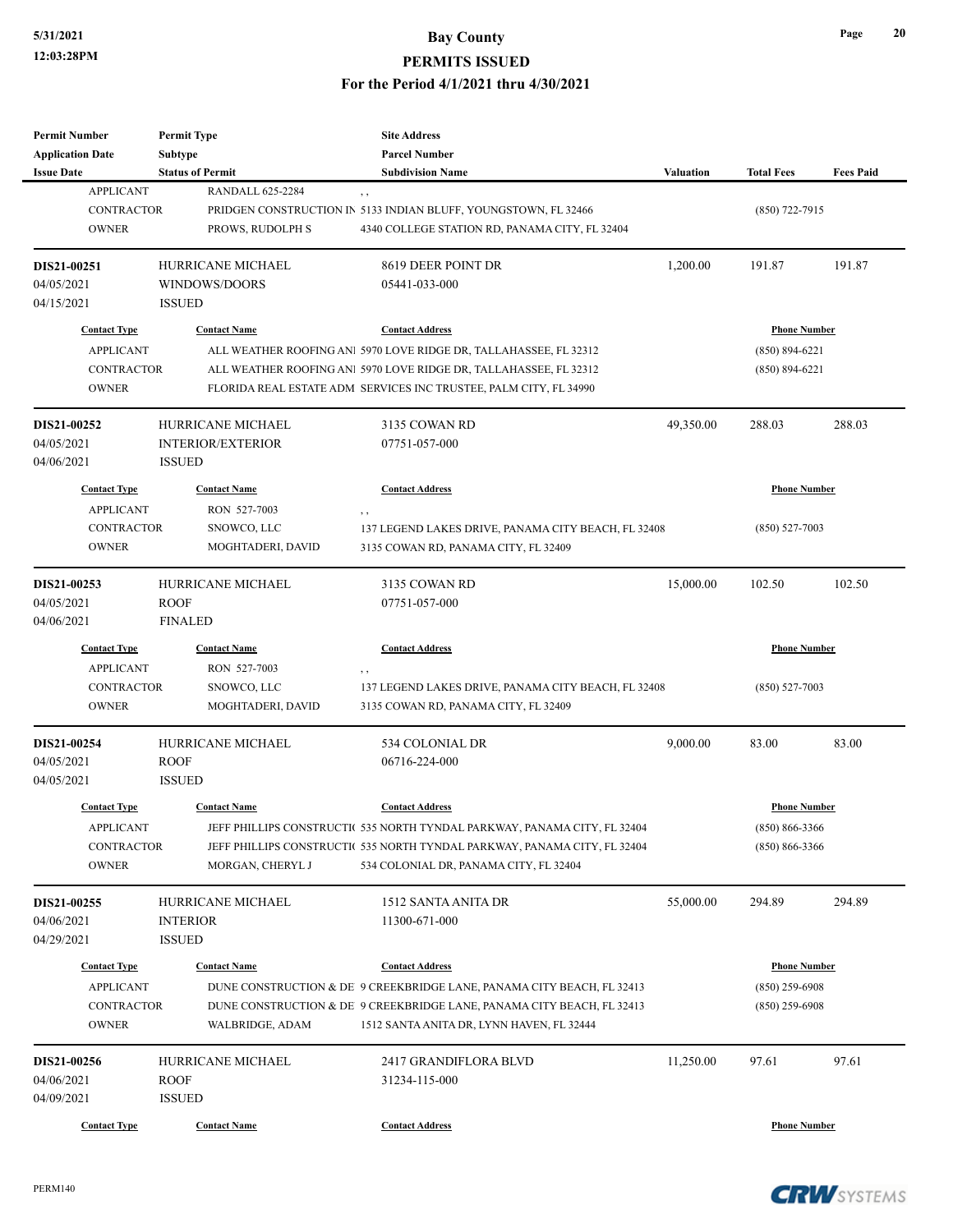| Permit Number | Permit Type | Site Address | | | |
|---|---|---|---|---|---|
| Application Date | Subtype | Parcel Number | | | |
| Issue Date | Status of Permit | Subdivision Name | Valuation | Total Fees | Fees Paid |

| Contact Type | Contact Name | Contact Address | Phone Number |
|---|---|---|---|
| APPLICANT | RANDALL 625-2284 | , , | |
| CONTRACTOR | PRIDGEN CONSTRUCTION IN | 5133 INDIAN BLUFF, YOUNGSTOWN, FL 32466 | (850) 722-7915 |
| OWNER | PROWS, RUDOLPH S | 4340 COLLEGE STATION RD, PANAMA CITY, FL 32404 | |

| | | | Valuation | Total Fees | Fees Paid |
|---|---|---|---|---|---|
| **DIS21-00251** | HURRICANE MICHAEL | 8619 DEER POINT DR | 1,200.00 | 191.87 | 191.87 |
| 04/05/2021 | WINDOWS/DOORS | 05441-033-000 | | | |
| 04/15/2021 | ISSUED | | | | |

| Contact Type | Contact Name | Contact Address | Phone Number |
|---|---|---|---|
| APPLICANT | ALL WEATHER ROOFING ANI | 5970 LOVE RIDGE DR, TALLAHASSEE, FL 32312 | (850) 894-6221 |
| CONTRACTOR | ALL WEATHER ROOFING ANI | 5970 LOVE RIDGE DR, TALLAHASSEE, FL 32312 | (850) 894-6221 |
| OWNER | FLORIDA REAL ESTATE ADM | SERVICES INC TRUSTEE, PALM CITY, FL 34990 | |

| | | | Valuation | Total Fees | Fees Paid |
|---|---|---|---|---|---|
| **DIS21-00252** | HURRICANE MICHAEL | 3135 COWAN RD | 49,350.00 | 288.03 | 288.03 |
| 04/05/2021 | INTERIOR/EXTERIOR | 07751-057-000 | | | |
| 04/06/2021 | ISSUED | | | | |

| Contact Type | Contact Name | Contact Address | Phone Number |
|---|---|---|---|
| APPLICANT | RON 527-7003 | , , | |
| CONTRACTOR | SNOWCO, LLC | 137 LEGEND LAKES DRIVE, PANAMA CITY BEACH, FL 32408 | (850) 527-7003 |
| OWNER | MOGHTADERI, DAVID | 3135 COWAN RD, PANAMA CITY, FL 32409 | |

| | | | Valuation | Total Fees | Fees Paid |
|---|---|---|---|---|---|
| **DIS21-00253** | HURRICANE MICHAEL | 3135 COWAN RD | 15,000.00 | 102.50 | 102.50 |
| 04/05/2021 | ROOF | 07751-057-000 | | | |
| 04/06/2021 | FINALED | | | | |

| Contact Type | Contact Name | Contact Address | Phone Number |
|---|---|---|---|
| APPLICANT | RON 527-7003 | , , | |
| CONTRACTOR | SNOWCO, LLC | 137 LEGEND LAKES DRIVE, PANAMA CITY BEACH, FL 32408 | (850) 527-7003 |
| OWNER | MOGHTADERI, DAVID | 3135 COWAN RD, PANAMA CITY, FL 32409 | |

| | | | Valuation | Total Fees | Fees Paid |
|---|---|---|---|---|---|
| **DIS21-00254** | HURRICANE MICHAEL | 534 COLONIAL DR | 9,000.00 | 83.00 | 83.00 |
| 04/05/2021 | ROOF | 06716-224-000 | | | |
| 04/05/2021 | ISSUED | | | | |

| Contact Type | Contact Name | Contact Address | Phone Number |
|---|---|---|---|
| APPLICANT | JEFF PHILLIPS CONSTRUCTI( | 535 NORTH TYNDAL PARKWAY, PANAMA CITY, FL 32404 | (850) 866-3366 |
| CONTRACTOR | JEFF PHILLIPS CONSTRUCTI( | 535 NORTH TYNDAL PARKWAY, PANAMA CITY, FL 32404 | (850) 866-3366 |
| OWNER | MORGAN, CHERYL J | 534 COLONIAL DR, PANAMA CITY, FL 32404 | |

| | | | Valuation | Total Fees | Fees Paid |
|---|---|---|---|---|---|
| **DIS21-00255** | HURRICANE MICHAEL | 1512 SANTA ANITA DR | 55,000.00 | 294.89 | 294.89 |
| 04/06/2021 | INTERIOR | 11300-671-000 | | | |
| 04/29/2021 | ISSUED | | | | |

| Contact Type | Contact Name | Contact Address | Phone Number |
|---|---|---|---|
| APPLICANT | DUNE CONSTRUCTION & DE | 9 CREEKBRIDGE LANE, PANAMA CITY BEACH, FL 32413 | (850) 259-6908 |
| CONTRACTOR | DUNE CONSTRUCTION & DE | 9 CREEKBRIDGE LANE, PANAMA CITY BEACH, FL 32413 | (850) 259-6908 |
| OWNER | WALBRIDGE, ADAM | 1512 SANTA ANITA DR, LYNN HAVEN, FL 32444 | |

| | | | Valuation | Total Fees | Fees Paid |
|---|---|---|---|---|---|
| **DIS21-00256** | HURRICANE MICHAEL | 2417 GRANDIFLORA BLVD | 11,250.00 | 97.61 | 97.61 |
| 04/06/2021 | ROOF | 31234-115-000 | | | |
| 04/09/2021 | ISSUED | | | | |

| Contact Type | Contact Name | Contact Address | Phone Number |
|---|---|---|---|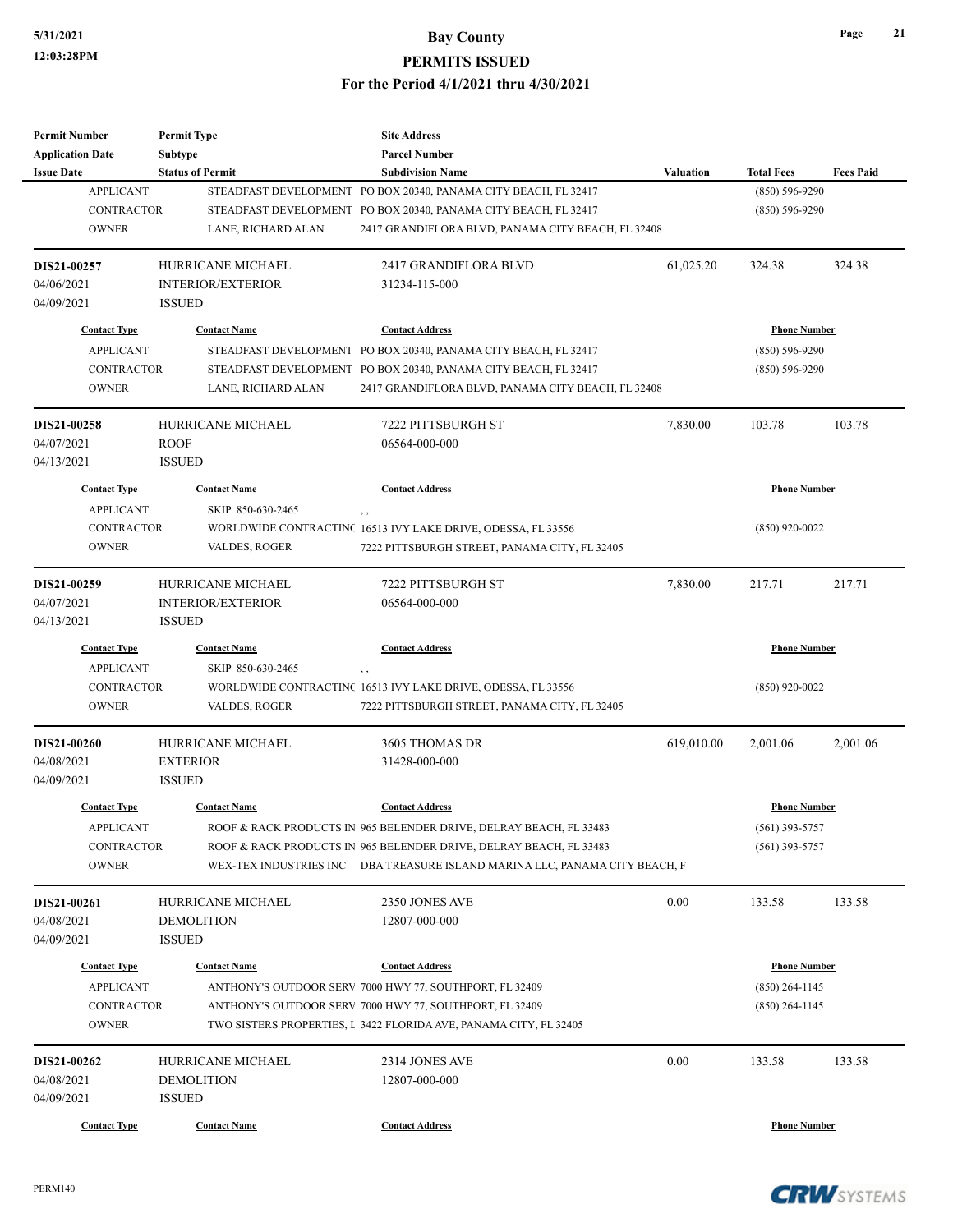| Permit Number | Permit Type | Site Address | | | |
|---|---|---|---|---|---|
| Application Date | Subtype | Parcel Number | | | |
| Issue Date | Status of Permit | Subdivision Name | Valuation | Total Fees | Fees Paid |

| Contact Type | Contact Name | Contact Address | Phone Number |
|---|---|---|---|
| APPLICANT | STEADFAST DEVELOPMENT | PO BOX 20340, PANAMA CITY BEACH, FL 32417 | (850) 596-9290 |
| CONTRACTOR | STEADFAST DEVELOPMENT | PO BOX 20340, PANAMA CITY BEACH, FL 32417 | (850) 596-9290 |
| OWNER | LANE, RICHARD ALAN | 2417 GRANDIFLORA BLVD, PANAMA CITY BEACH, FL 32408 | |

| DIS21-00257 | HURRICANE MICHAEL | 2417 GRANDIFLORA BLVD | 61,025.20 | 324.38 | 324.38 |
|---|---|---|---|---|---|
| 04/06/2021 | INTERIOR/EXTERIOR | 31234-115-000 | | | |
| 04/09/2021 | ISSUED | | | | |

| Contact Type | Contact Name | Contact Address | Phone Number |
|---|---|---|---|
| APPLICANT | STEADFAST DEVELOPMENT | PO BOX 20340, PANAMA CITY BEACH, FL 32417 | (850) 596-9290 |
| CONTRACTOR | STEADFAST DEVELOPMENT | PO BOX 20340, PANAMA CITY BEACH, FL 32417 | (850) 596-9290 |
| OWNER | LANE, RICHARD ALAN | 2417 GRANDIFLORA BLVD, PANAMA CITY BEACH, FL 32408 | |

| DIS21-00258 | HURRICANE MICHAEL | 7222 PITTSBURGH ST | 7,830.00 | 103.78 | 103.78 |
|---|---|---|---|---|---|
| 04/07/2021 | ROOF | 06564-000-000 | | | |
| 04/13/2021 | ISSUED | | | | |

| Contact Type | Contact Name | Contact Address | Phone Number |
|---|---|---|---|
| APPLICANT | SKIP 850-630-2465 | , , | |
| CONTRACTOR | WORLDWIDE CONTRACTING | 16513 IVY LAKE DRIVE, ODESSA, FL 33556 | (850) 920-0022 |
| OWNER | VALDES, ROGER | 7222 PITTSBURGH STREET, PANAMA CITY, FL 32405 | |

| DIS21-00259 | HURRICANE MICHAEL | 7222 PITTSBURGH ST | 7,830.00 | 217.71 | 217.71 |
|---|---|---|---|---|---|
| 04/07/2021 | INTERIOR/EXTERIOR | 06564-000-000 | | | |
| 04/13/2021 | ISSUED | | | | |

| Contact Type | Contact Name | Contact Address | Phone Number |
|---|---|---|---|
| APPLICANT | SKIP 850-630-2465 | , , | |
| CONTRACTOR | WORLDWIDE CONTRACTING | 16513 IVY LAKE DRIVE, ODESSA, FL 33556 | (850) 920-0022 |
| OWNER | VALDES, ROGER | 7222 PITTSBURGH STREET, PANAMA CITY, FL 32405 | |

| DIS21-00260 | HURRICANE MICHAEL | 3605 THOMAS DR | 619,010.00 | 2,001.06 | 2,001.06 |
|---|---|---|---|---|---|
| 04/08/2021 | EXTERIOR | 31428-000-000 | | | |
| 04/09/2021 | ISSUED | | | | |

| Contact Type | Contact Name | Contact Address | Phone Number |
|---|---|---|---|
| APPLICANT | ROOF & RACK PRODUCTS IN | 965 BELENDER DRIVE, DELRAY BEACH, FL 33483 | (561) 393-5757 |
| CONTRACTOR | ROOF & RACK PRODUCTS IN | 965 BELENDER DRIVE, DELRAY BEACH, FL 33483 | (561) 393-5757 |
| OWNER | WEX-TEX INDUSTRIES INC | DBA TREASURE ISLAND MARINA LLC, PANAMA CITY BEACH, F | |

| DIS21-00261 | HURRICANE MICHAEL | 2350 JONES AVE | 0.00 | 133.58 | 133.58 |
|---|---|---|---|---|---|
| 04/08/2021 | DEMOLITION | 12807-000-000 | | | |
| 04/09/2021 | ISSUED | | | | |

| Contact Type | Contact Name | Contact Address | Phone Number |
|---|---|---|---|
| APPLICANT | ANTHONY'S OUTDOOR SERV | 7000 HWY 77, SOUTHPORT, FL 32409 | (850) 264-1145 |
| CONTRACTOR | ANTHONY'S OUTDOOR SERV | 7000 HWY 77, SOUTHPORT, FL 32409 | (850) 264-1145 |
| OWNER | TWO SISTERS PROPERTIES, L | 3422 FLORIDA AVE, PANAMA CITY, FL 32405 | |

| DIS21-00262 | HURRICANE MICHAEL | 2314 JONES AVE | 0.00 | 133.58 | 133.58 |
|---|---|---|---|---|---|
| 04/08/2021 | DEMOLITION | 12807-000-000 | | | |
| 04/09/2021 | ISSUED | | | | |

| Contact Type | Contact Name | Contact Address | Phone Number |
|---|---|---|---|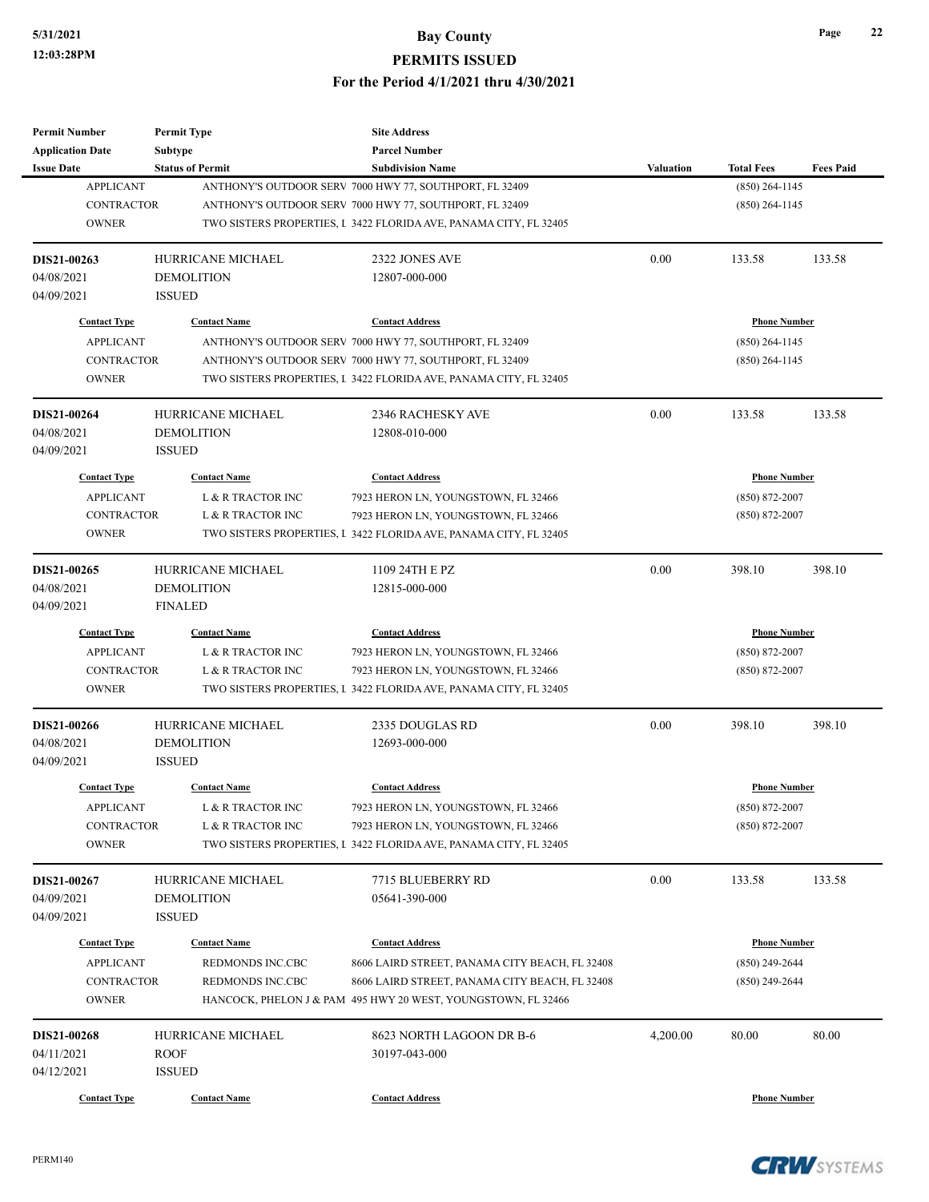| Permit Number | Permit Type | Site Address | | | |
|---|---|---|---|---|---|
| Application Date | Subtype | Parcel Number | | | |
| Issue Date | Status of Permit | Subdivision Name | Valuation | Total Fees | Fees Paid |

| Contact Type | Contact Name | Contact Address | Phone Number |
|---|---|---|---|
| APPLICANT | ANTHONY'S OUTDOOR SERV | 7000 HWY 77, SOUTHPORT, FL 32409 | (850) 264-1145 |
| CONTRACTOR | ANTHONY'S OUTDOOR SERV | 7000 HWY 77, SOUTHPORT, FL 32409 | (850) 264-1145 |
| OWNER | TWO SISTERS PROPERTIES, L | 3422 FLORIDA AVE, PANAMA CITY, FL 32405 | |

| DIS21-00263 | HURRICANE MICHAEL | 2322 JONES AVE | 0.00 | 133.58 | 133.58 |
|---|---|---|---|---|---|
| 04/08/2021 | DEMOLITION | 12807-000-000 | | | |
| 04/09/2021 | ISSUED | | | | |

| Contact Type | Contact Name | Contact Address | Phone Number |
|---|---|---|---|
| APPLICANT | ANTHONY'S OUTDOOR SERV | 7000 HWY 77, SOUTHPORT, FL 32409 | (850) 264-1145 |
| CONTRACTOR | ANTHONY'S OUTDOOR SERV | 7000 HWY 77, SOUTHPORT, FL 32409 | (850) 264-1145 |
| OWNER | TWO SISTERS PROPERTIES, L | 3422 FLORIDA AVE, PANAMA CITY, FL 32405 | |

| DIS21-00264 | HURRICANE MICHAEL | 2346 RACHESKY AVE | 0.00 | 133.58 | 133.58 |
|---|---|---|---|---|---|
| 04/08/2021 | DEMOLITION | 12808-010-000 | | | |
| 04/09/2021 | ISSUED | | | | |

| Contact Type | Contact Name | Contact Address | Phone Number |
|---|---|---|---|
| APPLICANT | L & R TRACTOR INC | 7923 HERON LN, YOUNGSTOWN, FL 32466 | (850) 872-2007 |
| CONTRACTOR | L & R TRACTOR INC | 7923 HERON LN, YOUNGSTOWN, FL 32466 | (850) 872-2007 |
| OWNER | TWO SISTERS PROPERTIES, L | 3422 FLORIDA AVE, PANAMA CITY, FL 32405 | |

| DIS21-00265 | HURRICANE MICHAEL | 1109 24TH E PZ | 0.00 | 398.10 | 398.10 |
|---|---|---|---|---|---|
| 04/08/2021 | DEMOLITION | 12815-000-000 | | | |
| 04/09/2021 | FINALED | | | | |

| Contact Type | Contact Name | Contact Address | Phone Number |
|---|---|---|---|
| APPLICANT | L & R TRACTOR INC | 7923 HERON LN, YOUNGSTOWN, FL 32466 | (850) 872-2007 |
| CONTRACTOR | L & R TRACTOR INC | 7923 HERON LN, YOUNGSTOWN, FL 32466 | (850) 872-2007 |
| OWNER | TWO SISTERS PROPERTIES, L | 3422 FLORIDA AVE, PANAMA CITY, FL 32405 | |

| DIS21-00266 | HURRICANE MICHAEL | 2335 DOUGLAS RD | 0.00 | 398.10 | 398.10 |
|---|---|---|---|---|---|
| 04/08/2021 | DEMOLITION | 12693-000-000 | | | |
| 04/09/2021 | ISSUED | | | | |

| Contact Type | Contact Name | Contact Address | Phone Number |
|---|---|---|---|
| APPLICANT | L & R TRACTOR INC | 7923 HERON LN, YOUNGSTOWN, FL 32466 | (850) 872-2007 |
| CONTRACTOR | L & R TRACTOR INC | 7923 HERON LN, YOUNGSTOWN, FL 32466 | (850) 872-2007 |
| OWNER | TWO SISTERS PROPERTIES, L | 3422 FLORIDA AVE, PANAMA CITY, FL 32405 | |

| DIS21-00267 | HURRICANE MICHAEL | 7715 BLUEBERRY RD | 0.00 | 133.58 | 133.58 |
|---|---|---|---|---|---|
| 04/09/2021 | DEMOLITION | 05641-390-000 | | | |
| 04/09/2021 | ISSUED | | | | |

| Contact Type | Contact Name | Contact Address | Phone Number |
|---|---|---|---|
| APPLICANT | REDMONDS INC.CBC | 8606 LAIRD STREET, PANAMA CITY BEACH, FL 32408 | (850) 249-2644 |
| CONTRACTOR | REDMONDS INC.CBC | 8606 LAIRD STREET, PANAMA CITY BEACH, FL 32408 | (850) 249-2644 |
| OWNER | HANCOCK, PHELON J & PAM | 495 HWY 20 WEST, YOUNGSTOWN, FL 32466 | |

| DIS21-00268 | HURRICANE MICHAEL | 8623 NORTH LAGOON DR B-6 | 4,200.00 | 80.00 | 80.00 |
|---|---|---|---|---|---|
| 04/11/2021 | ROOF | 30197-043-000 | | | |
| 04/12/2021 | ISSUED | | | | |

| Contact Type | Contact Name | Contact Address | Phone Number |
|---|---|---|---|

PERM140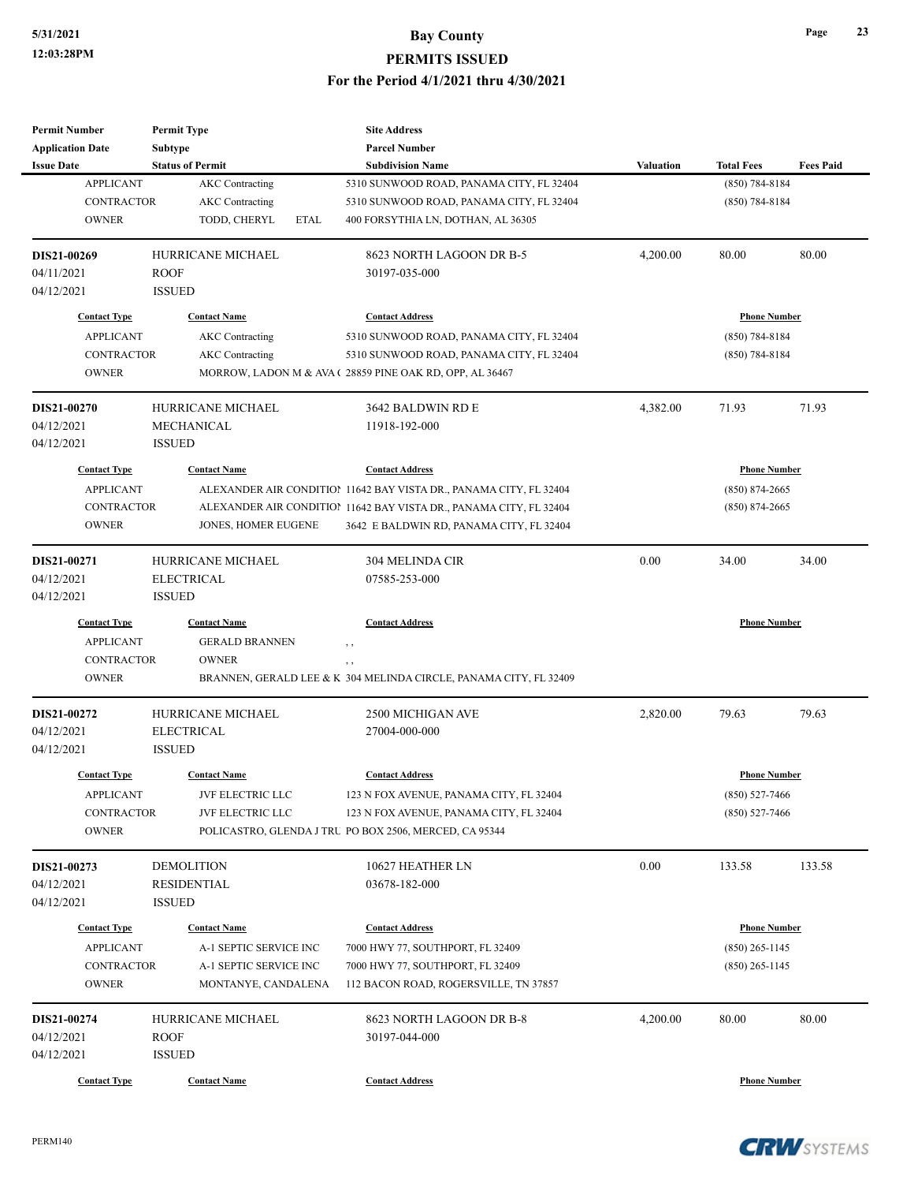| Permit Number | Permit Type | Site Address | | | |
|---|---|---|---|---|---|
| Application Date | Subtype | Parcel Number | | | |
| Issue Date | Status of Permit | Subdivision Name | Valuation | Total Fees | Fees Paid |

| | | | |
|---|---|---|---|
| APPLICANT | AKC Contracting | 5310 SUNWOOD ROAD, PANAMA CITY, FL 32404 | (850) 784-8184 |
| CONTRACTOR | AKC Contracting | 5310 SUNWOOD ROAD, PANAMA CITY, FL 32404 | (850) 784-8184 |
| OWNER | TODD, CHERYL ETAL | 400 FORSYTHIA LN, DOTHAN, AL 36305 | |

| | | | | | |
|---|---|---|---|---|---|
| DIS21-00269 | HURRICANE MICHAEL | 8623 NORTH LAGOON DR B-5 | 4,200.00 | 80.00 | 80.00 |
| 04/11/2021 | ROOF | 30197-035-000 | | | |
| 04/12/2021 | ISSUED | | | | |

| Contact Type | Contact Name | Contact Address | Phone Number |
|---|---|---|---|
| APPLICANT | AKC Contracting | 5310 SUNWOOD ROAD, PANAMA CITY, FL 32404 | (850) 784-8184 |
| CONTRACTOR | AKC Contracting | 5310 SUNWOOD ROAD, PANAMA CITY, FL 32404 | (850) 784-8184 |
| OWNER | MORROW, LADON M & AVA ( | 28859 PINE OAK RD, OPP, AL 36467 | |

| | | | | | |
|---|---|---|---|---|---|
| DIS21-00270 | HURRICANE MICHAEL | 3642 BALDWIN RD E | 4,382.00 | 71.93 | 71.93 |
| 04/12/2021 | MECHANICAL | 11918-192-000 | | | |
| 04/12/2021 | ISSUED | | | | |

| Contact Type | Contact Name | Contact Address | Phone Number |
|---|---|---|---|
| APPLICANT | ALEXANDER AIR CONDITIOI | 11642 BAY VISTA DR., PANAMA CITY, FL 32404 | (850) 874-2665 |
| CONTRACTOR | ALEXANDER AIR CONDITIOI | 11642 BAY VISTA DR., PANAMA CITY, FL 32404 | (850) 874-2665 |
| OWNER | JONES, HOMER EUGENE | 3642 E BALDWIN RD, PANAMA CITY, FL 32404 | |

| | | | | | |
|---|---|---|---|---|---|
| DIS21-00271 | HURRICANE MICHAEL | 304 MELINDA CIR | 0.00 | 34.00 | 34.00 |
| 04/12/2021 | ELECTRICAL | 07585-253-000 | | | |
| 04/12/2021 | ISSUED | | | | |

| Contact Type | Contact Name | Contact Address | Phone Number |
|---|---|---|---|
| APPLICANT | GERALD BRANNEN | , , | |
| CONTRACTOR | OWNER | , , | |
| OWNER | BRANNEN, GERALD LEE & K | 304 MELINDA CIRCLE, PANAMA CITY, FL 32409 | |

| | | | | | |
|---|---|---|---|---|---|
| DIS21-00272 | HURRICANE MICHAEL | 2500 MICHIGAN AVE | 2,820.00 | 79.63 | 79.63 |
| 04/12/2021 | ELECTRICAL | 27004-000-000 | | | |
| 04/12/2021 | ISSUED | | | | |

| Contact Type | Contact Name | Contact Address | Phone Number |
|---|---|---|---|
| APPLICANT | JVF ELECTRIC LLC | 123 N FOX AVENUE, PANAMA CITY, FL 32404 | (850) 527-7466 |
| CONTRACTOR | JVF ELECTRIC LLC | 123 N FOX AVENUE, PANAMA CITY, FL 32404 | (850) 527-7466 |
| OWNER | POLICASTRO, GLENDA J TRU | PO BOX 2506, MERCED, CA 95344 | |

| | | | | | |
|---|---|---|---|---|---|
| DIS21-00273 | DEMOLITION | 10627 HEATHER LN | 0.00 | 133.58 | 133.58 |
| 04/12/2021 | RESIDENTIAL | 03678-182-000 | | | |
| 04/12/2021 | ISSUED | | | | |

| Contact Type | Contact Name | Contact Address | Phone Number |
|---|---|---|---|
| APPLICANT | A-1 SEPTIC SERVICE INC | 7000 HWY 77, SOUTHPORT, FL 32409 | (850) 265-1145 |
| CONTRACTOR | A-1 SEPTIC SERVICE INC | 7000 HWY 77, SOUTHPORT, FL 32409 | (850) 265-1145 |
| OWNER | MONTANYE, CANDALENA | 112 BACON ROAD, ROGERSVILLE, TN 37857 | |

| | | | | | |
|---|---|---|---|---|---|
| DIS21-00274 | HURRICANE MICHAEL | 8623 NORTH LAGOON DR B-8 | 4,200.00 | 80.00 | 80.00 |
| 04/12/2021 | ROOF | 30197-044-000 | | | |
| 04/12/2021 | ISSUED | | | | |

| Contact Type | Contact Name | Contact Address | Phone Number |
|---|---|---|---|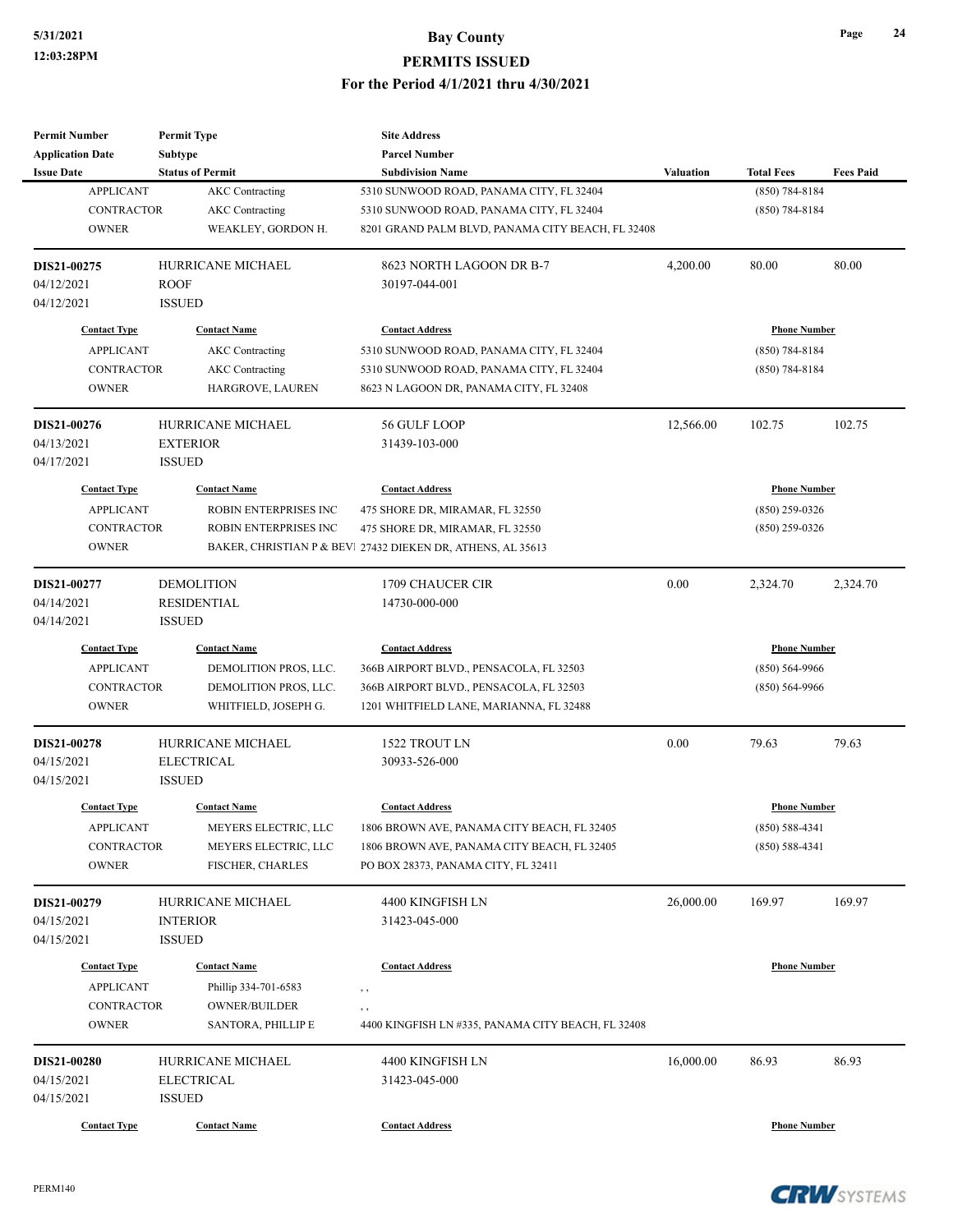| Permit Number<br>Application Date<br>Issue Date | Permit Type<br>Subtype<br>Status of Permit | Site Address<br>Parcel Number<br>Subdivision Name | Valuation | Total Fees | Fees Paid |
|---|---|---|---|---|---|
| APPLICANT | AKC Contracting | 5310 SUNWOOD ROAD, PANAMA CITY, FL 32404 | | (850) 784-8184 | |
| CONTRACTOR | AKC Contracting | 5310 SUNWOOD ROAD, PANAMA CITY, FL 32404 | | (850) 784-8184 | |
| OWNER | WEAKLEY, GORDON H. | 8201 GRAND PALM BLVD, PANAMA CITY BEACH, FL 32408 | | | |
| **DIS21-00275** | HURRICANE MICHAEL | 8623 NORTH LAGOON DR B-7 | 4,200.00 | 80.00 | 80.00 |
| 04/12/2021 | ROOF | 30197-044-001 | | | |
| 04/12/2021 | ISSUED | | | | |
| **Contact Type** | **Contact Name** | **Contact Address** | | **Phone Number** | |
| APPLICANT | AKC Contracting | 5310 SUNWOOD ROAD, PANAMA CITY, FL 32404 | | (850) 784-8184 | |
| CONTRACTOR | AKC Contracting | 5310 SUNWOOD ROAD, PANAMA CITY, FL 32404 | | (850) 784-8184 | |
| OWNER | HARGROVE, LAUREN | 8623 N LAGOON DR, PANAMA CITY, FL 32408 | | | |
| **DIS21-00276** | HURRICANE MICHAEL | 56 GULF LOOP | 12,566.00 | 102.75 | 102.75 |
| 04/13/2021 | EXTERIOR | 31439-103-000 | | | |
| 04/17/2021 | ISSUED | | | | |
| **Contact Type** | **Contact Name** | **Contact Address** | | **Phone Number** | |
| APPLICANT | ROBIN ENTERPRISES INC | 475 SHORE DR, MIRAMAR, FL 32550 | | (850) 259-0326 | |
| CONTRACTOR | ROBIN ENTERPRISES INC | 475 SHORE DR, MIRAMAR, FL 32550 | | (850) 259-0326 | |
| OWNER | BAKER, CHRISTIAN P & BEVI | 27432 DIEKEN DR, ATHENS, AL 35613 | | | |
| **DIS21-00277** | DEMOLITION | 1709 CHAUCER CIR | 0.00 | 2,324.70 | 2,324.70 |
| 04/14/2021 | RESIDENTIAL | 14730-000-000 | | | |
| 04/14/2021 | ISSUED | | | | |
| **Contact Type** | **Contact Name** | **Contact Address** | | **Phone Number** | |
| APPLICANT | DEMOLITION PROS, LLC. | 366B AIRPORT BLVD., PENSACOLA, FL 32503 | | (850) 564-9966 | |
| CONTRACTOR | DEMOLITION PROS, LLC. | 366B AIRPORT BLVD., PENSACOLA, FL 32503 | | (850) 564-9966 | |
| OWNER | WHITFIELD, JOSEPH G. | 1201 WHITFIELD LANE, MARIANNA, FL 32488 | | | |
| **DIS21-00278** | HURRICANE MICHAEL | 1522 TROUT LN | 0.00 | 79.63 | 79.63 |
| 04/15/2021 | ELECTRICAL | 30933-526-000 | | | |
| 04/15/2021 | ISSUED | | | | |
| **Contact Type** | **Contact Name** | **Contact Address** | | **Phone Number** | |
| APPLICANT | MEYERS ELECTRIC, LLC | 1806 BROWN AVE, PANAMA CITY BEACH, FL 32405 | | (850) 588-4341 | |
| CONTRACTOR | MEYERS ELECTRIC, LLC | 1806 BROWN AVE, PANAMA CITY BEACH, FL 32405 | | (850) 588-4341 | |
| OWNER | FISCHER, CHARLES | PO BOX 28373, PANAMA CITY, FL 32411 | | | |
| **DIS21-00279** | HURRICANE MICHAEL | 4400 KINGFISH LN | 26,000.00 | 169.97 | 169.97 |
| 04/15/2021 | INTERIOR | 31423-045-000 | | | |
| 04/15/2021 | ISSUED | | | | |
| **Contact Type** | **Contact Name** | **Contact Address** | | **Phone Number** | |
| APPLICANT | Phillip 334-701-6583 | , , | | | |
| CONTRACTOR | OWNER/BUILDER | , , | | | |
| OWNER | SANTORA, PHILLIP E | 4400 KINGFISH LN #335, PANAMA CITY BEACH, FL 32408 | | | |
| **DIS21-00280** | HURRICANE MICHAEL | 4400 KINGFISH LN | 16,000.00 | 86.93 | 86.93 |
| 04/15/2021 | ELECTRICAL | 31423-045-000 | | | |
| 04/15/2021 | ISSUED | | | | |
| **Contact Type** | **Contact Name** | **Contact Address** | | **Phone Number** | |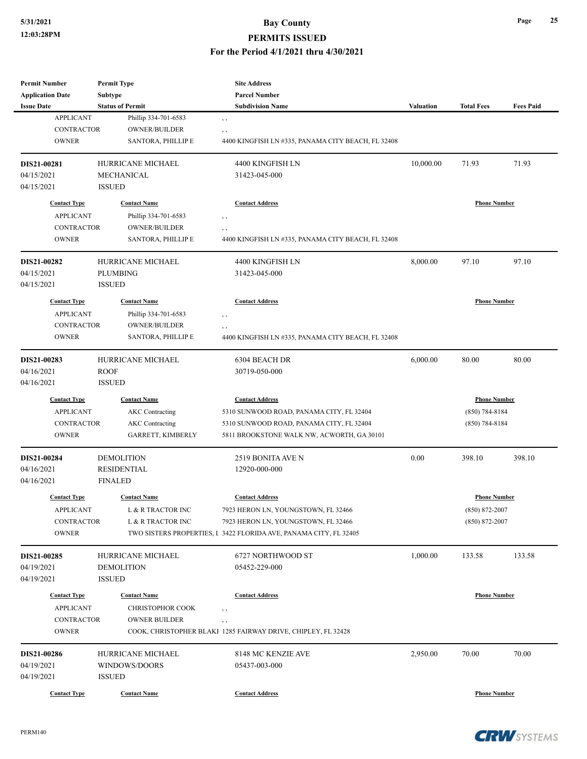| Permit Number | Permit Type | Site Address | | | |
|---|---|---|---|---|---|
| Application Date | Subtype | Parcel Number | | | |
| Issue Date | Status of Permit | Subdivision Name | Valuation | Total Fees | Fees Paid |

| Contact Type | Contact Name | Contact Address | Phone Number |
|---|---|---|---|
| APPLICANT | Phillip 334-701-6583 | , , | |
| CONTRACTOR | OWNER/BUILDER | , , | |
| OWNER | SANTORA, PHILLIP E | 4400 KINGFISH LN #335, PANAMA CITY BEACH, FL 32408 | |

| DIS21-00281 | HURRICANE MICHAEL | 4400 KINGFISH LN | 10,000.00 | 71.93 | 71.93 |
|---|---|---|---|---|---|
| 04/15/2021 | MECHANICAL | 31423-045-000 | | | |
| 04/15/2021 | ISSUED | | | | |

| Contact Type | Contact Name | Contact Address | Phone Number |
|---|---|---|---|
| APPLICANT | Phillip 334-701-6583 | , , | |
| CONTRACTOR | OWNER/BUILDER | , , | |
| OWNER | SANTORA, PHILLIP E | 4400 KINGFISH LN #335, PANAMA CITY BEACH, FL 32408 | |

| DIS21-00282 | HURRICANE MICHAEL | 4400 KINGFISH LN | 8,000.00 | 97.10 | 97.10 |
|---|---|---|---|---|---|
| 04/15/2021 | PLUMBING | 31423-045-000 | | | |
| 04/15/2021 | ISSUED | | | | |

| Contact Type | Contact Name | Contact Address | Phone Number |
|---|---|---|---|
| APPLICANT | Phillip 334-701-6583 | , , | |
| CONTRACTOR | OWNER/BUILDER | , , | |
| OWNER | SANTORA, PHILLIP E | 4400 KINGFISH LN #335, PANAMA CITY BEACH, FL 32408 | |

| DIS21-00283 | HURRICANE MICHAEL | 6304 BEACH DR | 6,000.00 | 80.00 | 80.00 |
|---|---|---|---|---|---|
| 04/16/2021 | ROOF | 30719-050-000 | | | |
| 04/16/2021 | ISSUED | | | | |

| Contact Type | Contact Name | Contact Address | Phone Number |
|---|---|---|---|
| APPLICANT | AKC Contracting | 5310 SUNWOOD ROAD, PANAMA CITY, FL 32404 | (850) 784-8184 |
| CONTRACTOR | AKC Contracting | 5310 SUNWOOD ROAD, PANAMA CITY, FL 32404 | (850) 784-8184 |
| OWNER | GARRETT, KIMBERLY | 5811 BROOKSTONE WALK NW, ACWORTH, GA 30101 | |

| DIS21-00284 | DEMOLITION | 2519 BONITA AVE N | 0.00 | 398.10 | 398.10 |
|---|---|---|---|---|---|
| 04/16/2021 | RESIDENTIAL | 12920-000-000 | | | |
| 04/16/2021 | FINALED | | | | |

| Contact Type | Contact Name | Contact Address | Phone Number |
|---|---|---|---|
| APPLICANT | L & R TRACTOR INC | 7923 HERON LN, YOUNGSTOWN, FL 32466 | (850) 872-2007 |
| CONTRACTOR | L & R TRACTOR INC | 7923 HERON LN, YOUNGSTOWN, FL 32466 | (850) 872-2007 |
| OWNER | TWO SISTERS PROPERTIES, L | 3422 FLORIDA AVE, PANAMA CITY, FL 32405 | |

| DIS21-00285 | HURRICANE MICHAEL | 6727 NORTHWOOD ST | 1,000.00 | 133.58 | 133.58 |
|---|---|---|---|---|---|
| 04/19/2021 | DEMOLITION | 05452-229-000 | | | |
| 04/19/2021 | ISSUED | | | | |

| Contact Type | Contact Name | Contact Address | Phone Number |
|---|---|---|---|
| APPLICANT | CHRISTOPHOR COOK | , , | |
| CONTRACTOR | OWNER BUILDER | , , | |
| OWNER | COOK, CHRISTOPHER BLAKI | 1285 FAIRWAY DRIVE, CHIPLEY, FL 32428 | |

| DIS21-00286 | HURRICANE MICHAEL | 8148 MC KENZIE AVE | 2,950.00 | 70.00 | 70.00 |
|---|---|---|---|---|---|
| 04/19/2021 | WINDOWS/DOORS | 05437-003-000 | | | |
| 04/19/2021 | ISSUED | | | | |

| Contact Type | Contact Name | Contact Address | Phone Number |
|---|---|---|---|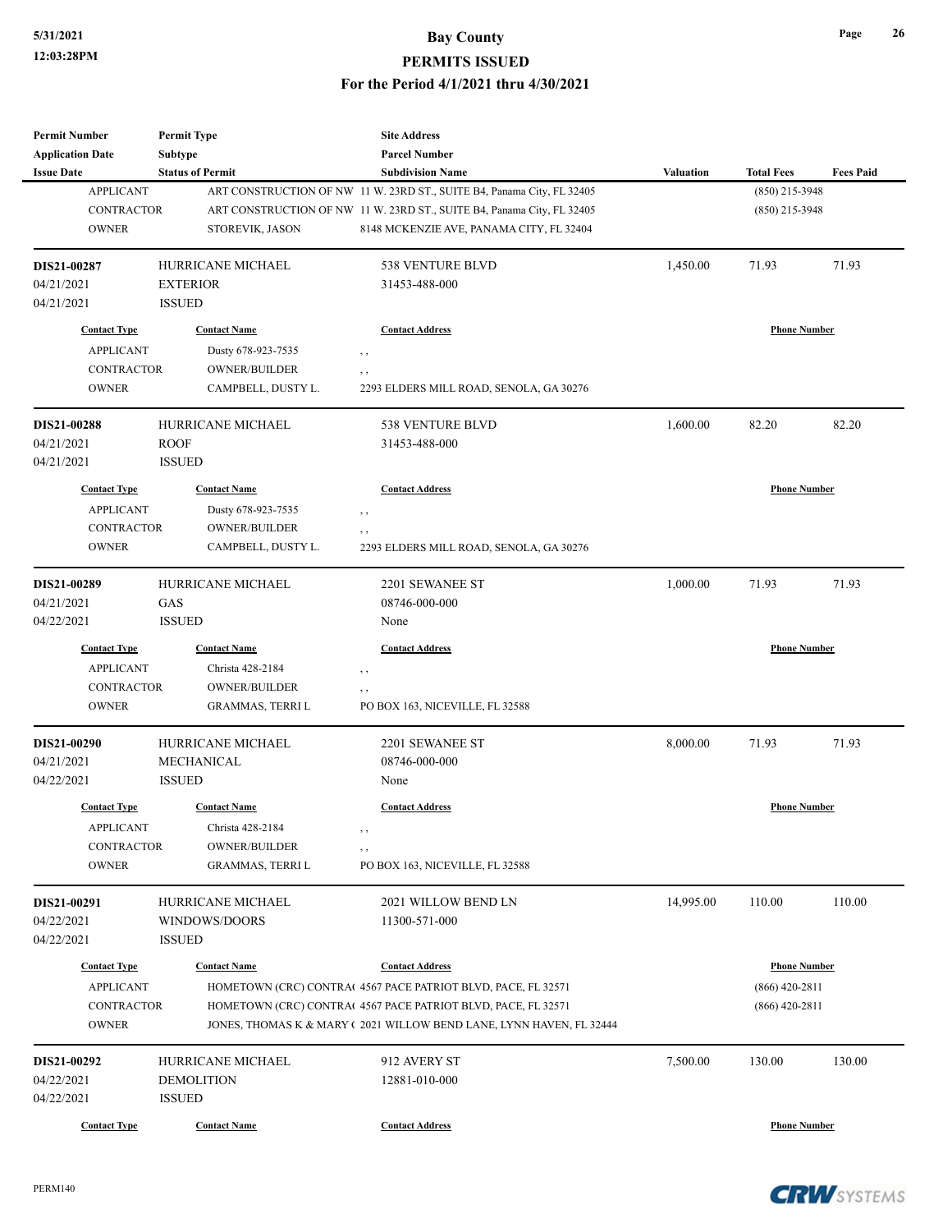| Permit Number | Permit Type | Site Address | | | |
|---|---|---|---|---|---|
| Application Date | Subtype | Parcel Number | | | |
| Issue Date | Status of Permit | Subdivision Name | Valuation | Total Fees | Fees Paid |
| APPLICANT | ART CONSTRUCTION OF NW | 11 W. 23RD ST., SUITE B4, Panama City, FL 32405 | | (850) 215-3948 | |
| CONTRACTOR | ART CONSTRUCTION OF NW | 11 W. 23RD ST., SUITE B4, Panama City, FL 32405 | | (850) 215-3948 | |
| OWNER | STOREVIK, JASON | 8148 MCKENZIE AVE, PANAMA CITY, FL 32404 | | | |
| **DIS21-00287** | HURRICANE MICHAEL | 538 VENTURE BLVD | 1,450.00 | 71.93 | 71.93 |
| 04/21/2021 | EXTERIOR | 31453-488-000 | | | |
| 04/21/2021 | ISSUED | | | | |
| Contact Type | Contact Name | Contact Address | | Phone Number | |
| APPLICANT | Dusty 678-923-7535 | , , | | | |
| CONTRACTOR | OWNER/BUILDER | , , | | | |
| OWNER | CAMPBELL, DUSTY L. | 2293 ELDERS MILL ROAD, SENOLA, GA 30276 | | | |
| **DIS21-00288** | HURRICANE MICHAEL | 538 VENTURE BLVD | 1,600.00 | 82.20 | 82.20 |
| 04/21/2021 | ROOF | 31453-488-000 | | | |
| 04/21/2021 | ISSUED | | | | |
| Contact Type | Contact Name | Contact Address | | Phone Number | |
| APPLICANT | Dusty 678-923-7535 | , , | | | |
| CONTRACTOR | OWNER/BUILDER | , , | | | |
| OWNER | CAMPBELL, DUSTY L. | 2293 ELDERS MILL ROAD, SENOLA, GA 30276 | | | |
| **DIS21-00289** | HURRICANE MICHAEL | 2201 SEWANEE ST | 1,000.00 | 71.93 | 71.93 |
| 04/21/2021 | GAS | 08746-000-000 | | | |
| 04/22/2021 | ISSUED | None | | | |
| Contact Type | Contact Name | Contact Address | | Phone Number | |
| APPLICANT | Christa 428-2184 | , , | | | |
| CONTRACTOR | OWNER/BUILDER | , , | | | |
| OWNER | GRAMMAS, TERRI L | PO BOX 163, NICEVILLE, FL 32588 | | | |
| **DIS21-00290** | HURRICANE MICHAEL | 2201 SEWANEE ST | 8,000.00 | 71.93 | 71.93 |
| 04/21/2021 | MECHANICAL | 08746-000-000 | | | |
| 04/22/2021 | ISSUED | None | | | |
| Contact Type | Contact Name | Contact Address | | Phone Number | |
| APPLICANT | Christa 428-2184 | , , | | | |
| CONTRACTOR | OWNER/BUILDER | , , | | | |
| OWNER | GRAMMAS, TERRI L | PO BOX 163, NICEVILLE, FL 32588 | | | |
| **DIS21-00291** | HURRICANE MICHAEL | 2021 WILLOW BEND LN | 14,995.00 | 110.00 | 110.00 |
| 04/22/2021 | WINDOWS/DOORS | 11300-571-000 | | | |
| 04/22/2021 | ISSUED | | | | |
| Contact Type | Contact Name | Contact Address | | Phone Number | |
| APPLICANT | HOMETOWN (CRC) CONTRA( | 4567 PACE PATRIOT BLVD, PACE, FL 32571 | | (866) 420-2811 | |
| CONTRACTOR | HOMETOWN (CRC) CONTRA( | 4567 PACE PATRIOT BLVD, PACE, FL 32571 | | (866) 420-2811 | |
| OWNER | JONES, THOMAS K & MARY ( | 2021 WILLOW BEND LANE, LYNN HAVEN, FL 32444 | | | |
| **DIS21-00292** | HURRICANE MICHAEL | 912 AVERY ST | 7,500.00 | 130.00 | 130.00 |
| 04/22/2021 | DEMOLITION | 12881-010-000 | | | |
| 04/22/2021 | ISSUED | | | | |
| Contact Type | Contact Name | Contact Address | | Phone Number | |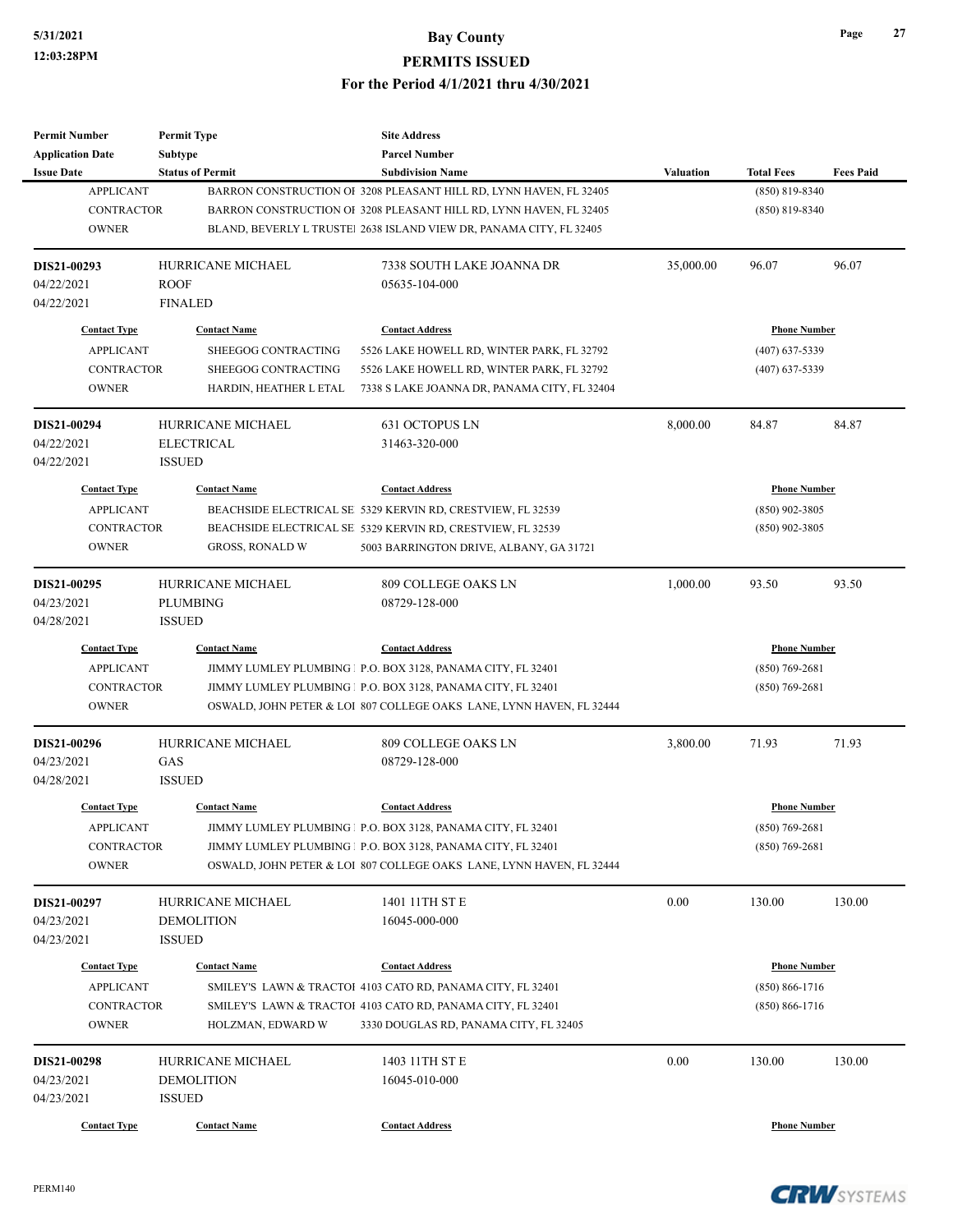| Permit Number | Permit Type | Site Address | | | |
|---|---|---|---|---|---|
| Application Date | Subtype | Parcel Number | | | |
| Issue Date | Status of Permit | Subdivision Name | Valuation | Total Fees | Fees Paid |

| Contact Type | Contact Name | Contact Address | Phone Number |
|---|---|---|---|
| APPLICANT | BARRON CONSTRUCTION OF | 3208 PLEASANT HILL RD, LYNN HAVEN, FL 32405 | (850) 819-8340 |
| CONTRACTOR | BARRON CONSTRUCTION OF | 3208 PLEASANT HILL RD, LYNN HAVEN, FL 32405 | (850) 819-8340 |
| OWNER | BLAND, BEVERLY L TRUSTEE | 2638 ISLAND VIEW DR, PANAMA CITY, FL 32405 | |

| DIS21-00293 | HURRICANE MICHAEL | 7338 SOUTH LAKE JOANNA DR | 35,000.00 | 96.07 | 96.07 |
|---|---|---|---|---|---|
| 04/22/2021 | ROOF | 05635-104-000 | | | |
| 04/22/2021 | FINALED | | | | |

| Contact Type | Contact Name | Contact Address | Phone Number |
|---|---|---|---|
| APPLICANT | SHEEGOG CONTRACTING | 5526 LAKE HOWELL RD, WINTER PARK, FL 32792 | (407) 637-5339 |
| CONTRACTOR | SHEEGOG CONTRACTING | 5526 LAKE HOWELL RD, WINTER PARK, FL 32792 | (407) 637-5339 |
| OWNER | HARDIN, HEATHER L ETAL | 7338 S LAKE JOANNA DR, PANAMA CITY, FL 32404 | |

| DIS21-00294 | HURRICANE MICHAEL | 631 OCTOPUS LN | 8,000.00 | 84.87 | 84.87 |
|---|---|---|---|---|---|
| 04/22/2021 | ELECTRICAL | 31463-320-000 | | | |
| 04/22/2021 | ISSUED | | | | |

| Contact Type | Contact Name | Contact Address | Phone Number |
|---|---|---|---|
| APPLICANT | BEACHSIDE ELECTRICAL SE | 5329 KERVIN RD, CRESTVIEW, FL 32539 | (850) 902-3805 |
| CONTRACTOR | BEACHSIDE ELECTRICAL SE | 5329 KERVIN RD, CRESTVIEW, FL 32539 | (850) 902-3805 |
| OWNER | GROSS, RONALD W | 5003 BARRINGTON DRIVE, ALBANY, GA 31721 | |

| DIS21-00295 | HURRICANE MICHAEL | 809 COLLEGE OAKS LN | 1,000.00 | 93.50 | 93.50 |
|---|---|---|---|---|---|
| 04/23/2021 | PLUMBING | 08729-128-000 | | | |
| 04/28/2021 | ISSUED | | | | |

| Contact Type | Contact Name | Contact Address | Phone Number |
|---|---|---|---|
| APPLICANT | JIMMY LUMLEY PLUMBING | P.O. BOX 3128, PANAMA CITY, FL 32401 | (850) 769-2681 |
| CONTRACTOR | JIMMY LUMLEY PLUMBING | P.O. BOX 3128, PANAMA CITY, FL 32401 | (850) 769-2681 |
| OWNER | OSWALD, JOHN PETER & LOI | 807 COLLEGE OAKS LANE, LYNN HAVEN, FL 32444 | |

| DIS21-00296 | HURRICANE MICHAEL | 809 COLLEGE OAKS LN | 3,800.00 | 71.93 | 71.93 |
|---|---|---|---|---|---|
| 04/23/2021 | GAS | 08729-128-000 | | | |
| 04/28/2021 | ISSUED | | | | |

| Contact Type | Contact Name | Contact Address | Phone Number |
|---|---|---|---|
| APPLICANT | JIMMY LUMLEY PLUMBING | P.O. BOX 3128, PANAMA CITY, FL 32401 | (850) 769-2681 |
| CONTRACTOR | JIMMY LUMLEY PLUMBING | P.O. BOX 3128, PANAMA CITY, FL 32401 | (850) 769-2681 |
| OWNER | OSWALD, JOHN PETER & LOI | 807 COLLEGE OAKS LANE, LYNN HAVEN, FL 32444 | |

| DIS21-00297 | HURRICANE MICHAEL | 1401 11TH ST E | 0.00 | 130.00 | 130.00 |
|---|---|---|---|---|---|
| 04/23/2021 | DEMOLITION | 16045-000-000 | | | |
| 04/23/2021 | ISSUED | | | | |

| Contact Type | Contact Name | Contact Address | Phone Number |
|---|---|---|---|
| APPLICANT | SMILEY'S LAWN & TRACTOI | 4103 CATO RD, PANAMA CITY, FL 32401 | (850) 866-1716 |
| CONTRACTOR | SMILEY'S LAWN & TRACTOI | 4103 CATO RD, PANAMA CITY, FL 32401 | (850) 866-1716 |
| OWNER | HOLZMAN, EDWARD W | 3330 DOUGLAS RD, PANAMA CITY, FL 32405 | |

| DIS21-00298 | HURRICANE MICHAEL | 1403 11TH ST E | 0.00 | 130.00 | 130.00 |
|---|---|---|---|---|---|
| 04/23/2021 | DEMOLITION | 16045-010-000 | | | |
| 04/23/2021 | ISSUED | | | | |

| Contact Type | Contact Name | Contact Address | Phone Number |
|---|---|---|---|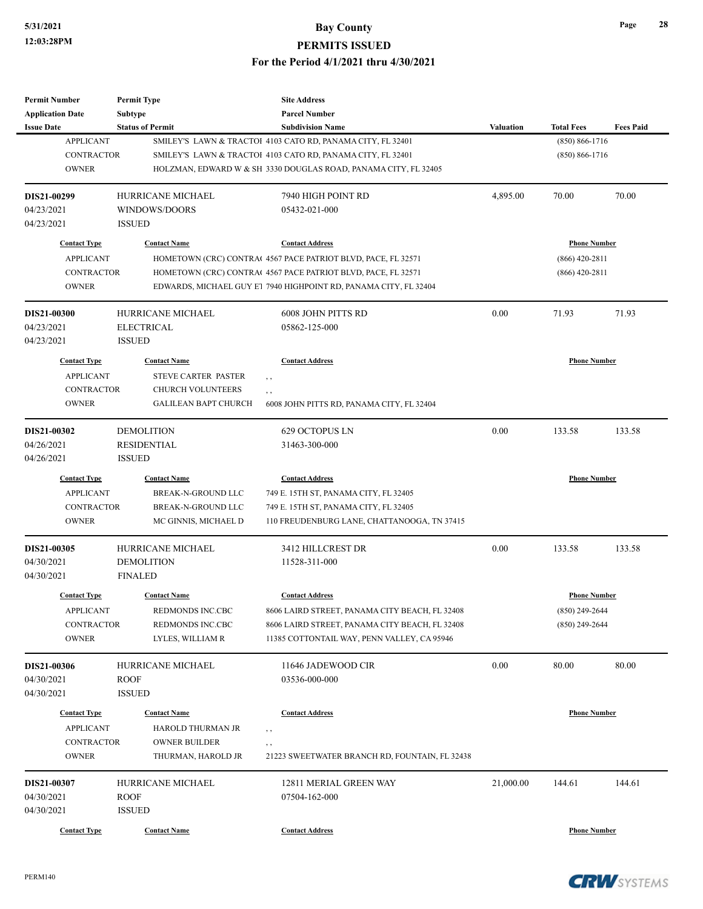| Permit Number | Permit Type | Site Address | | | |
|---|---|---|---|---|---|
| Application Date | Subtype | Parcel Number | | | |
| Issue Date | Status of Permit | Subdivision Name | Valuation | Total Fees | Fees Paid |

| Contact Type | Contact Name | Contact Address | Phone Number |
|---|---|---|---|
| APPLICANT | SMILEY'S LAWN & TRACTOI | 4103 CATO RD, PANAMA CITY, FL 32401 | (850) 866-1716 |
| CONTRACTOR | SMILEY'S LAWN & TRACTOI | 4103 CATO RD, PANAMA CITY, FL 32401 | (850) 866-1716 |
| OWNER | HOLZMAN, EDWARD W & SH | 3330 DOUGLAS ROAD, PANAMA CITY, FL 32405 | |

| DIS21-00299 | HURRICANE MICHAEL | 7940 HIGH POINT RD | 4,895.00 | 70.00 | 70.00 |
|---|---|---|---|---|---|
| 04/23/2021 | WINDOWS/DOORS | 05432-021-000 | | | |
| 04/23/2021 | ISSUED | | | | |

| Contact Type | Contact Name | Contact Address | Phone Number |
|---|---|---|---|
| APPLICANT | HOMETOWN (CRC) CONTRA( | 4567 PACE PATRIOT BLVD, PACE, FL 32571 | (866) 420-2811 |
| CONTRACTOR | HOMETOWN (CRC) CONTRA( | 4567 PACE PATRIOT BLVD, PACE, FL 32571 | (866) 420-2811 |
| OWNER | EDWARDS, MICHAEL GUY E1 | 7940 HIGHPOINT RD, PANAMA CITY, FL 32404 | |

| DIS21-00300 | HURRICANE MICHAEL | 6008 JOHN PITTS RD | 0.00 | 71.93 | 71.93 |
|---|---|---|---|---|---|
| 04/23/2021 | ELECTRICAL | 05862-125-000 | | | |
| 04/23/2021 | ISSUED | | | | |

| Contact Type | Contact Name | Contact Address | Phone Number |
|---|---|---|---|
| APPLICANT | STEVE CARTER PASTER | , , | |
| CONTRACTOR | CHURCH VOLUNTEERS | , , | |
| OWNER | GALILEAN BAPT CHURCH | 6008 JOHN PITTS RD, PANAMA CITY, FL 32404 | |

| DIS21-00302 | DEMOLITION | 629 OCTOPUS LN | 0.00 | 133.58 | 133.58 |
|---|---|---|---|---|---|
| 04/26/2021 | RESIDENTIAL | 31463-300-000 | | | |
| 04/26/2021 | ISSUED | | | | |

| Contact Type | Contact Name | Contact Address | Phone Number |
|---|---|---|---|
| APPLICANT | BREAK-N-GROUND LLC | 749 E. 15TH ST, PANAMA CITY, FL 32405 | |
| CONTRACTOR | BREAK-N-GROUND LLC | 749 E. 15TH ST, PANAMA CITY, FL 32405 | |
| OWNER | MC GINNIS, MICHAEL D | 110 FREUDENBURG LANE, CHATTANOOGA, TN 37415 | |

| DIS21-00305 | HURRICANE MICHAEL | 3412 HILLCREST DR | 0.00 | 133.58 | 133.58 |
|---|---|---|---|---|---|
| 04/30/2021 | DEMOLITION | 11528-311-000 | | | |
| 04/30/2021 | FINALED | | | | |

| Contact Type | Contact Name | Contact Address | Phone Number |
|---|---|---|---|
| APPLICANT | REDMONDS INC.CBC | 8606 LAIRD STREET, PANAMA CITY BEACH, FL 32408 | (850) 249-2644 |
| CONTRACTOR | REDMONDS INC.CBC | 8606 LAIRD STREET, PANAMA CITY BEACH, FL 32408 | (850) 249-2644 |
| OWNER | LYLES, WILLIAM R | 11385 COTTONTAIL WAY, PENN VALLEY, CA 95946 | |

| DIS21-00306 | HURRICANE MICHAEL | 11646 JADEWOOD CIR | 0.00 | 80.00 | 80.00 |
|---|---|---|---|---|---|
| 04/30/2021 | ROOF | 03536-000-000 | | | |
| 04/30/2021 | ISSUED | | | | |

| Contact Type | Contact Name | Contact Address | Phone Number |
|---|---|---|---|
| APPLICANT | HAROLD THURMAN JR | , , | |
| CONTRACTOR | OWNER BUILDER | , , | |
| OWNER | THURMAN, HAROLD JR | 21223 SWEETWATER BRANCH RD, FOUNTAIN, FL 32438 | |

| DIS21-00307 | HURRICANE MICHAEL | 12811 MERIAL GREEN WAY | 21,000.00 | 144.61 | 144.61 |
|---|---|---|---|---|---|
| 04/30/2021 | ROOF | 07504-162-000 | | | |
| 04/30/2021 | ISSUED | | | | |

| Contact Type | Contact Name | Contact Address | Phone Number |
|---|---|---|---|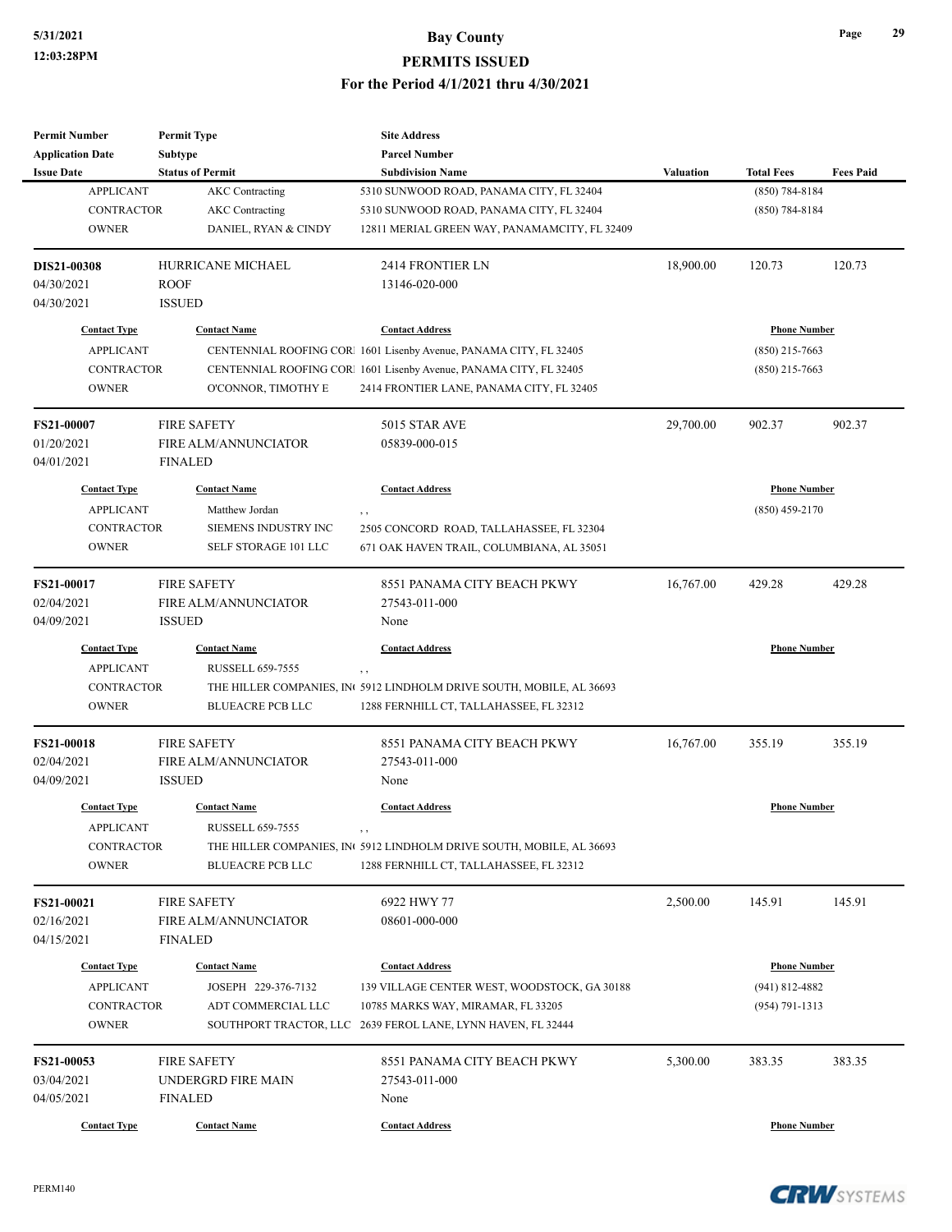| Permit Number<br>Application Date<br>Issue Date | Permit Type<br>Subtype<br>Status of Permit | Site Address<br>Parcel Number<br>Subdivision Name | Valuation | Total Fees | Fees Paid |
|---|---|---|---|---|---|
| APPLICANT | AKC Contracting | 5310 SUNWOOD ROAD, PANAMA CITY, FL 32404 | | (850) 784-8184 | |
| CONTRACTOR | AKC Contracting | 5310 SUNWOOD ROAD, PANAMA CITY, FL 32404 | | (850) 784-8184 | |
| OWNER | DANIEL, RYAN & CINDY | 12811 MERIAL GREEN WAY, PANAMAMCITY, FL 32409 | | | |

**DIS21-00308** | HURRICANE MICHAEL | 2414 FRONTIER LN | 18,900.00 | 120.73 | 120.73
04/30/2021 | ROOF | 13146-020-000
04/30/2021 | ISSUED

| Contact Type | Contact Name | Contact Address | Phone Number |
|---|---|---|---|
| APPLICANT | CENTENNIAL ROOFING COR | 1601 Lisenby Avenue, PANAMA CITY, FL 32405 | (850) 215-7663 |
| CONTRACTOR | CENTENNIAL ROOFING COR | 1601 Lisenby Avenue, PANAMA CITY, FL 32405 | (850) 215-7663 |
| OWNER | O'CONNOR, TIMOTHY E | 2414 FRONTIER LANE, PANAMA CITY, FL 32405 | |

**FS21-00007** | FIRE SAFETY | 5015 STAR AVE | 29,700.00 | 902.37 | 902.37
01/20/2021 | FIRE ALM/ANNUNCIATOR | 05839-000-015
04/01/2021 | FINALED

| Contact Type | Contact Name | Contact Address | Phone Number |
|---|---|---|---|
| APPLICANT | Matthew Jordan | , , | (850) 459-2170 |
| CONTRACTOR | SIEMENS INDUSTRY INC | 2505 CONCORD ROAD, TALLAHASSEE, FL 32304 | |
| OWNER | SELF STORAGE 101 LLC | 671 OAK HAVEN TRAIL, COLUMBIANA, AL 35051 | |

**FS21-00017** | FIRE SAFETY | 8551 PANAMA CITY BEACH PKWY | 16,767.00 | 429.28 | 429.28
02/04/2021 | FIRE ALM/ANNUNCIATOR | 27543-011-000
04/09/2021 | ISSUED | None

| Contact Type | Contact Name | Contact Address | Phone Number |
|---|---|---|---|
| APPLICANT | RUSSELL 659-7555 | , , | |
| CONTRACTOR | THE HILLER COMPANIES, IN | 5912 LINDHOLM DRIVE SOUTH, MOBILE, AL 36693 | |
| OWNER | BLUEACRE PCB LLC | 1288 FERNHILL CT, TALLAHASSEE, FL 32312 | |

**FS21-00018** | FIRE SAFETY | 8551 PANAMA CITY BEACH PKWY | 16,767.00 | 355.19 | 355.19
02/04/2021 | FIRE ALM/ANNUNCIATOR | 27543-011-000
04/09/2021 | ISSUED | None

| Contact Type | Contact Name | Contact Address | Phone Number |
|---|---|---|---|
| APPLICANT | RUSSELL 659-7555 | , , | |
| CONTRACTOR | THE HILLER COMPANIES, IN | 5912 LINDHOLM DRIVE SOUTH, MOBILE, AL 36693 | |
| OWNER | BLUEACRE PCB LLC | 1288 FERNHILL CT, TALLAHASSEE, FL 32312 | |

**FS21-00021** | FIRE SAFETY | 6922 HWY 77 | 2,500.00 | 145.91 | 145.91
02/16/2021 | FIRE ALM/ANNUNCIATOR | 08601-000-000
04/15/2021 | FINALED

| Contact Type | Contact Name | Contact Address | Phone Number |
|---|---|---|---|
| APPLICANT | JOSEPH 229-376-7132 | 139 VILLAGE CENTER WEST, WOODSTOCK, GA 30188 | (941) 812-4882 |
| CONTRACTOR | ADT COMMERCIAL LLC | 10785 MARKS WAY, MIRAMAR, FL 33205 | (954) 791-1313 |
| OWNER | SOUTHPORT TRACTOR, LLC | 2639 FEROL LANE, LYNN HAVEN, FL 32444 | |

**FS21-00053** | FIRE SAFETY | 8551 PANAMA CITY BEACH PKWY | 5,300.00 | 383.35 | 383.35
03/04/2021 | UNDERGRD FIRE MAIN | 27543-011-000
04/05/2021 | FINALED | None

| Contact Type | Contact Name | Contact Address | Phone Number |
|---|---|---|---|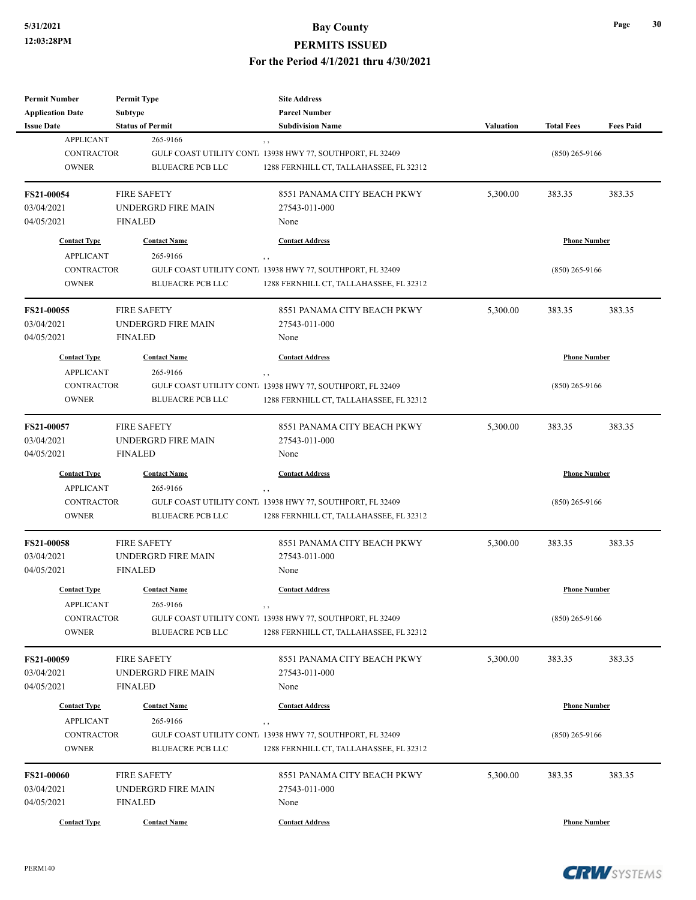| Permit Number | Permit Type | Site Address | | | |
|---|---|---|---|---|---|
| Application Date | Subtype | Parcel Number | | | |
| Issue Date | Status of Permit | Subdivision Name | Valuation | Total Fees | Fees Paid |

| Contact Type | Contact Name | Contact Address | Phone Number |
|---|---|---|---|
| APPLICANT | 265-9166 | , , | |
| CONTRACTOR | GULF COAST UTILITY CONT. | 13938 HWY 77, SOUTHPORT, FL 32409 | (850) 265-9166 |
| OWNER | BLUEACRE PCB LLC | 1288 FERNHILL CT, TALLAHASSEE, FL 32312 | |

| **FS21-00054** | FIRE SAFETY | 8551 PANAMA CITY BEACH PKWY | 5,300.00 | 383.35 | 383.35 |
|---|---|---|---|---|---|
| 03/04/2021 | UNDERGRD FIRE MAIN | 27543-011-000 | | | |
| 04/05/2021 | FINALED | None | | | |

| Contact Type | Contact Name | Contact Address | Phone Number |
|---|---|---|---|
| APPLICANT | 265-9166 | , , | |
| CONTRACTOR | GULF COAST UTILITY CONT. | 13938 HWY 77, SOUTHPORT, FL 32409 | (850) 265-9166 |
| OWNER | BLUEACRE PCB LLC | 1288 FERNHILL CT, TALLAHASSEE, FL 32312 | |

| **FS21-00055** | FIRE SAFETY | 8551 PANAMA CITY BEACH PKWY | 5,300.00 | 383.35 | 383.35 |
|---|---|---|---|---|---|
| 03/04/2021 | UNDERGRD FIRE MAIN | 27543-011-000 | | | |
| 04/05/2021 | FINALED | None | | | |

| Contact Type | Contact Name | Contact Address | Phone Number |
|---|---|---|---|
| APPLICANT | 265-9166 | , , | |
| CONTRACTOR | GULF COAST UTILITY CONT. | 13938 HWY 77, SOUTHPORT, FL 32409 | (850) 265-9166 |
| OWNER | BLUEACRE PCB LLC | 1288 FERNHILL CT, TALLAHASSEE, FL 32312 | |

| **FS21-00057** | FIRE SAFETY | 8551 PANAMA CITY BEACH PKWY | 5,300.00 | 383.35 | 383.35 |
|---|---|---|---|---|---|
| 03/04/2021 | UNDERGRD FIRE MAIN | 27543-011-000 | | | |
| 04/05/2021 | FINALED | None | | | |

| Contact Type | Contact Name | Contact Address | Phone Number |
|---|---|---|---|
| APPLICANT | 265-9166 | , , | |
| CONTRACTOR | GULF COAST UTILITY CONT. | 13938 HWY 77, SOUTHPORT, FL 32409 | (850) 265-9166 |
| OWNER | BLUEACRE PCB LLC | 1288 FERNHILL CT, TALLAHASSEE, FL 32312 | |

| **FS21-00058** | FIRE SAFETY | 8551 PANAMA CITY BEACH PKWY | 5,300.00 | 383.35 | 383.35 |
|---|---|---|---|---|---|
| 03/04/2021 | UNDERGRD FIRE MAIN | 27543-011-000 | | | |
| 04/05/2021 | FINALED | None | | | |

| Contact Type | Contact Name | Contact Address | Phone Number |
|---|---|---|---|
| APPLICANT | 265-9166 | , , | |
| CONTRACTOR | GULF COAST UTILITY CONT. | 13938 HWY 77, SOUTHPORT, FL 32409 | (850) 265-9166 |
| OWNER | BLUEACRE PCB LLC | 1288 FERNHILL CT, TALLAHASSEE, FL 32312 | |

| **FS21-00059** | FIRE SAFETY | 8551 PANAMA CITY BEACH PKWY | 5,300.00 | 383.35 | 383.35 |
|---|---|---|---|---|---|
| 03/04/2021 | UNDERGRD FIRE MAIN | 27543-011-000 | | | |
| 04/05/2021 | FINALED | None | | | |

| Contact Type | Contact Name | Contact Address | Phone Number |
|---|---|---|---|
| APPLICANT | 265-9166 | , , | |
| CONTRACTOR | GULF COAST UTILITY CONT. | 13938 HWY 77, SOUTHPORT, FL 32409 | (850) 265-9166 |
| OWNER | BLUEACRE PCB LLC | 1288 FERNHILL CT, TALLAHASSEE, FL 32312 | |

| **FS21-00060** | FIRE SAFETY | 8551 PANAMA CITY BEACH PKWY | 5,300.00 | 383.35 | 383.35 |
|---|---|---|---|---|---|
| 03/04/2021 | UNDERGRD FIRE MAIN | 27543-011-000 | | | |
| 04/05/2021 | FINALED | None | | | |

| Contact Type | Contact Name | Contact Address | Phone Number |
|---|---|---|---|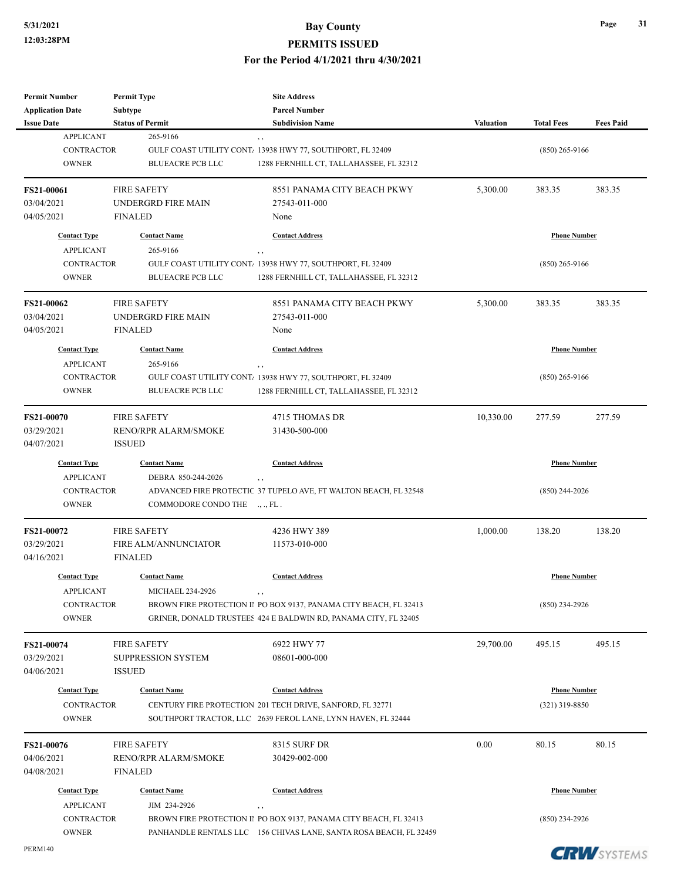| Permit Number | Permit Type | Site Address | | | |
|---|---|---|---|---|---|
| Application Date | Subtype | Parcel Number | | | |
| Issue Date | Status of Permit | Subdivision Name | Valuation | Total Fees | Fees Paid |

| Contact Type | Contact Name | Contact Address | Phone Number |
|---|---|---|---|
| APPLICANT | 265-9166 | , , | |
| CONTRACTOR | GULF COAST UTILITY CONT. | 13938 HWY 77, SOUTHPORT, FL 32409 | (850) 265-9166 |
| OWNER | BLUEACRE PCB LLC | 1288 FERNHILL CT, TALLAHASSEE, FL 32312 | |

| FS21-00061 | FIRE SAFETY | 8551 PANAMA CITY BEACH PKWY | 5,300.00 | 383.35 | 383.35 |
|---|---|---|---|---|---|
| 03/04/2021 | UNDERGRD FIRE MAIN | 27543-011-000 | | | |
| 04/05/2021 | FINALED | None | | | |

| Contact Type | Contact Name | Contact Address | Phone Number |
|---|---|---|---|
| APPLICANT | 265-9166 | , , | |
| CONTRACTOR | GULF COAST UTILITY CONT. | 13938 HWY 77, SOUTHPORT, FL 32409 | (850) 265-9166 |
| OWNER | BLUEACRE PCB LLC | 1288 FERNHILL CT, TALLAHASSEE, FL 32312 | |

| FS21-00062 | FIRE SAFETY | 8551 PANAMA CITY BEACH PKWY | 5,300.00 | 383.35 | 383.35 |
|---|---|---|---|---|---|
| 03/04/2021 | UNDERGRD FIRE MAIN | 27543-011-000 | | | |
| 04/05/2021 | FINALED | None | | | |

| Contact Type | Contact Name | Contact Address | Phone Number |
|---|---|---|---|
| APPLICANT | 265-9166 | , , | |
| CONTRACTOR | GULF COAST UTILITY CONT. | 13938 HWY 77, SOUTHPORT, FL 32409 | (850) 265-9166 |
| OWNER | BLUEACRE PCB LLC | 1288 FERNHILL CT, TALLAHASSEE, FL 32312 | |

| FS21-00070 | FIRE SAFETY | 4715 THOMAS DR | 10,330.00 | 277.59 | 277.59 |
|---|---|---|---|---|---|
| 03/29/2021 | RENO/RPR ALARM/SMOKE | 31430-500-000 | | | |
| 04/07/2021 | ISSUED | | | | |

| Contact Type | Contact Name | Contact Address | Phone Number |
|---|---|---|---|
| APPLICANT | DEBRA 850-244-2026 | , , | |
| CONTRACTOR | ADVANCED FIRE PROTECTIC | 37 TUPELO AVE, FT WALTON BEACH, FL 32548 | (850) 244-2026 |
| OWNER | COMMODORE CONDO THE | ., ., FL . | |

| FS21-00072 | FIRE SAFETY | 4236 HWY 389 | 1,000.00 | 138.20 | 138.20 |
|---|---|---|---|---|---|
| 03/29/2021 | FIRE ALM/ANNUNCIATOR | 11573-010-000 | | | |
| 04/16/2021 | FINALED | | | | |

| Contact Type | Contact Name | Contact Address | Phone Number |
|---|---|---|---|
| APPLICANT | MICHAEL 234-2926 | , , | |
| CONTRACTOR | BROWN FIRE PROTECTION I | PO BOX 9137, PANAMA CITY BEACH, FL 32413 | (850) 234-2926 |
| OWNER | GRINER, DONALD TRUSTEES | 424 E BALDWIN RD, PANAMA CITY, FL 32405 | |

| FS21-00074 | FIRE SAFETY | 6922 HWY 77 | 29,700.00 | 495.15 | 495.15 |
|---|---|---|---|---|---|
| 03/29/2021 | SUPPRESSION SYSTEM | 08601-000-000 | | | |
| 04/06/2021 | ISSUED | | | | |

| Contact Type | Contact Name | Contact Address | Phone Number |
|---|---|---|---|
| CONTRACTOR | CENTURY FIRE PROTECTION | 201 TECH DRIVE, SANFORD, FL 32771 | (321) 319-8850 |
| OWNER | SOUTHPORT TRACTOR, LLC | 2639 FEROL LANE, LYNN HAVEN, FL 32444 | |

| FS21-00076 | FIRE SAFETY | 8315 SURF DR | 0.00 | 80.15 | 80.15 |
|---|---|---|---|---|---|
| 04/06/2021 | RENO/RPR ALARM/SMOKE | 30429-002-000 | | | |
| 04/08/2021 | FINALED | | | | |

| Contact Type | Contact Name | Contact Address | Phone Number |
|---|---|---|---|
| APPLICANT | JIM 234-2926 | , , | |
| CONTRACTOR | BROWN FIRE PROTECTION I | PO BOX 9137, PANAMA CITY BEACH, FL 32413 | (850) 234-2926 |
| OWNER | PANHANDLE RENTALS LLC | 156 CHIVAS LANE, SANTA ROSA BEACH, FL 32459 | |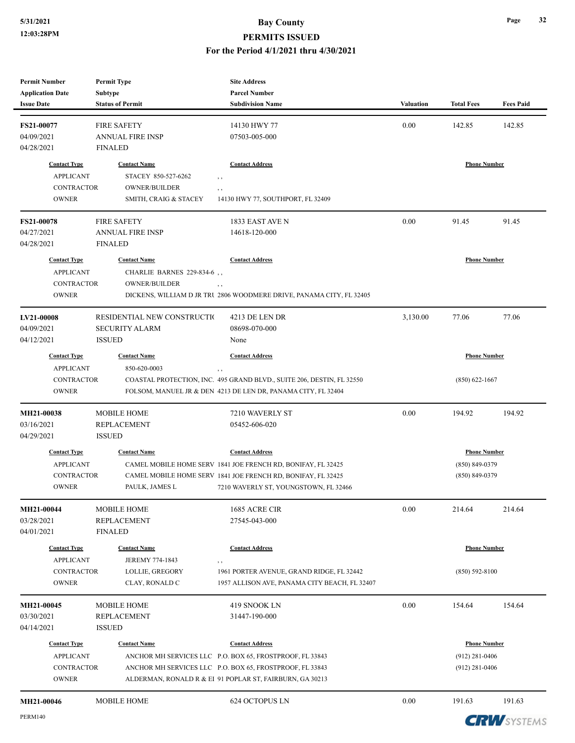# Bay County
## PERMITS ISSUED
### For the Period 4/1/2021 thru 4/30/2021

| Permit Number / Application Date / Issue Date | Permit Type / Subtype / Status of Permit | Site Address / Parcel Number / Subdivision Name | Valuation | Total Fees | Fees Paid |
|---|---|---|---|---|---|
| **FS21-00077** | FIRE SAFETY | 14130 HWY 77 | 0.00 | 142.85 | 142.85 |
| 04/09/2021 | ANNUAL FIRE INSP | 07503-005-000 | | | |
| 04/28/2021 | FINALED | | | | |

| Contact Type | Contact Name | Contact Address | Phone Number |
|---|---|---|---|
| APPLICANT | STACEY 850-527-6262 | , , | |
| CONTRACTOR | OWNER/BUILDER | , , | |
| OWNER | SMITH, CRAIG & STACEY | 14130 HWY 77, SOUTHPORT, FL 32409 | |

| Permit Number / Application Date / Issue Date | Permit Type / Subtype / Status of Permit | Site Address / Parcel Number / Subdivision Name | Valuation | Total Fees | Fees Paid |
|---|---|---|---|---|---|
| **FS21-00078** | FIRE SAFETY | 1833 EAST AVE N | 0.00 | 91.45 | 91.45 |
| 04/27/2021 | ANNUAL FIRE INSP | 14618-120-000 | | | |
| 04/28/2021 | FINALED | | | | |

| Contact Type | Contact Name | Contact Address | Phone Number |
|---|---|---|---|
| APPLICANT | CHARLIE BARNES 229-834-6 | , , | |
| CONTRACTOR | OWNER/BUILDER | , , | |
| OWNER | DICKENS, WILLIAM D JR TRU | 2806 WOODMERE DRIVE, PANAMA CITY, FL 32405 | |

| Permit Number / Application Date / Issue Date | Permit Type / Subtype / Status of Permit | Site Address / Parcel Number / Subdivision Name | Valuation | Total Fees | Fees Paid |
|---|---|---|---|---|---|
| **LV21-00008** | RESIDENTIAL NEW CONSTRUCTIO | 4213 DE LEN DR | 3,130.00 | 77.06 | 77.06 |
| 04/09/2021 | SECURITY ALARM | 08698-070-000 | | | |
| 04/12/2021 | ISSUED | None | | | |

| Contact Type | Contact Name | Contact Address | Phone Number |
|---|---|---|---|
| APPLICANT | 850-620-0003 | , , | |
| CONTRACTOR | COASTAL PROTECTION, INC. | 495 GRAND BLVD., SUITE 206, DESTIN, FL 32550 | (850) 622-1667 |
| OWNER | FOLSOM, MANUEL JR & DEN | 4213 DE LEN DR, PANAMA CITY, FL 32404 | |

| Permit Number / Application Date / Issue Date | Permit Type / Subtype / Status of Permit | Site Address / Parcel Number / Subdivision Name | Valuation | Total Fees | Fees Paid |
|---|---|---|---|---|---|
| **MH21-00038** | MOBILE HOME | 7210 WAVERLY ST | 0.00 | 194.92 | 194.92 |
| 03/16/2021 | REPLACEMENT | 05452-606-020 | | | |
| 04/29/2021 | ISSUED | | | | |

| Contact Type | Contact Name | Contact Address | Phone Number |
|---|---|---|---|
| APPLICANT | CAMEL MOBILE HOME SERV | 1841 JOE FRENCH RD, BONIFAY, FL 32425 | (850) 849-0379 |
| CONTRACTOR | CAMEL MOBILE HOME SERV | 1841 JOE FRENCH RD, BONIFAY, FL 32425 | (850) 849-0379 |
| OWNER | PAULK, JAMES L | 7210 WAVERLY ST, YOUNGSTOWN, FL 32466 | |

| Permit Number / Application Date / Issue Date | Permit Type / Subtype / Status of Permit | Site Address / Parcel Number / Subdivision Name | Valuation | Total Fees | Fees Paid |
|---|---|---|---|---|---|
| **MH21-00044** | MOBILE HOME | 1685 ACRE CIR | 0.00 | 214.64 | 214.64 |
| 03/28/2021 | REPLACEMENT | 27545-043-000 | | | |
| 04/01/2021 | FINALED | | | | |

| Contact Type | Contact Name | Contact Address | Phone Number |
|---|---|---|---|
| APPLICANT | JEREMY 774-1843 | , , | |
| CONTRACTOR | LOLLIE, GREGORY | 1961 PORTER AVENUE, GRAND RIDGE, FL 32442 | (850) 592-8100 |
| OWNER | CLAY, RONALD C | 1957 ALLISON AVE, PANAMA CITY BEACH, FL 32407 | |

| Permit Number / Application Date / Issue Date | Permit Type / Subtype / Status of Permit | Site Address / Parcel Number / Subdivision Name | Valuation | Total Fees | Fees Paid |
|---|---|---|---|---|---|
| **MH21-00045** | MOBILE HOME | 419 SNOOK LN | 0.00 | 154.64 | 154.64 |
| 03/30/2021 | REPLACEMENT | 31447-190-000 | | | |
| 04/14/2021 | ISSUED | | | | |

| Contact Type | Contact Name | Contact Address | Phone Number |
|---|---|---|---|
| APPLICANT | ANCHOR MH SERVICES LLC | P.O. BOX 65, FROSTPROOF, FL 33843 | (912) 281-0406 |
| CONTRACTOR | ANCHOR MH SERVICES LLC | P.O. BOX 65, FROSTPROOF, FL 33843 | (912) 281-0406 |
| OWNER | ALDERMAN, RONALD R & EI | 91 POPLAR ST, FAIRBURN, GA 30213 | |

| Permit Number / Application Date / Issue Date | Permit Type / Subtype / Status of Permit | Site Address / Parcel Number / Subdivision Name | Valuation | Total Fees | Fees Paid |
|---|---|---|---|---|---|
| **MH21-00046** | MOBILE HOME | 624 OCTOPUS LN | 0.00 | 191.63 | 191.63 |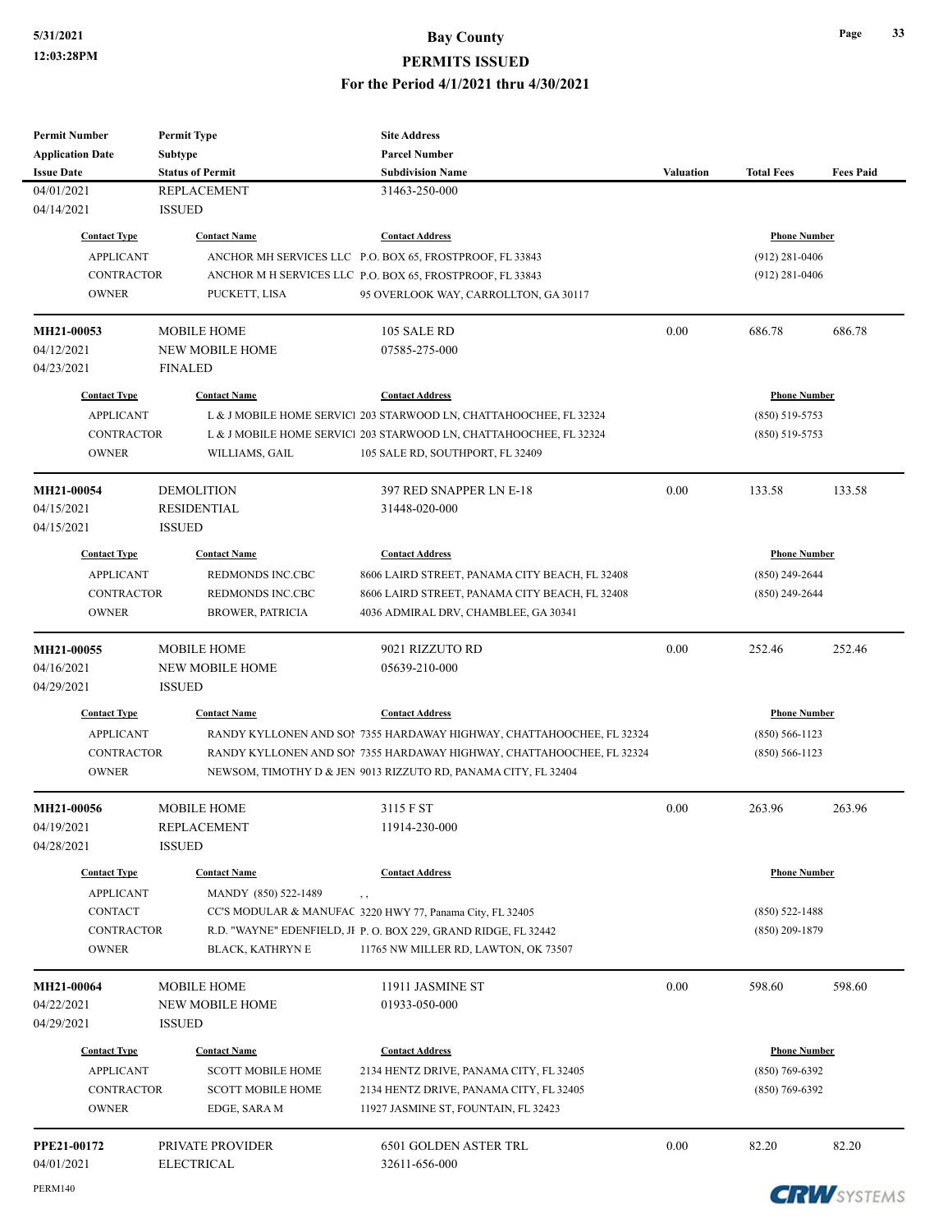| Permit Number | Permit Type | Site Address | | | |
|---|---|---|---|---|---|
| Application Date | Subtype | Parcel Number | | | |
| Issue Date | Status of Permit | Subdivision Name | Valuation | Total Fees | Fees Paid |
| 04/01/2021 | REPLACEMENT | 31463-250-000 | | | |
| 04/14/2021 | ISSUED | | | | |

| Contact Type | Contact Name | Contact Address | Phone Number |
|---|---|---|---|
| APPLICANT | ANCHOR MH SERVICES LLC | P.O. BOX 65, FROSTPROOF, FL 33843 | (912) 281-0406 |
| CONTRACTOR | ANCHOR M H SERVICES LLC | P.O. BOX 65, FROSTPROOF, FL 33843 | (912) 281-0406 |
| OWNER | PUCKETT, LISA | 95 OVERLOOK WAY, CARROLLTON, GA 30117 | |

| Permit Number | Permit Type | Site Address | Valuation | Total Fees | Fees Paid |
|---|---|---|---|---|---|
| MH21-00053 | MOBILE HOME | 105 SALE RD | 0.00 | 686.78 | 686.78 |
| 04/12/2021 | NEW MOBILE HOME | 07585-275-000 | | | |
| 04/23/2021 | FINALED | | | | |

| Contact Type | Contact Name | Contact Address | Phone Number |
|---|---|---|---|
| APPLICANT | L & J MOBILE HOME SERVICI | 203 STARWOOD LN, CHATTAHOOCHEE, FL 32324 | (850) 519-5753 |
| CONTRACTOR | L & J MOBILE HOME SERVICI | 203 STARWOOD LN, CHATTAHOOCHEE, FL 32324 | (850) 519-5753 |
| OWNER | WILLIAMS, GAIL | 105 SALE RD, SOUTHPORT, FL 32409 | |

| Permit Number | Permit Type | Site Address | Valuation | Total Fees | Fees Paid |
|---|---|---|---|---|---|
| MH21-00054 | DEMOLITION | 397 RED SNAPPER LN E-18 | 0.00 | 133.58 | 133.58 |
| 04/15/2021 | RESIDENTIAL | 31448-020-000 | | | |
| 04/15/2021 | ISSUED | | | | |

| Contact Type | Contact Name | Contact Address | Phone Number |
|---|---|---|---|
| APPLICANT | REDMONDS INC.CBC | 8606 LAIRD STREET, PANAMA CITY BEACH, FL 32408 | (850) 249-2644 |
| CONTRACTOR | REDMONDS INC.CBC | 8606 LAIRD STREET, PANAMA CITY BEACH, FL 32408 | (850) 249-2644 |
| OWNER | BROWER, PATRICIA | 4036 ADMIRAL DRV, CHAMBLEE, GA 30341 | |

| Permit Number | Permit Type | Site Address | Valuation | Total Fees | Fees Paid |
|---|---|---|---|---|---|
| MH21-00055 | MOBILE HOME | 9021 RIZZUTO RD | 0.00 | 252.46 | 252.46 |
| 04/16/2021 | NEW MOBILE HOME | 05639-210-000 | | | |
| 04/29/2021 | ISSUED | | | | |

| Contact Type | Contact Name | Contact Address | Phone Number |
|---|---|---|---|
| APPLICANT | RANDY KYLLONEN AND SON | 7355 HARDAWAY HIGHWAY, CHATTAHOOCHEE, FL 32324 | (850) 566-1123 |
| CONTRACTOR | RANDY KYLLONEN AND SON | 7355 HARDAWAY HIGHWAY, CHATTAHOOCHEE, FL 32324 | (850) 566-1123 |
| OWNER | NEWSOM, TIMOTHY D & JEN | 9013 RIZZUTO RD, PANAMA CITY, FL 32404 | |

| Permit Number | Permit Type | Site Address | Valuation | Total Fees | Fees Paid |
|---|---|---|---|---|---|
| MH21-00056 | MOBILE HOME | 3115 F ST | 0.00 | 263.96 | 263.96 |
| 04/19/2021 | REPLACEMENT | 11914-230-000 | | | |
| 04/28/2021 | ISSUED | | | | |

| Contact Type | Contact Name | Contact Address | Phone Number |
|---|---|---|---|
| APPLICANT | MANDY (850) 522-1489 | , , | |
| CONTACT | CC'S MODULAR & MANUFAC | 3220 HWY 77, Panama City, FL 32405 | (850) 522-1488 |
| CONTRACTOR | R.D. "WAYNE" EDENFIELD, JI | P. O. BOX 229, GRAND RIDGE, FL 32442 | (850) 209-1879 |
| OWNER | BLACK, KATHRYN E | 11765 NW MILLER RD, LAWTON, OK 73507 | |

| Permit Number | Permit Type | Site Address | Valuation | Total Fees | Fees Paid |
|---|---|---|---|---|---|
| MH21-00064 | MOBILE HOME | 11911 JASMINE ST | 0.00 | 598.60 | 598.60 |
| 04/22/2021 | NEW MOBILE HOME | 01933-050-000 | | | |
| 04/29/2021 | ISSUED | | | | |

| Contact Type | Contact Name | Contact Address | Phone Number |
|---|---|---|---|
| APPLICANT | SCOTT MOBILE HOME | 2134 HENTZ DRIVE, PANAMA CITY, FL 32405 | (850) 769-6392 |
| CONTRACTOR | SCOTT MOBILE HOME | 2134 HENTZ DRIVE, PANAMA CITY, FL 32405 | (850) 769-6392 |
| OWNER | EDGE, SARA M | 11927 JASMINE ST, FOUNTAIN, FL 32423 | |

| Permit Number | Permit Type | Site Address | Valuation | Total Fees | Fees Paid |
|---|---|---|---|---|---|
| PPE21-00172 | PRIVATE PROVIDER | 6501 GOLDEN ASTER TRL | 0.00 | 82.20 | 82.20 |
| 04/01/2021 | ELECTRICAL | 32611-656-000 | | | |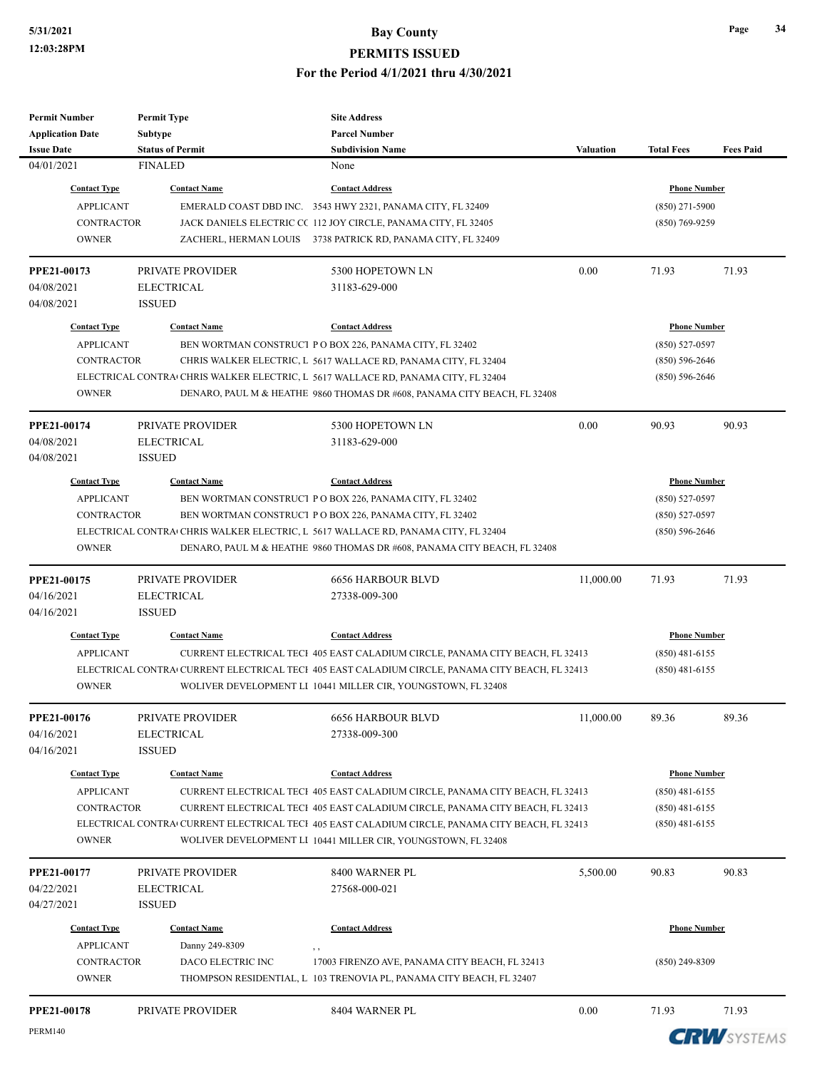**Bay County**
**PERMITS ISSUED**
**For the Period 4/1/2021 thru 4/30/2021**

| Permit Number | Permit Type | Site Address | | | |
|---|---|---|---|---|---|
| Application Date | Subtype | Parcel Number | | | |
| Issue Date | Status of Permit | Subdivision Name | Valuation | Total Fees | Fees Paid |
| 04/01/2021 | FINALED | None | | | |

| Contact Type | Contact Name | Contact Address | Phone Number |
|---|---|---|---|
| APPLICANT | EMERALD COAST DBD INC. | 3543 HWY 2321, PANAMA CITY, FL 32409 | (850) 271-5900 |
| CONTRACTOR | JACK DANIELS ELECTRIC CC | 112 JOY CIRCLE, PANAMA CITY, FL 32405 | (850) 769-9259 |
| OWNER | ZACHERL, HERMAN LOUIS | 3738 PATRICK RD, PANAMA CITY, FL 32409 | |

| PPE21-00173 | PRIVATE PROVIDER | 5300 HOPETOWN LN | 0.00 | 71.93 | 71.93 |
|---|---|---|---|---|---|
| 04/08/2021 | ELECTRICAL | 31183-629-000 | | | |
| 04/08/2021 | ISSUED | | | | |

| Contact Type | Contact Name | Contact Address | Phone Number |
|---|---|---|---|
| APPLICANT | BEN WORTMAN CONSTRUCT | P O BOX 226, PANAMA CITY, FL 32402 | (850) 527-0597 |
| CONTRACTOR | CHRIS WALKER ELECTRIC, L | 5617 WALLACE RD, PANAMA CITY, FL 32404 | (850) 596-2646 |
| ELECTRICAL CONTRA | CHRIS WALKER ELECTRIC, L | 5617 WALLACE RD, PANAMA CITY, FL 32404 | (850) 596-2646 |
| OWNER | DENARO, PAUL M & HEATHE | 9860 THOMAS DR #608, PANAMA CITY BEACH, FL 32408 | |

| PPE21-00174 | PRIVATE PROVIDER | 5300 HOPETOWN LN | 0.00 | 90.93 | 90.93 |
|---|---|---|---|---|---|
| 04/08/2021 | ELECTRICAL | 31183-629-000 | | | |
| 04/08/2021 | ISSUED | | | | |

| Contact Type | Contact Name | Contact Address | Phone Number |
|---|---|---|---|
| APPLICANT | BEN WORTMAN CONSTRUCT | P O BOX 226, PANAMA CITY, FL 32402 | (850) 527-0597 |
| CONTRACTOR | BEN WORTMAN CONSTRUCT | P O BOX 226, PANAMA CITY, FL 32402 | (850) 527-0597 |
| ELECTRICAL CONTRA | CHRIS WALKER ELECTRIC, L | 5617 WALLACE RD, PANAMA CITY, FL 32404 | (850) 596-2646 |
| OWNER | DENARO, PAUL M & HEATHE | 9860 THOMAS DR #608, PANAMA CITY BEACH, FL 32408 | |

| PPE21-00175 | PRIVATE PROVIDER | 6656 HARBOUR BLVD | 11,000.00 | 71.93 | 71.93 |
|---|---|---|---|---|---|
| 04/16/2021 | ELECTRICAL | 27338-009-300 | | | |
| 04/16/2021 | ISSUED | | | | |

| Contact Type | Contact Name | Contact Address | Phone Number |
|---|---|---|---|
| APPLICANT | CURRENT ELECTRICAL TECH | 405 EAST CALADIUM CIRCLE, PANAMA CITY BEACH, FL 32413 | (850) 481-6155 |
| ELECTRICAL CONTRA | CURRENT ELECTRICAL TECH | 405 EAST CALADIUM CIRCLE, PANAMA CITY BEACH, FL 32413 | (850) 481-6155 |
| OWNER | WOLIVER DEVELOPMENT LI | 10441 MILLER CIR, YOUNGSTOWN, FL 32408 | |

| PPE21-00176 | PRIVATE PROVIDER | 6656 HARBOUR BLVD | 11,000.00 | 89.36 | 89.36 |
|---|---|---|---|---|---|
| 04/16/2021 | ELECTRICAL | 27338-009-300 | | | |
| 04/16/2021 | ISSUED | | | | |

| Contact Type | Contact Name | Contact Address | Phone Number |
|---|---|---|---|
| APPLICANT | CURRENT ELECTRICAL TECH | 405 EAST CALADIUM CIRCLE, PANAMA CITY BEACH, FL 32413 | (850) 481-6155 |
| CONTRACTOR | CURRENT ELECTRICAL TECH | 405 EAST CALADIUM CIRCLE, PANAMA CITY BEACH, FL 32413 | (850) 481-6155 |
| ELECTRICAL CONTRA | CURRENT ELECTRICAL TECH | 405 EAST CALADIUM CIRCLE, PANAMA CITY BEACH, FL 32413 | (850) 481-6155 |
| OWNER | WOLIVER DEVELOPMENT LI | 10441 MILLER CIR, YOUNGSTOWN, FL 32408 | |

| PPE21-00177 | PRIVATE PROVIDER | 8400 WARNER PL | 5,500.00 | 90.83 | 90.83 |
|---|---|---|---|---|---|
| 04/22/2021 | ELECTRICAL | 27568-000-021 | | | |
| 04/27/2021 | ISSUED | | | | |

| Contact Type | Contact Name | Contact Address | Phone Number |
|---|---|---|---|
| APPLICANT | Danny 249-8309 | , , | |
| CONTRACTOR | DACO ELECTRIC INC | 17003 FIRENZO AVE, PANAMA CITY BEACH, FL 32413 | (850) 249-8309 |
| OWNER | THOMPSON RESIDENTIAL, L | 103 TRENOVIA PL, PANAMA CITY BEACH, FL 32407 | |

| PPE21-00178 | PRIVATE PROVIDER | 8404 WARNER PL | 0.00 | 71.93 | 71.93 |
|---|---|---|---|---|---|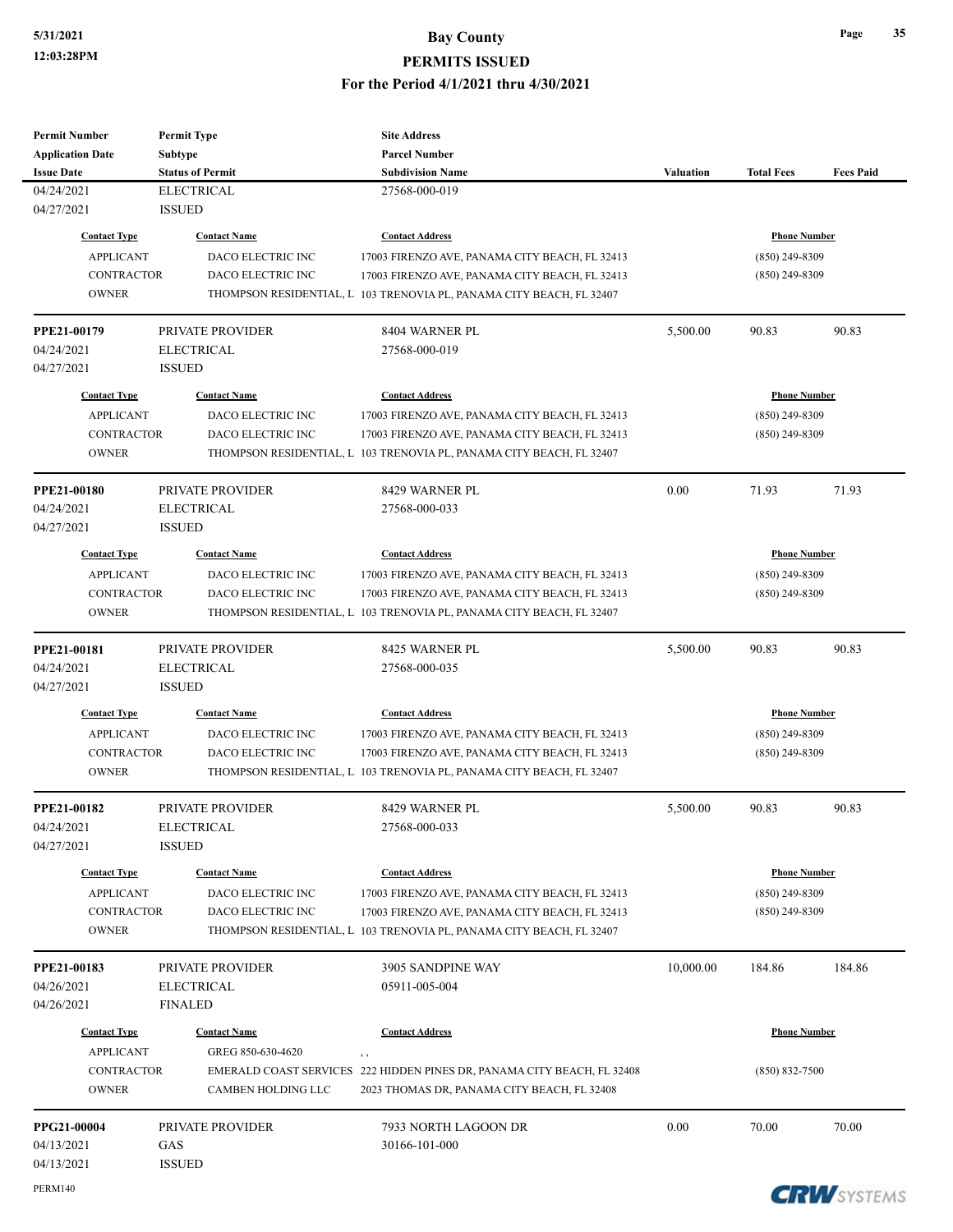| Permit Number<br>Application Date<br>Issue Date | Permit Type<br>Subtype<br>Status of Permit | Site Address<br>Parcel Number<br>Subdivision Name | Valuation | Total Fees | Fees Paid |
|---|---|---|---|---|---|
| 04/24/2021<br>04/27/2021 | ELECTRICAL<br>ISSUED | 27568-000-019 | | | |

| Contact Type | Contact Name | Contact Address | Phone Number |
|---|---|---|---|
| APPLICANT | DACO ELECTRIC INC | 17003 FIRENZO AVE, PANAMA CITY BEACH, FL 32413 | (850) 249-8309 |
| CONTRACTOR | DACO ELECTRIC INC | 17003 FIRENZO AVE, PANAMA CITY BEACH, FL 32413 | (850) 249-8309 |
| OWNER | THOMPSON RESIDENTIAL, L | 103 TRENOVIA PL, PANAMA CITY BEACH, FL 32407 | |

| Permit Number<br>Application Date<br>Issue Date | Permit Type<br>Subtype<br>Status of Permit | Site Address<br>Parcel Number<br>Subdivision Name | Valuation | Total Fees | Fees Paid |
|---|---|---|---|---|---|
| PPE21-00179<br>04/24/2021<br>04/27/2021 | PRIVATE PROVIDER<br>ELECTRICAL<br>ISSUED | 8404 WARNER PL<br>27568-000-019 | 5,500.00 | 90.83 | 90.83 |

| Contact Type | Contact Name | Contact Address | Phone Number |
|---|---|---|---|
| APPLICANT | DACO ELECTRIC INC | 17003 FIRENZO AVE, PANAMA CITY BEACH, FL 32413 | (850) 249-8309 |
| CONTRACTOR | DACO ELECTRIC INC | 17003 FIRENZO AVE, PANAMA CITY BEACH, FL 32413 | (850) 249-8309 |
| OWNER | THOMPSON RESIDENTIAL, L | 103 TRENOVIA PL, PANAMA CITY BEACH, FL 32407 | |

| Permit Number<br>Application Date<br>Issue Date | Permit Type<br>Subtype<br>Status of Permit | Site Address<br>Parcel Number<br>Subdivision Name | Valuation | Total Fees | Fees Paid |
|---|---|---|---|---|---|
| PPE21-00180<br>04/24/2021<br>04/27/2021 | PRIVATE PROVIDER<br>ELECTRICAL<br>ISSUED | 8429 WARNER PL<br>27568-000-033 | 0.00 | 71.93 | 71.93 |

| Contact Type | Contact Name | Contact Address | Phone Number |
|---|---|---|---|
| APPLICANT | DACO ELECTRIC INC | 17003 FIRENZO AVE, PANAMA CITY BEACH, FL 32413 | (850) 249-8309 |
| CONTRACTOR | DACO ELECTRIC INC | 17003 FIRENZO AVE, PANAMA CITY BEACH, FL 32413 | (850) 249-8309 |
| OWNER | THOMPSON RESIDENTIAL, L | 103 TRENOVIA PL, PANAMA CITY BEACH, FL 32407 | |

| Permit Number<br>Application Date<br>Issue Date | Permit Type<br>Subtype<br>Status of Permit | Site Address<br>Parcel Number<br>Subdivision Name | Valuation | Total Fees | Fees Paid |
|---|---|---|---|---|---|
| PPE21-00181<br>04/24/2021<br>04/27/2021 | PRIVATE PROVIDER<br>ELECTRICAL<br>ISSUED | 8425 WARNER PL<br>27568-000-035 | 5,500.00 | 90.83 | 90.83 |

| Contact Type | Contact Name | Contact Address | Phone Number |
|---|---|---|---|
| APPLICANT | DACO ELECTRIC INC | 17003 FIRENZO AVE, PANAMA CITY BEACH, FL 32413 | (850) 249-8309 |
| CONTRACTOR | DACO ELECTRIC INC | 17003 FIRENZO AVE, PANAMA CITY BEACH, FL 32413 | (850) 249-8309 |
| OWNER | THOMPSON RESIDENTIAL, L | 103 TRENOVIA PL, PANAMA CITY BEACH, FL 32407 | |

| Permit Number<br>Application Date<br>Issue Date | Permit Type<br>Subtype<br>Status of Permit | Site Address<br>Parcel Number<br>Subdivision Name | Valuation | Total Fees | Fees Paid |
|---|---|---|---|---|---|
| PPE21-00182<br>04/24/2021<br>04/27/2021 | PRIVATE PROVIDER<br>ELECTRICAL<br>ISSUED | 8429 WARNER PL<br>27568-000-033 | 5,500.00 | 90.83 | 90.83 |

| Contact Type | Contact Name | Contact Address | Phone Number |
|---|---|---|---|
| APPLICANT | DACO ELECTRIC INC | 17003 FIRENZO AVE, PANAMA CITY BEACH, FL 32413 | (850) 249-8309 |
| CONTRACTOR | DACO ELECTRIC INC | 17003 FIRENZO AVE, PANAMA CITY BEACH, FL 32413 | (850) 249-8309 |
| OWNER | THOMPSON RESIDENTIAL, L | 103 TRENOVIA PL, PANAMA CITY BEACH, FL 32407 | |

| Permit Number<br>Application Date<br>Issue Date | Permit Type<br>Subtype<br>Status of Permit | Site Address<br>Parcel Number<br>Subdivision Name | Valuation | Total Fees | Fees Paid |
|---|---|---|---|---|---|
| PPE21-00183<br>04/26/2021<br>04/26/2021 | PRIVATE PROVIDER<br>ELECTRICAL<br>FINALED | 3905 SANDPINE WAY<br>05911-005-004 | 10,000.00 | 184.86 | 184.86 |

| Contact Type | Contact Name | Contact Address | Phone Number |
|---|---|---|---|
| APPLICANT | GREG 850-630-4620 | , , | |
| CONTRACTOR | EMERALD COAST SERVICES | 222 HIDDEN PINES DR, PANAMA CITY BEACH, FL 32408 | (850) 832-7500 |
| OWNER | CAMBEN HOLDING LLC | 2023 THOMAS DR, PANAMA CITY BEACH, FL 32408 | |

| Permit Number<br>Application Date<br>Issue Date | Permit Type<br>Subtype<br>Status of Permit | Site Address<br>Parcel Number<br>Subdivision Name | Valuation | Total Fees | Fees Paid |
|---|---|---|---|---|---|
| PPG21-00004<br>04/13/2021<br>04/13/2021 | PRIVATE PROVIDER<br>GAS<br>ISSUED | 7933 NORTH LAGOON DR<br>30166-101-000 | 0.00 | 70.00 | 70.00 |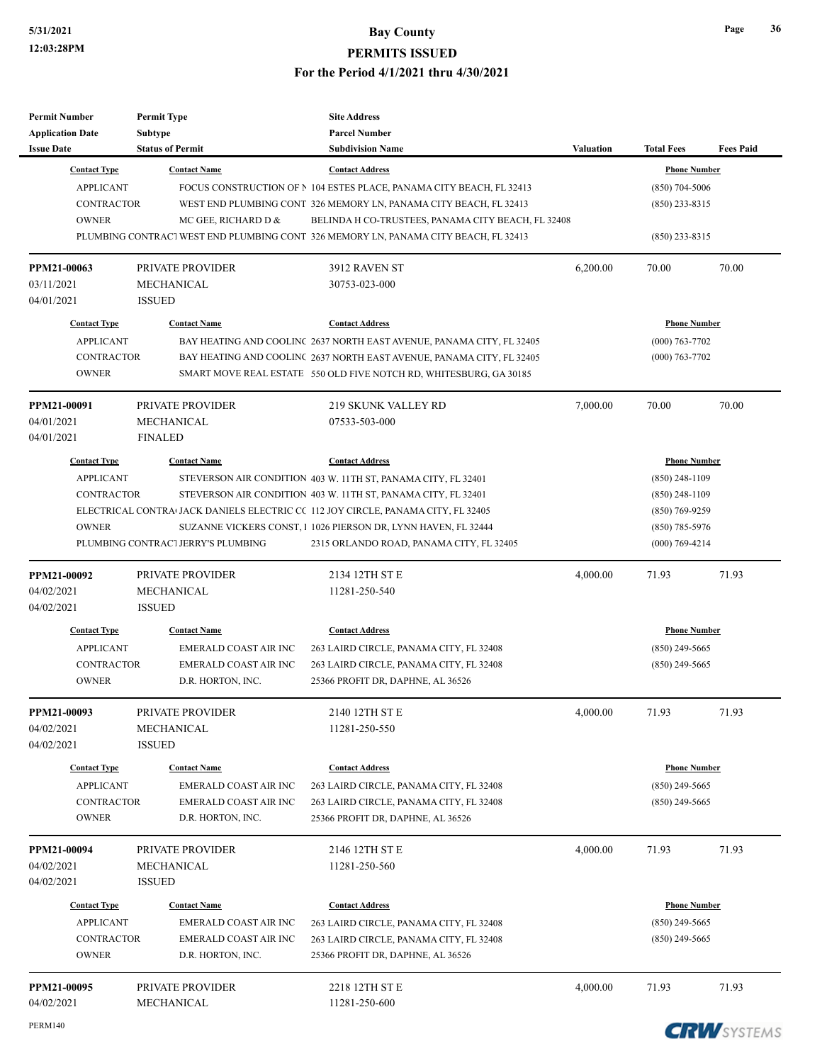| Permit Number | Permit Type | Site Address | | | |
|---|---|---|---|---|---|
| Application Date | Subtype | Parcel Number | | | |
| Issue Date | Status of Permit | Subdivision Name | Valuation | Total Fees | Fees Paid |

| Contact Type | Contact Name | Contact Address | Phone Number |
|---|---|---|---|
| APPLICANT | FOCUS CONSTRUCTION OF N | 104 ESTES PLACE, PANAMA CITY BEACH, FL 32413 | (850) 704-5006 |
| CONTRACTOR | WEST END PLUMBING CONT | 326 MEMORY LN, PANAMA CITY BEACH, FL 32413 | (850) 233-8315 |
| OWNER | MC GEE, RICHARD D & | BELINDA H CO-TRUSTEES, PANAMA CITY BEACH, FL 32408 | |
| PLUMBING CONTRACT | WEST END PLUMBING CONT | 326 MEMORY LN, PANAMA CITY BEACH, FL 32413 | (850) 233-8315 |

| PPM21-00063 | PRIVATE PROVIDER | 3912 RAVEN ST | 6,200.00 | 70.00 | 70.00 |
|---|---|---|---|---|---|
| 03/11/2021 | MECHANICAL | 30753-023-000 | | | |
| 04/01/2021 | ISSUED | | | | |

| Contact Type | Contact Name | Contact Address | Phone Number |
|---|---|---|---|
| APPLICANT | BAY HEATING AND COOLINC | 2637 NORTH EAST AVENUE, PANAMA CITY, FL 32405 | (000) 763-7702 |
| CONTRACTOR | BAY HEATING AND COOLINC | 2637 NORTH EAST AVENUE, PANAMA CITY, FL 32405 | (000) 763-7702 |
| OWNER | SMART MOVE REAL ESTATE | 550 OLD FIVE NOTCH RD, WHITESBURG, GA 30185 | |

| PPM21-00091 | PRIVATE PROVIDER | 219 SKUNK VALLEY RD | 7,000.00 | 70.00 | 70.00 |
|---|---|---|---|---|---|
| 04/01/2021 | MECHANICAL | 07533-503-000 | | | |
| 04/01/2021 | FINALED | | | | |

| Contact Type | Contact Name | Contact Address | Phone Number |
|---|---|---|---|
| APPLICANT | STEVERSON AIR CONDITION | 403 W. 11TH ST, PANAMA CITY, FL 32401 | (850) 248-1109 |
| CONTRACTOR | STEVERSON AIR CONDITION | 403 W. 11TH ST, PANAMA CITY, FL 32401 | (850) 248-1109 |
| ELECTRICAL CONTRA | JACK DANIELS ELECTRIC CC | 112 JOY CIRCLE, PANAMA CITY, FL 32405 | (850) 769-9259 |
| OWNER | SUZANNE VICKERS CONST, I | 1026 PIERSON DR, LYNN HAVEN, FL 32444 | (850) 785-5976 |
| PLUMBING CONTRACT | JERRY'S PLUMBING | 2315 ORLANDO ROAD, PANAMA CITY, FL 32405 | (000) 769-4214 |

| PPM21-00092 | PRIVATE PROVIDER | 2134 12TH ST E | 4,000.00 | 71.93 | 71.93 |
|---|---|---|---|---|---|
| 04/02/2021 | MECHANICAL | 11281-250-540 | | | |
| 04/02/2021 | ISSUED | | | | |

| Contact Type | Contact Name | Contact Address | Phone Number |
|---|---|---|---|
| APPLICANT | EMERALD COAST AIR INC | 263 LAIRD CIRCLE, PANAMA CITY, FL 32408 | (850) 249-5665 |
| CONTRACTOR | EMERALD COAST AIR INC | 263 LAIRD CIRCLE, PANAMA CITY, FL 32408 | (850) 249-5665 |
| OWNER | D.R. HORTON, INC. | 25366 PROFIT DR, DAPHNE, AL 36526 | |

| PPM21-00093 | PRIVATE PROVIDER | 2140 12TH ST E | 4,000.00 | 71.93 | 71.93 |
|---|---|---|---|---|---|
| 04/02/2021 | MECHANICAL | 11281-250-550 | | | |
| 04/02/2021 | ISSUED | | | | |

| Contact Type | Contact Name | Contact Address | Phone Number |
|---|---|---|---|
| APPLICANT | EMERALD COAST AIR INC | 263 LAIRD CIRCLE, PANAMA CITY, FL 32408 | (850) 249-5665 |
| CONTRACTOR | EMERALD COAST AIR INC | 263 LAIRD CIRCLE, PANAMA CITY, FL 32408 | (850) 249-5665 |
| OWNER | D.R. HORTON, INC. | 25366 PROFIT DR, DAPHNE, AL 36526 | |

| PPM21-00094 | PRIVATE PROVIDER | 2146 12TH ST E | 4,000.00 | 71.93 | 71.93 |
|---|---|---|---|---|---|
| 04/02/2021 | MECHANICAL | 11281-250-560 | | | |
| 04/02/2021 | ISSUED | | | | |

| Contact Type | Contact Name | Contact Address | Phone Number |
|---|---|---|---|
| APPLICANT | EMERALD COAST AIR INC | 263 LAIRD CIRCLE, PANAMA CITY, FL 32408 | (850) 249-5665 |
| CONTRACTOR | EMERALD COAST AIR INC | 263 LAIRD CIRCLE, PANAMA CITY, FL 32408 | (850) 249-5665 |
| OWNER | D.R. HORTON, INC. | 25366 PROFIT DR, DAPHNE, AL 36526 | |

| PPM21-00095 | PRIVATE PROVIDER | 2218 12TH ST E | 4,000.00 | 71.93 | 71.93 |
|---|---|---|---|---|---|
| 04/02/2021 | MECHANICAL | 11281-250-600 | | | |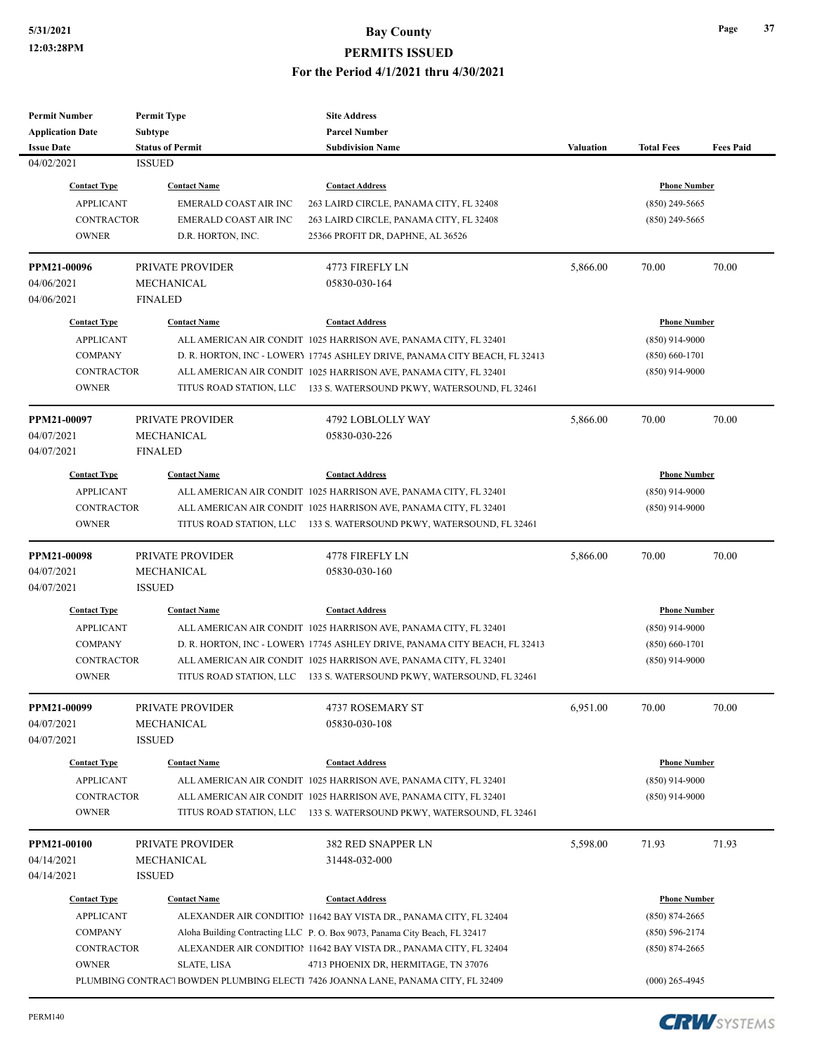| Permit Number | Permit Type | Site Address | | | |
|---|---|---|---|---|---|
| Application Date | Subtype | Parcel Number | | | |
| Issue Date | Status of Permit | Subdivision Name | Valuation | Total Fees | Fees Paid |
| 04/02/2021 | ISSUED | | | | |

| Contact Type | Contact Name | Contact Address | Phone Number |
|---|---|---|---|
| APPLICANT | EMERALD COAST AIR INC | 263 LAIRD CIRCLE, PANAMA CITY, FL 32408 | (850) 249-5665 |
| CONTRACTOR | EMERALD COAST AIR INC | 263 LAIRD CIRCLE, PANAMA CITY, FL 32408 | (850) 249-5665 |
| OWNER | D.R. HORTON, INC. | 25366 PROFIT DR, DAPHNE, AL 36526 | |

| Permit Number | Permit Type | Site Address | Valuation | Total Fees | Fees Paid |
|---|---|---|---|---|---|
| PPM21-00096 | PRIVATE PROVIDER | 4773 FIREFLY LN | 5,866.00 | 70.00 | 70.00 |
| 04/06/2021 | MECHANICAL | 05830-030-164 | | | |
| 04/06/2021 | FINALED | | | | |

| Contact Type | Contact Name | Contact Address | Phone Number |
|---|---|---|---|
| APPLICANT | ALL AMERICAN AIR CONDIT | 1025 HARRISON AVE, PANAMA CITY, FL 32401 | (850) 914-9000 |
| COMPANY | D. R. HORTON, INC - LOWERY | 17745 ASHLEY DRIVE, PANAMA CITY BEACH, FL 32413 | (850) 660-1701 |
| CONTRACTOR | ALL AMERICAN AIR CONDIT | 1025 HARRISON AVE, PANAMA CITY, FL 32401 | (850) 914-9000 |
| OWNER | TITUS ROAD STATION, LLC | 133 S. WATERSOUND PKWY, WATERSOUND, FL 32461 | |

| Permit Number | Permit Type | Site Address | Valuation | Total Fees | Fees Paid |
|---|---|---|---|---|---|
| PPM21-00097 | PRIVATE PROVIDER | 4792 LOBLOLLY WAY | 5,866.00 | 70.00 | 70.00 |
| 04/07/2021 | MECHANICAL | 05830-030-226 | | | |
| 04/07/2021 | FINALED | | | | |

| Contact Type | Contact Name | Contact Address | Phone Number |
|---|---|---|---|
| APPLICANT | ALL AMERICAN AIR CONDIT | 1025 HARRISON AVE, PANAMA CITY, FL 32401 | (850) 914-9000 |
| CONTRACTOR | ALL AMERICAN AIR CONDIT | 1025 HARRISON AVE, PANAMA CITY, FL 32401 | (850) 914-9000 |
| OWNER | TITUS ROAD STATION, LLC | 133 S. WATERSOUND PKWY, WATERSOUND, FL 32461 | |

| Permit Number | Permit Type | Site Address | Valuation | Total Fees | Fees Paid |
|---|---|---|---|---|---|
| PPM21-00098 | PRIVATE PROVIDER | 4778 FIREFLY LN | 5,866.00 | 70.00 | 70.00 |
| 04/07/2021 | MECHANICAL | 05830-030-160 | | | |
| 04/07/2021 | ISSUED | | | | |

| Contact Type | Contact Name | Contact Address | Phone Number |
|---|---|---|---|
| APPLICANT | ALL AMERICAN AIR CONDIT | 1025 HARRISON AVE, PANAMA CITY, FL 32401 | (850) 914-9000 |
| COMPANY | D. R. HORTON, INC - LOWERY | 17745 ASHLEY DRIVE, PANAMA CITY BEACH, FL 32413 | (850) 660-1701 |
| CONTRACTOR | ALL AMERICAN AIR CONDIT | 1025 HARRISON AVE, PANAMA CITY, FL 32401 | (850) 914-9000 |
| OWNER | TITUS ROAD STATION, LLC | 133 S. WATERSOUND PKWY, WATERSOUND, FL 32461 | |

| Permit Number | Permit Type | Site Address | Valuation | Total Fees | Fees Paid |
|---|---|---|---|---|---|
| PPM21-00099 | PRIVATE PROVIDER | 4737 ROSEMARY ST | 6,951.00 | 70.00 | 70.00 |
| 04/07/2021 | MECHANICAL | 05830-030-108 | | | |
| 04/07/2021 | ISSUED | | | | |

| Contact Type | Contact Name | Contact Address | Phone Number |
|---|---|---|---|
| APPLICANT | ALL AMERICAN AIR CONDIT | 1025 HARRISON AVE, PANAMA CITY, FL 32401 | (850) 914-9000 |
| CONTRACTOR | ALL AMERICAN AIR CONDIT | 1025 HARRISON AVE, PANAMA CITY, FL 32401 | (850) 914-9000 |
| OWNER | TITUS ROAD STATION, LLC | 133 S. WATERSOUND PKWY, WATERSOUND, FL 32461 | |

| Permit Number | Permit Type | Site Address | Valuation | Total Fees | Fees Paid |
|---|---|---|---|---|---|
| PPM21-00100 | PRIVATE PROVIDER | 382 RED SNAPPER LN | 5,598.00 | 71.93 | 71.93 |
| 04/14/2021 | MECHANICAL | 31448-032-000 | | | |
| 04/14/2021 | ISSUED | | | | |

| Contact Type | Contact Name | Contact Address | Phone Number |
|---|---|---|---|
| APPLICANT | ALEXANDER AIR CONDITIOI | 11642 BAY VISTA DR., PANAMA CITY, FL 32404 | (850) 874-2665 |
| COMPANY | Aloha Building Contracting LLC | P. O. Box 9073, Panama City Beach, FL 32417 | (850) 596-2174 |
| CONTRACTOR | ALEXANDER AIR CONDITIOI | 11642 BAY VISTA DR., PANAMA CITY, FL 32404 | (850) 874-2665 |
| OWNER | SLATE, LISA | 4713 PHOENIX DR, HERMITAGE, TN 37076 | |
| PLUMBING CONTRACT | BOWDEN PLUMBING ELECTI | 7426 JOANNA LANE, PANAMA CITY, FL 32409 | (000) 265-4945 |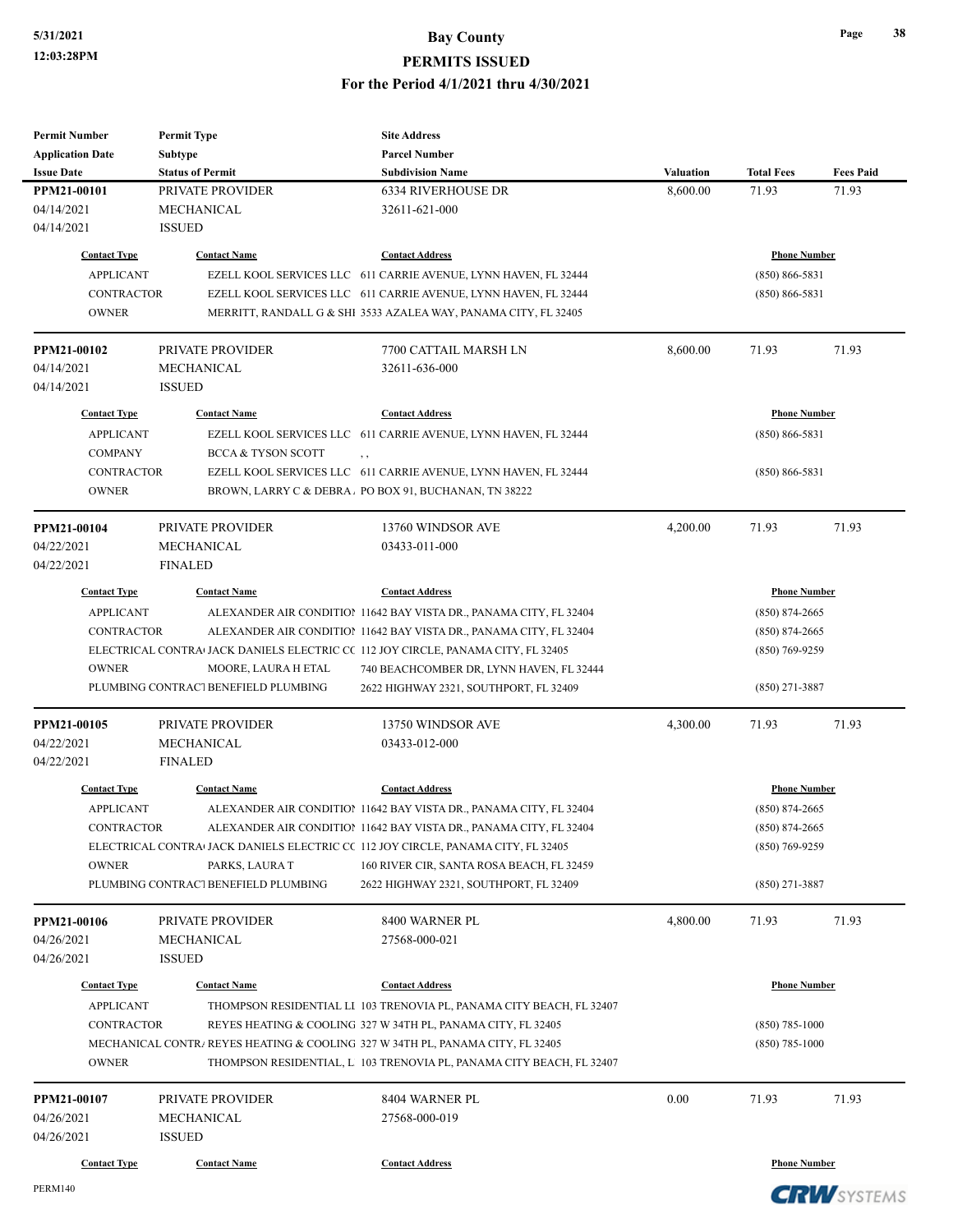# Bay County
## PERMITS ISSUED
### For the Period 4/1/2021 thru 4/30/2021

| Permit Number / Application Date / Issue Date | Permit Type / Subtype / Status of Permit | Site Address / Parcel Number / Subdivision Name | Valuation | Total Fees | Fees Paid |
|---|---|---|---|---|---|
| **PPM21-00101** | PRIVATE PROVIDER | 6334 RIVERHOUSE DR | 8,600.00 | 71.93 | 71.93 |
| 04/14/2021 | MECHANICAL | 32611-621-000 | | | |
| 04/14/2021 | ISSUED | | | | |

| Contact Type | Contact Name | Contact Address | Phone Number |
|---|---|---|---|
| APPLICANT | EZELL KOOL SERVICES LLC | 611 CARRIE AVENUE, LYNN HAVEN, FL 32444 | (850) 866-5831 |
| CONTRACTOR | EZELL KOOL SERVICES LLC | 611 CARRIE AVENUE, LYNN HAVEN, FL 32444 | (850) 866-5831 |
| OWNER | MERRITT, RANDALL G & SHI | 3533 AZALEA WAY, PANAMA CITY, FL 32405 | |

| Permit Number / Application Date / Issue Date | Permit Type / Subtype / Status of Permit | Site Address / Parcel Number / Subdivision Name | Valuation | Total Fees | Fees Paid |
|---|---|---|---|---|---|
| **PPM21-00102** | PRIVATE PROVIDER | 7700 CATTAIL MARSH LN | 8,600.00 | 71.93 | 71.93 |
| 04/14/2021 | MECHANICAL | 32611-636-000 | | | |
| 04/14/2021 | ISSUED | | | | |

| Contact Type | Contact Name | Contact Address | Phone Number |
|---|---|---|---|
| APPLICANT | EZELL KOOL SERVICES LLC | 611 CARRIE AVENUE, LYNN HAVEN, FL 32444 | (850) 866-5831 |
| COMPANY | BCCA & TYSON SCOTT | , , | |
| CONTRACTOR | EZELL KOOL SERVICES LLC | 611 CARRIE AVENUE, LYNN HAVEN, FL 32444 | (850) 866-5831 |
| OWNER | BROWN, LARRY C & DEBRA | PO BOX 91, BUCHANAN, TN 38222 | |

| Permit Number / Application Date / Issue Date | Permit Type / Subtype / Status of Permit | Site Address / Parcel Number / Subdivision Name | Valuation | Total Fees | Fees Paid |
|---|---|---|---|---|---|
| **PPM21-00104** | PRIVATE PROVIDER | 13760 WINDSOR AVE | 4,200.00 | 71.93 | 71.93 |
| 04/22/2021 | MECHANICAL | 03433-011-000 | | | |
| 04/22/2021 | FINALED | | | | |

| Contact Type | Contact Name | Contact Address | Phone Number |
|---|---|---|---|
| APPLICANT | ALEXANDER AIR CONDITIOI | 11642 BAY VISTA DR., PANAMA CITY, FL 32404 | (850) 874-2665 |
| CONTRACTOR | ALEXANDER AIR CONDITIOI | 11642 BAY VISTA DR., PANAMA CITY, FL 32404 | (850) 874-2665 |
| ELECTRICAL CONTRA | JACK DANIELS ELECTRIC CC | 112 JOY CIRCLE, PANAMA CITY, FL 32405 | (850) 769-9259 |
| OWNER | MOORE, LAURA H ETAL | 740 BEACHCOMBER DR, LYNN HAVEN, FL 32444 | |
| PLUMBING CONTRACT | BENEFIELD PLUMBING | 2622 HIGHWAY 2321, SOUTHPORT, FL 32409 | (850) 271-3887 |

| Permit Number / Application Date / Issue Date | Permit Type / Subtype / Status of Permit | Site Address / Parcel Number / Subdivision Name | Valuation | Total Fees | Fees Paid |
|---|---|---|---|---|---|
| **PPM21-00105** | PRIVATE PROVIDER | 13750 WINDSOR AVE | 4,300.00 | 71.93 | 71.93 |
| 04/22/2021 | MECHANICAL | 03433-012-000 | | | |
| 04/22/2021 | FINALED | | | | |

| Contact Type | Contact Name | Contact Address | Phone Number |
|---|---|---|---|
| APPLICANT | ALEXANDER AIR CONDITIOI | 11642 BAY VISTA DR., PANAMA CITY, FL 32404 | (850) 874-2665 |
| CONTRACTOR | ALEXANDER AIR CONDITIOI | 11642 BAY VISTA DR., PANAMA CITY, FL 32404 | (850) 874-2665 |
| ELECTRICAL CONTRA | JACK DANIELS ELECTRIC CC | 112 JOY CIRCLE, PANAMA CITY, FL 32405 | (850) 769-9259 |
| OWNER | PARKS, LAURA T | 160 RIVER CIR, SANTA ROSA BEACH, FL 32459 | |
| PLUMBING CONTRACT | BENEFIELD PLUMBING | 2622 HIGHWAY 2321, SOUTHPORT, FL 32409 | (850) 271-3887 |

| Permit Number / Application Date / Issue Date | Permit Type / Subtype / Status of Permit | Site Address / Parcel Number / Subdivision Name | Valuation | Total Fees | Fees Paid |
|---|---|---|---|---|---|
| **PPM21-00106** | PRIVATE PROVIDER | 8400 WARNER PL | 4,800.00 | 71.93 | 71.93 |
| 04/26/2021 | MECHANICAL | 27568-000-021 | | | |
| 04/26/2021 | ISSUED | | | | |

| Contact Type | Contact Name | Contact Address | Phone Number |
|---|---|---|---|
| APPLICANT | THOMPSON RESIDENTIAL LI | 103 TRENOVIA PL, PANAMA CITY BEACH, FL 32407 | |
| CONTRACTOR | REYES HEATING & COOLING | 327 W 34TH PL, PANAMA CITY, FL 32405 | (850) 785-1000 |
| MECHANICAL CONTR | REYES HEATING & COOLING | 327 W 34TH PL, PANAMA CITY, FL 32405 | (850) 785-1000 |
| OWNER | THOMPSON RESIDENTIAL, L | 103 TRENOVIA PL, PANAMA CITY BEACH, FL 32407 | |

| Permit Number / Application Date / Issue Date | Permit Type / Subtype / Status of Permit | Site Address / Parcel Number / Subdivision Name | Valuation | Total Fees | Fees Paid |
|---|---|---|---|---|---|
| **PPM21-00107** | PRIVATE PROVIDER | 8404 WARNER PL | 0.00 | 71.93 | 71.93 |
| 04/26/2021 | MECHANICAL | 27568-000-019 | | | |
| 04/26/2021 | ISSUED | | | | |

| Contact Type | Contact Name | Contact Address | Phone Number |
|---|---|---|---|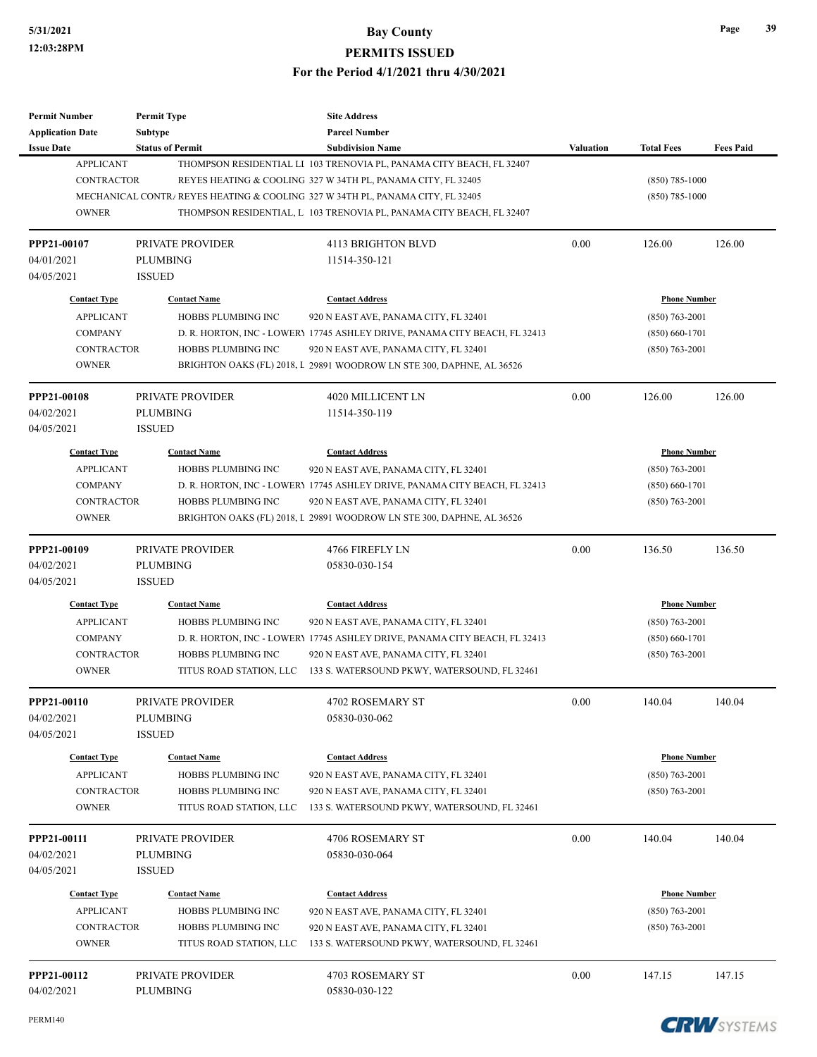| Permit Number<br>Application Date<br>Issue Date | Permit Type<br>Subtype<br>Status of Permit | Site Address<br>Parcel Number<br>Subdivision Name | Valuation | Total Fees | Fees Paid |
|---|---|---|---|---|---|

| | | | |
|---|---|---|---|
| APPLICANT | THOMPSON RESIDENTIAL LI | 103 TRENOVIA PL, PANAMA CITY BEACH, FL 32407 | |
| CONTRACTOR | REYES HEATING & COOLING | 327 W 34TH PL, PANAMA CITY, FL 32405 | (850) 785-1000 |
| MECHANICAL CONTR/ | REYES HEATING & COOLING | 327 W 34TH PL, PANAMA CITY, FL 32405 | (850) 785-1000 |
| OWNER | THOMPSON RESIDENTIAL, L | 103 TRENOVIA PL, PANAMA CITY BEACH, FL 32407 | |

| PPP21-00107 | PRIVATE PROVIDER | 4113 BRIGHTON BLVD | 0.00 | 126.00 | 126.00 |
|---|---|---|---|---|---|
| 04/01/2021 | PLUMBING | 11514-350-121 | | | |
| 04/05/2021 | ISSUED | | | | |

| Contact Type | Contact Name | Contact Address | Phone Number |
|---|---|---|---|
| APPLICANT | HOBBS PLUMBING INC | 920 N EAST AVE, PANAMA CITY, FL 32401 | (850) 763-2001 |
| COMPANY | D. R. HORTON, INC - LOWERY | 17745 ASHLEY DRIVE, PANAMA CITY BEACH, FL 32413 | (850) 660-1701 |
| CONTRACTOR | HOBBS PLUMBING INC | 920 N EAST AVE, PANAMA CITY, FL 32401 | (850) 763-2001 |
| OWNER | BRIGHTON OAKS (FL) 2018, L | 29891 WOODROW LN STE 300, DAPHNE, AL 36526 | |

| PPP21-00108 | PRIVATE PROVIDER | 4020 MILLICENT LN | 0.00 | 126.00 | 126.00 |
|---|---|---|---|---|---|
| 04/02/2021 | PLUMBING | 11514-350-119 | | | |
| 04/05/2021 | ISSUED | | | | |

| Contact Type | Contact Name | Contact Address | Phone Number |
|---|---|---|---|
| APPLICANT | HOBBS PLUMBING INC | 920 N EAST AVE, PANAMA CITY, FL 32401 | (850) 763-2001 |
| COMPANY | D. R. HORTON, INC - LOWERY | 17745 ASHLEY DRIVE, PANAMA CITY BEACH, FL 32413 | (850) 660-1701 |
| CONTRACTOR | HOBBS PLUMBING INC | 920 N EAST AVE, PANAMA CITY, FL 32401 | (850) 763-2001 |
| OWNER | BRIGHTON OAKS (FL) 2018, L | 29891 WOODROW LN STE 300, DAPHNE, AL 36526 | |

| PPP21-00109 | PRIVATE PROVIDER | 4766 FIREFLY LN | 0.00 | 136.50 | 136.50 |
|---|---|---|---|---|---|
| 04/02/2021 | PLUMBING | 05830-030-154 | | | |
| 04/05/2021 | ISSUED | | | | |

| Contact Type | Contact Name | Contact Address | Phone Number |
|---|---|---|---|
| APPLICANT | HOBBS PLUMBING INC | 920 N EAST AVE, PANAMA CITY, FL 32401 | (850) 763-2001 |
| COMPANY | D. R. HORTON, INC - LOWERY | 17745 ASHLEY DRIVE, PANAMA CITY BEACH, FL 32413 | (850) 660-1701 |
| CONTRACTOR | HOBBS PLUMBING INC | 920 N EAST AVE, PANAMA CITY, FL 32401 | (850) 763-2001 |
| OWNER | TITUS ROAD STATION, LLC | 133 S. WATERSOUND PKWY, WATERSOUND, FL 32461 | |

| PPP21-00110 | PRIVATE PROVIDER | 4702 ROSEMARY ST | 0.00 | 140.04 | 140.04 |
|---|---|---|---|---|---|
| 04/02/2021 | PLUMBING | 05830-030-062 | | | |
| 04/05/2021 | ISSUED | | | | |

| Contact Type | Contact Name | Contact Address | Phone Number |
|---|---|---|---|
| APPLICANT | HOBBS PLUMBING INC | 920 N EAST AVE, PANAMA CITY, FL 32401 | (850) 763-2001 |
| CONTRACTOR | HOBBS PLUMBING INC | 920 N EAST AVE, PANAMA CITY, FL 32401 | (850) 763-2001 |
| OWNER | TITUS ROAD STATION, LLC | 133 S. WATERSOUND PKWY, WATERSOUND, FL 32461 | |

| PPP21-00111 | PRIVATE PROVIDER | 4706 ROSEMARY ST | 0.00 | 140.04 | 140.04 |
|---|---|---|---|---|---|
| 04/02/2021 | PLUMBING | 05830-030-064 | | | |
| 04/05/2021 | ISSUED | | | | |

| Contact Type | Contact Name | Contact Address | Phone Number |
|---|---|---|---|
| APPLICANT | HOBBS PLUMBING INC | 920 N EAST AVE, PANAMA CITY, FL 32401 | (850) 763-2001 |
| CONTRACTOR | HOBBS PLUMBING INC | 920 N EAST AVE, PANAMA CITY, FL 32401 | (850) 763-2001 |
| OWNER | TITUS ROAD STATION, LLC | 133 S. WATERSOUND PKWY, WATERSOUND, FL 32461 | |

| PPP21-00112 | PRIVATE PROVIDER | 4703 ROSEMARY ST | 0.00 | 147.15 | 147.15 |
|---|---|---|---|---|---|
| 04/02/2021 | PLUMBING | 05830-030-122 | | | |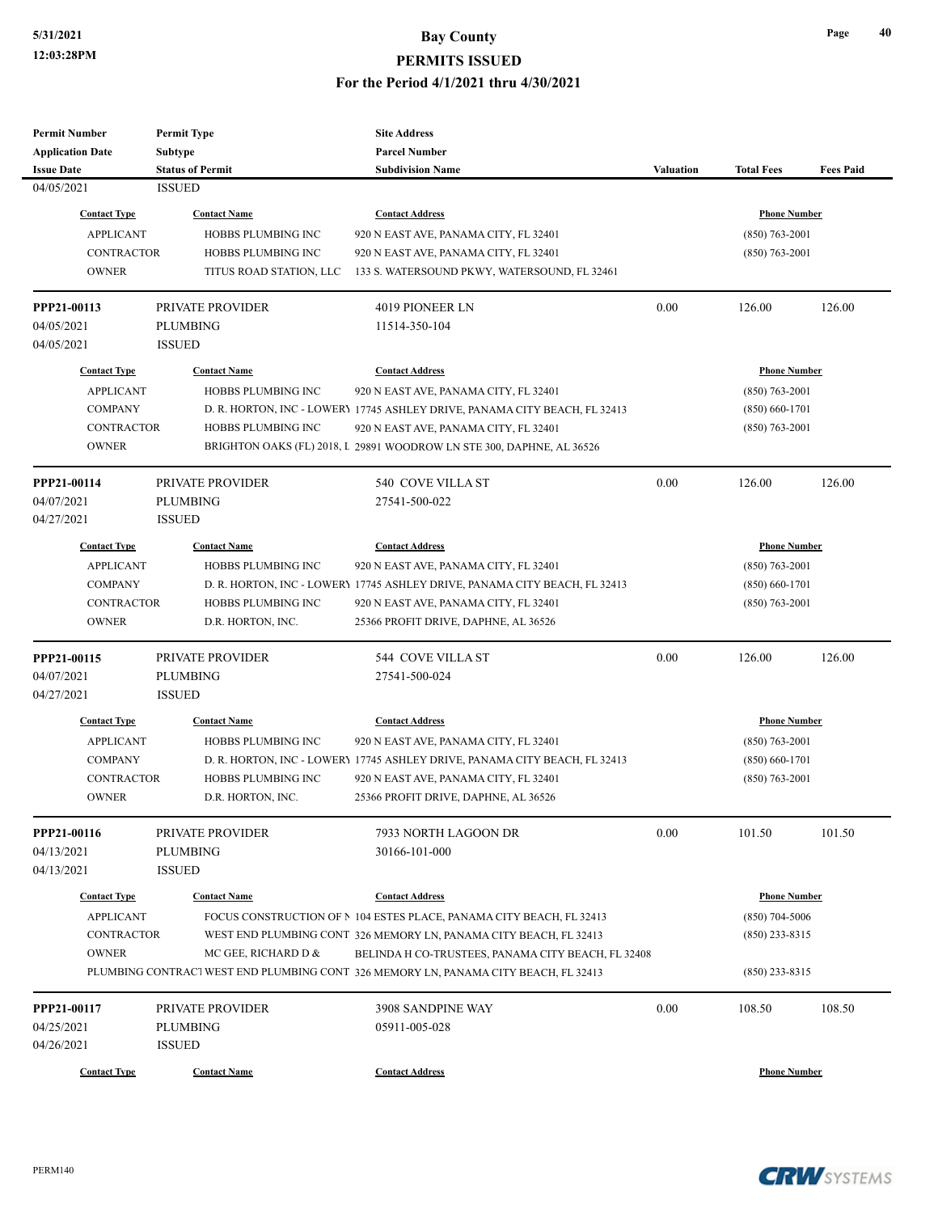| Permit Number<br>Application Date<br>Issue Date | Permit Type<br>Subtype<br>Status of Permit | Site Address<br>Parcel Number<br>Subdivision Name | Valuation | Total Fees | Fees Paid |
|---|---|---|---|---|---|
| 04/05/2021 | ISSUED | | | | |

| Contact Type | Contact Name | Contact Address | Phone Number |
|---|---|---|---|
| APPLICANT | HOBBS PLUMBING INC | 920 N EAST AVE, PANAMA CITY, FL 32401 | (850) 763-2001 |
| CONTRACTOR | HOBBS PLUMBING INC | 920 N EAST AVE, PANAMA CITY, FL 32401 | (850) 763-2001 |
| OWNER | TITUS ROAD STATION, LLC | 133 S. WATERSOUND PKWY, WATERSOUND, FL 32461 | |

| Permit Number | Permit Type | Site Address | Valuation | Total Fees | Fees Paid |
|---|---|---|---|---|---|
| PPP21-00113 | PRIVATE PROVIDER | 4019 PIONEER LN | 0.00 | 126.00 | 126.00 |
| 04/05/2021 | PLUMBING | 11514-350-104 | | | |
| 04/05/2021 | ISSUED | | | | |

| Contact Type | Contact Name | Contact Address | Phone Number |
|---|---|---|---|
| APPLICANT | HOBBS PLUMBING INC | 920 N EAST AVE, PANAMA CITY, FL 32401 | (850) 763-2001 |
| COMPANY | D. R. HORTON, INC - LOWERY | 17745 ASHLEY DRIVE, PANAMA CITY BEACH, FL 32413 | (850) 660-1701 |
| CONTRACTOR | HOBBS PLUMBING INC | 920 N EAST AVE, PANAMA CITY, FL 32401 | (850) 763-2001 |
| OWNER | BRIGHTON OAKS (FL) 2018, L | 29891 WOODROW LN STE 300, DAPHNE, AL 36526 | |

| Permit Number | Permit Type | Site Address | Valuation | Total Fees | Fees Paid |
|---|---|---|---|---|---|
| PPP21-00114 | PRIVATE PROVIDER | 540 COVE VILLA ST | 0.00 | 126.00 | 126.00 |
| 04/07/2021 | PLUMBING | 27541-500-022 | | | |
| 04/27/2021 | ISSUED | | | | |

| Contact Type | Contact Name | Contact Address | Phone Number |
|---|---|---|---|
| APPLICANT | HOBBS PLUMBING INC | 920 N EAST AVE, PANAMA CITY, FL 32401 | (850) 763-2001 |
| COMPANY | D. R. HORTON, INC - LOWERY | 17745 ASHLEY DRIVE, PANAMA CITY BEACH, FL 32413 | (850) 660-1701 |
| CONTRACTOR | HOBBS PLUMBING INC | 920 N EAST AVE, PANAMA CITY, FL 32401 | (850) 763-2001 |
| OWNER | D.R. HORTON, INC. | 25366 PROFIT DRIVE, DAPHNE, AL 36526 | |

| Permit Number | Permit Type | Site Address | Valuation | Total Fees | Fees Paid |
|---|---|---|---|---|---|
| PPP21-00115 | PRIVATE PROVIDER | 544 COVE VILLA ST | 0.00 | 126.00 | 126.00 |
| 04/07/2021 | PLUMBING | 27541-500-024 | | | |
| 04/27/2021 | ISSUED | | | | |

| Contact Type | Contact Name | Contact Address | Phone Number |
|---|---|---|---|
| APPLICANT | HOBBS PLUMBING INC | 920 N EAST AVE, PANAMA CITY, FL 32401 | (850) 763-2001 |
| COMPANY | D. R. HORTON, INC - LOWERY | 17745 ASHLEY DRIVE, PANAMA CITY BEACH, FL 32413 | (850) 660-1701 |
| CONTRACTOR | HOBBS PLUMBING INC | 920 N EAST AVE, PANAMA CITY, FL 32401 | (850) 763-2001 |
| OWNER | D.R. HORTON, INC. | 25366 PROFIT DRIVE, DAPHNE, AL 36526 | |

| Permit Number | Permit Type | Site Address | Valuation | Total Fees | Fees Paid |
|---|---|---|---|---|---|
| PPP21-00116 | PRIVATE PROVIDER | 7933 NORTH LAGOON DR | 0.00 | 101.50 | 101.50 |
| 04/13/2021 | PLUMBING | 30166-101-000 | | | |
| 04/13/2021 | ISSUED | | | | |

| Contact Type | Contact Name | Contact Address | Phone Number |
|---|---|---|---|
| APPLICANT | FOCUS CONSTRUCTION OF N | 104 ESTES PLACE, PANAMA CITY BEACH, FL 32413 | (850) 704-5006 |
| CONTRACTOR | WEST END PLUMBING CONT | 326 MEMORY LN, PANAMA CITY BEACH, FL 32413 | (850) 233-8315 |
| OWNER | MC GEE, RICHARD D & | BELINDA H CO-TRUSTEES, PANAMA CITY BEACH, FL 32408 | |
| PLUMBING CONTRACT | WEST END PLUMBING CONT | 326 MEMORY LN, PANAMA CITY BEACH, FL 32413 | (850) 233-8315 |

| Permit Number | Permit Type | Site Address | Valuation | Total Fees | Fees Paid |
|---|---|---|---|---|---|
| PPP21-00117 | PRIVATE PROVIDER | 3908 SANDPINE WAY | 0.00 | 108.50 | 108.50 |
| 04/25/2021 | PLUMBING | 05911-005-028 | | | |
| 04/26/2021 | ISSUED | | | | |

| Contact Type | Contact Name | Contact Address | Phone Number |
|---|---|---|---|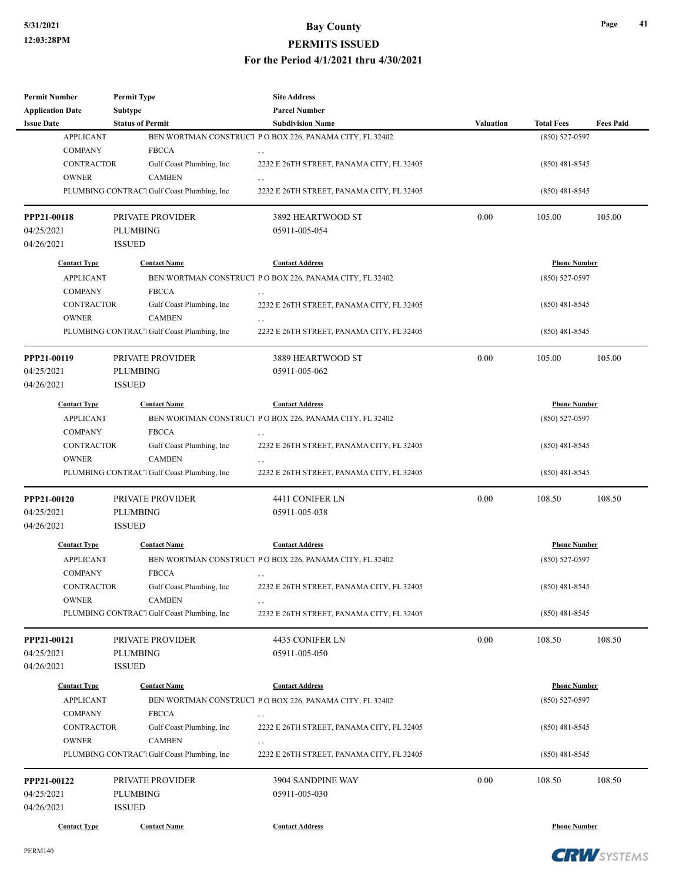| Permit Number | Permit Type | Site Address | | | |
|---|---|---|---|---|---|
| Application Date | Subtype | Parcel Number | | | |
| Issue Date | Status of Permit | Subdivision Name | Valuation | Total Fees | Fees Paid |

| Contact Type | Contact Name | Contact Address | Phone Number |
|---|---|---|---|
| APPLICANT | BEN WORTMAN CONSTRUCT | P O BOX 226, PANAMA CITY, FL 32402 | (850) 527-0597 |
| COMPANY | FBCCA | , , | |
| CONTRACTOR | Gulf Coast Plumbing, Inc | 2232 E 26TH STREET, PANAMA CITY, FL 32405 | (850) 481-8545 |
| OWNER | CAMBEN | , , | |
| PLUMBING CONTRACT | Gulf Coast Plumbing, Inc | 2232 E 26TH STREET, PANAMA CITY, FL 32405 | (850) 481-8545 |

| PPP21-00118 | PRIVATE PROVIDER | 3892 HEARTWOOD ST | 0.00 | 105.00 | 105.00 |
|---|---|---|---|---|---|
| 04/25/2021 | PLUMBING | 05911-005-054 | | | |
| 04/26/2021 | ISSUED | | | | |

| Contact Type | Contact Name | Contact Address | Phone Number |
|---|---|---|---|
| APPLICANT | BEN WORTMAN CONSTRUCT | P O BOX 226, PANAMA CITY, FL 32402 | (850) 527-0597 |
| COMPANY | FBCCA | , , | |
| CONTRACTOR | Gulf Coast Plumbing, Inc | 2232 E 26TH STREET, PANAMA CITY, FL 32405 | (850) 481-8545 |
| OWNER | CAMBEN | , , | |
| PLUMBING CONTRACT | Gulf Coast Plumbing, Inc | 2232 E 26TH STREET, PANAMA CITY, FL 32405 | (850) 481-8545 |

| PPP21-00119 | PRIVATE PROVIDER | 3889 HEARTWOOD ST | 0.00 | 105.00 | 105.00 |
|---|---|---|---|---|---|
| 04/25/2021 | PLUMBING | 05911-005-062 | | | |
| 04/26/2021 | ISSUED | | | | |

| Contact Type | Contact Name | Contact Address | Phone Number |
|---|---|---|---|
| APPLICANT | BEN WORTMAN CONSTRUCT | P O BOX 226, PANAMA CITY, FL 32402 | (850) 527-0597 |
| COMPANY | FBCCA | , , | |
| CONTRACTOR | Gulf Coast Plumbing, Inc | 2232 E 26TH STREET, PANAMA CITY, FL 32405 | (850) 481-8545 |
| OWNER | CAMBEN | , , | |
| PLUMBING CONTRACT | Gulf Coast Plumbing, Inc | 2232 E 26TH STREET, PANAMA CITY, FL 32405 | (850) 481-8545 |

| PPP21-00120 | PRIVATE PROVIDER | 4411 CONIFER LN | 0.00 | 108.50 | 108.50 |
|---|---|---|---|---|---|
| 04/25/2021 | PLUMBING | 05911-005-038 | | | |
| 04/26/2021 | ISSUED | | | | |

| Contact Type | Contact Name | Contact Address | Phone Number |
|---|---|---|---|
| APPLICANT | BEN WORTMAN CONSTRUCT | P O BOX 226, PANAMA CITY, FL 32402 | (850) 527-0597 |
| COMPANY | FBCCA | , , | |
| CONTRACTOR | Gulf Coast Plumbing, Inc | 2232 E 26TH STREET, PANAMA CITY, FL 32405 | (850) 481-8545 |
| OWNER | CAMBEN | , , | |
| PLUMBING CONTRACT | Gulf Coast Plumbing, Inc | 2232 E 26TH STREET, PANAMA CITY, FL 32405 | (850) 481-8545 |

| PPP21-00121 | PRIVATE PROVIDER | 4435 CONIFER LN | 0.00 | 108.50 | 108.50 |
|---|---|---|---|---|---|
| 04/25/2021 | PLUMBING | 05911-005-050 | | | |
| 04/26/2021 | ISSUED | | | | |

| Contact Type | Contact Name | Contact Address | Phone Number |
|---|---|---|---|
| APPLICANT | BEN WORTMAN CONSTRUCT | P O BOX 226, PANAMA CITY, FL 32402 | (850) 527-0597 |
| COMPANY | FBCCA | , , | |
| CONTRACTOR | Gulf Coast Plumbing, Inc | 2232 E 26TH STREET, PANAMA CITY, FL 32405 | (850) 481-8545 |
| OWNER | CAMBEN | , , | |
| PLUMBING CONTRACT | Gulf Coast Plumbing, Inc | 2232 E 26TH STREET, PANAMA CITY, FL 32405 | (850) 481-8545 |

| PPP21-00122 | PRIVATE PROVIDER | 3904 SANDPINE WAY | 0.00 | 108.50 | 108.50 |
|---|---|---|---|---|---|
| 04/25/2021 | PLUMBING | 05911-005-030 | | | |
| 04/26/2021 | ISSUED | | | | |

| Contact Type | Contact Name | Contact Address | Phone Number |
|---|---|---|---|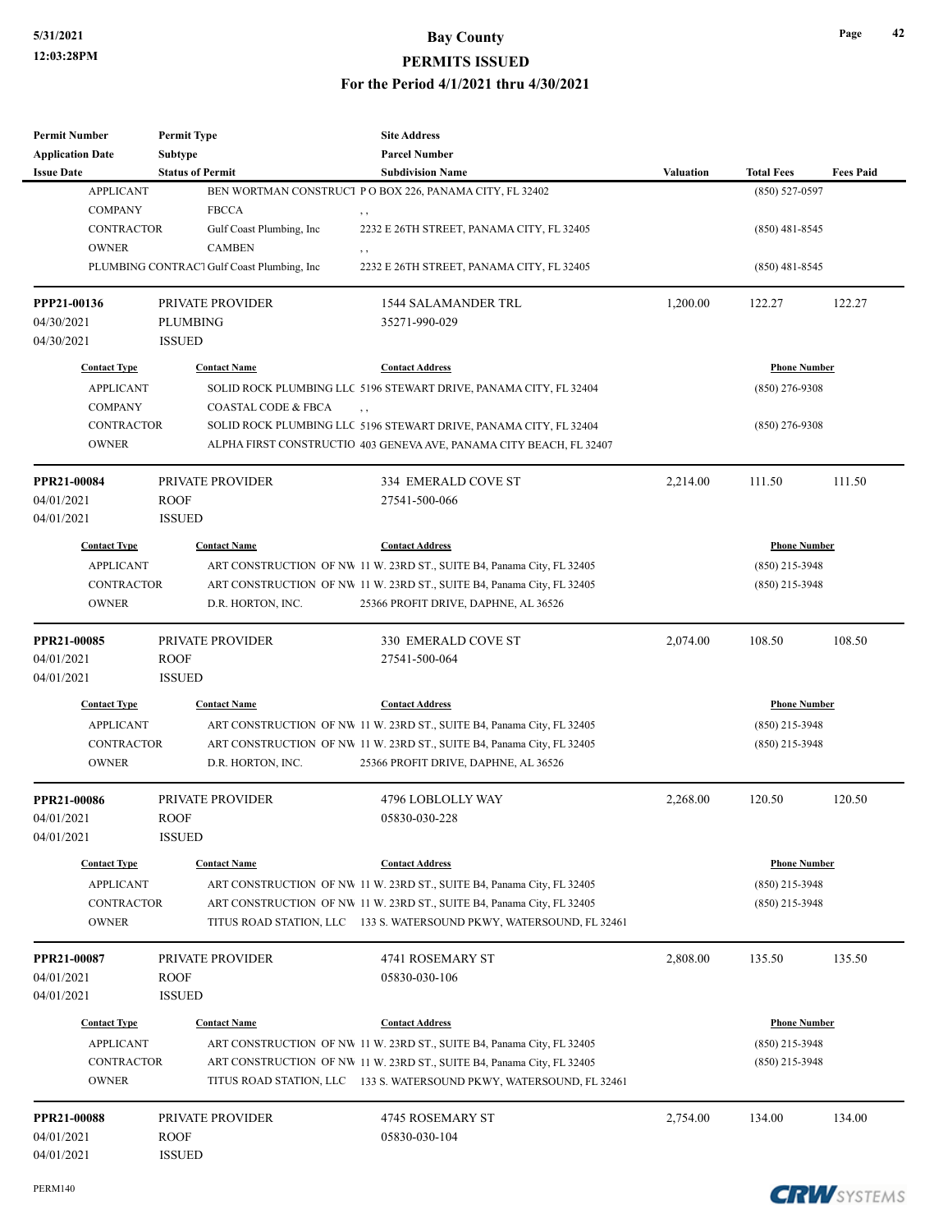# Bay County
## PERMITS ISSUED
### For the Period 4/1/2021 thru 4/30/2021

| Permit Number / Application Date / Issue Date | Permit Type / Subtype / Status of Permit | Site Address / Parcel Number / Subdivision Name | Valuation | Total Fees | Fees Paid |
|---|---|---|---|---|---|

| Contact Type | Contact Name | Contact Address | Phone Number |
|---|---|---|---|
| APPLICANT | BEN WORTMAN CONSTRUCT | P O BOX 226, PANAMA CITY, FL 32402 | (850) 527-0597 |
| COMPANY | FBCCA | , , | |
| CONTRACTOR | Gulf Coast Plumbing, Inc | 2232 E 26TH STREET, PANAMA CITY, FL 32405 | (850) 481-8545 |
| OWNER | CAMBEN | , , | |
| PLUMBING CONTRACT | Gulf Coast Plumbing, Inc | 2232 E 26TH STREET, PANAMA CITY, FL 32405 | (850) 481-8545 |

| PPP21-00136 | PRIVATE PROVIDER | 1544 SALAMANDER TRL | 1,200.00 | 122.27 | 122.27 |
|---|---|---|---|---|---|
| 04/30/2021 | PLUMBING | 35271-990-029 | | | |
| 04/30/2021 | ISSUED | | | | |

| Contact Type | Contact Name | Contact Address | Phone Number |
|---|---|---|---|
| APPLICANT | SOLID ROCK PLUMBING LLC | 5196 STEWART DRIVE, PANAMA CITY, FL 32404 | (850) 276-9308 |
| COMPANY | COASTAL CODE & FBCA | , , | |
| CONTRACTOR | SOLID ROCK PLUMBING LLC | 5196 STEWART DRIVE, PANAMA CITY, FL 32404 | (850) 276-9308 |
| OWNER | ALPHA FIRST CONSTRUCTIO | 403 GENEVA AVE, PANAMA CITY BEACH, FL 32407 | |

| PPR21-00084 | PRIVATE PROVIDER | 334 EMERALD COVE ST | 2,214.00 | 111.50 | 111.50 |
|---|---|---|---|---|---|
| 04/01/2021 | ROOF | 27541-500-066 | | | |
| 04/01/2021 | ISSUED | | | | |

| Contact Type | Contact Name | Contact Address | Phone Number |
|---|---|---|---|
| APPLICANT | ART CONSTRUCTION OF NW | 11 W. 23RD ST., SUITE B4, Panama City, FL 32405 | (850) 215-3948 |
| CONTRACTOR | ART CONSTRUCTION OF NW | 11 W. 23RD ST., SUITE B4, Panama City, FL 32405 | (850) 215-3948 |
| OWNER | D.R. HORTON, INC. | 25366 PROFIT DRIVE, DAPHNE, AL 36526 | |

| PPR21-00085 | PRIVATE PROVIDER | 330 EMERALD COVE ST | 2,074.00 | 108.50 | 108.50 |
|---|---|---|---|---|---|
| 04/01/2021 | ROOF | 27541-500-064 | | | |
| 04/01/2021 | ISSUED | | | | |

| Contact Type | Contact Name | Contact Address | Phone Number |
|---|---|---|---|
| APPLICANT | ART CONSTRUCTION OF NW | 11 W. 23RD ST., SUITE B4, Panama City, FL 32405 | (850) 215-3948 |
| CONTRACTOR | ART CONSTRUCTION OF NW | 11 W. 23RD ST., SUITE B4, Panama City, FL 32405 | (850) 215-3948 |
| OWNER | D.R. HORTON, INC. | 25366 PROFIT DRIVE, DAPHNE, AL 36526 | |

| PPR21-00086 | PRIVATE PROVIDER | 4796 LOBLOLLY WAY | 2,268.00 | 120.50 | 120.50 |
|---|---|---|---|---|---|
| 04/01/2021 | ROOF | 05830-030-228 | | | |
| 04/01/2021 | ISSUED | | | | |

| Contact Type | Contact Name | Contact Address | Phone Number |
|---|---|---|---|
| APPLICANT | ART CONSTRUCTION OF NW | 11 W. 23RD ST., SUITE B4, Panama City, FL 32405 | (850) 215-3948 |
| CONTRACTOR | ART CONSTRUCTION OF NW | 11 W. 23RD ST., SUITE B4, Panama City, FL 32405 | (850) 215-3948 |
| OWNER | TITUS ROAD STATION, LLC | 133 S. WATERSOUND PKWY, WATERSOUND, FL 32461 | |

| PPR21-00087 | PRIVATE PROVIDER | 4741 ROSEMARY ST | 2,808.00 | 135.50 | 135.50 |
|---|---|---|---|---|---|
| 04/01/2021 | ROOF | 05830-030-106 | | | |
| 04/01/2021 | ISSUED | | | | |

| Contact Type | Contact Name | Contact Address | Phone Number |
|---|---|---|---|
| APPLICANT | ART CONSTRUCTION OF NW | 11 W. 23RD ST., SUITE B4, Panama City, FL 32405 | (850) 215-3948 |
| CONTRACTOR | ART CONSTRUCTION OF NW | 11 W. 23RD ST., SUITE B4, Panama City, FL 32405 | (850) 215-3948 |
| OWNER | TITUS ROAD STATION, LLC | 133 S. WATERSOUND PKWY, WATERSOUND, FL 32461 | |

| PPR21-00088 | PRIVATE PROVIDER | 4745 ROSEMARY ST | 2,754.00 | 134.00 | 134.00 |
|---|---|---|---|---|---|
| 04/01/2021 | ROOF | 05830-030-104 | | | |
| 04/01/2021 | ISSUED | | | | |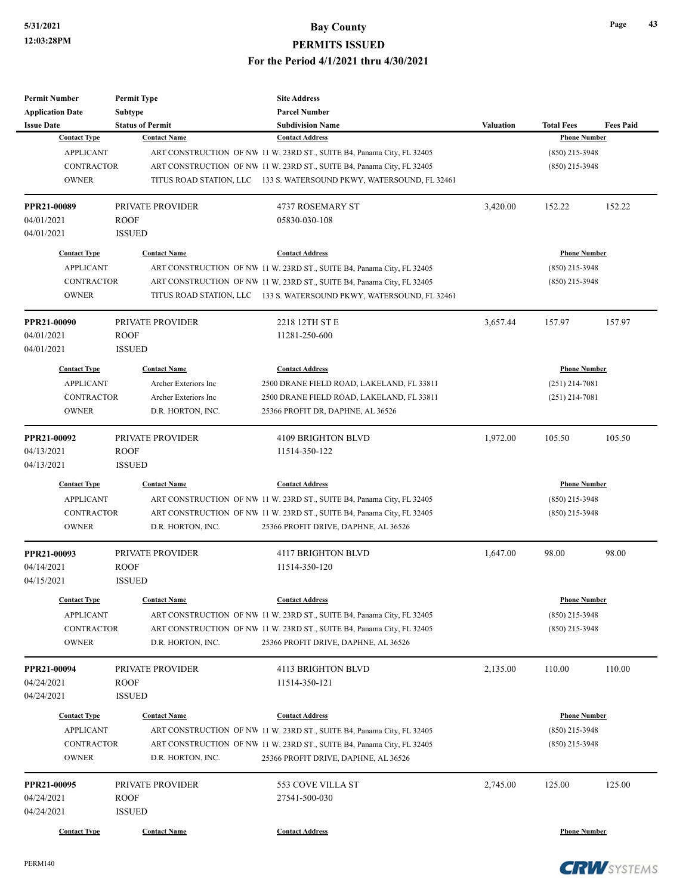# Bay County

## PERMITS ISSUED

### For the Period 4/1/2021 thru 4/30/2021

| Permit Number | Permit Type | Site Address | | | |
|---|---|---|---|---|---|
| Application Date | Subtype | Parcel Number | | | |
| Issue Date | Status of Permit | Subdivision Name | Valuation | Total Fees | Fees Paid |

| Contact Type | Contact Name | Contact Address | Phone Number |
|---|---|---|---|
| APPLICANT | ART CONSTRUCTION OF NW | 11 W. 23RD ST., SUITE B4, Panama City, FL 32405 | (850) 215-3948 |
| CONTRACTOR | ART CONSTRUCTION OF NW | 11 W. 23RD ST., SUITE B4, Panama City, FL 32405 | (850) 215-3948 |
| OWNER | TITUS ROAD STATION, LLC | 133 S. WATERSOUND PKWY, WATERSOUND, FL 32461 | |

| PPR21-00089 | PRIVATE PROVIDER | 4737 ROSEMARY ST | 3,420.00 | 152.22 | 152.22 |
|---|---|---|---|---|---|
| 04/01/2021 | ROOF | 05830-030-108 | | | |
| 04/01/2021 | ISSUED | | | | |

| Contact Type | Contact Name | Contact Address | Phone Number |
|---|---|---|---|
| APPLICANT | ART CONSTRUCTION OF NW | 11 W. 23RD ST., SUITE B4, Panama City, FL 32405 | (850) 215-3948 |
| CONTRACTOR | ART CONSTRUCTION OF NW | 11 W. 23RD ST., SUITE B4, Panama City, FL 32405 | (850) 215-3948 |
| OWNER | TITUS ROAD STATION, LLC | 133 S. WATERSOUND PKWY, WATERSOUND, FL 32461 | |

| PPR21-00090 | PRIVATE PROVIDER | 2218 12TH ST E | 3,657.44 | 157.97 | 157.97 |
|---|---|---|---|---|---|
| 04/01/2021 | ROOF | 11281-250-600 | | | |
| 04/01/2021 | ISSUED | | | | |

| Contact Type | Contact Name | Contact Address | Phone Number |
|---|---|---|---|
| APPLICANT | Archer Exteriors Inc | 2500 DRANE FIELD ROAD, LAKELAND, FL 33811 | (251) 214-7081 |
| CONTRACTOR | Archer Exteriors Inc | 2500 DRANE FIELD ROAD, LAKELAND, FL 33811 | (251) 214-7081 |
| OWNER | D.R. HORTON, INC. | 25366 PROFIT DR, DAPHNE, AL 36526 | |

| PPR21-00092 | PRIVATE PROVIDER | 4109 BRIGHTON BLVD | 1,972.00 | 105.50 | 105.50 |
|---|---|---|---|---|---|
| 04/13/2021 | ROOF | 11514-350-122 | | | |
| 04/13/2021 | ISSUED | | | | |

| Contact Type | Contact Name | Contact Address | Phone Number |
|---|---|---|---|
| APPLICANT | ART CONSTRUCTION OF NW | 11 W. 23RD ST., SUITE B4, Panama City, FL 32405 | (850) 215-3948 |
| CONTRACTOR | ART CONSTRUCTION OF NW | 11 W. 23RD ST., SUITE B4, Panama City, FL 32405 | (850) 215-3948 |
| OWNER | D.R. HORTON, INC. | 25366 PROFIT DRIVE, DAPHNE, AL 36526 | |

| PPR21-00093 | PRIVATE PROVIDER | 4117 BRIGHTON BLVD | 1,647.00 | 98.00 | 98.00 |
|---|---|---|---|---|---|
| 04/14/2021 | ROOF | 11514-350-120 | | | |
| 04/15/2021 | ISSUED | | | | |

| Contact Type | Contact Name | Contact Address | Phone Number |
|---|---|---|---|
| APPLICANT | ART CONSTRUCTION OF NW | 11 W. 23RD ST., SUITE B4, Panama City, FL 32405 | (850) 215-3948 |
| CONTRACTOR | ART CONSTRUCTION OF NW | 11 W. 23RD ST., SUITE B4, Panama City, FL 32405 | (850) 215-3948 |
| OWNER | D.R. HORTON, INC. | 25366 PROFIT DRIVE, DAPHNE, AL 36526 | |

| PPR21-00094 | PRIVATE PROVIDER | 4113 BRIGHTON BLVD | 2,135.00 | 110.00 | 110.00 |
|---|---|---|---|---|---|
| 04/24/2021 | ROOF | 11514-350-121 | | | |
| 04/24/2021 | ISSUED | | | | |

| Contact Type | Contact Name | Contact Address | Phone Number |
|---|---|---|---|
| APPLICANT | ART CONSTRUCTION OF NW | 11 W. 23RD ST., SUITE B4, Panama City, FL 32405 | (850) 215-3948 |
| CONTRACTOR | ART CONSTRUCTION OF NW | 11 W. 23RD ST., SUITE B4, Panama City, FL 32405 | (850) 215-3948 |
| OWNER | D.R. HORTON, INC. | 25366 PROFIT DRIVE, DAPHNE, AL 36526 | |

| PPR21-00095 | PRIVATE PROVIDER | 553 COVE VILLA ST | 2,745.00 | 125.00 | 125.00 |
|---|---|---|---|---|---|
| 04/24/2021 | ROOF | 27541-500-030 | | | |
| 04/24/2021 | ISSUED | | | | |

| Contact Type | Contact Name | Contact Address | Phone Number |
|---|---|---|---|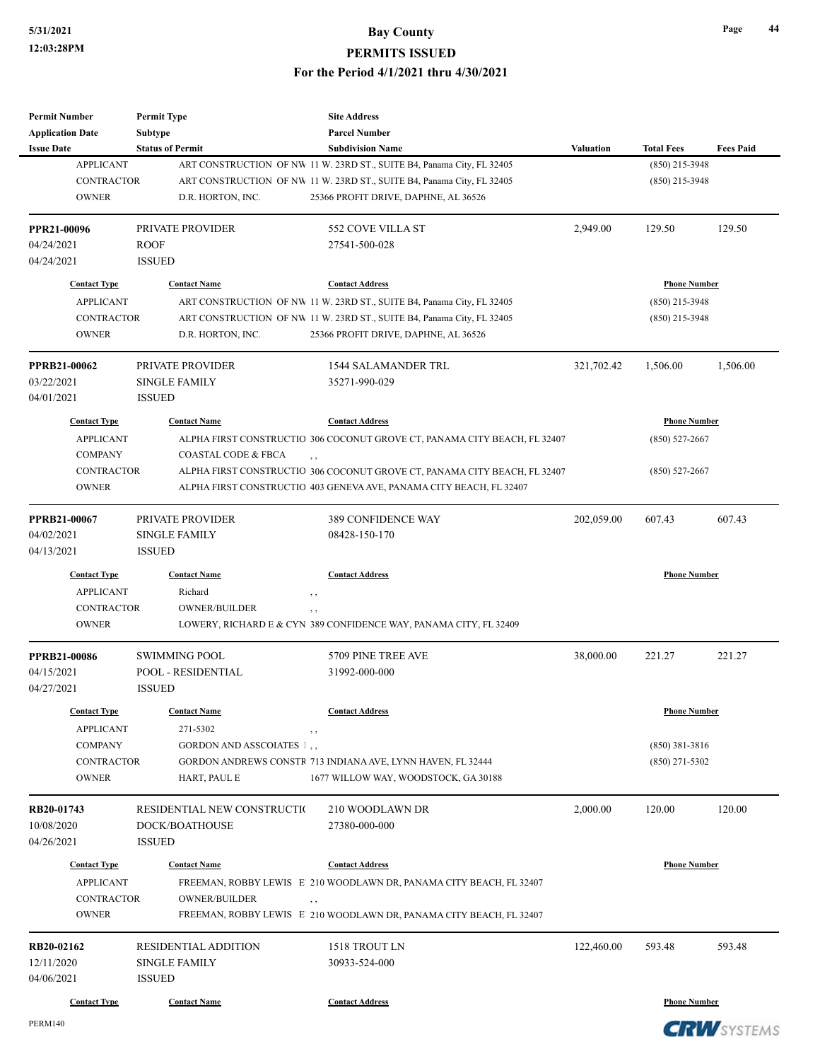| Permit Number | Permit Type | Site Address | | | |
|---|---|---|---|---|---|
| Application Date | Subtype | Parcel Number | | | |
| Issue Date | Status of Permit | Subdivision Name | Valuation | Total Fees | Fees Paid |
| APPLICANT | ART CONSTRUCTION OF NW | 11 W. 23RD ST., SUITE B4, Panama City, FL 32405 | | (850) 215-3948 | |
| CONTRACTOR | ART CONSTRUCTION OF NW | 11 W. 23RD ST., SUITE B4, Panama City, FL 32405 | | (850) 215-3948 | |
| OWNER | D.R. HORTON, INC. | 25366 PROFIT DRIVE, DAPHNE, AL 36526 | | | |

| | | | | | |
|---|---|---|---|---|---|
| **PPR21-00096** | PRIVATE PROVIDER | 552 COVE VILLA ST | 2,949.00 | 129.50 | 129.50 |
| 04/24/2021 | ROOF | 27541-500-028 | | | |
| 04/24/2021 | ISSUED | | | | |
| **Contact Type** | **Contact Name** | **Contact Address** | | **Phone Number** | |
| APPLICANT | ART CONSTRUCTION OF NW | 11 W. 23RD ST., SUITE B4, Panama City, FL 32405 | | (850) 215-3948 | |
| CONTRACTOR | ART CONSTRUCTION OF NW | 11 W. 23RD ST., SUITE B4, Panama City, FL 32405 | | (850) 215-3948 | |
| OWNER | D.R. HORTON, INC. | 25366 PROFIT DRIVE, DAPHNE, AL 36526 | | | |

| | | | | | |
|---|---|---|---|---|---|
| **PPRB21-00062** | PRIVATE PROVIDER | 1544 SALAMANDER TRL | 321,702.42 | 1,506.00 | 1,506.00 |
| 03/22/2021 | SINGLE FAMILY | 35271-990-029 | | | |
| 04/01/2021 | ISSUED | | | | |
| **Contact Type** | **Contact Name** | **Contact Address** | | **Phone Number** | |
| APPLICANT | ALPHA FIRST CONSTRUCTIO | 306 COCONUT GROVE CT, PANAMA CITY BEACH, FL 32407 | | (850) 527-2667 | |
| COMPANY | COASTAL CODE & FBCA | , , | | | |
| CONTRACTOR | ALPHA FIRST CONSTRUCTIO | 306 COCONUT GROVE CT, PANAMA CITY BEACH, FL 32407 | | (850) 527-2667 | |
| OWNER | ALPHA FIRST CONSTRUCTIO | 403 GENEVA AVE, PANAMA CITY BEACH, FL 32407 | | | |

| | | | | | |
|---|---|---|---|---|---|
| **PPRB21-00067** | PRIVATE PROVIDER | 389 CONFIDENCE WAY | 202,059.00 | 607.43 | 607.43 |
| 04/02/2021 | SINGLE FAMILY | 08428-150-170 | | | |
| 04/13/2021 | ISSUED | | | | |
| **Contact Type** | **Contact Name** | **Contact Address** | | **Phone Number** | |
| APPLICANT | Richard | , , | | | |
| CONTRACTOR | OWNER/BUILDER | , , | | | |
| OWNER | LOWERY, RICHARD E & CYN | 389 CONFIDENCE WAY, PANAMA CITY, FL 32409 | | | |

| | | | | | |
|---|---|---|---|---|---|
| **PPRB21-00086** | SWIMMING POOL | 5709 PINE TREE AVE | 38,000.00 | 221.27 | 221.27 |
| 04/15/2021 | POOL - RESIDENTIAL | 31992-000-000 | | | |
| 04/27/2021 | ISSUED | | | | |
| **Contact Type** | **Contact Name** | **Contact Address** | | **Phone Number** | |
| APPLICANT | 271-5302 | , , | | | |
| COMPANY | GORDON AND ASSCOIATES I | , , | | (850) 381-3816 | |
| CONTRACTOR | GORDON ANDREWS CONSTR | 713 INDIANA AVE, LYNN HAVEN, FL 32444 | | (850) 271-5302 | |
| OWNER | HART, PAUL E | 1677 WILLOW WAY, WOODSTOCK, GA 30188 | | | |

| | | | | | |
|---|---|---|---|---|---|
| **RB20-01743** | RESIDENTIAL NEW CONSTRUCTI( | 210 WOODLAWN DR | 2,000.00 | 120.00 | 120.00 |
| 10/08/2020 | DOCK/BOATHOUSE | 27380-000-000 | | | |
| 04/26/2021 | ISSUED | | | | |
| **Contact Type** | **Contact Name** | **Contact Address** | | **Phone Number** | |
| APPLICANT | FREEMAN, ROBBY LEWIS E | 210 WOODLAWN DR, PANAMA CITY BEACH, FL 32407 | | | |
| CONTRACTOR | OWNER/BUILDER | , , | | | |
| OWNER | FREEMAN, ROBBY LEWIS E | 210 WOODLAWN DR, PANAMA CITY BEACH, FL 32407 | | | |

| | | | | | |
|---|---|---|---|---|---|
| **RB20-02162** | RESIDENTIAL ADDITION | 1518 TROUT LN | 122,460.00 | 593.48 | 593.48 |
| 12/11/2020 | SINGLE FAMILY | 30933-524-000 | | | |
| 04/06/2021 | ISSUED | | | | |
| **Contact Type** | **Contact Name** | **Contact Address** | | **Phone Number** | |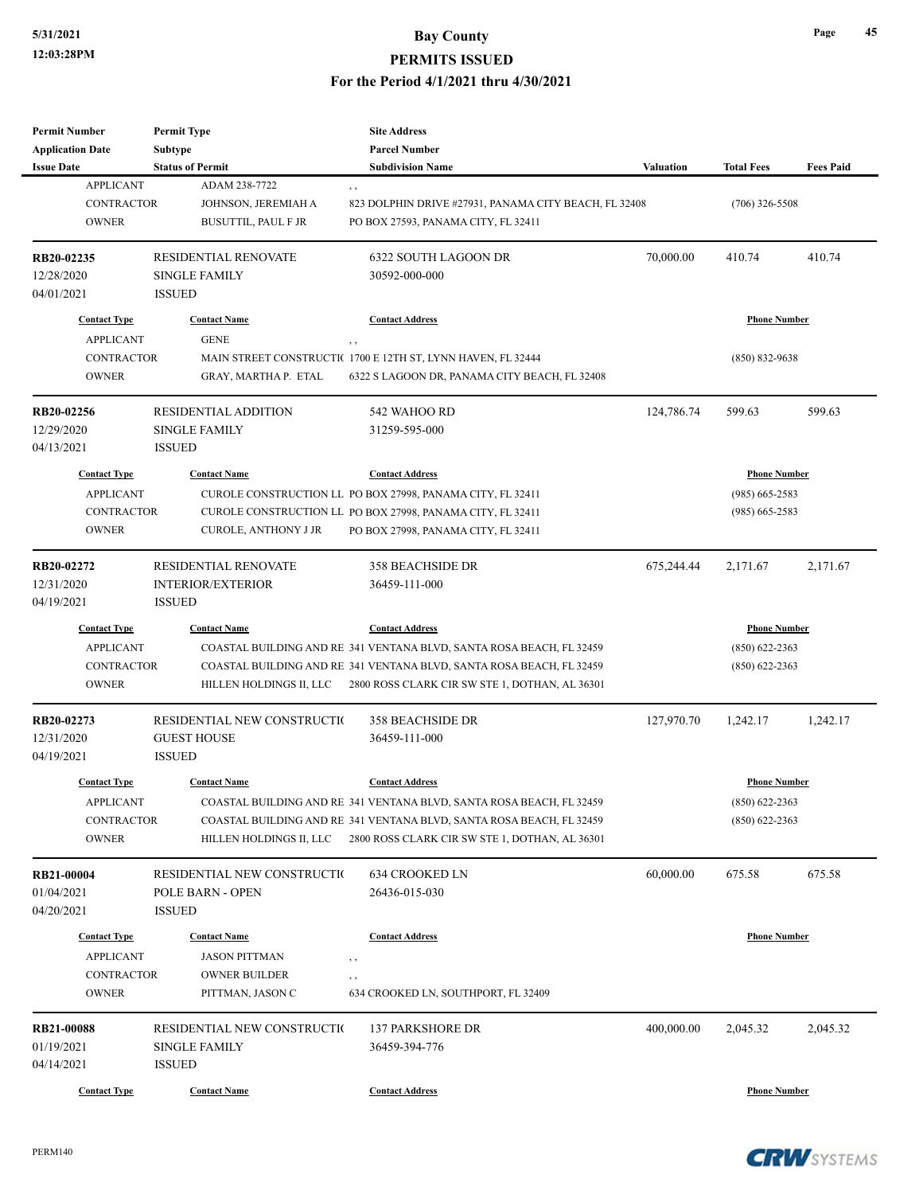| Permit Number | Permit Type | Site Address | | | |
|---|---|---|---|---|---|
| Application Date | Subtype | Parcel Number | | | |
| Issue Date | Status of Permit | Subdivision Name | Valuation | Total Fees | Fees Paid |

| Contact Type | Contact Name | Contact Address | Phone Number |
|---|---|---|---|
| APPLICANT | ADAM 238-7722 | , , | |
| CONTRACTOR | JOHNSON, JEREMIAH A | 823 DOLPHIN DRIVE #27931, PANAMA CITY BEACH, FL 32408 | (706) 326-5508 |
| OWNER | BUSUTTIL, PAUL F JR | PO BOX 27593, PANAMA CITY, FL 32411 | |

| RB20-02235 | RESIDENTIAL RENOVATE | 6322 SOUTH LAGOON DR | 70,000.00 | 410.74 | 410.74 |
|---|---|---|---|---|---|
| 12/28/2020 | SINGLE FAMILY | 30592-000-000 | | | |
| 04/01/2021 | ISSUED | | | | |

| Contact Type | Contact Name | Contact Address | Phone Number |
|---|---|---|---|
| APPLICANT | GENE | , , | |
| CONTRACTOR | MAIN STREET CONSTRUCTI( | 1700 E 12TH ST, LYNN HAVEN, FL 32444 | (850) 832-9638 |
| OWNER | GRAY, MARTHA P. ETAL | 6322 S LAGOON DR, PANAMA CITY BEACH, FL 32408 | |

| RB20-02256 | RESIDENTIAL ADDITION | 542 WAHOO RD | 124,786.74 | 599.63 | 599.63 |
|---|---|---|---|---|---|
| 12/29/2020 | SINGLE FAMILY | 31259-595-000 | | | |
| 04/13/2021 | ISSUED | | | | |

| Contact Type | Contact Name | Contact Address | Phone Number |
|---|---|---|---|
| APPLICANT | CUROLE CONSTRUCTION LL | PO BOX 27998, PANAMA CITY, FL 32411 | (985) 665-2583 |
| CONTRACTOR | CUROLE CONSTRUCTION LL | PO BOX 27998, PANAMA CITY, FL 32411 | (985) 665-2583 |
| OWNER | CUROLE, ANTHONY J JR | PO BOX 27998, PANAMA CITY, FL 32411 | |

| RB20-02272 | RESIDENTIAL RENOVATE | 358 BEACHSIDE DR | 675,244.44 | 2,171.67 | 2,171.67 |
|---|---|---|---|---|---|
| 12/31/2020 | INTERIOR/EXTERIOR | 36459-111-000 | | | |
| 04/19/2021 | ISSUED | | | | |

| Contact Type | Contact Name | Contact Address | Phone Number |
|---|---|---|---|
| APPLICANT | COASTAL BUILDING AND RE | 341 VENTANA BLVD, SANTA ROSA BEACH, FL 32459 | (850) 622-2363 |
| CONTRACTOR | COASTAL BUILDING AND RE | 341 VENTANA BLVD, SANTA ROSA BEACH, FL 32459 | (850) 622-2363 |
| OWNER | HILLEN HOLDINGS II, LLC | 2800 ROSS CLARK CIR SW STE 1, DOTHAN, AL 36301 | |

| RB20-02273 | RESIDENTIAL NEW CONSTRUCTI( | 358 BEACHSIDE DR | 127,970.70 | 1,242.17 | 1,242.17 |
|---|---|---|---|---|---|
| 12/31/2020 | GUEST HOUSE | 36459-111-000 | | | |
| 04/19/2021 | ISSUED | | | | |

| Contact Type | Contact Name | Contact Address | Phone Number |
|---|---|---|---|
| APPLICANT | COASTAL BUILDING AND RE | 341 VENTANA BLVD, SANTA ROSA BEACH, FL 32459 | (850) 622-2363 |
| CONTRACTOR | COASTAL BUILDING AND RE | 341 VENTANA BLVD, SANTA ROSA BEACH, FL 32459 | (850) 622-2363 |
| OWNER | HILLEN HOLDINGS II, LLC | 2800 ROSS CLARK CIR SW STE 1, DOTHAN, AL 36301 | |

| RB21-00004 | RESIDENTIAL NEW CONSTRUCTI( | 634 CROOKED LN | 60,000.00 | 675.58 | 675.58 |
|---|---|---|---|---|---|
| 01/04/2021 | POLE BARN - OPEN | 26436-015-030 | | | |
| 04/20/2021 | ISSUED | | | | |

| Contact Type | Contact Name | Contact Address | Phone Number |
|---|---|---|---|
| APPLICANT | JASON PITTMAN | , , | |
| CONTRACTOR | OWNER BUILDER | , , | |
| OWNER | PITTMAN, JASON C | 634 CROOKED LN, SOUTHPORT, FL 32409 | |

| RB21-00088 | RESIDENTIAL NEW CONSTRUCTI( | 137 PARKSHORE DR | 400,000.00 | 2,045.32 | 2,045.32 |
|---|---|---|---|---|---|
| 01/19/2021 | SINGLE FAMILY | 36459-394-776 | | | |
| 04/14/2021 | ISSUED | | | | |

| Contact Type | Contact Name | Contact Address | Phone Number |
|---|---|---|---|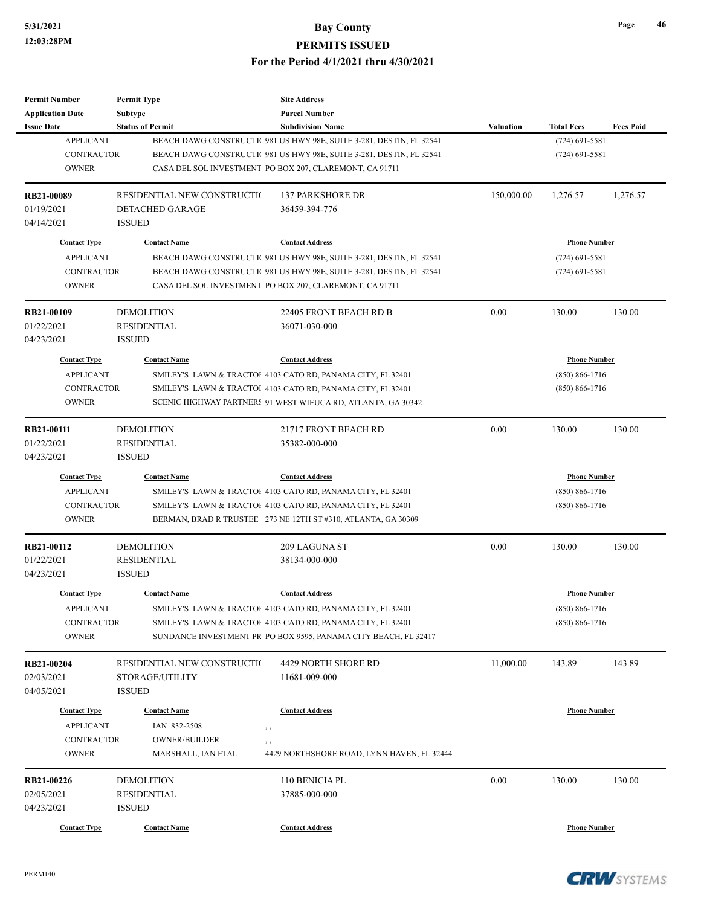# Bay County

## PERMITS ISSUED

### For the Period 4/1/2021 thru 4/30/2021

| Permit Number | Permit Type | Site Address | | | |
|---|---|---|---|---|---|
| Application Date | Subtype | Parcel Number | | | |
| Issue Date | Status of Permit | Subdivision Name | Valuation | Total Fees | Fees Paid |

| Contact Type | Contact Name | Contact Address | Phone Number |
|---|---|---|---|
| APPLICANT | BEACH DAWG CONSTRUCTI( | 981 US HWY 98E, SUITE 3-281, DESTIN, FL 32541 | (724) 691-5581 |
| CONTRACTOR | BEACH DAWG CONSTRUCTI( | 981 US HWY 98E, SUITE 3-281, DESTIN, FL 32541 | (724) 691-5581 |
| OWNER | CASA DEL SOL INVESTMENT | PO BOX 207, CLAREMONT, CA 91711 | |

| Permit Number | Permit Type | Site Address | Valuation | Total Fees | Fees Paid |
|---|---|---|---|---|---|
| RB21-00089 | RESIDENTIAL NEW CONSTRUCTI( | 137 PARKSHORE DR | 150,000.00 | 1,276.57 | 1,276.57 |
| 01/19/2021 | DETACHED GARAGE | 36459-394-776 | | | |
| 04/14/2021 | ISSUED | | | | |

| Contact Type | Contact Name | Contact Address | Phone Number |
|---|---|---|---|
| APPLICANT | BEACH DAWG CONSTRUCTI( | 981 US HWY 98E, SUITE 3-281, DESTIN, FL 32541 | (724) 691-5581 |
| CONTRACTOR | BEACH DAWG CONSTRUCTI( | 981 US HWY 98E, SUITE 3-281, DESTIN, FL 32541 | (724) 691-5581 |
| OWNER | CASA DEL SOL INVESTMENT | PO BOX 207, CLAREMONT, CA 91711 | |

| Permit Number | Permit Type | Site Address | Valuation | Total Fees | Fees Paid |
|---|---|---|---|---|---|
| RB21-00109 | DEMOLITION | 22405 FRONT BEACH RD B | 0.00 | 130.00 | 130.00 |
| 01/22/2021 | RESIDENTIAL | 36071-030-000 | | | |
| 04/23/2021 | ISSUED | | | | |

| Contact Type | Contact Name | Contact Address | Phone Number |
|---|---|---|---|
| APPLICANT | SMILEY'S LAWN & TRACTOI | 4103 CATO RD, PANAMA CITY, FL 32401 | (850) 866-1716 |
| CONTRACTOR | SMILEY'S LAWN & TRACTOI | 4103 CATO RD, PANAMA CITY, FL 32401 | (850) 866-1716 |
| OWNER | SCENIC HIGHWAY PARTNERS | 91 WEST WIEUCA RD, ATLANTA, GA 30342 | |

| Permit Number | Permit Type | Site Address | Valuation | Total Fees | Fees Paid |
|---|---|---|---|---|---|
| RB21-00111 | DEMOLITION | 21717 FRONT BEACH RD | 0.00 | 130.00 | 130.00 |
| 01/22/2021 | RESIDENTIAL | 35382-000-000 | | | |
| 04/23/2021 | ISSUED | | | | |

| Contact Type | Contact Name | Contact Address | Phone Number |
|---|---|---|---|
| APPLICANT | SMILEY'S LAWN & TRACTOI | 4103 CATO RD, PANAMA CITY, FL 32401 | (850) 866-1716 |
| CONTRACTOR | SMILEY'S LAWN & TRACTOI | 4103 CATO RD, PANAMA CITY, FL 32401 | (850) 866-1716 |
| OWNER | BERMAN, BRAD R TRUSTEE | 273 NE 12TH ST #310, ATLANTA, GA 30309 | |

| Permit Number | Permit Type | Site Address | Valuation | Total Fees | Fees Paid |
|---|---|---|---|---|---|
| RB21-00112 | DEMOLITION | 209 LAGUNA ST | 0.00 | 130.00 | 130.00 |
| 01/22/2021 | RESIDENTIAL | 38134-000-000 | | | |
| 04/23/2021 | ISSUED | | | | |

| Contact Type | Contact Name | Contact Address | Phone Number |
|---|---|---|---|
| APPLICANT | SMILEY'S LAWN & TRACTOI | 4103 CATO RD, PANAMA CITY, FL 32401 | (850) 866-1716 |
| CONTRACTOR | SMILEY'S LAWN & TRACTOI | 4103 CATO RD, PANAMA CITY, FL 32401 | (850) 866-1716 |
| OWNER | SUNDANCE INVESTMENT PR | PO BOX 9595, PANAMA CITY BEACH, FL 32417 | |

| Permit Number | Permit Type | Site Address | Valuation | Total Fees | Fees Paid |
|---|---|---|---|---|---|
| RB21-00204 | RESIDENTIAL NEW CONSTRUCTI( | 4429 NORTH SHORE RD | 11,000.00 | 143.89 | 143.89 |
| 02/03/2021 | STORAGE/UTILITY | 11681-009-000 | | | |
| 04/05/2021 | ISSUED | | | | |

| Contact Type | Contact Name | Contact Address | Phone Number |
|---|---|---|---|
| APPLICANT | IAN 832-2508 | , , | |
| CONTRACTOR | OWNER/BUILDER | , , | |
| OWNER | MARSHALL, IAN ETAL | 4429 NORTHSHORE ROAD, LYNN HAVEN, FL 32444 | |

| Permit Number | Permit Type | Site Address | Valuation | Total Fees | Fees Paid |
|---|---|---|---|---|---|
| RB21-00226 | DEMOLITION | 110 BENICIA PL | 0.00 | 130.00 | 130.00 |
| 02/05/2021 | RESIDENTIAL | 37885-000-000 | | | |
| 04/23/2021 | ISSUED | | | | |

| Contact Type | Contact Name | Contact Address | Phone Number |
|---|---|---|---|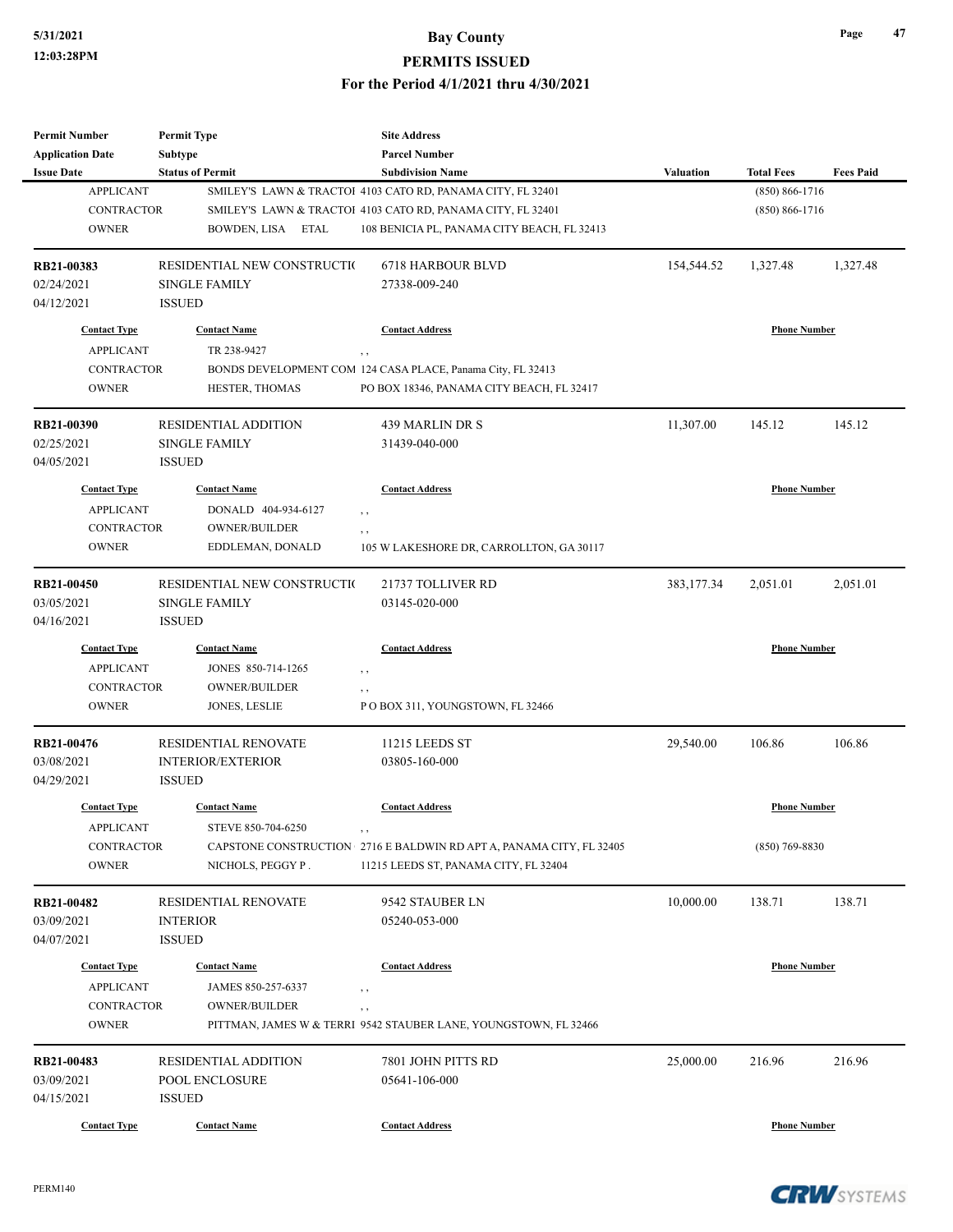| Permit Number | Permit Type | Site Address | | | |
|---|---|---|---|---|---|
| Application Date | Subtype | Parcel Number | | | |
| Issue Date | Status of Permit | Subdivision Name | Valuation | Total Fees | Fees Paid |

| | | | | |
|---|---|---|---|---|
| APPLICANT | SMILEY'S LAWN & TRACTOI | 4103 CATO RD, PANAMA CITY, FL 32401 | (850) 866-1716 | |
| CONTRACTOR | SMILEY'S LAWN & TRACTOI | 4103 CATO RD, PANAMA CITY, FL 32401 | (850) 866-1716 | |
| OWNER | BOWDEN, LISA ETAL | 108 BENICIA PL, PANAMA CITY BEACH, FL 32413 | | |

| | | | | | |
|---|---|---|---|---|---|
| **RB21-00383** | RESIDENTIAL NEW CONSTRUCTI( | 6718 HARBOUR BLVD | 154,544.52 | 1,327.48 | 1,327.48 |
| 02/24/2021 | SINGLE FAMILY | 27338-009-240 | | | |
| 04/12/2021 | ISSUED | | | | |

| Contact Type | Contact Name | Contact Address | Phone Number |
|---|---|---|---|
| APPLICANT | TR 238-9427 | , , | |
| CONTRACTOR | BONDS DEVELOPMENT COM | 124 CASA PLACE, Panama City, FL 32413 | |
| OWNER | HESTER, THOMAS | PO BOX 18346, PANAMA CITY BEACH, FL 32417 | |

| | | | | | |
|---|---|---|---|---|---|
| **RB21-00390** | RESIDENTIAL ADDITION | 439 MARLIN DR S | 11,307.00 | 145.12 | 145.12 |
| 02/25/2021 | SINGLE FAMILY | 31439-040-000 | | | |
| 04/05/2021 | ISSUED | | | | |

| Contact Type | Contact Name | Contact Address | Phone Number |
|---|---|---|---|
| APPLICANT | DONALD 404-934-6127 | , , | |
| CONTRACTOR | OWNER/BUILDER | , , | |
| OWNER | EDDLEMAN, DONALD | 105 W LAKESHORE DR, CARROLLTON, GA 30117 | |

| | | | | | |
|---|---|---|---|---|---|
| **RB21-00450** | RESIDENTIAL NEW CONSTRUCTI( | 21737 TOLLIVER RD | 383,177.34 | 2,051.01 | 2,051.01 |
| 03/05/2021 | SINGLE FAMILY | 03145-020-000 | | | |
| 04/16/2021 | ISSUED | | | | |

| Contact Type | Contact Name | Contact Address | Phone Number |
|---|---|---|---|
| APPLICANT | JONES 850-714-1265 | , , | |
| CONTRACTOR | OWNER/BUILDER | , , | |
| OWNER | JONES, LESLIE | P O BOX 311, YOUNGSTOWN, FL 32466 | |

| | | | | | |
|---|---|---|---|---|---|
| **RB21-00476** | RESIDENTIAL RENOVATE | 11215 LEEDS ST | 29,540.00 | 106.86 | 106.86 |
| 03/08/2021 | INTERIOR/EXTERIOR | 03805-160-000 | | | |
| 04/29/2021 | ISSUED | | | | |

| Contact Type | Contact Name | Contact Address | Phone Number |
|---|---|---|---|
| APPLICANT | STEVE 850-704-6250 | , , | |
| CONTRACTOR | CAPSTONE CONSTRUCTION | 2716 E BALDWIN RD APT A, PANAMA CITY, FL 32405 | (850) 769-8830 |
| OWNER | NICHOLS, PEGGY P . | 11215 LEEDS ST, PANAMA CITY, FL 32404 | |

| | | | | | |
|---|---|---|---|---|---|
| **RB21-00482** | RESIDENTIAL RENOVATE | 9542 STAUBER LN | 10,000.00 | 138.71 | 138.71 |
| 03/09/2021 | INTERIOR | 05240-053-000 | | | |
| 04/07/2021 | ISSUED | | | | |

| Contact Type | Contact Name | Contact Address | Phone Number |
|---|---|---|---|
| APPLICANT | JAMES 850-257-6337 | , , | |
| CONTRACTOR | OWNER/BUILDER | , , | |
| OWNER | PITTMAN, JAMES W & TERRI | 9542 STAUBER LANE, YOUNGSTOWN, FL 32466 | |

| | | | | | |
|---|---|---|---|---|---|
| **RB21-00483** | RESIDENTIAL ADDITION | 7801 JOHN PITTS RD | 25,000.00 | 216.96 | 216.96 |
| 03/09/2021 | POOL ENCLOSURE | 05641-106-000 | | | |
| 04/15/2021 | ISSUED | | | | |

| Contact Type | Contact Name | Contact Address | Phone Number |
|---|---|---|---|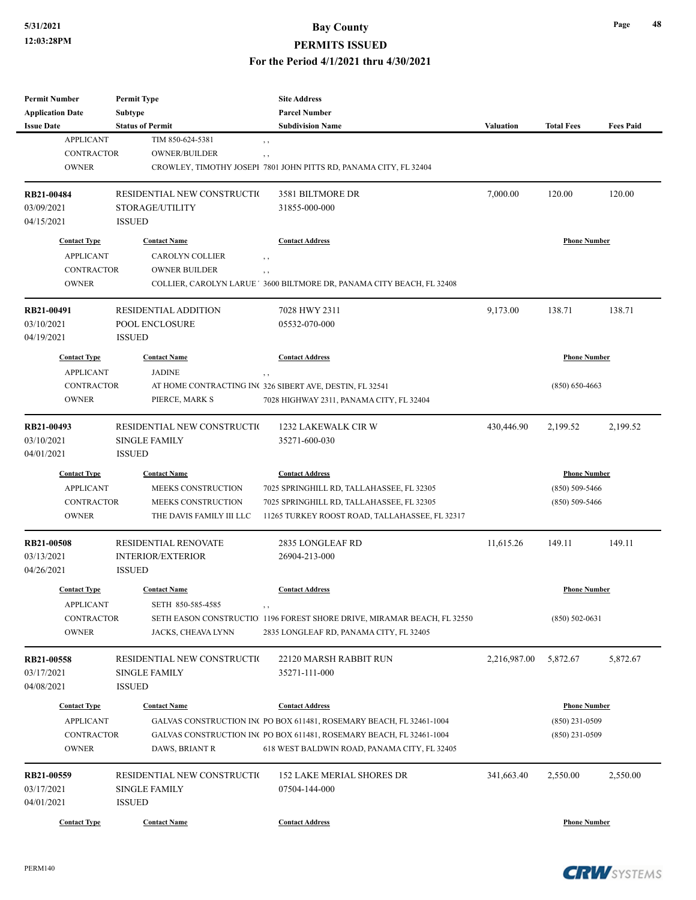| Permit Number<br>Application Date<br>Issue Date | Permit Type<br>Subtype<br>Status of Permit | Site Address<br>Parcel Number<br>Subdivision Name | Valuation | Total Fees | Fees Paid |
|---|---|---|---|---|---|
| APPLICANT | TIM 850-624-5381 | , , | | | |
| CONTRACTOR | OWNER/BUILDER | , , | | | |
| OWNER | CROWLEY, TIMOTHY JOSEPH | 7801 JOHN PITTS RD, PANAMA CITY, FL 32404 | | | |

| Permit Number | Permit Type | Site Address | Valuation | Total Fees | Fees Paid |
|---|---|---|---|---|---|
| RB21-00484 | RESIDENTIAL NEW CONSTRUCTIO | 3581 BILTMORE DR | 7,000.00 | 120.00 | 120.00 |
| 03/09/2021 | STORAGE/UTILITY | 31855-000-000 | | | |
| 04/15/2021 | ISSUED | | | | |

| Contact Type | Contact Name | Contact Address | Phone Number |
|---|---|---|---|
| APPLICANT | CAROLYN COLLIER | , , | |
| CONTRACTOR | OWNER BUILDER | , , | |
| OWNER | COLLIER, CAROLYN LARUE | 3600 BILTMORE DR, PANAMA CITY BEACH, FL 32408 | |

| Permit Number | Permit Type | Site Address | Valuation | Total Fees | Fees Paid |
|---|---|---|---|---|---|
| RB21-00491 | RESIDENTIAL ADDITION | 7028 HWY 2311 | 9,173.00 | 138.71 | 138.71 |
| 03/10/2021 | POOL ENCLOSURE | 05532-070-000 | | | |
| 04/19/2021 | ISSUED | | | | |

| Contact Type | Contact Name | Contact Address | Phone Number |
|---|---|---|---|
| APPLICANT | JADINE | , , | |
| CONTRACTOR | AT HOME CONTRACTING INC | 326 SIBERT AVE, DESTIN, FL 32541 | (850) 650-4663 |
| OWNER | PIERCE, MARK S | 7028 HIGHWAY 2311, PANAMA CITY, FL 32404 | |

| Permit Number | Permit Type | Site Address | Valuation | Total Fees | Fees Paid |
|---|---|---|---|---|---|
| RB21-00493 | RESIDENTIAL NEW CONSTRUCTIO | 1232 LAKEWALK CIR W | 430,446.90 | 2,199.52 | 2,199.52 |
| 03/10/2021 | SINGLE FAMILY | 35271-600-030 | | | |
| 04/01/2021 | ISSUED | | | | |

| Contact Type | Contact Name | Contact Address | Phone Number |
|---|---|---|---|
| APPLICANT | MEEKS CONSTRUCTION | 7025 SPRINGHILL RD, TALLAHASSEE, FL 32305 | (850) 509-5466 |
| CONTRACTOR | MEEKS CONSTRUCTION | 7025 SPRINGHILL RD, TALLAHASSEE, FL 32305 | (850) 509-5466 |
| OWNER | THE DAVIS FAMILY III LLC | 11265 TURKEY ROOST ROAD, TALLAHASSEE, FL 32317 | |

| Permit Number | Permit Type | Site Address | Valuation | Total Fees | Fees Paid |
|---|---|---|---|---|---|
| RB21-00508 | RESIDENTIAL RENOVATE | 2835 LONGLEAF RD | 11,615.26 | 149.11 | 149.11 |
| 03/13/2021 | INTERIOR/EXTERIOR | 26904-213-000 | | | |
| 04/26/2021 | ISSUED | | | | |

| Contact Type | Contact Name | Contact Address | Phone Number |
|---|---|---|---|
| APPLICANT | SETH 850-585-4585 | , , | |
| CONTRACTOR | SETH EASON CONSTRUCTIO | 1196 FOREST SHORE DRIVE, MIRAMAR BEACH, FL 32550 | (850) 502-0631 |
| OWNER | JACKS, CHEAVA LYNN | 2835 LONGLEAF RD, PANAMA CITY, FL 32405 | |

| Permit Number | Permit Type | Site Address | Valuation | Total Fees | Fees Paid |
|---|---|---|---|---|---|
| RB21-00558 | RESIDENTIAL NEW CONSTRUCTIO | 22120 MARSH RABBIT RUN | 2,216,987.00 | 5,872.67 | 5,872.67 |
| 03/17/2021 | SINGLE FAMILY | 35271-111-000 | | | |
| 04/08/2021 | ISSUED | | | | |

| Contact Type | Contact Name | Contact Address | Phone Number |
|---|---|---|---|
| APPLICANT | GALVAS CONSTRUCTION INC | PO BOX 611481, ROSEMARY BEACH, FL 32461-1004 | (850) 231-0509 |
| CONTRACTOR | GALVAS CONSTRUCTION INC | PO BOX 611481, ROSEMARY BEACH, FL 32461-1004 | (850) 231-0509 |
| OWNER | DAWS, BRIANT R | 618 WEST BALDWIN ROAD, PANAMA CITY, FL 32405 | |

| Permit Number | Permit Type | Site Address | Valuation | Total Fees | Fees Paid |
|---|---|---|---|---|---|
| RB21-00559 | RESIDENTIAL NEW CONSTRUCTIO | 152 LAKE MERIAL SHORES DR | 341,663.40 | 2,550.00 | 2,550.00 |
| 03/17/2021 | SINGLE FAMILY | 07504-144-000 | | | |
| 04/01/2021 | ISSUED | | | | |

| Contact Type | Contact Name | Contact Address | Phone Number |
|---|---|---|---|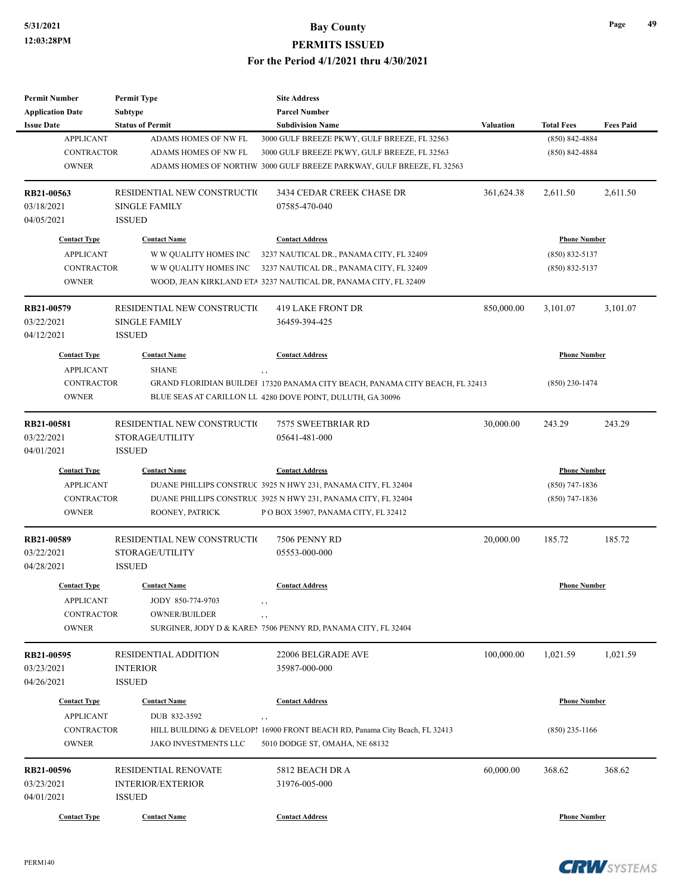| Permit Number | Permit Type | Site Address | | | |
|---|---|---|---|---|---|
| Application Date | Subtype | Parcel Number | | | |
| Issue Date | Status of Permit | Subdivision Name | Valuation | Total Fees | Fees Paid |

| Contact Type | Contact Name | Contact Address | Phone Number |
|---|---|---|---|
| APPLICANT | ADAMS HOMES OF NW FL | 3000 GULF BREEZE PKWY, GULF BREEZE, FL 32563 | (850) 842-4884 |
| CONTRACTOR | ADAMS HOMES OF NW FL | 3000 GULF BREEZE PKWY, GULF BREEZE, FL 32563 | (850) 842-4884 |
| OWNER | ADAMS HOMES OF NORTHW | 3000 GULF BREEZE PARKWAY, GULF BREEZE, FL 32563 | |

| RB21-00563 | RESIDENTIAL NEW CONSTRUCTI( | 3434 CEDAR CREEK CHASE DR | 361,624.38 | 2,611.50 | 2,611.50 |
|---|---|---|---|---|---|
| 03/18/2021 | SINGLE FAMILY | 07585-470-040 | | | |
| 04/05/2021 | ISSUED | | | | |

| Contact Type | Contact Name | Contact Address | Phone Number |
|---|---|---|---|
| APPLICANT | W W QUALITY HOMES INC | 3237 NAUTICAL DR., PANAMA CITY, FL 32409 | (850) 832-5137 |
| CONTRACTOR | W W QUALITY HOMES INC | 3237 NAUTICAL DR., PANAMA CITY, FL 32409 | (850) 832-5137 |
| OWNER | WOOD, JEAN KIRKLAND ETA | 3237 NAUTICAL DR, PANAMA CITY, FL 32409 | |

| RB21-00579 | RESIDENTIAL NEW CONSTRUCTI( | 419 LAKE FRONT DR | 850,000.00 | 3,101.07 | 3,101.07 |
|---|---|---|---|---|---|
| 03/22/2021 | SINGLE FAMILY | 36459-394-425 | | | |
| 04/12/2021 | ISSUED | | | | |

| Contact Type | Contact Name | Contact Address | Phone Number |
|---|---|---|---|
| APPLICANT | SHANE | , , | |
| CONTRACTOR | GRAND FLORIDIAN BUILDEI | 17320 PANAMA CITY BEACH, PANAMA CITY BEACH, FL 32413 | (850) 230-1474 |
| OWNER | BLUE SEAS AT CARILLON LL | 4280 DOVE POINT, DULUTH, GA 30096 | |

| RB21-00581 | RESIDENTIAL NEW CONSTRUCTI( | 7575 SWEETBRIAR RD | 30,000.00 | 243.29 | 243.29 |
|---|---|---|---|---|---|
| 03/22/2021 | STORAGE/UTILITY | 05641-481-000 | | | |
| 04/01/2021 | ISSUED | | | | |

| Contact Type | Contact Name | Contact Address | Phone Number |
|---|---|---|---|
| APPLICANT | DUANE PHILLIPS CONSTRUC | 3925 N HWY 231, PANAMA CITY, FL 32404 | (850) 747-1836 |
| CONTRACTOR | DUANE PHILLIPS CONSTRUC | 3925 N HWY 231, PANAMA CITY, FL 32404 | (850) 747-1836 |
| OWNER | ROONEY, PATRICK | P O BOX 35907, PANAMA CITY, FL 32412 | |

| RB21-00589 | RESIDENTIAL NEW CONSTRUCTI( | 7506 PENNY RD | 20,000.00 | 185.72 | 185.72 |
|---|---|---|---|---|---|
| 03/22/2021 | STORAGE/UTILITY | 05553-000-000 | | | |
| 04/28/2021 | ISSUED | | | | |

| Contact Type | Contact Name | Contact Address | Phone Number |
|---|---|---|---|
| APPLICANT | JODY 850-774-9703 | , , | |
| CONTRACTOR | OWNER/BUILDER | , , | |
| OWNER | SURGINER, JODY D & KAREN | 7506 PENNY RD, PANAMA CITY, FL 32404 | |

| RB21-00595 | RESIDENTIAL ADDITION | 22006 BELGRADE AVE | 100,000.00 | 1,021.59 | 1,021.59 |
|---|---|---|---|---|---|
| 03/23/2021 | INTERIOR | 35987-000-000 | | | |
| 04/26/2021 | ISSUED | | | | |

| Contact Type | Contact Name | Contact Address | Phone Number |
|---|---|---|---|
| APPLICANT | DUB 832-3592 | , , | |
| CONTRACTOR | HILL BUILDING & DEVELOPI | 16900 FRONT BEACH RD, Panama City Beach, FL 32413 | (850) 235-1166 |
| OWNER | JAKO INVESTMENTS LLC | 5010 DODGE ST, OMAHA, NE 68132 | |

| RB21-00596 | RESIDENTIAL RENOVATE | 5812 BEACH DR A | 60,000.00 | 368.62 | 368.62 |
|---|---|---|---|---|---|
| 03/23/2021 | INTERIOR/EXTERIOR | 31976-005-000 | | | |
| 04/01/2021 | ISSUED | | | | |

| Contact Type | Contact Name | Contact Address | Phone Number |
|---|---|---|---|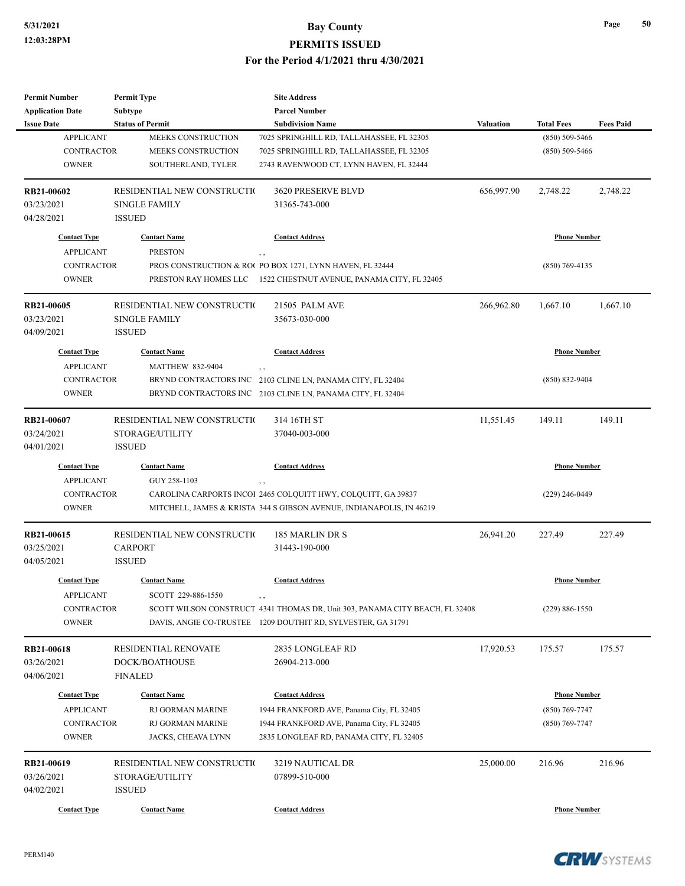| Permit Number | Permit Type | Site Address | | | |
|---|---|---|---|---|---|
| Application Date | Subtype | Parcel Number | | | |
| Issue Date | Status of Permit | Subdivision Name | Valuation | Total Fees | Fees Paid |

| Contact Type | Contact Name | Contact Address | Phone Number |
|---|---|---|---|
| APPLICANT | MEEKS CONSTRUCTION | 7025 SPRINGHILL RD, TALLAHASSEE, FL 32305 | (850) 509-5466 |
| CONTRACTOR | MEEKS CONSTRUCTION | 7025 SPRINGHILL RD, TALLAHASSEE, FL 32305 | (850) 509-5466 |
| OWNER | SOUTHERLAND, TYLER | 2743 RAVENWOOD CT, LYNN HAVEN, FL 32444 | |

| RB21-00602 | RESIDENTIAL NEW CONSTRUCTI( | 3620 PRESERVE BLVD | 656,997.90 | 2,748.22 | 2,748.22 |
|---|---|---|---|---|---|
| 03/23/2021 | SINGLE FAMILY | 31365-743-000 | | | |
| 04/28/2021 | ISSUED | | | | |

| Contact Type | Contact Name | Contact Address | Phone Number |
|---|---|---|---|
| APPLICANT | PRESTON | , , | |
| CONTRACTOR | PROS CONSTRUCTION & RO( | PO BOX 1271, LYNN HAVEN, FL 32444 | (850) 769-4135 |
| OWNER | PRESTON RAY HOMES LLC | 1522 CHESTNUT AVENUE, PANAMA CITY, FL 32405 | |

| RB21-00605 | RESIDENTIAL NEW CONSTRUCTI( | 21505 PALM AVE | 266,962.80 | 1,667.10 | 1,667.10 |
|---|---|---|---|---|---|
| 03/23/2021 | SINGLE FAMILY | 35673-030-000 | | | |
| 04/09/2021 | ISSUED | | | | |

| Contact Type | Contact Name | Contact Address | Phone Number |
|---|---|---|---|
| APPLICANT | MATTHEW 832-9404 | , , | |
| CONTRACTOR | BRYND CONTRACTORS INC | 2103 CLINE LN, PANAMA CITY, FL 32404 | (850) 832-9404 |
| OWNER | BRYND CONTRACTORS INC | 2103 CLINE LN, PANAMA CITY, FL 32404 | |

| RB21-00607 | RESIDENTIAL NEW CONSTRUCTI( | 314 16TH ST | 11,551.45 | 149.11 | 149.11 |
|---|---|---|---|---|---|
| 03/24/2021 | STORAGE/UTILITY | 37040-003-000 | | | |
| 04/01/2021 | ISSUED | | | | |

| Contact Type | Contact Name | Contact Address | Phone Number |
|---|---|---|---|
| APPLICANT | GUY 258-1103 | , , | |
| CONTRACTOR | CAROLINA CARPORTS INCOI | 2465 COLQUITT HWY, COLQUITT, GA 39837 | (229) 246-0449 |
| OWNER | MITCHELL, JAMES & KRISTA | 344 S GIBSON AVENUE, INDIANAPOLIS, IN 46219 | |

| RB21-00615 | RESIDENTIAL NEW CONSTRUCTI( | 185 MARLIN DR S | 26,941.20 | 227.49 | 227.49 |
|---|---|---|---|---|---|
| 03/25/2021 | CARPORT | 31443-190-000 | | | |
| 04/05/2021 | ISSUED | | | | |

| Contact Type | Contact Name | Contact Address | Phone Number |
|---|---|---|---|
| APPLICANT | SCOTT 229-886-1550 | , , | |
| CONTRACTOR | SCOTT WILSON CONSTRUCT | 4341 THOMAS DR, Unit 303, PANAMA CITY BEACH, FL 32408 | (229) 886-1550 |
| OWNER | DAVIS, ANGIE CO-TRUSTEE | 1209 DOUTHIT RD, SYLVESTER, GA 31791 | |

| RB21-00618 | RESIDENTIAL RENOVATE | 2835 LONGLEAF RD | 17,920.53 | 175.57 | 175.57 |
|---|---|---|---|---|---|
| 03/26/2021 | DOCK/BOATHOUSE | 26904-213-000 | | | |
| 04/06/2021 | FINALED | | | | |

| Contact Type | Contact Name | Contact Address | Phone Number |
|---|---|---|---|
| APPLICANT | RJ GORMAN MARINE | 1944 FRANKFORD AVE, Panama City, FL 32405 | (850) 769-7747 |
| CONTRACTOR | RJ GORMAN MARINE | 1944 FRANKFORD AVE, Panama City, FL 32405 | (850) 769-7747 |
| OWNER | JACKS, CHEAVA LYNN | 2835 LONGLEAF RD, PANAMA CITY, FL 32405 | |

| RB21-00619 | RESIDENTIAL NEW CONSTRUCTI( | 3219 NAUTICAL DR | 25,000.00 | 216.96 | 216.96 |
|---|---|---|---|---|---|
| 03/26/2021 | STORAGE/UTILITY | 07899-510-000 | | | |
| 04/02/2021 | ISSUED | | | | |

| Contact Type | Contact Name | Contact Address | Phone Number |
|---|---|---|---|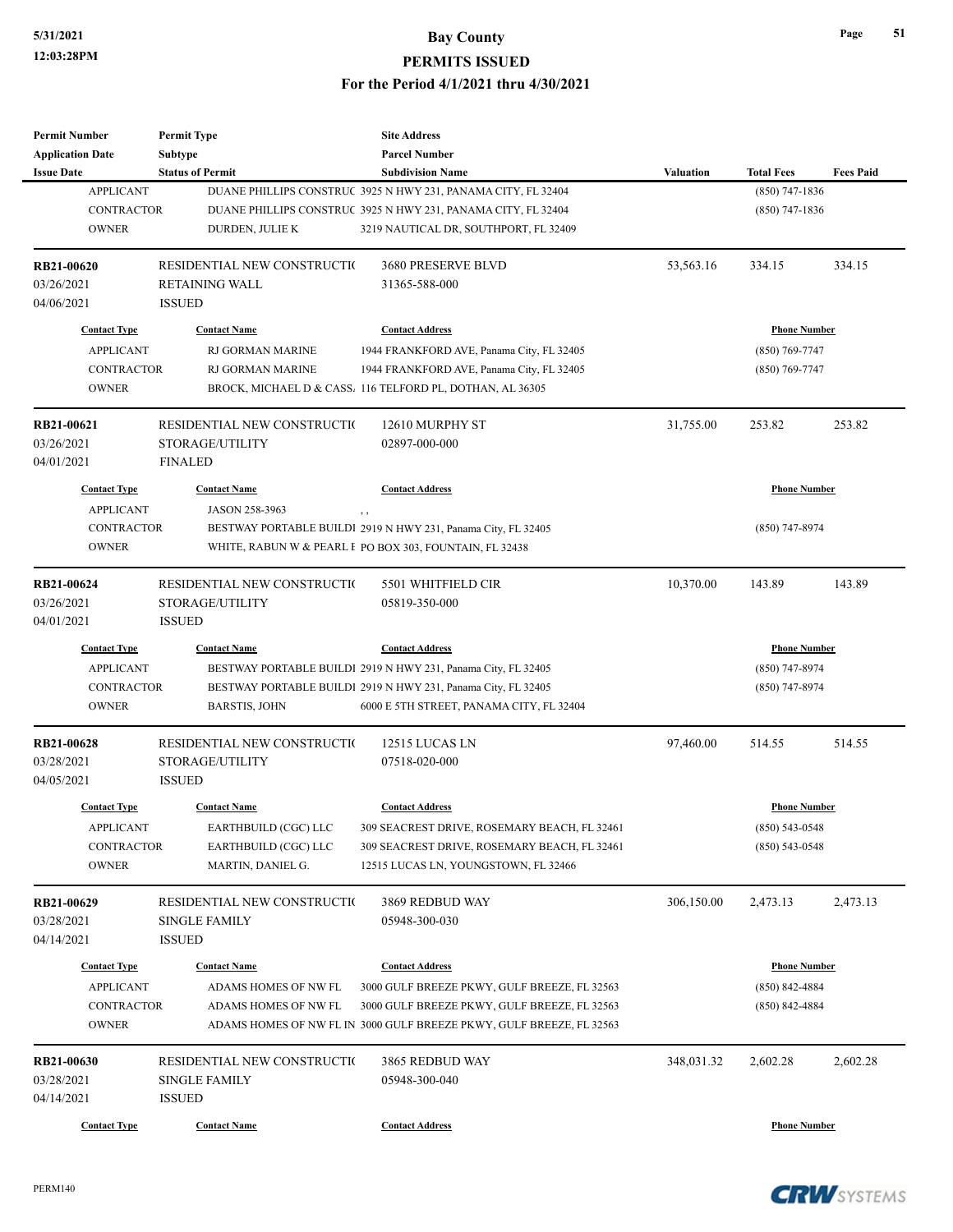| Permit Number | Permit Type | Site Address | | | |
|---|---|---|---|---|---|
| Application Date | Subtype | Parcel Number | | | |
| Issue Date | Status of Permit | Subdivision Name | Valuation | Total Fees | Fees Paid |

| Contact Type | Contact Name | Contact Address | Phone Number |
|---|---|---|---|
| APPLICANT | DUANE PHILLIPS CONSTRUC | 3925 N HWY 231, PANAMA CITY, FL 32404 | (850) 747-1836 |
| CONTRACTOR | DUANE PHILLIPS CONSTRUC | 3925 N HWY 231, PANAMA CITY, FL 32404 | (850) 747-1836 |
| OWNER | DURDEN, JULIE K | 3219 NAUTICAL DR, SOUTHPORT, FL 32409 | |

| Permit Number | Permit Type | Site Address | Valuation | Total Fees | Fees Paid |
|---|---|---|---|---|---|
| RB21-00620 | RESIDENTIAL NEW CONSTRUCTI( | 3680 PRESERVE BLVD | 53,563.16 | 334.15 | 334.15 |
| 03/26/2021 | RETAINING WALL | 31365-588-000 | | | |
| 04/06/2021 | ISSUED | | | | |

| Contact Type | Contact Name | Contact Address | Phone Number |
|---|---|---|---|
| APPLICANT | RJ GORMAN MARINE | 1944 FRANKFORD AVE, Panama City, FL 32405 | (850) 769-7747 |
| CONTRACTOR | RJ GORMAN MARINE | 1944 FRANKFORD AVE, Panama City, FL 32405 | (850) 769-7747 |
| OWNER | BROCK, MICHAEL D & CASS. | 116 TELFORD PL, DOTHAN, AL 36305 | |

| Permit Number | Permit Type | Site Address | Valuation | Total Fees | Fees Paid |
|---|---|---|---|---|---|
| RB21-00621 | RESIDENTIAL NEW CONSTRUCTI( | 12610 MURPHY ST | 31,755.00 | 253.82 | 253.82 |
| 03/26/2021 | STORAGE/UTILITY | 02897-000-000 | | | |
| 04/01/2021 | FINALED | | | | |

| Contact Type | Contact Name | Contact Address | Phone Number |
|---|---|---|---|
| APPLICANT | JASON 258-3963 | , , | |
| CONTRACTOR | BESTWAY PORTABLE BUILDI | 2919 N HWY 231, Panama City, FL 32405 | (850) 747-8974 |
| OWNER | WHITE, RABUN W & PEARL I | PO BOX 303, FOUNTAIN, FL 32438 | |

| Permit Number | Permit Type | Site Address | Valuation | Total Fees | Fees Paid |
|---|---|---|---|---|---|
| RB21-00624 | RESIDENTIAL NEW CONSTRUCTI( | 5501 WHITFIELD CIR | 10,370.00 | 143.89 | 143.89 |
| 03/26/2021 | STORAGE/UTILITY | 05819-350-000 | | | |
| 04/01/2021 | ISSUED | | | | |

| Contact Type | Contact Name | Contact Address | Phone Number |
|---|---|---|---|
| APPLICANT | BESTWAY PORTABLE BUILDI | 2919 N HWY 231, Panama City, FL 32405 | (850) 747-8974 |
| CONTRACTOR | BESTWAY PORTABLE BUILDI | 2919 N HWY 231, Panama City, FL 32405 | (850) 747-8974 |
| OWNER | BARSTIS, JOHN | 6000 E 5TH STREET, PANAMA CITY, FL 32404 | |

| Permit Number | Permit Type | Site Address | Valuation | Total Fees | Fees Paid |
|---|---|---|---|---|---|
| RB21-00628 | RESIDENTIAL NEW CONSTRUCTI( | 12515 LUCAS LN | 97,460.00 | 514.55 | 514.55 |
| 03/28/2021 | STORAGE/UTILITY | 07518-020-000 | | | |
| 04/05/2021 | ISSUED | | | | |

| Contact Type | Contact Name | Contact Address | Phone Number |
|---|---|---|---|
| APPLICANT | EARTHBUILD (CGC) LLC | 309 SEACREST DRIVE, ROSEMARY BEACH, FL 32461 | (850) 543-0548 |
| CONTRACTOR | EARTHBUILD (CGC) LLC | 309 SEACREST DRIVE, ROSEMARY BEACH, FL 32461 | (850) 543-0548 |
| OWNER | MARTIN, DANIEL G. | 12515 LUCAS LN, YOUNGSTOWN, FL 32466 | |

| Permit Number | Permit Type | Site Address | Valuation | Total Fees | Fees Paid |
|---|---|---|---|---|---|
| RB21-00629 | RESIDENTIAL NEW CONSTRUCTI( | 3869 REDBUD WAY | 306,150.00 | 2,473.13 | 2,473.13 |
| 03/28/2021 | SINGLE FAMILY | 05948-300-030 | | | |
| 04/14/2021 | ISSUED | | | | |

| Contact Type | Contact Name | Contact Address | Phone Number |
|---|---|---|---|
| APPLICANT | ADAMS HOMES OF NW FL | 3000 GULF BREEZE PKWY, GULF BREEZE, FL 32563 | (850) 842-4884 |
| CONTRACTOR | ADAMS HOMES OF NW FL | 3000 GULF BREEZE PKWY, GULF BREEZE, FL 32563 | (850) 842-4884 |
| OWNER | ADAMS HOMES OF NW FL IN | 3000 GULF BREEZE PKWY, GULF BREEZE, FL 32563 | |

| Permit Number | Permit Type | Site Address | Valuation | Total Fees | Fees Paid |
|---|---|---|---|---|---|
| RB21-00630 | RESIDENTIAL NEW CONSTRUCTI( | 3865 REDBUD WAY | 348,031.32 | 2,602.28 | 2,602.28 |
| 03/28/2021 | SINGLE FAMILY | 05948-300-040 | | | |
| 04/14/2021 | ISSUED | | | | |

| Contact Type | Contact Name | Contact Address | Phone Number |
|---|---|---|---|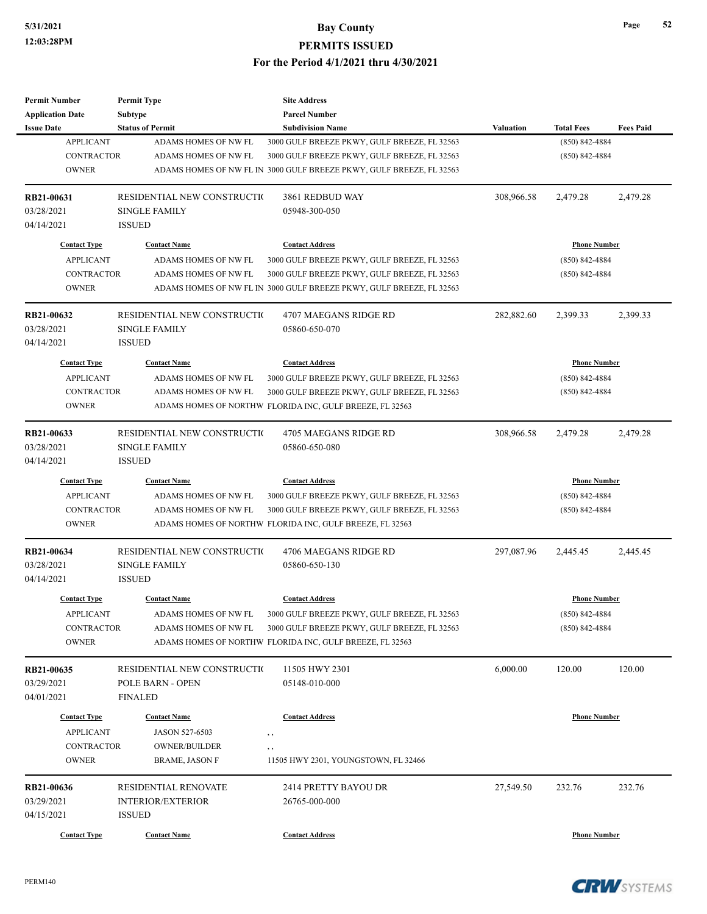# Bay County

## PERMITS ISSUED

### For the Period 4/1/2021 thru 4/30/2021

| Permit Number<br>Application Date<br>Issue Date | Permit Type<br>Subtype<br>Status of Permit | Site Address<br>Parcel Number<br>Subdivision Name | Valuation | Total Fees | Fees Paid |
|---|---|---|---|---|---|
| APPLICANT | ADAMS HOMES OF NW FL | 3000 GULF BREEZE PKWY, GULF BREEZE, FL 32563 | | (850) 842-4884 | |
| CONTRACTOR | ADAMS HOMES OF NW FL | 3000 GULF BREEZE PKWY, GULF BREEZE, FL 32563 | | (850) 842-4884 | |
| OWNER | ADAMS HOMES OF NW FL IN | 3000 GULF BREEZE PKWY, GULF BREEZE, FL 32563 | | | |
| **RB21-00631**<br>03/28/2021<br>04/14/2021 | RESIDENTIAL NEW CONSTRUCTIO<br>SINGLE FAMILY<br>ISSUED | 3861 REDBUD WAY<br>05948-300-050 | 308,966.58 | 2,479.28 | 2,479.28 |
| **Contact Type** | **Contact Name** | **Contact Address** | | **Phone Number** | |
| APPLICANT | ADAMS HOMES OF NW FL | 3000 GULF BREEZE PKWY, GULF BREEZE, FL 32563 | | (850) 842-4884 | |
| CONTRACTOR | ADAMS HOMES OF NW FL | 3000 GULF BREEZE PKWY, GULF BREEZE, FL 32563 | | (850) 842-4884 | |
| OWNER | ADAMS HOMES OF NW FL IN | 3000 GULF BREEZE PKWY, GULF BREEZE, FL 32563 | | | |
| **RB21-00632**<br>03/28/2021<br>04/14/2021 | RESIDENTIAL NEW CONSTRUCTIO<br>SINGLE FAMILY<br>ISSUED | 4707 MAEGANS RIDGE RD<br>05860-650-070 | 282,882.60 | 2,399.33 | 2,399.33 |
| **Contact Type** | **Contact Name** | **Contact Address** | | **Phone Number** | |
| APPLICANT | ADAMS HOMES OF NW FL | 3000 GULF BREEZE PKWY, GULF BREEZE, FL 32563 | | (850) 842-4884 | |
| CONTRACTOR | ADAMS HOMES OF NW FL | 3000 GULF BREEZE PKWY, GULF BREEZE, FL 32563 | | (850) 842-4884 | |
| OWNER | ADAMS HOMES OF NORTHW | FLORIDA INC, GULF BREEZE, FL 32563 | | | |
| **RB21-00633**<br>03/28/2021<br>04/14/2021 | RESIDENTIAL NEW CONSTRUCTIO<br>SINGLE FAMILY<br>ISSUED | 4705 MAEGANS RIDGE RD<br>05860-650-080 | 308,966.58 | 2,479.28 | 2,479.28 |
| **Contact Type** | **Contact Name** | **Contact Address** | | **Phone Number** | |
| APPLICANT | ADAMS HOMES OF NW FL | 3000 GULF BREEZE PKWY, GULF BREEZE, FL 32563 | | (850) 842-4884 | |
| CONTRACTOR | ADAMS HOMES OF NW FL | 3000 GULF BREEZE PKWY, GULF BREEZE, FL 32563 | | (850) 842-4884 | |
| OWNER | ADAMS HOMES OF NORTHW | FLORIDA INC, GULF BREEZE, FL 32563 | | | |
| **RB21-00634**<br>03/28/2021<br>04/14/2021 | RESIDENTIAL NEW CONSTRUCTIO<br>SINGLE FAMILY<br>ISSUED | 4706 MAEGANS RIDGE RD<br>05860-650-130 | 297,087.96 | 2,445.45 | 2,445.45 |
| **Contact Type** | **Contact Name** | **Contact Address** | | **Phone Number** | |
| APPLICANT | ADAMS HOMES OF NW FL | 3000 GULF BREEZE PKWY, GULF BREEZE, FL 32563 | | (850) 842-4884 | |
| CONTRACTOR | ADAMS HOMES OF NW FL | 3000 GULF BREEZE PKWY, GULF BREEZE, FL 32563 | | (850) 842-4884 | |
| OWNER | ADAMS HOMES OF NORTHW | FLORIDA INC, GULF BREEZE, FL 32563 | | | |
| **RB21-00635**<br>03/29/2021<br>04/01/2021 | RESIDENTIAL NEW CONSTRUCTIO<br>POLE BARN - OPEN<br>FINALED | 11505 HWY 2301<br>05148-010-000 | 6,000.00 | 120.00 | 120.00 |
| **Contact Type** | **Contact Name** | **Contact Address** | | **Phone Number** | |
| APPLICANT | JASON 527-6503 | , , | | | |
| CONTRACTOR | OWNER/BUILDER | , , | | | |
| OWNER | BRAME, JASON F | 11505 HWY 2301, YOUNGSTOWN, FL 32466 | | | |
| **RB21-00636**<br>03/29/2021<br>04/15/2021 | RESIDENTIAL RENOVATE<br>INTERIOR/EXTERIOR<br>ISSUED | 2414 PRETTY BAYOU DR<br>26765-000-000 | 27,549.50 | 232.76 | 232.76 |
| **Contact Type** | **Contact Name** | **Contact Address** | | **Phone Number** | |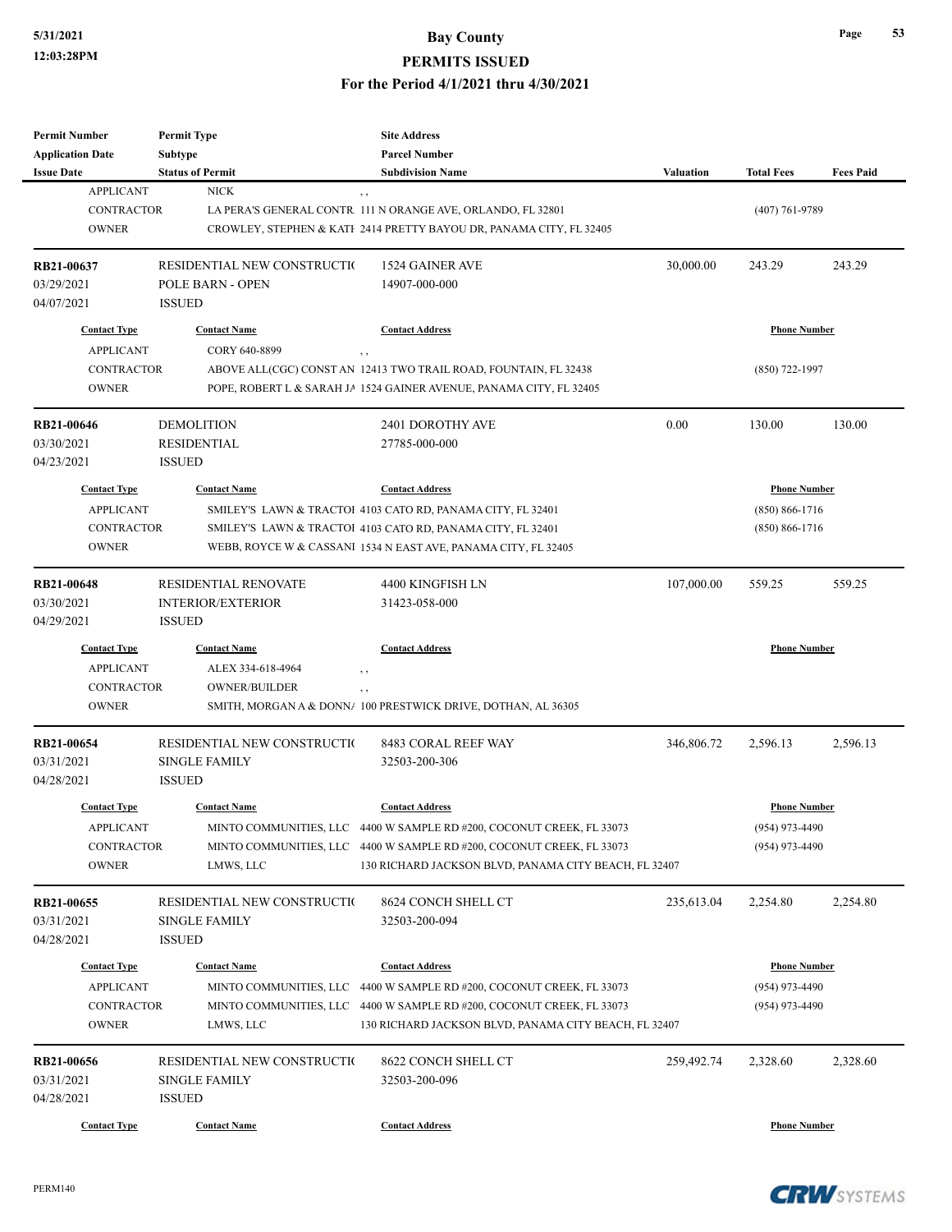**Bay County**

**PERMITS ISSUED**

**For the Period 4/1/2021 thru 4/30/2021**

| Permit Number / Application Date / Issue Date | Permit Type / Subtype / Status of Permit | Site Address / Parcel Number / Subdivision Name | Valuation | Total Fees | Fees Paid |
|---|---|---|---|---|---|
| APPLICANT | NICK | , , | | | |
| CONTRACTOR | LA PERA'S GENERAL CONTR | 111 N ORANGE AVE, ORLANDO, FL 32801 | | (407) 761-9789 | |
| OWNER | CROWLEY, STEPHEN & KATI | 2414 PRETTY BAYOU DR, PANAMA CITY, FL 32405 | | | |
| **RB21-00637** | RESIDENTIAL NEW CONSTRUCTIO | 1524 GAINER AVE | 30,000.00 | 243.29 | 243.29 |
| 03/29/2021 | POLE BARN - OPEN | 14907-000-000 | | | |
| 04/07/2021 | ISSUED | | | | |
| **Contact Type** | **Contact Name** | **Contact Address** | | **Phone Number** | |
| APPLICANT | CORY 640-8899 | , , | | | |
| CONTRACTOR | ABOVE ALL(CGC) CONST AN | 12413 TWO TRAIL ROAD, FOUNTAIN, FL 32438 | | (850) 722-1997 | |
| OWNER | POPE, ROBERT L & SARAH JA | 1524 GAINER AVENUE, PANAMA CITY, FL 32405 | | | |
| **RB21-00646** | DEMOLITION | 2401 DOROTHY AVE | 0.00 | 130.00 | 130.00 |
| 03/30/2021 | RESIDENTIAL | 27785-000-000 | | | |
| 04/23/2021 | ISSUED | | | | |
| **Contact Type** | **Contact Name** | **Contact Address** | | **Phone Number** | |
| APPLICANT | SMILEY'S LAWN & TRACTOI | 4103 CATO RD, PANAMA CITY, FL 32401 | | (850) 866-1716 | |
| CONTRACTOR | SMILEY'S LAWN & TRACTOI | 4103 CATO RD, PANAMA CITY, FL 32401 | | (850) 866-1716 | |
| OWNER | WEBB, ROYCE W & CASSANI | 1534 N EAST AVE, PANAMA CITY, FL 32405 | | | |
| **RB21-00648** | RESIDENTIAL RENOVATE | 4400 KINGFISH LN | 107,000.00 | 559.25 | 559.25 |
| 03/30/2021 | INTERIOR/EXTERIOR | 31423-058-000 | | | |
| 04/29/2021 | ISSUED | | | | |
| **Contact Type** | **Contact Name** | **Contact Address** | | **Phone Number** | |
| APPLICANT | ALEX 334-618-4964 | , , | | | |
| CONTRACTOR | OWNER/BUILDER | , , | | | |
| OWNER | SMITH, MORGAN A & DONNA | 100 PRESTWICK DRIVE, DOTHAN, AL 36305 | | | |
| **RB21-00654** | RESIDENTIAL NEW CONSTRUCTIO | 8483 CORAL REEF WAY | 346,806.72 | 2,596.13 | 2,596.13 |
| 03/31/2021 | SINGLE FAMILY | 32503-200-306 | | | |
| 04/28/2021 | ISSUED | | | | |
| **Contact Type** | **Contact Name** | **Contact Address** | | **Phone Number** | |
| APPLICANT | MINTO COMMUNITIES, LLC | 4400 W SAMPLE RD #200, COCONUT CREEK, FL 33073 | | (954) 973-4490 | |
| CONTRACTOR | MINTO COMMUNITIES, LLC | 4400 W SAMPLE RD #200, COCONUT CREEK, FL 33073 | | (954) 973-4490 | |
| OWNER | LMWS, LLC | 130 RICHARD JACKSON BLVD, PANAMA CITY BEACH, FL 32407 | | | |
| **RB21-00655** | RESIDENTIAL NEW CONSTRUCTIO | 8624 CONCH SHELL CT | 235,613.04 | 2,254.80 | 2,254.80 |
| 03/31/2021 | SINGLE FAMILY | 32503-200-094 | | | |
| 04/28/2021 | ISSUED | | | | |
| **Contact Type** | **Contact Name** | **Contact Address** | | **Phone Number** | |
| APPLICANT | MINTO COMMUNITIES, LLC | 4400 W SAMPLE RD #200, COCONUT CREEK, FL 33073 | | (954) 973-4490 | |
| CONTRACTOR | MINTO COMMUNITIES, LLC | 4400 W SAMPLE RD #200, COCONUT CREEK, FL 33073 | | (954) 973-4490 | |
| OWNER | LMWS, LLC | 130 RICHARD JACKSON BLVD, PANAMA CITY BEACH, FL 32407 | | | |
| **RB21-00656** | RESIDENTIAL NEW CONSTRUCTIO | 8622 CONCH SHELL CT | 259,492.74 | 2,328.60 | 2,328.60 |
| 03/31/2021 | SINGLE FAMILY | 32503-200-096 | | | |
| 04/28/2021 | ISSUED | | | | |
| **Contact Type** | **Contact Name** | **Contact Address** | | **Phone Number** | |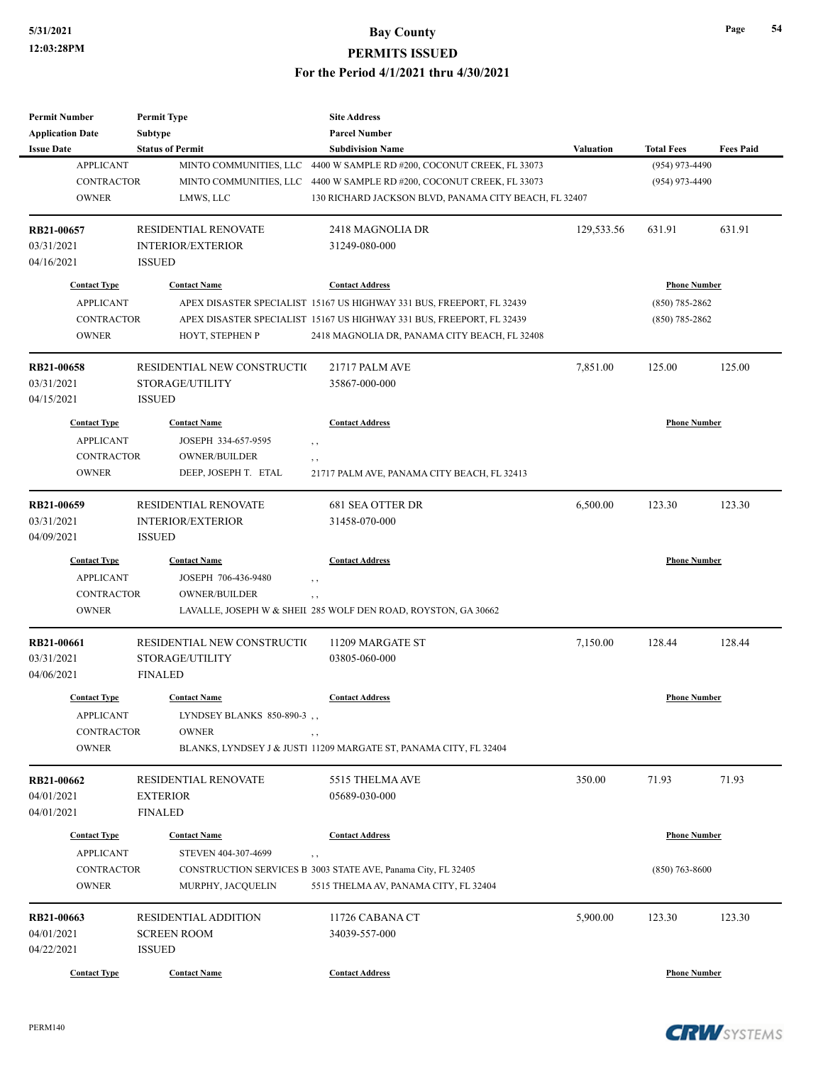| Permit Number | Permit Type | Site Address | | | |
|---|---|---|---|---|---|
| Application Date | Subtype | Parcel Number | | | |
| Issue Date | Status of Permit | Subdivision Name | Valuation | Total Fees | Fees Paid |

| Contact Type | Contact Name | Contact Address | Phone Number |
|---|---|---|---|
| APPLICANT | MINTO COMMUNITIES, LLC | 4400 W SAMPLE RD #200, COCONUT CREEK, FL 33073 | (954) 973-4490 |
| CONTRACTOR | MINTO COMMUNITIES, LLC | 4400 W SAMPLE RD #200, COCONUT CREEK, FL 33073 | (954) 973-4490 |
| OWNER | LMWS, LLC | 130 RICHARD JACKSON BLVD, PANAMA CITY BEACH, FL 32407 | |

| | | | | | |
|---|---|---|---|---|---|
| **RB21-00657** | RESIDENTIAL RENOVATE | 2418 MAGNOLIA DR | 129,533.56 | 631.91 | 631.91 |
| 03/31/2021 | INTERIOR/EXTERIOR | 31249-080-000 | | | |
| 04/16/2021 | ISSUED | | | | |

| Contact Type | Contact Name | Contact Address | Phone Number |
|---|---|---|---|
| APPLICANT | APEX DISASTER SPECIALIST | 15167 US HIGHWAY 331 BUS, FREEPORT, FL 32439 | (850) 785-2862 |
| CONTRACTOR | APEX DISASTER SPECIALIST | 15167 US HIGHWAY 331 BUS, FREEPORT, FL 32439 | (850) 785-2862 |
| OWNER | HOYT, STEPHEN P | 2418 MAGNOLIA DR, PANAMA CITY BEACH, FL 32408 | |

| | | | | | |
|---|---|---|---|---|---|
| **RB21-00658** | RESIDENTIAL NEW CONSTRUCTI( | 21717 PALM AVE | 7,851.00 | 125.00 | 125.00 |
| 03/31/2021 | STORAGE/UTILITY | 35867-000-000 | | | |
| 04/15/2021 | ISSUED | | | | |

| Contact Type | Contact Name | Contact Address | Phone Number |
|---|---|---|---|
| APPLICANT | JOSEPH 334-657-9595 | , , | |
| CONTRACTOR | OWNER/BUILDER | , , | |
| OWNER | DEEP, JOSEPH T. ETAL | 21717 PALM AVE, PANAMA CITY BEACH, FL 32413 | |

| | | | | | |
|---|---|---|---|---|---|
| **RB21-00659** | RESIDENTIAL RENOVATE | 681 SEA OTTER DR | 6,500.00 | 123.30 | 123.30 |
| 03/31/2021 | INTERIOR/EXTERIOR | 31458-070-000 | | | |
| 04/09/2021 | ISSUED | | | | |

| Contact Type | Contact Name | Contact Address | Phone Number |
|---|---|---|---|
| APPLICANT | JOSEPH 706-436-9480 | , , | |
| CONTRACTOR | OWNER/BUILDER | , , | |
| OWNER | LAVALLE, JOSEPH W & SHEII | 285 WOLF DEN ROAD, ROYSTON, GA 30662 | |

| | | | | | |
|---|---|---|---|---|---|
| **RB21-00661** | RESIDENTIAL NEW CONSTRUCTI( | 11209 MARGATE ST | 7,150.00 | 128.44 | 128.44 |
| 03/31/2021 | STORAGE/UTILITY | 03805-060-000 | | | |
| 04/06/2021 | FINALED | | | | |

| Contact Type | Contact Name | Contact Address | Phone Number |
|---|---|---|---|
| APPLICANT | LYNDSEY BLANKS 850-890-3 | , , | |
| CONTRACTOR | OWNER | , , | |
| OWNER | BLANKS, LYNDSEY J & JUSTI | 11209 MARGATE ST, PANAMA CITY, FL 32404 | |

| | | | | | |
|---|---|---|---|---|---|
| **RB21-00662** | RESIDENTIAL RENOVATE | 5515 THELMA AVE | 350.00 | 71.93 | 71.93 |
| 04/01/2021 | EXTERIOR | 05689-030-000 | | | |
| 04/01/2021 | FINALED | | | | |

| Contact Type | Contact Name | Contact Address | Phone Number |
|---|---|---|---|
| APPLICANT | STEVEN 404-307-4699 | , , | |
| CONTRACTOR | CONSTRUCTION SERVICES B | 3003 STATE AVE, Panama City, FL 32405 | (850) 763-8600 |
| OWNER | MURPHY, JACQUELIN | 5515 THELMA AV, PANAMA CITY, FL 32404 | |

| | | | | | |
|---|---|---|---|---|---|
| **RB21-00663** | RESIDENTIAL ADDITION | 11726 CABANA CT | 5,900.00 | 123.30 | 123.30 |
| 04/01/2021 | SCREEN ROOM | 34039-557-000 | | | |
| 04/22/2021 | ISSUED | | | | |

| Contact Type | Contact Name | Contact Address | Phone Number |
|---|---|---|---|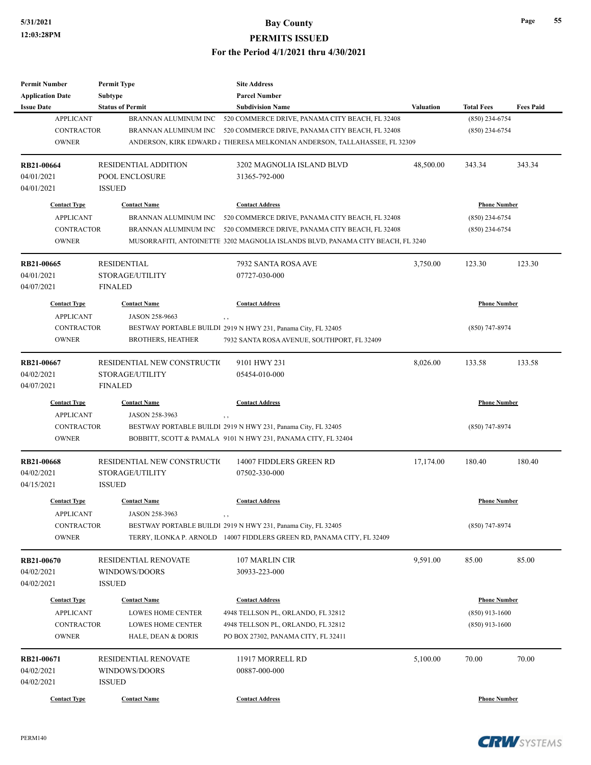| Permit Number | Permit Type | Site Address | | | |
|---|---|---|---|---|---|
| Application Date | Subtype | Parcel Number | | | |
| Issue Date | Status of Permit | Subdivision Name | Valuation | Total Fees | Fees Paid |

| Contact Type | Contact Name | Contact Address | Phone Number |
|---|---|---|---|
| APPLICANT | BRANNAN ALUMINUM INC | 520 COMMERCE DRIVE, PANAMA CITY BEACH, FL 32408 | (850) 234-6754 |
| CONTRACTOR | BRANNAN ALUMINUM INC | 520 COMMERCE DRIVE, PANAMA CITY BEACH, FL 32408 | (850) 234-6754 |
| OWNER | ANDERSON, KIRK EDWARD & | THERESA MELKONIAN ANDERSON, TALLAHASSEE, FL 32309 | |

| RB21-00664 | RESIDENTIAL ADDITION | 3202 MAGNOLIA ISLAND BLVD | 48,500.00 | 343.34 | 343.34 |
|---|---|---|---|---|---|
| 04/01/2021 | POOL ENCLOSURE | 31365-792-000 | | | |
| 04/01/2021 | ISSUED | | | | |

| Contact Type | Contact Name | Contact Address | Phone Number |
|---|---|---|---|
| APPLICANT | BRANNAN ALUMINUM INC | 520 COMMERCE DRIVE, PANAMA CITY BEACH, FL 32408 | (850) 234-6754 |
| CONTRACTOR | BRANNAN ALUMINUM INC | 520 COMMERCE DRIVE, PANAMA CITY BEACH, FL 32408 | (850) 234-6754 |
| OWNER | MUSORRAFITI, ANTOINETTE | 3202 MAGNOLIA ISLANDS BLVD, PANAMA CITY BEACH, FL 3240 | |

| RB21-00665 | RESIDENTIAL | 7932 SANTA ROSA AVE | 3,750.00 | 123.30 | 123.30 |
|---|---|---|---|---|---|
| 04/01/2021 | STORAGE/UTILITY | 07727-030-000 | | | |
| 04/07/2021 | FINALED | | | | |

| Contact Type | Contact Name | Contact Address | Phone Number |
|---|---|---|---|
| APPLICANT | JASON 258-9663 | , , | |
| CONTRACTOR | BESTWAY PORTABLE BUILDI | 2919 N HWY 231, Panama City, FL 32405 | (850) 747-8974 |
| OWNER | BROTHERS, HEATHER | 7932 SANTA ROSA AVENUE, SOUTHPORT, FL 32409 | |

| RB21-00667 | RESIDENTIAL NEW CONSTRUCTIO | 9101 HWY 231 | 8,026.00 | 133.58 | 133.58 |
|---|---|---|---|---|---|
| 04/02/2021 | STORAGE/UTILITY | 05454-010-000 | | | |
| 04/07/2021 | FINALED | | | | |

| Contact Type | Contact Name | Contact Address | Phone Number |
|---|---|---|---|
| APPLICANT | JASON 258-3963 | , , | |
| CONTRACTOR | BESTWAY PORTABLE BUILDI | 2919 N HWY 231, Panama City, FL 32405 | (850) 747-8974 |
| OWNER | BOBBITT, SCOTT & PAMALA | 9101 N HWY 231, PANAMA CITY, FL 32404 | |

| RB21-00668 | RESIDENTIAL NEW CONSTRUCTIO | 14007 FIDDLERS GREEN RD | 17,174.00 | 180.40 | 180.40 |
|---|---|---|---|---|---|
| 04/02/2021 | STORAGE/UTILITY | 07502-330-000 | | | |
| 04/15/2021 | ISSUED | | | | |

| Contact Type | Contact Name | Contact Address | Phone Number |
|---|---|---|---|
| APPLICANT | JASON 258-3963 | , , | |
| CONTRACTOR | BESTWAY PORTABLE BUILDI | 2919 N HWY 231, Panama City, FL 32405 | (850) 747-8974 |
| OWNER | TERRY, ILONKA P. ARNOLD | 14007 FIDDLERS GREEN RD, PANAMA CITY, FL 32409 | |

| RB21-00670 | RESIDENTIAL RENOVATE | 107 MARLIN CIR | 9,591.00 | 85.00 | 85.00 |
|---|---|---|---|---|---|
| 04/02/2021 | WINDOWS/DOORS | 30933-223-000 | | | |
| 04/02/2021 | ISSUED | | | | |

| Contact Type | Contact Name | Contact Address | Phone Number |
|---|---|---|---|
| APPLICANT | LOWES HOME CENTER | 4948 TELLSON PL, ORLANDO, FL 32812 | (850) 913-1600 |
| CONTRACTOR | LOWES HOME CENTER | 4948 TELLSON PL, ORLANDO, FL 32812 | (850) 913-1600 |
| OWNER | HALE, DEAN & DORIS | PO BOX 27302, PANAMA CITY, FL 32411 | |

| RB21-00671 | RESIDENTIAL RENOVATE | 11917 MORRELL RD | 5,100.00 | 70.00 | 70.00 |
|---|---|---|---|---|---|
| 04/02/2021 | WINDOWS/DOORS | 00887-000-000 | | | |
| 04/02/2021 | ISSUED | | | | |

| Contact Type | Contact Name | Contact Address | Phone Number |
|---|---|---|---|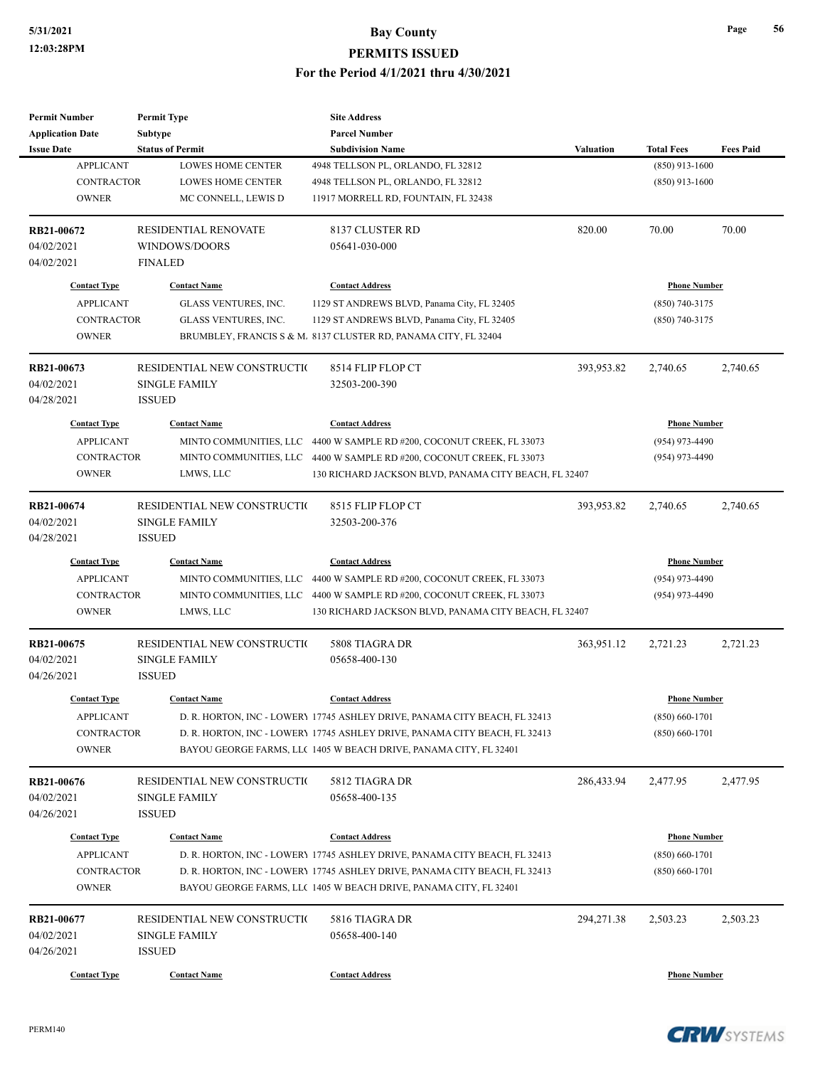| Permit Number | Permit Type | Site Address | | | |
|---|---|---|---|---|---|
| Application Date | Subtype | Parcel Number | | | |
| Issue Date | Status of Permit | Subdivision Name | Valuation | Total Fees | Fees Paid |

| Contact Type | Contact Name | Contact Address | Phone Number |
|---|---|---|---|
| APPLICANT | LOWES HOME CENTER | 4948 TELLSON PL, ORLANDO, FL 32812 | (850) 913-1600 |
| CONTRACTOR | LOWES HOME CENTER | 4948 TELLSON PL, ORLANDO, FL 32812 | (850) 913-1600 |
| OWNER | MC CONNELL, LEWIS D | 11917 MORRELL RD, FOUNTAIN, FL 32438 | |

| RB21-00672 | RESIDENTIAL RENOVATE | 8137 CLUSTER RD | 820.00 | 70.00 | 70.00 |
|---|---|---|---|---|---|
| 04/02/2021 | WINDOWS/DOORS | 05641-030-000 | | | |
| 04/02/2021 | FINALED | | | | |

| Contact Type | Contact Name | Contact Address | Phone Number |
|---|---|---|---|
| APPLICANT | GLASS VENTURES, INC. | 1129 ST ANDREWS BLVD, Panama City, FL 32405 | (850) 740-3175 |
| CONTRACTOR | GLASS VENTURES, INC. | 1129 ST ANDREWS BLVD, Panama City, FL 32405 | (850) 740-3175 |
| OWNER | BRUMBLEY, FRANCIS S & M. | 8137 CLUSTER RD, PANAMA CITY, FL 32404 | |

| RB21-00673 | RESIDENTIAL NEW CONSTRUCTIO | 8514 FLIP FLOP CT | 393,953.82 | 2,740.65 | 2,740.65 |
|---|---|---|---|---|---|
| 04/02/2021 | SINGLE FAMILY | 32503-200-390 | | | |
| 04/28/2021 | ISSUED | | | | |

| Contact Type | Contact Name | Contact Address | Phone Number |
|---|---|---|---|
| APPLICANT | MINTO COMMUNITIES, LLC | 4400 W SAMPLE RD #200, COCONUT CREEK, FL 33073 | (954) 973-4490 |
| CONTRACTOR | MINTO COMMUNITIES, LLC | 4400 W SAMPLE RD #200, COCONUT CREEK, FL 33073 | (954) 973-4490 |
| OWNER | LMWS, LLC | 130 RICHARD JACKSON BLVD, PANAMA CITY BEACH, FL 32407 | |

| RB21-00674 | RESIDENTIAL NEW CONSTRUCTIO | 8515 FLIP FLOP CT | 393,953.82 | 2,740.65 | 2,740.65 |
|---|---|---|---|---|---|
| 04/02/2021 | SINGLE FAMILY | 32503-200-376 | | | |
| 04/28/2021 | ISSUED | | | | |

| Contact Type | Contact Name | Contact Address | Phone Number |
|---|---|---|---|
| APPLICANT | MINTO COMMUNITIES, LLC | 4400 W SAMPLE RD #200, COCONUT CREEK, FL 33073 | (954) 973-4490 |
| CONTRACTOR | MINTO COMMUNITIES, LLC | 4400 W SAMPLE RD #200, COCONUT CREEK, FL 33073 | (954) 973-4490 |
| OWNER | LMWS, LLC | 130 RICHARD JACKSON BLVD, PANAMA CITY BEACH, FL 32407 | |

| RB21-00675 | RESIDENTIAL NEW CONSTRUCTIO | 5808 TIAGRA DR | 363,951.12 | 2,721.23 | 2,721.23 |
|---|---|---|---|---|---|
| 04/02/2021 | SINGLE FAMILY | 05658-400-130 | | | |
| 04/26/2021 | ISSUED | | | | |

| Contact Type | Contact Name | Contact Address | Phone Number |
|---|---|---|---|
| APPLICANT | D. R. HORTON, INC - LOWERY | 17745 ASHLEY DRIVE, PANAMA CITY BEACH, FL 32413 | (850) 660-1701 |
| CONTRACTOR | D. R. HORTON, INC - LOWERY | 17745 ASHLEY DRIVE, PANAMA CITY BEACH, FL 32413 | (850) 660-1701 |
| OWNER | BAYOU GEORGE FARMS, LLC | 1405 W BEACH DRIVE, PANAMA CITY, FL 32401 | |

| RB21-00676 | RESIDENTIAL NEW CONSTRUCTIO | 5812 TIAGRA DR | 286,433.94 | 2,477.95 | 2,477.95 |
|---|---|---|---|---|---|
| 04/02/2021 | SINGLE FAMILY | 05658-400-135 | | | |
| 04/26/2021 | ISSUED | | | | |

| Contact Type | Contact Name | Contact Address | Phone Number |
|---|---|---|---|
| APPLICANT | D. R. HORTON, INC - LOWERY | 17745 ASHLEY DRIVE, PANAMA CITY BEACH, FL 32413 | (850) 660-1701 |
| CONTRACTOR | D. R. HORTON, INC - LOWERY | 17745 ASHLEY DRIVE, PANAMA CITY BEACH, FL 32413 | (850) 660-1701 |
| OWNER | BAYOU GEORGE FARMS, LLC | 1405 W BEACH DRIVE, PANAMA CITY, FL 32401 | |

| RB21-00677 | RESIDENTIAL NEW CONSTRUCTIO | 5816 TIAGRA DR | 294,271.38 | 2,503.23 | 2,503.23 |
|---|---|---|---|---|---|
| 04/02/2021 | SINGLE FAMILY | 05658-400-140 | | | |
| 04/26/2021 | ISSUED | | | | |

| Contact Type | Contact Name | Contact Address | Phone Number |
|---|---|---|---|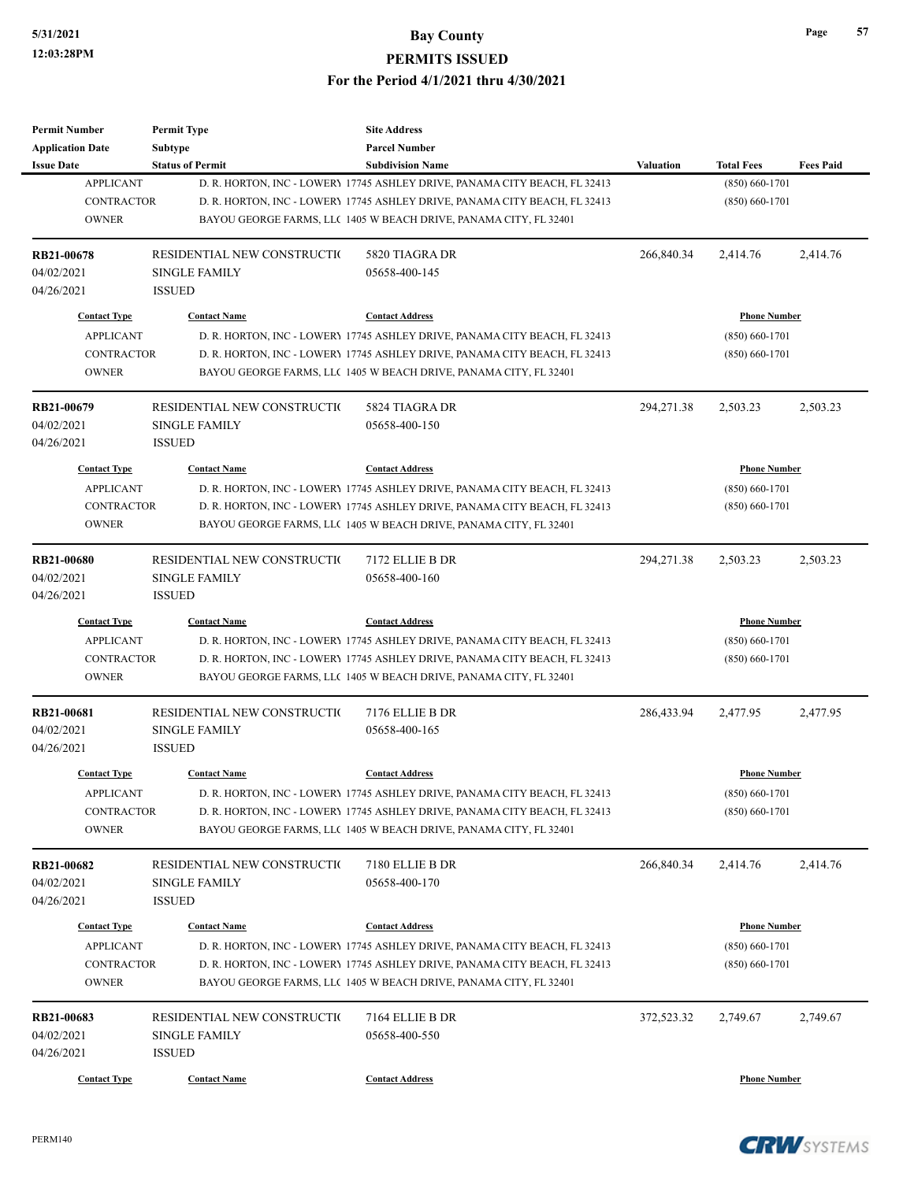| Permit Number | Permit Type | Site Address | | | |
|---|---|---|---|---|---|
| Application Date | Subtype | Parcel Number | | | |
| Issue Date | Status of Permit | Subdivision Name | Valuation | Total Fees | Fees Paid |

| Contact Type | Contact Name | Contact Address | Phone Number |
|---|---|---|---|
| APPLICANT | D. R. HORTON, INC - LOWERY | 17745 ASHLEY DRIVE, PANAMA CITY BEACH, FL 32413 | (850) 660-1701 |
| CONTRACTOR | D. R. HORTON, INC - LOWERY | 17745 ASHLEY DRIVE, PANAMA CITY BEACH, FL 32413 | (850) 660-1701 |
| OWNER | BAYOU GEORGE FARMS, LLC | 1405 W BEACH DRIVE, PANAMA CITY, FL 32401 | |

| Permit Number | Permit Type | Site Address | Valuation | Total Fees | Fees Paid |
|---|---|---|---|---|---|
| RB21-00678 | RESIDENTIAL NEW CONSTRUCTIO | 5820 TIAGRA DR | 266,840.34 | 2,414.76 | 2,414.76 |
| 04/02/2021 | SINGLE FAMILY | 05658-400-145 | | | |
| 04/26/2021 | ISSUED | | | | |

| Contact Type | Contact Name | Contact Address | Phone Number |
|---|---|---|---|
| APPLICANT | D. R. HORTON, INC - LOWERY | 17745 ASHLEY DRIVE, PANAMA CITY BEACH, FL 32413 | (850) 660-1701 |
| CONTRACTOR | D. R. HORTON, INC - LOWERY | 17745 ASHLEY DRIVE, PANAMA CITY BEACH, FL 32413 | (850) 660-1701 |
| OWNER | BAYOU GEORGE FARMS, LLC | 1405 W BEACH DRIVE, PANAMA CITY, FL 32401 | |

| Permit Number | Permit Type | Site Address | Valuation | Total Fees | Fees Paid |
|---|---|---|---|---|---|
| RB21-00679 | RESIDENTIAL NEW CONSTRUCTIO | 5824 TIAGRA DR | 294,271.38 | 2,503.23 | 2,503.23 |
| 04/02/2021 | SINGLE FAMILY | 05658-400-150 | | | |
| 04/26/2021 | ISSUED | | | | |

| Contact Type | Contact Name | Contact Address | Phone Number |
|---|---|---|---|
| APPLICANT | D. R. HORTON, INC - LOWERY | 17745 ASHLEY DRIVE, PANAMA CITY BEACH, FL 32413 | (850) 660-1701 |
| CONTRACTOR | D. R. HORTON, INC - LOWERY | 17745 ASHLEY DRIVE, PANAMA CITY BEACH, FL 32413 | (850) 660-1701 |
| OWNER | BAYOU GEORGE FARMS, LLC | 1405 W BEACH DRIVE, PANAMA CITY, FL 32401 | |

| Permit Number | Permit Type | Site Address | Valuation | Total Fees | Fees Paid |
|---|---|---|---|---|---|
| RB21-00680 | RESIDENTIAL NEW CONSTRUCTIO | 7172 ELLIE B DR | 294,271.38 | 2,503.23 | 2,503.23 |
| 04/02/2021 | SINGLE FAMILY | 05658-400-160 | | | |
| 04/26/2021 | ISSUED | | | | |

| Contact Type | Contact Name | Contact Address | Phone Number |
|---|---|---|---|
| APPLICANT | D. R. HORTON, INC - LOWERY | 17745 ASHLEY DRIVE, PANAMA CITY BEACH, FL 32413 | (850) 660-1701 |
| CONTRACTOR | D. R. HORTON, INC - LOWERY | 17745 ASHLEY DRIVE, PANAMA CITY BEACH, FL 32413 | (850) 660-1701 |
| OWNER | BAYOU GEORGE FARMS, LLC | 1405 W BEACH DRIVE, PANAMA CITY, FL 32401 | |

| Permit Number | Permit Type | Site Address | Valuation | Total Fees | Fees Paid |
|---|---|---|---|---|---|
| RB21-00681 | RESIDENTIAL NEW CONSTRUCTIO | 7176 ELLIE B DR | 286,433.94 | 2,477.95 | 2,477.95 |
| 04/02/2021 | SINGLE FAMILY | 05658-400-165 | | | |
| 04/26/2021 | ISSUED | | | | |

| Contact Type | Contact Name | Contact Address | Phone Number |
|---|---|---|---|
| APPLICANT | D. R. HORTON, INC - LOWERY | 17745 ASHLEY DRIVE, PANAMA CITY BEACH, FL 32413 | (850) 660-1701 |
| CONTRACTOR | D. R. HORTON, INC - LOWERY | 17745 ASHLEY DRIVE, PANAMA CITY BEACH, FL 32413 | (850) 660-1701 |
| OWNER | BAYOU GEORGE FARMS, LLC | 1405 W BEACH DRIVE, PANAMA CITY, FL 32401 | |

| Permit Number | Permit Type | Site Address | Valuation | Total Fees | Fees Paid |
|---|---|---|---|---|---|
| RB21-00682 | RESIDENTIAL NEW CONSTRUCTIO | 7180 ELLIE B DR | 266,840.34 | 2,414.76 | 2,414.76 |
| 04/02/2021 | SINGLE FAMILY | 05658-400-170 | | | |
| 04/26/2021 | ISSUED | | | | |

| Contact Type | Contact Name | Contact Address | Phone Number |
|---|---|---|---|
| APPLICANT | D. R. HORTON, INC - LOWERY | 17745 ASHLEY DRIVE, PANAMA CITY BEACH, FL 32413 | (850) 660-1701 |
| CONTRACTOR | D. R. HORTON, INC - LOWERY | 17745 ASHLEY DRIVE, PANAMA CITY BEACH, FL 32413 | (850) 660-1701 |
| OWNER | BAYOU GEORGE FARMS, LLC | 1405 W BEACH DRIVE, PANAMA CITY, FL 32401 | |

| Permit Number | Permit Type | Site Address | Valuation | Total Fees | Fees Paid |
|---|---|---|---|---|---|
| RB21-00683 | RESIDENTIAL NEW CONSTRUCTIO | 7164 ELLIE B DR | 372,523.32 | 2,749.67 | 2,749.67 |
| 04/02/2021 | SINGLE FAMILY | 05658-400-550 | | | |
| 04/26/2021 | ISSUED | | | | |

| Contact Type | Contact Name | Contact Address | Phone Number |
|---|---|---|---|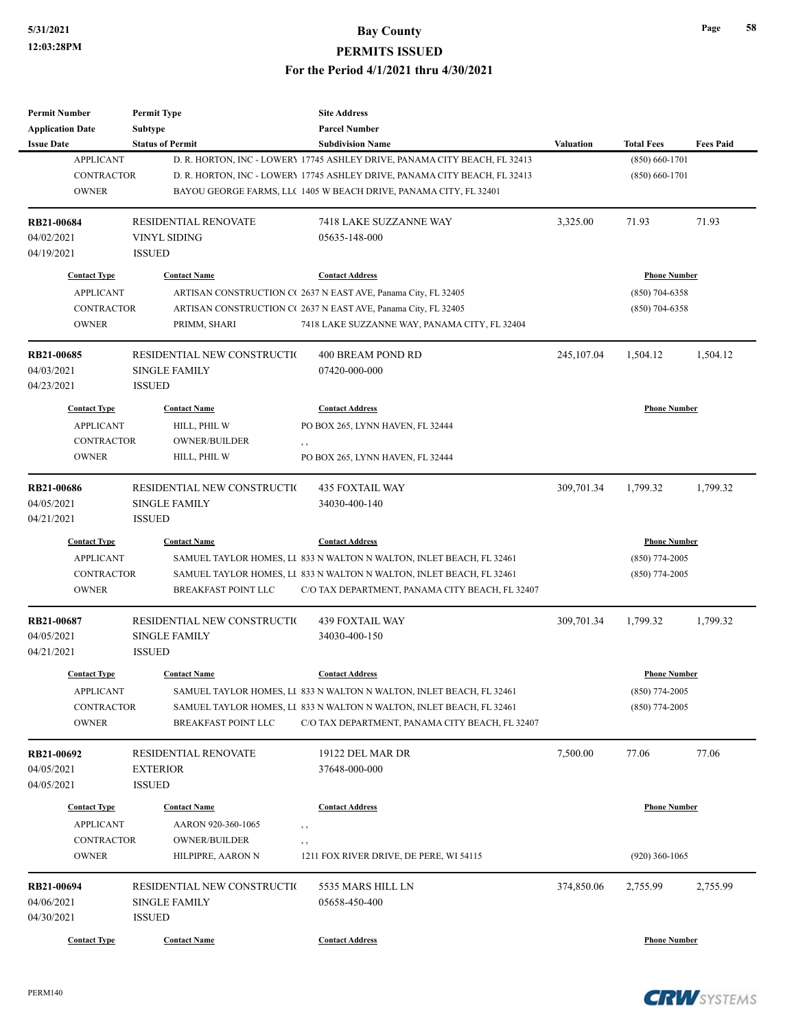| Permit Number | Permit Type | Site Address | | | |
|---|---|---|---|---|---|
| Application Date | Subtype | Parcel Number | | | |
| Issue Date | Status of Permit | Subdivision Name | Valuation | Total Fees | Fees Paid |

| APPLICANT | D. R. HORTON, INC - LOWERY | 17745 ASHLEY DRIVE, PANAMA CITY BEACH, FL 32413 | (850) 660-1701 |
|---|---|---|---|
| CONTRACTOR | D. R. HORTON, INC - LOWERY | 17745 ASHLEY DRIVE, PANAMA CITY BEACH, FL 32413 | (850) 660-1701 |
| OWNER | BAYOU GEORGE FARMS, LLC | 1405 W BEACH DRIVE, PANAMA CITY, FL 32401 | |

| RB21-00684 | RESIDENTIAL RENOVATE | 7418 LAKE SUZZANNE WAY | 3,325.00 | 71.93 | 71.93 |
|---|---|---|---|---|---|
| 04/02/2021 | VINYL SIDING | 05635-148-000 | | | |
| 04/19/2021 | ISSUED | | | | |

| Contact Type | Contact Name | Contact Address | Phone Number |
|---|---|---|---|
| APPLICANT | ARTISAN CONSTRUCTION CO | 2637 N EAST AVE, Panama City, FL 32405 | (850) 704-6358 |
| CONTRACTOR | ARTISAN CONSTRUCTION CO | 2637 N EAST AVE, Panama City, FL 32405 | (850) 704-6358 |
| OWNER | PRIMM, SHARI | 7418 LAKE SUZZANNE WAY, PANAMA CITY, FL 32404 | |

| RB21-00685 | RESIDENTIAL NEW CONSTRUCTIO | 400 BREAM POND RD | 245,107.04 | 1,504.12 | 1,504.12 |
|---|---|---|---|---|---|
| 04/03/2021 | SINGLE FAMILY | 07420-000-000 | | | |
| 04/23/2021 | ISSUED | | | | |

| Contact Type | Contact Name | Contact Address | Phone Number |
|---|---|---|---|
| APPLICANT | HILL, PHIL W | PO BOX 265, LYNN HAVEN, FL 32444 | |
| CONTRACTOR | OWNER/BUILDER | , , | |
| OWNER | HILL, PHIL W | PO BOX 265, LYNN HAVEN, FL 32444 | |

| RB21-00686 | RESIDENTIAL NEW CONSTRUCTIO | 435 FOXTAIL WAY | 309,701.34 | 1,799.32 | 1,799.32 |
|---|---|---|---|---|---|
| 04/05/2021 | SINGLE FAMILY | 34030-400-140 | | | |
| 04/21/2021 | ISSUED | | | | |

| Contact Type | Contact Name | Contact Address | Phone Number |
|---|---|---|---|
| APPLICANT | SAMUEL TAYLOR HOMES, LL | 833 N WALTON N WALTON, INLET BEACH, FL 32461 | (850) 774-2005 |
| CONTRACTOR | SAMUEL TAYLOR HOMES, LL | 833 N WALTON N WALTON, INLET BEACH, FL 32461 | (850) 774-2005 |
| OWNER | BREAKFAST POINT LLC | C/O TAX DEPARTMENT, PANAMA CITY BEACH, FL 32407 | |

| RB21-00687 | RESIDENTIAL NEW CONSTRUCTIO | 439 FOXTAIL WAY | 309,701.34 | 1,799.32 | 1,799.32 |
|---|---|---|---|---|---|
| 04/05/2021 | SINGLE FAMILY | 34030-400-150 | | | |
| 04/21/2021 | ISSUED | | | | |

| Contact Type | Contact Name | Contact Address | Phone Number |
|---|---|---|---|
| APPLICANT | SAMUEL TAYLOR HOMES, LL | 833 N WALTON N WALTON, INLET BEACH, FL 32461 | (850) 774-2005 |
| CONTRACTOR | SAMUEL TAYLOR HOMES, LL | 833 N WALTON N WALTON, INLET BEACH, FL 32461 | (850) 774-2005 |
| OWNER | BREAKFAST POINT LLC | C/O TAX DEPARTMENT, PANAMA CITY BEACH, FL 32407 | |

| RB21-00692 | RESIDENTIAL RENOVATE | 19122 DEL MAR DR | 7,500.00 | 77.06 | 77.06 |
|---|---|---|---|---|---|
| 04/05/2021 | EXTERIOR | 37648-000-000 | | | |
| 04/05/2021 | ISSUED | | | | |

| Contact Type | Contact Name | Contact Address | Phone Number |
|---|---|---|---|
| APPLICANT | AARON 920-360-1065 | , , | |
| CONTRACTOR | OWNER/BUILDER | , , | |
| OWNER | HILPIPRE, AARON N | 1211 FOX RIVER DRIVE, DE PERE, WI 54115 | (920) 360-1065 |

| RB21-00694 | RESIDENTIAL NEW CONSTRUCTIO | 5535 MARS HILL LN | 374,850.06 | 2,755.99 | 2,755.99 |
|---|---|---|---|---|---|
| 04/06/2021 | SINGLE FAMILY | 05658-450-400 | | | |
| 04/30/2021 | ISSUED | | | | |

| Contact Type | Contact Name | Contact Address | Phone Number |
|---|---|---|---|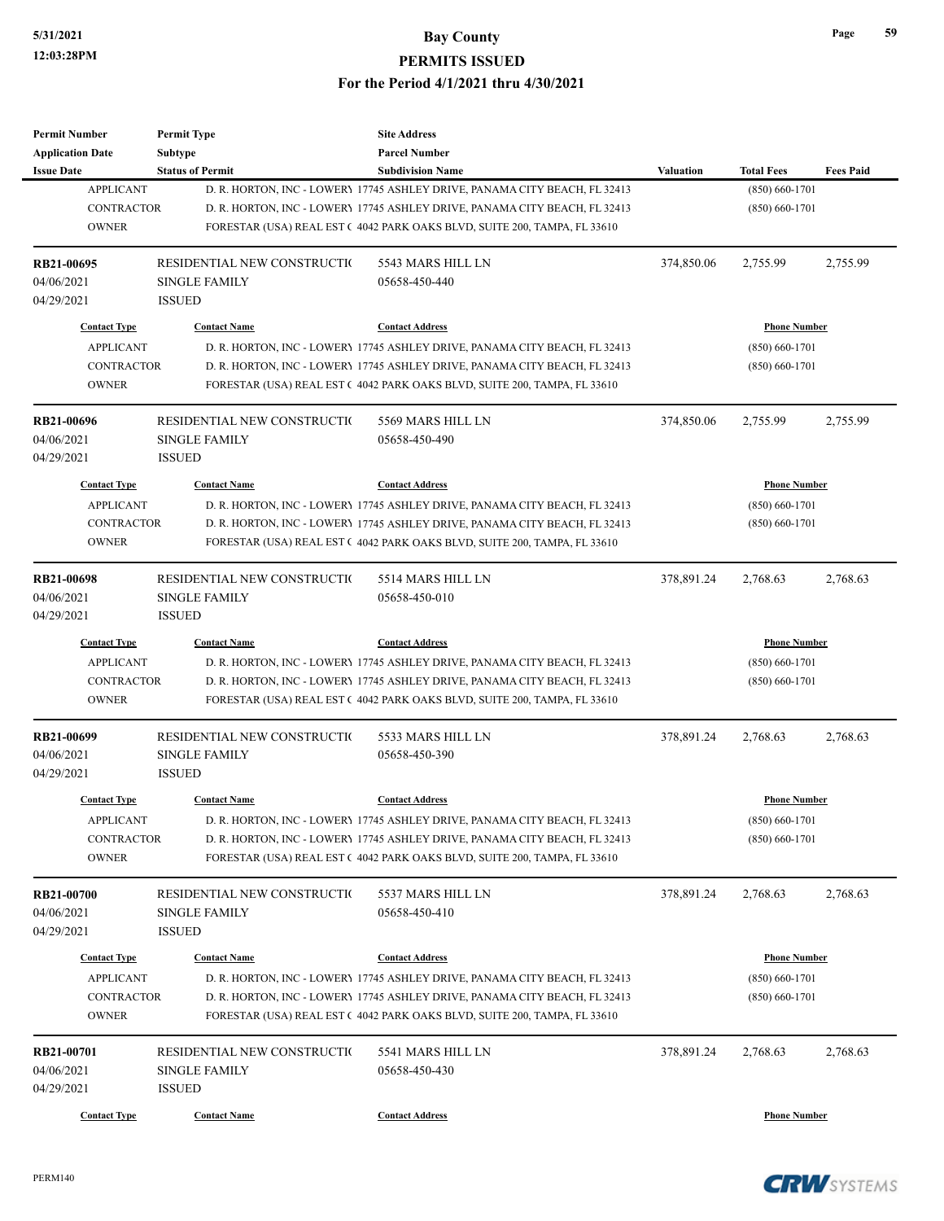| Permit Number | Permit Type | Site Address | | | |
|---|---|---|---|---|---|
| Application Date | Subtype | Parcel Number | | | |
| Issue Date | Status of Permit | Subdivision Name | Valuation | Total Fees | Fees Paid |
| APPLICANT | D. R. HORTON, INC - LOWERY | 17745 ASHLEY DRIVE, PANAMA CITY BEACH, FL 32413 | | (850) 660-1701 | |
| CONTRACTOR | D. R. HORTON, INC - LOWERY | 17745 ASHLEY DRIVE, PANAMA CITY BEACH, FL 32413 | | (850) 660-1701 | |
| OWNER | FORESTAR (USA) REAL EST ( | 4042 PARK OAKS BLVD, SUITE 200, TAMPA, FL 33610 | | | |
| **RB21-00695** | RESIDENTIAL NEW CONSTRUCTI( | 5543 MARS HILL LN | 374,850.06 | 2,755.99 | 2,755.99 |
| 04/06/2021 | SINGLE FAMILY | 05658-450-440 | | | |
| 04/29/2021 | ISSUED | | | | |
| **Contact Type** | **Contact Name** | **Contact Address** | | **Phone Number** | |
| APPLICANT | D. R. HORTON, INC - LOWERY | 17745 ASHLEY DRIVE, PANAMA CITY BEACH, FL 32413 | | (850) 660-1701 | |
| CONTRACTOR | D. R. HORTON, INC - LOWERY | 17745 ASHLEY DRIVE, PANAMA CITY BEACH, FL 32413 | | (850) 660-1701 | |
| OWNER | FORESTAR (USA) REAL EST ( | 4042 PARK OAKS BLVD, SUITE 200, TAMPA, FL 33610 | | | |
| **RB21-00696** | RESIDENTIAL NEW CONSTRUCTI( | 5569 MARS HILL LN | 374,850.06 | 2,755.99 | 2,755.99 |
| 04/06/2021 | SINGLE FAMILY | 05658-450-490 | | | |
| 04/29/2021 | ISSUED | | | | |
| **Contact Type** | **Contact Name** | **Contact Address** | | **Phone Number** | |
| APPLICANT | D. R. HORTON, INC - LOWERY | 17745 ASHLEY DRIVE, PANAMA CITY BEACH, FL 32413 | | (850) 660-1701 | |
| CONTRACTOR | D. R. HORTON, INC - LOWERY | 17745 ASHLEY DRIVE, PANAMA CITY BEACH, FL 32413 | | (850) 660-1701 | |
| OWNER | FORESTAR (USA) REAL EST ( | 4042 PARK OAKS BLVD, SUITE 200, TAMPA, FL 33610 | | | |
| **RB21-00698** | RESIDENTIAL NEW CONSTRUCTI( | 5514 MARS HILL LN | 378,891.24 | 2,768.63 | 2,768.63 |
| 04/06/2021 | SINGLE FAMILY | 05658-450-010 | | | |
| 04/29/2021 | ISSUED | | | | |
| **Contact Type** | **Contact Name** | **Contact Address** | | **Phone Number** | |
| APPLICANT | D. R. HORTON, INC - LOWERY | 17745 ASHLEY DRIVE, PANAMA CITY BEACH, FL 32413 | | (850) 660-1701 | |
| CONTRACTOR | D. R. HORTON, INC - LOWERY | 17745 ASHLEY DRIVE, PANAMA CITY BEACH, FL 32413 | | (850) 660-1701 | |
| OWNER | FORESTAR (USA) REAL EST ( | 4042 PARK OAKS BLVD, SUITE 200, TAMPA, FL 33610 | | | |
| **RB21-00699** | RESIDENTIAL NEW CONSTRUCTI( | 5533 MARS HILL LN | 378,891.24 | 2,768.63 | 2,768.63 |
| 04/06/2021 | SINGLE FAMILY | 05658-450-390 | | | |
| 04/29/2021 | ISSUED | | | | |
| **Contact Type** | **Contact Name** | **Contact Address** | | **Phone Number** | |
| APPLICANT | D. R. HORTON, INC - LOWERY | 17745 ASHLEY DRIVE, PANAMA CITY BEACH, FL 32413 | | (850) 660-1701 | |
| CONTRACTOR | D. R. HORTON, INC - LOWERY | 17745 ASHLEY DRIVE, PANAMA CITY BEACH, FL 32413 | | (850) 660-1701 | |
| OWNER | FORESTAR (USA) REAL EST ( | 4042 PARK OAKS BLVD, SUITE 200, TAMPA, FL 33610 | | | |
| **RB21-00700** | RESIDENTIAL NEW CONSTRUCTI( | 5537 MARS HILL LN | 378,891.24 | 2,768.63 | 2,768.63 |
| 04/06/2021 | SINGLE FAMILY | 05658-450-410 | | | |
| 04/29/2021 | ISSUED | | | | |
| **Contact Type** | **Contact Name** | **Contact Address** | | **Phone Number** | |
| APPLICANT | D. R. HORTON, INC - LOWERY | 17745 ASHLEY DRIVE, PANAMA CITY BEACH, FL 32413 | | (850) 660-1701 | |
| CONTRACTOR | D. R. HORTON, INC - LOWERY | 17745 ASHLEY DRIVE, PANAMA CITY BEACH, FL 32413 | | (850) 660-1701 | |
| OWNER | FORESTAR (USA) REAL EST ( | 4042 PARK OAKS BLVD, SUITE 200, TAMPA, FL 33610 | | | |
| **RB21-00701** | RESIDENTIAL NEW CONSTRUCTI( | 5541 MARS HILL LN | 378,891.24 | 2,768.63 | 2,768.63 |
| 04/06/2021 | SINGLE FAMILY | 05658-450-430 | | | |
| 04/29/2021 | ISSUED | | | | |
| **Contact Type** | **Contact Name** | **Contact Address** | | **Phone Number** | |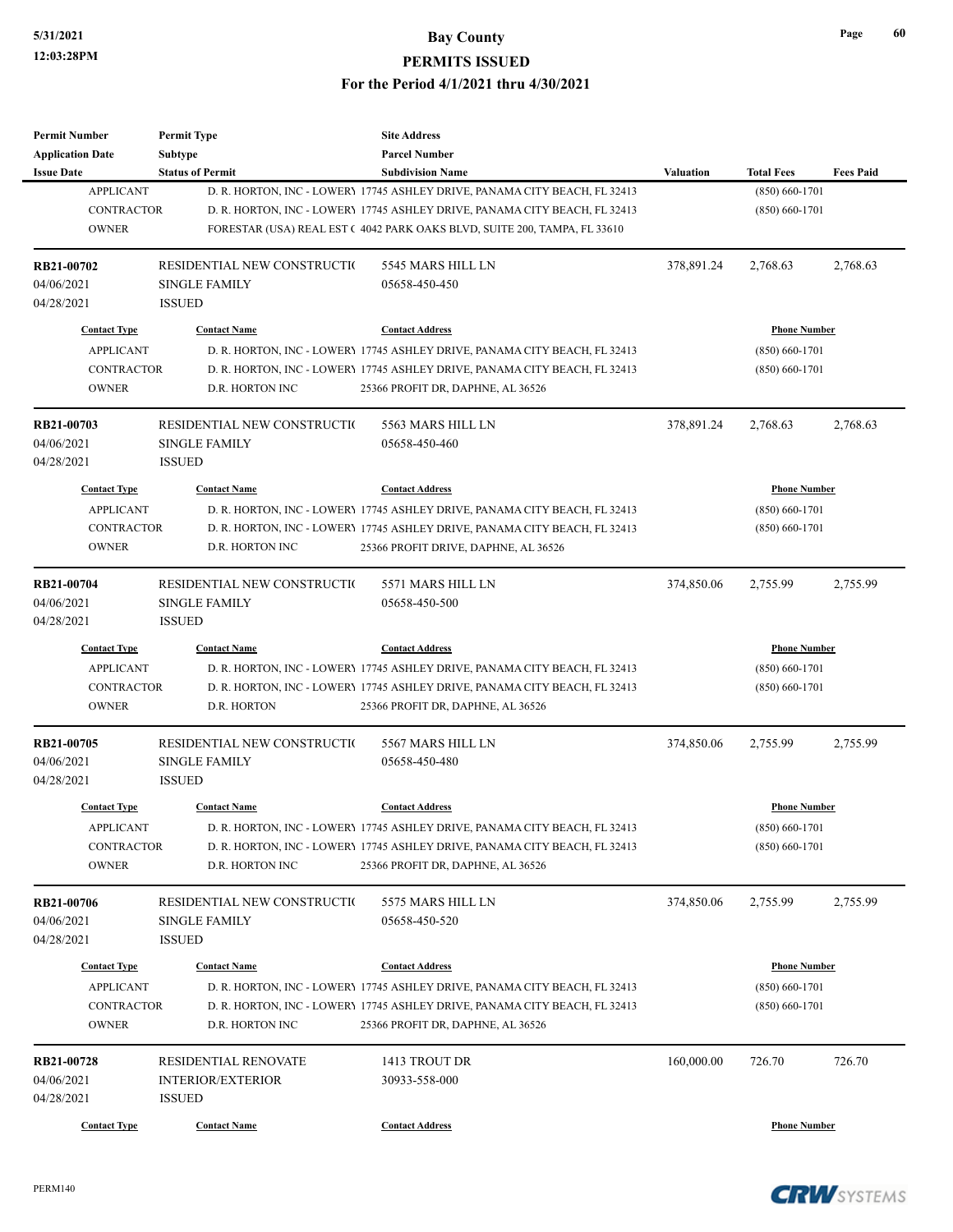| Permit Number | Permit Type | Site Address | | | |
|---|---|---|---|---|---|
| Application Date | Subtype | Parcel Number | | | |
| Issue Date | Status of Permit | Subdivision Name | Valuation | Total Fees | Fees Paid |

| | | | |
|---|---|---|---|
| APPLICANT | D. R. HORTON, INC - LOWERY | 17745 ASHLEY DRIVE, PANAMA CITY BEACH, FL 32413 | (850) 660-1701 |
| CONTRACTOR | D. R. HORTON, INC - LOWERY | 17745 ASHLEY DRIVE, PANAMA CITY BEACH, FL 32413 | (850) 660-1701 |
| OWNER | FORESTAR (USA) REAL EST ( | 4042 PARK OAKS BLVD, SUITE 200, TAMPA, FL 33610 | |

| Permit Number | Permit Type | Site Address | Valuation | Total Fees | Fees Paid |
|---|---|---|---|---|---|
| RB21-00702 | RESIDENTIAL NEW CONSTRUCTI( | 5545 MARS HILL LN | 378,891.24 | 2,768.63 | 2,768.63 |
| 04/06/2021 | SINGLE FAMILY | 05658-450-450 | | | |
| 04/28/2021 | ISSUED | | | | |

| Contact Type | Contact Name | Contact Address | Phone Number |
|---|---|---|---|
| APPLICANT | D. R. HORTON, INC - LOWERY | 17745 ASHLEY DRIVE, PANAMA CITY BEACH, FL 32413 | (850) 660-1701 |
| CONTRACTOR | D. R. HORTON, INC - LOWERY | 17745 ASHLEY DRIVE, PANAMA CITY BEACH, FL 32413 | (850) 660-1701 |
| OWNER | D.R. HORTON INC | 25366 PROFIT DR, DAPHNE, AL 36526 | |

| Permit Number | Permit Type | Site Address | Valuation | Total Fees | Fees Paid |
|---|---|---|---|---|---|
| RB21-00703 | RESIDENTIAL NEW CONSTRUCTI( | 5563 MARS HILL LN | 378,891.24 | 2,768.63 | 2,768.63 |
| 04/06/2021 | SINGLE FAMILY | 05658-450-460 | | | |
| 04/28/2021 | ISSUED | | | | |

| Contact Type | Contact Name | Contact Address | Phone Number |
|---|---|---|---|
| APPLICANT | D. R. HORTON, INC - LOWERY | 17745 ASHLEY DRIVE, PANAMA CITY BEACH, FL 32413 | (850) 660-1701 |
| CONTRACTOR | D. R. HORTON, INC - LOWERY | 17745 ASHLEY DRIVE, PANAMA CITY BEACH, FL 32413 | (850) 660-1701 |
| OWNER | D.R. HORTON INC | 25366 PROFIT DRIVE, DAPHNE, AL 36526 | |

| Permit Number | Permit Type | Site Address | Valuation | Total Fees | Fees Paid |
|---|---|---|---|---|---|
| RB21-00704 | RESIDENTIAL NEW CONSTRUCTI( | 5571 MARS HILL LN | 374,850.06 | 2,755.99 | 2,755.99 |
| 04/06/2021 | SINGLE FAMILY | 05658-450-500 | | | |
| 04/28/2021 | ISSUED | | | | |

| Contact Type | Contact Name | Contact Address | Phone Number |
|---|---|---|---|
| APPLICANT | D. R. HORTON, INC - LOWERY | 17745 ASHLEY DRIVE, PANAMA CITY BEACH, FL 32413 | (850) 660-1701 |
| CONTRACTOR | D. R. HORTON, INC - LOWERY | 17745 ASHLEY DRIVE, PANAMA CITY BEACH, FL 32413 | (850) 660-1701 |
| OWNER | D.R. HORTON | 25366 PROFIT DR, DAPHNE, AL 36526 | |

| Permit Number | Permit Type | Site Address | Valuation | Total Fees | Fees Paid |
|---|---|---|---|---|---|
| RB21-00705 | RESIDENTIAL NEW CONSTRUCTI( | 5567 MARS HILL LN | 374,850.06 | 2,755.99 | 2,755.99 |
| 04/06/2021 | SINGLE FAMILY | 05658-450-480 | | | |
| 04/28/2021 | ISSUED | | | | |

| Contact Type | Contact Name | Contact Address | Phone Number |
|---|---|---|---|
| APPLICANT | D. R. HORTON, INC - LOWERY | 17745 ASHLEY DRIVE, PANAMA CITY BEACH, FL 32413 | (850) 660-1701 |
| CONTRACTOR | D. R. HORTON, INC - LOWERY | 17745 ASHLEY DRIVE, PANAMA CITY BEACH, FL 32413 | (850) 660-1701 |
| OWNER | D.R. HORTON INC | 25366 PROFIT DR, DAPHNE, AL 36526 | |

| Permit Number | Permit Type | Site Address | Valuation | Total Fees | Fees Paid |
|---|---|---|---|---|---|
| RB21-00706 | RESIDENTIAL NEW CONSTRUCTI( | 5575 MARS HILL LN | 374,850.06 | 2,755.99 | 2,755.99 |
| 04/06/2021 | SINGLE FAMILY | 05658-450-520 | | | |
| 04/28/2021 | ISSUED | | | | |

| Contact Type | Contact Name | Contact Address | Phone Number |
|---|---|---|---|
| APPLICANT | D. R. HORTON, INC - LOWERY | 17745 ASHLEY DRIVE, PANAMA CITY BEACH, FL 32413 | (850) 660-1701 |
| CONTRACTOR | D. R. HORTON, INC - LOWERY | 17745 ASHLEY DRIVE, PANAMA CITY BEACH, FL 32413 | (850) 660-1701 |
| OWNER | D.R. HORTON INC | 25366 PROFIT DR, DAPHNE, AL 36526 | |

| Permit Number | Permit Type | Site Address | Valuation | Total Fees | Fees Paid |
|---|---|---|---|---|---|
| RB21-00728 | RESIDENTIAL RENOVATE | 1413 TROUT DR | 160,000.00 | 726.70 | 726.70 |
| 04/06/2021 | INTERIOR/EXTERIOR | 30933-558-000 | | | |
| 04/28/2021 | ISSUED | | | | |

| Contact Type | Contact Name | Contact Address | Phone Number |
|---|---|---|---|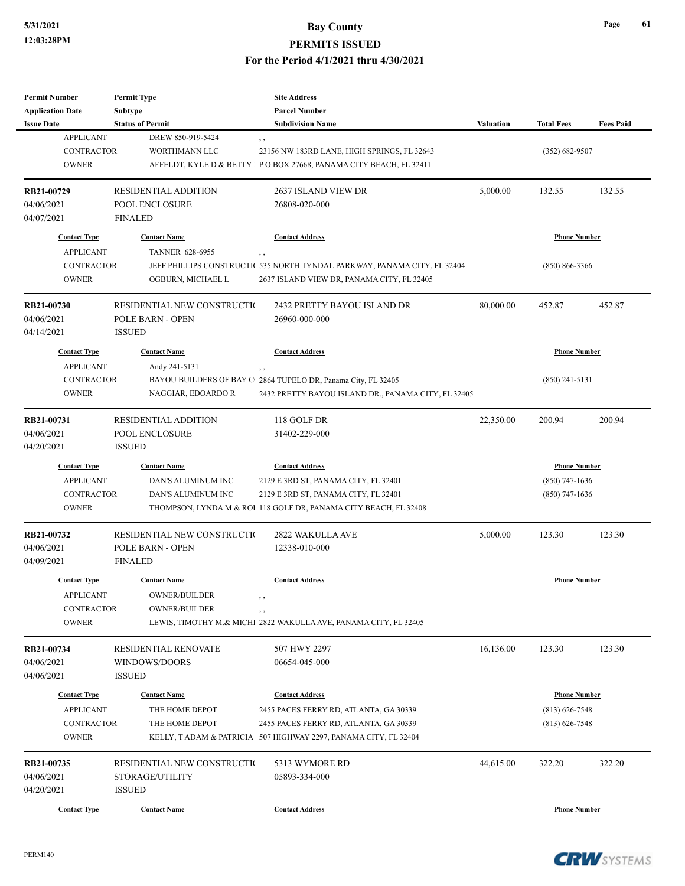| Permit Number | Permit Type | Site Address | | | |
|---|---|---|---|---|---|
| Application Date | Subtype | Parcel Number | | | |
| Issue Date | Status of Permit | Subdivision Name | Valuation | Total Fees | Fees Paid |

| Contact Type | Contact Name | Contact Address | Phone Number |
|---|---|---|---|
| APPLICANT | DREW 850-919-5424 | , , | |
| CONTRACTOR | WORTHMANN LLC | 23156 NW 183RD LANE, HIGH SPRINGS, FL 32643 | (352) 682-9507 |
| OWNER | AFFELDT, KYLE D & BETTY I | P O BOX 27668, PANAMA CITY BEACH, FL 32411 | |

| RB21-00729 | RESIDENTIAL ADDITION | 2637 ISLAND VIEW DR | 5,000.00 | 132.55 | 132.55 |
|---|---|---|---|---|---|
| 04/06/2021 | POOL ENCLOSURE | 26808-020-000 | | | |
| 04/07/2021 | FINALED | | | | |

| Contact Type | Contact Name | Contact Address | Phone Number |
|---|---|---|---|
| APPLICANT | TANNER 628-6955 | , , | |
| CONTRACTOR | JEFF PHILLIPS CONSTRUCTI( | 535 NORTH TYNDAL PARKWAY, PANAMA CITY, FL 32404 | (850) 866-3366 |
| OWNER | OGBURN, MICHAEL L | 2637 ISLAND VIEW DR, PANAMA CITY, FL 32405 | |

| RB21-00730 | RESIDENTIAL NEW CONSTRUCTI( | 2432 PRETTY BAYOU ISLAND DR | 80,000.00 | 452.87 | 452.87 |
|---|---|---|---|---|---|
| 04/06/2021 | POLE BARN - OPEN | 26960-000-000 | | | |
| 04/14/2021 | ISSUED | | | | |

| Contact Type | Contact Name | Contact Address | Phone Number |
|---|---|---|---|
| APPLICANT | Andy 241-5131 | , , | |
| CONTRACTOR | BAYOU BUILDERS OF BAY C( | 2864 TUPELO DR, Panama City, FL 32405 | (850) 241-5131 |
| OWNER | NAGGIAR, EDOARDO R | 2432 PRETTY BAYOU ISLAND DR., PANAMA CITY, FL 32405 | |

| RB21-00731 | RESIDENTIAL ADDITION | 118 GOLF DR | 22,350.00 | 200.94 | 200.94 |
|---|---|---|---|---|---|
| 04/06/2021 | POOL ENCLOSURE | 31402-229-000 | | | |
| 04/20/2021 | ISSUED | | | | |

| Contact Type | Contact Name | Contact Address | Phone Number |
|---|---|---|---|
| APPLICANT | DAN'S ALUMINUM INC | 2129 E 3RD ST, PANAMA CITY, FL 32401 | (850) 747-1636 |
| CONTRACTOR | DAN'S ALUMINUM INC | 2129 E 3RD ST, PANAMA CITY, FL 32401 | (850) 747-1636 |
| OWNER | THOMPSON, LYNDA M & ROI | 118 GOLF DR, PANAMA CITY BEACH, FL 32408 | |

| RB21-00732 | RESIDENTIAL NEW CONSTRUCTI( | 2822 WAKULLA AVE | 5,000.00 | 123.30 | 123.30 |
|---|---|---|---|---|---|
| 04/06/2021 | POLE BARN - OPEN | 12338-010-000 | | | |
| 04/09/2021 | FINALED | | | | |

| Contact Type | Contact Name | Contact Address | Phone Number |
|---|---|---|---|
| APPLICANT | OWNER/BUILDER | , , | |
| CONTRACTOR | OWNER/BUILDER | , , | |
| OWNER | LEWIS, TIMOTHY M.& MICHI | 2822 WAKULLA AVE, PANAMA CITY, FL 32405 | |

| RB21-00734 | RESIDENTIAL RENOVATE | 507 HWY 2297 | 16,136.00 | 123.30 | 123.30 |
|---|---|---|---|---|---|
| 04/06/2021 | WINDOWS/DOORS | 06654-045-000 | | | |
| 04/06/2021 | ISSUED | | | | |

| Contact Type | Contact Name | Contact Address | Phone Number |
|---|---|---|---|
| APPLICANT | THE HOME DEPOT | 2455 PACES FERRY RD, ATLANTA, GA 30339 | (813) 626-7548 |
| CONTRACTOR | THE HOME DEPOT | 2455 PACES FERRY RD, ATLANTA, GA 30339 | (813) 626-7548 |
| OWNER | KELLY, T ADAM & PATRICIA | 507 HIGHWAY 2297, PANAMA CITY, FL 32404 | |

| RB21-00735 | RESIDENTIAL NEW CONSTRUCTI( | 5313 WYMORE RD | 44,615.00 | 322.20 | 322.20 |
|---|---|---|---|---|---|
| 04/06/2021 | STORAGE/UTILITY | 05893-334-000 | | | |
| 04/20/2021 | ISSUED | | | | |

| Contact Type | Contact Name | Contact Address | Phone Number |
|---|---|---|---|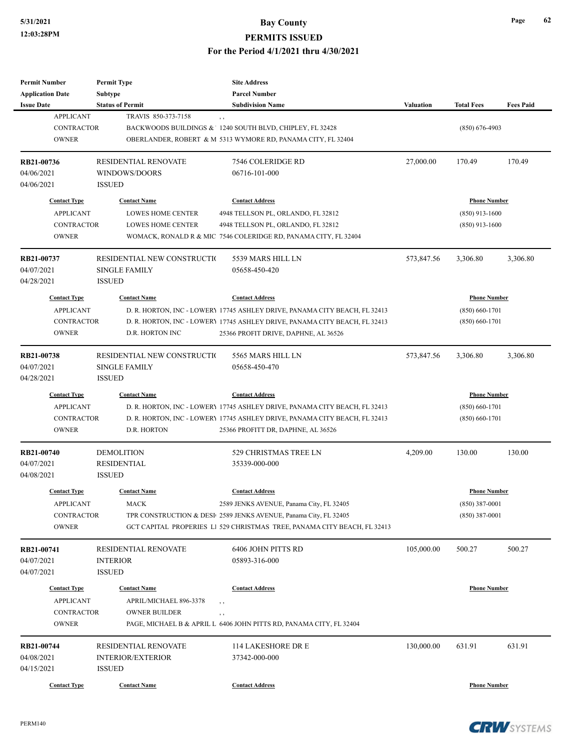**5/31/2021**
**12:03:28PM**

# Bay County
## PERMITS ISSUED
### For the Period 4/1/2021 thru 4/30/2021

| Permit Number / Application Date / Issue Date | Permit Type / Subtype / Status of Permit | Site Address / Parcel Number / Subdivision Name | Valuation | Total Fees | Fees Paid |
|---|---|---|---|---|---|
| APPLICANT | TRAVIS 850-373-7158 | , , | | | |
| CONTRACTOR | BACKWOODS BUILDINGS & | 1240 SOUTH BLVD, CHIPLEY, FL 32428 | | (850) 676-4903 | |
| OWNER | OBERLANDER, ROBERT & M | 5313 WYMORE RD, PANAMA CITY, FL 32404 | | | |
| **RB21-00736** | RESIDENTIAL RENOVATE | 7546 COLERIDGE RD | 27,000.00 | 170.49 | 170.49 |
| 04/06/2021 | WINDOWS/DOORS | 06716-101-000 | | | |
| 04/06/2021 | ISSUED | | | | |
| **Contact Type** | **Contact Name** | **Contact Address** | | **Phone Number** | |
| APPLICANT | LOWES HOME CENTER | 4948 TELLSON PL, ORLANDO, FL 32812 | | (850) 913-1600 | |
| CONTRACTOR | LOWES HOME CENTER | 4948 TELLSON PL, ORLANDO, FL 32812 | | (850) 913-1600 | |
| OWNER | WOMACK, RONALD R & MIC | 7546 COLERIDGE RD, PANAMA CITY, FL 32404 | | | |
| **RB21-00737** | RESIDENTIAL NEW CONSTRUCTI( | 5539 MARS HILL LN | 573,847.56 | 3,306.80 | 3,306.80 |
| 04/07/2021 | SINGLE FAMILY | 05658-450-420 | | | |
| 04/28/2021 | ISSUED | | | | |
| **Contact Type** | **Contact Name** | **Contact Address** | | **Phone Number** | |
| APPLICANT | D. R. HORTON, INC - LOWERY | 17745 ASHLEY DRIVE, PANAMA CITY BEACH, FL 32413 | | (850) 660-1701 | |
| CONTRACTOR | D. R. HORTON, INC - LOWERY | 17745 ASHLEY DRIVE, PANAMA CITY BEACH, FL 32413 | | (850) 660-1701 | |
| OWNER | D.R. HORTON INC | 25366 PROFIT DRIVE, DAPHNE, AL 36526 | | | |
| **RB21-00738** | RESIDENTIAL NEW CONSTRUCTI( | 5565 MARS HILL LN | 573,847.56 | 3,306.80 | 3,306.80 |
| 04/07/2021 | SINGLE FAMILY | 05658-450-470 | | | |
| 04/28/2021 | ISSUED | | | | |
| **Contact Type** | **Contact Name** | **Contact Address** | | **Phone Number** | |
| APPLICANT | D. R. HORTON, INC - LOWERY | 17745 ASHLEY DRIVE, PANAMA CITY BEACH, FL 32413 | | (850) 660-1701 | |
| CONTRACTOR | D. R. HORTON, INC - LOWERY | 17745 ASHLEY DRIVE, PANAMA CITY BEACH, FL 32413 | | (850) 660-1701 | |
| OWNER | D.R. HORTON | 25366 PROFITT DR, DAPHNE, AL 36526 | | | |
| **RB21-00740** | DEMOLITION | 529 CHRISTMAS TREE LN | 4,209.00 | 130.00 | 130.00 |
| 04/07/2021 | RESIDENTIAL | 35339-000-000 | | | |
| 04/08/2021 | ISSUED | | | | |
| **Contact Type** | **Contact Name** | **Contact Address** | | **Phone Number** | |
| APPLICANT | MACK | 2589 JENKS AVENUE, Panama City, FL 32405 | | (850) 387-0001 | |
| CONTRACTOR | TPR CONSTRUCTION & DESI | 2589 JENKS AVENUE, Panama City, FL 32405 | | (850) 387-0001 | |
| OWNER | GCT CAPITAL PROPERIES LI | 529 CHRISTMAS TREE, PANAMA CITY BEACH, FL 32413 | | | |
| **RB21-00741** | RESIDENTIAL RENOVATE | 6406 JOHN PITTS RD | 105,000.00 | 500.27 | 500.27 |
| 04/07/2021 | INTERIOR | 05893-316-000 | | | |
| 04/07/2021 | ISSUED | | | | |
| **Contact Type** | **Contact Name** | **Contact Address** | | **Phone Number** | |
| APPLICANT | APRIL/MICHAEL 896-3378 | , , | | | |
| CONTRACTOR | OWNER BUILDER | , , | | | |
| OWNER | PAGE, MICHAEL B & APRIL L | 6406 JOHN PITTS RD, PANAMA CITY, FL 32404 | | | |
| **RB21-00744** | RESIDENTIAL RENOVATE | 114 LAKESHORE DR E | 130,000.00 | 631.91 | 631.91 |
| 04/08/2021 | INTERIOR/EXTERIOR | 37342-000-000 | | | |
| 04/15/2021 | ISSUED | | | | |
| **Contact Type** | **Contact Name** | **Contact Address** | | **Phone Number** | |

PERM140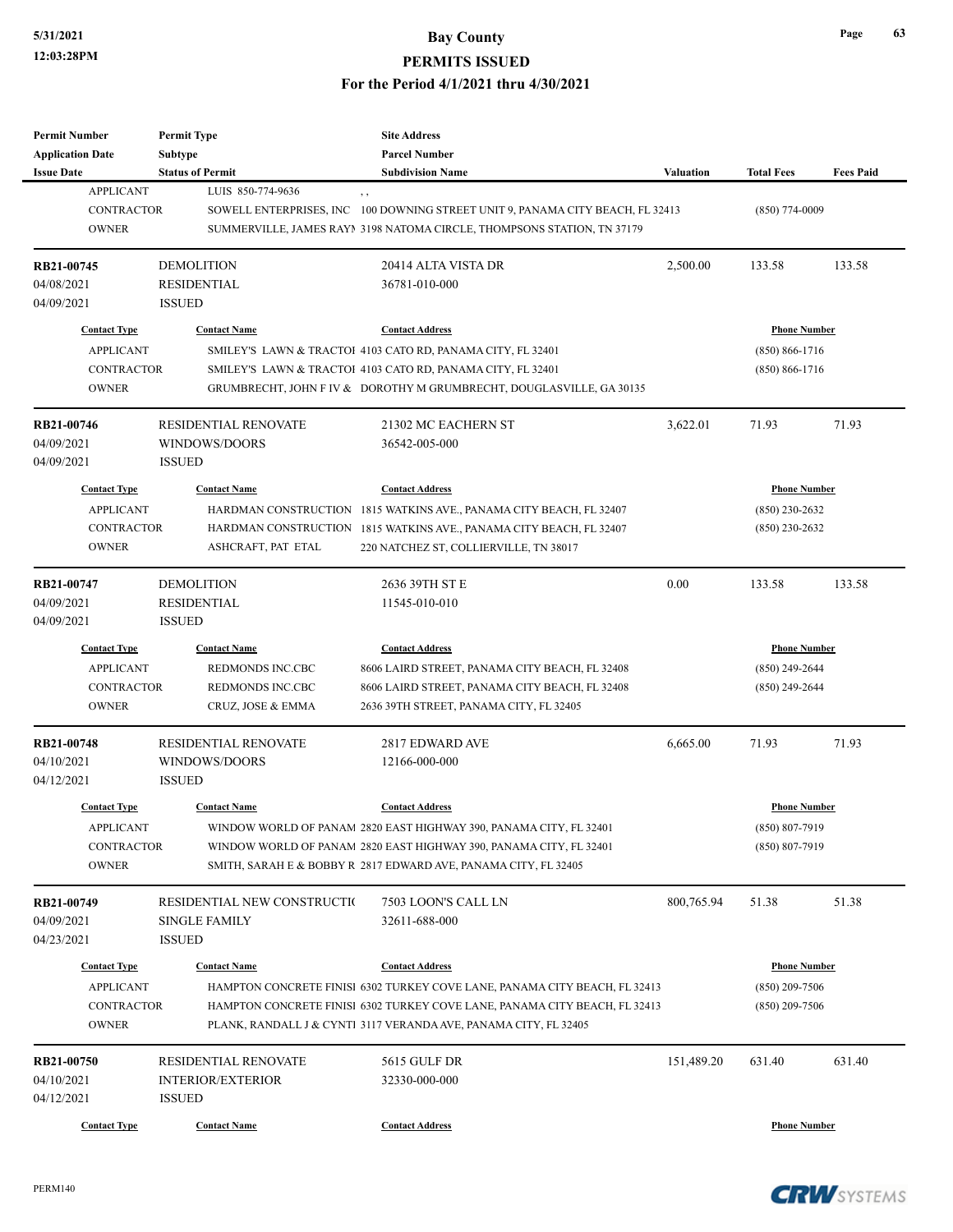| Permit Number | Permit Type | Site Address | | | |
|---|---|---|---|---|---|
| Application Date | Subtype | Parcel Number | | | |
| Issue Date | Status of Permit | Subdivision Name | Valuation | Total Fees | Fees Paid |

| Contact Type | Contact Name | Contact Address | Phone Number |
|---|---|---|---|
| APPLICANT | LUIS 850-774-9636 | , , | |
| CONTRACTOR | SOWELL ENTERPRISES, INC | 100 DOWNING STREET UNIT 9, PANAMA CITY BEACH, FL 32413 | (850) 774-0009 |
| OWNER | SUMMERVILLE, JAMES RAYI | 3198 NATOMA CIRCLE, THOMPSONS STATION, TN 37179 | |

| RB21-00745 | DEMOLITION | 20414 ALTA VISTA DR | 2,500.00 | 133.58 | 133.58 |
|---|---|---|---|---|---|
| 04/08/2021 | RESIDENTIAL | 36781-010-000 | | | |
| 04/09/2021 | ISSUED | | | | |

| Contact Type | Contact Name | Contact Address | Phone Number |
|---|---|---|---|
| APPLICANT | SMILEY'S LAWN & TRACTOI | 4103 CATO RD, PANAMA CITY, FL 32401 | (850) 866-1716 |
| CONTRACTOR | SMILEY'S LAWN & TRACTOI | 4103 CATO RD, PANAMA CITY, FL 32401 | (850) 866-1716 |
| OWNER | GRUMBRECHT, JOHN F IV & | DOROTHY M GRUMBRECHT, DOUGLASVILLE, GA 30135 | |

| RB21-00746 | RESIDENTIAL RENOVATE | 21302 MC EACHERN ST | 3,622.01 | 71.93 | 71.93 |
|---|---|---|---|---|---|
| 04/09/2021 | WINDOWS/DOORS | 36542-005-000 | | | |
| 04/09/2021 | ISSUED | | | | |

| Contact Type | Contact Name | Contact Address | Phone Number |
|---|---|---|---|
| APPLICANT | HARDMAN CONSTRUCTION | 1815 WATKINS AVE., PANAMA CITY BEACH, FL 32407 | (850) 230-2632 |
| CONTRACTOR | HARDMAN CONSTRUCTION | 1815 WATKINS AVE., PANAMA CITY BEACH, FL 32407 | (850) 230-2632 |
| OWNER | ASHCRAFT, PAT ETAL | 220 NATCHEZ ST, COLLIERVILLE, TN 38017 | |

| RB21-00747 | DEMOLITION | 2636 39TH ST E | 0.00 | 133.58 | 133.58 |
|---|---|---|---|---|---|
| 04/09/2021 | RESIDENTIAL | 11545-010-010 | | | |
| 04/09/2021 | ISSUED | | | | |

| Contact Type | Contact Name | Contact Address | Phone Number |
|---|---|---|---|
| APPLICANT | REDMONDS INC.CBC | 8606 LAIRD STREET, PANAMA CITY BEACH, FL 32408 | (850) 249-2644 |
| CONTRACTOR | REDMONDS INC.CBC | 8606 LAIRD STREET, PANAMA CITY BEACH, FL 32408 | (850) 249-2644 |
| OWNER | CRUZ, JOSE & EMMA | 2636 39TH STREET, PANAMA CITY, FL 32405 | |

| RB21-00748 | RESIDENTIAL RENOVATE | 2817 EDWARD AVE | 6,665.00 | 71.93 | 71.93 |
|---|---|---|---|---|---|
| 04/10/2021 | WINDOWS/DOORS | 12166-000-000 | | | |
| 04/12/2021 | ISSUED | | | | |

| Contact Type | Contact Name | Contact Address | Phone Number |
|---|---|---|---|
| APPLICANT | WINDOW WORLD OF PANAM | 2820 EAST HIGHWAY 390, PANAMA CITY, FL 32401 | (850) 807-7919 |
| CONTRACTOR | WINDOW WORLD OF PANAM | 2820 EAST HIGHWAY 390, PANAMA CITY, FL 32401 | (850) 807-7919 |
| OWNER | SMITH, SARAH E & BOBBY R | 2817 EDWARD AVE, PANAMA CITY, FL 32405 | |

| RB21-00749 | RESIDENTIAL NEW CONSTRUCTIO | 7503 LOON'S CALL LN | 800,765.94 | 51.38 | 51.38 |
|---|---|---|---|---|---|
| 04/09/2021 | SINGLE FAMILY | 32611-688-000 | | | |
| 04/23/2021 | ISSUED | | | | |

| Contact Type | Contact Name | Contact Address | Phone Number |
|---|---|---|---|
| APPLICANT | HAMPTON CONCRETE FINISI | 6302 TURKEY COVE LANE, PANAMA CITY BEACH, FL 32413 | (850) 209-7506 |
| CONTRACTOR | HAMPTON CONCRETE FINISI | 6302 TURKEY COVE LANE, PANAMA CITY BEACH, FL 32413 | (850) 209-7506 |
| OWNER | PLANK, RANDALL J & CYNTI | 3117 VERANDA AVE, PANAMA CITY, FL 32405 | |

| RB21-00750 | RESIDENTIAL RENOVATE | 5615 GULF DR | 151,489.20 | 631.40 | 631.40 |
|---|---|---|---|---|---|
| 04/10/2021 | INTERIOR/EXTERIOR | 32330-000-000 | | | |
| 04/12/2021 | ISSUED | | | | |

| Contact Type | Contact Name | Contact Address | Phone Number |
|---|---|---|---|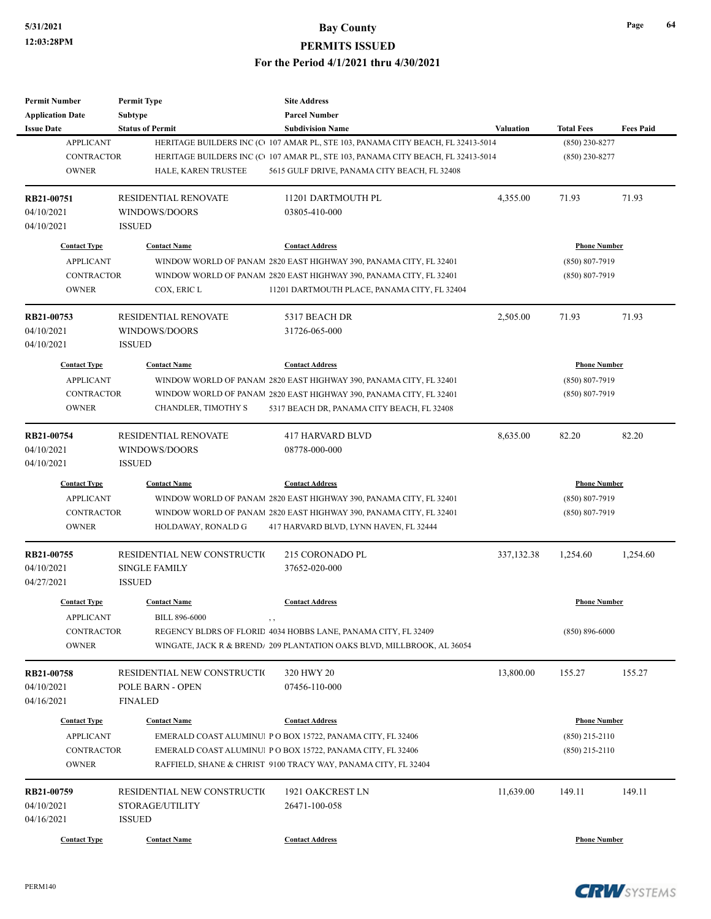# Bay County
## PERMITS ISSUED
### For the Period 4/1/2021 thru 4/30/2021

| Permit Number / Application Date / Issue Date | Permit Type / Subtype / Status of Permit | Site Address / Parcel Number / Subdivision Name | Valuation | Total Fees | Fees Paid |
|---|---|---|---|---|---|
| APPLICANT | HERITAGE BUILDERS INC (C | 107 AMAR PL, STE 103, PANAMA CITY BEACH, FL 32413-5014 | | (850) 230-8277 | |
| CONTRACTOR | HERITAGE BUILDERS INC (C | 107 AMAR PL, STE 103, PANAMA CITY BEACH, FL 32413-5014 | | (850) 230-8277 | |
| OWNER | HALE, KAREN TRUSTEE | 5615 GULF DRIVE, PANAMA CITY BEACH, FL 32408 | | | |

| Permit Number | Permit Type | Site Address | Valuation | Total Fees | Fees Paid |
|---|---|---|---|---|---|
| RB21-00751 | RESIDENTIAL RENOVATE | 11201 DARTMOUTH PL | 4,355.00 | 71.93 | 71.93 |
| 04/10/2021 | WINDOWS/DOORS | 03805-410-000 | | | |
| 04/10/2021 | ISSUED | | | | |

| Contact Type | Contact Name | Contact Address | Phone Number |
|---|---|---|---|
| APPLICANT | WINDOW WORLD OF PANAM | 2820 EAST HIGHWAY 390, PANAMA CITY, FL 32401 | (850) 807-7919 |
| CONTRACTOR | WINDOW WORLD OF PANAM | 2820 EAST HIGHWAY 390, PANAMA CITY, FL 32401 | (850) 807-7919 |
| OWNER | COX, ERIC L | 11201 DARTMOUTH PLACE, PANAMA CITY, FL 32404 | |

| Permit Number | Permit Type | Site Address | Valuation | Total Fees | Fees Paid |
|---|---|---|---|---|---|
| RB21-00753 | RESIDENTIAL RENOVATE | 5317 BEACH DR | 2,505.00 | 71.93 | 71.93 |
| 04/10/2021 | WINDOWS/DOORS | 31726-065-000 | | | |
| 04/10/2021 | ISSUED | | | | |

| Contact Type | Contact Name | Contact Address | Phone Number |
|---|---|---|---|
| APPLICANT | WINDOW WORLD OF PANAM | 2820 EAST HIGHWAY 390, PANAMA CITY, FL 32401 | (850) 807-7919 |
| CONTRACTOR | WINDOW WORLD OF PANAM | 2820 EAST HIGHWAY 390, PANAMA CITY, FL 32401 | (850) 807-7919 |
| OWNER | CHANDLER, TIMOTHY S | 5317 BEACH DR, PANAMA CITY BEACH, FL 32408 | |

| Permit Number | Permit Type | Site Address | Valuation | Total Fees | Fees Paid |
|---|---|---|---|---|---|
| RB21-00754 | RESIDENTIAL RENOVATE | 417 HARVARD BLVD | 8,635.00 | 82.20 | 82.20 |
| 04/10/2021 | WINDOWS/DOORS | 08778-000-000 | | | |
| 04/10/2021 | ISSUED | | | | |

| Contact Type | Contact Name | Contact Address | Phone Number |
|---|---|---|---|
| APPLICANT | WINDOW WORLD OF PANAM | 2820 EAST HIGHWAY 390, PANAMA CITY, FL 32401 | (850) 807-7919 |
| CONTRACTOR | WINDOW WORLD OF PANAM | 2820 EAST HIGHWAY 390, PANAMA CITY, FL 32401 | (850) 807-7919 |
| OWNER | HOLDAWAY, RONALD G | 417 HARVARD BLVD, LYNN HAVEN, FL 32444 | |

| Permit Number | Permit Type | Site Address | Valuation | Total Fees | Fees Paid |
|---|---|---|---|---|---|
| RB21-00755 | RESIDENTIAL NEW CONSTRUCTI( | 215 CORONADO PL | 337,132.38 | 1,254.60 | 1,254.60 |
| 04/10/2021 | SINGLE FAMILY | 37652-020-000 | | | |
| 04/27/2021 | ISSUED | | | | |

| Contact Type | Contact Name | Contact Address | Phone Number |
|---|---|---|---|
| APPLICANT | BILL 896-6000 | , , | |
| CONTRACTOR | REGENCY BLDRS OF FLORID | 4034 HOBBS LANE, PANAMA CITY, FL 32409 | (850) 896-6000 |
| OWNER | WINGATE, JACK R & BREND/ | 209 PLANTATION OAKS BLVD, MILLBROOK, AL 36054 | |

| Permit Number | Permit Type | Site Address | Valuation | Total Fees | Fees Paid |
|---|---|---|---|---|---|
| RB21-00758 | RESIDENTIAL NEW CONSTRUCTI( | 320 HWY 20 | 13,800.00 | 155.27 | 155.27 |
| 04/10/2021 | POLE BARN - OPEN | 07456-110-000 | | | |
| 04/16/2021 | FINALED | | | | |

| Contact Type | Contact Name | Contact Address | Phone Number |
|---|---|---|---|
| APPLICANT | EMERALD COAST ALUMINUI | P O BOX 15722, PANAMA CITY, FL 32406 | (850) 215-2110 |
| CONTRACTOR | EMERALD COAST ALUMINUI | P O BOX 15722, PANAMA CITY, FL 32406 | (850) 215-2110 |
| OWNER | RAFFIELD, SHANE & CHRIST | 9100 TRACY WAY, PANAMA CITY, FL 32404 | |

| Permit Number | Permit Type | Site Address | Valuation | Total Fees | Fees Paid |
|---|---|---|---|---|---|
| RB21-00759 | RESIDENTIAL NEW CONSTRUCTI( | 1921 OAKCREST LN | 11,639.00 | 149.11 | 149.11 |
| 04/10/2021 | STORAGE/UTILITY | 26471-100-058 | | | |
| 04/16/2021 | ISSUED | | | | |

| Contact Type | Contact Name | Contact Address | Phone Number |
|---|---|---|---|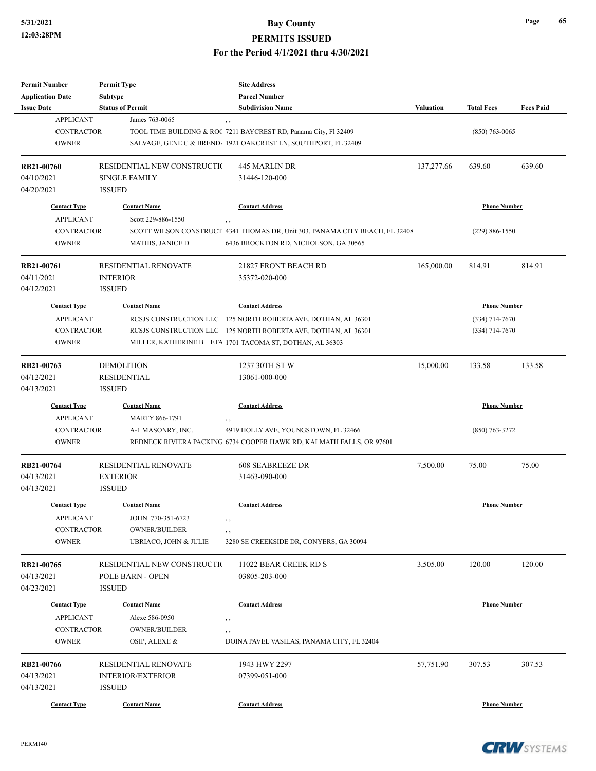| Permit Number | Permit Type | Site Address | | | |
|---|---|---|---|---|---|
| Application Date | Subtype | Parcel Number | | | |
| Issue Date | Status of Permit | Subdivision Name | Valuation | Total Fees | Fees Paid |

| Contact Type | Contact Name | Contact Address | Phone Number |
|---|---|---|---|
| APPLICANT | James 763-0065 | , , | |
| CONTRACTOR | TOOL TIME BUILDING & RO( | 7211 BAYCREST RD, Panama City, Fl 32409 | (850) 763-0065 |
| OWNER | SALVAGE, GENE C & BREND. | 1921 OAKCREST LN, SOUTHPORT, FL 32409 | |

| RB21-00760 | RESIDENTIAL NEW CONSTRUCTI( | 445 MARLIN DR | 137,277.66 | 639.60 | 639.60 |
|---|---|---|---|---|---|
| 04/10/2021 | SINGLE FAMILY | 31446-120-000 | | | |
| 04/20/2021 | ISSUED | | | | |

| Contact Type | Contact Name | Contact Address | Phone Number |
|---|---|---|---|
| APPLICANT | Scott 229-886-1550 | , , | |
| CONTRACTOR | SCOTT WILSON CONSTRUCT | 4341 THOMAS DR, Unit 303, PANAMA CITY BEACH, FL 32408 | (229) 886-1550 |
| OWNER | MATHIS, JANICE D | 6436 BROCKTON RD, NICHOLSON, GA 30565 | |

| RB21-00761 | RESIDENTIAL RENOVATE | 21827 FRONT BEACH RD | 165,000.00 | 814.91 | 814.91 |
|---|---|---|---|---|---|
| 04/11/2021 | INTERIOR | 35372-020-000 | | | |
| 04/12/2021 | ISSUED | | | | |

| Contact Type | Contact Name | Contact Address | Phone Number |
|---|---|---|---|
| APPLICANT | RCSJS CONSTRUCTION LLC | 125 NORTH ROBERTA AVE, DOTHAN, AL 36301 | (334) 714-7670 |
| CONTRACTOR | RCSJS CONSTRUCTION LLC | 125 NORTH ROBERTA AVE, DOTHAN, AL 36301 | (334) 714-7670 |
| OWNER | MILLER, KATHERINE B ETA | 1701 TACOMA ST, DOTHAN, AL 36303 | |

| RB21-00763 | DEMOLITION | 1237 30TH ST W | 15,000.00 | 133.58 | 133.58 |
|---|---|---|---|---|---|
| 04/12/2021 | RESIDENTIAL | 13061-000-000 | | | |
| 04/13/2021 | ISSUED | | | | |

| Contact Type | Contact Name | Contact Address | Phone Number |
|---|---|---|---|
| APPLICANT | MARTY 866-1791 | , , | |
| CONTRACTOR | A-1 MASONRY, INC. | 4919 HOLLY AVE, YOUNGSTOWN, FL 32466 | (850) 763-3272 |
| OWNER | REDNECK RIVIERA PACKING | 6734 COOPER HAWK RD, KALMATH FALLS, OR 97601 | |

| RB21-00764 | RESIDENTIAL RENOVATE | 608 SEABREEZE DR | 7,500.00 | 75.00 | 75.00 |
|---|---|---|---|---|---|
| 04/13/2021 | EXTERIOR | 31463-090-000 | | | |
| 04/13/2021 | ISSUED | | | | |

| Contact Type | Contact Name | Contact Address | Phone Number |
|---|---|---|---|
| APPLICANT | JOHN 770-351-6723 | , , | |
| CONTRACTOR | OWNER/BUILDER | , , | |
| OWNER | UBRIACO, JOHN & JULIE | 3280 SE CREEKSIDE DR, CONYERS, GA 30094 | |

| RB21-00765 | RESIDENTIAL NEW CONSTRUCTI( | 11022 BEAR CREEK RD S | 3,505.00 | 120.00 | 120.00 |
|---|---|---|---|---|---|
| 04/13/2021 | POLE BARN - OPEN | 03805-203-000 | | | |
| 04/23/2021 | ISSUED | | | | |

| Contact Type | Contact Name | Contact Address | Phone Number |
|---|---|---|---|
| APPLICANT | Alexe 586-0950 | , , | |
| CONTRACTOR | OWNER/BUILDER | , , | |
| OWNER | OSIP, ALEXE & | DOINA PAVEL VASILAS, PANAMA CITY, FL 32404 | |

| RB21-00766 | RESIDENTIAL RENOVATE | 1943 HWY 2297 | 57,751.90 | 307.53 | 307.53 |
|---|---|---|---|---|---|
| 04/13/2021 | INTERIOR/EXTERIOR | 07399-051-000 | | | |
| 04/13/2021 | ISSUED | | | | |

| Contact Type | Contact Name | Contact Address | Phone Number |
|---|---|---|---|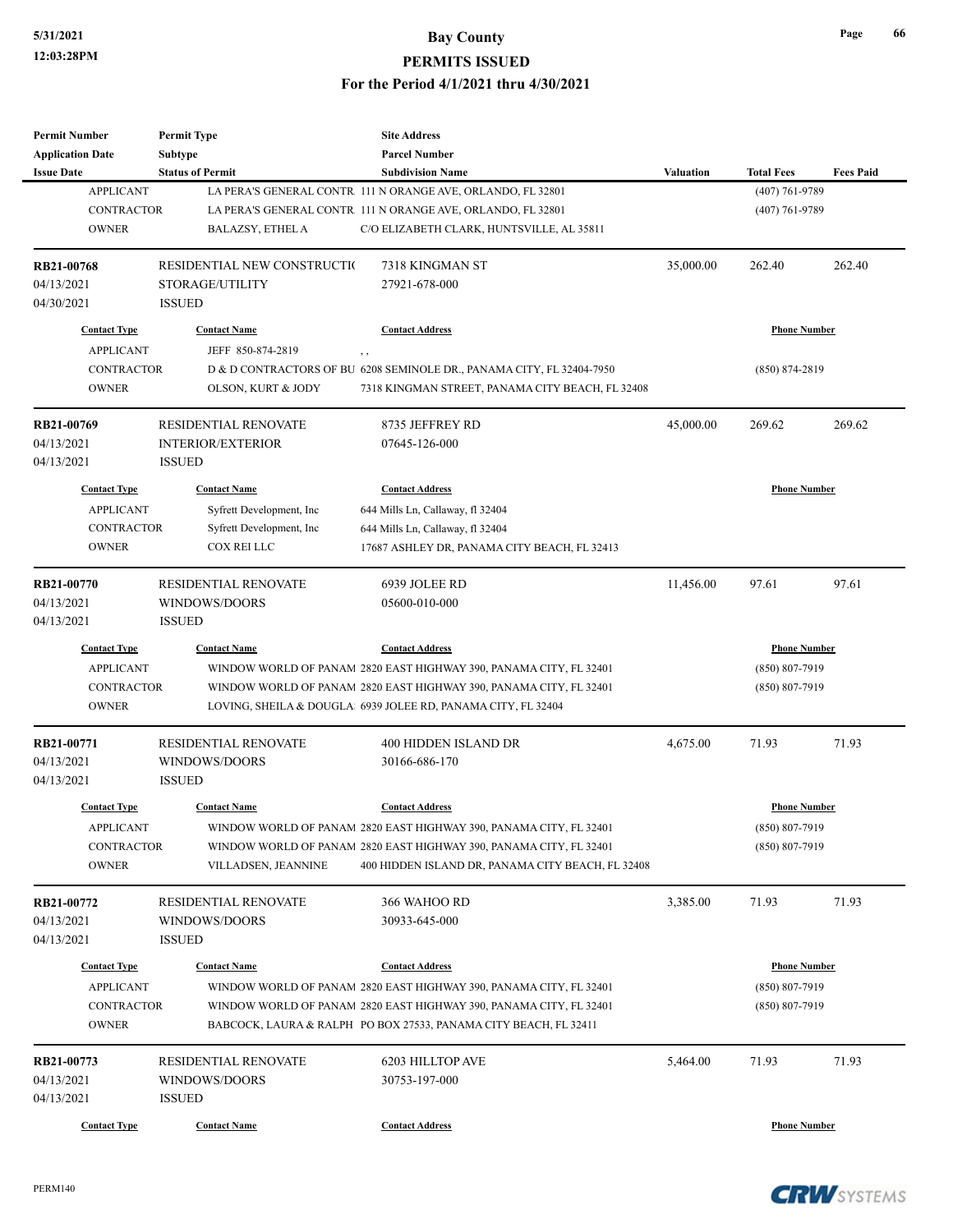| Permit Number | Permit Type | Site Address | | | |
|---|---|---|---|---|---|
| Application Date | Subtype | Parcel Number | | | |
| Issue Date | Status of Permit | Subdivision Name | Valuation | Total Fees | Fees Paid |

| Contact Type | Contact Name | Contact Address | Phone Number |
|---|---|---|---|
| APPLICANT | LA PERA'S GENERAL CONTR | 111 N ORANGE AVE, ORLANDO, FL 32801 | (407) 761-9789 |
| CONTRACTOR | LA PERA'S GENERAL CONTR | 111 N ORANGE AVE, ORLANDO, FL 32801 | (407) 761-9789 |
| OWNER | BALAZSY, ETHEL A | C/O ELIZABETH CLARK, HUNTSVILLE, AL 35811 | |

| RB21-00768 | RESIDENTIAL NEW CONSTRUCTIO | 7318 KINGMAN ST | 35,000.00 | 262.40 | 262.40 |
|---|---|---|---|---|---|
| 04/13/2021 | STORAGE/UTILITY | 27921-678-000 | | | |
| 04/30/2021 | ISSUED | | | | |

| Contact Type | Contact Name | Contact Address | Phone Number |
|---|---|---|---|
| APPLICANT | JEFF 850-874-2819 | , , | |
| CONTRACTOR | D & D CONTRACTORS OF BU | 6208 SEMINOLE DR., PANAMA CITY, FL 32404-7950 | (850) 874-2819 |
| OWNER | OLSON, KURT & JODY | 7318 KINGMAN STREET, PANAMA CITY BEACH, FL 32408 | |

| RB21-00769 | RESIDENTIAL RENOVATE | 8735 JEFFREY RD | 45,000.00 | 269.62 | 269.62 |
|---|---|---|---|---|---|
| 04/13/2021 | INTERIOR/EXTERIOR | 07645-126-000 | | | |
| 04/13/2021 | ISSUED | | | | |

| Contact Type | Contact Name | Contact Address | Phone Number |
|---|---|---|---|
| APPLICANT | Syfrett Development, Inc | 644 Mills Ln, Callaway, fl 32404 | |
| CONTRACTOR | Syfrett Development, Inc | 644 Mills Ln, Callaway, fl 32404 | |
| OWNER | COX REI LLC | 17687 ASHLEY DR, PANAMA CITY BEACH, FL 32413 | |

| RB21-00770 | RESIDENTIAL RENOVATE | 6939 JOLEE RD | 11,456.00 | 97.61 | 97.61 |
|---|---|---|---|---|---|
| 04/13/2021 | WINDOWS/DOORS | 05600-010-000 | | | |
| 04/13/2021 | ISSUED | | | | |

| Contact Type | Contact Name | Contact Address | Phone Number |
|---|---|---|---|
| APPLICANT | WINDOW WORLD OF PANAM | 2820 EAST HIGHWAY 390, PANAMA CITY, FL 32401 | (850) 807-7919 |
| CONTRACTOR | WINDOW WORLD OF PANAM | 2820 EAST HIGHWAY 390, PANAMA CITY, FL 32401 | (850) 807-7919 |
| OWNER | LOVING, SHEILA & DOUGLA | 6939 JOLEE RD, PANAMA CITY, FL 32404 | |

| RB21-00771 | RESIDENTIAL RENOVATE | 400 HIDDEN ISLAND DR | 4,675.00 | 71.93 | 71.93 |
|---|---|---|---|---|---|
| 04/13/2021 | WINDOWS/DOORS | 30166-686-170 | | | |
| 04/13/2021 | ISSUED | | | | |

| Contact Type | Contact Name | Contact Address | Phone Number |
|---|---|---|---|
| APPLICANT | WINDOW WORLD OF PANAM | 2820 EAST HIGHWAY 390, PANAMA CITY, FL 32401 | (850) 807-7919 |
| CONTRACTOR | WINDOW WORLD OF PANAM | 2820 EAST HIGHWAY 390, PANAMA CITY, FL 32401 | (850) 807-7919 |
| OWNER | VILLADSEN, JEANNINE | 400 HIDDEN ISLAND DR, PANAMA CITY BEACH, FL 32408 | |

| RB21-00772 | RESIDENTIAL RENOVATE | 366 WAHOO RD | 3,385.00 | 71.93 | 71.93 |
|---|---|---|---|---|---|
| 04/13/2021 | WINDOWS/DOORS | 30933-645-000 | | | |
| 04/13/2021 | ISSUED | | | | |

| Contact Type | Contact Name | Contact Address | Phone Number |
|---|---|---|---|
| APPLICANT | WINDOW WORLD OF PANAM | 2820 EAST HIGHWAY 390, PANAMA CITY, FL 32401 | (850) 807-7919 |
| CONTRACTOR | WINDOW WORLD OF PANAM | 2820 EAST HIGHWAY 390, PANAMA CITY, FL 32401 | (850) 807-7919 |
| OWNER | BABCOCK, LAURA & RALPH | PO BOX 27533, PANAMA CITY BEACH, FL 32411 | |

| RB21-00773 | RESIDENTIAL RENOVATE | 6203 HILLTOP AVE | 5,464.00 | 71.93 | 71.93 |
|---|---|---|---|---|---|
| 04/13/2021 | WINDOWS/DOORS | 30753-197-000 | | | |
| 04/13/2021 | ISSUED | | | | |

| Contact Type | Contact Name | Contact Address | Phone Number |
|---|---|---|---|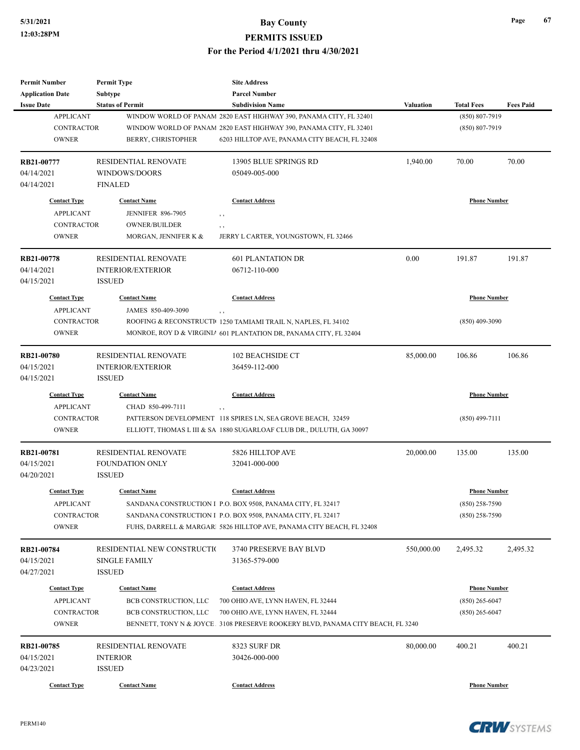**Bay County**
**PERMITS ISSUED**
**For the Period 4/1/2021 thru 4/30/2021**

| Permit Number / Application Date / Issue Date | Permit Type / Subtype / Status of Permit | Site Address / Parcel Number / Subdivision Name | Valuation | Total Fees | Fees Paid |
|---|---|---|---|---|---|
| APPLICANT | WINDOW WORLD OF PANAM | 2820 EAST HIGHWAY 390, PANAMA CITY, FL 32401 | | (850) 807-7919 | |
| CONTRACTOR | WINDOW WORLD OF PANAM | 2820 EAST HIGHWAY 390, PANAMA CITY, FL 32401 | | (850) 807-7919 | |
| OWNER | BERRY, CHRISTOPHER | 6203 HILLTOP AVE, PANAMA CITY BEACH, FL 32408 | | | |

| Permit Number / Application Date / Issue Date | Permit Type / Subtype / Status of Permit | Site Address / Parcel Number | Valuation | Total Fees | Fees Paid |
|---|---|---|---|---|---|
| RB21-00777 | RESIDENTIAL RENOVATE | 13905 BLUE SPRINGS RD | 1,940.00 | 70.00 | 70.00 |
| 04/14/2021 | WINDOWS/DOORS | 05049-005-000 | | | |
| 04/14/2021 | FINALED | | | | |

| Contact Type | Contact Name | Contact Address | Phone Number |
|---|---|---|---|
| APPLICANT | JENNIFER 896-7905 | , , | |
| CONTRACTOR | OWNER/BUILDER | , , | |
| OWNER | MORGAN, JENNIFER K & | JERRY L CARTER, YOUNGSTOWN, FL 32466 | |

| Permit Number / Application Date / Issue Date | Permit Type / Subtype / Status of Permit | Site Address / Parcel Number | Valuation | Total Fees | Fees Paid |
|---|---|---|---|---|---|
| RB21-00778 | RESIDENTIAL RENOVATE | 601 PLANTATION DR | 0.00 | 191.87 | 191.87 |
| 04/14/2021 | INTERIOR/EXTERIOR | 06712-110-000 | | | |
| 04/15/2021 | ISSUED | | | | |

| Contact Type | Contact Name | Contact Address | Phone Number |
|---|---|---|---|
| APPLICANT | JAMES 850-409-3090 | , , | |
| CONTRACTOR | ROOFING & RECONSTRUCTI | 1250 TAMIAMI TRAIL N, NAPLES, FL 34102 | (850) 409-3090 |
| OWNER | MONROE, ROY D & VIRGINIA | 601 PLANTATION DR, PANAMA CITY, FL 32404 | |

| Permit Number / Application Date / Issue Date | Permit Type / Subtype / Status of Permit | Site Address / Parcel Number | Valuation | Total Fees | Fees Paid |
|---|---|---|---|---|---|
| RB21-00780 | RESIDENTIAL RENOVATE | 102 BEACHSIDE CT | 85,000.00 | 106.86 | 106.86 |
| 04/15/2021 | INTERIOR/EXTERIOR | 36459-112-000 | | | |
| 04/15/2021 | ISSUED | | | | |

| Contact Type | Contact Name | Contact Address | Phone Number |
|---|---|---|---|
| APPLICANT | CHAD 850-499-7111 | , , | |
| CONTRACTOR | PATTERSON DEVELOPMENT | 118 SPIRES LN, SEA GROVE BEACH, 32459 | (850) 499-7111 |
| OWNER | ELLIOTT, THOMAS L III & SA | 1880 SUGARLOAF CLUB DR., DULUTH, GA 30097 | |

| Permit Number / Application Date / Issue Date | Permit Type / Subtype / Status of Permit | Site Address / Parcel Number | Valuation | Total Fees | Fees Paid |
|---|---|---|---|---|---|
| RB21-00781 | RESIDENTIAL RENOVATE | 5826 HILLTOP AVE | 20,000.00 | 135.00 | 135.00 |
| 04/15/2021 | FOUNDATION ONLY | 32041-000-000 | | | |
| 04/20/2021 | ISSUED | | | | |

| Contact Type | Contact Name | Contact Address | Phone Number |
|---|---|---|---|
| APPLICANT | SANDANA CONSTRUCTION I | P.O. BOX 9508, PANAMA CITY, FL 32417 | (850) 258-7590 |
| CONTRACTOR | SANDANA CONSTRUCTION I | P.O. BOX 9508, PANAMA CITY, FL 32417 | (850) 258-7590 |
| OWNER | FUHS, DARRELL & MARGAR | 5826 HILLTOP AVE, PANAMA CITY BEACH, FL 32408 | |

| Permit Number / Application Date / Issue Date | Permit Type / Subtype / Status of Permit | Site Address / Parcel Number | Valuation | Total Fees | Fees Paid |
|---|---|---|---|---|---|
| RB21-00784 | RESIDENTIAL NEW CONSTRUCTIO | 3740 PRESERVE BAY BLVD | 550,000.00 | 2,495.32 | 2,495.32 |
| 04/15/2021 | SINGLE FAMILY | 31365-579-000 | | | |
| 04/27/2021 | ISSUED | | | | |

| Contact Type | Contact Name | Contact Address | Phone Number |
|---|---|---|---|
| APPLICANT | BCB CONSTRUCTION, LLC | 700 OHIO AVE, LYNN HAVEN, FL 32444 | (850) 265-6047 |
| CONTRACTOR | BCB CONSTRUCTION, LLC | 700 OHIO AVE, LYNN HAVEN, FL 32444 | (850) 265-6047 |
| OWNER | BENNETT, TONY N & JOYCE | 3108 PRESERVE ROOKERY BLVD, PANAMA CITY BEACH, FL 3240 | |

| Permit Number / Application Date / Issue Date | Permit Type / Subtype / Status of Permit | Site Address / Parcel Number | Valuation | Total Fees | Fees Paid |
|---|---|---|---|---|---|
| RB21-00785 | RESIDENTIAL RENOVATE | 8323 SURF DR | 80,000.00 | 400.21 | 400.21 |
| 04/15/2021 | INTERIOR | 30426-000-000 | | | |
| 04/23/2021 | ISSUED | | | | |

| Contact Type | Contact Name | Contact Address | Phone Number |
|---|---|---|---|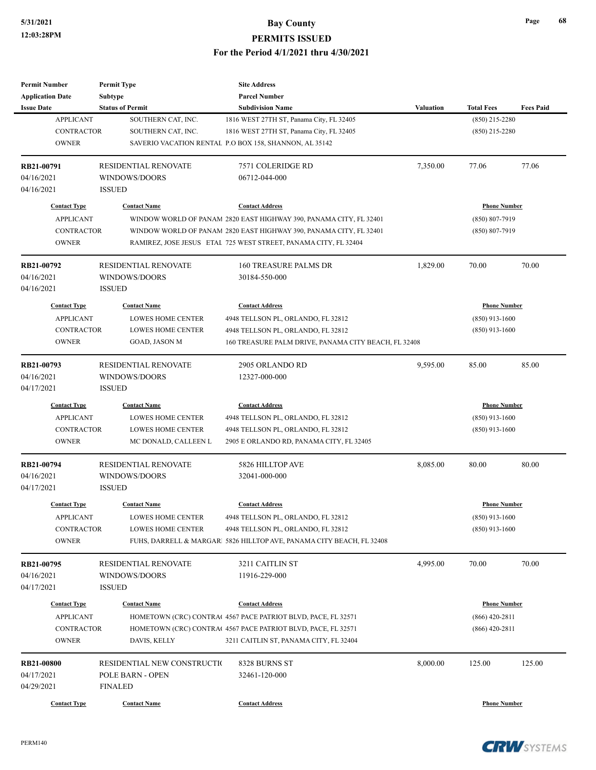# Bay County
## PERMITS ISSUED
### For the Period 4/1/2021 thru 4/30/2021

| Permit Number / Application Date / Issue Date | Permit Type / Subtype / Status of Permit | Site Address / Parcel Number / Subdivision Name | Valuation | Total Fees | Fees Paid |
|---|---|---|---|---|---|

| Contact Type | Contact Name | Contact Address | Phone Number |
|---|---|---|---|
| APPLICANT | SOUTHERN CAT, INC. | 1816 WEST 27TH ST, Panama City, FL 32405 | (850) 215-2280 |
| CONTRACTOR | SOUTHERN CAT, INC. | 1816 WEST 27TH ST, Panama City, FL 32405 | (850) 215-2280 |
| OWNER | SAVERIO VACATION RENTAL | P.O BOX 158, SHANNON, AL 35142 | |

---

| **RB21-00791** | RESIDENTIAL RENOVATE | 7571 COLERIDGE RD | 7,350.00 | 77.06 | 77.06 |
|---|---|---|---|---|---|
| 04/16/2021 | WINDOWS/DOORS | 06712-044-000 | | | |
| 04/16/2021 | ISSUED | | | | |

| Contact Type | Contact Name | Contact Address | Phone Number |
|---|---|---|---|
| APPLICANT | WINDOW WORLD OF PANAM | 2820 EAST HIGHWAY 390, PANAMA CITY, FL 32401 | (850) 807-7919 |
| CONTRACTOR | WINDOW WORLD OF PANAM | 2820 EAST HIGHWAY 390, PANAMA CITY, FL 32401 | (850) 807-7919 |
| OWNER | RAMIREZ, JOSE JESUS ETAL | 725 WEST STREET, PANAMA CITY, FL 32404 | |

---

| **RB21-00792** | RESIDENTIAL RENOVATE | 160 TREASURE PALMS DR | 1,829.00 | 70.00 | 70.00 |
|---|---|---|---|---|---|
| 04/16/2021 | WINDOWS/DOORS | 30184-550-000 | | | |
| 04/16/2021 | ISSUED | | | | |

| Contact Type | Contact Name | Contact Address | Phone Number |
|---|---|---|---|
| APPLICANT | LOWES HOME CENTER | 4948 TELLSON PL, ORLANDO, FL 32812 | (850) 913-1600 |
| CONTRACTOR | LOWES HOME CENTER | 4948 TELLSON PL, ORLANDO, FL 32812 | (850) 913-1600 |
| OWNER | GOAD, JASON M | 160 TREASURE PALM DRIVE, PANAMA CITY BEACH, FL 32408 | |

---

| **RB21-00793** | RESIDENTIAL RENOVATE | 2905 ORLANDO RD | 9,595.00 | 85.00 | 85.00 |
|---|---|---|---|---|---|
| 04/16/2021 | WINDOWS/DOORS | 12327-000-000 | | | |
| 04/17/2021 | ISSUED | | | | |

| Contact Type | Contact Name | Contact Address | Phone Number |
|---|---|---|---|
| APPLICANT | LOWES HOME CENTER | 4948 TELLSON PL, ORLANDO, FL 32812 | (850) 913-1600 |
| CONTRACTOR | LOWES HOME CENTER | 4948 TELLSON PL, ORLANDO, FL 32812 | (850) 913-1600 |
| OWNER | MC DONALD, CALLEEN L | 2905 E ORLANDO RD, PANAMA CITY, FL 32405 | |

---

| **RB21-00794** | RESIDENTIAL RENOVATE | 5826 HILLTOP AVE | 8,085.00 | 80.00 | 80.00 |
|---|---|---|---|---|---|
| 04/16/2021 | WINDOWS/DOORS | 32041-000-000 | | | |
| 04/17/2021 | ISSUED | | | | |

| Contact Type | Contact Name | Contact Address | Phone Number |
|---|---|---|---|
| APPLICANT | LOWES HOME CENTER | 4948 TELLSON PL, ORLANDO, FL 32812 | (850) 913-1600 |
| CONTRACTOR | LOWES HOME CENTER | 4948 TELLSON PL, ORLANDO, FL 32812 | (850) 913-1600 |
| OWNER | FUHS, DARRELL & MARGARI | 5826 HILLTOP AVE, PANAMA CITY BEACH, FL 32408 | |

---

| **RB21-00795** | RESIDENTIAL RENOVATE | 3211 CAITLIN ST | 4,995.00 | 70.00 | 70.00 |
|---|---|---|---|---|---|
| 04/16/2021 | WINDOWS/DOORS | 11916-229-000 | | | |
| 04/17/2021 | ISSUED | | | | |

| Contact Type | Contact Name | Contact Address | Phone Number |
|---|---|---|---|
| APPLICANT | HOMETOWN (CRC) CONTRA( | 4567 PACE PATRIOT BLVD, PACE, FL 32571 | (866) 420-2811 |
| CONTRACTOR | HOMETOWN (CRC) CONTRA( | 4567 PACE PATRIOT BLVD, PACE, FL 32571 | (866) 420-2811 |
| OWNER | DAVIS, KELLY | 3211 CAITLIN ST, PANAMA CITY, FL 32404 | |

---

| **RB21-00800** | RESIDENTIAL NEW CONSTRUCTI( | 8328 BURNS ST | 8,000.00 | 125.00 | 125.00 |
|---|---|---|---|---|---|
| 04/17/2021 | POLE BARN - OPEN | 32461-120-000 | | | |
| 04/29/2021 | FINALED | | | | |

| Contact Type | Contact Name | Contact Address | Phone Number |
|---|---|---|---|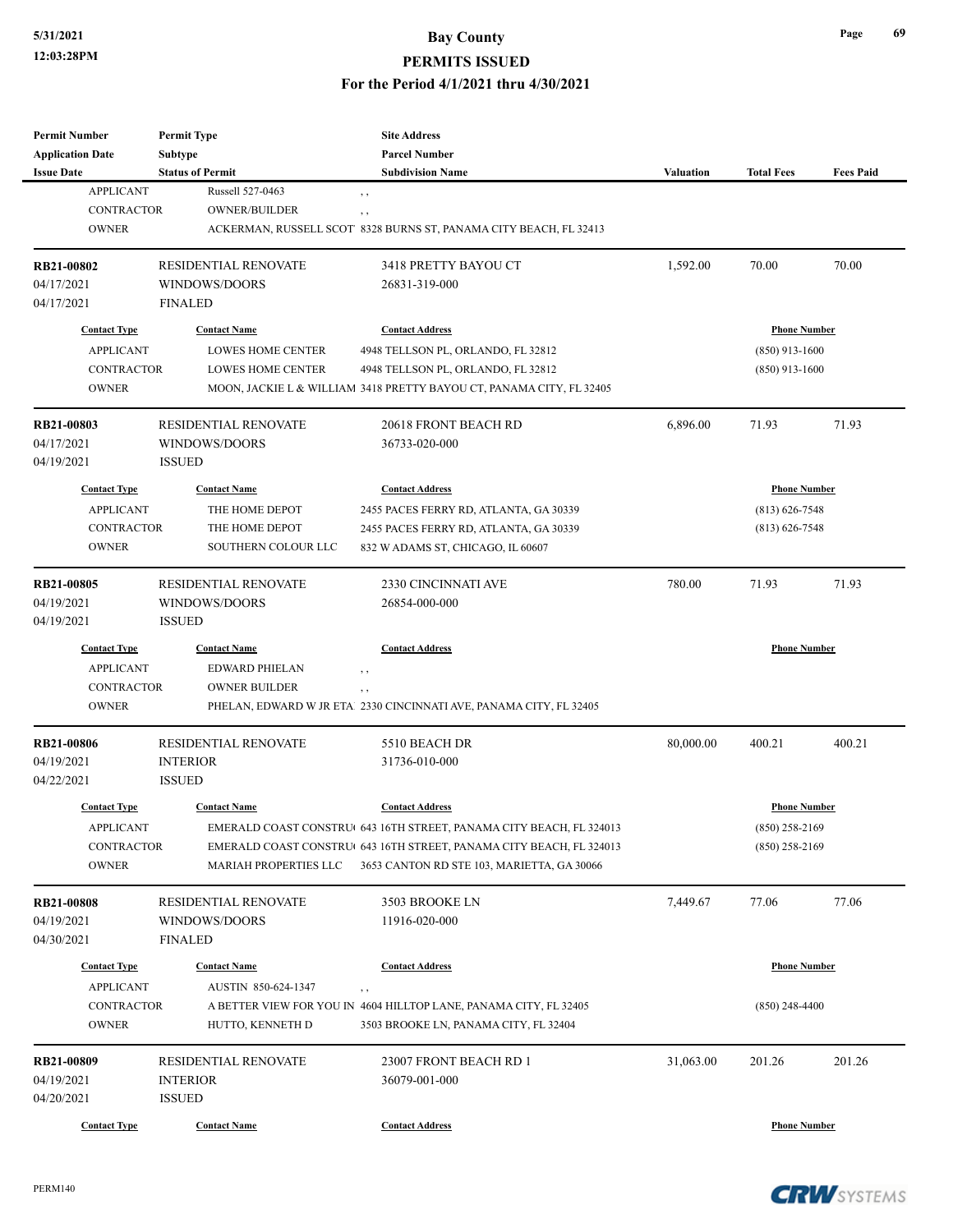# Bay County
## PERMITS ISSUED
### For the Period 4/1/2021 thru 4/30/2021

| Permit Number / Application Date / Issue Date | Permit Type / Subtype / Status of Permit | Site Address / Parcel Number / Subdivision Name | Valuation | Total Fees | Fees Paid |
|---|---|---|---|---|---|

| Contact Type | Contact Name | Contact Address | Phone Number |
|---|---|---|---|
| APPLICANT | Russell 527-0463 | , , | |
| CONTRACTOR | OWNER/BUILDER | , , | |
| OWNER | ACKERMAN, RUSSELL SCOT | 8328 BURNS ST, PANAMA CITY BEACH, FL 32413 | |

---

| **RB21-00802** | RESIDENTIAL RENOVATE | 3418 PRETTY BAYOU CT | 1,592.00 | 70.00 | 70.00 |
|---|---|---|---|---|---|
| 04/17/2021 | WINDOWS/DOORS | 26831-319-000 | | | |
| 04/17/2021 | FINALED | | | | |

| Contact Type | Contact Name | Contact Address | Phone Number |
|---|---|---|---|
| APPLICANT | LOWES HOME CENTER | 4948 TELLSON PL, ORLANDO, FL 32812 | (850) 913-1600 |
| CONTRACTOR | LOWES HOME CENTER | 4948 TELLSON PL, ORLANDO, FL 32812 | (850) 913-1600 |
| OWNER | MOON, JACKIE L & WILLIAM | 3418 PRETTY BAYOU CT, PANAMA CITY, FL 32405 | |

---

| **RB21-00803** | RESIDENTIAL RENOVATE | 20618 FRONT BEACH RD | 6,896.00 | 71.93 | 71.93 |
|---|---|---|---|---|---|
| 04/17/2021 | WINDOWS/DOORS | 36733-020-000 | | | |
| 04/19/2021 | ISSUED | | | | |

| Contact Type | Contact Name | Contact Address | Phone Number |
|---|---|---|---|
| APPLICANT | THE HOME DEPOT | 2455 PACES FERRY RD, ATLANTA, GA 30339 | (813) 626-7548 |
| CONTRACTOR | THE HOME DEPOT | 2455 PACES FERRY RD, ATLANTA, GA 30339 | (813) 626-7548 |
| OWNER | SOUTHERN COLOUR LLC | 832 W ADAMS ST, CHICAGO, IL 60607 | |

---

| **RB21-00805** | RESIDENTIAL RENOVATE | 2330 CINCINNATI AVE | 780.00 | 71.93 | 71.93 |
|---|---|---|---|---|---|
| 04/19/2021 | WINDOWS/DOORS | 26854-000-000 | | | |
| 04/19/2021 | ISSUED | | | | |

| Contact Type | Contact Name | Contact Address | Phone Number |
|---|---|---|---|
| APPLICANT | EDWARD PHIELAN | , , | |
| CONTRACTOR | OWNER BUILDER | , , | |
| OWNER | PHELAN, EDWARD W JR ETA | 2330 CINCINNATI AVE, PANAMA CITY, FL 32405 | |

---

| **RB21-00806** | RESIDENTIAL RENOVATE | 5510 BEACH DR | 80,000.00 | 400.21 | 400.21 |
|---|---|---|---|---|---|
| 04/19/2021 | INTERIOR | 31736-010-000 | | | |
| 04/22/2021 | ISSUED | | | | |

| Contact Type | Contact Name | Contact Address | Phone Number |
|---|---|---|---|
| APPLICANT | EMERALD COAST CONSTRU | 643 16TH STREET, PANAMA CITY BEACH, FL 324013 | (850) 258-2169 |
| CONTRACTOR | EMERALD COAST CONSTRU | 643 16TH STREET, PANAMA CITY BEACH, FL 324013 | (850) 258-2169 |
| OWNER | MARIAH PROPERTIES LLC | 3653 CANTON RD STE 103, MARIETTA, GA 30066 | |

---

| **RB21-00808** | RESIDENTIAL RENOVATE | 3503 BROOKE LN | 7,449.67 | 77.06 | 77.06 |
|---|---|---|---|---|---|
| 04/19/2021 | WINDOWS/DOORS | 11916-020-000 | | | |
| 04/30/2021 | FINALED | | | | |

| Contact Type | Contact Name | Contact Address | Phone Number |
|---|---|---|---|
| APPLICANT | AUSTIN 850-624-1347 | , , | |
| CONTRACTOR | A BETTER VIEW FOR YOU IN | 4604 HILLTOP LANE, PANAMA CITY, FL 32405 | (850) 248-4400 |
| OWNER | HUTTO, KENNETH D | 3503 BROOKE LN, PANAMA CITY, FL 32404 | |

---

| **RB21-00809** | RESIDENTIAL RENOVATE | 23007 FRONT BEACH RD 1 | 31,063.00 | 201.26 | 201.26 |
|---|---|---|---|---|---|
| 04/19/2021 | INTERIOR | 36079-001-000 | | | |
| 04/20/2021 | ISSUED | | | | |

| Contact Type | Contact Name | Contact Address | Phone Number |
|---|---|---|---|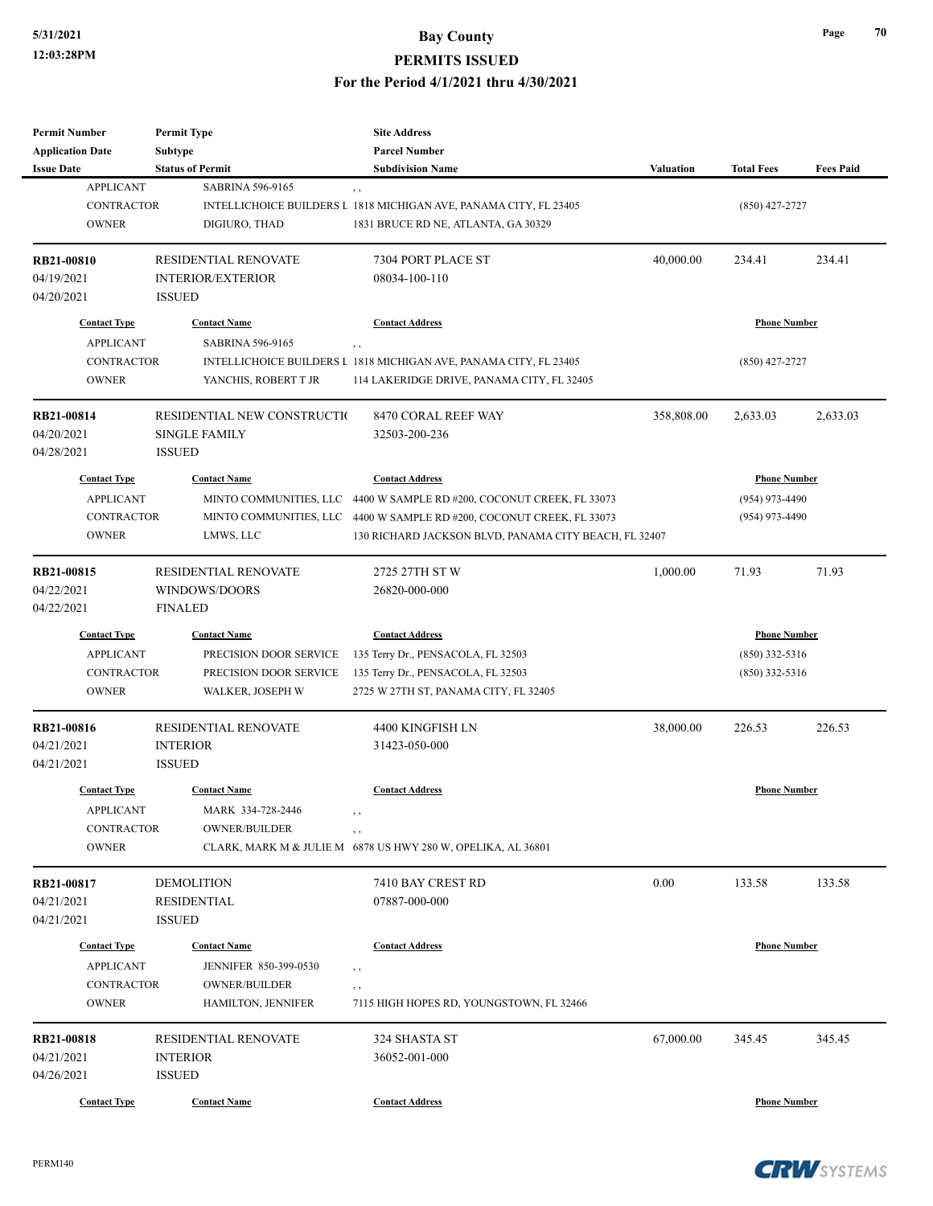| Permit Number | Permit Type | Site Address | | | |
|---|---|---|---|---|---|
| Application Date | Subtype | Parcel Number | | | |
| Issue Date | Status of Permit | Subdivision Name | Valuation | Total Fees | Fees Paid |

| Contact Type | Contact Name | Contact Address | Phone Number |
|---|---|---|---|
| APPLICANT | SABRINA 596-9165 | , , | |
| CONTRACTOR | INTELLICHOICE BUILDERS L | 1818 MICHIGAN AVE, PANAMA CITY, FL 23405 | (850) 427-2727 |
| OWNER | DIGIURO, THAD | 1831 BRUCE RD NE, ATLANTA, GA 30329 | |

| RB21-00810 | RESIDENTIAL RENOVATE | 7304 PORT PLACE ST | 40,000.00 | 234.41 | 234.41 |
|---|---|---|---|---|---|
| 04/19/2021 | INTERIOR/EXTERIOR | 08034-100-110 | | | |
| 04/20/2021 | ISSUED | | | | |

| Contact Type | Contact Name | Contact Address | Phone Number |
|---|---|---|---|
| APPLICANT | SABRINA 596-9165 | , , | |
| CONTRACTOR | INTELLICHOICE BUILDERS L | 1818 MICHIGAN AVE, PANAMA CITY, FL 23405 | (850) 427-2727 |
| OWNER | YANCHIS, ROBERT T JR | 114 LAKERIDGE DRIVE, PANAMA CITY, FL 32405 | |

| RB21-00814 | RESIDENTIAL NEW CONSTRUCTI( | 8470 CORAL REEF WAY | 358,808.00 | 2,633.03 | 2,633.03 |
|---|---|---|---|---|---|
| 04/20/2021 | SINGLE FAMILY | 32503-200-236 | | | |
| 04/28/2021 | ISSUED | | | | |

| Contact Type | Contact Name | Contact Address | Phone Number |
|---|---|---|---|
| APPLICANT | MINTO COMMUNITIES, LLC | 4400 W SAMPLE RD #200, COCONUT CREEK, FL 33073 | (954) 973-4490 |
| CONTRACTOR | MINTO COMMUNITIES, LLC | 4400 W SAMPLE RD #200, COCONUT CREEK, FL 33073 | (954) 973-4490 |
| OWNER | LMWS, LLC | 130 RICHARD JACKSON BLVD, PANAMA CITY BEACH, FL 32407 | |

| RB21-00815 | RESIDENTIAL RENOVATE | 2725 27TH ST W | 1,000.00 | 71.93 | 71.93 |
|---|---|---|---|---|---|
| 04/22/2021 | WINDOWS/DOORS | 26820-000-000 | | | |
| 04/22/2021 | FINALED | | | | |

| Contact Type | Contact Name | Contact Address | Phone Number |
|---|---|---|---|
| APPLICANT | PRECISION DOOR SERVICE | 135 Terry Dr., PENSACOLA, FL 32503 | (850) 332-5316 |
| CONTRACTOR | PRECISION DOOR SERVICE | 135 Terry Dr., PENSACOLA, FL 32503 | (850) 332-5316 |
| OWNER | WALKER, JOSEPH W | 2725 W 27TH ST, PANAMA CITY, FL 32405 | |

| RB21-00816 | RESIDENTIAL RENOVATE | 4400 KINGFISH LN | 38,000.00 | 226.53 | 226.53 |
|---|---|---|---|---|---|
| 04/21/2021 | INTERIOR | 31423-050-000 | | | |
| 04/21/2021 | ISSUED | | | | |

| Contact Type | Contact Name | Contact Address | Phone Number |
|---|---|---|---|
| APPLICANT | MARK 334-728-2446 | , , | |
| CONTRACTOR | OWNER/BUILDER | , , | |
| OWNER | CLARK, MARK M & JULIE M | 6878 US HWY 280 W, OPELIKA, AL 36801 | |

| RB21-00817 | DEMOLITION | 7410 BAY CREST RD | 0.00 | 133.58 | 133.58 |
|---|---|---|---|---|---|
| 04/21/2021 | RESIDENTIAL | 07887-000-000 | | | |
| 04/21/2021 | ISSUED | | | | |

| Contact Type | Contact Name | Contact Address | Phone Number |
|---|---|---|---|
| APPLICANT | JENNIFER 850-399-0530 | , , | |
| CONTRACTOR | OWNER/BUILDER | , , | |
| OWNER | HAMILTON, JENNIFER | 7115 HIGH HOPES RD, YOUNGSTOWN, FL 32466 | |

| RB21-00818 | RESIDENTIAL RENOVATE | 324 SHASTA ST | 67,000.00 | 345.45 | 345.45 |
|---|---|---|---|---|---|
| 04/21/2021 | INTERIOR | 36052-001-000 | | | |
| 04/26/2021 | ISSUED | | | | |

| Contact Type | Contact Name | Contact Address | Phone Number |
|---|---|---|---|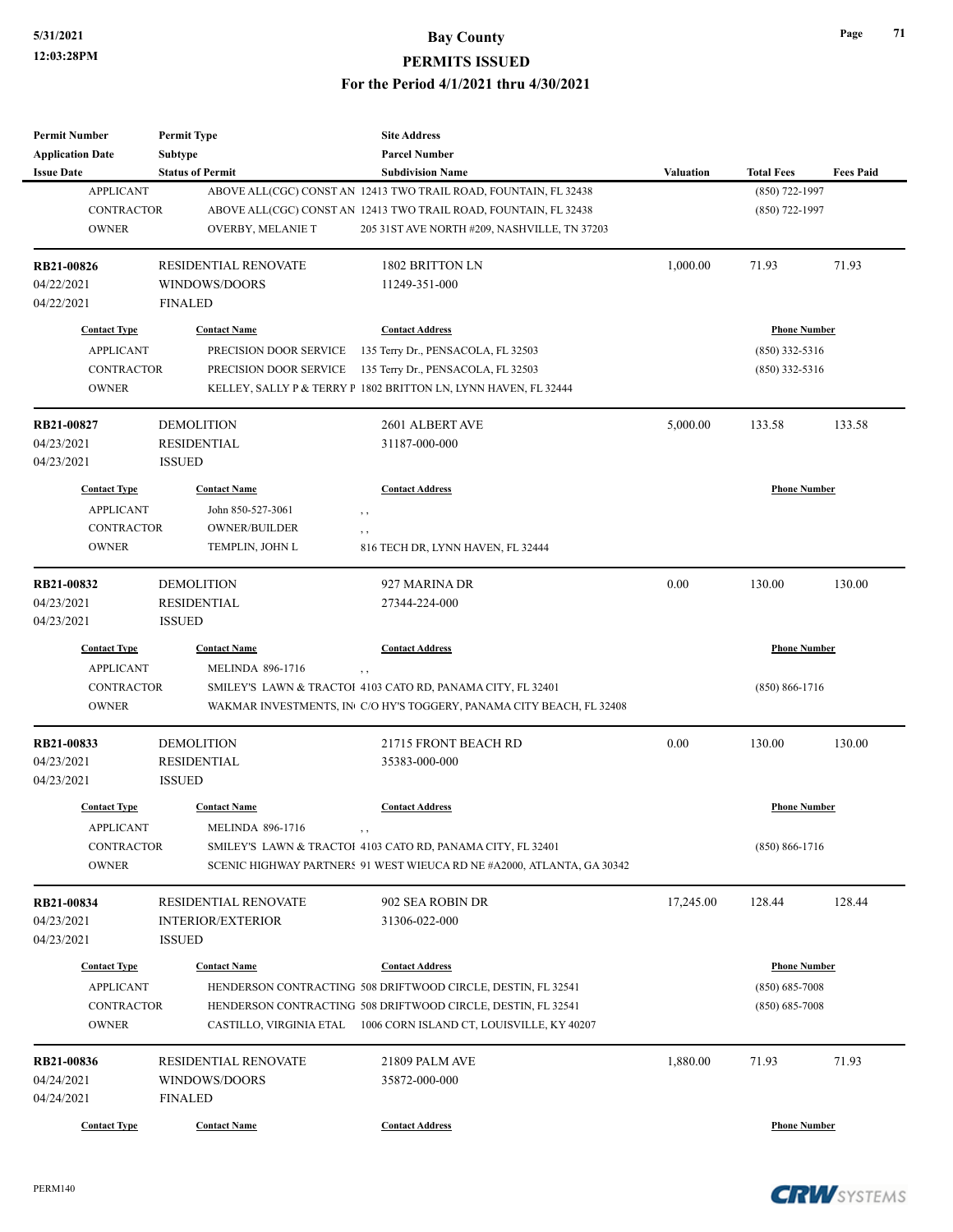| Permit Number | Permit Type | Site Address | | | |
|---|---|---|---|---|---|
| Application Date | Subtype | Parcel Number | | | |
| Issue Date | Status of Permit | Subdivision Name | Valuation | Total Fees | Fees Paid |

| Contact Type | Contact Name | Contact Address | Phone Number |
|---|---|---|---|
| APPLICANT | ABOVE ALL(CGC) CONST AN | 12413 TWO TRAIL ROAD, FOUNTAIN, FL 32438 | (850) 722-1997 |
| CONTRACTOR | ABOVE ALL(CGC) CONST AN | 12413 TWO TRAIL ROAD, FOUNTAIN, FL 32438 | (850) 722-1997 |
| OWNER | OVERBY, MELANIE T | 205 31ST AVE NORTH #209, NASHVILLE, TN 37203 | |

| RB21-00826 | RESIDENTIAL RENOVATE | 1802 BRITTON LN | 1,000.00 | 71.93 | 71.93 |
|---|---|---|---|---|---|
| 04/22/2021 | WINDOWS/DOORS | 11249-351-000 | | | |
| 04/22/2021 | FINALED | | | | |

| Contact Type | Contact Name | Contact Address | Phone Number |
|---|---|---|---|
| APPLICANT | PRECISION DOOR SERVICE | 135 Terry Dr., PENSACOLA, FL 32503 | (850) 332-5316 |
| CONTRACTOR | PRECISION DOOR SERVICE | 135 Terry Dr., PENSACOLA, FL 32503 | (850) 332-5316 |
| OWNER | KELLEY, SALLY P & TERRY P | 1802 BRITTON LN, LYNN HAVEN, FL 32444 | |

| RB21-00827 | DEMOLITION | 2601 ALBERT AVE | 5,000.00 | 133.58 | 133.58 |
|---|---|---|---|---|---|
| 04/23/2021 | RESIDENTIAL | 31187-000-000 | | | |
| 04/23/2021 | ISSUED | | | | |

| Contact Type | Contact Name | Contact Address | Phone Number |
|---|---|---|---|
| APPLICANT | John 850-527-3061 | , , | |
| CONTRACTOR | OWNER/BUILDER | , , | |
| OWNER | TEMPLIN, JOHN L | 816 TECH DR, LYNN HAVEN, FL 32444 | |

| RB21-00832 | DEMOLITION | 927 MARINA DR | 0.00 | 130.00 | 130.00 |
|---|---|---|---|---|---|
| 04/23/2021 | RESIDENTIAL | 27344-224-000 | | | |
| 04/23/2021 | ISSUED | | | | |

| Contact Type | Contact Name | Contact Address | Phone Number |
|---|---|---|---|
| APPLICANT | MELINDA 896-1716 | , , | |
| CONTRACTOR | SMILEY'S LAWN & TRACTOI | 4103 CATO RD, PANAMA CITY, FL 32401 | (850) 866-1716 |
| OWNER | WAKMAR INVESTMENTS, IN | C/O HY'S TOGGERY, PANAMA CITY BEACH, FL 32408 | |

| RB21-00833 | DEMOLITION | 21715 FRONT BEACH RD | 0.00 | 130.00 | 130.00 |
|---|---|---|---|---|---|
| 04/23/2021 | RESIDENTIAL | 35383-000-000 | | | |
| 04/23/2021 | ISSUED | | | | |

| Contact Type | Contact Name | Contact Address | Phone Number |
|---|---|---|---|
| APPLICANT | MELINDA 896-1716 | , , | |
| CONTRACTOR | SMILEY'S LAWN & TRACTOI | 4103 CATO RD, PANAMA CITY, FL 32401 | (850) 866-1716 |
| OWNER | SCENIC HIGHWAY PARTNERS | 91 WEST WIEUCA RD NE #A2000, ATLANTA, GA 30342 | |

| RB21-00834 | RESIDENTIAL RENOVATE | 902 SEA ROBIN DR | 17,245.00 | 128.44 | 128.44 |
|---|---|---|---|---|---|
| 04/23/2021 | INTERIOR/EXTERIOR | 31306-022-000 | | | |
| 04/23/2021 | ISSUED | | | | |

| Contact Type | Contact Name | Contact Address | Phone Number |
|---|---|---|---|
| APPLICANT | HENDERSON CONTRACTING | 508 DRIFTWOOD CIRCLE, DESTIN, FL 32541 | (850) 685-7008 |
| CONTRACTOR | HENDERSON CONTRACTING | 508 DRIFTWOOD CIRCLE, DESTIN, FL 32541 | (850) 685-7008 |
| OWNER | CASTILLO, VIRGINIA ETAL | 1006 CORN ISLAND CT, LOUISVILLE, KY 40207 | |

| RB21-00836 | RESIDENTIAL RENOVATE | 21809 PALM AVE | 1,880.00 | 71.93 | 71.93 |
|---|---|---|---|---|---|
| 04/24/2021 | WINDOWS/DOORS | 35872-000-000 | | | |
| 04/24/2021 | FINALED | | | | |

| Contact Type | Contact Name | Contact Address | Phone Number |
|---|---|---|---|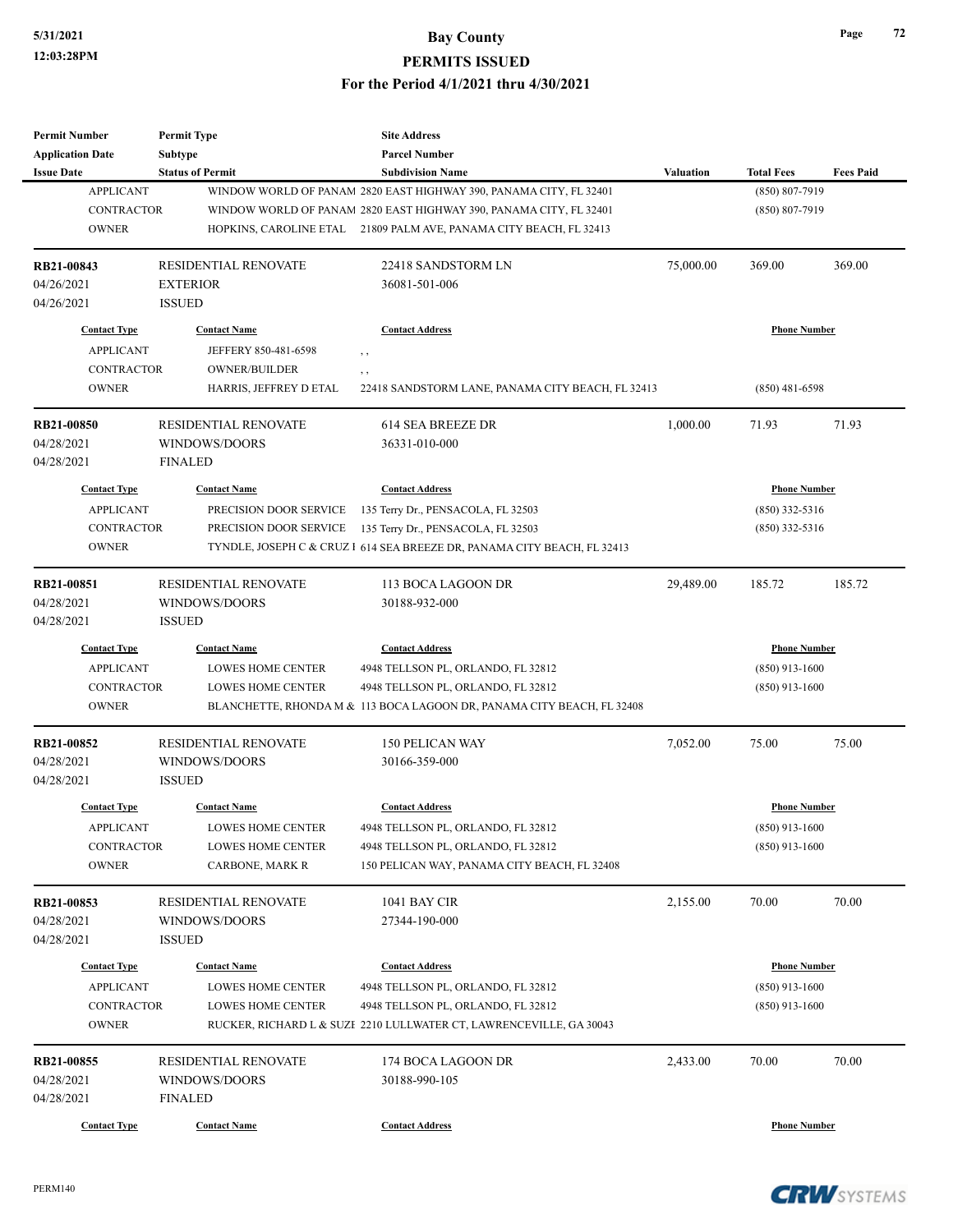| Permit Number | Permit Type | Site Address | | | |
|---|---|---|---|---|---|
| Application Date | Subtype | Parcel Number | | | |
| Issue Date | Status of Permit | Subdivision Name | Valuation | Total Fees | Fees Paid |

| Contact Type | Contact Name | Contact Address | Phone Number |
|---|---|---|---|
| APPLICANT | WINDOW WORLD OF PANAM | 2820 EAST HIGHWAY 390, PANAMA CITY, FL 32401 | (850) 807-7919 |
| CONTRACTOR | WINDOW WORLD OF PANAM | 2820 EAST HIGHWAY 390, PANAMA CITY, FL 32401 | (850) 807-7919 |
| OWNER | HOPKINS, CAROLINE ETAL | 21809 PALM AVE, PANAMA CITY BEACH, FL 32413 | |

| RB21-00843 | RESIDENTIAL RENOVATE | 22418 SANDSTORM LN | 75,000.00 | 369.00 | 369.00 |
|---|---|---|---|---|---|
| 04/26/2021 | EXTERIOR | 36081-501-006 | | | |
| 04/26/2021 | ISSUED | | | | |

| Contact Type | Contact Name | Contact Address | Phone Number |
|---|---|---|---|
| APPLICANT | JEFFERY 850-481-6598 | , , | |
| CONTRACTOR | OWNER/BUILDER | , , | |
| OWNER | HARRIS, JEFFREY D ETAL | 22418 SANDSTORM LANE, PANAMA CITY BEACH, FL 32413 | (850) 481-6598 |

| RB21-00850 | RESIDENTIAL RENOVATE | 614 SEA BREEZE DR | 1,000.00 | 71.93 | 71.93 |
|---|---|---|---|---|---|
| 04/28/2021 | WINDOWS/DOORS | 36331-010-000 | | | |
| 04/28/2021 | FINALED | | | | |

| Contact Type | Contact Name | Contact Address | Phone Number |
|---|---|---|---|
| APPLICANT | PRECISION DOOR SERVICE | 135 Terry Dr., PENSACOLA, FL 32503 | (850) 332-5316 |
| CONTRACTOR | PRECISION DOOR SERVICE | 135 Terry Dr., PENSACOLA, FL 32503 | (850) 332-5316 |
| OWNER | TYNDLE, JOSEPH C & CRUZ I | 614 SEA BREEZE DR, PANAMA CITY BEACH, FL 32413 | |

| RB21-00851 | RESIDENTIAL RENOVATE | 113 BOCA LAGOON DR | 29,489.00 | 185.72 | 185.72 |
|---|---|---|---|---|---|
| 04/28/2021 | WINDOWS/DOORS | 30188-932-000 | | | |
| 04/28/2021 | ISSUED | | | | |

| Contact Type | Contact Name | Contact Address | Phone Number |
|---|---|---|---|
| APPLICANT | LOWES HOME CENTER | 4948 TELLSON PL, ORLANDO, FL 32812 | (850) 913-1600 |
| CONTRACTOR | LOWES HOME CENTER | 4948 TELLSON PL, ORLANDO, FL 32812 | (850) 913-1600 |
| OWNER | BLANCHETTE, RHONDA M & | 113 BOCA LAGOON DR, PANAMA CITY BEACH, FL 32408 | |

| RB21-00852 | RESIDENTIAL RENOVATE | 150 PELICAN WAY | 7,052.00 | 75.00 | 75.00 |
|---|---|---|---|---|---|
| 04/28/2021 | WINDOWS/DOORS | 30166-359-000 | | | |
| 04/28/2021 | ISSUED | | | | |

| Contact Type | Contact Name | Contact Address | Phone Number |
|---|---|---|---|
| APPLICANT | LOWES HOME CENTER | 4948 TELLSON PL, ORLANDO, FL 32812 | (850) 913-1600 |
| CONTRACTOR | LOWES HOME CENTER | 4948 TELLSON PL, ORLANDO, FL 32812 | (850) 913-1600 |
| OWNER | CARBONE, MARK R | 150 PELICAN WAY, PANAMA CITY BEACH, FL 32408 | |

| RB21-00853 | RESIDENTIAL RENOVATE | 1041 BAY CIR | 2,155.00 | 70.00 | 70.00 |
|---|---|---|---|---|---|
| 04/28/2021 | WINDOWS/DOORS | 27344-190-000 | | | |
| 04/28/2021 | ISSUED | | | | |

| Contact Type | Contact Name | Contact Address | Phone Number |
|---|---|---|---|
| APPLICANT | LOWES HOME CENTER | 4948 TELLSON PL, ORLANDO, FL 32812 | (850) 913-1600 |
| CONTRACTOR | LOWES HOME CENTER | 4948 TELLSON PL, ORLANDO, FL 32812 | (850) 913-1600 |
| OWNER | RUCKER, RICHARD L & SUZI | 2210 LULLWATER CT, LAWRENCEVILLE, GA 30043 | |

| RB21-00855 | RESIDENTIAL RENOVATE | 174 BOCA LAGOON DR | 2,433.00 | 70.00 | 70.00 |
|---|---|---|---|---|---|
| 04/28/2021 | WINDOWS/DOORS | 30188-990-105 | | | |
| 04/28/2021 | FINALED | | | | |

| Contact Type | Contact Name | Contact Address | Phone Number |
|---|---|---|---|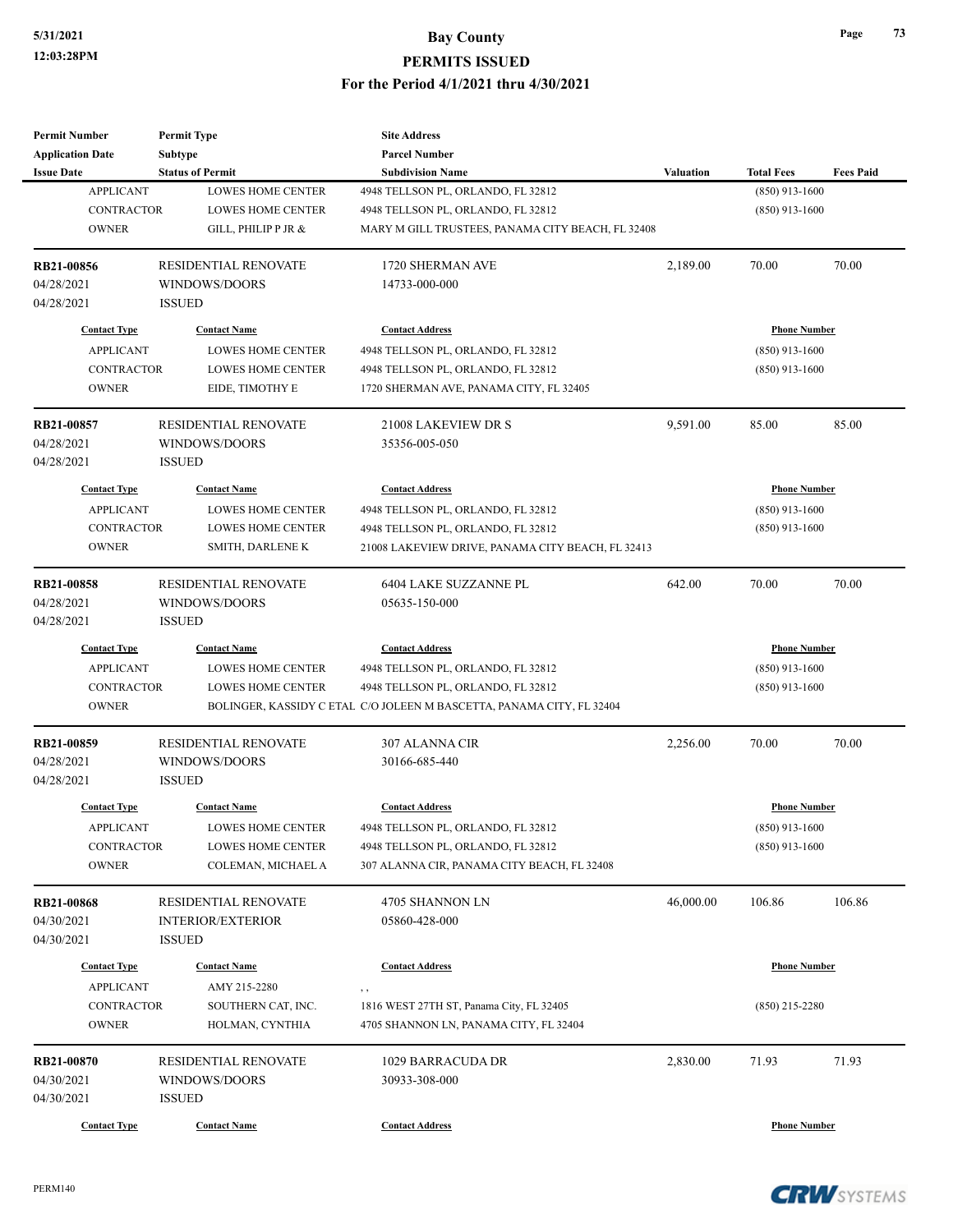| Permit Number | Permit Type | Site Address | | | |
|---|---|---|---|---|---|
| Application Date | Subtype | Parcel Number | | | |
| Issue Date | Status of Permit | Subdivision Name | Valuation | Total Fees | Fees Paid |

| Contact Type | Contact Name | Contact Address | Phone Number |
|---|---|---|---|
| APPLICANT | LOWES HOME CENTER | 4948 TELLSON PL, ORLANDO, FL 32812 | (850) 913-1600 |
| CONTRACTOR | LOWES HOME CENTER | 4948 TELLSON PL, ORLANDO, FL 32812 | (850) 913-1600 |
| OWNER | GILL, PHILIP P JR & | MARY M GILL TRUSTEES, PANAMA CITY BEACH, FL 32408 | |

| RB21-00856 | RESIDENTIAL RENOVATE | 1720 SHERMAN AVE | 2,189.00 | 70.00 | 70.00 |
|---|---|---|---|---|---|
| 04/28/2021 | WINDOWS/DOORS | 14733-000-000 | | | |
| 04/28/2021 | ISSUED | | | | |

| Contact Type | Contact Name | Contact Address | Phone Number |
|---|---|---|---|
| APPLICANT | LOWES HOME CENTER | 4948 TELLSON PL, ORLANDO, FL 32812 | (850) 913-1600 |
| CONTRACTOR | LOWES HOME CENTER | 4948 TELLSON PL, ORLANDO, FL 32812 | (850) 913-1600 |
| OWNER | EIDE, TIMOTHY E | 1720 SHERMAN AVE, PANAMA CITY, FL 32405 | |

| RB21-00857 | RESIDENTIAL RENOVATE | 21008 LAKEVIEW DR S | 9,591.00 | 85.00 | 85.00 |
|---|---|---|---|---|---|
| 04/28/2021 | WINDOWS/DOORS | 35356-005-050 | | | |
| 04/28/2021 | ISSUED | | | | |

| Contact Type | Contact Name | Contact Address | Phone Number |
|---|---|---|---|
| APPLICANT | LOWES HOME CENTER | 4948 TELLSON PL, ORLANDO, FL 32812 | (850) 913-1600 |
| CONTRACTOR | LOWES HOME CENTER | 4948 TELLSON PL, ORLANDO, FL 32812 | (850) 913-1600 |
| OWNER | SMITH, DARLENE K | 21008 LAKEVIEW DRIVE, PANAMA CITY BEACH, FL 32413 | |

| RB21-00858 | RESIDENTIAL RENOVATE | 6404 LAKE SUZZANNE PL | 642.00 | 70.00 | 70.00 |
|---|---|---|---|---|---|
| 04/28/2021 | WINDOWS/DOORS | 05635-150-000 | | | |
| 04/28/2021 | ISSUED | | | | |

| Contact Type | Contact Name | Contact Address | Phone Number |
|---|---|---|---|
| APPLICANT | LOWES HOME CENTER | 4948 TELLSON PL, ORLANDO, FL 32812 | (850) 913-1600 |
| CONTRACTOR | LOWES HOME CENTER | 4948 TELLSON PL, ORLANDO, FL 32812 | (850) 913-1600 |
| OWNER | BOLINGER, KASSIDY C ETAL | C/O JOLEEN M BASCETTA, PANAMA CITY, FL 32404 | |

| RB21-00859 | RESIDENTIAL RENOVATE | 307 ALANNA CIR | 2,256.00 | 70.00 | 70.00 |
|---|---|---|---|---|---|
| 04/28/2021 | WINDOWS/DOORS | 30166-685-440 | | | |
| 04/28/2021 | ISSUED | | | | |

| Contact Type | Contact Name | Contact Address | Phone Number |
|---|---|---|---|
| APPLICANT | LOWES HOME CENTER | 4948 TELLSON PL, ORLANDO, FL 32812 | (850) 913-1600 |
| CONTRACTOR | LOWES HOME CENTER | 4948 TELLSON PL, ORLANDO, FL 32812 | (850) 913-1600 |
| OWNER | COLEMAN, MICHAEL A | 307 ALANNA CIR, PANAMA CITY BEACH, FL 32408 | |

| RB21-00868 | RESIDENTIAL RENOVATE | 4705 SHANNON LN | 46,000.00 | 106.86 | 106.86 |
|---|---|---|---|---|---|
| 04/30/2021 | INTERIOR/EXTERIOR | 05860-428-000 | | | |
| 04/30/2021 | ISSUED | | | | |

| Contact Type | Contact Name | Contact Address | Phone Number |
|---|---|---|---|
| APPLICANT | AMY 215-2280 | , , | |
| CONTRACTOR | SOUTHERN CAT, INC. | 1816 WEST 27TH ST, Panama City, FL 32405 | (850) 215-2280 |
| OWNER | HOLMAN, CYNTHIA | 4705 SHANNON LN, PANAMA CITY, FL 32404 | |

| RB21-00870 | RESIDENTIAL RENOVATE | 1029 BARRACUDA DR | 2,830.00 | 71.93 | 71.93 |
|---|---|---|---|---|---|
| 04/30/2021 | WINDOWS/DOORS | 30933-308-000 | | | |
| 04/30/2021 | ISSUED | | | | |

| Contact Type | Contact Name | Contact Address | Phone Number |
|---|---|---|---|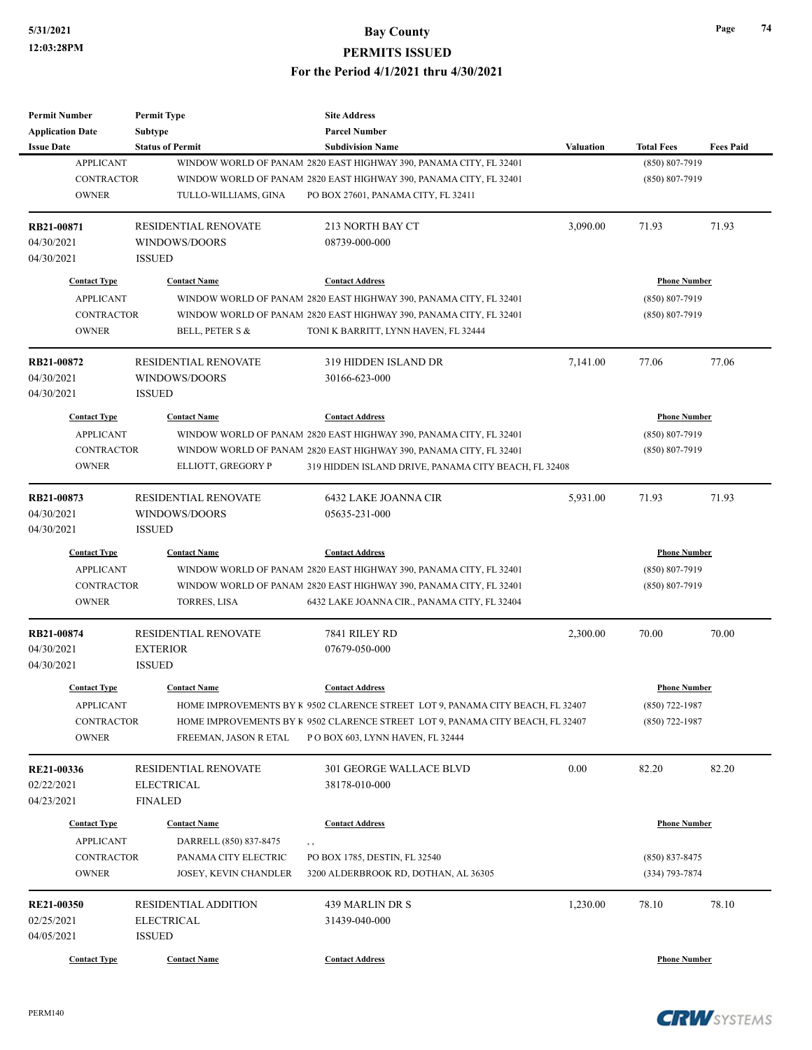| Permit Number | Permit Type | Site Address | | | |
|---|---|---|---|---|---|
| Application Date | Subtype | Parcel Number | | | |
| Issue Date | Status of Permit | Subdivision Name | Valuation | Total Fees | Fees Paid |

| Contact Type | Contact Name | Contact Address | Phone Number |
|---|---|---|---|
| APPLICANT | WINDOW WORLD OF PANAM | 2820 EAST HIGHWAY 390, PANAMA CITY, FL 32401 | (850) 807-7919 |
| CONTRACTOR | WINDOW WORLD OF PANAM | 2820 EAST HIGHWAY 390, PANAMA CITY, FL 32401 | (850) 807-7919 |
| OWNER | TULLO-WILLIAMS, GINA | PO BOX 27601, PANAMA CITY, FL 32411 | |

| **RB21-00871** | RESIDENTIAL RENOVATE | 213 NORTH BAY CT | 3,090.00 | 71.93 | 71.93 |
|---|---|---|---|---|---|
| 04/30/2021 | WINDOWS/DOORS | 08739-000-000 | | | |
| 04/30/2021 | ISSUED | | | | |

| Contact Type | Contact Name | Contact Address | Phone Number |
|---|---|---|---|
| APPLICANT | WINDOW WORLD OF PANAM | 2820 EAST HIGHWAY 390, PANAMA CITY, FL 32401 | (850) 807-7919 |
| CONTRACTOR | WINDOW WORLD OF PANAM | 2820 EAST HIGHWAY 390, PANAMA CITY, FL 32401 | (850) 807-7919 |
| OWNER | BELL, PETER S & | TONI K BARRITT, LYNN HAVEN, FL 32444 | |

| **RB21-00872** | RESIDENTIAL RENOVATE | 319 HIDDEN ISLAND DR | 7,141.00 | 77.06 | 77.06 |
|---|---|---|---|---|---|
| 04/30/2021 | WINDOWS/DOORS | 30166-623-000 | | | |
| 04/30/2021 | ISSUED | | | | |

| Contact Type | Contact Name | Contact Address | Phone Number |
|---|---|---|---|
| APPLICANT | WINDOW WORLD OF PANAM | 2820 EAST HIGHWAY 390, PANAMA CITY, FL 32401 | (850) 807-7919 |
| CONTRACTOR | WINDOW WORLD OF PANAM | 2820 EAST HIGHWAY 390, PANAMA CITY, FL 32401 | (850) 807-7919 |
| OWNER | ELLIOTT, GREGORY P | 319 HIDDEN ISLAND DRIVE, PANAMA CITY BEACH, FL 32408 | |

| **RB21-00873** | RESIDENTIAL RENOVATE | 6432 LAKE JOANNA CIR | 5,931.00 | 71.93 | 71.93 |
|---|---|---|---|---|---|
| 04/30/2021 | WINDOWS/DOORS | 05635-231-000 | | | |
| 04/30/2021 | ISSUED | | | | |

| Contact Type | Contact Name | Contact Address | Phone Number |
|---|---|---|---|
| APPLICANT | WINDOW WORLD OF PANAM | 2820 EAST HIGHWAY 390, PANAMA CITY, FL 32401 | (850) 807-7919 |
| CONTRACTOR | WINDOW WORLD OF PANAM | 2820 EAST HIGHWAY 390, PANAMA CITY, FL 32401 | (850) 807-7919 |
| OWNER | TORRES, LISA | 6432 LAKE JOANNA CIR., PANAMA CITY, FL 32404 | |

| **RB21-00874** | RESIDENTIAL RENOVATE | 7841 RILEY RD | 2,300.00 | 70.00 | 70.00 |
|---|---|---|---|---|---|
| 04/30/2021 | EXTERIOR | 07679-050-000 | | | |
| 04/30/2021 | ISSUED | | | | |

| Contact Type | Contact Name | Contact Address | Phone Number |
|---|---|---|---|
| APPLICANT | HOME IMPROVEMENTS BY K | 9502 CLARENCE STREET LOT 9, PANAMA CITY BEACH, FL 32407 | (850) 722-1987 |
| CONTRACTOR | HOME IMPROVEMENTS BY K | 9502 CLARENCE STREET LOT 9, PANAMA CITY BEACH, FL 32407 | (850) 722-1987 |
| OWNER | FREEMAN, JASON R ETAL | P O BOX 603, LYNN HAVEN, FL 32444 | |

| **RE21-00336** | RESIDENTIAL RENOVATE | 301 GEORGE WALLACE BLVD | 0.00 | 82.20 | 82.20 |
|---|---|---|---|---|---|
| 02/22/2021 | ELECTRICAL | 38178-010-000 | | | |
| 04/23/2021 | FINALED | | | | |

| Contact Type | Contact Name | Contact Address | Phone Number |
|---|---|---|---|
| APPLICANT | DARRELL (850) 837-8475 | , , | |
| CONTRACTOR | PANAMA CITY ELECTRIC | PO BOX 1785, DESTIN, FL 32540 | (850) 837-8475 |
| OWNER | JOSEY, KEVIN CHANDLER | 3200 ALDERBROOK RD, DOTHAN, AL 36305 | (334) 793-7874 |

| **RE21-00350** | RESIDENTIAL ADDITION | 439 MARLIN DR S | 1,230.00 | 78.10 | 78.10 |
|---|---|---|---|---|---|
| 02/25/2021 | ELECTRICAL | 31439-040-000 | | | |
| 04/05/2021 | ISSUED | | | | |

| Contact Type | Contact Name | Contact Address | Phone Number |
|---|---|---|---|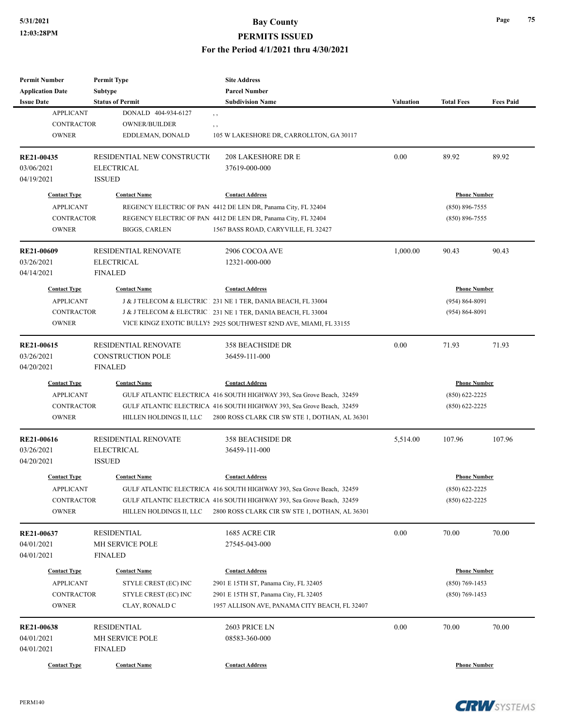| Permit Number | Permit Type | Site Address | | | |
|---|---|---|---|---|---|
| Application Date | Subtype | Parcel Number | | | |
| Issue Date | Status of Permit | Subdivision Name | Valuation | Total Fees | Fees Paid |

| Contact Type | Contact Name | Contact Address | Phone Number |
|---|---|---|---|
| APPLICANT | DONALD 404-934-6127 | , , | |
| CONTRACTOR | OWNER/BUILDER | , , | |
| OWNER | EDDLEMAN, DONALD | 105 W LAKESHORE DR, CARROLLTON, GA 30117 | |

| RE21-00435 | RESIDENTIAL NEW CONSTRUCTI( | 208 LAKESHORE DR E | 0.00 | 89.92 | 89.92 |
|---|---|---|---|---|---|
| 03/06/2021 | ELECTRICAL | 37619-000-000 | | | |
| 04/19/2021 | ISSUED | | | | |

| Contact Type | Contact Name | Contact Address | Phone Number |
|---|---|---|---|
| APPLICANT | REGENCY ELECTRIC OF PAN | 4412 DE LEN DR, Panama City, FL 32404 | (850) 896-7555 |
| CONTRACTOR | REGENCY ELECTRIC OF PAN | 4412 DE LEN DR, Panama City, FL 32404 | (850) 896-7555 |
| OWNER | BIGGS, CARLEN | 1567 BASS ROAD, CARYVILLE, FL 32427 | |

| RE21-00609 | RESIDENTIAL RENOVATE | 2906 COCOA AVE | 1,000.00 | 90.43 | 90.43 |
|---|---|---|---|---|---|
| 03/26/2021 | ELECTRICAL | 12321-000-000 | | | |
| 04/14/2021 | FINALED | | | | |

| Contact Type | Contact Name | Contact Address | Phone Number |
|---|---|---|---|
| APPLICANT | J & J TELECOM & ELECTRIC | 231 NE 1 TER, DANIA BEACH, FL 33004 | (954) 864-8091 |
| CONTRACTOR | J & J TELECOM & ELECTRIC | 231 NE 1 TER, DANIA BEACH, FL 33004 | (954) 864-8091 |
| OWNER | VICE KINGZ EXOTIC BULLYS | 2925 SOUTHWEST 82ND AVE, MIAMI, FL 33155 | |

| RE21-00615 | RESIDENTIAL RENOVATE | 358 BEACHSIDE DR | 0.00 | 71.93 | 71.93 |
|---|---|---|---|---|---|
| 03/26/2021 | CONSTRUCTION POLE | 36459-111-000 | | | |
| 04/20/2021 | FINALED | | | | |

| Contact Type | Contact Name | Contact Address | Phone Number |
|---|---|---|---|
| APPLICANT | GULF ATLANTIC ELECTRICA | 416 SOUTH HIGHWAY 393, Sea Grove Beach, 32459 | (850) 622-2225 |
| CONTRACTOR | GULF ATLANTIC ELECTRICA | 416 SOUTH HIGHWAY 393, Sea Grove Beach, 32459 | (850) 622-2225 |
| OWNER | HILLEN HOLDINGS II, LLC | 2800 ROSS CLARK CIR SW STE 1, DOTHAN, AL 36301 | |

| RE21-00616 | RESIDENTIAL RENOVATE | 358 BEACHSIDE DR | 5,514.00 | 107.96 | 107.96 |
|---|---|---|---|---|---|
| 03/26/2021 | ELECTRICAL | 36459-111-000 | | | |
| 04/20/2021 | ISSUED | | | | |

| Contact Type | Contact Name | Contact Address | Phone Number |
|---|---|---|---|
| APPLICANT | GULF ATLANTIC ELECTRICA | 416 SOUTH HIGHWAY 393, Sea Grove Beach, 32459 | (850) 622-2225 |
| CONTRACTOR | GULF ATLANTIC ELECTRICA | 416 SOUTH HIGHWAY 393, Sea Grove Beach, 32459 | (850) 622-2225 |
| OWNER | HILLEN HOLDINGS II, LLC | 2800 ROSS CLARK CIR SW STE 1, DOTHAN, AL 36301 | |

| RE21-00637 | RESIDENTIAL | 1685 ACRE CIR | 0.00 | 70.00 | 70.00 |
|---|---|---|---|---|---|
| 04/01/2021 | MH SERVICE POLE | 27545-043-000 | | | |
| 04/01/2021 | FINALED | | | | |

| Contact Type | Contact Name | Contact Address | Phone Number |
|---|---|---|---|
| APPLICANT | STYLE CREST (EC) INC | 2901 E 15TH ST, Panama City, FL 32405 | (850) 769-1453 |
| CONTRACTOR | STYLE CREST (EC) INC | 2901 E 15TH ST, Panama City, FL 32405 | (850) 769-1453 |
| OWNER | CLAY, RONALD C | 1957 ALLISON AVE, PANAMA CITY BEACH, FL 32407 | |

| RE21-00638 | RESIDENTIAL | 2603 PRICE LN | 0.00 | 70.00 | 70.00 |
|---|---|---|---|---|---|
| 04/01/2021 | MH SERVICE POLE | 08583-360-000 | | | |
| 04/01/2021 | FINALED | | | | |

| Contact Type | Contact Name | Contact Address | Phone Number |
|---|---|---|---|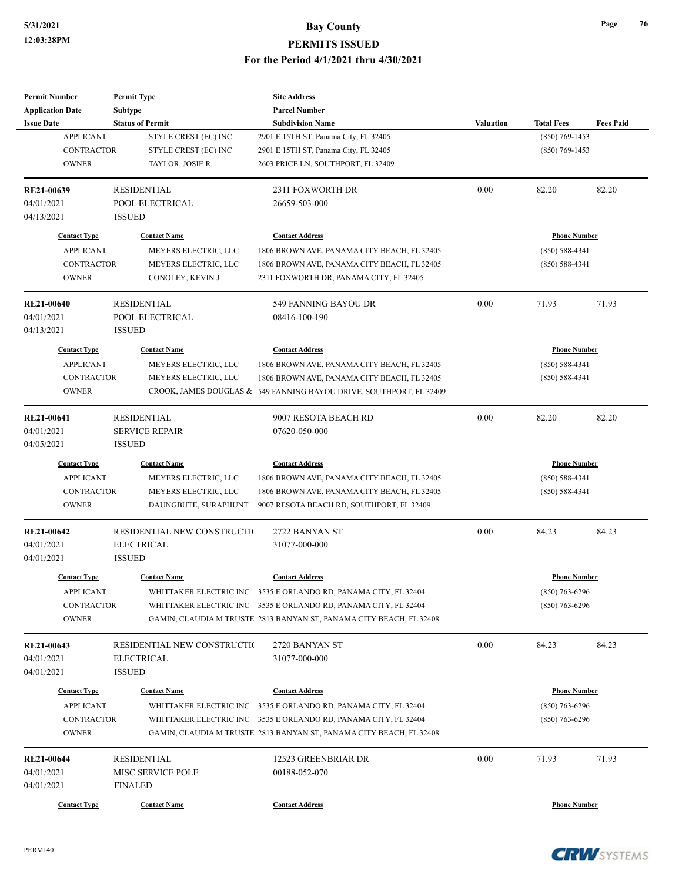| Permit Number | Permit Type | Site Address | | | |
|---|---|---|---|---|---|
| Application Date | Subtype | Parcel Number | | | |
| Issue Date | Status of Permit | Subdivision Name | Valuation | Total Fees | Fees Paid |

| Contact Type | Contact Name | Contact Address | Phone Number |
|---|---|---|---|
| APPLICANT | STYLE CREST (EC) INC | 2901 E 15TH ST, Panama City, FL 32405 | (850) 769-1453 |
| CONTRACTOR | STYLE CREST (EC) INC | 2901 E 15TH ST, Panama City, FL 32405 | (850) 769-1453 |
| OWNER | TAYLOR, JOSIE R. | 2603 PRICE LN, SOUTHPORT, FL 32409 | |

| RE21-00639 | RESIDENTIAL | 2311 FOXWORTH DR | 0.00 | 82.20 | 82.20 |
|---|---|---|---|---|---|
| 04/01/2021 | POOL ELECTRICAL | 26659-503-000 | | | |
| 04/13/2021 | ISSUED | | | | |

| Contact Type | Contact Name | Contact Address | Phone Number |
|---|---|---|---|
| APPLICANT | MEYERS ELECTRIC, LLC | 1806 BROWN AVE, PANAMA CITY BEACH, FL 32405 | (850) 588-4341 |
| CONTRACTOR | MEYERS ELECTRIC, LLC | 1806 BROWN AVE, PANAMA CITY BEACH, FL 32405 | (850) 588-4341 |
| OWNER | CONOLEY, KEVIN J | 2311 FOXWORTH DR, PANAMA CITY, FL 32405 | |

| RE21-00640 | RESIDENTIAL | 549 FANNING BAYOU DR | 0.00 | 71.93 | 71.93 |
|---|---|---|---|---|---|
| 04/01/2021 | POOL ELECTRICAL | 08416-100-190 | | | |
| 04/13/2021 | ISSUED | | | | |

| Contact Type | Contact Name | Contact Address | Phone Number |
|---|---|---|---|
| APPLICANT | MEYERS ELECTRIC, LLC | 1806 BROWN AVE, PANAMA CITY BEACH, FL 32405 | (850) 588-4341 |
| CONTRACTOR | MEYERS ELECTRIC, LLC | 1806 BROWN AVE, PANAMA CITY BEACH, FL 32405 | (850) 588-4341 |
| OWNER | CROOK, JAMES DOUGLAS & | 549 FANNING BAYOU DRIVE, SOUTHPORT, FL 32409 | |

| RE21-00641 | RESIDENTIAL | 9007 RESOTA BEACH RD | 0.00 | 82.20 | 82.20 |
|---|---|---|---|---|---|
| 04/01/2021 | SERVICE REPAIR | 07620-050-000 | | | |
| 04/05/2021 | ISSUED | | | | |

| Contact Type | Contact Name | Contact Address | Phone Number |
|---|---|---|---|
| APPLICANT | MEYERS ELECTRIC, LLC | 1806 BROWN AVE, PANAMA CITY BEACH, FL 32405 | (850) 588-4341 |
| CONTRACTOR | MEYERS ELECTRIC, LLC | 1806 BROWN AVE, PANAMA CITY BEACH, FL 32405 | (850) 588-4341 |
| OWNER | DAUNGBUTE, SURAPHUNT | 9007 RESOTA BEACH RD, SOUTHPORT, FL 32409 | |

| RE21-00642 | RESIDENTIAL NEW CONSTRUCTI( | 2722 BANYAN ST | 0.00 | 84.23 | 84.23 |
|---|---|---|---|---|---|
| 04/01/2021 | ELECTRICAL | 31077-000-000 | | | |
| 04/01/2021 | ISSUED | | | | |

| Contact Type | Contact Name | Contact Address | Phone Number |
|---|---|---|---|
| APPLICANT | WHITTAKER ELECTRIC INC | 3535 E ORLANDO RD, PANAMA CITY, FL 32404 | (850) 763-6296 |
| CONTRACTOR | WHITTAKER ELECTRIC INC | 3535 E ORLANDO RD, PANAMA CITY, FL 32404 | (850) 763-6296 |
| OWNER | GAMIN, CLAUDIA M TRUSTE | 2813 BANYAN ST, PANAMA CITY BEACH, FL 32408 | |

| RE21-00643 | RESIDENTIAL NEW CONSTRUCTI( | 2720 BANYAN ST | 0.00 | 84.23 | 84.23 |
|---|---|---|---|---|---|
| 04/01/2021 | ELECTRICAL | 31077-000-000 | | | |
| 04/01/2021 | ISSUED | | | | |

| Contact Type | Contact Name | Contact Address | Phone Number |
|---|---|---|---|
| APPLICANT | WHITTAKER ELECTRIC INC | 3535 E ORLANDO RD, PANAMA CITY, FL 32404 | (850) 763-6296 |
| CONTRACTOR | WHITTAKER ELECTRIC INC | 3535 E ORLANDO RD, PANAMA CITY, FL 32404 | (850) 763-6296 |
| OWNER | GAMIN, CLAUDIA M TRUSTE | 2813 BANYAN ST, PANAMA CITY BEACH, FL 32408 | |

| RE21-00644 | RESIDENTIAL | 12523 GREENBRIAR DR | 0.00 | 71.93 | 71.93 |
|---|---|---|---|---|---|
| 04/01/2021 | MISC SERVICE POLE | 00188-052-070 | | | |
| 04/01/2021 | FINALED | | | | |

| Contact Type | Contact Name | Contact Address | Phone Number |
|---|---|---|---|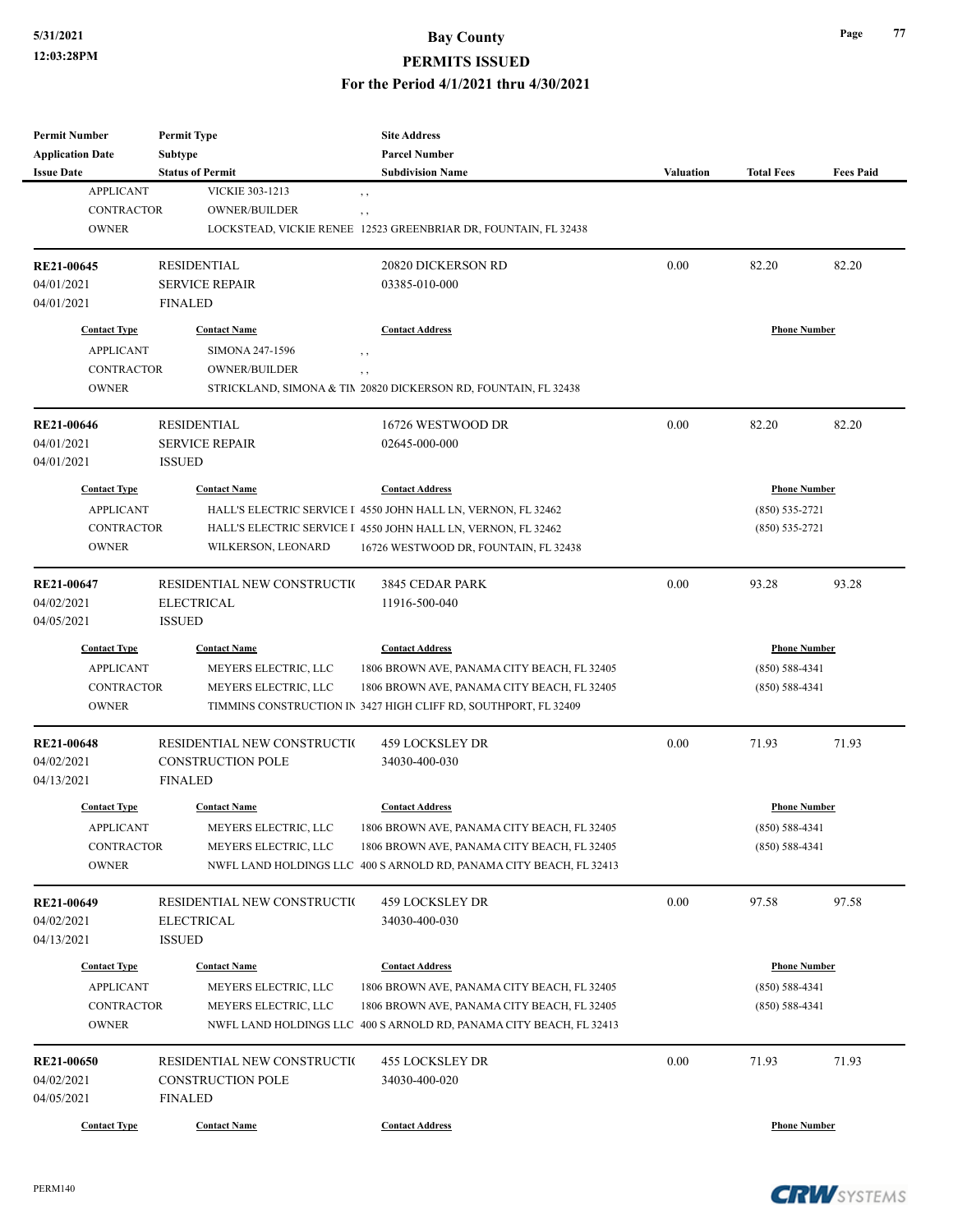| Permit Number | Permit Type | Site Address | | | |
|---|---|---|---|---|---|
| Application Date | Subtype | Parcel Number | | | |
| Issue Date | Status of Permit | Subdivision Name | Valuation | Total Fees | Fees Paid |

| Contact Type | Contact Name | Contact Address | Phone Number |
|---|---|---|---|
| APPLICANT | VICKIE 303-1213 | , , | |
| CONTRACTOR | OWNER/BUILDER | , , | |
| OWNER | LOCKSTEAD, VICKIE RENEE | 12523 GREENBRIAR DR, FOUNTAIN, FL 32438 | |

| Permit Number | Permit Type | Site Address | Valuation | Total Fees | Fees Paid |
|---|---|---|---|---|---|
| **RE21-00645** | RESIDENTIAL | 20820 DICKERSON RD | 0.00 | 82.20 | 82.20 |
| 04/01/2021 | SERVICE REPAIR | 03385-010-000 | | | |
| 04/01/2021 | FINALED | | | | |

| Contact Type | Contact Name | Contact Address | Phone Number |
|---|---|---|---|
| APPLICANT | SIMONA 247-1596 | , , | |
| CONTRACTOR | OWNER/BUILDER | , , | |
| OWNER | STRICKLAND, SIMONA & TIN | 20820 DICKERSON RD, FOUNTAIN, FL 32438 | |

| Permit Number | Permit Type | Site Address | Valuation | Total Fees | Fees Paid |
|---|---|---|---|---|---|
| **RE21-00646** | RESIDENTIAL | 16726 WESTWOOD DR | 0.00 | 82.20 | 82.20 |
| 04/01/2021 | SERVICE REPAIR | 02645-000-000 | | | |
| 04/01/2021 | ISSUED | | | | |

| Contact Type | Contact Name | Contact Address | Phone Number |
|---|---|---|---|
| APPLICANT | HALL'S ELECTRIC SERVICE I | 4550 JOHN HALL LN, VERNON, FL 32462 | (850) 535-2721 |
| CONTRACTOR | HALL'S ELECTRIC SERVICE I | 4550 JOHN HALL LN, VERNON, FL 32462 | (850) 535-2721 |
| OWNER | WILKERSON, LEONARD | 16726 WESTWOOD DR, FOUNTAIN, FL 32438 | |

| Permit Number | Permit Type | Site Address | Valuation | Total Fees | Fees Paid |
|---|---|---|---|---|---|
| **RE21-00647** | RESIDENTIAL NEW CONSTRUCTI( | 3845 CEDAR PARK | 0.00 | 93.28 | 93.28 |
| 04/02/2021 | ELECTRICAL | 11916-500-040 | | | |
| 04/05/2021 | ISSUED | | | | |

| Contact Type | Contact Name | Contact Address | Phone Number |
|---|---|---|---|
| APPLICANT | MEYERS ELECTRIC, LLC | 1806 BROWN AVE, PANAMA CITY BEACH, FL 32405 | (850) 588-4341 |
| CONTRACTOR | MEYERS ELECTRIC, LLC | 1806 BROWN AVE, PANAMA CITY BEACH, FL 32405 | (850) 588-4341 |
| OWNER | TIMMINS CONSTRUCTION IN | 3427 HIGH CLIFF RD, SOUTHPORT, FL 32409 | |

| Permit Number | Permit Type | Site Address | Valuation | Total Fees | Fees Paid |
|---|---|---|---|---|---|
| **RE21-00648** | RESIDENTIAL NEW CONSTRUCTI( | 459 LOCKSLEY DR | 0.00 | 71.93 | 71.93 |
| 04/02/2021 | CONSTRUCTION POLE | 34030-400-030 | | | |
| 04/13/2021 | FINALED | | | | |

| Contact Type | Contact Name | Contact Address | Phone Number |
|---|---|---|---|
| APPLICANT | MEYERS ELECTRIC, LLC | 1806 BROWN AVE, PANAMA CITY BEACH, FL 32405 | (850) 588-4341 |
| CONTRACTOR | MEYERS ELECTRIC, LLC | 1806 BROWN AVE, PANAMA CITY BEACH, FL 32405 | (850) 588-4341 |
| OWNER | NWFL LAND HOLDINGS LLC | 400 S ARNOLD RD, PANAMA CITY BEACH, FL 32413 | |

| Permit Number | Permit Type | Site Address | Valuation | Total Fees | Fees Paid |
|---|---|---|---|---|---|
| **RE21-00649** | RESIDENTIAL NEW CONSTRUCTI( | 459 LOCKSLEY DR | 0.00 | 97.58 | 97.58 |
| 04/02/2021 | ELECTRICAL | 34030-400-030 | | | |
| 04/13/2021 | ISSUED | | | | |

| Contact Type | Contact Name | Contact Address | Phone Number |
|---|---|---|---|
| APPLICANT | MEYERS ELECTRIC, LLC | 1806 BROWN AVE, PANAMA CITY BEACH, FL 32405 | (850) 588-4341 |
| CONTRACTOR | MEYERS ELECTRIC, LLC | 1806 BROWN AVE, PANAMA CITY BEACH, FL 32405 | (850) 588-4341 |
| OWNER | NWFL LAND HOLDINGS LLC | 400 S ARNOLD RD, PANAMA CITY BEACH, FL 32413 | |

| Permit Number | Permit Type | Site Address | Valuation | Total Fees | Fees Paid |
|---|---|---|---|---|---|
| **RE21-00650** | RESIDENTIAL NEW CONSTRUCTI( | 455 LOCKSLEY DR | 0.00 | 71.93 | 71.93 |
| 04/02/2021 | CONSTRUCTION POLE | 34030-400-020 | | | |
| 04/05/2021 | FINALED | | | | |

| Contact Type | Contact Name | Contact Address | Phone Number |
|---|---|---|---|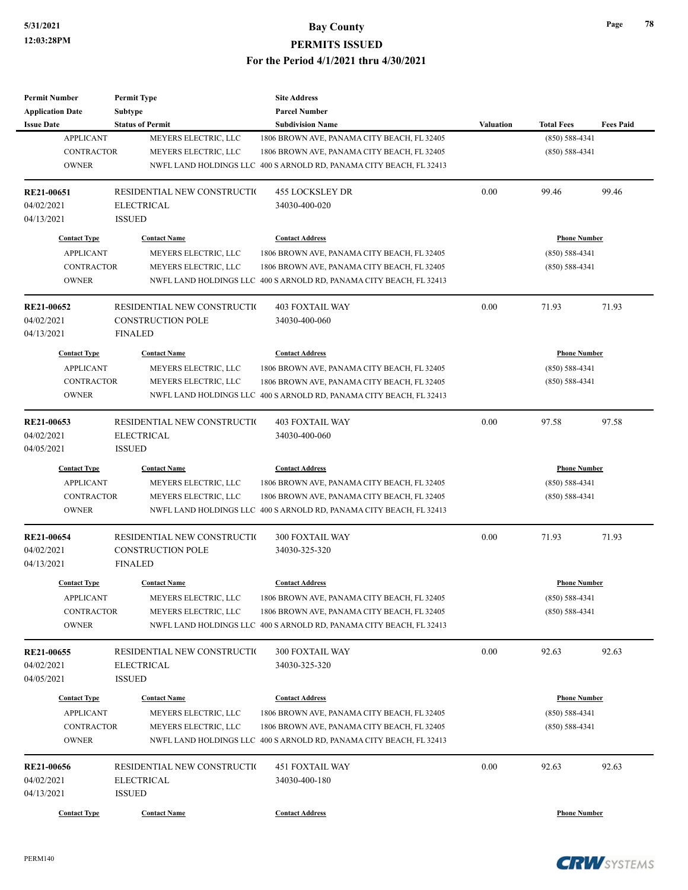| Permit Number<br>Application Date<br>Issue Date | Permit Type<br>Subtype<br>Status of Permit | Site Address<br>Parcel Number<br>Subdivision Name | Valuation | Total Fees | Fees Paid |
|---|---|---|---|---|---|
| APPLICANT | MEYERS ELECTRIC, LLC | 1806 BROWN AVE, PANAMA CITY BEACH, FL 32405 | | (850) 588-4341 | |
| CONTRACTOR | MEYERS ELECTRIC, LLC | 1806 BROWN AVE, PANAMA CITY BEACH, FL 32405 | | (850) 588-4341 | |
| OWNER | NWFL LAND HOLDINGS LLC | 400 S ARNOLD RD, PANAMA CITY BEACH, FL 32413 | | | |

| Permit Number<br>Application Date<br>Issue Date | Permit Type<br>Subtype<br>Status of Permit | Site Address<br>Parcel Number<br>Subdivision Name | Valuation | Total Fees | Fees Paid |
|---|---|---|---|---|---|
| **RE21-00651**<br>04/02/2021<br>04/13/2021 | RESIDENTIAL NEW CONSTRUCTI(<br>ELECTRICAL<br>ISSUED | 455 LOCKSLEY DR<br>34030-400-020 | 0.00 | 99.46 | 99.46 |

| Contact Type | Contact Name | Contact Address | Phone Number |
|---|---|---|---|
| APPLICANT | MEYERS ELECTRIC, LLC | 1806 BROWN AVE, PANAMA CITY BEACH, FL 32405 | (850) 588-4341 |
| CONTRACTOR | MEYERS ELECTRIC, LLC | 1806 BROWN AVE, PANAMA CITY BEACH, FL 32405 | (850) 588-4341 |
| OWNER | NWFL LAND HOLDINGS LLC | 400 S ARNOLD RD, PANAMA CITY BEACH, FL 32413 | |

| Permit Number<br>Application Date<br>Issue Date | Permit Type<br>Subtype<br>Status of Permit | Site Address<br>Parcel Number<br>Subdivision Name | Valuation | Total Fees | Fees Paid |
|---|---|---|---|---|---|
| **RE21-00652**<br>04/02/2021<br>04/13/2021 | RESIDENTIAL NEW CONSTRUCTI(<br>CONSTRUCTION POLE<br>FINALED | 403 FOXTAIL WAY<br>34030-400-060 | 0.00 | 71.93 | 71.93 |

| Contact Type | Contact Name | Contact Address | Phone Number |
|---|---|---|---|
| APPLICANT | MEYERS ELECTRIC, LLC | 1806 BROWN AVE, PANAMA CITY BEACH, FL 32405 | (850) 588-4341 |
| CONTRACTOR | MEYERS ELECTRIC, LLC | 1806 BROWN AVE, PANAMA CITY BEACH, FL 32405 | (850) 588-4341 |
| OWNER | NWFL LAND HOLDINGS LLC | 400 S ARNOLD RD, PANAMA CITY BEACH, FL 32413 | |

| Permit Number<br>Application Date<br>Issue Date | Permit Type<br>Subtype<br>Status of Permit | Site Address<br>Parcel Number<br>Subdivision Name | Valuation | Total Fees | Fees Paid |
|---|---|---|---|---|---|
| **RE21-00653**<br>04/02/2021<br>04/05/2021 | RESIDENTIAL NEW CONSTRUCTI(<br>ELECTRICAL<br>ISSUED | 403 FOXTAIL WAY<br>34030-400-060 | 0.00 | 97.58 | 97.58 |

| Contact Type | Contact Name | Contact Address | Phone Number |
|---|---|---|---|
| APPLICANT | MEYERS ELECTRIC, LLC | 1806 BROWN AVE, PANAMA CITY BEACH, FL 32405 | (850) 588-4341 |
| CONTRACTOR | MEYERS ELECTRIC, LLC | 1806 BROWN AVE, PANAMA CITY BEACH, FL 32405 | (850) 588-4341 |
| OWNER | NWFL LAND HOLDINGS LLC | 400 S ARNOLD RD, PANAMA CITY BEACH, FL 32413 | |

| Permit Number<br>Application Date<br>Issue Date | Permit Type<br>Subtype<br>Status of Permit | Site Address<br>Parcel Number<br>Subdivision Name | Valuation | Total Fees | Fees Paid |
|---|---|---|---|---|---|
| **RE21-00654**<br>04/02/2021<br>04/13/2021 | RESIDENTIAL NEW CONSTRUCTI(<br>CONSTRUCTION POLE<br>FINALED | 300 FOXTAIL WAY<br>34030-325-320 | 0.00 | 71.93 | 71.93 |

| Contact Type | Contact Name | Contact Address | Phone Number |
|---|---|---|---|
| APPLICANT | MEYERS ELECTRIC, LLC | 1806 BROWN AVE, PANAMA CITY BEACH, FL 32405 | (850) 588-4341 |
| CONTRACTOR | MEYERS ELECTRIC, LLC | 1806 BROWN AVE, PANAMA CITY BEACH, FL 32405 | (850) 588-4341 |
| OWNER | NWFL LAND HOLDINGS LLC | 400 S ARNOLD RD, PANAMA CITY BEACH, FL 32413 | |

| Permit Number<br>Application Date<br>Issue Date | Permit Type<br>Subtype<br>Status of Permit | Site Address<br>Parcel Number<br>Subdivision Name | Valuation | Total Fees | Fees Paid |
|---|---|---|---|---|---|
| **RE21-00655**<br>04/02/2021<br>04/05/2021 | RESIDENTIAL NEW CONSTRUCTI(<br>ELECTRICAL<br>ISSUED | 300 FOXTAIL WAY<br>34030-325-320 | 0.00 | 92.63 | 92.63 |

| Contact Type | Contact Name | Contact Address | Phone Number |
|---|---|---|---|
| APPLICANT | MEYERS ELECTRIC, LLC | 1806 BROWN AVE, PANAMA CITY BEACH, FL 32405 | (850) 588-4341 |
| CONTRACTOR | MEYERS ELECTRIC, LLC | 1806 BROWN AVE, PANAMA CITY BEACH, FL 32405 | (850) 588-4341 |
| OWNER | NWFL LAND HOLDINGS LLC | 400 S ARNOLD RD, PANAMA CITY BEACH, FL 32413 | |

| Permit Number<br>Application Date<br>Issue Date | Permit Type<br>Subtype<br>Status of Permit | Site Address<br>Parcel Number<br>Subdivision Name | Valuation | Total Fees | Fees Paid |
|---|---|---|---|---|---|
| **RE21-00656**<br>04/02/2021<br>04/13/2021 | RESIDENTIAL NEW CONSTRUCTI(<br>ELECTRICAL<br>ISSUED | 451 FOXTAIL WAY<br>34030-400-180 | 0.00 | 92.63 | 92.63 |

| Contact Type | Contact Name | Contact Address | Phone Number |
|---|---|---|---|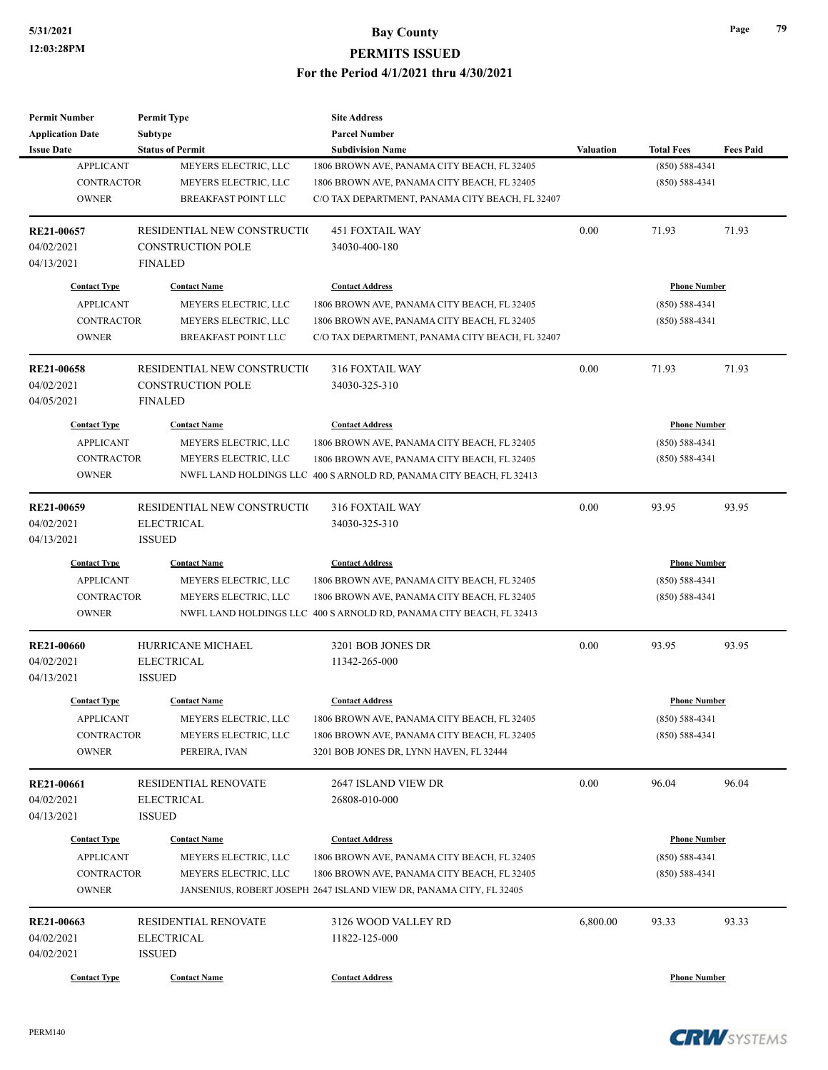| Permit Number | Permit Type | Site Address | | | |
|---|---|---|---|---|---|
| Application Date | Subtype | Parcel Number | | | |
| Issue Date | Status of Permit | Subdivision Name | Valuation | Total Fees | Fees Paid |

| Contact Type | Contact Name | Contact Address | Phone Number |
|---|---|---|---|
| APPLICANT | MEYERS ELECTRIC, LLC | 1806 BROWN AVE, PANAMA CITY BEACH, FL 32405 | (850) 588-4341 |
| CONTRACTOR | MEYERS ELECTRIC, LLC | 1806 BROWN AVE, PANAMA CITY BEACH, FL 32405 | (850) 588-4341 |
| OWNER | BREAKFAST POINT LLC | C/O TAX DEPARTMENT, PANAMA CITY BEACH, FL 32407 | |

| RE21-00657 | RESIDENTIAL NEW CONSTRUCTI( | 451 FOXTAIL WAY | 0.00 | 71.93 | 71.93 |
|---|---|---|---|---|---|
| 04/02/2021 | CONSTRUCTION POLE | 34030-400-180 | | | |
| 04/13/2021 | FINALED | | | | |

| Contact Type | Contact Name | Contact Address | Phone Number |
|---|---|---|---|
| APPLICANT | MEYERS ELECTRIC, LLC | 1806 BROWN AVE, PANAMA CITY BEACH, FL 32405 | (850) 588-4341 |
| CONTRACTOR | MEYERS ELECTRIC, LLC | 1806 BROWN AVE, PANAMA CITY BEACH, FL 32405 | (850) 588-4341 |
| OWNER | BREAKFAST POINT LLC | C/O TAX DEPARTMENT, PANAMA CITY BEACH, FL 32407 | |

| RE21-00658 | RESIDENTIAL NEW CONSTRUCTI( | 316 FOXTAIL WAY | 0.00 | 71.93 | 71.93 |
|---|---|---|---|---|---|
| 04/02/2021 | CONSTRUCTION POLE | 34030-325-310 | | | |
| 04/05/2021 | FINALED | | | | |

| Contact Type | Contact Name | Contact Address | Phone Number |
|---|---|---|---|
| APPLICANT | MEYERS ELECTRIC, LLC | 1806 BROWN AVE, PANAMA CITY BEACH, FL 32405 | (850) 588-4341 |
| CONTRACTOR | MEYERS ELECTRIC, LLC | 1806 BROWN AVE, PANAMA CITY BEACH, FL 32405 | (850) 588-4341 |
| OWNER | NWFL LAND HOLDINGS LLC | 400 S ARNOLD RD, PANAMA CITY BEACH, FL 32413 | |

| RE21-00659 | RESIDENTIAL NEW CONSTRUCTI( | 316 FOXTAIL WAY | 0.00 | 93.95 | 93.95 |
|---|---|---|---|---|---|
| 04/02/2021 | ELECTRICAL | 34030-325-310 | | | |
| 04/13/2021 | ISSUED | | | | |

| Contact Type | Contact Name | Contact Address | Phone Number |
|---|---|---|---|
| APPLICANT | MEYERS ELECTRIC, LLC | 1806 BROWN AVE, PANAMA CITY BEACH, FL 32405 | (850) 588-4341 |
| CONTRACTOR | MEYERS ELECTRIC, LLC | 1806 BROWN AVE, PANAMA CITY BEACH, FL 32405 | (850) 588-4341 |
| OWNER | NWFL LAND HOLDINGS LLC | 400 S ARNOLD RD, PANAMA CITY BEACH, FL 32413 | |

| RE21-00660 | HURRICANE MICHAEL | 3201 BOB JONES DR | 0.00 | 93.95 | 93.95 |
|---|---|---|---|---|---|
| 04/02/2021 | ELECTRICAL | 11342-265-000 | | | |
| 04/13/2021 | ISSUED | | | | |

| Contact Type | Contact Name | Contact Address | Phone Number |
|---|---|---|---|
| APPLICANT | MEYERS ELECTRIC, LLC | 1806 BROWN AVE, PANAMA CITY BEACH, FL 32405 | (850) 588-4341 |
| CONTRACTOR | MEYERS ELECTRIC, LLC | 1806 BROWN AVE, PANAMA CITY BEACH, FL 32405 | (850) 588-4341 |
| OWNER | PEREIRA, IVAN | 3201 BOB JONES DR, LYNN HAVEN, FL 32444 | |

| RE21-00661 | RESIDENTIAL RENOVATE | 2647 ISLAND VIEW DR | 0.00 | 96.04 | 96.04 |
|---|---|---|---|---|---|
| 04/02/2021 | ELECTRICAL | 26808-010-000 | | | |
| 04/13/2021 | ISSUED | | | | |

| Contact Type | Contact Name | Contact Address | Phone Number |
|---|---|---|---|
| APPLICANT | MEYERS ELECTRIC, LLC | 1806 BROWN AVE, PANAMA CITY BEACH, FL 32405 | (850) 588-4341 |
| CONTRACTOR | MEYERS ELECTRIC, LLC | 1806 BROWN AVE, PANAMA CITY BEACH, FL 32405 | (850) 588-4341 |
| OWNER | JANSENIUS, ROBERT JOSEPH | 2647 ISLAND VIEW DR, PANAMA CITY, FL 32405 | |

| RE21-00663 | RESIDENTIAL RENOVATE | 3126 WOOD VALLEY RD | 6,800.00 | 93.33 | 93.33 |
|---|---|---|---|---|---|
| 04/02/2021 | ELECTRICAL | 11822-125-000 | | | |
| 04/02/2021 | ISSUED | | | | |

| Contact Type | Contact Name | Contact Address | Phone Number |
|---|---|---|---|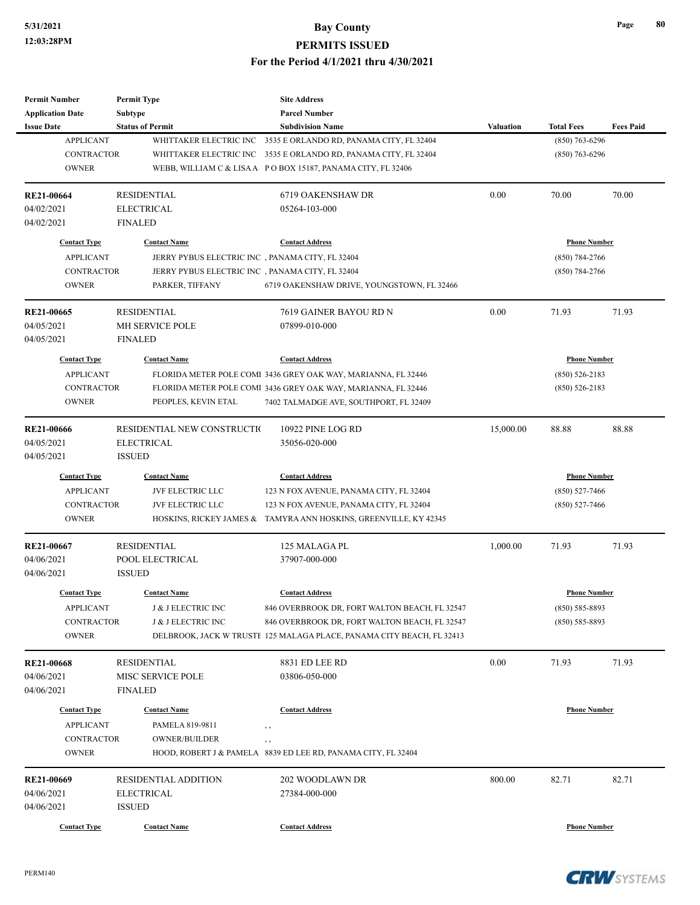| Permit Number | Permit Type | Site Address | | | |
|---|---|---|---|---|---|
| Application Date | Subtype | Parcel Number | | | |
| Issue Date | Status of Permit | Subdivision Name | Valuation | Total Fees | Fees Paid |

| Contact Type | Contact Name | Contact Address | Phone Number |
|---|---|---|---|
| APPLICANT | WHITTAKER ELECTRIC INC | 3535 E ORLANDO RD, PANAMA CITY, FL 32404 | (850) 763-6296 |
| CONTRACTOR | WHITTAKER ELECTRIC INC | 3535 E ORLANDO RD, PANAMA CITY, FL 32404 | (850) 763-6296 |
| OWNER | WEBB, WILLIAM C & LISA A | P O BOX 15187, PANAMA CITY, FL 32406 | |

| RE21-00664 | RESIDENTIAL | 6719 OAKENSHAW DR | 0.00 | 70.00 | 70.00 |
|---|---|---|---|---|---|
| 04/02/2021 | ELECTRICAL | 05264-103-000 | | | |
| 04/02/2021 | FINALED | | | | |

| Contact Type | Contact Name | Contact Address | Phone Number |
|---|---|---|---|
| APPLICANT | JERRY PYBUS ELECTRIC INC | , PANAMA CITY, FL 32404 | (850) 784-2766 |
| CONTRACTOR | JERRY PYBUS ELECTRIC INC | , PANAMA CITY, FL 32404 | (850) 784-2766 |
| OWNER | PARKER, TIFFANY | 6719 OAKENSHAW DRIVE, YOUNGSTOWN, FL 32466 | |

| RE21-00665 | RESIDENTIAL | 7619 GAINER BAYOU RD N | 0.00 | 71.93 | 71.93 |
|---|---|---|---|---|---|
| 04/05/2021 | MH SERVICE POLE | 07899-010-000 | | | |
| 04/05/2021 | FINALED | | | | |

| Contact Type | Contact Name | Contact Address | Phone Number |
|---|---|---|---|
| APPLICANT | FLORIDA METER POLE COMI | 3436 GREY OAK WAY, MARIANNA, FL 32446 | (850) 526-2183 |
| CONTRACTOR | FLORIDA METER POLE COMI | 3436 GREY OAK WAY, MARIANNA, FL 32446 | (850) 526-2183 |
| OWNER | PEOPLES, KEVIN ETAL | 7402 TALMADGE AVE, SOUTHPORT, FL 32409 | |

| RE21-00666 | RESIDENTIAL NEW CONSTRUCTI( | 10922 PINE LOG RD | 15,000.00 | 88.88 | 88.88 |
|---|---|---|---|---|---|
| 04/05/2021 | ELECTRICAL | 35056-020-000 | | | |
| 04/05/2021 | ISSUED | | | | |

| Contact Type | Contact Name | Contact Address | Phone Number |
|---|---|---|---|
| APPLICANT | JVF ELECTRIC LLC | 123 N FOX AVENUE, PANAMA CITY, FL 32404 | (850) 527-7466 |
| CONTRACTOR | JVF ELECTRIC LLC | 123 N FOX AVENUE, PANAMA CITY, FL 32404 | (850) 527-7466 |
| OWNER | HOSKINS, RICKEY JAMES & | TAMYRA ANN HOSKINS, GREENVILLE, KY 42345 | |

| RE21-00667 | RESIDENTIAL | 125 MALAGA PL | 1,000.00 | 71.93 | 71.93 |
|---|---|---|---|---|---|
| 04/06/2021 | POOL ELECTRICAL | 37907-000-000 | | | |
| 04/06/2021 | ISSUED | | | | |

| Contact Type | Contact Name | Contact Address | Phone Number |
|---|---|---|---|
| APPLICANT | J & J ELECTRIC INC | 846 OVERBROOK DR, FORT WALTON BEACH, FL 32547 | (850) 585-8893 |
| CONTRACTOR | J & J ELECTRIC INC | 846 OVERBROOK DR, FORT WALTON BEACH, FL 32547 | (850) 585-8893 |
| OWNER | DELBROOK, JACK W TRUSTI | 125 MALAGA PLACE, PANAMA CITY BEACH, FL 32413 | |

| RE21-00668 | RESIDENTIAL | 8831 ED LEE RD | 0.00 | 71.93 | 71.93 |
|---|---|---|---|---|---|
| 04/06/2021 | MISC SERVICE POLE | 03806-050-000 | | | |
| 04/06/2021 | FINALED | | | | |

| Contact Type | Contact Name | Contact Address | Phone Number |
|---|---|---|---|
| APPLICANT | PAMELA 819-9811 | , , | |
| CONTRACTOR | OWNER/BUILDER | , , | |
| OWNER | HOOD, ROBERT J & PAMELA | 8839 ED LEE RD, PANAMA CITY, FL 32404 | |

| RE21-00669 | RESIDENTIAL ADDITION | 202 WOODLAWN DR | 800.00 | 82.71 | 82.71 |
|---|---|---|---|---|---|
| 04/06/2021 | ELECTRICAL | 27384-000-000 | | | |
| 04/06/2021 | ISSUED | | | | |

| Contact Type | Contact Name | Contact Address | Phone Number |
|---|---|---|---|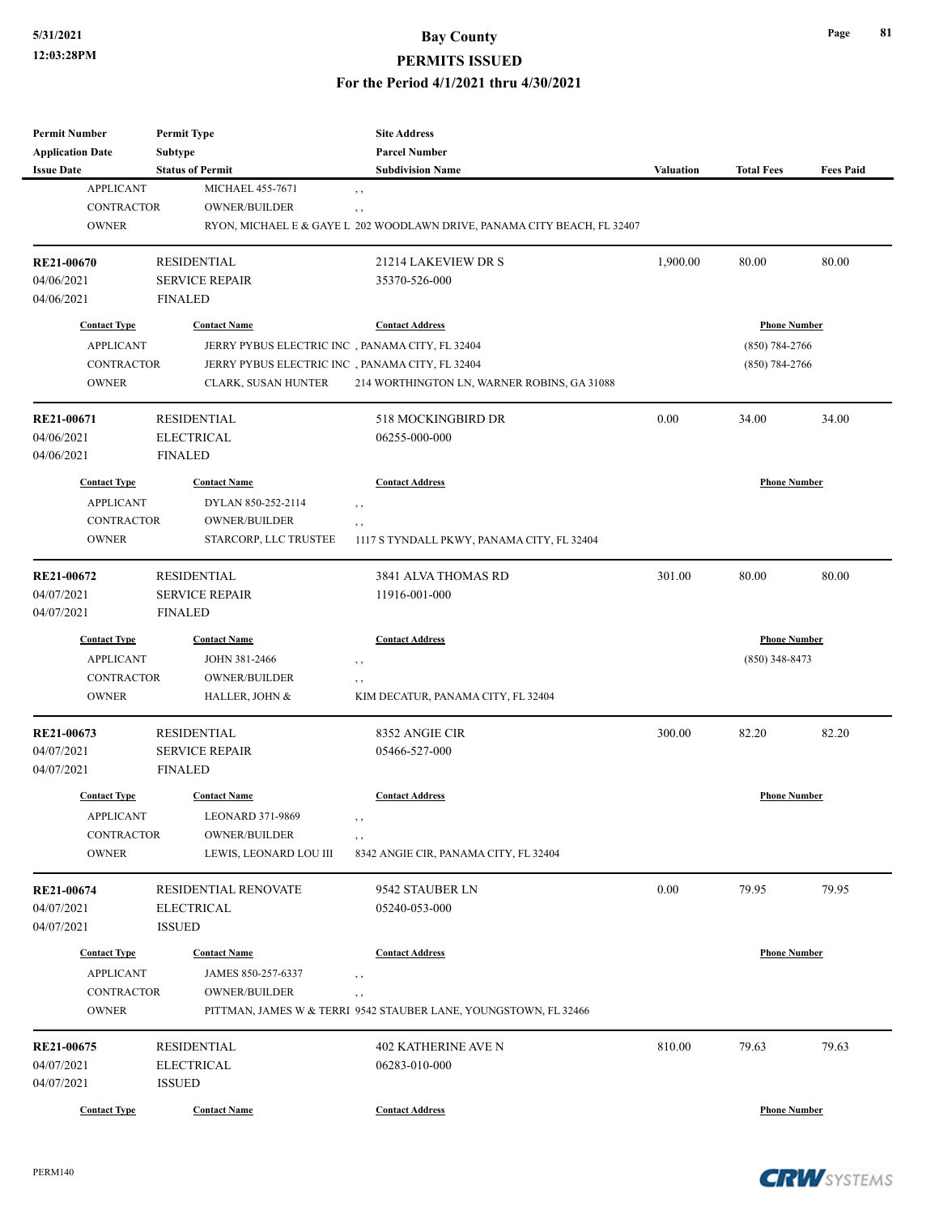# Bay County

## PERMITS ISSUED

### For the Period 4/1/2021 thru 4/30/2021

| Permit Number | Permit Type | Site Address | | | |
|---|---|---|---|---|---|
| **Application Date** | **Subtype** | **Parcel Number** | | | |
| **Issue Date** | **Status of Permit** | **Subdivision Name** | **Valuation** | **Total Fees** | **Fees Paid** |

| Contact Type | Contact Name | Contact Address | Phone Number |
|---|---|---|---|
| APPLICANT | MICHAEL 455-7671 | , , | |
| CONTRACTOR | OWNER/BUILDER | , , | |
| OWNER | RYON, MICHAEL E & GAYE L | 202 WOODLAWN DRIVE, PANAMA CITY BEACH, FL 32407 | |

---

| RE21-00670 | RESIDENTIAL | 21214 LAKEVIEW DR S | 1,900.00 | 80.00 | 80.00 |
|---|---|---|---|---|---|
| 04/06/2021 | SERVICE REPAIR | 35370-526-000 | | | |
| 04/06/2021 | FINALED | | | | |

| Contact Type | Contact Name | Contact Address | Phone Number |
|---|---|---|---|
| APPLICANT | JERRY PYBUS ELECTRIC INC | , PANAMA CITY, FL 32404 | (850) 784-2766 |
| CONTRACTOR | JERRY PYBUS ELECTRIC INC | , PANAMA CITY, FL 32404 | (850) 784-2766 |
| OWNER | CLARK, SUSAN HUNTER | 214 WORTHINGTON LN, WARNER ROBINS, GA 31088 | |

---

| RE21-00671 | RESIDENTIAL | 518 MOCKINGBIRD DR | 0.00 | 34.00 | 34.00 |
|---|---|---|---|---|---|
| 04/06/2021 | ELECTRICAL | 06255-000-000 | | | |
| 04/06/2021 | FINALED | | | | |

| Contact Type | Contact Name | Contact Address | Phone Number |
|---|---|---|---|
| APPLICANT | DYLAN 850-252-2114 | , , | |
| CONTRACTOR | OWNER/BUILDER | , , | |
| OWNER | STARCORP, LLC TRUSTEE | 1117 S TYNDALL PKWY, PANAMA CITY, FL 32404 | |

---

| RE21-00672 | RESIDENTIAL | 3841 ALVA THOMAS RD | 301.00 | 80.00 | 80.00 |
|---|---|---|---|---|---|
| 04/07/2021 | SERVICE REPAIR | 11916-001-000 | | | |
| 04/07/2021 | FINALED | | | | |

| Contact Type | Contact Name | Contact Address | Phone Number |
|---|---|---|---|
| APPLICANT | JOHN 381-2466 | , , | (850) 348-8473 |
| CONTRACTOR | OWNER/BUILDER | , , | |
| OWNER | HALLER, JOHN & | KIM DECATUR, PANAMA CITY, FL 32404 | |

---

| RE21-00673 | RESIDENTIAL | 8352 ANGIE CIR | 300.00 | 82.20 | 82.20 |
|---|---|---|---|---|---|
| 04/07/2021 | SERVICE REPAIR | 05466-527-000 | | | |
| 04/07/2021 | FINALED | | | | |

| Contact Type | Contact Name | Contact Address | Phone Number |
|---|---|---|---|
| APPLICANT | LEONARD 371-9869 | , , | |
| CONTRACTOR | OWNER/BUILDER | , , | |
| OWNER | LEWIS, LEONARD LOU III | 8342 ANGIE CIR, PANAMA CITY, FL 32404 | |

---

| RE21-00674 | RESIDENTIAL RENOVATE | 9542 STAUBER LN | 0.00 | 79.95 | 79.95 |
|---|---|---|---|---|---|
| 04/07/2021 | ELECTRICAL | 05240-053-000 | | | |
| 04/07/2021 | ISSUED | | | | |

| Contact Type | Contact Name | Contact Address | Phone Number |
|---|---|---|---|
| APPLICANT | JAMES 850-257-6337 | , , | |
| CONTRACTOR | OWNER/BUILDER | , , | |
| OWNER | PITTMAN, JAMES W & TERRI | 9542 STAUBER LANE, YOUNGSTOWN, FL 32466 | |

---

| RE21-00675 | RESIDENTIAL | 402 KATHERINE AVE N | 810.00 | 79.63 | 79.63 |
|---|---|---|---|---|---|
| 04/07/2021 | ELECTRICAL | 06283-010-000 | | | |
| 04/07/2021 | ISSUED | | | | |

| Contact Type | Contact Name | Contact Address | Phone Number |
|---|---|---|---|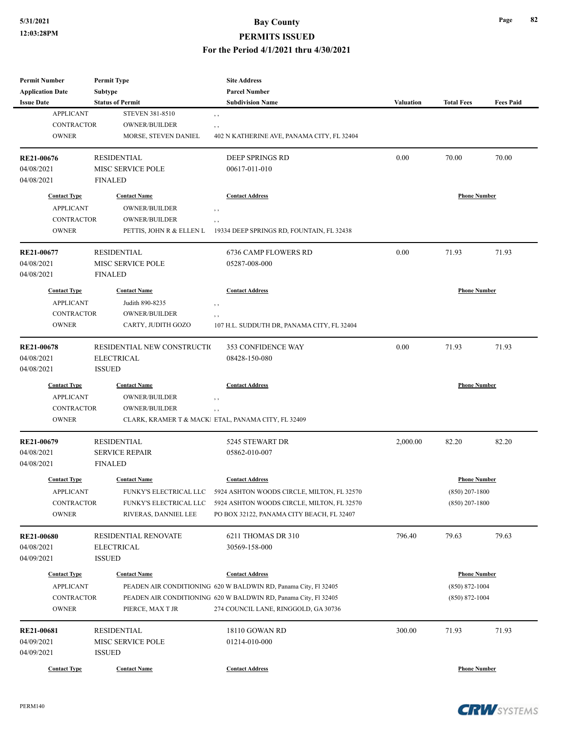| Permit Number | Permit Type | Site Address | | | |
|---|---|---|---|---|---|
| Application Date | Subtype | Parcel Number | | | |
| Issue Date | Status of Permit | Subdivision Name | Valuation | Total Fees | Fees Paid |
| APPLICANT | STEVEN 381-8510 | , , | | | |
| CONTRACTOR | OWNER/BUILDER | , , | | | |
| OWNER | MORSE, STEVEN DANIEL | 402 N KATHERINE AVE, PANAMA CITY, FL 32404 | | | |

| | | | | | |
|---|---|---|---|---|---|
| **RE21-00676** | RESIDENTIAL | DEEP SPRINGS RD | 0.00 | 70.00 | 70.00 |
| 04/08/2021 | MISC SERVICE POLE | 00617-011-010 | | | |
| 04/08/2021 | FINALED | | | | |
| **Contact Type** | **Contact Name** | **Contact Address** | | **Phone Number** | |
| APPLICANT | OWNER/BUILDER | , , | | | |
| CONTRACTOR | OWNER/BUILDER | , , | | | |
| OWNER | PETTIS, JOHN R & ELLEN L | 19334 DEEP SPRINGS RD, FOUNTAIN, FL 32438 | | | |

| | | | | | |
|---|---|---|---|---|---|
| **RE21-00677** | RESIDENTIAL | 6736 CAMP FLOWERS RD | 0.00 | 71.93 | 71.93 |
| 04/08/2021 | MISC SERVICE POLE | 05287-008-000 | | | |
| 04/08/2021 | FINALED | | | | |
| **Contact Type** | **Contact Name** | **Contact Address** | | **Phone Number** | |
| APPLICANT | Judith 890-8235 | , , | | | |
| CONTRACTOR | OWNER/BUILDER | , , | | | |
| OWNER | CARTY, JUDITH GOZO | 107 H.L. SUDDUTH DR, PANAMA CITY, FL 32404 | | | |

| | | | | | |
|---|---|---|---|---|---|
| **RE21-00678** | RESIDENTIAL NEW CONSTRUCTI( | 353 CONFIDENCE WAY | 0.00 | 71.93 | 71.93 |
| 04/08/2021 | ELECTRICAL | 08428-150-080 | | | |
| 04/08/2021 | ISSUED | | | | |
| **Contact Type** | **Contact Name** | **Contact Address** | | **Phone Number** | |
| APPLICANT | OWNER/BUILDER | , , | | | |
| CONTRACTOR | OWNER/BUILDER | , , | | | |
| OWNER | CLARK, KRAMER T & MACKI | ETAL, PANAMA CITY, FL 32409 | | | |

| | | | | | |
|---|---|---|---|---|---|
| **RE21-00679** | RESIDENTIAL | 5245 STEWART DR | 2,000.00 | 82.20 | 82.20 |
| 04/08/2021 | SERVICE REPAIR | 05862-010-007 | | | |
| 04/08/2021 | FINALED | | | | |
| **Contact Type** | **Contact Name** | **Contact Address** | | **Phone Number** | |
| APPLICANT | FUNKY'S ELECTRICAL LLC | 5924 ASHTON WOODS CIRCLE, MILTON, FL 32570 | | (850) 207-1800 | |
| CONTRACTOR | FUNKY'S ELECTRICAL LLC | 5924 ASHTON WOODS CIRCLE, MILTON, FL 32570 | | (850) 207-1800 | |
| OWNER | RIVERAS, DANNIEL LEE | PO BOX 32122, PANAMA CITY BEACH, FL 32407 | | | |

| | | | | | |
|---|---|---|---|---|---|
| **RE21-00680** | RESIDENTIAL RENOVATE | 6211 THOMAS DR 310 | 796.40 | 79.63 | 79.63 |
| 04/08/2021 | ELECTRICAL | 30569-158-000 | | | |
| 04/09/2021 | ISSUED | | | | |
| **Contact Type** | **Contact Name** | **Contact Address** | | **Phone Number** | |
| APPLICANT | PEADEN AIR CONDITIONING | 620 W BALDWIN RD, Panama City, Fl 32405 | | (850) 872-1004 | |
| CONTRACTOR | PEADEN AIR CONDITIONING | 620 W BALDWIN RD, Panama City, Fl 32405 | | (850) 872-1004 | |
| OWNER | PIERCE, MAX T JR | 274 COUNCIL LANE, RINGGOLD, GA 30736 | | | |

| | | | | | |
|---|---|---|---|---|---|
| **RE21-00681** | RESIDENTIAL | 18110 GOWAN RD | 300.00 | 71.93 | 71.93 |
| 04/09/2021 | MISC SERVICE POLE | 01214-010-000 | | | |
| 04/09/2021 | ISSUED | | | | |
| **Contact Type** | **Contact Name** | **Contact Address** | | **Phone Number** | |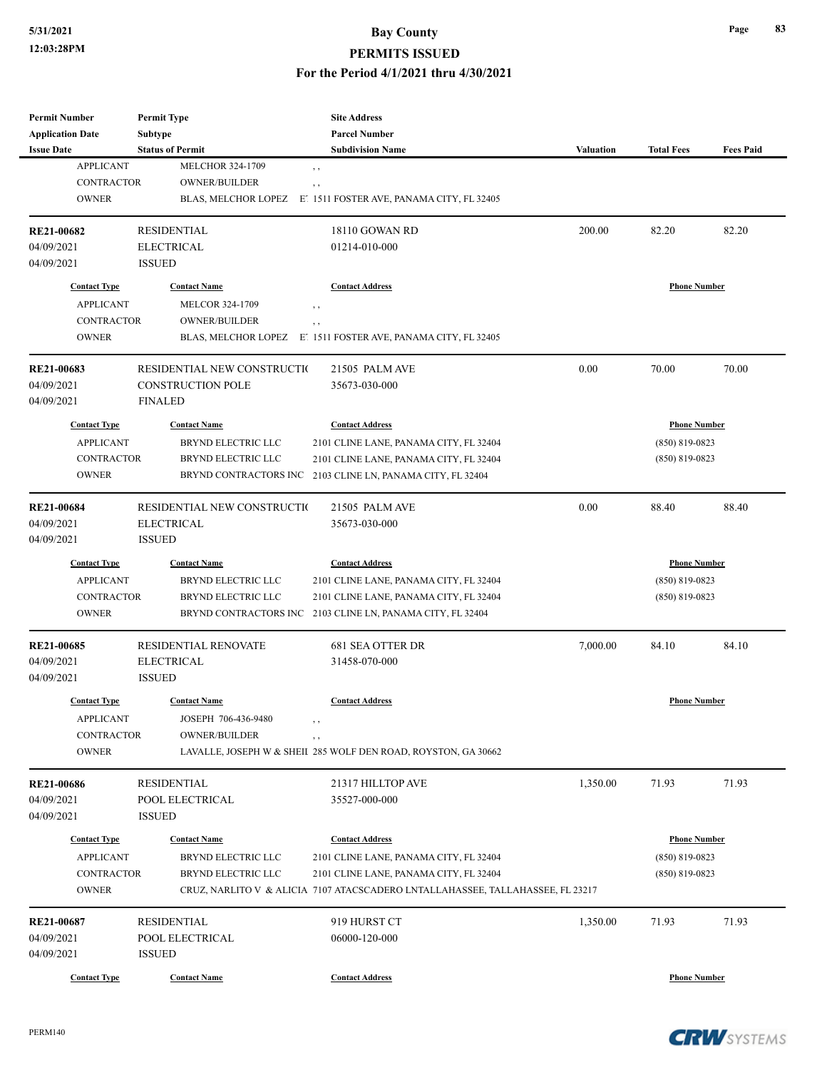| Permit Number | Permit Type | Site Address | | | |
|---|---|---|---|---|---|
| Application Date | Subtype | Parcel Number | | | |
| Issue Date | Status of Permit | Subdivision Name | Valuation | Total Fees | Fees Paid |

| Contact Type | Contact Name | Contact Address | Phone Number |
|---|---|---|---|
| APPLICANT | MELCHOR 324-1709 | , , | |
| CONTRACTOR | OWNER/BUILDER | , , | |
| OWNER | BLAS, MELCHOR LOPEZ E1 | 1511 FOSTER AVE, PANAMA CITY, FL 32405 | |

| RE21-00682 | RESIDENTIAL | 18110 GOWAN RD | 200.00 | 82.20 | 82.20 |
|---|---|---|---|---|---|
| 04/09/2021 | ELECTRICAL | 01214-010-000 | | | |
| 04/09/2021 | ISSUED | | | | |

| Contact Type | Contact Name | Contact Address | Phone Number |
|---|---|---|---|
| APPLICANT | MELCOR 324-1709 | , , | |
| CONTRACTOR | OWNER/BUILDER | , , | |
| OWNER | BLAS, MELCHOR LOPEZ E1 | 1511 FOSTER AVE, PANAMA CITY, FL 32405 | |

| RE21-00683 | RESIDENTIAL NEW CONSTRUCTIO | 21505 PALM AVE | 0.00 | 70.00 | 70.00 |
|---|---|---|---|---|---|
| 04/09/2021 | CONSTRUCTION POLE | 35673-030-000 | | | |
| 04/09/2021 | FINALED | | | | |

| Contact Type | Contact Name | Contact Address | Phone Number |
|---|---|---|---|
| APPLICANT | BRYND ELECTRIC LLC | 2101 CLINE LANE, PANAMA CITY, FL 32404 | (850) 819-0823 |
| CONTRACTOR | BRYND ELECTRIC LLC | 2101 CLINE LANE, PANAMA CITY, FL 32404 | (850) 819-0823 |
| OWNER | BRYND CONTRACTORS INC | 2103 CLINE LN, PANAMA CITY, FL 32404 | |

| RE21-00684 | RESIDENTIAL NEW CONSTRUCTIO | 21505 PALM AVE | 0.00 | 88.40 | 88.40 |
|---|---|---|---|---|---|
| 04/09/2021 | ELECTRICAL | 35673-030-000 | | | |
| 04/09/2021 | ISSUED | | | | |

| Contact Type | Contact Name | Contact Address | Phone Number |
|---|---|---|---|
| APPLICANT | BRYND ELECTRIC LLC | 2101 CLINE LANE, PANAMA CITY, FL 32404 | (850) 819-0823 |
| CONTRACTOR | BRYND ELECTRIC LLC | 2101 CLINE LANE, PANAMA CITY, FL 32404 | (850) 819-0823 |
| OWNER | BRYND CONTRACTORS INC | 2103 CLINE LN, PANAMA CITY, FL 32404 | |

| RE21-00685 | RESIDENTIAL RENOVATE | 681 SEA OTTER DR | 7,000.00 | 84.10 | 84.10 |
|---|---|---|---|---|---|
| 04/09/2021 | ELECTRICAL | 31458-070-000 | | | |
| 04/09/2021 | ISSUED | | | | |

| Contact Type | Contact Name | Contact Address | Phone Number |
|---|---|---|---|
| APPLICANT | JOSEPH 706-436-9480 | , , | |
| CONTRACTOR | OWNER/BUILDER | , , | |
| OWNER | LAVALLE, JOSEPH W & SHEII | 285 WOLF DEN ROAD, ROYSTON, GA 30662 | |

| RE21-00686 | RESIDENTIAL | 21317 HILLTOP AVE | 1,350.00 | 71.93 | 71.93 |
|---|---|---|---|---|---|
| 04/09/2021 | POOL ELECTRICAL | 35527-000-000 | | | |
| 04/09/2021 | ISSUED | | | | |

| Contact Type | Contact Name | Contact Address | Phone Number |
|---|---|---|---|
| APPLICANT | BRYND ELECTRIC LLC | 2101 CLINE LANE, PANAMA CITY, FL 32404 | (850) 819-0823 |
| CONTRACTOR | BRYND ELECTRIC LLC | 2101 CLINE LANE, PANAMA CITY, FL 32404 | (850) 819-0823 |
| OWNER | CRUZ, NARLITO V & ALICIA | 7107 ATACSCADERO LNTALLAHASSEE, TALLAHASSEE, FL 23217 | |

| RE21-00687 | RESIDENTIAL | 919 HURST CT | 1,350.00 | 71.93 | 71.93 |
|---|---|---|---|---|---|
| 04/09/2021 | POOL ELECTRICAL | 06000-120-000 | | | |
| 04/09/2021 | ISSUED | | | | |

| Contact Type | Contact Name | Contact Address | Phone Number |
|---|---|---|---|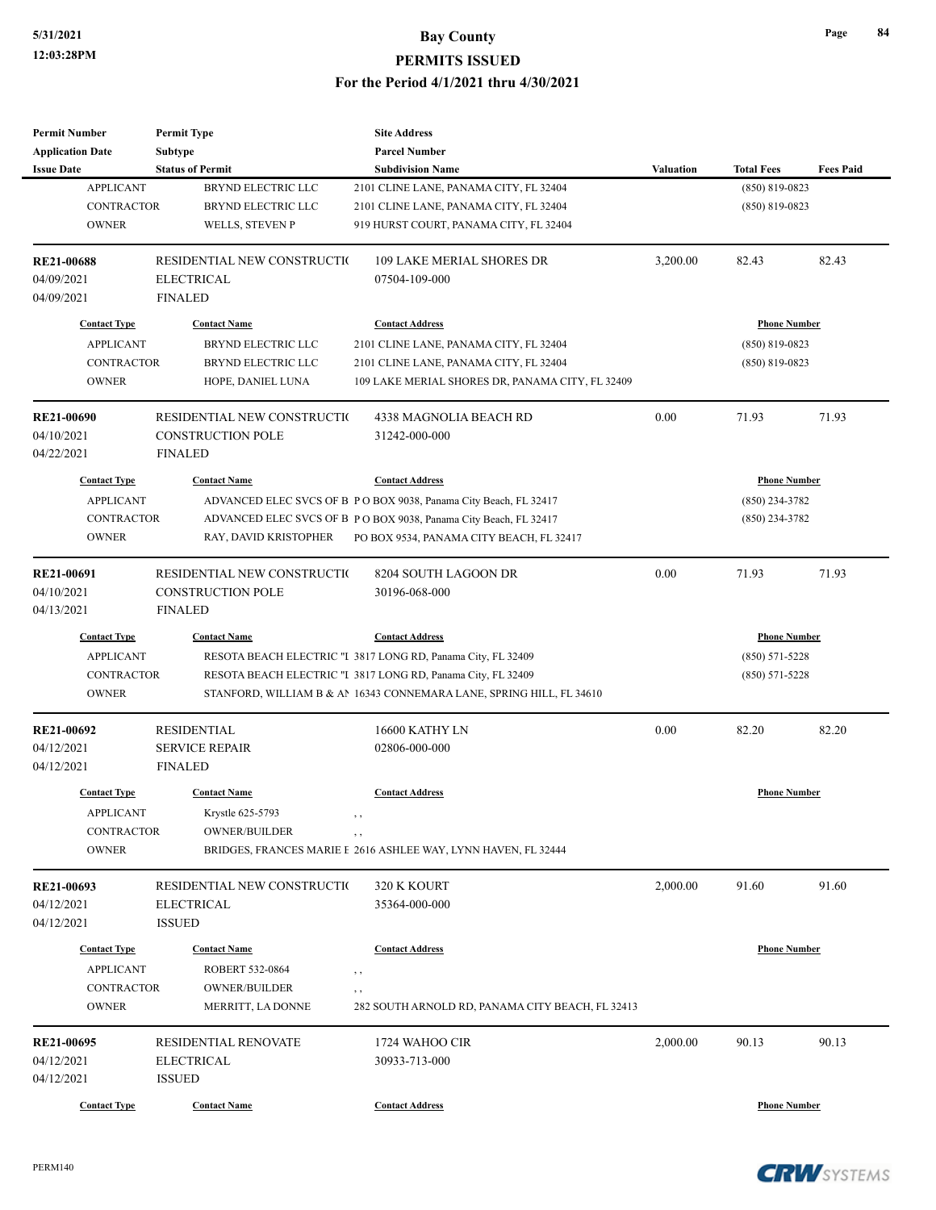# Bay County
## PERMITS ISSUED
### For the Period 4/1/2021 thru 4/30/2021

| Permit Number / Application Date / Issue Date | Permit Type / Subtype / Status of Permit | Site Address / Parcel Number / Subdivision Name | Valuation | Total Fees | Fees Paid |
|---|---|---|---|---|---|
| APPLICANT | BRYND ELECTRIC LLC | 2101 CLINE LANE, PANAMA CITY, FL 32404 | | (850) 819-0823 | |
| CONTRACTOR | BRYND ELECTRIC LLC | 2101 CLINE LANE, PANAMA CITY, FL 32404 | | (850) 819-0823 | |
| OWNER | WELLS, STEVEN P | 919 HURST COURT, PANAMA CITY, FL 32404 | | | |

**RE21-00688** — RESIDENTIAL NEW CONSTRUCTI( — 109 LAKE MERIAL SHORES DR — Valuation: 3,200.00 — Total Fees: 82.43 — Fees Paid: 82.43
04/09/2021 — ELECTRICAL — 07504-109-000
04/09/2021 — FINALED

| Contact Type | Contact Name | Contact Address | Phone Number |
|---|---|---|---|
| APPLICANT | BRYND ELECTRIC LLC | 2101 CLINE LANE, PANAMA CITY, FL 32404 | (850) 819-0823 |
| CONTRACTOR | BRYND ELECTRIC LLC | 2101 CLINE LANE, PANAMA CITY, FL 32404 | (850) 819-0823 |
| OWNER | HOPE, DANIEL LUNA | 109 LAKE MERIAL SHORES DR, PANAMA CITY, FL 32409 | |

**RE21-00690** — RESIDENTIAL NEW CONSTRUCTI( — 4338 MAGNOLIA BEACH RD — Valuation: 0.00 — Total Fees: 71.93 — Fees Paid: 71.93
04/10/2021 — CONSTRUCTION POLE — 31242-000-000
04/22/2021 — FINALED

| Contact Type | Contact Name | Contact Address | Phone Number |
|---|---|---|---|
| APPLICANT | ADVANCED ELEC SVCS OF B | P O BOX 9038, Panama City Beach, FL 32417 | (850) 234-3782 |
| CONTRACTOR | ADVANCED ELEC SVCS OF B | P O BOX 9038, Panama City Beach, FL 32417 | (850) 234-3782 |
| OWNER | RAY, DAVID KRISTOPHER | PO BOX 9534, PANAMA CITY BEACH, FL 32417 | |

**RE21-00691** — RESIDENTIAL NEW CONSTRUCTI( — 8204 SOUTH LAGOON DR — Valuation: 0.00 — Total Fees: 71.93 — Fees Paid: 71.93
04/10/2021 — CONSTRUCTION POLE — 30196-068-000
04/13/2021 — FINALED

| Contact Type | Contact Name | Contact Address | Phone Number |
|---|---|---|---|
| APPLICANT | RESOTA BEACH ELECTRIC "I | 3817 LONG RD, Panama City, FL 32409 | (850) 571-5228 |
| CONTRACTOR | RESOTA BEACH ELECTRIC "I | 3817 LONG RD, Panama City, FL 32409 | (850) 571-5228 |
| OWNER | STANFORD, WILLIAM B & AI | 16343 CONNEMARA LANE, SPRING HILL, FL 34610 | |

**RE21-00692** — RESIDENTIAL — 16600 KATHY LN — Valuation: 0.00 — Total Fees: 82.20 — Fees Paid: 82.20
04/12/2021 — SERVICE REPAIR — 02806-000-000
04/12/2021 — FINALED

| Contact Type | Contact Name | Contact Address | Phone Number |
|---|---|---|---|
| APPLICANT | Krystle 625-5793 | , , | |
| CONTRACTOR | OWNER/BUILDER | , , | |
| OWNER | BRIDGES, FRANCES MARIE I | 2616 ASHLEE WAY, LYNN HAVEN, FL 32444 | |

**RE21-00693** — RESIDENTIAL NEW CONSTRUCTI( — 320 K KOURT — Valuation: 2,000.00 — Total Fees: 91.60 — Fees Paid: 91.60
04/12/2021 — ELECTRICAL — 35364-000-000
04/12/2021 — ISSUED

| Contact Type | Contact Name | Contact Address | Phone Number |
|---|---|---|---|
| APPLICANT | ROBERT 532-0864 | , , | |
| CONTRACTOR | OWNER/BUILDER | , , | |
| OWNER | MERRITT, LA DONNE | 282 SOUTH ARNOLD RD, PANAMA CITY BEACH, FL 32413 | |

**RE21-00695** — RESIDENTIAL RENOVATE — 1724 WAHOO CIR — Valuation: 2,000.00 — Total Fees: 90.13 — Fees Paid: 90.13
04/12/2021 — ELECTRICAL — 30933-713-000
04/12/2021 — ISSUED

| Contact Type | Contact Name | Contact Address | Phone Number |
|---|---|---|---|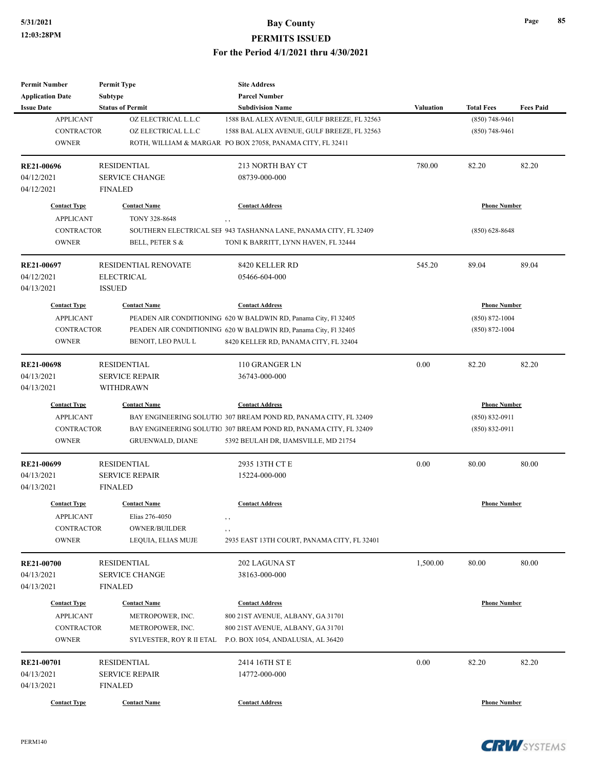| Permit Number | Permit Type | Site Address | | | |
|---|---|---|---|---|---|
| Application Date | Subtype | Parcel Number | | | |
| Issue Date | Status of Permit | Subdivision Name | Valuation | Total Fees | Fees Paid |

| Contact Type | Contact Name | Contact Address | Phone Number |
|---|---|---|---|
| APPLICANT | OZ ELECTRICAL L.L.C | 1588 BAL ALEX AVENUE, GULF BREEZE, FL 32563 | (850) 748-9461 |
| CONTRACTOR | OZ ELECTRICAL L.L.C | 1588 BAL ALEX AVENUE, GULF BREEZE, FL 32563 | (850) 748-9461 |
| OWNER | ROTH, WILLIAM & MARGAR | PO BOX 27058, PANAMA CITY, FL 32411 | |

| **RE21-00696** | RESIDENTIAL | 213 NORTH BAY CT | 780.00 | 82.20 | 82.20 |
|---|---|---|---|---|---|
| 04/12/2021 | SERVICE CHANGE | 08739-000-000 | | | |
| 04/12/2021 | FINALED | | | | |

| Contact Type | Contact Name | Contact Address | Phone Number |
|---|---|---|---|
| APPLICANT | TONY 328-8648 | , , | |
| CONTRACTOR | SOUTHERN ELECTRICAL SEI | 943 TASHANNA LANE, PANAMA CITY, FL 32409 | (850) 628-8648 |
| OWNER | BELL, PETER S & | TONI K BARRITT, LYNN HAVEN, FL 32444 | |

| **RE21-00697** | RESIDENTIAL RENOVATE | 8420 KELLER RD | 545.20 | 89.04 | 89.04 |
|---|---|---|---|---|---|
| 04/12/2021 | ELECTRICAL | 05466-604-000 | | | |
| 04/13/2021 | ISSUED | | | | |

| Contact Type | Contact Name | Contact Address | Phone Number |
|---|---|---|---|
| APPLICANT | PEADEN AIR CONDITIONING | 620 W BALDWIN RD, Panama City, Fl 32405 | (850) 872-1004 |
| CONTRACTOR | PEADEN AIR CONDITIONING | 620 W BALDWIN RD, Panama City, Fl 32405 | (850) 872-1004 |
| OWNER | BENOIT, LEO PAUL L | 8420 KELLER RD, PANAMA CITY, FL 32404 | |

| **RE21-00698** | RESIDENTIAL | 110 GRANGER LN | 0.00 | 82.20 | 82.20 |
|---|---|---|---|---|---|
| 04/13/2021 | SERVICE REPAIR | 36743-000-000 | | | |
| 04/13/2021 | WITHDRAWN | | | | |

| Contact Type | Contact Name | Contact Address | Phone Number |
|---|---|---|---|
| APPLICANT | BAY ENGINEERING SOLUTIO | 307 BREAM POND RD, PANAMA CITY, FL 32409 | (850) 832-0911 |
| CONTRACTOR | BAY ENGINEERING SOLUTIO | 307 BREAM POND RD, PANAMA CITY, FL 32409 | (850) 832-0911 |
| OWNER | GRUENWALD, DIANE | 5392 BEULAH DR, IJAMSVILLE, MD 21754 | |

| **RE21-00699** | RESIDENTIAL | 2935 13TH CT E | 0.00 | 80.00 | 80.00 |
|---|---|---|---|---|---|
| 04/13/2021 | SERVICE REPAIR | 15224-000-000 | | | |
| 04/13/2021 | FINALED | | | | |

| Contact Type | Contact Name | Contact Address | Phone Number |
|---|---|---|---|
| APPLICANT | Elias 276-4050 | , , | |
| CONTRACTOR | OWNER/BUILDER | , , | |
| OWNER | LEQUIA, ELIAS MUJE | 2935 EAST 13TH COURT, PANAMA CITY, FL 32401 | |

| **RE21-00700** | RESIDENTIAL | 202 LAGUNA ST | 1,500.00 | 80.00 | 80.00 |
|---|---|---|---|---|---|
| 04/13/2021 | SERVICE CHANGE | 38163-000-000 | | | |
| 04/13/2021 | FINALED | | | | |

| Contact Type | Contact Name | Contact Address | Phone Number |
|---|---|---|---|
| APPLICANT | METROPOWER, INC. | 800 21ST AVENUE, ALBANY, GA 31701 | |
| CONTRACTOR | METROPOWER, INC. | 800 21ST AVENUE, ALBANY, GA 31701 | |
| OWNER | SYLVESTER, ROY R II ETAL | P.O. BOX 1054, ANDALUSIA, AL 36420 | |

| **RE21-00701** | RESIDENTIAL | 2414 16TH ST E | 0.00 | 82.20 | 82.20 |
|---|---|---|---|---|---|
| 04/13/2021 | SERVICE REPAIR | 14772-000-000 | | | |
| 04/13/2021 | FINALED | | | | |

| Contact Type | Contact Name | Contact Address | Phone Number |
|---|---|---|---|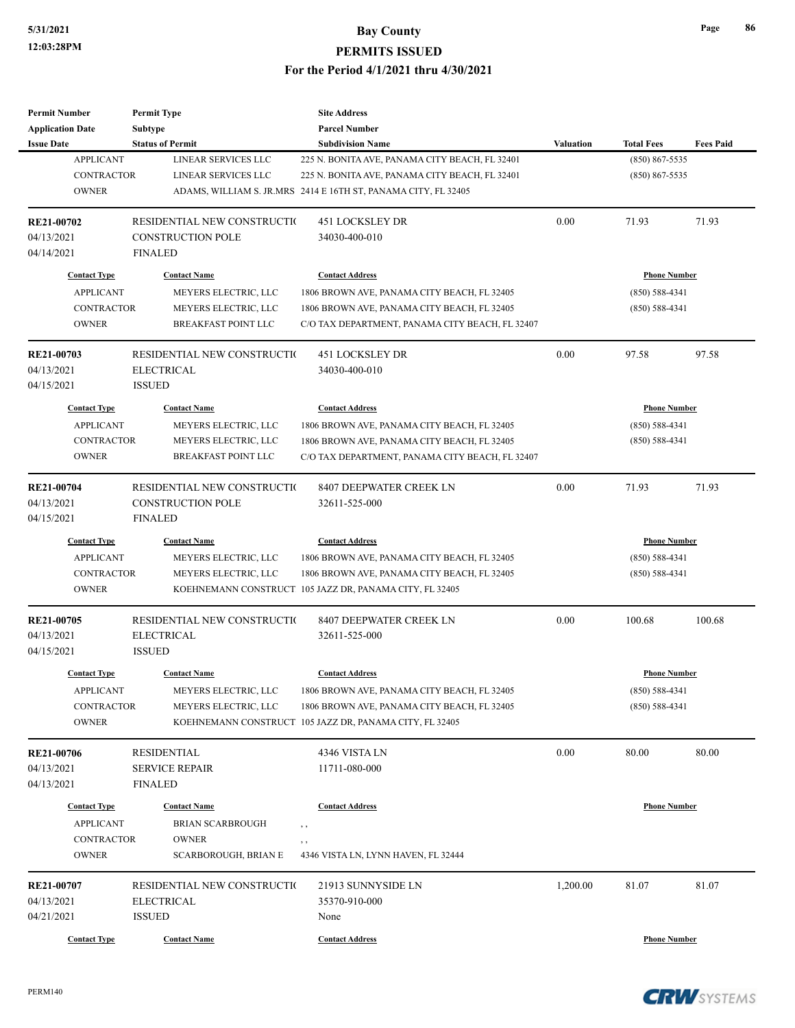**Bay County**
**PERMITS ISSUED**
**For the Period 4/1/2021 thru 4/30/2021**

| Permit Number / Application Date / Issue Date | Permit Type / Subtype / Status of Permit | Site Address / Parcel Number / Subdivision Name | Valuation | Total Fees | Fees Paid |
|---|---|---|---|---|---|
| APPLICANT | LINEAR SERVICES LLC | 225 N. BONITA AVE, PANAMA CITY BEACH, FL 32401 | | (850) 867-5535 | |
| CONTRACTOR | LINEAR SERVICES LLC | 225 N. BONITA AVE, PANAMA CITY BEACH, FL 32401 | | (850) 867-5535 | |
| OWNER | ADAMS, WILLIAM S. JR.MRS | 2414 E 16TH ST, PANAMA CITY, FL 32405 | | | |
| **RE21-00702** | RESIDENTIAL NEW CONSTRUCTI( | 451 LOCKSLEY DR | 0.00 | 71.93 | 71.93 |
| 04/13/2021 | CONSTRUCTION POLE | 34030-400-010 | | | |
| 04/14/2021 | FINALED | | | | |
| **Contact Type** | **Contact Name** | **Contact Address** | | **Phone Number** | |
| APPLICANT | MEYERS ELECTRIC, LLC | 1806 BROWN AVE, PANAMA CITY BEACH, FL 32405 | | (850) 588-4341 | |
| CONTRACTOR | MEYERS ELECTRIC, LLC | 1806 BROWN AVE, PANAMA CITY BEACH, FL 32405 | | (850) 588-4341 | |
| OWNER | BREAKFAST POINT LLC | C/O TAX DEPARTMENT, PANAMA CITY BEACH, FL 32407 | | | |
| **RE21-00703** | RESIDENTIAL NEW CONSTRUCTI( | 451 LOCKSLEY DR | 0.00 | 97.58 | 97.58 |
| 04/13/2021 | ELECTRICAL | 34030-400-010 | | | |
| 04/15/2021 | ISSUED | | | | |
| **Contact Type** | **Contact Name** | **Contact Address** | | **Phone Number** | |
| APPLICANT | MEYERS ELECTRIC, LLC | 1806 BROWN AVE, PANAMA CITY BEACH, FL 32405 | | (850) 588-4341 | |
| CONTRACTOR | MEYERS ELECTRIC, LLC | 1806 BROWN AVE, PANAMA CITY BEACH, FL 32405 | | (850) 588-4341 | |
| OWNER | BREAKFAST POINT LLC | C/O TAX DEPARTMENT, PANAMA CITY BEACH, FL 32407 | | | |
| **RE21-00704** | RESIDENTIAL NEW CONSTRUCTI( | 8407 DEEPWATER CREEK LN | 0.00 | 71.93 | 71.93 |
| 04/13/2021 | CONSTRUCTION POLE | 32611-525-000 | | | |
| 04/15/2021 | FINALED | | | | |
| **Contact Type** | **Contact Name** | **Contact Address** | | **Phone Number** | |
| APPLICANT | MEYERS ELECTRIC, LLC | 1806 BROWN AVE, PANAMA CITY BEACH, FL 32405 | | (850) 588-4341 | |
| CONTRACTOR | MEYERS ELECTRIC, LLC | 1806 BROWN AVE, PANAMA CITY BEACH, FL 32405 | | (850) 588-4341 | |
| OWNER | KOEHNEMANN CONSTRUCT | 105 JAZZ DR, PANAMA CITY, FL 32405 | | | |
| **RE21-00705** | RESIDENTIAL NEW CONSTRUCTI( | 8407 DEEPWATER CREEK LN | 0.00 | 100.68 | 100.68 |
| 04/13/2021 | ELECTRICAL | 32611-525-000 | | | |
| 04/15/2021 | ISSUED | | | | |
| **Contact Type** | **Contact Name** | **Contact Address** | | **Phone Number** | |
| APPLICANT | MEYERS ELECTRIC, LLC | 1806 BROWN AVE, PANAMA CITY BEACH, FL 32405 | | (850) 588-4341 | |
| CONTRACTOR | MEYERS ELECTRIC, LLC | 1806 BROWN AVE, PANAMA CITY BEACH, FL 32405 | | (850) 588-4341 | |
| OWNER | KOEHNEMANN CONSTRUCT | 105 JAZZ DR, PANAMA CITY, FL 32405 | | | |
| **RE21-00706** | RESIDENTIAL | 4346 VISTA LN | 0.00 | 80.00 | 80.00 |
| 04/13/2021 | SERVICE REPAIR | 11711-080-000 | | | |
| 04/13/2021 | FINALED | | | | |
| **Contact Type** | **Contact Name** | **Contact Address** | | **Phone Number** | |
| APPLICANT | BRIAN SCARBROUGH | , , | | | |
| CONTRACTOR | OWNER | , , | | | |
| OWNER | SCARBOROUGH, BRIAN E | 4346 VISTA LN, LYNN HAVEN, FL 32444 | | | |
| **RE21-00707** | RESIDENTIAL NEW CONSTRUCTI( | 21913 SUNNYSIDE LN | 1,200.00 | 81.07 | 81.07 |
| 04/13/2021 | ELECTRICAL | 35370-910-000 | | | |
| 04/21/2021 | ISSUED | None | | | |
| **Contact Type** | **Contact Name** | **Contact Address** | | **Phone Number** | |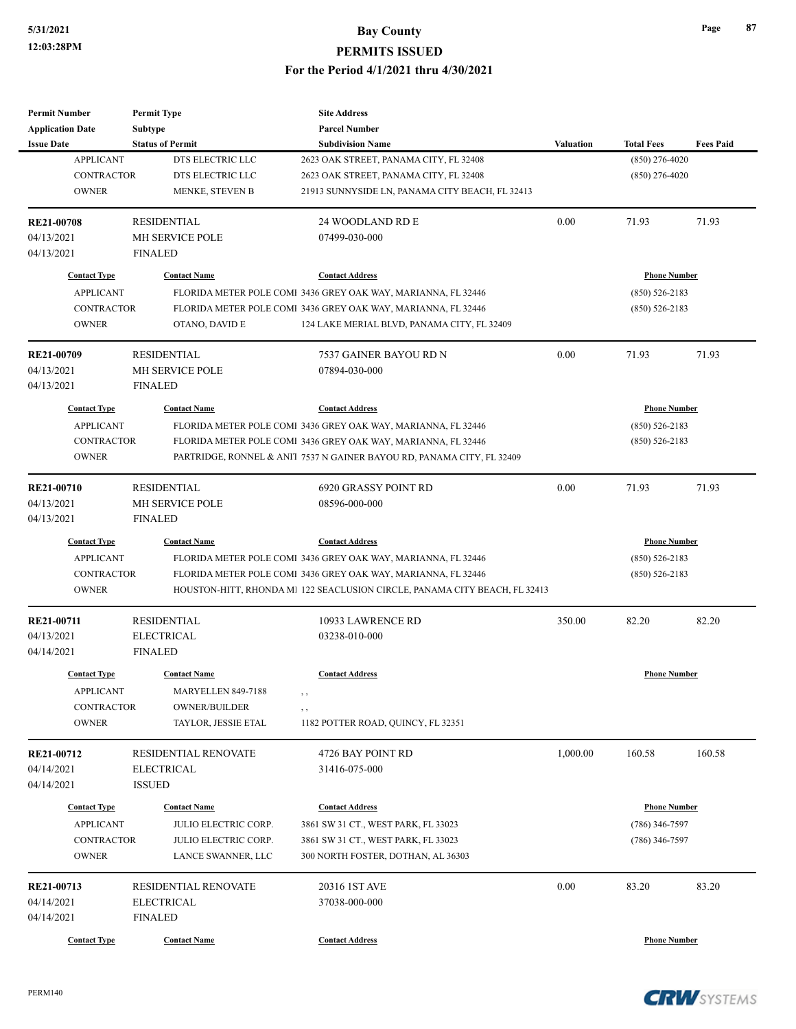**Bay County**

**PERMITS ISSUED**

**For the Period 4/1/2021 thru 4/30/2021**

| Permit Number / Application Date / Issue Date | Permit Type / Subtype / Status of Permit | Site Address / Parcel Number / Subdivision Name | Valuation | Total Fees | Fees Paid |
|---|---|---|---|---|---|
| APPLICANT | DTS ELECTRIC LLC | 2623 OAK STREET, PANAMA CITY, FL 32408 | | (850) 276-4020 | |
| CONTRACTOR | DTS ELECTRIC LLC | 2623 OAK STREET, PANAMA CITY, FL 32408 | | (850) 276-4020 | |
| OWNER | MENKE, STEVEN B | 21913 SUNNYSIDE LN, PANAMA CITY BEACH, FL 32413 | | | |

| Permit Number | Permit Type | Site Address | Valuation | Total Fees | Fees Paid |
|---|---|---|---|---|---|
| **RE21-00708** | RESIDENTIAL | 24 WOODLAND RD E | 0.00 | 71.93 | 71.93 |
| 04/13/2021 | MH SERVICE POLE | 07499-030-000 | | | |
| 04/13/2021 | FINALED | | | | |

| Contact Type | Contact Name | Contact Address | Phone Number |
|---|---|---|---|
| APPLICANT | FLORIDA METER POLE COMI | 3436 GREY OAK WAY, MARIANNA, FL 32446 | (850) 526-2183 |
| CONTRACTOR | FLORIDA METER POLE COMI | 3436 GREY OAK WAY, MARIANNA, FL 32446 | (850) 526-2183 |
| OWNER | OTANO, DAVID E | 124 LAKE MERIAL BLVD, PANAMA CITY, FL 32409 | |

| Permit Number | Permit Type | Site Address | Valuation | Total Fees | Fees Paid |
|---|---|---|---|---|---|
| **RE21-00709** | RESIDENTIAL | 7537 GAINER BAYOU RD N | 0.00 | 71.93 | 71.93 |
| 04/13/2021 | MH SERVICE POLE | 07894-030-000 | | | |
| 04/13/2021 | FINALED | | | | |

| Contact Type | Contact Name | Contact Address | Phone Number |
|---|---|---|---|
| APPLICANT | FLORIDA METER POLE COMI | 3436 GREY OAK WAY, MARIANNA, FL 32446 | (850) 526-2183 |
| CONTRACTOR | FLORIDA METER POLE COMI | 3436 GREY OAK WAY, MARIANNA, FL 32446 | (850) 526-2183 |
| OWNER | PARTRIDGE, RONNEL & ANI | 7537 N GAINER BAYOU RD, PANAMA CITY, FL 32409 | |

| Permit Number | Permit Type | Site Address | Valuation | Total Fees | Fees Paid |
|---|---|---|---|---|---|
| **RE21-00710** | RESIDENTIAL | 6920 GRASSY POINT RD | 0.00 | 71.93 | 71.93 |
| 04/13/2021 | MH SERVICE POLE | 08596-000-000 | | | |
| 04/13/2021 | FINALED | | | | |

| Contact Type | Contact Name | Contact Address | Phone Number |
|---|---|---|---|
| APPLICANT | FLORIDA METER POLE COMI | 3436 GREY OAK WAY, MARIANNA, FL 32446 | (850) 526-2183 |
| CONTRACTOR | FLORIDA METER POLE COMI | 3436 GREY OAK WAY, MARIANNA, FL 32446 | (850) 526-2183 |
| OWNER | HOUSTON-HITT, RHONDA MI | 122 SEACLUSION CIRCLE, PANAMA CITY BEACH, FL 32413 | |

| Permit Number | Permit Type | Site Address | Valuation | Total Fees | Fees Paid |
|---|---|---|---|---|---|
| **RE21-00711** | RESIDENTIAL | 10933 LAWRENCE RD | 350.00 | 82.20 | 82.20 |
| 04/13/2021 | ELECTRICAL | 03238-010-000 | | | |
| 04/14/2021 | FINALED | | | | |

| Contact Type | Contact Name | Contact Address | Phone Number |
|---|---|---|---|
| APPLICANT | MARYELLEN 849-7188 | , , | |
| CONTRACTOR | OWNER/BUILDER | , , | |
| OWNER | TAYLOR, JESSIE ETAL | 1182 POTTER ROAD, QUINCY, FL 32351 | |

| Permit Number | Permit Type | Site Address | Valuation | Total Fees | Fees Paid |
|---|---|---|---|---|---|
| **RE21-00712** | RESIDENTIAL RENOVATE | 4726 BAY POINT RD | 1,000.00 | 160.58 | 160.58 |
| 04/14/2021 | ELECTRICAL | 31416-075-000 | | | |
| 04/14/2021 | ISSUED | | | | |

| Contact Type | Contact Name | Contact Address | Phone Number |
|---|---|---|---|
| APPLICANT | JULIO ELECTRIC CORP. | 3861 SW 31 CT., WEST PARK, FL 33023 | (786) 346-7597 |
| CONTRACTOR | JULIO ELECTRIC CORP. | 3861 SW 31 CT., WEST PARK, FL 33023 | (786) 346-7597 |
| OWNER | LANCE SWANNER, LLC | 300 NORTH FOSTER, DOTHAN, AL 36303 | |

| Permit Number | Permit Type | Site Address | Valuation | Total Fees | Fees Paid |
|---|---|---|---|---|---|
| **RE21-00713** | RESIDENTIAL RENOVATE | 20316 1ST AVE | 0.00 | 83.20 | 83.20 |
| 04/14/2021 | ELECTRICAL | 37038-000-000 | | | |
| 04/14/2021 | FINALED | | | | |

| Contact Type | Contact Name | Contact Address | Phone Number |
|---|---|---|---|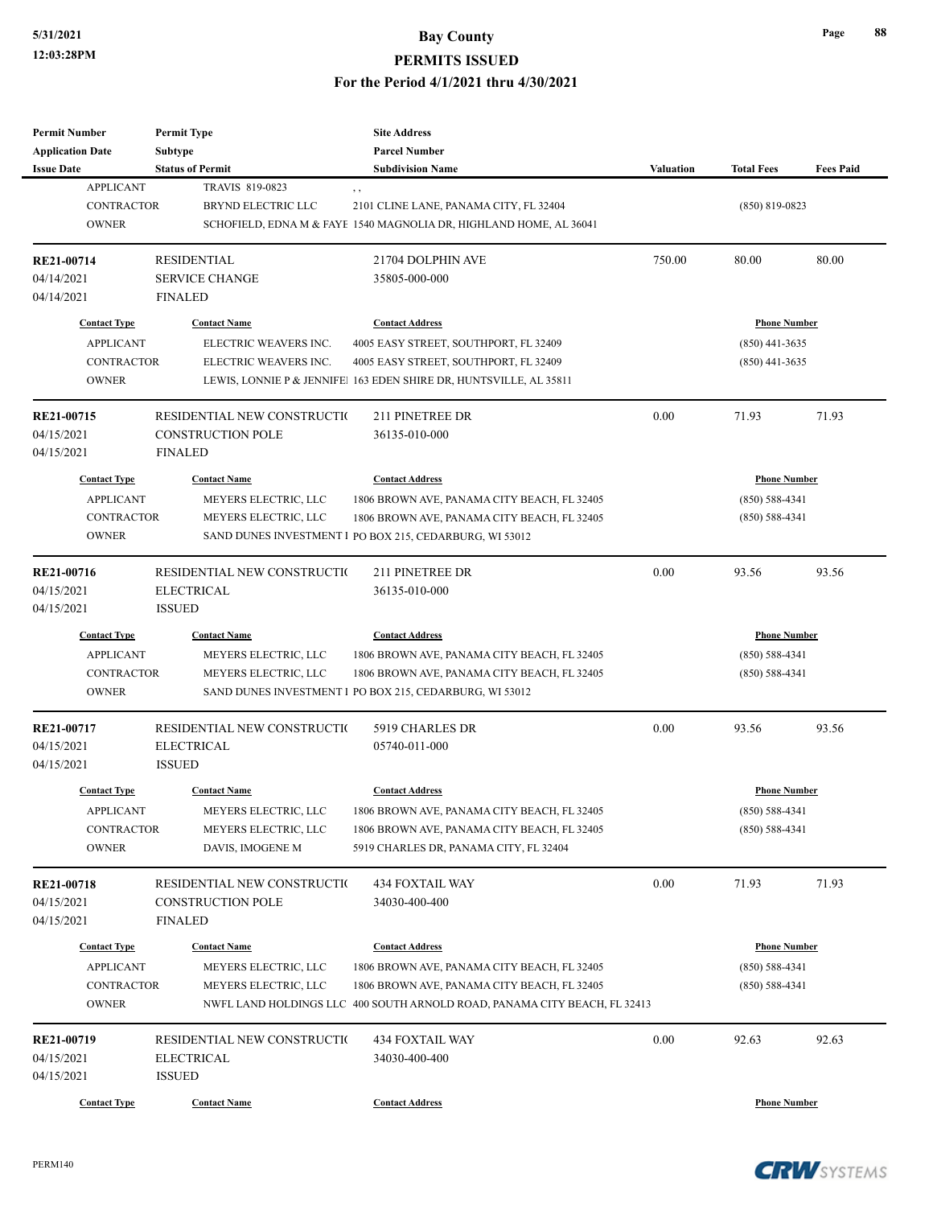# Bay County
## PERMITS ISSUED
### For the Period 4/1/2021 thru 4/30/2021

| Permit Number / Application Date / Issue Date | Permit Type / Subtype / Status of Permit | Site Address / Parcel Number / Subdivision Name | Valuation | Total Fees | Fees Paid |
|---|---|---|---|---|---|

| Contact Type | Contact Name | Contact Address | Phone Number |
|---|---|---|---|
| APPLICANT | TRAVIS 819-0823 | , , | |
| CONTRACTOR | BRYND ELECTRIC LLC | 2101 CLINE LANE, PANAMA CITY, FL 32404 | (850) 819-0823 |
| OWNER | SCHOFIELD, EDNA M & FAYE | 1540 MAGNOLIA DR, HIGHLAND HOME, AL 36041 | |

**RE21-00714** | RESIDENTIAL | 21704 DOLPHIN AVE | 750.00 | 80.00 | 80.00
04/14/2021 | SERVICE CHANGE | 35805-000-000
04/14/2021 | FINALED

| Contact Type | Contact Name | Contact Address | Phone Number |
|---|---|---|---|
| APPLICANT | ELECTRIC WEAVERS INC. | 4005 EASY STREET, SOUTHPORT, FL 32409 | (850) 441-3635 |
| CONTRACTOR | ELECTRIC WEAVERS INC. | 4005 EASY STREET, SOUTHPORT, FL 32409 | (850) 441-3635 |
| OWNER | LEWIS, LONNIE P & JENNIFE | 163 EDEN SHIRE DR, HUNTSVILLE, AL 35811 | |

**RE21-00715** | RESIDENTIAL NEW CONSTRUCTIO | 211 PINETREE DR | 0.00 | 71.93 | 71.93
04/15/2021 | CONSTRUCTION POLE | 36135-010-000
04/15/2021 | FINALED

| Contact Type | Contact Name | Contact Address | Phone Number |
|---|---|---|---|
| APPLICANT | MEYERS ELECTRIC, LLC | 1806 BROWN AVE, PANAMA CITY BEACH, FL 32405 | (850) 588-4341 |
| CONTRACTOR | MEYERS ELECTRIC, LLC | 1806 BROWN AVE, PANAMA CITY BEACH, FL 32405 | (850) 588-4341 |
| OWNER | SAND DUNES INVESTMENT I | PO BOX 215, CEDARBURG, WI 53012 | |

**RE21-00716** | RESIDENTIAL NEW CONSTRUCTIO | 211 PINETREE DR | 0.00 | 93.56 | 93.56
04/15/2021 | ELECTRICAL | 36135-010-000
04/15/2021 | ISSUED

| Contact Type | Contact Name | Contact Address | Phone Number |
|---|---|---|---|
| APPLICANT | MEYERS ELECTRIC, LLC | 1806 BROWN AVE, PANAMA CITY BEACH, FL 32405 | (850) 588-4341 |
| CONTRACTOR | MEYERS ELECTRIC, LLC | 1806 BROWN AVE, PANAMA CITY BEACH, FL 32405 | (850) 588-4341 |
| OWNER | SAND DUNES INVESTMENT I | PO BOX 215, CEDARBURG, WI 53012 | |

**RE21-00717** | RESIDENTIAL NEW CONSTRUCTIO | 5919 CHARLES DR | 0.00 | 93.56 | 93.56
04/15/2021 | ELECTRICAL | 05740-011-000
04/15/2021 | ISSUED

| Contact Type | Contact Name | Contact Address | Phone Number |
|---|---|---|---|
| APPLICANT | MEYERS ELECTRIC, LLC | 1806 BROWN AVE, PANAMA CITY BEACH, FL 32405 | (850) 588-4341 |
| CONTRACTOR | MEYERS ELECTRIC, LLC | 1806 BROWN AVE, PANAMA CITY BEACH, FL 32405 | (850) 588-4341 |
| OWNER | DAVIS, IMOGENE M | 5919 CHARLES DR, PANAMA CITY, FL 32404 | |

**RE21-00718** | RESIDENTIAL NEW CONSTRUCTIO | 434 FOXTAIL WAY | 0.00 | 71.93 | 71.93
04/15/2021 | CONSTRUCTION POLE | 34030-400-400
04/15/2021 | FINALED

| Contact Type | Contact Name | Contact Address | Phone Number |
|---|---|---|---|
| APPLICANT | MEYERS ELECTRIC, LLC | 1806 BROWN AVE, PANAMA CITY BEACH, FL 32405 | (850) 588-4341 |
| CONTRACTOR | MEYERS ELECTRIC, LLC | 1806 BROWN AVE, PANAMA CITY BEACH, FL 32405 | (850) 588-4341 |
| OWNER | NWFL LAND HOLDINGS LLC | 400 SOUTH ARNOLD ROAD, PANAMA CITY BEACH, FL 32413 | |

**RE21-00719** | RESIDENTIAL NEW CONSTRUCTIO | 434 FOXTAIL WAY | 0.00 | 92.63 | 92.63
04/15/2021 | ELECTRICAL | 34030-400-400
04/15/2021 | ISSUED

| Contact Type | Contact Name | Contact Address | Phone Number |
|---|---|---|---|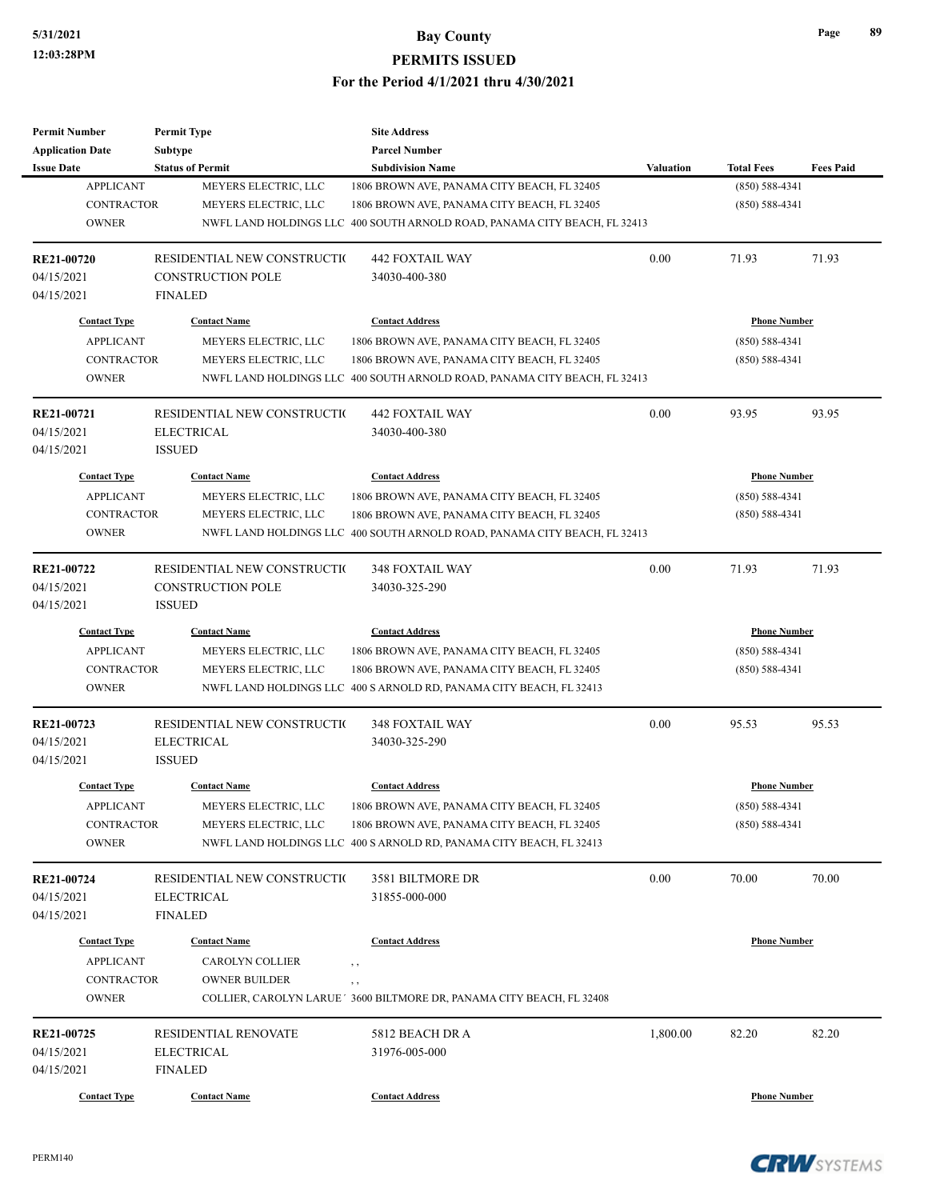| Permit Number | Permit Type | Site Address | | | |
|---|---|---|---|---|---|
| Application Date | Subtype | Parcel Number | | | |
| Issue Date | Status of Permit | Subdivision Name | Valuation | Total Fees | Fees Paid |

| Contact Type | Contact Name | Contact Address | Phone Number |
|---|---|---|---|
| APPLICANT | MEYERS ELECTRIC, LLC | 1806 BROWN AVE, PANAMA CITY BEACH, FL 32405 | (850) 588-4341 |
| CONTRACTOR | MEYERS ELECTRIC, LLC | 1806 BROWN AVE, PANAMA CITY BEACH, FL 32405 | (850) 588-4341 |
| OWNER | NWFL LAND HOLDINGS LLC | 400 SOUTH ARNOLD ROAD, PANAMA CITY BEACH, FL 32413 | |

| RE21-00720 | RESIDENTIAL NEW CONSTRUCTIO | 442 FOXTAIL WAY | 0.00 | 71.93 | 71.93 |
|---|---|---|---|---|---|
| 04/15/2021 | CONSTRUCTION POLE | 34030-400-380 | | | |
| 04/15/2021 | FINALED | | | | |

| Contact Type | Contact Name | Contact Address | Phone Number |
|---|---|---|---|
| APPLICANT | MEYERS ELECTRIC, LLC | 1806 BROWN AVE, PANAMA CITY BEACH, FL 32405 | (850) 588-4341 |
| CONTRACTOR | MEYERS ELECTRIC, LLC | 1806 BROWN AVE, PANAMA CITY BEACH, FL 32405 | (850) 588-4341 |
| OWNER | NWFL LAND HOLDINGS LLC | 400 SOUTH ARNOLD ROAD, PANAMA CITY BEACH, FL 32413 | |

| RE21-00721 | RESIDENTIAL NEW CONSTRUCTIO | 442 FOXTAIL WAY | 0.00 | 93.95 | 93.95 |
|---|---|---|---|---|---|
| 04/15/2021 | ELECTRICAL | 34030-400-380 | | | |
| 04/15/2021 | ISSUED | | | | |

| Contact Type | Contact Name | Contact Address | Phone Number |
|---|---|---|---|
| APPLICANT | MEYERS ELECTRIC, LLC | 1806 BROWN AVE, PANAMA CITY BEACH, FL 32405 | (850) 588-4341 |
| CONTRACTOR | MEYERS ELECTRIC, LLC | 1806 BROWN AVE, PANAMA CITY BEACH, FL 32405 | (850) 588-4341 |
| OWNER | NWFL LAND HOLDINGS LLC | 400 SOUTH ARNOLD ROAD, PANAMA CITY BEACH, FL 32413 | |

| RE21-00722 | RESIDENTIAL NEW CONSTRUCTIO | 348 FOXTAIL WAY | 0.00 | 71.93 | 71.93 |
|---|---|---|---|---|---|
| 04/15/2021 | CONSTRUCTION POLE | 34030-325-290 | | | |
| 04/15/2021 | ISSUED | | | | |

| Contact Type | Contact Name | Contact Address | Phone Number |
|---|---|---|---|
| APPLICANT | MEYERS ELECTRIC, LLC | 1806 BROWN AVE, PANAMA CITY BEACH, FL 32405 | (850) 588-4341 |
| CONTRACTOR | MEYERS ELECTRIC, LLC | 1806 BROWN AVE, PANAMA CITY BEACH, FL 32405 | (850) 588-4341 |
| OWNER | NWFL LAND HOLDINGS LLC | 400 S ARNOLD RD, PANAMA CITY BEACH, FL 32413 | |

| RE21-00723 | RESIDENTIAL NEW CONSTRUCTIO | 348 FOXTAIL WAY | 0.00 | 95.53 | 95.53 |
|---|---|---|---|---|---|
| 04/15/2021 | ELECTRICAL | 34030-325-290 | | | |
| 04/15/2021 | ISSUED | | | | |

| Contact Type | Contact Name | Contact Address | Phone Number |
|---|---|---|---|
| APPLICANT | MEYERS ELECTRIC, LLC | 1806 BROWN AVE, PANAMA CITY BEACH, FL 32405 | (850) 588-4341 |
| CONTRACTOR | MEYERS ELECTRIC, LLC | 1806 BROWN AVE, PANAMA CITY BEACH, FL 32405 | (850) 588-4341 |
| OWNER | NWFL LAND HOLDINGS LLC | 400 S ARNOLD RD, PANAMA CITY BEACH, FL 32413 | |

| RE21-00724 | RESIDENTIAL NEW CONSTRUCTIO | 3581 BILTMORE DR | 0.00 | 70.00 | 70.00 |
|---|---|---|---|---|---|
| 04/15/2021 | ELECTRICAL | 31855-000-000 | | | |
| 04/15/2021 | FINALED | | | | |

| Contact Type | Contact Name | Contact Address | Phone Number |
|---|---|---|---|
| APPLICANT | CAROLYN COLLIER | , , | |
| CONTRACTOR | OWNER BUILDER | , , | |
| OWNER | COLLIER, CAROLYN LARUE | 3600 BILTMORE DR, PANAMA CITY BEACH, FL 32408 | |

| RE21-00725 | RESIDENTIAL RENOVATE | 5812 BEACH DR A | 1,800.00 | 82.20 | 82.20 |
|---|---|---|---|---|---|
| 04/15/2021 | ELECTRICAL | 31976-005-000 | | | |
| 04/15/2021 | FINALED | | | | |

| Contact Type | Contact Name | Contact Address | Phone Number |
|---|---|---|---|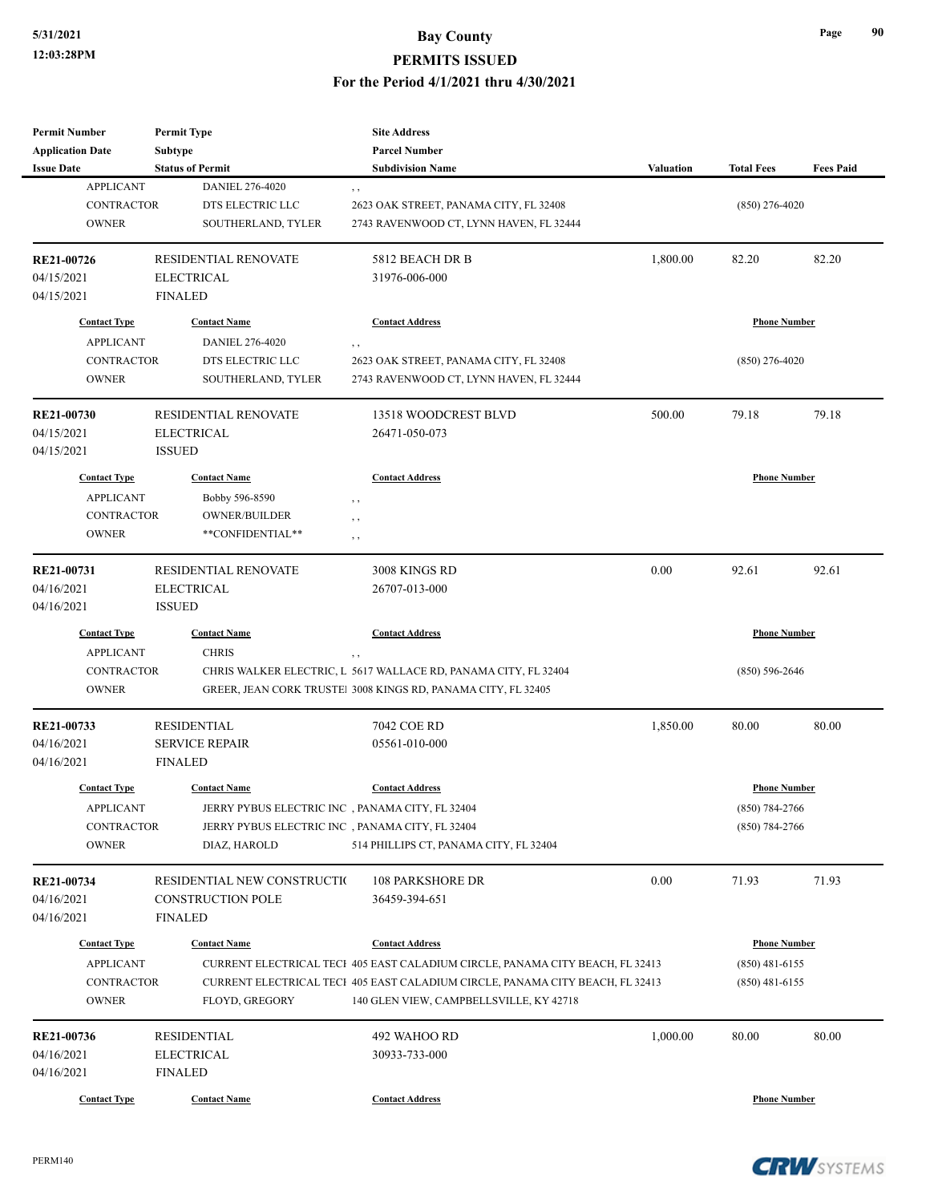# Bay County

## PERMITS ISSUED

### For the Period 4/1/2021 thru 4/30/2021

| Permit Number / Application Date / Issue Date | Permit Type / Subtype / Status of Permit | Site Address / Parcel Number / Subdivision Name | Valuation | Total Fees | Fees Paid |
|---|---|---|---|---|---|

| Contact Type | Contact Name | Contact Address | Phone Number |
|---|---|---|---|
| APPLICANT | DANIEL 276-4020 | , , | |
| CONTRACTOR | DTS ELECTRIC LLC | 2623 OAK STREET, PANAMA CITY, FL 32408 | (850) 276-4020 |
| OWNER | SOUTHERLAND, TYLER | 2743 RAVENWOOD CT, LYNN HAVEN, FL 32444 | |

| Permit Number | Permit Type | Site Address | Valuation | Total Fees | Fees Paid |
|---|---|---|---|---|---|
| RE21-00726 | RESIDENTIAL RENOVATE | 5812 BEACH DR B | 1,800.00 | 82.20 | 82.20 |
| 04/15/2021 | ELECTRICAL | 31976-006-000 | | | |
| 04/15/2021 | FINALED | | | | |

| Contact Type | Contact Name | Contact Address | Phone Number |
|---|---|---|---|
| APPLICANT | DANIEL 276-4020 | , , | |
| CONTRACTOR | DTS ELECTRIC LLC | 2623 OAK STREET, PANAMA CITY, FL 32408 | (850) 276-4020 |
| OWNER | SOUTHERLAND, TYLER | 2743 RAVENWOOD CT, LYNN HAVEN, FL 32444 | |

| Permit Number | Permit Type | Site Address | Valuation | Total Fees | Fees Paid |
|---|---|---|---|---|---|
| RE21-00730 | RESIDENTIAL RENOVATE | 13518 WOODCREST BLVD | 500.00 | 79.18 | 79.18 |
| 04/15/2021 | ELECTRICAL | 26471-050-073 | | | |
| 04/15/2021 | ISSUED | | | | |

| Contact Type | Contact Name | Contact Address | Phone Number |
|---|---|---|---|
| APPLICANT | Bobby 596-8590 | , , | |
| CONTRACTOR | OWNER/BUILDER | , , | |
| OWNER | **CONFIDENTIAL** | , , | |

| Permit Number | Permit Type | Site Address | Valuation | Total Fees | Fees Paid |
|---|---|---|---|---|---|
| RE21-00731 | RESIDENTIAL RENOVATE | 3008 KINGS RD | 0.00 | 92.61 | 92.61 |
| 04/16/2021 | ELECTRICAL | 26707-013-000 | | | |
| 04/16/2021 | ISSUED | | | | |

| Contact Type | Contact Name | Contact Address | Phone Number |
|---|---|---|---|
| APPLICANT | CHRIS | , , | |
| CONTRACTOR | CHRIS WALKER ELECTRIC, L | 5617 WALLACE RD, PANAMA CITY, FL 32404 | (850) 596-2646 |
| OWNER | GREER, JEAN CORK TRUSTEI | 3008 KINGS RD, PANAMA CITY, FL 32405 | |

| Permit Number | Permit Type | Site Address | Valuation | Total Fees | Fees Paid |
|---|---|---|---|---|---|
| RE21-00733 | RESIDENTIAL | 7042 COE RD | 1,850.00 | 80.00 | 80.00 |
| 04/16/2021 | SERVICE REPAIR | 05561-010-000 | | | |
| 04/16/2021 | FINALED | | | | |

| Contact Type | Contact Name | Contact Address | Phone Number |
|---|---|---|---|
| APPLICANT | JERRY PYBUS ELECTRIC INC | , PANAMA CITY, FL 32404 | (850) 784-2766 |
| CONTRACTOR | JERRY PYBUS ELECTRIC INC | , PANAMA CITY, FL 32404 | (850) 784-2766 |
| OWNER | DIAZ, HAROLD | 514 PHILLIPS CT, PANAMA CITY, FL 32404 | |

| Permit Number | Permit Type | Site Address | Valuation | Total Fees | Fees Paid |
|---|---|---|---|---|---|
| RE21-00734 | RESIDENTIAL NEW CONSTRUCTI( | 108 PARKSHORE DR | 0.00 | 71.93 | 71.93 |
| 04/16/2021 | CONSTRUCTION POLE | 36459-394-651 | | | |
| 04/16/2021 | FINALED | | | | |

| Contact Type | Contact Name | Contact Address | Phone Number |
|---|---|---|---|
| APPLICANT | CURRENT ELECTRICAL TECI | 405 EAST CALADIUM CIRCLE, PANAMA CITY BEACH, FL 32413 | (850) 481-6155 |
| CONTRACTOR | CURRENT ELECTRICAL TECI | 405 EAST CALADIUM CIRCLE, PANAMA CITY BEACH, FL 32413 | (850) 481-6155 |
| OWNER | FLOYD, GREGORY | 140 GLEN VIEW, CAMPBELLSVILLE, KY 42718 | |

| Permit Number | Permit Type | Site Address | Valuation | Total Fees | Fees Paid |
|---|---|---|---|---|---|
| RE21-00736 | RESIDENTIAL | 492 WAHOO RD | 1,000.00 | 80.00 | 80.00 |
| 04/16/2021 | ELECTRICAL | 30933-733-000 | | | |
| 04/16/2021 | FINALED | | | | |

| Contact Type | Contact Name | Contact Address | Phone Number |
|---|---|---|---|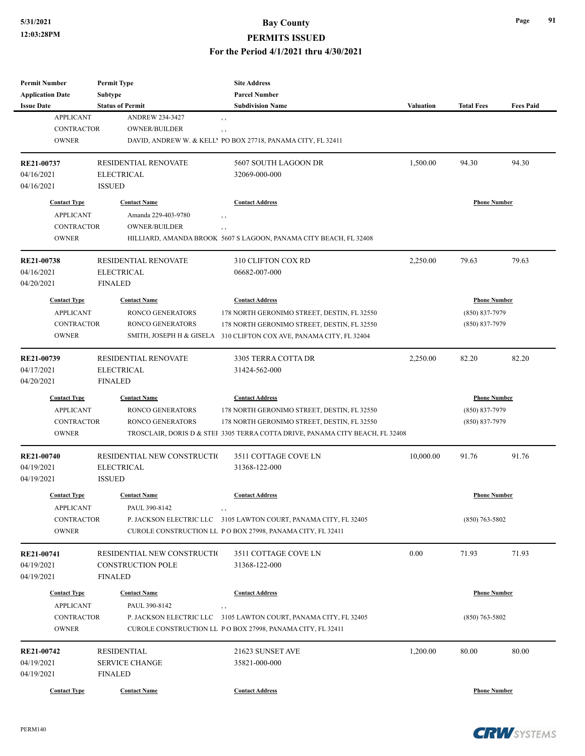# Bay County
## PERMITS ISSUED
### For the Period 4/1/2021 thru 4/30/2021

| Permit Number / Application Date / Issue Date | Permit Type / Subtype / Status of Permit | Site Address / Parcel Number / Subdivision Name | Valuation | Total Fees | Fees Paid |
|---|---|---|---|---|---|

| Contact Type | Contact Name | Contact Address | Phone Number |
|---|---|---|---|
| APPLICANT | ANDREW 234-3427 | , , | |
| CONTRACTOR | OWNER/BUILDER | , , | |
| OWNER | DAVID, ANDREW W. & KELLY | PO BOX 27718, PANAMA CITY, FL 32411 | |

---

**RE21-00737** | RESIDENTIAL RENOVATE | 5607 SOUTH LAGOON DR | 1,500.00 | 94.30 | 94.30
04/16/2021 | ELECTRICAL | 32069-000-000
04/16/2021 | ISSUED

| Contact Type | Contact Name | Contact Address | Phone Number |
|---|---|---|---|
| APPLICANT | Amanda 229-403-9780 | , , | |
| CONTRACTOR | OWNER/BUILDER | , , | |
| OWNER | HILLIARD, AMANDA BROOK | 5607 S LAGOON, PANAMA CITY BEACH, FL 32408 | |

---

**RE21-00738** | RESIDENTIAL RENOVATE | 310 CLIFTON COX RD | 2,250.00 | 79.63 | 79.63
04/16/2021 | ELECTRICAL | 06682-007-000
04/20/2021 | FINALED

| Contact Type | Contact Name | Contact Address | Phone Number |
|---|---|---|---|
| APPLICANT | RONCO GENERATORS | 178 NORTH GERONIMO STREET, DESTIN, FL 32550 | (850) 837-7979 |
| CONTRACTOR | RONCO GENERATORS | 178 NORTH GERONIMO STREET, DESTIN, FL 32550 | (850) 837-7979 |
| OWNER | SMITH, JOSEPH H & GISELA | 310 CLIFTON COX AVE, PANAMA CITY, FL 32404 | |

---

**RE21-00739** | RESIDENTIAL RENOVATE | 3305 TERRA COTTA DR | 2,250.00 | 82.20 | 82.20
04/17/2021 | ELECTRICAL | 31424-562-000
04/20/2021 | FINALED

| Contact Type | Contact Name | Contact Address | Phone Number |
|---|---|---|---|
| APPLICANT | RONCO GENERATORS | 178 NORTH GERONIMO STREET, DESTIN, FL 32550 | (850) 837-7979 |
| CONTRACTOR | RONCO GENERATORS | 178 NORTH GERONIMO STREET, DESTIN, FL 32550 | (850) 837-7979 |
| OWNER | TROSCLAIR, DORIS D & STEI | 3305 TERRA COTTA DRIVE, PANAMA CITY BEACH, FL 32408 | |

---

**RE21-00740** | RESIDENTIAL NEW CONSTRUCTIO | 3511 COTTAGE COVE LN | 10,000.00 | 91.76 | 91.76
04/19/2021 | ELECTRICAL | 31368-122-000
04/19/2021 | ISSUED

| Contact Type | Contact Name | Contact Address | Phone Number |
|---|---|---|---|
| APPLICANT | PAUL 390-8142 | , , | |
| CONTRACTOR | P. JACKSON ELECTRIC LLC | 3105 LAWTON COURT, PANAMA CITY, FL 32405 | (850) 763-5802 |
| OWNER | CUROLE CONSTRUCTION LL | P O BOX 27998, PANAMA CITY, FL 32411 | |

---

**RE21-00741** | RESIDENTIAL NEW CONSTRUCTIO | 3511 COTTAGE COVE LN | 0.00 | 71.93 | 71.93
04/19/2021 | CONSTRUCTION POLE | 31368-122-000
04/19/2021 | FINALED

| Contact Type | Contact Name | Contact Address | Phone Number |
|---|---|---|---|
| APPLICANT | PAUL 390-8142 | , , | |
| CONTRACTOR | P. JACKSON ELECTRIC LLC | 3105 LAWTON COURT, PANAMA CITY, FL 32405 | (850) 763-5802 |
| OWNER | CUROLE CONSTRUCTION LL | P O BOX 27998, PANAMA CITY, FL 32411 | |

---

**RE21-00742** | RESIDENTIAL | 21623 SUNSET AVE | 1,200.00 | 80.00 | 80.00
04/19/2021 | SERVICE CHANGE | 35821-000-000
04/19/2021 | FINALED

| Contact Type | Contact Name | Contact Address | Phone Number |
|---|---|---|---|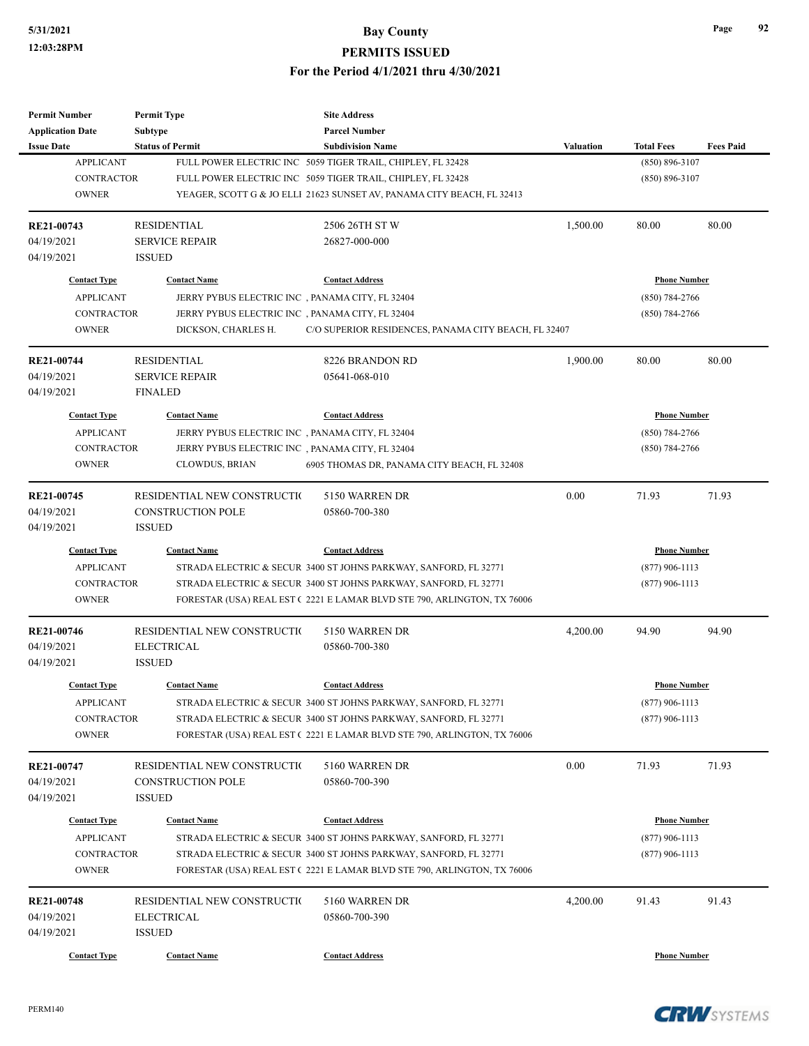| Permit Number | Permit Type | Site Address | | | |
|---|---|---|---|---|---|
| Application Date | Subtype | Parcel Number | | | |
| Issue Date | Status of Permit | Subdivision Name | Valuation | Total Fees | Fees Paid |

| Contact Type | Contact Name | Contact Address | Phone Number |
|---|---|---|---|
| APPLICANT | FULL POWER ELECTRIC INC | 5059 TIGER TRAIL, CHIPLEY, FL 32428 | (850) 896-3107 |
| CONTRACTOR | FULL POWER ELECTRIC INC | 5059 TIGER TRAIL, CHIPLEY, FL 32428 | (850) 896-3107 |
| OWNER | YEAGER, SCOTT G & JO ELLI | 21623 SUNSET AV, PANAMA CITY BEACH, FL 32413 | |

| RE21-00743 | RESIDENTIAL | 2506 26TH ST W | 1,500.00 | 80.00 | 80.00 |
|---|---|---|---|---|---|
| 04/19/2021 | SERVICE REPAIR | 26827-000-000 | | | |
| 04/19/2021 | ISSUED | | | | |

| Contact Type | Contact Name | Contact Address | Phone Number |
|---|---|---|---|
| APPLICANT | JERRY PYBUS ELECTRIC INC | , PANAMA CITY, FL 32404 | (850) 784-2766 |
| CONTRACTOR | JERRY PYBUS ELECTRIC INC | , PANAMA CITY, FL 32404 | (850) 784-2766 |
| OWNER | DICKSON, CHARLES H. | C/O SUPERIOR RESIDENCES, PANAMA CITY BEACH, FL 32407 | |

| RE21-00744 | RESIDENTIAL | 8226 BRANDON RD | 1,900.00 | 80.00 | 80.00 |
|---|---|---|---|---|---|
| 04/19/2021 | SERVICE REPAIR | 05641-068-010 | | | |
| 04/19/2021 | FINALED | | | | |

| Contact Type | Contact Name | Contact Address | Phone Number |
|---|---|---|---|
| APPLICANT | JERRY PYBUS ELECTRIC INC | , PANAMA CITY, FL 32404 | (850) 784-2766 |
| CONTRACTOR | JERRY PYBUS ELECTRIC INC | , PANAMA CITY, FL 32404 | (850) 784-2766 |
| OWNER | CLOWDUS, BRIAN | 6905 THOMAS DR, PANAMA CITY BEACH, FL 32408 | |

| RE21-00745 | RESIDENTIAL NEW CONSTRUCTI( | 5150 WARREN DR | 0.00 | 71.93 | 71.93 |
|---|---|---|---|---|---|
| 04/19/2021 | CONSTRUCTION POLE | 05860-700-380 | | | |
| 04/19/2021 | ISSUED | | | | |

| Contact Type | Contact Name | Contact Address | Phone Number |
|---|---|---|---|
| APPLICANT | STRADA ELECTRIC & SECUR | 3400 ST JOHNS PARKWAY, SANFORD, FL 32771 | (877) 906-1113 |
| CONTRACTOR | STRADA ELECTRIC & SECUR | 3400 ST JOHNS PARKWAY, SANFORD, FL 32771 | (877) 906-1113 |
| OWNER | FORESTAR (USA) REAL EST ( | 2221 E LAMAR BLVD STE 790, ARLINGTON, TX 76006 | |

| RE21-00746 | RESIDENTIAL NEW CONSTRUCTI( | 5150 WARREN DR | 4,200.00 | 94.90 | 94.90 |
|---|---|---|---|---|---|
| 04/19/2021 | ELECTRICAL | 05860-700-380 | | | |
| 04/19/2021 | ISSUED | | | | |

| Contact Type | Contact Name | Contact Address | Phone Number |
|---|---|---|---|
| APPLICANT | STRADA ELECTRIC & SECUR | 3400 ST JOHNS PARKWAY, SANFORD, FL 32771 | (877) 906-1113 |
| CONTRACTOR | STRADA ELECTRIC & SECUR | 3400 ST JOHNS PARKWAY, SANFORD, FL 32771 | (877) 906-1113 |
| OWNER | FORESTAR (USA) REAL EST ( | 2221 E LAMAR BLVD STE 790, ARLINGTON, TX 76006 | |

| RE21-00747 | RESIDENTIAL NEW CONSTRUCTI( | 5160 WARREN DR | 0.00 | 71.93 | 71.93 |
|---|---|---|---|---|---|
| 04/19/2021 | CONSTRUCTION POLE | 05860-700-390 | | | |
| 04/19/2021 | ISSUED | | | | |

| Contact Type | Contact Name | Contact Address | Phone Number |
|---|---|---|---|
| APPLICANT | STRADA ELECTRIC & SECUR | 3400 ST JOHNS PARKWAY, SANFORD, FL 32771 | (877) 906-1113 |
| CONTRACTOR | STRADA ELECTRIC & SECUR | 3400 ST JOHNS PARKWAY, SANFORD, FL 32771 | (877) 906-1113 |
| OWNER | FORESTAR (USA) REAL EST ( | 2221 E LAMAR BLVD STE 790, ARLINGTON, TX 76006 | |

| RE21-00748 | RESIDENTIAL NEW CONSTRUCTI( | 5160 WARREN DR | 4,200.00 | 91.43 | 91.43 |
|---|---|---|---|---|---|
| 04/19/2021 | ELECTRICAL | 05860-700-390 | | | |
| 04/19/2021 | ISSUED | | | | |

| Contact Type | Contact Name | Contact Address | Phone Number |
|---|---|---|---|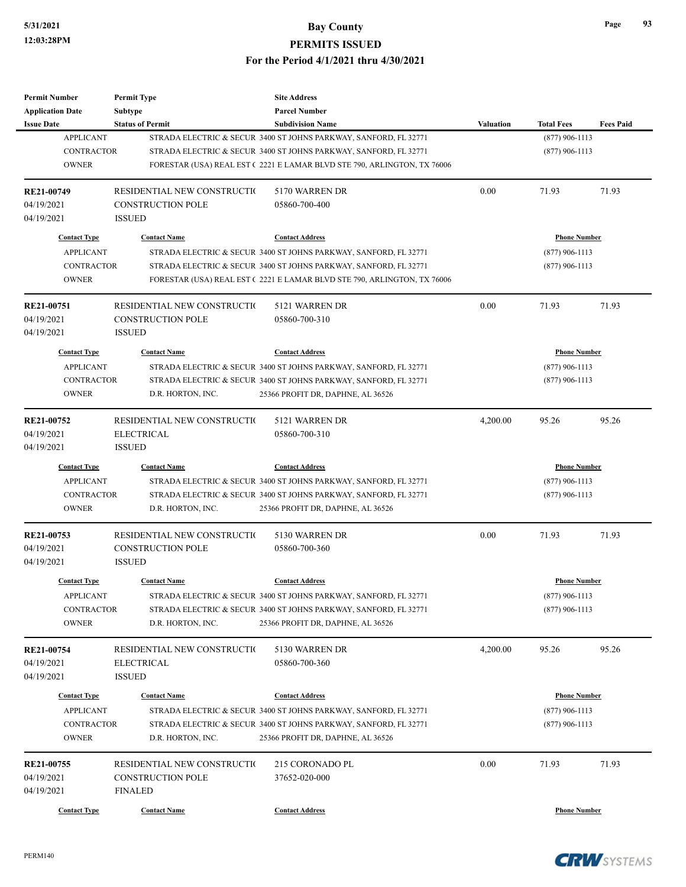| Permit Number | Permit Type | Site Address | | | |
|---|---|---|---|---|---|
| **Application Date** | **Subtype** | **Parcel Number** | | | |
| **Issue Date** | **Status of Permit** | **Subdivision Name** | **Valuation** | **Total Fees** | **Fees Paid** |

| Contact Type | Contact Name | Contact Address | Phone Number |
|---|---|---|---|
| APPLICANT | STRADA ELECTRIC & SECUR | 3400 ST JOHNS PARKWAY, SANFORD, FL 32771 | (877) 906-1113 |
| CONTRACTOR | STRADA ELECTRIC & SECUR | 3400 ST JOHNS PARKWAY, SANFORD, FL 32771 | (877) 906-1113 |
| OWNER | FORESTAR (USA) REAL EST ( | 2221 E LAMAR BLVD STE 790, ARLINGTON, TX 76006 | |

---

| **RE21-00749** | RESIDENTIAL NEW CONSTRUCTI( | 5170 WARREN DR | 0.00 | 71.93 | 71.93 |
|---|---|---|---|---|---|
| 04/19/2021 | CONSTRUCTION POLE | 05860-700-400 | | | |
| 04/19/2021 | ISSUED | | | | |

| Contact Type | Contact Name | Contact Address | Phone Number |
|---|---|---|---|
| APPLICANT | STRADA ELECTRIC & SECUR | 3400 ST JOHNS PARKWAY, SANFORD, FL 32771 | (877) 906-1113 |
| CONTRACTOR | STRADA ELECTRIC & SECUR | 3400 ST JOHNS PARKWAY, SANFORD, FL 32771 | (877) 906-1113 |
| OWNER | FORESTAR (USA) REAL EST ( | 2221 E LAMAR BLVD STE 790, ARLINGTON, TX 76006 | |

---

| **RE21-00751** | RESIDENTIAL NEW CONSTRUCTI( | 5121 WARREN DR | 0.00 | 71.93 | 71.93 |
|---|---|---|---|---|---|
| 04/19/2021 | CONSTRUCTION POLE | 05860-700-310 | | | |
| 04/19/2021 | ISSUED | | | | |

| Contact Type | Contact Name | Contact Address | Phone Number |
|---|---|---|---|
| APPLICANT | STRADA ELECTRIC & SECUR | 3400 ST JOHNS PARKWAY, SANFORD, FL 32771 | (877) 906-1113 |
| CONTRACTOR | STRADA ELECTRIC & SECUR | 3400 ST JOHNS PARKWAY, SANFORD, FL 32771 | (877) 906-1113 |
| OWNER | D.R. HORTON, INC. | 25366 PROFIT DR, DAPHNE, AL 36526 | |

---

| **RE21-00752** | RESIDENTIAL NEW CONSTRUCTI( | 5121 WARREN DR | 4,200.00 | 95.26 | 95.26 |
|---|---|---|---|---|---|
| 04/19/2021 | ELECTRICAL | 05860-700-310 | | | |
| 04/19/2021 | ISSUED | | | | |

| Contact Type | Contact Name | Contact Address | Phone Number |
|---|---|---|---|
| APPLICANT | STRADA ELECTRIC & SECUR | 3400 ST JOHNS PARKWAY, SANFORD, FL 32771 | (877) 906-1113 |
| CONTRACTOR | STRADA ELECTRIC & SECUR | 3400 ST JOHNS PARKWAY, SANFORD, FL 32771 | (877) 906-1113 |
| OWNER | D.R. HORTON, INC. | 25366 PROFIT DR, DAPHNE, AL 36526 | |

---

| **RE21-00753** | RESIDENTIAL NEW CONSTRUCTI( | 5130 WARREN DR | 0.00 | 71.93 | 71.93 |
|---|---|---|---|---|---|
| 04/19/2021 | CONSTRUCTION POLE | 05860-700-360 | | | |
| 04/19/2021 | ISSUED | | | | |

| Contact Type | Contact Name | Contact Address | Phone Number |
|---|---|---|---|
| APPLICANT | STRADA ELECTRIC & SECUR | 3400 ST JOHNS PARKWAY, SANFORD, FL 32771 | (877) 906-1113 |
| CONTRACTOR | STRADA ELECTRIC & SECUR | 3400 ST JOHNS PARKWAY, SANFORD, FL 32771 | (877) 906-1113 |
| OWNER | D.R. HORTON, INC. | 25366 PROFIT DR, DAPHNE, AL 36526 | |

---

| **RE21-00754** | RESIDENTIAL NEW CONSTRUCTI( | 5130 WARREN DR | 4,200.00 | 95.26 | 95.26 |
|---|---|---|---|---|---|
| 04/19/2021 | ELECTRICAL | 05860-700-360 | | | |
| 04/19/2021 | ISSUED | | | | |

| Contact Type | Contact Name | Contact Address | Phone Number |
|---|---|---|---|
| APPLICANT | STRADA ELECTRIC & SECUR | 3400 ST JOHNS PARKWAY, SANFORD, FL 32771 | (877) 906-1113 |
| CONTRACTOR | STRADA ELECTRIC & SECUR | 3400 ST JOHNS PARKWAY, SANFORD, FL 32771 | (877) 906-1113 |
| OWNER | D.R. HORTON, INC. | 25366 PROFIT DR, DAPHNE, AL 36526 | |

---

| **RE21-00755** | RESIDENTIAL NEW CONSTRUCTI( | 215 CORONADO PL | 0.00 | 71.93 | 71.93 |
|---|---|---|---|---|---|
| 04/19/2021 | CONSTRUCTION POLE | 37652-020-000 | | | |
| 04/19/2021 | FINALED | | | | |

| Contact Type | Contact Name | Contact Address | Phone Number |
|---|---|---|---|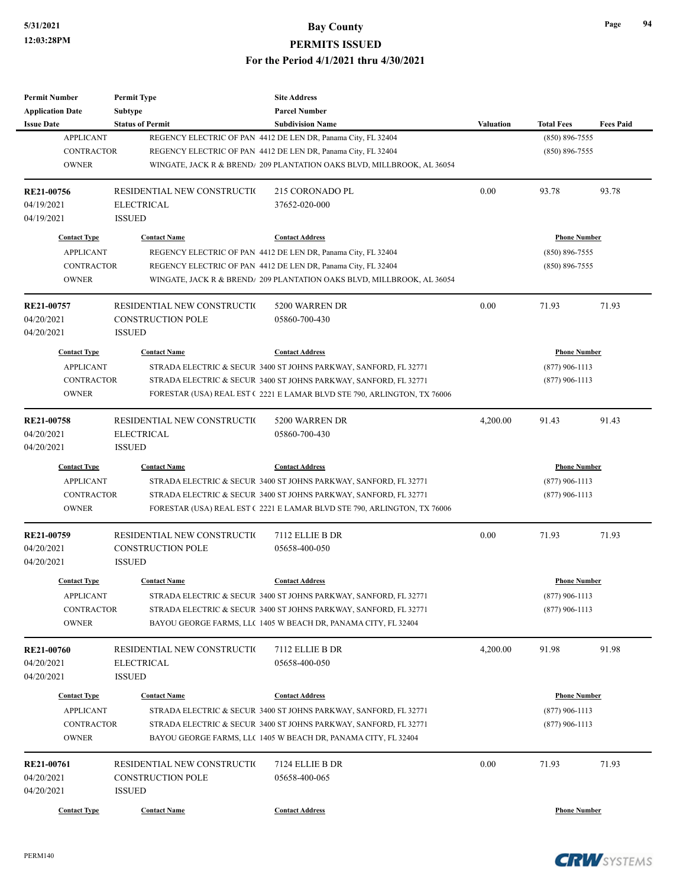| Permit Number | Permit Type | Site Address | | | |
|---|---|---|---|---|---|
| Application Date | Subtype | Parcel Number | | | |
| Issue Date | Status of Permit | Subdivision Name | Valuation | Total Fees | Fees Paid |
| APPLICANT | REGENCY ELECTRIC OF PAN | 4412 DE LEN DR, Panama City, FL 32404 | | (850) 896-7555 | |
| CONTRACTOR | REGENCY ELECTRIC OF PAN | 4412 DE LEN DR, Panama City, FL 32404 | | (850) 896-7555 | |
| OWNER | WINGATE, JACK R & BRENDA | 209 PLANTATION OAKS BLVD, MILLBROOK, AL 36054 | | | |
| **RE21-00756** | RESIDENTIAL NEW CONSTRUCTIO | 215 CORONADO PL | 0.00 | 93.78 | 93.78 |
| 04/19/2021 | ELECTRICAL | 37652-020-000 | | | |
| 04/19/2021 | ISSUED | | | | |
| Contact Type | Contact Name | Contact Address | | Phone Number | |
| APPLICANT | REGENCY ELECTRIC OF PAN | 4412 DE LEN DR, Panama City, FL 32404 | | (850) 896-7555 | |
| CONTRACTOR | REGENCY ELECTRIC OF PAN | 4412 DE LEN DR, Panama City, FL 32404 | | (850) 896-7555 | |
| OWNER | WINGATE, JACK R & BRENDA | 209 PLANTATION OAKS BLVD, MILLBROOK, AL 36054 | | | |
| **RE21-00757** | RESIDENTIAL NEW CONSTRUCTIO | 5200 WARREN DR | 0.00 | 71.93 | 71.93 |
| 04/20/2021 | CONSTRUCTION POLE | 05860-700-430 | | | |
| 04/20/2021 | ISSUED | | | | |
| Contact Type | Contact Name | Contact Address | | Phone Number | |
| APPLICANT | STRADA ELECTRIC & SECUR | 3400 ST JOHNS PARKWAY, SANFORD, FL 32771 | | (877) 906-1113 | |
| CONTRACTOR | STRADA ELECTRIC & SECUR | 3400 ST JOHNS PARKWAY, SANFORD, FL 32771 | | (877) 906-1113 | |
| OWNER | FORESTAR (USA) REAL EST ( | 2221 E LAMAR BLVD STE 790, ARLINGTON, TX 76006 | | | |
| **RE21-00758** | RESIDENTIAL NEW CONSTRUCTIO | 5200 WARREN DR | 4,200.00 | 91.43 | 91.43 |
| 04/20/2021 | ELECTRICAL | 05860-700-430 | | | |
| 04/20/2021 | ISSUED | | | | |
| Contact Type | Contact Name | Contact Address | | Phone Number | |
| APPLICANT | STRADA ELECTRIC & SECUR | 3400 ST JOHNS PARKWAY, SANFORD, FL 32771 | | (877) 906-1113 | |
| CONTRACTOR | STRADA ELECTRIC & SECUR | 3400 ST JOHNS PARKWAY, SANFORD, FL 32771 | | (877) 906-1113 | |
| OWNER | FORESTAR (USA) REAL EST ( | 2221 E LAMAR BLVD STE 790, ARLINGTON, TX 76006 | | | |
| **RE21-00759** | RESIDENTIAL NEW CONSTRUCTIO | 7112 ELLIE B DR | 0.00 | 71.93 | 71.93 |
| 04/20/2021 | CONSTRUCTION POLE | 05658-400-050 | | | |
| 04/20/2021 | ISSUED | | | | |
| Contact Type | Contact Name | Contact Address | | Phone Number | |
| APPLICANT | STRADA ELECTRIC & SECUR | 3400 ST JOHNS PARKWAY, SANFORD, FL 32771 | | (877) 906-1113 | |
| CONTRACTOR | STRADA ELECTRIC & SECUR | 3400 ST JOHNS PARKWAY, SANFORD, FL 32771 | | (877) 906-1113 | |
| OWNER | BAYOU GEORGE FARMS, LLC | 1405 W BEACH DR, PANAMA CITY, FL 32404 | | | |
| **RE21-00760** | RESIDENTIAL NEW CONSTRUCTIO | 7112 ELLIE B DR | 4,200.00 | 91.98 | 91.98 |
| 04/20/2021 | ELECTRICAL | 05658-400-050 | | | |
| 04/20/2021 | ISSUED | | | | |
| Contact Type | Contact Name | Contact Address | | Phone Number | |
| APPLICANT | STRADA ELECTRIC & SECUR | 3400 ST JOHNS PARKWAY, SANFORD, FL 32771 | | (877) 906-1113 | |
| CONTRACTOR | STRADA ELECTRIC & SECUR | 3400 ST JOHNS PARKWAY, SANFORD, FL 32771 | | (877) 906-1113 | |
| OWNER | BAYOU GEORGE FARMS, LLC | 1405 W BEACH DR, PANAMA CITY, FL 32404 | | | |
| **RE21-00761** | RESIDENTIAL NEW CONSTRUCTIO | 7124 ELLIE B DR | 0.00 | 71.93 | 71.93 |
| 04/20/2021 | CONSTRUCTION POLE | 05658-400-065 | | | |
| 04/20/2021 | ISSUED | | | | |
| Contact Type | Contact Name | Contact Address | | Phone Number | |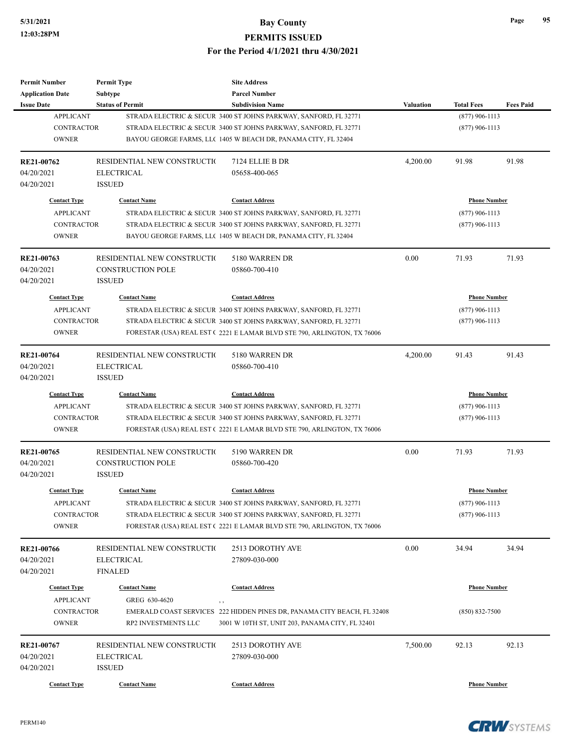# Bay County
## PERMITS ISSUED
### For the Period 4/1/2021 thru 4/30/2021

| Permit Number<br>Application Date<br>Issue Date | Permit Type<br>Subtype<br>Status of Permit | Site Address<br>Parcel Number<br>Subdivision Name | Valuation | Total Fees | Fees Paid |
|---|---|---|---|---|---|
| APPLICANT | STRADA ELECTRIC & SECUR | 3400 ST JOHNS PARKWAY, SANFORD, FL 32771 | | (877) 906-1113 | |
| CONTRACTOR | STRADA ELECTRIC & SECUR | 3400 ST JOHNS PARKWAY, SANFORD, FL 32771 | | (877) 906-1113 | |
| OWNER | BAYOU GEORGE FARMS, LL( | 1405 W BEACH DR, PANAMA CITY, FL 32404 | | | |
| **RE21-00762**<br>04/20/2021<br>04/20/2021 | RESIDENTIAL NEW CONSTRUCTI(<br>ELECTRICAL<br>ISSUED | 7124 ELLIE B DR<br>05658-400-065 | 4,200.00 | 91.98 | 91.98 |
| **Contact Type** | **Contact Name** | **Contact Address** | | **Phone Number** | |
| APPLICANT | STRADA ELECTRIC & SECUR | 3400 ST JOHNS PARKWAY, SANFORD, FL 32771 | | (877) 906-1113 | |
| CONTRACTOR | STRADA ELECTRIC & SECUR | 3400 ST JOHNS PARKWAY, SANFORD, FL 32771 | | (877) 906-1113 | |
| OWNER | BAYOU GEORGE FARMS, LL( | 1405 W BEACH DR, PANAMA CITY, FL 32404 | | | |
| **RE21-00763**<br>04/20/2021<br>04/20/2021 | RESIDENTIAL NEW CONSTRUCTI(<br>CONSTRUCTION POLE<br>ISSUED | 5180 WARREN DR<br>05860-700-410 | 0.00 | 71.93 | 71.93 |
| **Contact Type** | **Contact Name** | **Contact Address** | | **Phone Number** | |
| APPLICANT | STRADA ELECTRIC & SECUR | 3400 ST JOHNS PARKWAY, SANFORD, FL 32771 | | (877) 906-1113 | |
| CONTRACTOR | STRADA ELECTRIC & SECUR | 3400 ST JOHNS PARKWAY, SANFORD, FL 32771 | | (877) 906-1113 | |
| OWNER | FORESTAR (USA) REAL EST ( | 2221 E LAMAR BLVD STE 790, ARLINGTON, TX 76006 | | | |
| **RE21-00764**<br>04/20/2021<br>04/20/2021 | RESIDENTIAL NEW CONSTRUCTI(<br>ELECTRICAL<br>ISSUED | 5180 WARREN DR<br>05860-700-410 | 4,200.00 | 91.43 | 91.43 |
| **Contact Type** | **Contact Name** | **Contact Address** | | **Phone Number** | |
| APPLICANT | STRADA ELECTRIC & SECUR | 3400 ST JOHNS PARKWAY, SANFORD, FL 32771 | | (877) 906-1113 | |
| CONTRACTOR | STRADA ELECTRIC & SECUR | 3400 ST JOHNS PARKWAY, SANFORD, FL 32771 | | (877) 906-1113 | |
| OWNER | FORESTAR (USA) REAL EST ( | 2221 E LAMAR BLVD STE 790, ARLINGTON, TX 76006 | | | |
| **RE21-00765**<br>04/20/2021<br>04/20/2021 | RESIDENTIAL NEW CONSTRUCTI(<br>CONSTRUCTION POLE<br>ISSUED | 5190 WARREN DR<br>05860-700-420 | 0.00 | 71.93 | 71.93 |
| **Contact Type** | **Contact Name** | **Contact Address** | | **Phone Number** | |
| APPLICANT | STRADA ELECTRIC & SECUR | 3400 ST JOHNS PARKWAY, SANFORD, FL 32771 | | (877) 906-1113 | |
| CONTRACTOR | STRADA ELECTRIC & SECUR | 3400 ST JOHNS PARKWAY, SANFORD, FL 32771 | | (877) 906-1113 | |
| OWNER | FORESTAR (USA) REAL EST ( | 2221 E LAMAR BLVD STE 790, ARLINGTON, TX 76006 | | | |
| **RE21-00766**<br>04/20/2021<br>04/20/2021 | RESIDENTIAL NEW CONSTRUCTI(<br>ELECTRICAL<br>FINALED | 2513 DOROTHY AVE<br>27809-030-000 | 0.00 | 34.94 | 34.94 |
| **Contact Type** | **Contact Name** | **Contact Address** | | **Phone Number** | |
| APPLICANT | GREG 630-4620 | , , | | | |
| CONTRACTOR | EMERALD COAST SERVICES | 222 HIDDEN PINES DR, PANAMA CITY BEACH, FL 32408 | | (850) 832-7500 | |
| OWNER | RP2 INVESTMENTS LLC | 3001 W 10TH ST, UNIT 203, PANAMA CITY, FL 32401 | | | |
| **RE21-00767**<br>04/20/2021<br>04/20/2021 | RESIDENTIAL NEW CONSTRUCTI(<br>ELECTRICAL<br>ISSUED | 2513 DOROTHY AVE<br>27809-030-000 | 7,500.00 | 92.13 | 92.13 |
| **Contact Type** | **Contact Name** | **Contact Address** | | **Phone Number** | |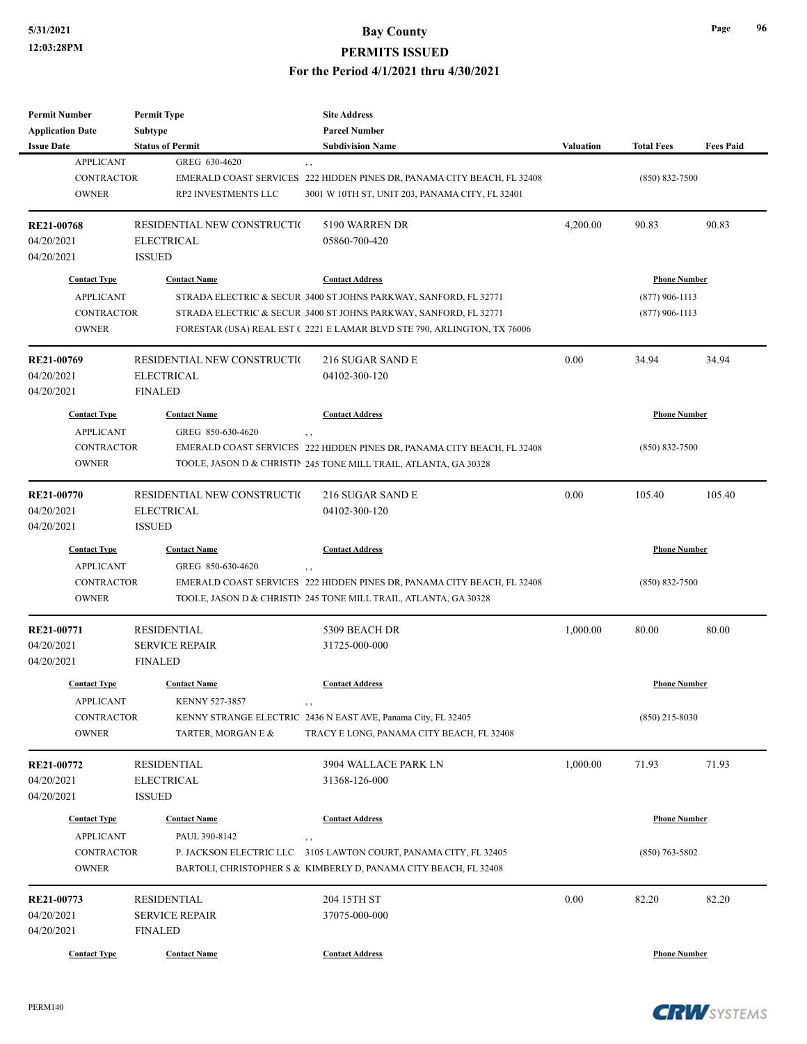| Permit Number | Permit Type | Site Address | | | |
|---|---|---|---|---|---|
| Application Date | Subtype | Parcel Number | | | |
| Issue Date | Status of Permit | Subdivision Name | Valuation | Total Fees | Fees Paid |

| | Contact Name | Contact Address | Phone Number |
|---|---|---|---|
| APPLICANT | GREG 630-4620 | , , | |
| CONTRACTOR | EMERALD COAST SERVICES | 222 HIDDEN PINES DR, PANAMA CITY BEACH, FL 32408 | (850) 832-7500 |
| OWNER | RP2 INVESTMENTS LLC | 3001 W 10TH ST, UNIT 203, PANAMA CITY, FL 32401 | |

| **RE21-00768** | RESIDENTIAL NEW CONSTRUCTI( | 5190 WARREN DR | 4,200.00 | 90.83 | 90.83 |
|---|---|---|---|---|---|
| 04/20/2021 | ELECTRICAL | 05860-700-420 | | | |
| 04/20/2021 | ISSUED | | | | |

| Contact Type | Contact Name | Contact Address | Phone Number |
|---|---|---|---|
| APPLICANT | STRADA ELECTRIC & SECUR | 3400 ST JOHNS PARKWAY, SANFORD, FL 32771 | (877) 906-1113 |
| CONTRACTOR | STRADA ELECTRIC & SECUR | 3400 ST JOHNS PARKWAY, SANFORD, FL 32771 | (877) 906-1113 |
| OWNER | FORESTAR (USA) REAL EST ( | 2221 E LAMAR BLVD STE 790, ARLINGTON, TX 76006 | |

| **RE21-00769** | RESIDENTIAL NEW CONSTRUCTI( | 216 SUGAR SAND E | 0.00 | 34.94 | 34.94 |
|---|---|---|---|---|---|
| 04/20/2021 | ELECTRICAL | 04102-300-120 | | | |
| 04/20/2021 | FINALED | | | | |

| Contact Type | Contact Name | Contact Address | Phone Number |
|---|---|---|---|
| APPLICANT | GREG 850-630-4620 | , , | |
| CONTRACTOR | EMERALD COAST SERVICES | 222 HIDDEN PINES DR, PANAMA CITY BEACH, FL 32408 | (850) 832-7500 |
| OWNER | TOOLE, JASON D & CHRISTIN | 245 TONE MILL TRAIL, ATLANTA, GA 30328 | |

| **RE21-00770** | RESIDENTIAL NEW CONSTRUCTI( | 216 SUGAR SAND E | 0.00 | 105.40 | 105.40 |
|---|---|---|---|---|---|
| 04/20/2021 | ELECTRICAL | 04102-300-120 | | | |
| 04/20/2021 | ISSUED | | | | |

| Contact Type | Contact Name | Contact Address | Phone Number |
|---|---|---|---|
| APPLICANT | GREG 850-630-4620 | , , | |
| CONTRACTOR | EMERALD COAST SERVICES | 222 HIDDEN PINES DR, PANAMA CITY BEACH, FL 32408 | (850) 832-7500 |
| OWNER | TOOLE, JASON D & CHRISTIN | 245 TONE MILL TRAIL, ATLANTA, GA 30328 | |

| **RE21-00771** | RESIDENTIAL | 5309 BEACH DR | 1,000.00 | 80.00 | 80.00 |
|---|---|---|---|---|---|
| 04/20/2021 | SERVICE REPAIR | 31725-000-000 | | | |
| 04/20/2021 | FINALED | | | | |

| Contact Type | Contact Name | Contact Address | Phone Number |
|---|---|---|---|
| APPLICANT | KENNY 527-3857 | , , | |
| CONTRACTOR | KENNY STRANGE ELECTRIC | 2436 N EAST AVE, Panama City, FL 32405 | (850) 215-8030 |
| OWNER | TARTER, MORGAN E & | TRACY E LONG, PANAMA CITY BEACH, FL 32408 | |

| **RE21-00772** | RESIDENTIAL | 3904 WALLACE PARK LN | 1,000.00 | 71.93 | 71.93 |
|---|---|---|---|---|---|
| 04/20/2021 | ELECTRICAL | 31368-126-000 | | | |
| 04/20/2021 | ISSUED | | | | |

| Contact Type | Contact Name | Contact Address | Phone Number |
|---|---|---|---|
| APPLICANT | PAUL 390-8142 | , , | |
| CONTRACTOR | P. JACKSON ELECTRIC LLC | 3105 LAWTON COURT, PANAMA CITY, FL 32405 | (850) 763-5802 |
| OWNER | BARTOLI, CHRISTOPHER S & | KIMBERLY D, PANAMA CITY BEACH, FL 32408 | |

| **RE21-00773** | RESIDENTIAL | 204 15TH ST | 0.00 | 82.20 | 82.20 |
|---|---|---|---|---|---|
| 04/20/2021 | SERVICE REPAIR | 37075-000-000 | | | |
| 04/20/2021 | FINALED | | | | |

| Contact Type | Contact Name | Contact Address | Phone Number |
|---|---|---|---|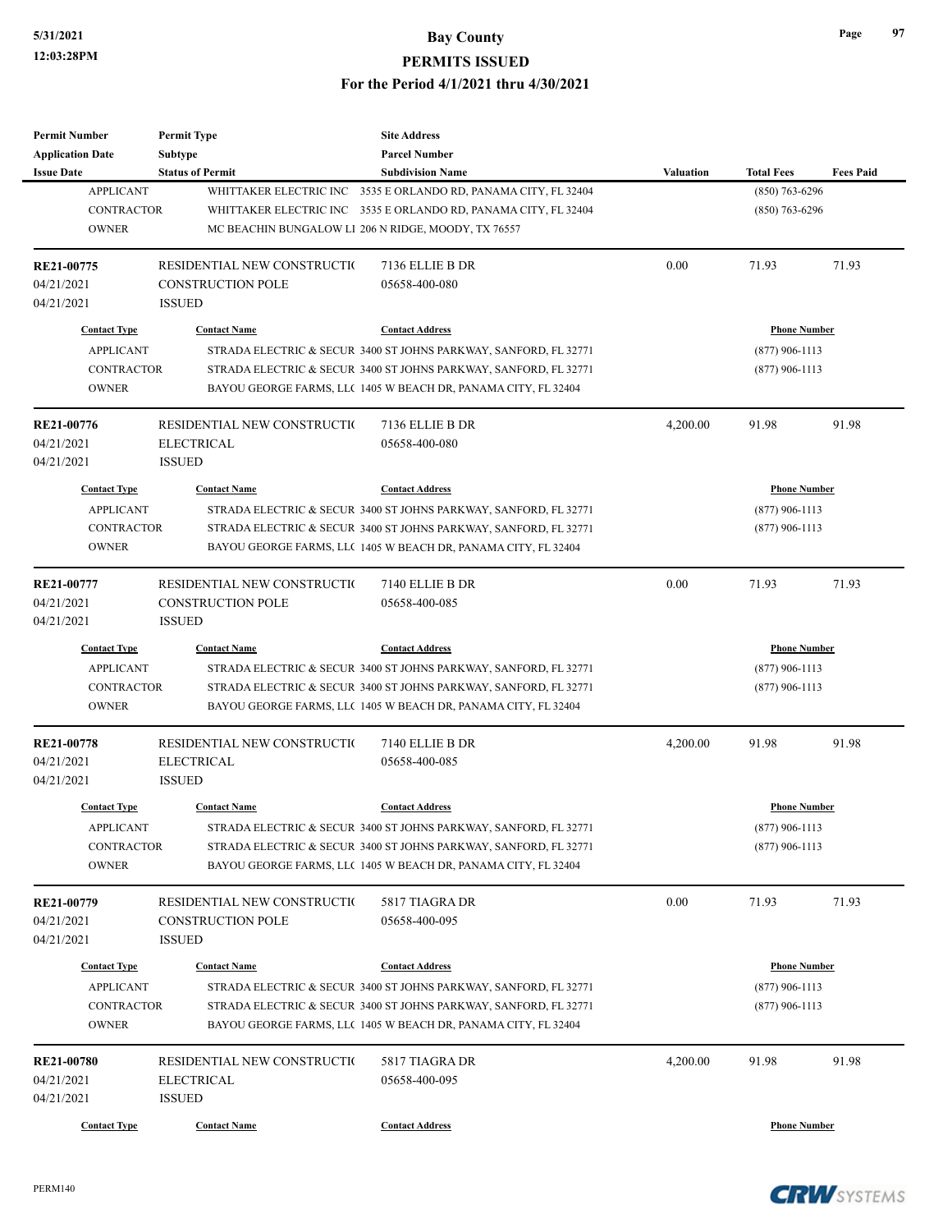| Permit Number | Permit Type | Site Address | | | |
|---|---|---|---|---|---|
| Application Date | Subtype | Parcel Number | | | |
| Issue Date | Status of Permit | Subdivision Name | Valuation | Total Fees | Fees Paid |

| Contact Type | Contact Name | Contact Address | Phone Number |
|---|---|---|---|
| APPLICANT | WHITTAKER ELECTRIC INC | 3535 E ORLANDO RD, PANAMA CITY, FL 32404 | (850) 763-6296 |
| CONTRACTOR | WHITTAKER ELECTRIC INC | 3535 E ORLANDO RD, PANAMA CITY, FL 32404 | (850) 763-6296 |
| OWNER | MC BEACHIN BUNGALOW LI | 206 N RIDGE, MOODY, TX 76557 | |

| RE21-00775 | RESIDENTIAL NEW CONSTRUCTI( | 7136 ELLIE B DR | 0.00 | 71.93 | 71.93 |
|---|---|---|---|---|---|
| 04/21/2021 | CONSTRUCTION POLE | 05658-400-080 | | | |
| 04/21/2021 | ISSUED | | | | |

| Contact Type | Contact Name | Contact Address | Phone Number |
|---|---|---|---|
| APPLICANT | STRADA ELECTRIC & SECUR | 3400 ST JOHNS PARKWAY, SANFORD, FL 32771 | (877) 906-1113 |
| CONTRACTOR | STRADA ELECTRIC & SECUR | 3400 ST JOHNS PARKWAY, SANFORD, FL 32771 | (877) 906-1113 |
| OWNER | BAYOU GEORGE FARMS, LL( | 1405 W BEACH DR, PANAMA CITY, FL 32404 | |

| RE21-00776 | RESIDENTIAL NEW CONSTRUCTI( | 7136 ELLIE B DR | 4,200.00 | 91.98 | 91.98 |
|---|---|---|---|---|---|
| 04/21/2021 | ELECTRICAL | 05658-400-080 | | | |
| 04/21/2021 | ISSUED | | | | |

| Contact Type | Contact Name | Contact Address | Phone Number |
|---|---|---|---|
| APPLICANT | STRADA ELECTRIC & SECUR | 3400 ST JOHNS PARKWAY, SANFORD, FL 32771 | (877) 906-1113 |
| CONTRACTOR | STRADA ELECTRIC & SECUR | 3400 ST JOHNS PARKWAY, SANFORD, FL 32771 | (877) 906-1113 |
| OWNER | BAYOU GEORGE FARMS, LL( | 1405 W BEACH DR, PANAMA CITY, FL 32404 | |

| RE21-00777 | RESIDENTIAL NEW CONSTRUCTI( | 7140 ELLIE B DR | 0.00 | 71.93 | 71.93 |
|---|---|---|---|---|---|
| 04/21/2021 | CONSTRUCTION POLE | 05658-400-085 | | | |
| 04/21/2021 | ISSUED | | | | |

| Contact Type | Contact Name | Contact Address | Phone Number |
|---|---|---|---|
| APPLICANT | STRADA ELECTRIC & SECUR | 3400 ST JOHNS PARKWAY, SANFORD, FL 32771 | (877) 906-1113 |
| CONTRACTOR | STRADA ELECTRIC & SECUR | 3400 ST JOHNS PARKWAY, SANFORD, FL 32771 | (877) 906-1113 |
| OWNER | BAYOU GEORGE FARMS, LL( | 1405 W BEACH DR, PANAMA CITY, FL 32404 | |

| RE21-00778 | RESIDENTIAL NEW CONSTRUCTI( | 7140 ELLIE B DR | 4,200.00 | 91.98 | 91.98 |
|---|---|---|---|---|---|
| 04/21/2021 | ELECTRICAL | 05658-400-085 | | | |
| 04/21/2021 | ISSUED | | | | |

| Contact Type | Contact Name | Contact Address | Phone Number |
|---|---|---|---|
| APPLICANT | STRADA ELECTRIC & SECUR | 3400 ST JOHNS PARKWAY, SANFORD, FL 32771 | (877) 906-1113 |
| CONTRACTOR | STRADA ELECTRIC & SECUR | 3400 ST JOHNS PARKWAY, SANFORD, FL 32771 | (877) 906-1113 |
| OWNER | BAYOU GEORGE FARMS, LL( | 1405 W BEACH DR, PANAMA CITY, FL 32404 | |

| RE21-00779 | RESIDENTIAL NEW CONSTRUCTI( | 5817 TIAGRA DR | 0.00 | 71.93 | 71.93 |
|---|---|---|---|---|---|
| 04/21/2021 | CONSTRUCTION POLE | 05658-400-095 | | | |
| 04/21/2021 | ISSUED | | | | |

| Contact Type | Contact Name | Contact Address | Phone Number |
|---|---|---|---|
| APPLICANT | STRADA ELECTRIC & SECUR | 3400 ST JOHNS PARKWAY, SANFORD, FL 32771 | (877) 906-1113 |
| CONTRACTOR | STRADA ELECTRIC & SECUR | 3400 ST JOHNS PARKWAY, SANFORD, FL 32771 | (877) 906-1113 |
| OWNER | BAYOU GEORGE FARMS, LL( | 1405 W BEACH DR, PANAMA CITY, FL 32404 | |

| RE21-00780 | RESIDENTIAL NEW CONSTRUCTI( | 5817 TIAGRA DR | 4,200.00 | 91.98 | 91.98 |
|---|---|---|---|---|---|
| 04/21/2021 | ELECTRICAL | 05658-400-095 | | | |
| 04/21/2021 | ISSUED | | | | |

| Contact Type | Contact Name | Contact Address | Phone Number |
|---|---|---|---|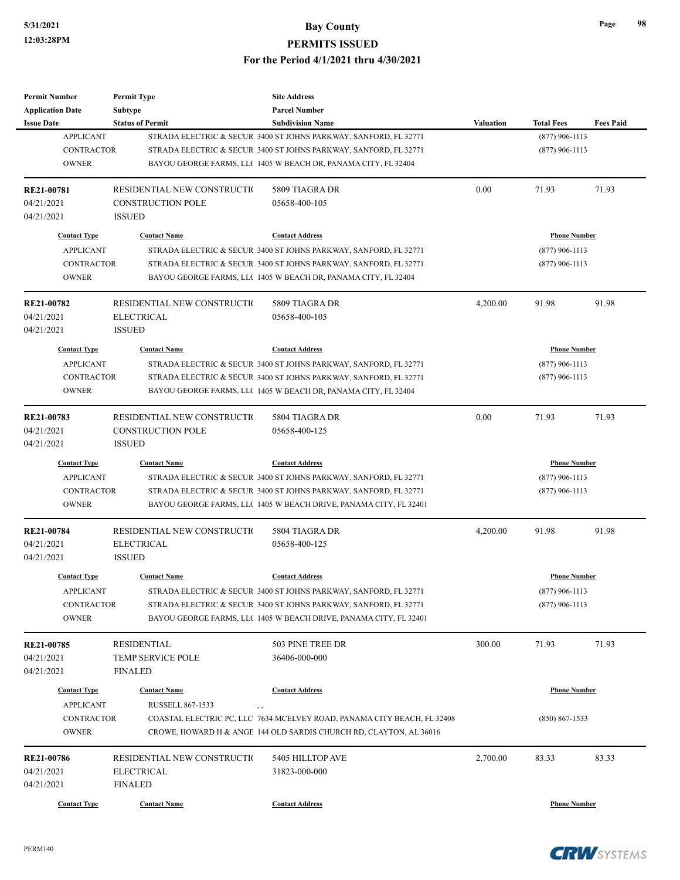| Permit Number | Permit Type | Site Address | | | |
|---|---|---|---|---|---|
| Application Date | Subtype | Parcel Number | | | |
| Issue Date | Status of Permit | Subdivision Name | Valuation | Total Fees | Fees Paid |

| Contact Type | Contact Name | Contact Address | Phone Number |
|---|---|---|---|
| APPLICANT | STRADA ELECTRIC & SECUR | 3400 ST JOHNS PARKWAY, SANFORD, FL 32771 | (877) 906-1113 |
| CONTRACTOR | STRADA ELECTRIC & SECUR | 3400 ST JOHNS PARKWAY, SANFORD, FL 32771 | (877) 906-1113 |
| OWNER | BAYOU GEORGE FARMS, LL( | 1405 W BEACH DR, PANAMA CITY, FL 32404 | |

| RE21-00781 | RESIDENTIAL NEW CONSTRUCTI( | 5809 TIAGRA DR | 0.00 | 71.93 | 71.93 |
|---|---|---|---|---|---|
| 04/21/2021 | CONSTRUCTION POLE | 05658-400-105 | | | |
| 04/21/2021 | ISSUED | | | | |

| Contact Type | Contact Name | Contact Address | Phone Number |
|---|---|---|---|
| APPLICANT | STRADA ELECTRIC & SECUR | 3400 ST JOHNS PARKWAY, SANFORD, FL 32771 | (877) 906-1113 |
| CONTRACTOR | STRADA ELECTRIC & SECUR | 3400 ST JOHNS PARKWAY, SANFORD, FL 32771 | (877) 906-1113 |
| OWNER | BAYOU GEORGE FARMS, LL( | 1405 W BEACH DR, PANAMA CITY, FL 32404 | |

| RE21-00782 | RESIDENTIAL NEW CONSTRUCTI( | 5809 TIAGRA DR | 4,200.00 | 91.98 | 91.98 |
|---|---|---|---|---|---|
| 04/21/2021 | ELECTRICAL | 05658-400-105 | | | |
| 04/21/2021 | ISSUED | | | | |

| Contact Type | Contact Name | Contact Address | Phone Number |
|---|---|---|---|
| APPLICANT | STRADA ELECTRIC & SECUR | 3400 ST JOHNS PARKWAY, SANFORD, FL 32771 | (877) 906-1113 |
| CONTRACTOR | STRADA ELECTRIC & SECUR | 3400 ST JOHNS PARKWAY, SANFORD, FL 32771 | (877) 906-1113 |
| OWNER | BAYOU GEORGE FARMS, LL( | 1405 W BEACH DR, PANAMA CITY, FL 32404 | |

| RE21-00783 | RESIDENTIAL NEW CONSTRUCTI( | 5804 TIAGRA DR | 0.00 | 71.93 | 71.93 |
|---|---|---|---|---|---|
| 04/21/2021 | CONSTRUCTION POLE | 05658-400-125 | | | |
| 04/21/2021 | ISSUED | | | | |

| Contact Type | Contact Name | Contact Address | Phone Number |
|---|---|---|---|
| APPLICANT | STRADA ELECTRIC & SECUR | 3400 ST JOHNS PARKWAY, SANFORD, FL 32771 | (877) 906-1113 |
| CONTRACTOR | STRADA ELECTRIC & SECUR | 3400 ST JOHNS PARKWAY, SANFORD, FL 32771 | (877) 906-1113 |
| OWNER | BAYOU GEORGE FARMS, LL( | 1405 W BEACH DRIVE, PANAMA CITY, FL 32401 | |

| RE21-00784 | RESIDENTIAL NEW CONSTRUCTI( | 5804 TIAGRA DR | 4,200.00 | 91.98 | 91.98 |
|---|---|---|---|---|---|
| 04/21/2021 | ELECTRICAL | 05658-400-125 | | | |
| 04/21/2021 | ISSUED | | | | |

| Contact Type | Contact Name | Contact Address | Phone Number |
|---|---|---|---|
| APPLICANT | STRADA ELECTRIC & SECUR | 3400 ST JOHNS PARKWAY, SANFORD, FL 32771 | (877) 906-1113 |
| CONTRACTOR | STRADA ELECTRIC & SECUR | 3400 ST JOHNS PARKWAY, SANFORD, FL 32771 | (877) 906-1113 |
| OWNER | BAYOU GEORGE FARMS, LL( | 1405 W BEACH DRIVE, PANAMA CITY, FL 32401 | |

| RE21-00785 | RESIDENTIAL | 503 PINE TREE DR | 300.00 | 71.93 | 71.93 |
|---|---|---|---|---|---|
| 04/21/2021 | TEMP SERVICE POLE | 36406-000-000 | | | |
| 04/21/2021 | FINALED | | | | |

| Contact Type | Contact Name | Contact Address | Phone Number |
|---|---|---|---|
| APPLICANT | RUSSELL 867-1533 | , , | |
| CONTRACTOR | COASTAL ELECTRIC PC, LLC | 7634 MCELVEY ROAD, PANAMA CITY BEACH, FL 32408 | (850) 867-1533 |
| OWNER | CROWE, HOWARD H & ANGE | 144 OLD SARDIS CHURCH RD, CLAYTON, AL 36016 | |

| RE21-00786 | RESIDENTIAL NEW CONSTRUCTI( | 5405 HILLTOP AVE | 2,700.00 | 83.33 | 83.33 |
|---|---|---|---|---|---|
| 04/21/2021 | ELECTRICAL | 31823-000-000 | | | |
| 04/21/2021 | FINALED | | | | |

| Contact Type | Contact Name | Contact Address | Phone Number |
|---|---|---|---|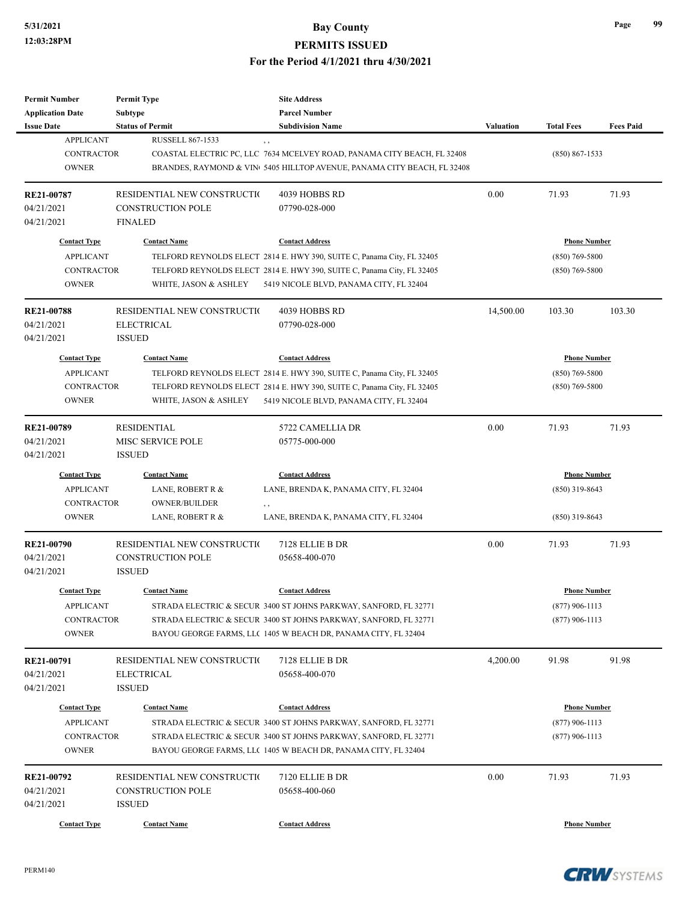| Permit Number<br>Application Date<br>Issue Date | Permit Type<br>Subtype<br>Status of Permit | Site Address<br>Parcel Number<br>Subdivision Name | Valuation | Total Fees | Fees Paid |
|---|---|---|---|---|---|
| APPLICANT | RUSSELL 867-1533 | , , | | | |
| CONTRACTOR | COASTAL ELECTRIC PC, LLC | 7634 MCELVEY ROAD, PANAMA CITY BEACH, FL 32408 | | (850) 867-1533 | |
| OWNER | BRANDES, RAYMOND & VIN | 5405 HILLTOP AVENUE, PANAMA CITY BEACH, FL 32408 | | | |
| **RE21-00787**<br>04/21/2021<br>04/21/2021 | RESIDENTIAL NEW CONSTRUCTI(<br>CONSTRUCTION POLE<br>FINALED | 4039 HOBBS RD<br>07790-028-000 | 0.00 | 71.93 | 71.93 |
| **Contact Type** | **Contact Name** | **Contact Address** | | **Phone Number** | |
| APPLICANT | TELFORD REYNOLDS ELECT | 2814 E. HWY 390, SUITE C, Panama City, FL 32405 | | (850) 769-5800 | |
| CONTRACTOR | TELFORD REYNOLDS ELECT | 2814 E. HWY 390, SUITE C, Panama City, FL 32405 | | (850) 769-5800 | |
| OWNER | WHITE, JASON & ASHLEY | 5419 NICOLE BLVD, PANAMA CITY, FL 32404 | | | |
| **RE21-00788**<br>04/21/2021<br>04/21/2021 | RESIDENTIAL NEW CONSTRUCTI(<br>ELECTRICAL<br>ISSUED | 4039 HOBBS RD<br>07790-028-000 | 14,500.00 | 103.30 | 103.30 |
| **Contact Type** | **Contact Name** | **Contact Address** | | **Phone Number** | |
| APPLICANT | TELFORD REYNOLDS ELECT | 2814 E. HWY 390, SUITE C, Panama City, FL 32405 | | (850) 769-5800 | |
| CONTRACTOR | TELFORD REYNOLDS ELECT | 2814 E. HWY 390, SUITE C, Panama City, FL 32405 | | (850) 769-5800 | |
| OWNER | WHITE, JASON & ASHLEY | 5419 NICOLE BLVD, PANAMA CITY, FL 32404 | | | |
| **RE21-00789**<br>04/21/2021<br>04/21/2021 | RESIDENTIAL<br>MISC SERVICE POLE<br>ISSUED | 5722 CAMELLIA DR<br>05775-000-000 | 0.00 | 71.93 | 71.93 |
| **Contact Type** | **Contact Name** | **Contact Address** | | **Phone Number** | |
| APPLICANT | LANE, ROBERT R & | LANE, BRENDA K, PANAMA CITY, FL 32404 | | (850) 319-8643 | |
| CONTRACTOR | OWNER/BUILDER | , , | | | |
| OWNER | LANE, ROBERT R & | LANE, BRENDA K, PANAMA CITY, FL 32404 | | (850) 319-8643 | |
| **RE21-00790**<br>04/21/2021<br>04/21/2021 | RESIDENTIAL NEW CONSTRUCTI(<br>CONSTRUCTION POLE<br>ISSUED | 7128 ELLIE B DR<br>05658-400-070 | 0.00 | 71.93 | 71.93 |
| **Contact Type** | **Contact Name** | **Contact Address** | | **Phone Number** | |
| APPLICANT | STRADA ELECTRIC & SECUR | 3400 ST JOHNS PARKWAY, SANFORD, FL 32771 | | (877) 906-1113 | |
| CONTRACTOR | STRADA ELECTRIC & SECUR | 3400 ST JOHNS PARKWAY, SANFORD, FL 32771 | | (877) 906-1113 | |
| OWNER | BAYOU GEORGE FARMS, LL( | 1405 W BEACH DR, PANAMA CITY, FL 32404 | | | |
| **RE21-00791**<br>04/21/2021<br>04/21/2021 | RESIDENTIAL NEW CONSTRUCTI(<br>ELECTRICAL<br>ISSUED | 7128 ELLIE B DR<br>05658-400-070 | 4,200.00 | 91.98 | 91.98 |
| **Contact Type** | **Contact Name** | **Contact Address** | | **Phone Number** | |
| APPLICANT | STRADA ELECTRIC & SECUR | 3400 ST JOHNS PARKWAY, SANFORD, FL 32771 | | (877) 906-1113 | |
| CONTRACTOR | STRADA ELECTRIC & SECUR | 3400 ST JOHNS PARKWAY, SANFORD, FL 32771 | | (877) 906-1113 | |
| OWNER | BAYOU GEORGE FARMS, LL( | 1405 W BEACH DR, PANAMA CITY, FL 32404 | | | |
| **RE21-00792**<br>04/21/2021<br>04/21/2021 | RESIDENTIAL NEW CONSTRUCTI(<br>CONSTRUCTION POLE<br>ISSUED | 7120 ELLIE B DR<br>05658-400-060 | 0.00 | 71.93 | 71.93 |
| **Contact Type** | **Contact Name** | **Contact Address** | | **Phone Number** | |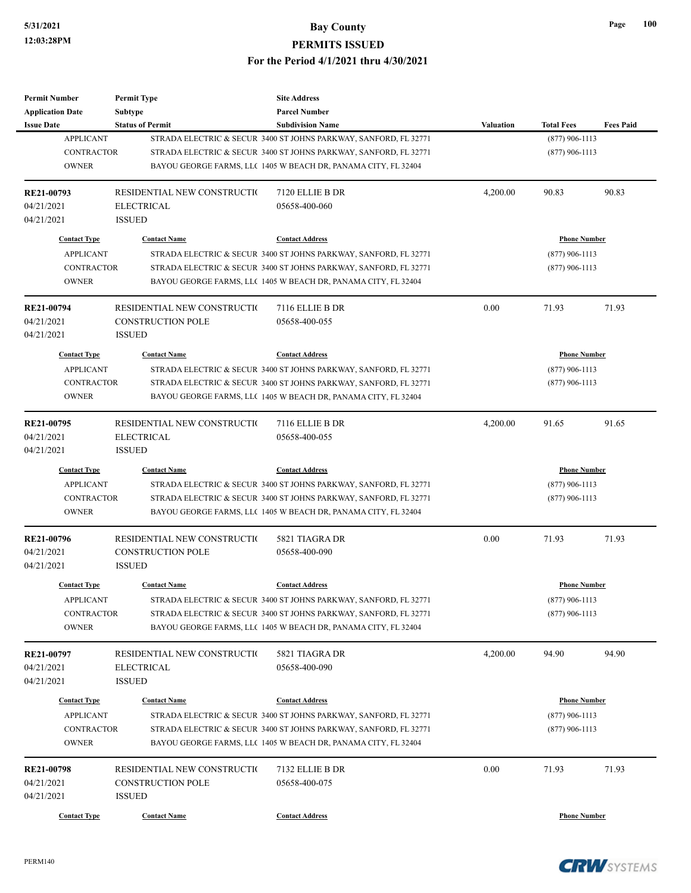| Permit Number | Permit Type | Site Address | | | |
|---|---|---|---|---|---|
| Application Date | Subtype | Parcel Number | | | |
| Issue Date | Status of Permit | Subdivision Name | Valuation | Total Fees | Fees Paid |

| Contact Type | Contact Name | Contact Address | Phone Number |
|---|---|---|---|
| APPLICANT | STRADA ELECTRIC & SECUR | 3400 ST JOHNS PARKWAY, SANFORD, FL 32771 | (877) 906-1113 |
| CONTRACTOR | STRADA ELECTRIC & SECUR | 3400 ST JOHNS PARKWAY, SANFORD, FL 32771 | (877) 906-1113 |
| OWNER | BAYOU GEORGE FARMS, LL( | 1405 W BEACH DR, PANAMA CITY, FL 32404 | |

| RE21-00793 | RESIDENTIAL NEW CONSTRUCTI( | 7120 ELLIE B DR | 4,200.00 | 90.83 | 90.83 |
|---|---|---|---|---|---|
| 04/21/2021 | ELECTRICAL | 05658-400-060 | | | |
| 04/21/2021 | ISSUED | | | | |

| Contact Type | Contact Name | Contact Address | Phone Number |
|---|---|---|---|
| APPLICANT | STRADA ELECTRIC & SECUR | 3400 ST JOHNS PARKWAY, SANFORD, FL 32771 | (877) 906-1113 |
| CONTRACTOR | STRADA ELECTRIC & SECUR | 3400 ST JOHNS PARKWAY, SANFORD, FL 32771 | (877) 906-1113 |
| OWNER | BAYOU GEORGE FARMS, LL( | 1405 W BEACH DR, PANAMA CITY, FL 32404 | |

| RE21-00794 | RESIDENTIAL NEW CONSTRUCTI( | 7116 ELLIE B DR | 0.00 | 71.93 | 71.93 |
|---|---|---|---|---|---|
| 04/21/2021 | CONSTRUCTION POLE | 05658-400-055 | | | |
| 04/21/2021 | ISSUED | | | | |

| Contact Type | Contact Name | Contact Address | Phone Number |
|---|---|---|---|
| APPLICANT | STRADA ELECTRIC & SECUR | 3400 ST JOHNS PARKWAY, SANFORD, FL 32771 | (877) 906-1113 |
| CONTRACTOR | STRADA ELECTRIC & SECUR | 3400 ST JOHNS PARKWAY, SANFORD, FL 32771 | (877) 906-1113 |
| OWNER | BAYOU GEORGE FARMS, LL( | 1405 W BEACH DR, PANAMA CITY, FL 32404 | |

| RE21-00795 | RESIDENTIAL NEW CONSTRUCTI( | 7116 ELLIE B DR | 4,200.00 | 91.65 | 91.65 |
|---|---|---|---|---|---|
| 04/21/2021 | ELECTRICAL | 05658-400-055 | | | |
| 04/21/2021 | ISSUED | | | | |

| Contact Type | Contact Name | Contact Address | Phone Number |
|---|---|---|---|
| APPLICANT | STRADA ELECTRIC & SECUR | 3400 ST JOHNS PARKWAY, SANFORD, FL 32771 | (877) 906-1113 |
| CONTRACTOR | STRADA ELECTRIC & SECUR | 3400 ST JOHNS PARKWAY, SANFORD, FL 32771 | (877) 906-1113 |
| OWNER | BAYOU GEORGE FARMS, LL( | 1405 W BEACH DR, PANAMA CITY, FL 32404 | |

| RE21-00796 | RESIDENTIAL NEW CONSTRUCTI( | 5821 TIAGRA DR | 0.00 | 71.93 | 71.93 |
|---|---|---|---|---|---|
| 04/21/2021 | CONSTRUCTION POLE | 05658-400-090 | | | |
| 04/21/2021 | ISSUED | | | | |

| Contact Type | Contact Name | Contact Address | Phone Number |
|---|---|---|---|
| APPLICANT | STRADA ELECTRIC & SECUR | 3400 ST JOHNS PARKWAY, SANFORD, FL 32771 | (877) 906-1113 |
| CONTRACTOR | STRADA ELECTRIC & SECUR | 3400 ST JOHNS PARKWAY, SANFORD, FL 32771 | (877) 906-1113 |
| OWNER | BAYOU GEORGE FARMS, LL( | 1405 W BEACH DR, PANAMA CITY, FL 32404 | |

| RE21-00797 | RESIDENTIAL NEW CONSTRUCTI( | 5821 TIAGRA DR | 4,200.00 | 94.90 | 94.90 |
|---|---|---|---|---|---|
| 04/21/2021 | ELECTRICAL | 05658-400-090 | | | |
| 04/21/2021 | ISSUED | | | | |

| Contact Type | Contact Name | Contact Address | Phone Number |
|---|---|---|---|
| APPLICANT | STRADA ELECTRIC & SECUR | 3400 ST JOHNS PARKWAY, SANFORD, FL 32771 | (877) 906-1113 |
| CONTRACTOR | STRADA ELECTRIC & SECUR | 3400 ST JOHNS PARKWAY, SANFORD, FL 32771 | (877) 906-1113 |
| OWNER | BAYOU GEORGE FARMS, LL( | 1405 W BEACH DR, PANAMA CITY, FL 32404 | |

| RE21-00798 | RESIDENTIAL NEW CONSTRUCTI( | 7132 ELLIE B DR | 0.00 | 71.93 | 71.93 |
|---|---|---|---|---|---|
| 04/21/2021 | CONSTRUCTION POLE | 05658-400-075 | | | |
| 04/21/2021 | ISSUED | | | | |

| Contact Type | Contact Name | Contact Address | Phone Number |
|---|---|---|---|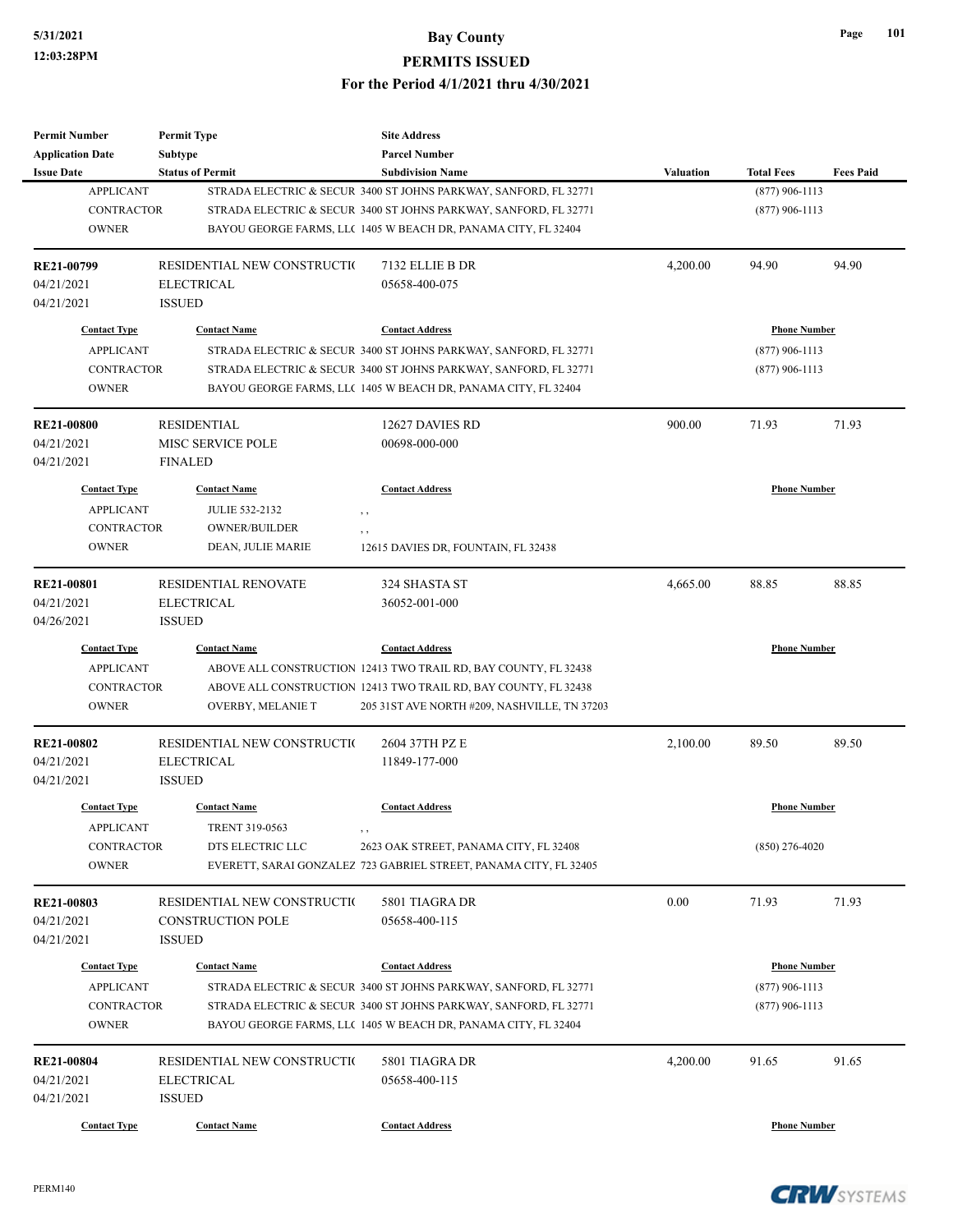| Permit Number | Permit Type | Site Address | | | |
|---|---|---|---|---|---|
| Application Date | Subtype | Parcel Number | | | |
| Issue Date | Status of Permit | Subdivision Name | Valuation | Total Fees | Fees Paid |

| Contact Type | Contact Name | Contact Address | Phone Number |
|---|---|---|---|
| APPLICANT | STRADA ELECTRIC & SECUR | 3400 ST JOHNS PARKWAY, SANFORD, FL 32771 | (877) 906-1113 |
| CONTRACTOR | STRADA ELECTRIC & SECUR | 3400 ST JOHNS PARKWAY, SANFORD, FL 32771 | (877) 906-1113 |
| OWNER | BAYOU GEORGE FARMS, LL( | 1405 W BEACH DR, PANAMA CITY, FL 32404 | |

| Permit Number | Permit Type | Site Address | Valuation | Total Fees | Fees Paid |
|---|---|---|---|---|---|
| RE21-00799 | RESIDENTIAL NEW CONSTRUCTI( | 7132 ELLIE B DR | 4,200.00 | 94.90 | 94.90 |
| 04/21/2021 | ELECTRICAL | 05658-400-075 | | | |
| 04/21/2021 | ISSUED | | | | |

| Contact Type | Contact Name | Contact Address | Phone Number |
|---|---|---|---|
| APPLICANT | STRADA ELECTRIC & SECUR | 3400 ST JOHNS PARKWAY, SANFORD, FL 32771 | (877) 906-1113 |
| CONTRACTOR | STRADA ELECTRIC & SECUR | 3400 ST JOHNS PARKWAY, SANFORD, FL 32771 | (877) 906-1113 |
| OWNER | BAYOU GEORGE FARMS, LL( | 1405 W BEACH DR, PANAMA CITY, FL 32404 | |

| Permit Number | Permit Type | Site Address | Valuation | Total Fees | Fees Paid |
|---|---|---|---|---|---|
| RE21-00800 | RESIDENTIAL | 12627 DAVIES RD | 900.00 | 71.93 | 71.93 |
| 04/21/2021 | MISC SERVICE POLE | 00698-000-000 | | | |
| 04/21/2021 | FINALED | | | | |

| Contact Type | Contact Name | Contact Address | Phone Number |
|---|---|---|---|
| APPLICANT | JULIE 532-2132 | , , | |
| CONTRACTOR | OWNER/BUILDER | , , | |
| OWNER | DEAN, JULIE MARIE | 12615 DAVIES DR, FOUNTAIN, FL 32438 | |

| Permit Number | Permit Type | Site Address | Valuation | Total Fees | Fees Paid |
|---|---|---|---|---|---|
| RE21-00801 | RESIDENTIAL RENOVATE | 324 SHASTA ST | 4,665.00 | 88.85 | 88.85 |
| 04/21/2021 | ELECTRICAL | 36052-001-000 | | | |
| 04/26/2021 | ISSUED | | | | |

| Contact Type | Contact Name | Contact Address | Phone Number |
|---|---|---|---|
| APPLICANT | ABOVE ALL CONSTRUCTION | 12413 TWO TRAIL RD, BAY COUNTY, FL 32438 | |
| CONTRACTOR | ABOVE ALL CONSTRUCTION | 12413 TWO TRAIL RD, BAY COUNTY, FL 32438 | |
| OWNER | OVERBY, MELANIE T | 205 31ST AVE NORTH #209, NASHVILLE, TN 37203 | |

| Permit Number | Permit Type | Site Address | Valuation | Total Fees | Fees Paid |
|---|---|---|---|---|---|
| RE21-00802 | RESIDENTIAL NEW CONSTRUCTI( | 2604 37TH PZ E | 2,100.00 | 89.50 | 89.50 |
| 04/21/2021 | ELECTRICAL | 11849-177-000 | | | |
| 04/21/2021 | ISSUED | | | | |

| Contact Type | Contact Name | Contact Address | Phone Number |
|---|---|---|---|
| APPLICANT | TRENT 319-0563 | , , | |
| CONTRACTOR | DTS ELECTRIC LLC | 2623 OAK STREET, PANAMA CITY, FL 32408 | (850) 276-4020 |
| OWNER | EVERETT, SARAI GONZALEZ | 723 GABRIEL STREET, PANAMA CITY, FL 32405 | |

| Permit Number | Permit Type | Site Address | Valuation | Total Fees | Fees Paid |
|---|---|---|---|---|---|
| RE21-00803 | RESIDENTIAL NEW CONSTRUCTI( | 5801 TIAGRA DR | 0.00 | 71.93 | 71.93 |
| 04/21/2021 | CONSTRUCTION POLE | 05658-400-115 | | | |
| 04/21/2021 | ISSUED | | | | |

| Contact Type | Contact Name | Contact Address | Phone Number |
|---|---|---|---|
| APPLICANT | STRADA ELECTRIC & SECUR | 3400 ST JOHNS PARKWAY, SANFORD, FL 32771 | (877) 906-1113 |
| CONTRACTOR | STRADA ELECTRIC & SECUR | 3400 ST JOHNS PARKWAY, SANFORD, FL 32771 | (877) 906-1113 |
| OWNER | BAYOU GEORGE FARMS, LL( | 1405 W BEACH DR, PANAMA CITY, FL 32404 | |

| Permit Number | Permit Type | Site Address | Valuation | Total Fees | Fees Paid |
|---|---|---|---|---|---|
| RE21-00804 | RESIDENTIAL NEW CONSTRUCTI( | 5801 TIAGRA DR | 4,200.00 | 91.65 | 91.65 |
| 04/21/2021 | ELECTRICAL | 05658-400-115 | | | |
| 04/21/2021 | ISSUED | | | | |

| Contact Type | Contact Name | Contact Address | Phone Number |
|---|---|---|---|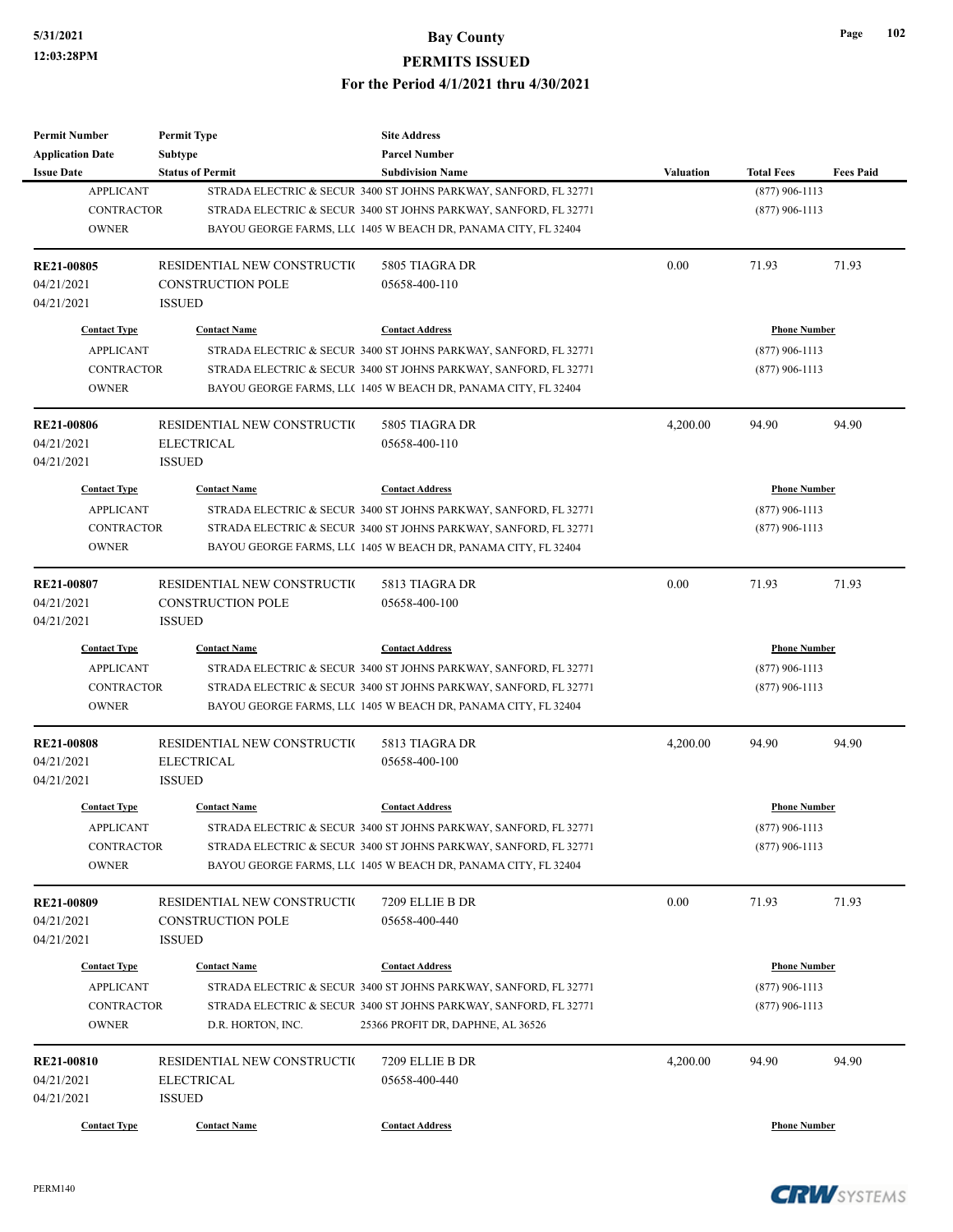| Permit Number | Permit Type | Site Address | | | |
|---|---|---|---|---|---|
| Application Date | Subtype | Parcel Number | | | |
| Issue Date | Status of Permit | Subdivision Name | Valuation | Total Fees | Fees Paid |
| APPLICANT | STRADA ELECTRIC & SECUR | 3400 ST JOHNS PARKWAY, SANFORD, FL 32771 | | (877) 906-1113 | |
| CONTRACTOR | STRADA ELECTRIC & SECUR | 3400 ST JOHNS PARKWAY, SANFORD, FL 32771 | | (877) 906-1113 | |
| OWNER | BAYOU GEORGE FARMS, LL( | 1405 W BEACH DR, PANAMA CITY, FL 32404 | | | |
| **RE21-00805** | RESIDENTIAL NEW CONSTRUCTI( | 5805 TIAGRA DR | 0.00 | 71.93 | 71.93 |
| 04/21/2021 | CONSTRUCTION POLE | 05658-400-110 | | | |
| 04/21/2021 | ISSUED | | | | |
| Contact Type | Contact Name | Contact Address | | Phone Number | |
| APPLICANT | STRADA ELECTRIC & SECUR | 3400 ST JOHNS PARKWAY, SANFORD, FL 32771 | | (877) 906-1113 | |
| CONTRACTOR | STRADA ELECTRIC & SECUR | 3400 ST JOHNS PARKWAY, SANFORD, FL 32771 | | (877) 906-1113 | |
| OWNER | BAYOU GEORGE FARMS, LL( | 1405 W BEACH DR, PANAMA CITY, FL 32404 | | | |
| **RE21-00806** | RESIDENTIAL NEW CONSTRUCTI( | 5805 TIAGRA DR | 4,200.00 | 94.90 | 94.90 |
| 04/21/2021 | ELECTRICAL | 05658-400-110 | | | |
| 04/21/2021 | ISSUED | | | | |
| Contact Type | Contact Name | Contact Address | | Phone Number | |
| APPLICANT | STRADA ELECTRIC & SECUR | 3400 ST JOHNS PARKWAY, SANFORD, FL 32771 | | (877) 906-1113 | |
| CONTRACTOR | STRADA ELECTRIC & SECUR | 3400 ST JOHNS PARKWAY, SANFORD, FL 32771 | | (877) 906-1113 | |
| OWNER | BAYOU GEORGE FARMS, LL( | 1405 W BEACH DR, PANAMA CITY, FL 32404 | | | |
| **RE21-00807** | RESIDENTIAL NEW CONSTRUCTI( | 5813 TIAGRA DR | 0.00 | 71.93 | 71.93 |
| 04/21/2021 | CONSTRUCTION POLE | 05658-400-100 | | | |
| 04/21/2021 | ISSUED | | | | |
| Contact Type | Contact Name | Contact Address | | Phone Number | |
| APPLICANT | STRADA ELECTRIC & SECUR | 3400 ST JOHNS PARKWAY, SANFORD, FL 32771 | | (877) 906-1113 | |
| CONTRACTOR | STRADA ELECTRIC & SECUR | 3400 ST JOHNS PARKWAY, SANFORD, FL 32771 | | (877) 906-1113 | |
| OWNER | BAYOU GEORGE FARMS, LL( | 1405 W BEACH DR, PANAMA CITY, FL 32404 | | | |
| **RE21-00808** | RESIDENTIAL NEW CONSTRUCTI( | 5813 TIAGRA DR | 4,200.00 | 94.90 | 94.90 |
| 04/21/2021 | ELECTRICAL | 05658-400-100 | | | |
| 04/21/2021 | ISSUED | | | | |
| Contact Type | Contact Name | Contact Address | | Phone Number | |
| APPLICANT | STRADA ELECTRIC & SECUR | 3400 ST JOHNS PARKWAY, SANFORD, FL 32771 | | (877) 906-1113 | |
| CONTRACTOR | STRADA ELECTRIC & SECUR | 3400 ST JOHNS PARKWAY, SANFORD, FL 32771 | | (877) 906-1113 | |
| OWNER | BAYOU GEORGE FARMS, LL( | 1405 W BEACH DR, PANAMA CITY, FL 32404 | | | |
| **RE21-00809** | RESIDENTIAL NEW CONSTRUCTI( | 7209 ELLIE B DR | 0.00 | 71.93 | 71.93 |
| 04/21/2021 | CONSTRUCTION POLE | 05658-400-440 | | | |
| 04/21/2021 | ISSUED | | | | |
| Contact Type | Contact Name | Contact Address | | Phone Number | |
| APPLICANT | STRADA ELECTRIC & SECUR | 3400 ST JOHNS PARKWAY, SANFORD, FL 32771 | | (877) 906-1113 | |
| CONTRACTOR | STRADA ELECTRIC & SECUR | 3400 ST JOHNS PARKWAY, SANFORD, FL 32771 | | (877) 906-1113 | |
| OWNER | D.R. HORTON, INC. | 25366 PROFIT DR, DAPHNE, AL 36526 | | | |
| **RE21-00810** | RESIDENTIAL NEW CONSTRUCTI( | 7209 ELLIE B DR | 4,200.00 | 94.90 | 94.90 |
| 04/21/2021 | ELECTRICAL | 05658-400-440 | | | |
| 04/21/2021 | ISSUED | | | | |
| Contact Type | Contact Name | Contact Address | | Phone Number | |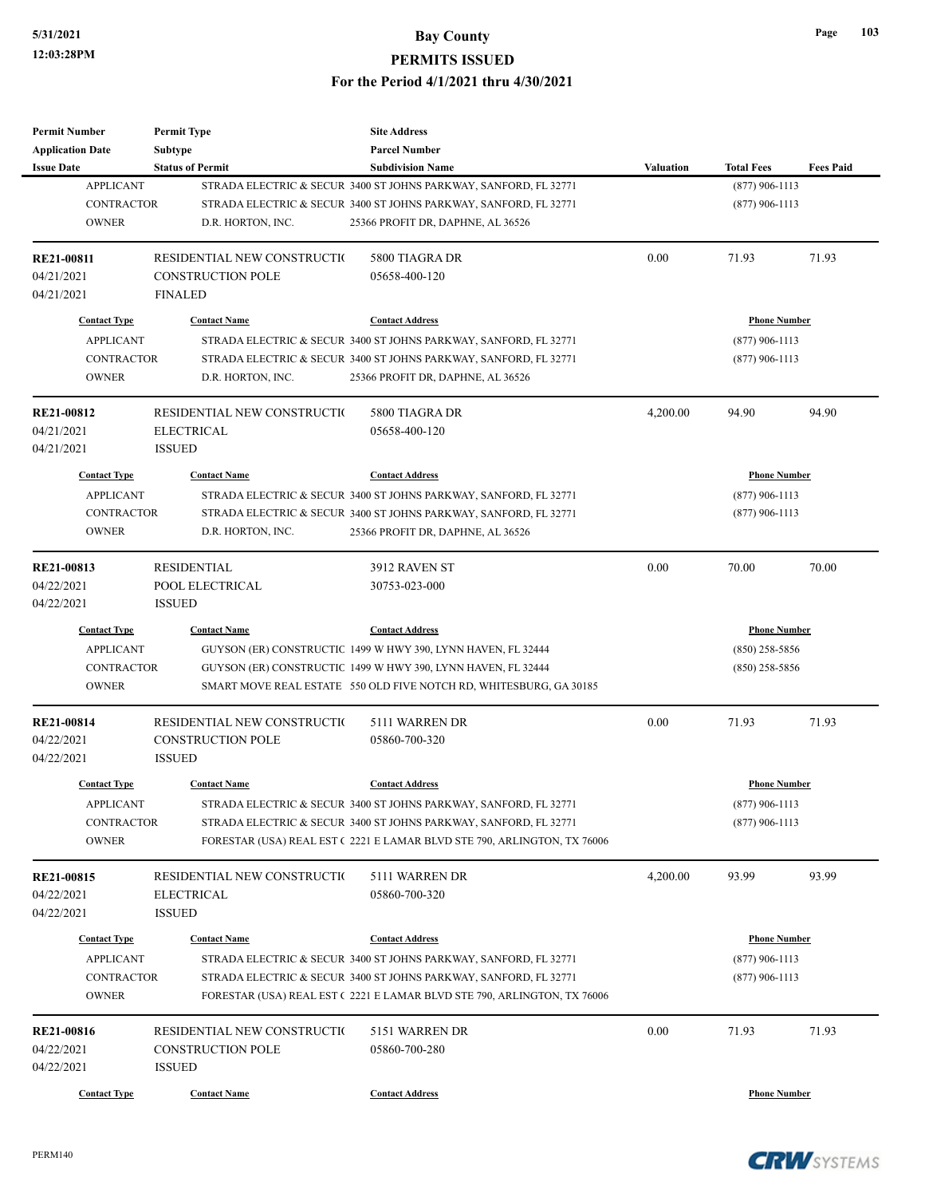| Permit Number | Permit Type | Site Address | | | |
|---|---|---|---|---|---|
| Application Date | Subtype | Parcel Number | | | |
| Issue Date | Status of Permit | Subdivision Name | Valuation | Total Fees | Fees Paid |

| Contact Type | Contact Name | Contact Address | Phone Number |
|---|---|---|---|
| APPLICANT | STRADA ELECTRIC & SECUR | 3400 ST JOHNS PARKWAY, SANFORD, FL 32771 | (877) 906-1113 |
| CONTRACTOR | STRADA ELECTRIC & SECUR | 3400 ST JOHNS PARKWAY, SANFORD, FL 32771 | (877) 906-1113 |
| OWNER | D.R. HORTON, INC. | 25366 PROFIT DR, DAPHNE, AL 36526 | |

| | | | | | |
|---|---|---|---|---|---|
| **RE21-00811** | RESIDENTIAL NEW CONSTRUCTIO | 5800 TIAGRA DR | 0.00 | 71.93 | 71.93 |
| 04/21/2021 | CONSTRUCTION POLE | 05658-400-120 | | | |
| 04/21/2021 | FINALED | | | | |

| Contact Type | Contact Name | Contact Address | Phone Number |
|---|---|---|---|
| APPLICANT | STRADA ELECTRIC & SECUR | 3400 ST JOHNS PARKWAY, SANFORD, FL 32771 | (877) 906-1113 |
| CONTRACTOR | STRADA ELECTRIC & SECUR | 3400 ST JOHNS PARKWAY, SANFORD, FL 32771 | (877) 906-1113 |
| OWNER | D.R. HORTON, INC. | 25366 PROFIT DR, DAPHNE, AL 36526 | |

| | | | | | |
|---|---|---|---|---|---|
| **RE21-00812** | RESIDENTIAL NEW CONSTRUCTIO | 5800 TIAGRA DR | 4,200.00 | 94.90 | 94.90 |
| 04/21/2021 | ELECTRICAL | 05658-400-120 | | | |
| 04/21/2021 | ISSUED | | | | |

| Contact Type | Contact Name | Contact Address | Phone Number |
|---|---|---|---|
| APPLICANT | STRADA ELECTRIC & SECUR | 3400 ST JOHNS PARKWAY, SANFORD, FL 32771 | (877) 906-1113 |
| CONTRACTOR | STRADA ELECTRIC & SECUR | 3400 ST JOHNS PARKWAY, SANFORD, FL 32771 | (877) 906-1113 |
| OWNER | D.R. HORTON, INC. | 25366 PROFIT DR, DAPHNE, AL 36526 | |

| | | | | | |
|---|---|---|---|---|---|
| **RE21-00813** | RESIDENTIAL | 3912 RAVEN ST | 0.00 | 70.00 | 70.00 |
| 04/22/2021 | POOL ELECTRICAL | 30753-023-000 | | | |
| 04/22/2021 | ISSUED | | | | |

| Contact Type | Contact Name | Contact Address | Phone Number |
|---|---|---|---|
| APPLICANT | GUYSON (ER) CONSTRUCTIC | 1499 W HWY 390, LYNN HAVEN, FL 32444 | (850) 258-5856 |
| CONTRACTOR | GUYSON (ER) CONSTRUCTIC | 1499 W HWY 390, LYNN HAVEN, FL 32444 | (850) 258-5856 |
| OWNER | SMART MOVE REAL ESTATE | 550 OLD FIVE NOTCH RD, WHITESBURG, GA 30185 | |

| | | | | | |
|---|---|---|---|---|---|
| **RE21-00814** | RESIDENTIAL NEW CONSTRUCTIO | 5111 WARREN DR | 0.00 | 71.93 | 71.93 |
| 04/22/2021 | CONSTRUCTION POLE | 05860-700-320 | | | |
| 04/22/2021 | ISSUED | | | | |

| Contact Type | Contact Name | Contact Address | Phone Number |
|---|---|---|---|
| APPLICANT | STRADA ELECTRIC & SECUR | 3400 ST JOHNS PARKWAY, SANFORD, FL 32771 | (877) 906-1113 |
| CONTRACTOR | STRADA ELECTRIC & SECUR | 3400 ST JOHNS PARKWAY, SANFORD, FL 32771 | (877) 906-1113 |
| OWNER | FORESTAR (USA) REAL EST ( | 2221 E LAMAR BLVD STE 790, ARLINGTON, TX 76006 | |

| | | | | | |
|---|---|---|---|---|---|
| **RE21-00815** | RESIDENTIAL NEW CONSTRUCTIO | 5111 WARREN DR | 4,200.00 | 93.99 | 93.99 |
| 04/22/2021 | ELECTRICAL | 05860-700-320 | | | |
| 04/22/2021 | ISSUED | | | | |

| Contact Type | Contact Name | Contact Address | Phone Number |
|---|---|---|---|
| APPLICANT | STRADA ELECTRIC & SECUR | 3400 ST JOHNS PARKWAY, SANFORD, FL 32771 | (877) 906-1113 |
| CONTRACTOR | STRADA ELECTRIC & SECUR | 3400 ST JOHNS PARKWAY, SANFORD, FL 32771 | (877) 906-1113 |
| OWNER | FORESTAR (USA) REAL EST ( | 2221 E LAMAR BLVD STE 790, ARLINGTON, TX 76006 | |

| | | | | | |
|---|---|---|---|---|---|
| **RE21-00816** | RESIDENTIAL NEW CONSTRUCTIO | 5151 WARREN DR | 0.00 | 71.93 | 71.93 |
| 04/22/2021 | CONSTRUCTION POLE | 05860-700-280 | | | |
| 04/22/2021 | ISSUED | | | | |

| Contact Type | Contact Name | Contact Address | Phone Number |
|---|---|---|---|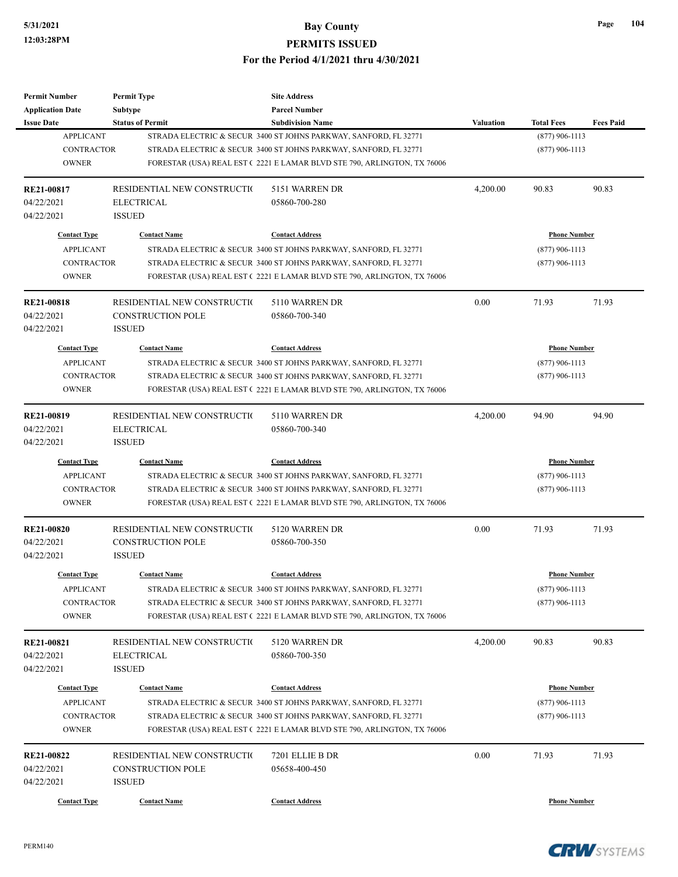# Bay County

## PERMITS ISSUED

### For the Period 4/1/2021 thru 4/30/2021

| Permit Number<br>Application Date<br>Issue Date | Permit Type<br>Subtype<br>Status of Permit | Site Address<br>Parcel Number<br>Subdivision Name | Valuation | Total Fees | Fees Paid |
|---|---|---|---|---|---|
| APPLICANT | STRADA ELECTRIC & SECUR | 3400 ST JOHNS PARKWAY, SANFORD, FL 32771 | | (877) 906-1113 | |
| CONTRACTOR | STRADA ELECTRIC & SECUR | 3400 ST JOHNS PARKWAY, SANFORD, FL 32771 | | (877) 906-1113 | |
| OWNER | FORESTAR (USA) REAL EST ( | 2221 E LAMAR BLVD STE 790, ARLINGTON, TX 76006 | | | |

| Permit Number | Permit Type | Site Address | Valuation | Total Fees | Fees Paid |
|---|---|---|---|---|---|
| RE21-00817 | RESIDENTIAL NEW CONSTRUCTI( | 5151 WARREN DR | 4,200.00 | 90.83 | 90.83 |
| 04/22/2021 | ELECTRICAL | 05860-700-280 | | | |
| 04/22/2021 | ISSUED | | | | |

| Contact Type | Contact Name | Contact Address | Phone Number |
|---|---|---|---|
| APPLICANT | STRADA ELECTRIC & SECUR | 3400 ST JOHNS PARKWAY, SANFORD, FL 32771 | (877) 906-1113 |
| CONTRACTOR | STRADA ELECTRIC & SECUR | 3400 ST JOHNS PARKWAY, SANFORD, FL 32771 | (877) 906-1113 |
| OWNER | FORESTAR (USA) REAL EST ( | 2221 E LAMAR BLVD STE 790, ARLINGTON, TX 76006 | |

| Permit Number | Permit Type | Site Address | Valuation | Total Fees | Fees Paid |
|---|---|---|---|---|---|
| RE21-00818 | RESIDENTIAL NEW CONSTRUCTI( | 5110 WARREN DR | 0.00 | 71.93 | 71.93 |
| 04/22/2021 | CONSTRUCTION POLE | 05860-700-340 | | | |
| 04/22/2021 | ISSUED | | | | |

| Contact Type | Contact Name | Contact Address | Phone Number |
|---|---|---|---|
| APPLICANT | STRADA ELECTRIC & SECUR | 3400 ST JOHNS PARKWAY, SANFORD, FL 32771 | (877) 906-1113 |
| CONTRACTOR | STRADA ELECTRIC & SECUR | 3400 ST JOHNS PARKWAY, SANFORD, FL 32771 | (877) 906-1113 |
| OWNER | FORESTAR (USA) REAL EST ( | 2221 E LAMAR BLVD STE 790, ARLINGTON, TX 76006 | |

| Permit Number | Permit Type | Site Address | Valuation | Total Fees | Fees Paid |
|---|---|---|---|---|---|
| RE21-00819 | RESIDENTIAL NEW CONSTRUCTI( | 5110 WARREN DR | 4,200.00 | 94.90 | 94.90 |
| 04/22/2021 | ELECTRICAL | 05860-700-340 | | | |
| 04/22/2021 | ISSUED | | | | |

| Contact Type | Contact Name | Contact Address | Phone Number |
|---|---|---|---|
| APPLICANT | STRADA ELECTRIC & SECUR | 3400 ST JOHNS PARKWAY, SANFORD, FL 32771 | (877) 906-1113 |
| CONTRACTOR | STRADA ELECTRIC & SECUR | 3400 ST JOHNS PARKWAY, SANFORD, FL 32771 | (877) 906-1113 |
| OWNER | FORESTAR (USA) REAL EST ( | 2221 E LAMAR BLVD STE 790, ARLINGTON, TX 76006 | |

| Permit Number | Permit Type | Site Address | Valuation | Total Fees | Fees Paid |
|---|---|---|---|---|---|
| RE21-00820 | RESIDENTIAL NEW CONSTRUCTI( | 5120 WARREN DR | 0.00 | 71.93 | 71.93 |
| 04/22/2021 | CONSTRUCTION POLE | 05860-700-350 | | | |
| 04/22/2021 | ISSUED | | | | |

| Contact Type | Contact Name | Contact Address | Phone Number |
|---|---|---|---|
| APPLICANT | STRADA ELECTRIC & SECUR | 3400 ST JOHNS PARKWAY, SANFORD, FL 32771 | (877) 906-1113 |
| CONTRACTOR | STRADA ELECTRIC & SECUR | 3400 ST JOHNS PARKWAY, SANFORD, FL 32771 | (877) 906-1113 |
| OWNER | FORESTAR (USA) REAL EST ( | 2221 E LAMAR BLVD STE 790, ARLINGTON, TX 76006 | |

| Permit Number | Permit Type | Site Address | Valuation | Total Fees | Fees Paid |
|---|---|---|---|---|---|
| RE21-00821 | RESIDENTIAL NEW CONSTRUCTI( | 5120 WARREN DR | 4,200.00 | 90.83 | 90.83 |
| 04/22/2021 | ELECTRICAL | 05860-700-350 | | | |
| 04/22/2021 | ISSUED | | | | |

| Contact Type | Contact Name | Contact Address | Phone Number |
|---|---|---|---|
| APPLICANT | STRADA ELECTRIC & SECUR | 3400 ST JOHNS PARKWAY, SANFORD, FL 32771 | (877) 906-1113 |
| CONTRACTOR | STRADA ELECTRIC & SECUR | 3400 ST JOHNS PARKWAY, SANFORD, FL 32771 | (877) 906-1113 |
| OWNER | FORESTAR (USA) REAL EST ( | 2221 E LAMAR BLVD STE 790, ARLINGTON, TX 76006 | |

| Permit Number | Permit Type | Site Address | Valuation | Total Fees | Fees Paid |
|---|---|---|---|---|---|
| RE21-00822 | RESIDENTIAL NEW CONSTRUCTI( | 7201 ELLIE B DR | 0.00 | 71.93 | 71.93 |
| 04/22/2021 | CONSTRUCTION POLE | 05658-400-450 | | | |
| 04/22/2021 | ISSUED | | | | |

| Contact Type | Contact Name | Contact Address | Phone Number |
|---|---|---|---|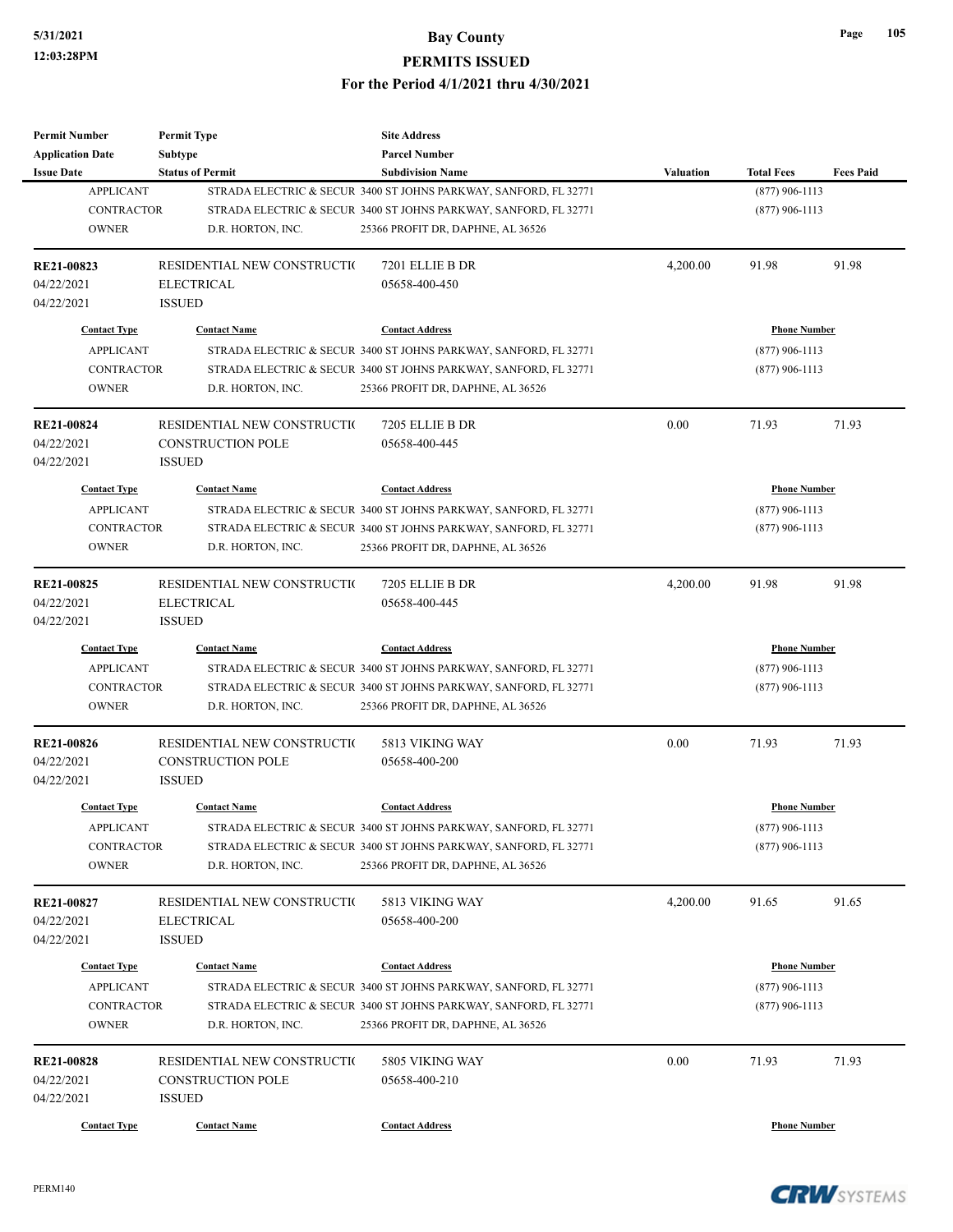| Permit Number<br>Application Date<br>Issue Date | Permit Type<br>Subtype<br>Status of Permit | Site Address<br>Parcel Number<br>Subdivision Name | Valuation | Total Fees | Fees Paid |
|---|---|---|---|---|---|
| APPLICANT | STRADA ELECTRIC & SECUR | 3400 ST JOHNS PARKWAY, SANFORD, FL 32771 | | (877) 906-1113 | |
| CONTRACTOR | STRADA ELECTRIC & SECUR | 3400 ST JOHNS PARKWAY, SANFORD, FL 32771 | | (877) 906-1113 | |
| OWNER | D.R. HORTON, INC. | 25366 PROFIT DR, DAPHNE, AL 36526 | | | |
| **RE21-00823**<br>04/22/2021<br>04/22/2021 | RESIDENTIAL NEW CONSTRUCTIO<br>ELECTRICAL<br>ISSUED | 7201 ELLIE B DR<br>05658-400-450 | 4,200.00 | 91.98 | 91.98 |
| Contact Type | Contact Name | Contact Address | | Phone Number | |
| APPLICANT | STRADA ELECTRIC & SECUR | 3400 ST JOHNS PARKWAY, SANFORD, FL 32771 | | (877) 906-1113 | |
| CONTRACTOR | STRADA ELECTRIC & SECUR | 3400 ST JOHNS PARKWAY, SANFORD, FL 32771 | | (877) 906-1113 | |
| OWNER | D.R. HORTON, INC. | 25366 PROFIT DR, DAPHNE, AL 36526 | | | |
| **RE21-00824**<br>04/22/2021<br>04/22/2021 | RESIDENTIAL NEW CONSTRUCTIO<br>CONSTRUCTION POLE<br>ISSUED | 7205 ELLIE B DR<br>05658-400-445 | 0.00 | 71.93 | 71.93 |
| Contact Type | Contact Name | Contact Address | | Phone Number | |
| APPLICANT | STRADA ELECTRIC & SECUR | 3400 ST JOHNS PARKWAY, SANFORD, FL 32771 | | (877) 906-1113 | |
| CONTRACTOR | STRADA ELECTRIC & SECUR | 3400 ST JOHNS PARKWAY, SANFORD, FL 32771 | | (877) 906-1113 | |
| OWNER | D.R. HORTON, INC. | 25366 PROFIT DR, DAPHNE, AL 36526 | | | |
| **RE21-00825**<br>04/22/2021<br>04/22/2021 | RESIDENTIAL NEW CONSTRUCTIO<br>ELECTRICAL<br>ISSUED | 7205 ELLIE B DR<br>05658-400-445 | 4,200.00 | 91.98 | 91.98 |
| Contact Type | Contact Name | Contact Address | | Phone Number | |
| APPLICANT | STRADA ELECTRIC & SECUR | 3400 ST JOHNS PARKWAY, SANFORD, FL 32771 | | (877) 906-1113 | |
| CONTRACTOR | STRADA ELECTRIC & SECUR | 3400 ST JOHNS PARKWAY, SANFORD, FL 32771 | | (877) 906-1113 | |
| OWNER | D.R. HORTON, INC. | 25366 PROFIT DR, DAPHNE, AL 36526 | | | |
| **RE21-00826**<br>04/22/2021<br>04/22/2021 | RESIDENTIAL NEW CONSTRUCTIO<br>CONSTRUCTION POLE<br>ISSUED | 5813 VIKING WAY<br>05658-400-200 | 0.00 | 71.93 | 71.93 |
| Contact Type | Contact Name | Contact Address | | Phone Number | |
| APPLICANT | STRADA ELECTRIC & SECUR | 3400 ST JOHNS PARKWAY, SANFORD, FL 32771 | | (877) 906-1113 | |
| CONTRACTOR | STRADA ELECTRIC & SECUR | 3400 ST JOHNS PARKWAY, SANFORD, FL 32771 | | (877) 906-1113 | |
| OWNER | D.R. HORTON, INC. | 25366 PROFIT DR, DAPHNE, AL 36526 | | | |
| **RE21-00827**<br>04/22/2021<br>04/22/2021 | RESIDENTIAL NEW CONSTRUCTIO<br>ELECTRICAL<br>ISSUED | 5813 VIKING WAY<br>05658-400-200 | 4,200.00 | 91.65 | 91.65 |
| Contact Type | Contact Name | Contact Address | | Phone Number | |
| APPLICANT | STRADA ELECTRIC & SECUR | 3400 ST JOHNS PARKWAY, SANFORD, FL 32771 | | (877) 906-1113 | |
| CONTRACTOR | STRADA ELECTRIC & SECUR | 3400 ST JOHNS PARKWAY, SANFORD, FL 32771 | | (877) 906-1113 | |
| OWNER | D.R. HORTON, INC. | 25366 PROFIT DR, DAPHNE, AL 36526 | | | |
| **RE21-00828**<br>04/22/2021<br>04/22/2021 | RESIDENTIAL NEW CONSTRUCTIO<br>CONSTRUCTION POLE<br>ISSUED | 5805 VIKING WAY<br>05658-400-210 | 0.00 | 71.93 | 71.93 |
| Contact Type | Contact Name | Contact Address | | Phone Number | |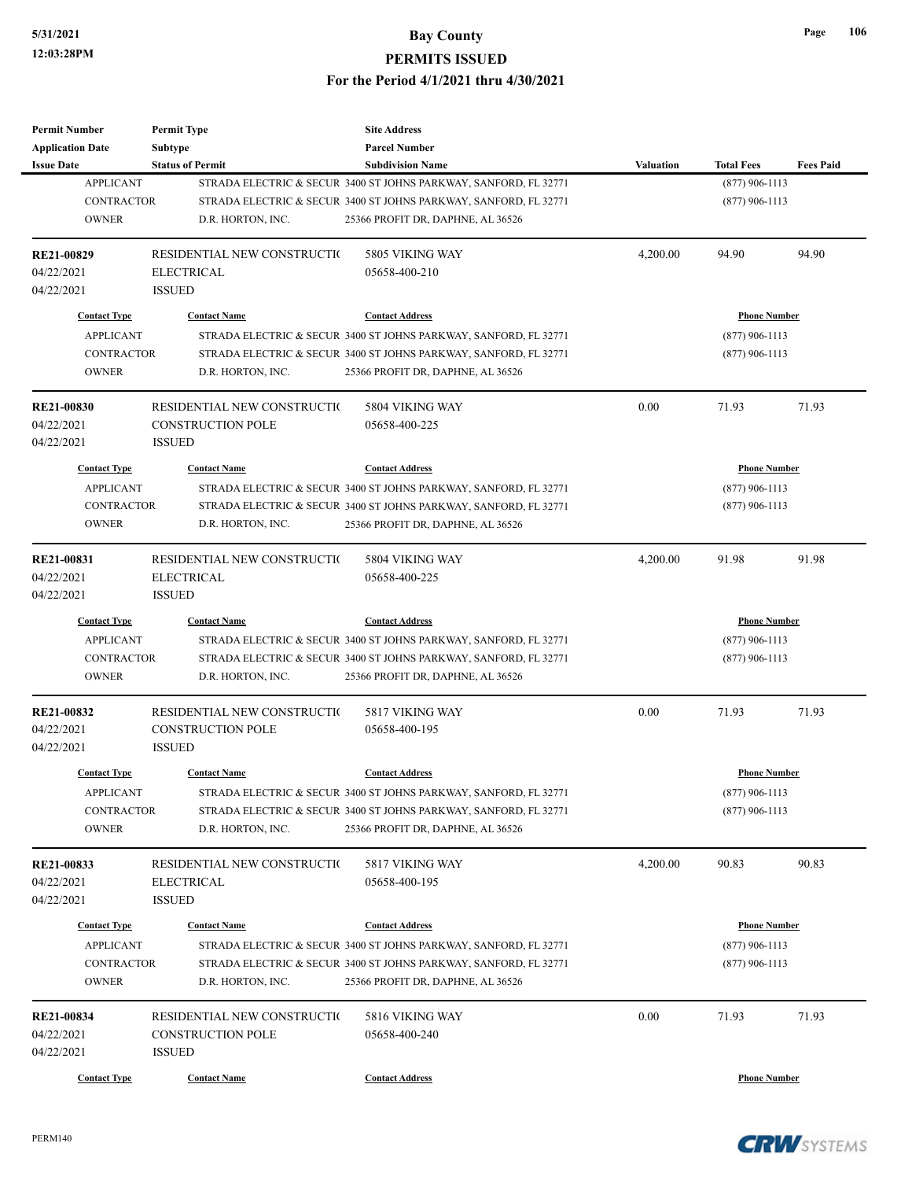| Permit Number | Permit Type | Site Address | | | |
|---|---|---|---|---|---|
| Application Date | Subtype | Parcel Number | | | |
| Issue Date | Status of Permit | Subdivision Name | Valuation | Total Fees | Fees Paid |

| Contact Type | Contact Name | Contact Address | Phone Number |
|---|---|---|---|
| APPLICANT | STRADA ELECTRIC & SECUR | 3400 ST JOHNS PARKWAY, SANFORD, FL 32771 | (877) 906-1113 |
| CONTRACTOR | STRADA ELECTRIC & SECUR | 3400 ST JOHNS PARKWAY, SANFORD, FL 32771 | (877) 906-1113 |
| OWNER | D.R. HORTON, INC. | 25366 PROFIT DR, DAPHNE, AL 36526 | |

| RE21-00829 | RESIDENTIAL NEW CONSTRUCTI( | 5805 VIKING WAY | 4,200.00 | 94.90 | 94.90 |
|---|---|---|---|---|---|
| 04/22/2021 | ELECTRICAL | 05658-400-210 | | | |
| 04/22/2021 | ISSUED | | | | |

| Contact Type | Contact Name | Contact Address | Phone Number |
|---|---|---|---|
| APPLICANT | STRADA ELECTRIC & SECUR | 3400 ST JOHNS PARKWAY, SANFORD, FL 32771 | (877) 906-1113 |
| CONTRACTOR | STRADA ELECTRIC & SECUR | 3400 ST JOHNS PARKWAY, SANFORD, FL 32771 | (877) 906-1113 |
| OWNER | D.R. HORTON, INC. | 25366 PROFIT DR, DAPHNE, AL 36526 | |

| RE21-00830 | RESIDENTIAL NEW CONSTRUCTI( | 5804 VIKING WAY | 0.00 | 71.93 | 71.93 |
|---|---|---|---|---|---|
| 04/22/2021 | CONSTRUCTION POLE | 05658-400-225 | | | |
| 04/22/2021 | ISSUED | | | | |

| Contact Type | Contact Name | Contact Address | Phone Number |
|---|---|---|---|
| APPLICANT | STRADA ELECTRIC & SECUR | 3400 ST JOHNS PARKWAY, SANFORD, FL 32771 | (877) 906-1113 |
| CONTRACTOR | STRADA ELECTRIC & SECUR | 3400 ST JOHNS PARKWAY, SANFORD, FL 32771 | (877) 906-1113 |
| OWNER | D.R. HORTON, INC. | 25366 PROFIT DR, DAPHNE, AL 36526 | |

| RE21-00831 | RESIDENTIAL NEW CONSTRUCTI( | 5804 VIKING WAY | 4,200.00 | 91.98 | 91.98 |
|---|---|---|---|---|---|
| 04/22/2021 | ELECTRICAL | 05658-400-225 | | | |
| 04/22/2021 | ISSUED | | | | |

| Contact Type | Contact Name | Contact Address | Phone Number |
|---|---|---|---|
| APPLICANT | STRADA ELECTRIC & SECUR | 3400 ST JOHNS PARKWAY, SANFORD, FL 32771 | (877) 906-1113 |
| CONTRACTOR | STRADA ELECTRIC & SECUR | 3400 ST JOHNS PARKWAY, SANFORD, FL 32771 | (877) 906-1113 |
| OWNER | D.R. HORTON, INC. | 25366 PROFIT DR, DAPHNE, AL 36526 | |

| RE21-00832 | RESIDENTIAL NEW CONSTRUCTI( | 5817 VIKING WAY | 0.00 | 71.93 | 71.93 |
|---|---|---|---|---|---|
| 04/22/2021 | CONSTRUCTION POLE | 05658-400-195 | | | |
| 04/22/2021 | ISSUED | | | | |

| Contact Type | Contact Name | Contact Address | Phone Number |
|---|---|---|---|
| APPLICANT | STRADA ELECTRIC & SECUR | 3400 ST JOHNS PARKWAY, SANFORD, FL 32771 | (877) 906-1113 |
| CONTRACTOR | STRADA ELECTRIC & SECUR | 3400 ST JOHNS PARKWAY, SANFORD, FL 32771 | (877) 906-1113 |
| OWNER | D.R. HORTON, INC. | 25366 PROFIT DR, DAPHNE, AL 36526 | |

| RE21-00833 | RESIDENTIAL NEW CONSTRUCTI( | 5817 VIKING WAY | 4,200.00 | 90.83 | 90.83 |
|---|---|---|---|---|---|
| 04/22/2021 | ELECTRICAL | 05658-400-195 | | | |
| 04/22/2021 | ISSUED | | | | |

| Contact Type | Contact Name | Contact Address | Phone Number |
|---|---|---|---|
| APPLICANT | STRADA ELECTRIC & SECUR | 3400 ST JOHNS PARKWAY, SANFORD, FL 32771 | (877) 906-1113 |
| CONTRACTOR | STRADA ELECTRIC & SECUR | 3400 ST JOHNS PARKWAY, SANFORD, FL 32771 | (877) 906-1113 |
| OWNER | D.R. HORTON, INC. | 25366 PROFIT DR, DAPHNE, AL 36526 | |

| RE21-00834 | RESIDENTIAL NEW CONSTRUCTI( | 5816 VIKING WAY | 0.00 | 71.93 | 71.93 |
|---|---|---|---|---|---|
| 04/22/2021 | CONSTRUCTION POLE | 05658-400-240 | | | |
| 04/22/2021 | ISSUED | | | | |

| Contact Type | Contact Name | Contact Address | Phone Number |
|---|---|---|---|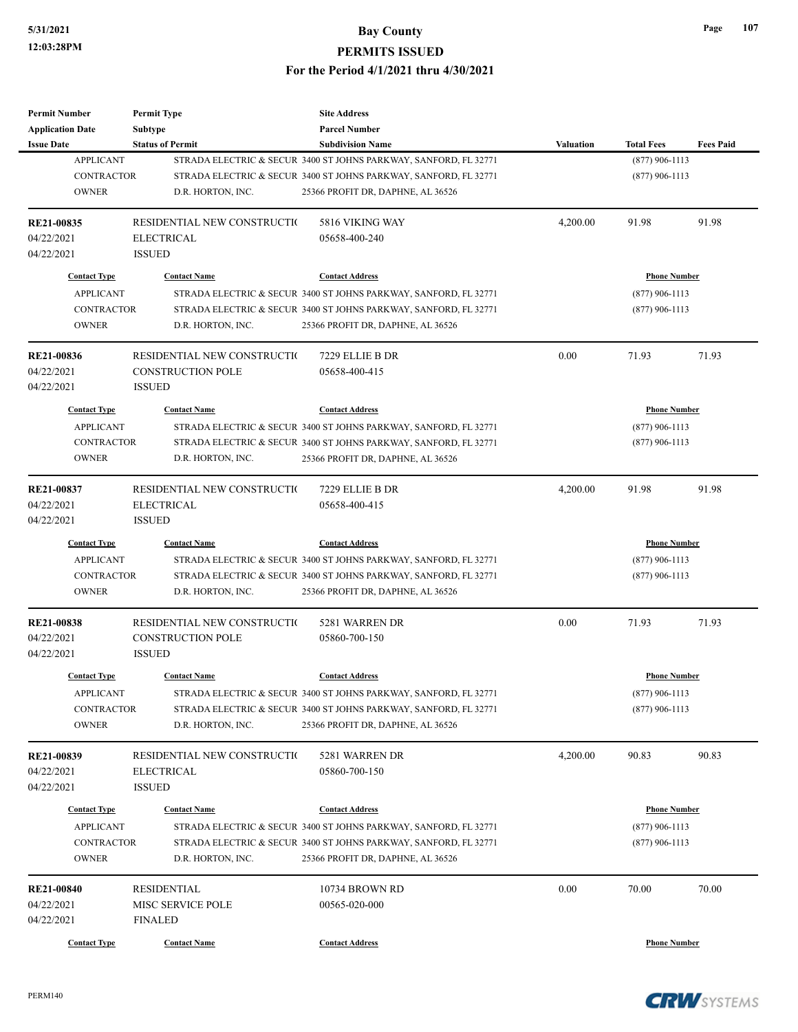| Permit Number | Permit Type | Site Address | | | |
|---|---|---|---|---|---|
| Application Date | Subtype | Parcel Number | | | |
| Issue Date | Status of Permit | Subdivision Name | Valuation | Total Fees | Fees Paid |
| APPLICANT | STRADA ELECTRIC & SECUR | 3400 ST JOHNS PARKWAY, SANFORD, FL 32771 | | (877) 906-1113 | |
| CONTRACTOR | STRADA ELECTRIC & SECUR | 3400 ST JOHNS PARKWAY, SANFORD, FL 32771 | | (877) 906-1113 | |
| OWNER | D.R. HORTON, INC. | 25366 PROFIT DR, DAPHNE, AL 36526 | | | |
| **RE21-00835** | RESIDENTIAL NEW CONSTRUCTI( | 5816 VIKING WAY | 4,200.00 | 91.98 | 91.98 |
| 04/22/2021 | ELECTRICAL | 05658-400-240 | | | |
| 04/22/2021 | ISSUED | | | | |
| Contact Type | Contact Name | Contact Address | | Phone Number | |
| APPLICANT | STRADA ELECTRIC & SECUR | 3400 ST JOHNS PARKWAY, SANFORD, FL 32771 | | (877) 906-1113 | |
| CONTRACTOR | STRADA ELECTRIC & SECUR | 3400 ST JOHNS PARKWAY, SANFORD, FL 32771 | | (877) 906-1113 | |
| OWNER | D.R. HORTON, INC. | 25366 PROFIT DR, DAPHNE, AL 36526 | | | |
| **RE21-00836** | RESIDENTIAL NEW CONSTRUCTI( | 7229 ELLIE B DR | 0.00 | 71.93 | 71.93 |
| 04/22/2021 | CONSTRUCTION POLE | 05658-400-415 | | | |
| 04/22/2021 | ISSUED | | | | |
| Contact Type | Contact Name | Contact Address | | Phone Number | |
| APPLICANT | STRADA ELECTRIC & SECUR | 3400 ST JOHNS PARKWAY, SANFORD, FL 32771 | | (877) 906-1113 | |
| CONTRACTOR | STRADA ELECTRIC & SECUR | 3400 ST JOHNS PARKWAY, SANFORD, FL 32771 | | (877) 906-1113 | |
| OWNER | D.R. HORTON, INC. | 25366 PROFIT DR, DAPHNE, AL 36526 | | | |
| **RE21-00837** | RESIDENTIAL NEW CONSTRUCTI( | 7229 ELLIE B DR | 4,200.00 | 91.98 | 91.98 |
| 04/22/2021 | ELECTRICAL | 05658-400-415 | | | |
| 04/22/2021 | ISSUED | | | | |
| Contact Type | Contact Name | Contact Address | | Phone Number | |
| APPLICANT | STRADA ELECTRIC & SECUR | 3400 ST JOHNS PARKWAY, SANFORD, FL 32771 | | (877) 906-1113 | |
| CONTRACTOR | STRADA ELECTRIC & SECUR | 3400 ST JOHNS PARKWAY, SANFORD, FL 32771 | | (877) 906-1113 | |
| OWNER | D.R. HORTON, INC. | 25366 PROFIT DR, DAPHNE, AL 36526 | | | |
| **RE21-00838** | RESIDENTIAL NEW CONSTRUCTI( | 5281 WARREN DR | 0.00 | 71.93 | 71.93 |
| 04/22/2021 | CONSTRUCTION POLE | 05860-700-150 | | | |
| 04/22/2021 | ISSUED | | | | |
| Contact Type | Contact Name | Contact Address | | Phone Number | |
| APPLICANT | STRADA ELECTRIC & SECUR | 3400 ST JOHNS PARKWAY, SANFORD, FL 32771 | | (877) 906-1113 | |
| CONTRACTOR | STRADA ELECTRIC & SECUR | 3400 ST JOHNS PARKWAY, SANFORD, FL 32771 | | (877) 906-1113 | |
| OWNER | D.R. HORTON, INC. | 25366 PROFIT DR, DAPHNE, AL 36526 | | | |
| **RE21-00839** | RESIDENTIAL NEW CONSTRUCTI( | 5281 WARREN DR | 4,200.00 | 90.83 | 90.83 |
| 04/22/2021 | ELECTRICAL | 05860-700-150 | | | |
| 04/22/2021 | ISSUED | | | | |
| Contact Type | Contact Name | Contact Address | | Phone Number | |
| APPLICANT | STRADA ELECTRIC & SECUR | 3400 ST JOHNS PARKWAY, SANFORD, FL 32771 | | (877) 906-1113 | |
| CONTRACTOR | STRADA ELECTRIC & SECUR | 3400 ST JOHNS PARKWAY, SANFORD, FL 32771 | | (877) 906-1113 | |
| OWNER | D.R. HORTON, INC. | 25366 PROFIT DR, DAPHNE, AL 36526 | | | |
| **RE21-00840** | RESIDENTIAL | 10734 BROWN RD | 0.00 | 70.00 | 70.00 |
| 04/22/2021 | MISC SERVICE POLE | 00565-020-000 | | | |
| 04/22/2021 | FINALED | | | | |
| Contact Type | Contact Name | Contact Address | | Phone Number | |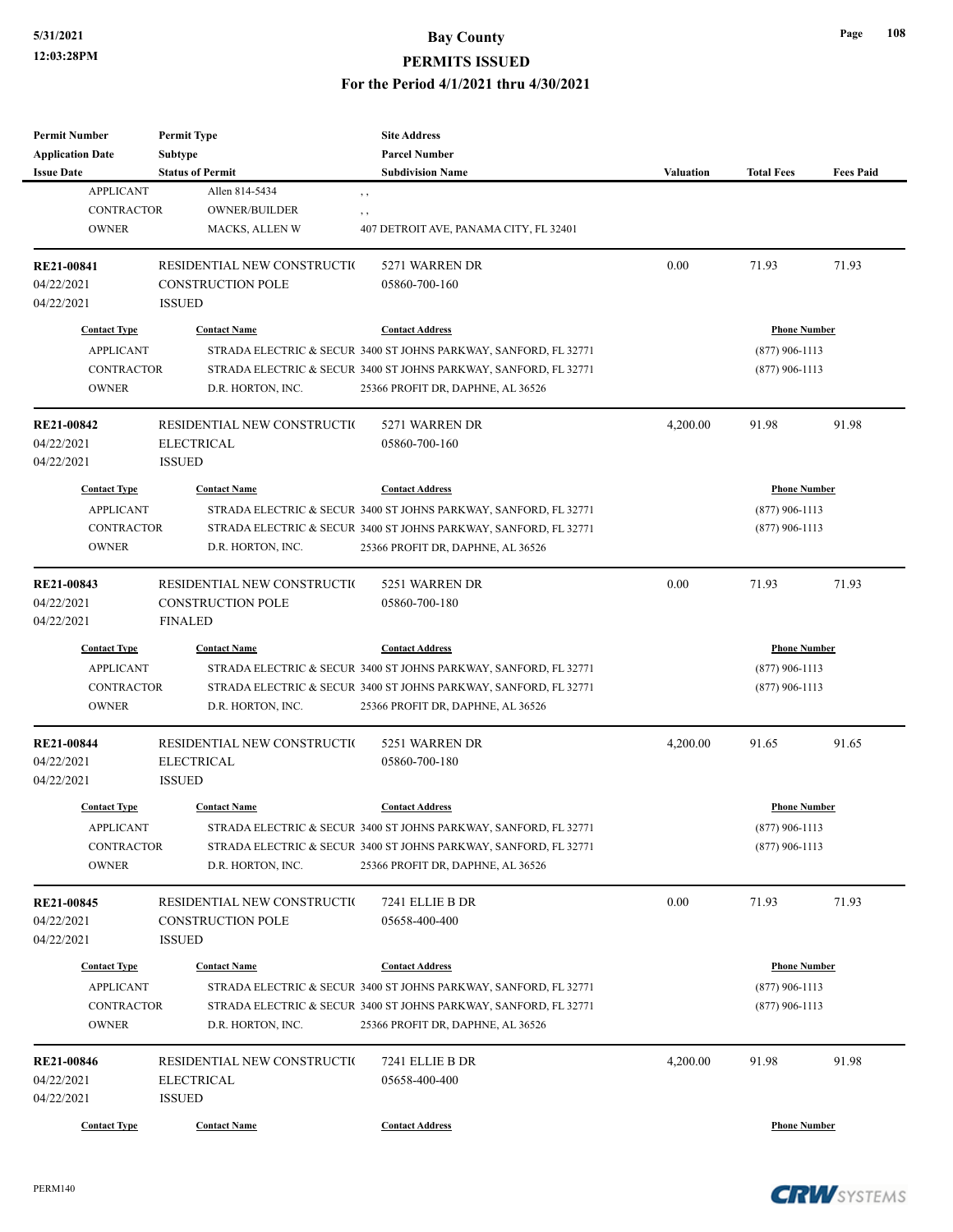| Permit Number | Permit Type | Site Address | | | |
|---|---|---|---|---|---|
| Application Date | Subtype | Parcel Number | | | |
| Issue Date | Status of Permit | Subdivision Name | Valuation | Total Fees | Fees Paid |

| Contact Type | Contact Name | Contact Address | Phone Number |
|---|---|---|---|
| APPLICANT | Allen 814-5434 | , , | |
| CONTRACTOR | OWNER/BUILDER | , , | |
| OWNER | MACKS, ALLEN W | 407 DETROIT AVE, PANAMA CITY, FL 32401 | |

| RE21-00841 | RESIDENTIAL NEW CONSTRUCTI( | 5271 WARREN DR | 0.00 | 71.93 | 71.93 |
|---|---|---|---|---|---|
| 04/22/2021 | CONSTRUCTION POLE | 05860-700-160 | | | |
| 04/22/2021 | ISSUED | | | | |

| Contact Type | Contact Name | Contact Address | Phone Number |
|---|---|---|---|
| APPLICANT | STRADA ELECTRIC & SECUR | 3400 ST JOHNS PARKWAY, SANFORD, FL 32771 | (877) 906-1113 |
| CONTRACTOR | STRADA ELECTRIC & SECUR | 3400 ST JOHNS PARKWAY, SANFORD, FL 32771 | (877) 906-1113 |
| OWNER | D.R. HORTON, INC. | 25366 PROFIT DR, DAPHNE, AL 36526 | |

| RE21-00842 | RESIDENTIAL NEW CONSTRUCTI( | 5271 WARREN DR | 4,200.00 | 91.98 | 91.98 |
|---|---|---|---|---|---|
| 04/22/2021 | ELECTRICAL | 05860-700-160 | | | |
| 04/22/2021 | ISSUED | | | | |

| Contact Type | Contact Name | Contact Address | Phone Number |
|---|---|---|---|
| APPLICANT | STRADA ELECTRIC & SECUR | 3400 ST JOHNS PARKWAY, SANFORD, FL 32771 | (877) 906-1113 |
| CONTRACTOR | STRADA ELECTRIC & SECUR | 3400 ST JOHNS PARKWAY, SANFORD, FL 32771 | (877) 906-1113 |
| OWNER | D.R. HORTON, INC. | 25366 PROFIT DR, DAPHNE, AL 36526 | |

| RE21-00843 | RESIDENTIAL NEW CONSTRUCTI( | 5251 WARREN DR | 0.00 | 71.93 | 71.93 |
|---|---|---|---|---|---|
| 04/22/2021 | CONSTRUCTION POLE | 05860-700-180 | | | |
| 04/22/2021 | FINALED | | | | |

| Contact Type | Contact Name | Contact Address | Phone Number |
|---|---|---|---|
| APPLICANT | STRADA ELECTRIC & SECUR | 3400 ST JOHNS PARKWAY, SANFORD, FL 32771 | (877) 906-1113 |
| CONTRACTOR | STRADA ELECTRIC & SECUR | 3400 ST JOHNS PARKWAY, SANFORD, FL 32771 | (877) 906-1113 |
| OWNER | D.R. HORTON, INC. | 25366 PROFIT DR, DAPHNE, AL 36526 | |

| RE21-00844 | RESIDENTIAL NEW CONSTRUCTI( | 5251 WARREN DR | 4,200.00 | 91.65 | 91.65 |
|---|---|---|---|---|---|
| 04/22/2021 | ELECTRICAL | 05860-700-180 | | | |
| 04/22/2021 | ISSUED | | | | |

| Contact Type | Contact Name | Contact Address | Phone Number |
|---|---|---|---|
| APPLICANT | STRADA ELECTRIC & SECUR | 3400 ST JOHNS PARKWAY, SANFORD, FL 32771 | (877) 906-1113 |
| CONTRACTOR | STRADA ELECTRIC & SECUR | 3400 ST JOHNS PARKWAY, SANFORD, FL 32771 | (877) 906-1113 |
| OWNER | D.R. HORTON, INC. | 25366 PROFIT DR, DAPHNE, AL 36526 | |

| RE21-00845 | RESIDENTIAL NEW CONSTRUCTI( | 7241 ELLIE B DR | 0.00 | 71.93 | 71.93 |
|---|---|---|---|---|---|
| 04/22/2021 | CONSTRUCTION POLE | 05658-400-400 | | | |
| 04/22/2021 | ISSUED | | | | |

| Contact Type | Contact Name | Contact Address | Phone Number |
|---|---|---|---|
| APPLICANT | STRADA ELECTRIC & SECUR | 3400 ST JOHNS PARKWAY, SANFORD, FL 32771 | (877) 906-1113 |
| CONTRACTOR | STRADA ELECTRIC & SECUR | 3400 ST JOHNS PARKWAY, SANFORD, FL 32771 | (877) 906-1113 |
| OWNER | D.R. HORTON, INC. | 25366 PROFIT DR, DAPHNE, AL 36526 | |

| RE21-00846 | RESIDENTIAL NEW CONSTRUCTI( | 7241 ELLIE B DR | 4,200.00 | 91.98 | 91.98 |
|---|---|---|---|---|---|
| 04/22/2021 | ELECTRICAL | 05658-400-400 | | | |
| 04/22/2021 | ISSUED | | | | |

| Contact Type | Contact Name | Contact Address | Phone Number |
|---|---|---|---|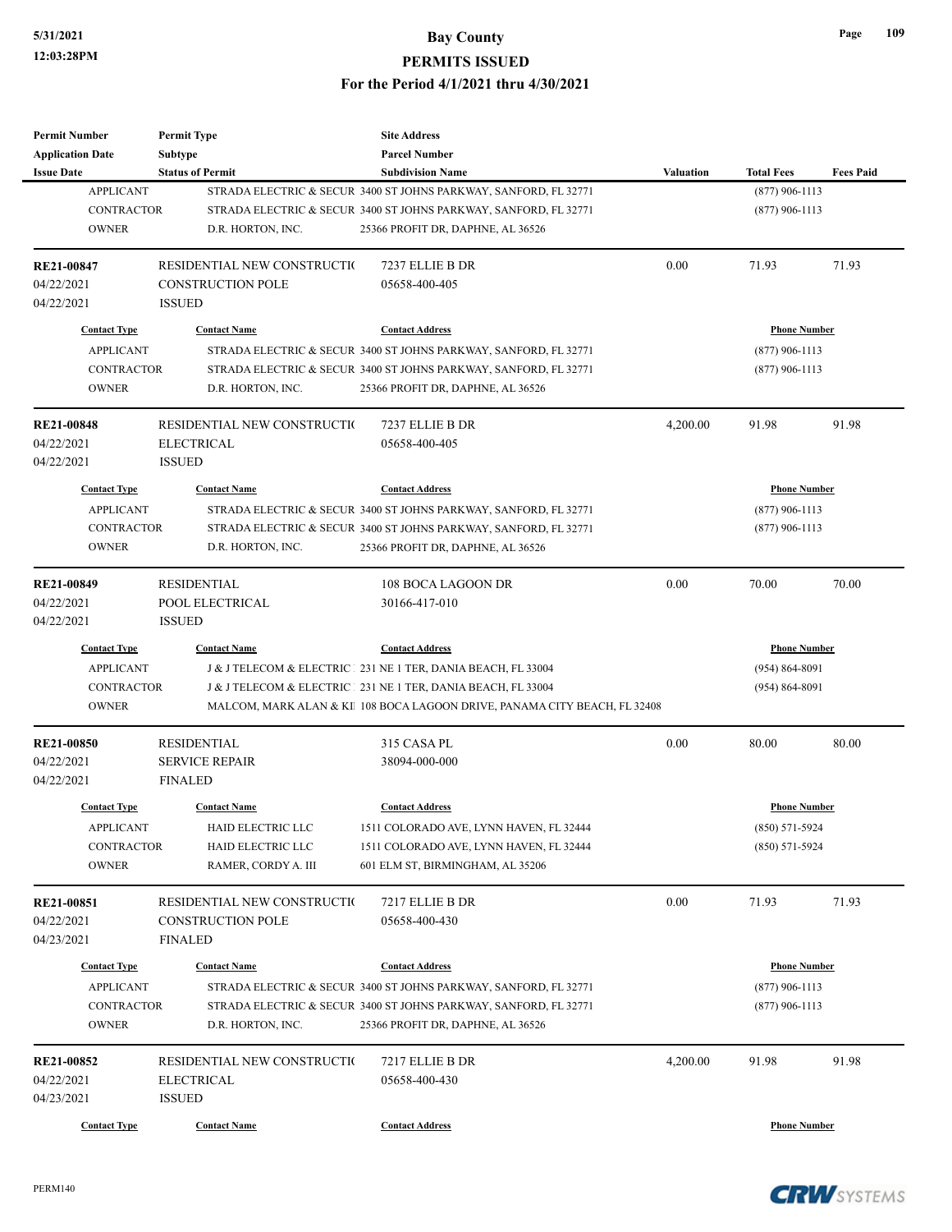| Permit Number | Permit Type | Site Address | | | |
|---|---|---|---|---|---|
| Application Date | Subtype | Parcel Number | | | |
| Issue Date | Status of Permit | Subdivision Name | Valuation | Total Fees | Fees Paid |
| APPLICANT | STRADA ELECTRIC & SECUR | 3400 ST JOHNS PARKWAY, SANFORD, FL 32771 | | (877) 906-1113 | |
| CONTRACTOR | STRADA ELECTRIC & SECUR | 3400 ST JOHNS PARKWAY, SANFORD, FL 32771 | | (877) 906-1113 | |
| OWNER | D.R. HORTON, INC. | 25366 PROFIT DR, DAPHNE, AL 36526 | | | |
| **RE21-00847** | RESIDENTIAL NEW CONSTRUCTIO | 7237 ELLIE B DR | 0.00 | 71.93 | 71.93 |
| 04/22/2021 | CONSTRUCTION POLE | 05658-400-405 | | | |
| 04/22/2021 | ISSUED | | | | |
| Contact Type | Contact Name | Contact Address | | Phone Number | |
| APPLICANT | STRADA ELECTRIC & SECUR | 3400 ST JOHNS PARKWAY, SANFORD, FL 32771 | | (877) 906-1113 | |
| CONTRACTOR | STRADA ELECTRIC & SECUR | 3400 ST JOHNS PARKWAY, SANFORD, FL 32771 | | (877) 906-1113 | |
| OWNER | D.R. HORTON, INC. | 25366 PROFIT DR, DAPHNE, AL 36526 | | | |
| **RE21-00848** | RESIDENTIAL NEW CONSTRUCTIO | 7237 ELLIE B DR | 4,200.00 | 91.98 | 91.98 |
| 04/22/2021 | ELECTRICAL | 05658-400-405 | | | |
| 04/22/2021 | ISSUED | | | | |
| Contact Type | Contact Name | Contact Address | | Phone Number | |
| APPLICANT | STRADA ELECTRIC & SECUR | 3400 ST JOHNS PARKWAY, SANFORD, FL 32771 | | (877) 906-1113 | |
| CONTRACTOR | STRADA ELECTRIC & SECUR | 3400 ST JOHNS PARKWAY, SANFORD, FL 32771 | | (877) 906-1113 | |
| OWNER | D.R. HORTON, INC. | 25366 PROFIT DR, DAPHNE, AL 36526 | | | |
| **RE21-00849** | RESIDENTIAL | 108 BOCA LAGOON DR | 0.00 | 70.00 | 70.00 |
| 04/22/2021 | POOL ELECTRICAL | 30166-417-010 | | | |
| 04/22/2021 | ISSUED | | | | |
| Contact Type | Contact Name | Contact Address | | Phone Number | |
| APPLICANT | J & J TELECOM & ELECTRIC | 231 NE 1 TER, DANIA BEACH, FL 33004 | | (954) 864-8091 | |
| CONTRACTOR | J & J TELECOM & ELECTRIC | 231 NE 1 TER, DANIA BEACH, FL 33004 | | (954) 864-8091 | |
| OWNER | MALCOM, MARK ALAN & KI | 108 BOCA LAGOON DRIVE, PANAMA CITY BEACH, FL 32408 | | | |
| **RE21-00850** | RESIDENTIAL | 315 CASA PL | 0.00 | 80.00 | 80.00 |
| 04/22/2021 | SERVICE REPAIR | 38094-000-000 | | | |
| 04/22/2021 | FINALED | | | | |
| Contact Type | Contact Name | Contact Address | | Phone Number | |
| APPLICANT | HAID ELECTRIC LLC | 1511 COLORADO AVE, LYNN HAVEN, FL 32444 | | (850) 571-5924 | |
| CONTRACTOR | HAID ELECTRIC LLC | 1511 COLORADO AVE, LYNN HAVEN, FL 32444 | | (850) 571-5924 | |
| OWNER | RAMER, CORDY A. III | 601 ELM ST, BIRMINGHAM, AL 35206 | | | |
| **RE21-00851** | RESIDENTIAL NEW CONSTRUCTIO | 7217 ELLIE B DR | 0.00 | 71.93 | 71.93 |
| 04/22/2021 | CONSTRUCTION POLE | 05658-400-430 | | | |
| 04/23/2021 | FINALED | | | | |
| Contact Type | Contact Name | Contact Address | | Phone Number | |
| APPLICANT | STRADA ELECTRIC & SECUR | 3400 ST JOHNS PARKWAY, SANFORD, FL 32771 | | (877) 906-1113 | |
| CONTRACTOR | STRADA ELECTRIC & SECUR | 3400 ST JOHNS PARKWAY, SANFORD, FL 32771 | | (877) 906-1113 | |
| OWNER | D.R. HORTON, INC. | 25366 PROFIT DR, DAPHNE, AL 36526 | | | |
| **RE21-00852** | RESIDENTIAL NEW CONSTRUCTIO | 7217 ELLIE B DR | 4,200.00 | 91.98 | 91.98 |
| 04/22/2021 | ELECTRICAL | 05658-400-430 | | | |
| 04/23/2021 | ISSUED | | | | |
| Contact Type | Contact Name | Contact Address | | Phone Number | |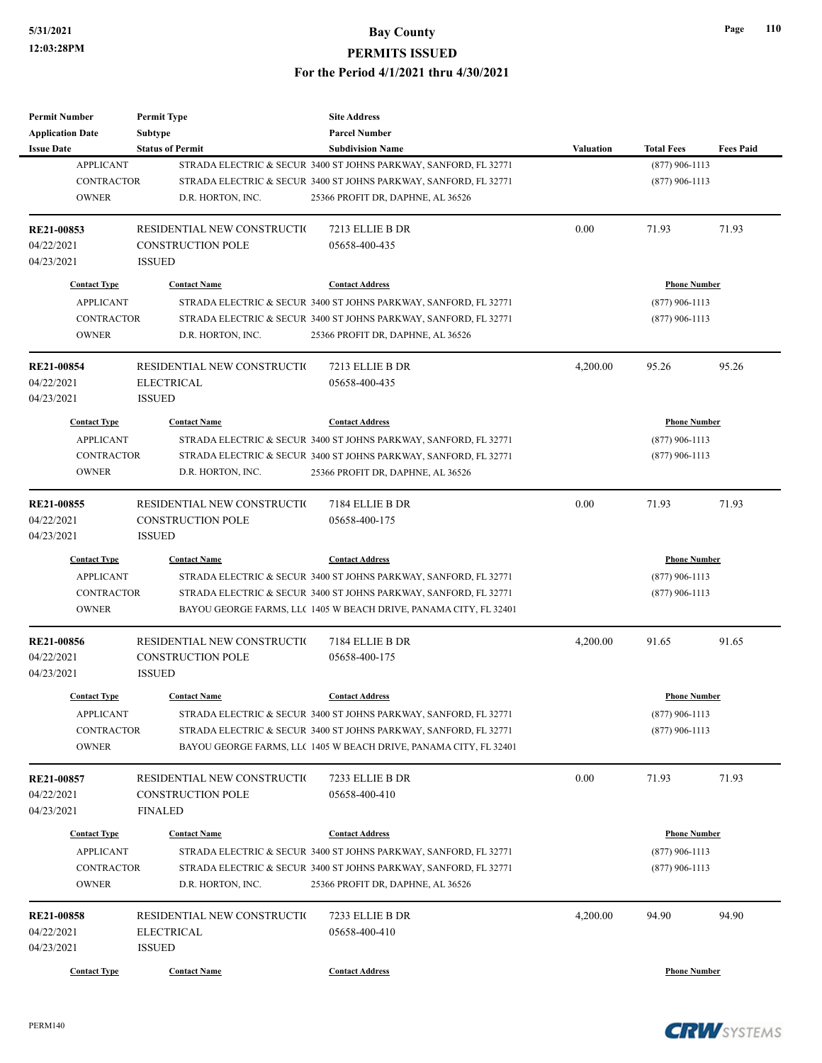| Permit Number | Permit Type | Site Address | | | |
|---|---|---|---|---|---|
| Application Date | Subtype | Parcel Number | | | |
| Issue Date | Status of Permit | Subdivision Name | Valuation | Total Fees | Fees Paid |
| APPLICANT | STRADA ELECTRIC & SECUR | 3400 ST JOHNS PARKWAY, SANFORD, FL 32771 | | (877) 906-1113 | |
| CONTRACTOR | STRADA ELECTRIC & SECUR | 3400 ST JOHNS PARKWAY, SANFORD, FL 32771 | | (877) 906-1113 | |
| OWNER | D.R. HORTON, INC. | 25366 PROFIT DR, DAPHNE, AL 36526 | | | |
| **RE21-00853** | RESIDENTIAL NEW CONSTRUCTI( | 7213 ELLIE B DR | 0.00 | 71.93 | 71.93 |
| 04/22/2021 | CONSTRUCTION POLE | 05658-400-435 | | | |
| 04/23/2021 | ISSUED | | | | |
| Contact Type | Contact Name | Contact Address | | Phone Number | |
| APPLICANT | STRADA ELECTRIC & SECUR | 3400 ST JOHNS PARKWAY, SANFORD, FL 32771 | | (877) 906-1113 | |
| CONTRACTOR | STRADA ELECTRIC & SECUR | 3400 ST JOHNS PARKWAY, SANFORD, FL 32771 | | (877) 906-1113 | |
| OWNER | D.R. HORTON, INC. | 25366 PROFIT DR, DAPHNE, AL 36526 | | | |
| **RE21-00854** | RESIDENTIAL NEW CONSTRUCTI( | 7213 ELLIE B DR | 4,200.00 | 95.26 | 95.26 |
| 04/22/2021 | ELECTRICAL | 05658-400-435 | | | |
| 04/23/2021 | ISSUED | | | | |
| Contact Type | Contact Name | Contact Address | | Phone Number | |
| APPLICANT | STRADA ELECTRIC & SECUR | 3400 ST JOHNS PARKWAY, SANFORD, FL 32771 | | (877) 906-1113 | |
| CONTRACTOR | STRADA ELECTRIC & SECUR | 3400 ST JOHNS PARKWAY, SANFORD, FL 32771 | | (877) 906-1113 | |
| OWNER | D.R. HORTON, INC. | 25366 PROFIT DR, DAPHNE, AL 36526 | | | |
| **RE21-00855** | RESIDENTIAL NEW CONSTRUCTI( | 7184 ELLIE B DR | 0.00 | 71.93 | 71.93 |
| 04/22/2021 | CONSTRUCTION POLE | 05658-400-175 | | | |
| 04/23/2021 | ISSUED | | | | |
| Contact Type | Contact Name | Contact Address | | Phone Number | |
| APPLICANT | STRADA ELECTRIC & SECUR | 3400 ST JOHNS PARKWAY, SANFORD, FL 32771 | | (877) 906-1113 | |
| CONTRACTOR | STRADA ELECTRIC & SECUR | 3400 ST JOHNS PARKWAY, SANFORD, FL 32771 | | (877) 906-1113 | |
| OWNER | BAYOU GEORGE FARMS, LL( | 1405 W BEACH DRIVE, PANAMA CITY, FL 32401 | | | |
| **RE21-00856** | RESIDENTIAL NEW CONSTRUCTI( | 7184 ELLIE B DR | 4,200.00 | 91.65 | 91.65 |
| 04/22/2021 | CONSTRUCTION POLE | 05658-400-175 | | | |
| 04/23/2021 | ISSUED | | | | |
| Contact Type | Contact Name | Contact Address | | Phone Number | |
| APPLICANT | STRADA ELECTRIC & SECUR | 3400 ST JOHNS PARKWAY, SANFORD, FL 32771 | | (877) 906-1113 | |
| CONTRACTOR | STRADA ELECTRIC & SECUR | 3400 ST JOHNS PARKWAY, SANFORD, FL 32771 | | (877) 906-1113 | |
| OWNER | BAYOU GEORGE FARMS, LL( | 1405 W BEACH DRIVE, PANAMA CITY, FL 32401 | | | |
| **RE21-00857** | RESIDENTIAL NEW CONSTRUCTI( | 7233 ELLIE B DR | 0.00 | 71.93 | 71.93 |
| 04/22/2021 | CONSTRUCTION POLE | 05658-400-410 | | | |
| 04/23/2021 | FINALED | | | | |
| Contact Type | Contact Name | Contact Address | | Phone Number | |
| APPLICANT | STRADA ELECTRIC & SECUR | 3400 ST JOHNS PARKWAY, SANFORD, FL 32771 | | (877) 906-1113 | |
| CONTRACTOR | STRADA ELECTRIC & SECUR | 3400 ST JOHNS PARKWAY, SANFORD, FL 32771 | | (877) 906-1113 | |
| OWNER | D.R. HORTON, INC. | 25366 PROFIT DR, DAPHNE, AL 36526 | | | |
| **RE21-00858** | RESIDENTIAL NEW CONSTRUCTI( | 7233 ELLIE B DR | 4,200.00 | 94.90 | 94.90 |
| 04/22/2021 | ELECTRICAL | 05658-400-410 | | | |
| 04/23/2021 | ISSUED | | | | |
| Contact Type | Contact Name | Contact Address | | Phone Number | |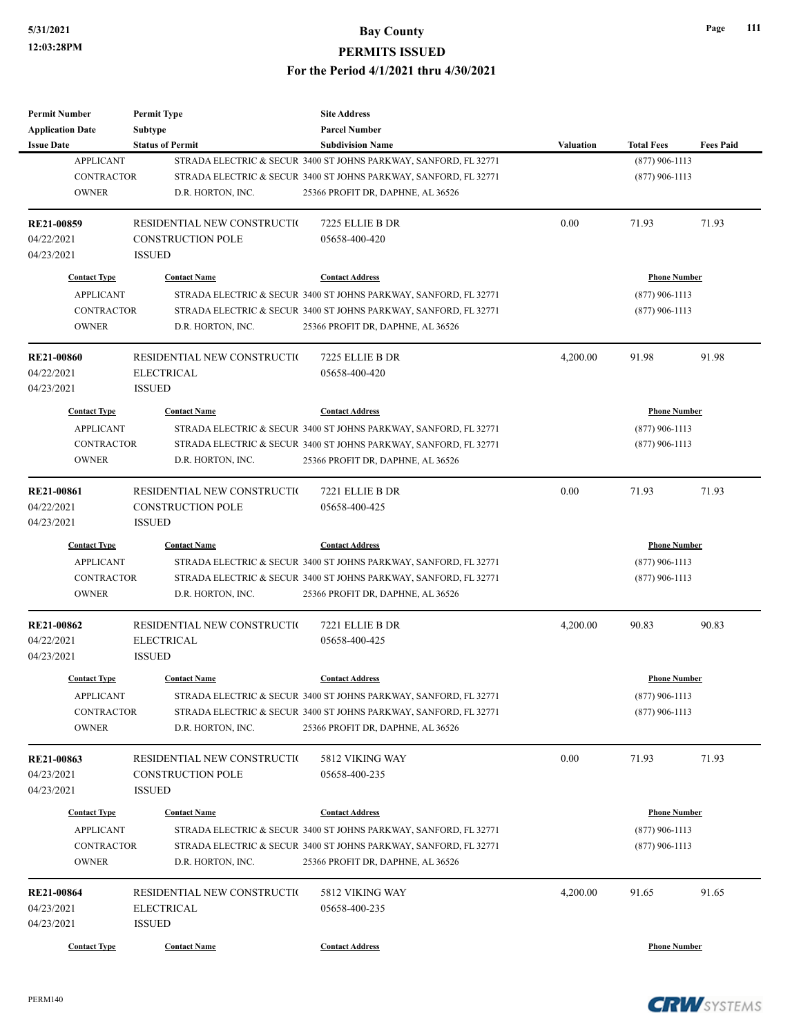# Bay County
## PERMITS ISSUED
### For the Period 4/1/2021 thru 4/30/2021

| Permit Number / Application Date / Issue Date | Permit Type / Subtype / Status of Permit | Site Address / Parcel Number / Subdivision Name | Valuation | Total Fees | Fees Paid |
|---|---|---|---|---|---|
| APPLICANT | STRADA ELECTRIC & SECUR | 3400 ST JOHNS PARKWAY, SANFORD, FL 32771 | | (877) 906-1113 | |
| CONTRACTOR | STRADA ELECTRIC & SECUR | 3400 ST JOHNS PARKWAY, SANFORD, FL 32771 | | (877) 906-1113 | |
| OWNER | D.R. HORTON, INC. | 25366 PROFIT DR, DAPHNE, AL 36526 | | | |
| **RE21-00859** | RESIDENTIAL NEW CONSTRUCTI( | 7225 ELLIE B DR | 0.00 | 71.93 | 71.93 |
| 04/22/2021 | CONSTRUCTION POLE | 05658-400-420 | | | |
| 04/23/2021 | ISSUED | | | | |
| **Contact Type** | **Contact Name** | **Contact Address** | | **Phone Number** | |
| APPLICANT | STRADA ELECTRIC & SECUR | 3400 ST JOHNS PARKWAY, SANFORD, FL 32771 | | (877) 906-1113 | |
| CONTRACTOR | STRADA ELECTRIC & SECUR | 3400 ST JOHNS PARKWAY, SANFORD, FL 32771 | | (877) 906-1113 | |
| OWNER | D.R. HORTON, INC. | 25366 PROFIT DR, DAPHNE, AL 36526 | | | |
| **RE21-00860** | RESIDENTIAL NEW CONSTRUCTI( | 7225 ELLIE B DR | 4,200.00 | 91.98 | 91.98 |
| 04/22/2021 | ELECTRICAL | 05658-400-420 | | | |
| 04/23/2021 | ISSUED | | | | |
| **Contact Type** | **Contact Name** | **Contact Address** | | **Phone Number** | |
| APPLICANT | STRADA ELECTRIC & SECUR | 3400 ST JOHNS PARKWAY, SANFORD, FL 32771 | | (877) 906-1113 | |
| CONTRACTOR | STRADA ELECTRIC & SECUR | 3400 ST JOHNS PARKWAY, SANFORD, FL 32771 | | (877) 906-1113 | |
| OWNER | D.R. HORTON, INC. | 25366 PROFIT DR, DAPHNE, AL 36526 | | | |
| **RE21-00861** | RESIDENTIAL NEW CONSTRUCTI( | 7221 ELLIE B DR | 0.00 | 71.93 | 71.93 |
| 04/22/2021 | CONSTRUCTION POLE | 05658-400-425 | | | |
| 04/23/2021 | ISSUED | | | | |
| **Contact Type** | **Contact Name** | **Contact Address** | | **Phone Number** | |
| APPLICANT | STRADA ELECTRIC & SECUR | 3400 ST JOHNS PARKWAY, SANFORD, FL 32771 | | (877) 906-1113 | |
| CONTRACTOR | STRADA ELECTRIC & SECUR | 3400 ST JOHNS PARKWAY, SANFORD, FL 32771 | | (877) 906-1113 | |
| OWNER | D.R. HORTON, INC. | 25366 PROFIT DR, DAPHNE, AL 36526 | | | |
| **RE21-00862** | RESIDENTIAL NEW CONSTRUCTI( | 7221 ELLIE B DR | 4,200.00 | 90.83 | 90.83 |
| 04/22/2021 | ELECTRICAL | 05658-400-425 | | | |
| 04/23/2021 | ISSUED | | | | |
| **Contact Type** | **Contact Name** | **Contact Address** | | **Phone Number** | |
| APPLICANT | STRADA ELECTRIC & SECUR | 3400 ST JOHNS PARKWAY, SANFORD, FL 32771 | | (877) 906-1113 | |
| CONTRACTOR | STRADA ELECTRIC & SECUR | 3400 ST JOHNS PARKWAY, SANFORD, FL 32771 | | (877) 906-1113 | |
| OWNER | D.R. HORTON, INC. | 25366 PROFIT DR, DAPHNE, AL 36526 | | | |
| **RE21-00863** | RESIDENTIAL NEW CONSTRUCTI( | 5812 VIKING WAY | 0.00 | 71.93 | 71.93 |
| 04/23/2021 | CONSTRUCTION POLE | 05658-400-235 | | | |
| 04/23/2021 | ISSUED | | | | |
| **Contact Type** | **Contact Name** | **Contact Address** | | **Phone Number** | |
| APPLICANT | STRADA ELECTRIC & SECUR | 3400 ST JOHNS PARKWAY, SANFORD, FL 32771 | | (877) 906-1113 | |
| CONTRACTOR | STRADA ELECTRIC & SECUR | 3400 ST JOHNS PARKWAY, SANFORD, FL 32771 | | (877) 906-1113 | |
| OWNER | D.R. HORTON, INC. | 25366 PROFIT DR, DAPHNE, AL 36526 | | | |
| **RE21-00864** | RESIDENTIAL NEW CONSTRUCTI( | 5812 VIKING WAY | 4,200.00 | 91.65 | 91.65 |
| 04/23/2021 | ELECTRICAL | 05658-400-235 | | | |
| 04/23/2021 | ISSUED | | | | |
| **Contact Type** | **Contact Name** | **Contact Address** | | **Phone Number** | |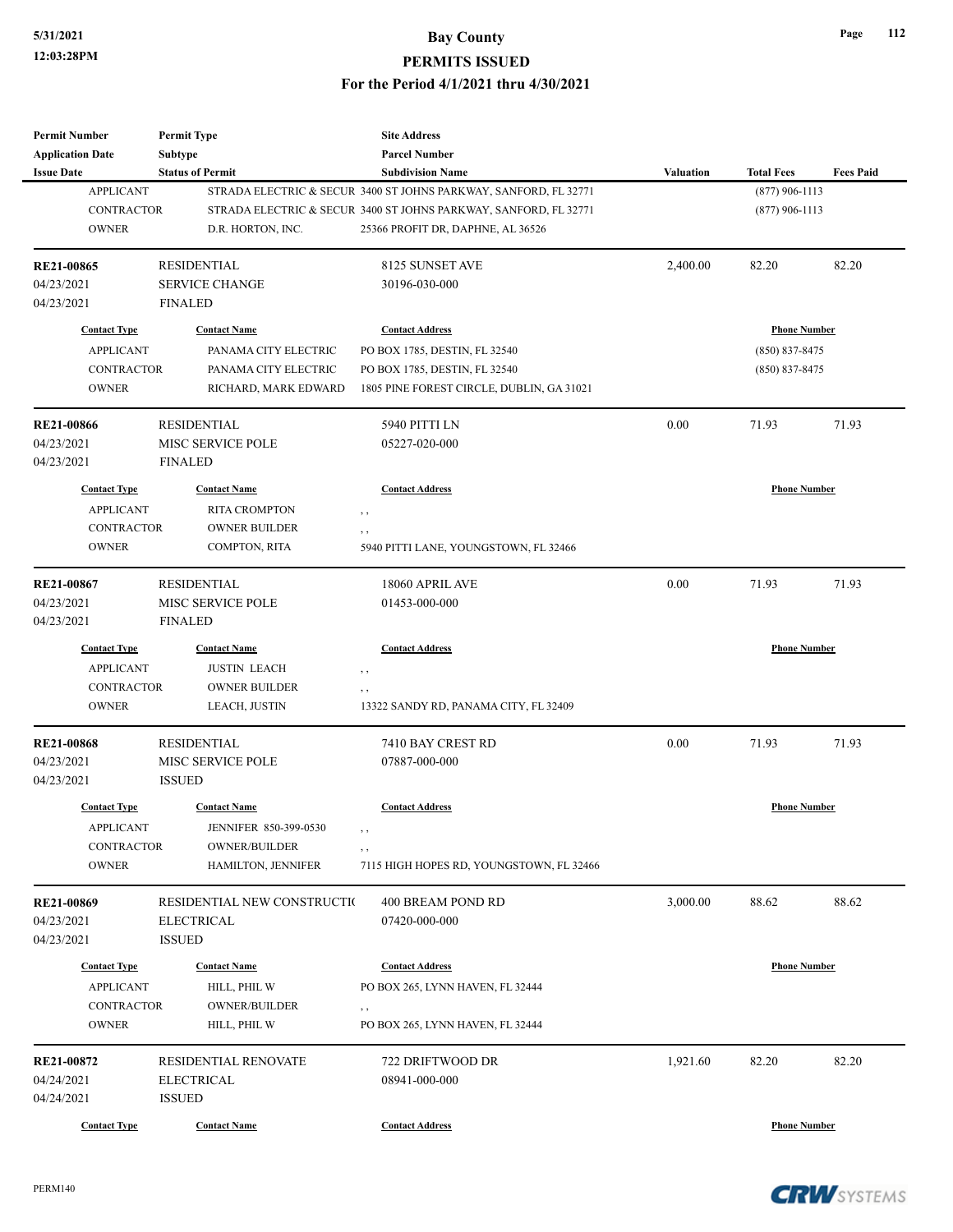| Permit Number | Permit Type | Site Address | | | |
|---|---|---|---|---|---|
| Application Date | Subtype | Parcel Number | | | |
| Issue Date | Status of Permit | Subdivision Name | Valuation | Total Fees | Fees Paid |

| Contact Type | Contact Name | Contact Address | Phone Number |
|---|---|---|---|
| APPLICANT | STRADA ELECTRIC & SECUR | 3400 ST JOHNS PARKWAY, SANFORD, FL 32771 | (877) 906-1113 |
| CONTRACTOR | STRADA ELECTRIC & SECUR | 3400 ST JOHNS PARKWAY, SANFORD, FL 32771 | (877) 906-1113 |
| OWNER | D.R. HORTON, INC. | 25366 PROFIT DR, DAPHNE, AL 36526 | |

| RE21-00865 | RESIDENTIAL | 8125 SUNSET AVE | 2,400.00 | 82.20 | 82.20 |
|---|---|---|---|---|---|
| 04/23/2021 | SERVICE CHANGE | 30196-030-000 | | | |
| 04/23/2021 | FINALED | | | | |

| Contact Type | Contact Name | Contact Address | Phone Number |
|---|---|---|---|
| APPLICANT | PANAMA CITY ELECTRIC | PO BOX 1785, DESTIN, FL 32540 | (850) 837-8475 |
| CONTRACTOR | PANAMA CITY ELECTRIC | PO BOX 1785, DESTIN, FL 32540 | (850) 837-8475 |
| OWNER | RICHARD, MARK EDWARD | 1805 PINE FOREST CIRCLE, DUBLIN, GA 31021 | |

| RE21-00866 | RESIDENTIAL | 5940 PITTI LN | 0.00 | 71.93 | 71.93 |
|---|---|---|---|---|---|
| 04/23/2021 | MISC SERVICE POLE | 05227-020-000 | | | |
| 04/23/2021 | FINALED | | | | |

| Contact Type | Contact Name | Contact Address | Phone Number |
|---|---|---|---|
| APPLICANT | RITA CROMPTON | , , | |
| CONTRACTOR | OWNER BUILDER | , , | |
| OWNER | COMPTON, RITA | 5940 PITTI LANE, YOUNGSTOWN, FL 32466 | |

| RE21-00867 | RESIDENTIAL | 18060 APRIL AVE | 0.00 | 71.93 | 71.93 |
|---|---|---|---|---|---|
| 04/23/2021 | MISC SERVICE POLE | 01453-000-000 | | | |
| 04/23/2021 | FINALED | | | | |

| Contact Type | Contact Name | Contact Address | Phone Number |
|---|---|---|---|
| APPLICANT | JUSTIN LEACH | , , | |
| CONTRACTOR | OWNER BUILDER | , , | |
| OWNER | LEACH, JUSTIN | 13322 SANDY RD, PANAMA CITY, FL 32409 | |

| RE21-00868 | RESIDENTIAL | 7410 BAY CREST RD | 0.00 | 71.93 | 71.93 |
|---|---|---|---|---|---|
| 04/23/2021 | MISC SERVICE POLE | 07887-000-000 | | | |
| 04/23/2021 | ISSUED | | | | |

| Contact Type | Contact Name | Contact Address | Phone Number |
|---|---|---|---|
| APPLICANT | JENNIFER 850-399-0530 | , , | |
| CONTRACTOR | OWNER/BUILDER | , , | |
| OWNER | HAMILTON, JENNIFER | 7115 HIGH HOPES RD, YOUNGSTOWN, FL 32466 | |

| RE21-00869 | RESIDENTIAL NEW CONSTRUCTI( | 400 BREAM POND RD | 3,000.00 | 88.62 | 88.62 |
|---|---|---|---|---|---|
| 04/23/2021 | ELECTRICAL | 07420-000-000 | | | |
| 04/23/2021 | ISSUED | | | | |

| Contact Type | Contact Name | Contact Address | Phone Number |
|---|---|---|---|
| APPLICANT | HILL, PHIL W | PO BOX 265, LYNN HAVEN, FL 32444 | |
| CONTRACTOR | OWNER/BUILDER | , , | |
| OWNER | HILL, PHIL W | PO BOX 265, LYNN HAVEN, FL 32444 | |

| RE21-00872 | RESIDENTIAL RENOVATE | 722 DRIFTWOOD DR | 1,921.60 | 82.20 | 82.20 |
|---|---|---|---|---|---|
| 04/24/2021 | ELECTRICAL | 08941-000-000 | | | |
| 04/24/2021 | ISSUED | | | | |

| Contact Type | Contact Name | Contact Address | Phone Number |
|---|---|---|---|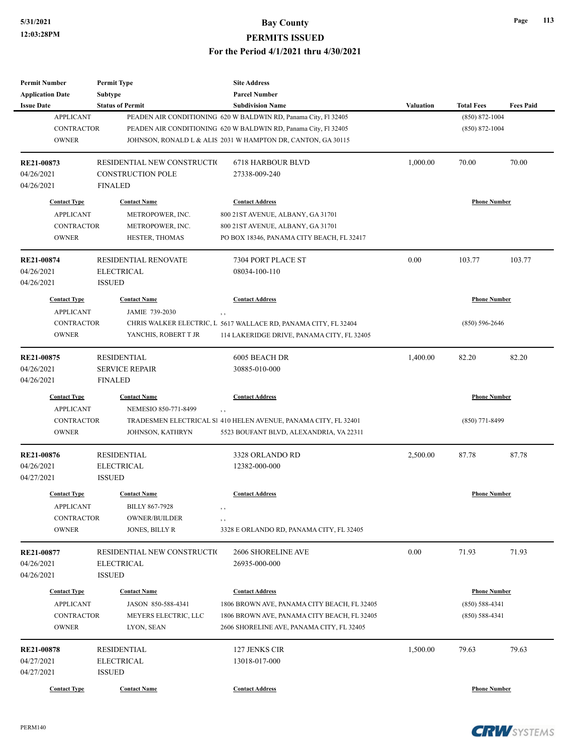| Permit Number | Permit Type | Site Address | | | |
|---|---|---|---|---|---|
| Application Date | Subtype | Parcel Number | | | |
| Issue Date | Status of Permit | Subdivision Name | Valuation | Total Fees | Fees Paid |

| Contact Type | Contact Name | Contact Address | Phone Number |
|---|---|---|---|
| APPLICANT | PEADEN AIR CONDITIONING | 620 W BALDWIN RD, Panama City, Fl 32405 | (850) 872-1004 |
| CONTRACTOR | PEADEN AIR CONDITIONING | 620 W BALDWIN RD, Panama City, Fl 32405 | (850) 872-1004 |
| OWNER | JOHNSON, RONALD L & ALIS | 2031 W HAMPTON DR, CANTON, GA 30115 | |

| RE21-00873 | RESIDENTIAL NEW CONSTRUCTIO | 6718 HARBOUR BLVD | 1,000.00 | 70.00 | 70.00 |
|---|---|---|---|---|---|
| 04/26/2021 | CONSTRUCTION POLE | 27338-009-240 | | | |
| 04/26/2021 | FINALED | | | | |

| Contact Type | Contact Name | Contact Address | Phone Number |
|---|---|---|---|
| APPLICANT | METROPOWER, INC. | 800 21ST AVENUE, ALBANY, GA 31701 | |
| CONTRACTOR | METROPOWER, INC. | 800 21ST AVENUE, ALBANY, GA 31701 | |
| OWNER | HESTER, THOMAS | PO BOX 18346, PANAMA CITY BEACH, FL 32417 | |

| RE21-00874 | RESIDENTIAL RENOVATE | 7304 PORT PLACE ST | 0.00 | 103.77 | 103.77 |
|---|---|---|---|---|---|
| 04/26/2021 | ELECTRICAL | 08034-100-110 | | | |
| 04/26/2021 | ISSUED | | | | |

| Contact Type | Contact Name | Contact Address | Phone Number |
|---|---|---|---|
| APPLICANT | JAMIE 739-2030 | , , | |
| CONTRACTOR | CHRIS WALKER ELECTRIC, L | 5617 WALLACE RD, PANAMA CITY, FL 32404 | (850) 596-2646 |
| OWNER | YANCHIS, ROBERT T JR | 114 LAKERIDGE DRIVE, PANAMA CITY, FL 32405 | |

| RE21-00875 | RESIDENTIAL | 6005 BEACH DR | 1,400.00 | 82.20 | 82.20 |
|---|---|---|---|---|---|
| 04/26/2021 | SERVICE REPAIR | 30885-010-000 | | | |
| 04/26/2021 | FINALED | | | | |

| Contact Type | Contact Name | Contact Address | Phone Number |
|---|---|---|---|
| APPLICANT | NEMESIO 850-771-8499 | , , | |
| CONTRACTOR | TRADESMEN ELECTRICAL SI | 410 HELEN AVENUE, PANAMA CITY, FL 32401 | (850) 771-8499 |
| OWNER | JOHNSON, KATHRYN | 5523 BOUFANT BLVD, ALEXANDRIA, VA 22311 | |

| RE21-00876 | RESIDENTIAL | 3328 ORLANDO RD | 2,500.00 | 87.78 | 87.78 |
|---|---|---|---|---|---|
| 04/26/2021 | ELECTRICAL | 12382-000-000 | | | |
| 04/27/2021 | ISSUED | | | | |

| Contact Type | Contact Name | Contact Address | Phone Number |
|---|---|---|---|
| APPLICANT | BILLY 867-7928 | , , | |
| CONTRACTOR | OWNER/BUILDER | , , | |
| OWNER | JONES, BILLY R | 3328 E ORLANDO RD, PANAMA CITY, FL 32405 | |

| RE21-00877 | RESIDENTIAL NEW CONSTRUCTIO | 2606 SHORELINE AVE | 0.00 | 71.93 | 71.93 |
|---|---|---|---|---|---|
| 04/26/2021 | ELECTRICAL | 26935-000-000 | | | |
| 04/26/2021 | ISSUED | | | | |

| Contact Type | Contact Name | Contact Address | Phone Number |
|---|---|---|---|
| APPLICANT | JASON 850-588-4341 | 1806 BROWN AVE, PANAMA CITY BEACH, FL 32405 | (850) 588-4341 |
| CONTRACTOR | MEYERS ELECTRIC, LLC | 1806 BROWN AVE, PANAMA CITY BEACH, FL 32405 | (850) 588-4341 |
| OWNER | LYON, SEAN | 2606 SHORELINE AVE, PANAMA CITY, FL 32405 | |

| RE21-00878 | RESIDENTIAL | 127 JENKS CIR | 1,500.00 | 79.63 | 79.63 |
|---|---|---|---|---|---|
| 04/27/2021 | ELECTRICAL | 13018-017-000 | | | |
| 04/27/2021 | ISSUED | | | | |

| Contact Type | Contact Name | Contact Address | Phone Number |
|---|---|---|---|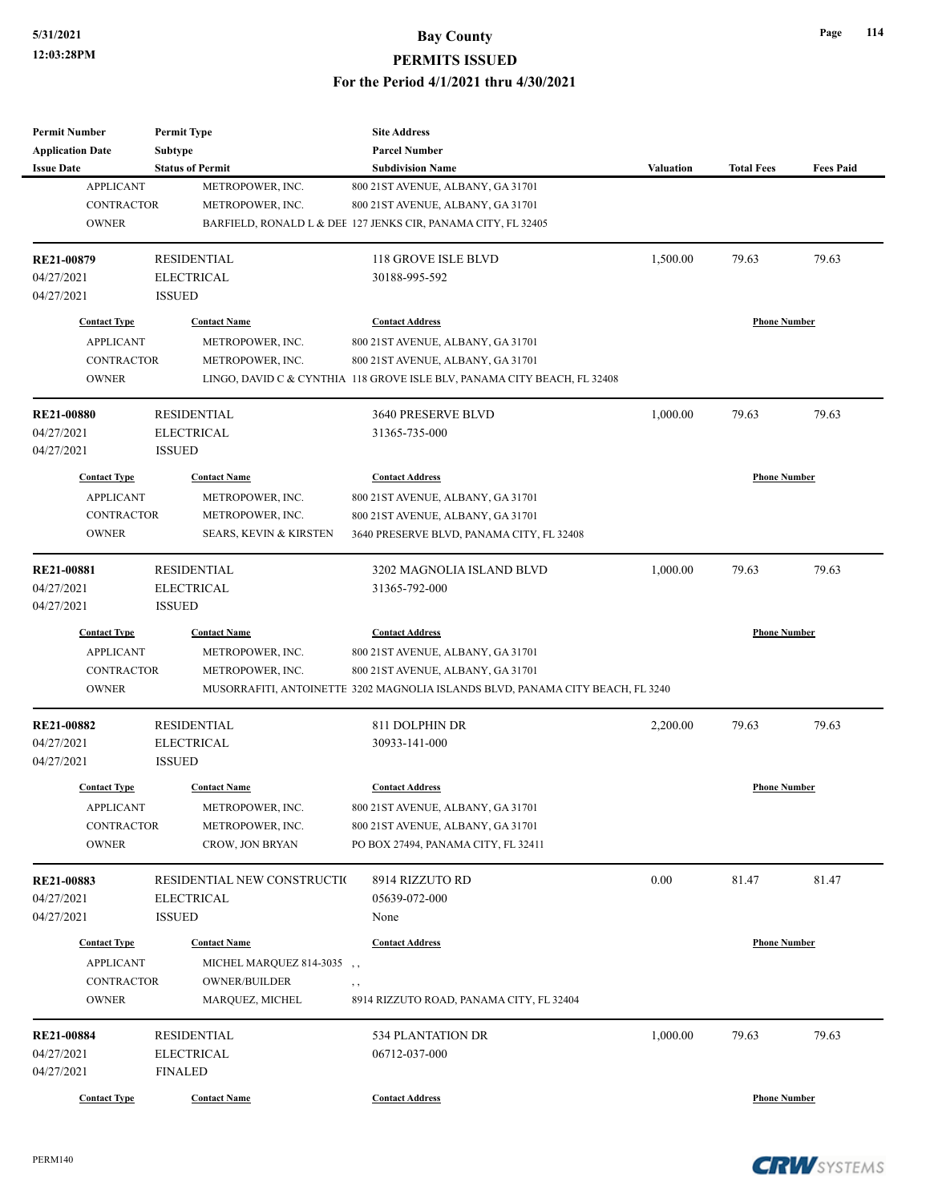| Permit Number | Permit Type | Site Address | | | |
|---|---|---|---|---|---|
| Application Date | Subtype | Parcel Number | | | |
| Issue Date | Status of Permit | Subdivision Name | Valuation | Total Fees | Fees Paid |

| Contact Type | Contact Name | Contact Address | Phone Number |
|---|---|---|---|
| APPLICANT | METROPOWER, INC. | 800 21ST AVENUE, ALBANY, GA 31701 | |
| CONTRACTOR | METROPOWER, INC. | 800 21ST AVENUE, ALBANY, GA 31701 | |
| OWNER | BARFIELD, RONALD L & DEE | 127 JENKS CIR, PANAMA CITY, FL 32405 | |

| RE21-00879 | RESIDENTIAL | 118 GROVE ISLE BLVD | 1,500.00 | 79.63 | 79.63 |
|---|---|---|---|---|---|
| 04/27/2021 | ELECTRICAL | 30188-995-592 | | | |
| 04/27/2021 | ISSUED | | | | |

| Contact Type | Contact Name | Contact Address | Phone Number |
|---|---|---|---|
| APPLICANT | METROPOWER, INC. | 800 21ST AVENUE, ALBANY, GA 31701 | |
| CONTRACTOR | METROPOWER, INC. | 800 21ST AVENUE, ALBANY, GA 31701 | |
| OWNER | LINGO, DAVID C & CYNTHIA | 118 GROVE ISLE BLV, PANAMA CITY BEACH, FL 32408 | |

| RE21-00880 | RESIDENTIAL | 3640 PRESERVE BLVD | 1,000.00 | 79.63 | 79.63 |
|---|---|---|---|---|---|
| 04/27/2021 | ELECTRICAL | 31365-735-000 | | | |
| 04/27/2021 | ISSUED | | | | |

| Contact Type | Contact Name | Contact Address | Phone Number |
|---|---|---|---|
| APPLICANT | METROPOWER, INC. | 800 21ST AVENUE, ALBANY, GA 31701 | |
| CONTRACTOR | METROPOWER, INC. | 800 21ST AVENUE, ALBANY, GA 31701 | |
| OWNER | SEARS, KEVIN & KIRSTEN | 3640 PRESERVE BLVD, PANAMA CITY, FL 32408 | |

| RE21-00881 | RESIDENTIAL | 3202 MAGNOLIA ISLAND BLVD | 1,000.00 | 79.63 | 79.63 |
|---|---|---|---|---|---|
| 04/27/2021 | ELECTRICAL | 31365-792-000 | | | |
| 04/27/2021 | ISSUED | | | | |

| Contact Type | Contact Name | Contact Address | Phone Number |
|---|---|---|---|
| APPLICANT | METROPOWER, INC. | 800 21ST AVENUE, ALBANY, GA 31701 | |
| CONTRACTOR | METROPOWER, INC. | 800 21ST AVENUE, ALBANY, GA 31701 | |
| OWNER | MUSORRAFITI, ANTOINETTE | 3202 MAGNOLIA ISLANDS BLVD, PANAMA CITY BEACH, FL 3240 | |

| RE21-00882 | RESIDENTIAL | 811 DOLPHIN DR | 2,200.00 | 79.63 | 79.63 |
|---|---|---|---|---|---|
| 04/27/2021 | ELECTRICAL | 30933-141-000 | | | |
| 04/27/2021 | ISSUED | | | | |

| Contact Type | Contact Name | Contact Address | Phone Number |
|---|---|---|---|
| APPLICANT | METROPOWER, INC. | 800 21ST AVENUE, ALBANY, GA 31701 | |
| CONTRACTOR | METROPOWER, INC. | 800 21ST AVENUE, ALBANY, GA 31701 | |
| OWNER | CROW, JON BRYAN | PO BOX 27494, PANAMA CITY, FL 32411 | |

| RE21-00883 | RESIDENTIAL NEW CONSTRUCTI( | 8914 RIZZUTO RD | 0.00 | 81.47 | 81.47 |
|---|---|---|---|---|---|
| 04/27/2021 | ELECTRICAL | 05639-072-000 | | | |
| 04/27/2021 | ISSUED | None | | | |

| Contact Type | Contact Name | Contact Address | Phone Number |
|---|---|---|---|
| APPLICANT | MICHEL MARQUEZ 814-3035 | , , | |
| CONTRACTOR | OWNER/BUILDER | , , | |
| OWNER | MARQUEZ, MICHEL | 8914 RIZZUTO ROAD, PANAMA CITY, FL 32404 | |

| RE21-00884 | RESIDENTIAL | 534 PLANTATION DR | 1,000.00 | 79.63 | 79.63 |
|---|---|---|---|---|---|
| 04/27/2021 | ELECTRICAL | 06712-037-000 | | | |
| 04/27/2021 | FINALED | | | | |

| Contact Type | Contact Name | Contact Address | Phone Number |
|---|---|---|---|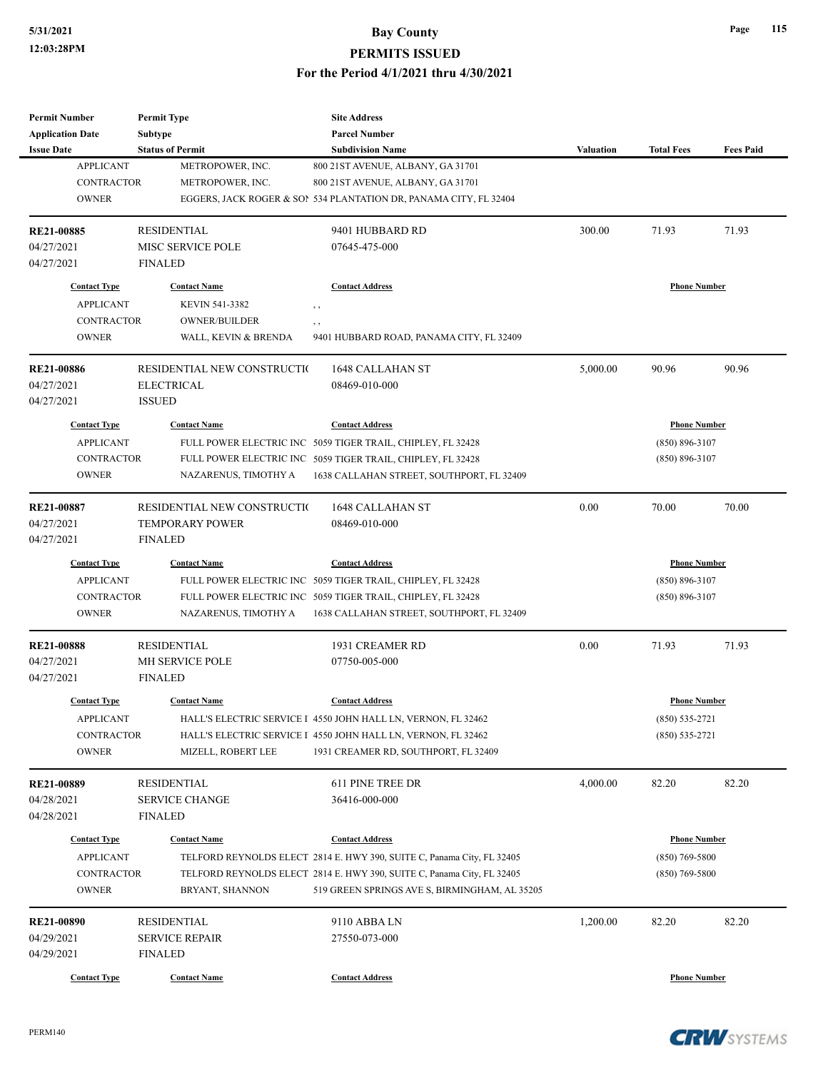| Permit Number | Permit Type | Site Address | | | |
|---|---|---|---|---|---|
| Application Date | Subtype | Parcel Number | | | |
| Issue Date | Status of Permit | Subdivision Name | Valuation | Total Fees | Fees Paid |
| APPLICANT | METROPOWER, INC. | 800 21ST AVENUE, ALBANY, GA 31701 | | | |
| CONTRACTOR | METROPOWER, INC. | 800 21ST AVENUE, ALBANY, GA 31701 | | | |
| OWNER | EGGERS, JACK ROGER & SOI | 534 PLANTATION DR, PANAMA CITY, FL 32404 | | | |
| **RE21-00885** | RESIDENTIAL | 9401 HUBBARD RD | 300.00 | 71.93 | 71.93 |
| 04/27/2021 | MISC SERVICE POLE | 07645-475-000 | | | |
| 04/27/2021 | FINALED | | | | |
| Contact Type | Contact Name | Contact Address | | Phone Number | |
| APPLICANT | KEVIN 541-3382 | , , | | | |
| CONTRACTOR | OWNER/BUILDER | , , | | | |
| OWNER | WALL, KEVIN & BRENDA | 9401 HUBBARD ROAD, PANAMA CITY, FL 32409 | | | |
| **RE21-00886** | RESIDENTIAL NEW CONSTRUCTI( | 1648 CALLAHAN ST | 5,000.00 | 90.96 | 90.96 |
| 04/27/2021 | ELECTRICAL | 08469-010-000 | | | |
| 04/27/2021 | ISSUED | | | | |
| Contact Type | Contact Name | Contact Address | | Phone Number | |
| APPLICANT | FULL POWER ELECTRIC INC | 5059 TIGER TRAIL, CHIPLEY, FL 32428 | | (850) 896-3107 | |
| CONTRACTOR | FULL POWER ELECTRIC INC | 5059 TIGER TRAIL, CHIPLEY, FL 32428 | | (850) 896-3107 | |
| OWNER | NAZARENUS, TIMOTHY A | 1638 CALLAHAN STREET, SOUTHPORT, FL 32409 | | | |
| **RE21-00887** | RESIDENTIAL NEW CONSTRUCTI( | 1648 CALLAHAN ST | 0.00 | 70.00 | 70.00 |
| 04/27/2021 | TEMPORARY POWER | 08469-010-000 | | | |
| 04/27/2021 | FINALED | | | | |
| Contact Type | Contact Name | Contact Address | | Phone Number | |
| APPLICANT | FULL POWER ELECTRIC INC | 5059 TIGER TRAIL, CHIPLEY, FL 32428 | | (850) 896-3107 | |
| CONTRACTOR | FULL POWER ELECTRIC INC | 5059 TIGER TRAIL, CHIPLEY, FL 32428 | | (850) 896-3107 | |
| OWNER | NAZARENUS, TIMOTHY A | 1638 CALLAHAN STREET, SOUTHPORT, FL 32409 | | | |
| **RE21-00888** | RESIDENTIAL | 1931 CREAMER RD | 0.00 | 71.93 | 71.93 |
| 04/27/2021 | MH SERVICE POLE | 07750-005-000 | | | |
| 04/27/2021 | FINALED | | | | |
| Contact Type | Contact Name | Contact Address | | Phone Number | |
| APPLICANT | HALL'S ELECTRIC SERVICE I | 4550 JOHN HALL LN, VERNON, FL 32462 | | (850) 535-2721 | |
| CONTRACTOR | HALL'S ELECTRIC SERVICE I | 4550 JOHN HALL LN, VERNON, FL 32462 | | (850) 535-2721 | |
| OWNER | MIZELL, ROBERT LEE | 1931 CREAMER RD, SOUTHPORT, FL 32409 | | | |
| **RE21-00889** | RESIDENTIAL | 611 PINE TREE DR | 4,000.00 | 82.20 | 82.20 |
| 04/28/2021 | SERVICE CHANGE | 36416-000-000 | | | |
| 04/28/2021 | FINALED | | | | |
| Contact Type | Contact Name | Contact Address | | Phone Number | |
| APPLICANT | TELFORD REYNOLDS ELECT | 2814 E. HWY 390, SUITE C, Panama City, FL 32405 | | (850) 769-5800 | |
| CONTRACTOR | TELFORD REYNOLDS ELECT | 2814 E. HWY 390, SUITE C, Panama City, FL 32405 | | (850) 769-5800 | |
| OWNER | BRYANT, SHANNON | 519 GREEN SPRINGS AVE S, BIRMINGHAM, AL 35205 | | | |
| **RE21-00890** | RESIDENTIAL | 9110 ABBA LN | 1,200.00 | 82.20 | 82.20 |
| 04/29/2021 | SERVICE REPAIR | 27550-073-000 | | | |
| 04/29/2021 | FINALED | | | | |
| Contact Type | Contact Name | Contact Address | | Phone Number | |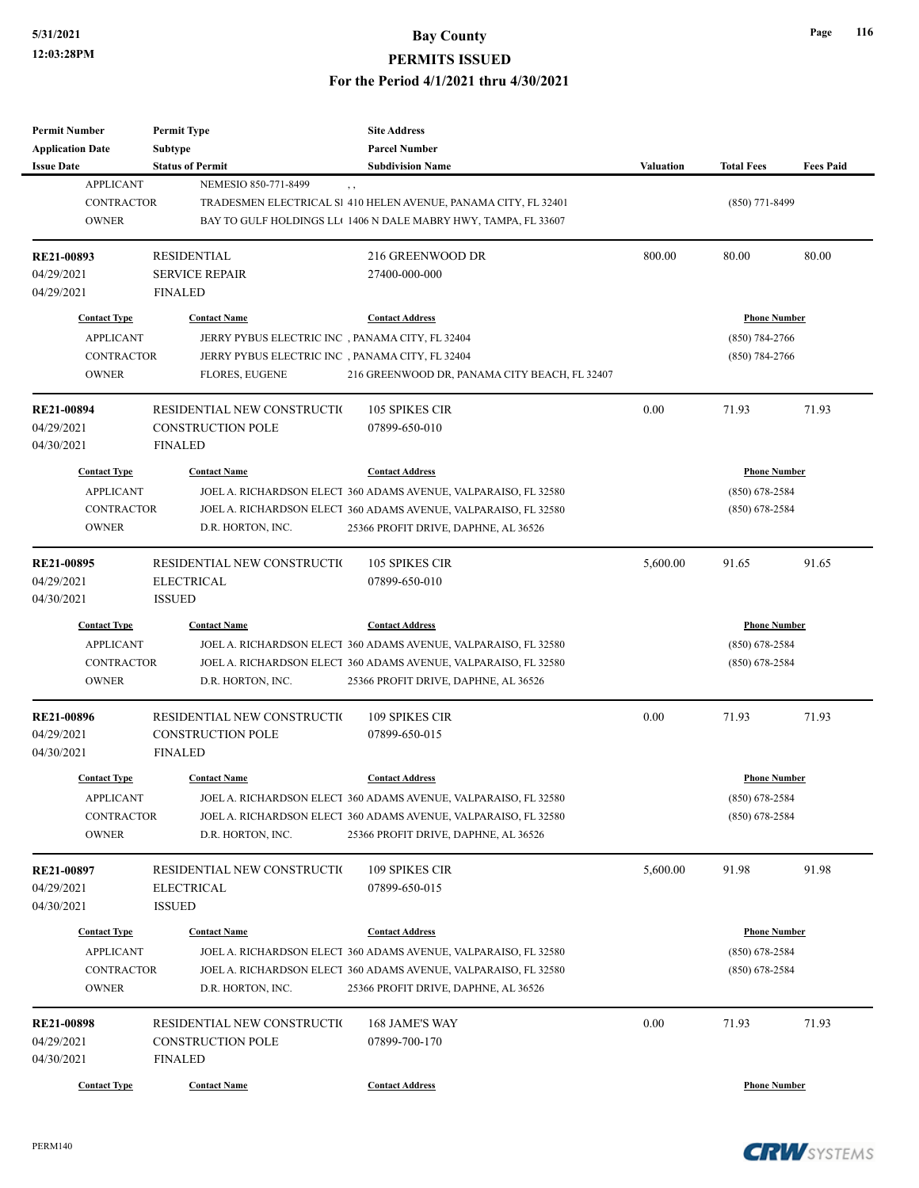| Permit Number | Permit Type | Site Address | | | |
|---|---|---|---|---|---|
| Application Date | Subtype | Parcel Number | | | |
| Issue Date | Status of Permit | Subdivision Name | Valuation | Total Fees | Fees Paid |

| Contact Type | Contact Name | Contact Address | Phone Number |
|---|---|---|---|
| APPLICANT | NEMESIO 850-771-8499 | , , | |
| CONTRACTOR | TRADESMEN ELECTRICAL SI | 410 HELEN AVENUE, PANAMA CITY, FL 32401 | (850) 771-8499 |
| OWNER | BAY TO GULF HOLDINGS LL( | 1406 N DALE MABRY HWY, TAMPA, FL 33607 | |

| RE21-00893 | RESIDENTIAL | 216 GREENWOOD DR | 800.00 | 80.00 | 80.00 |
|---|---|---|---|---|---|
| 04/29/2021 | SERVICE REPAIR | 27400-000-000 | | | |
| 04/29/2021 | FINALED | | | | |

| Contact Type | Contact Name | Contact Address | Phone Number |
|---|---|---|---|
| APPLICANT | JERRY PYBUS ELECTRIC INC | , PANAMA CITY, FL 32404 | (850) 784-2766 |
| CONTRACTOR | JERRY PYBUS ELECTRIC INC | , PANAMA CITY, FL 32404 | (850) 784-2766 |
| OWNER | FLORES, EUGENE | 216 GREENWOOD DR, PANAMA CITY BEACH, FL 32407 | |

| RE21-00894 | RESIDENTIAL NEW CONSTRUCTI( | 105 SPIKES CIR | 0.00 | 71.93 | 71.93 |
|---|---|---|---|---|---|
| 04/29/2021 | CONSTRUCTION POLE | 07899-650-010 | | | |
| 04/30/2021 | FINALED | | | | |

| Contact Type | Contact Name | Contact Address | Phone Number |
|---|---|---|---|
| APPLICANT | JOEL A. RICHARDSON ELECT | 360 ADAMS AVENUE, VALPARAISO, FL 32580 | (850) 678-2584 |
| CONTRACTOR | JOEL A. RICHARDSON ELECT | 360 ADAMS AVENUE, VALPARAISO, FL 32580 | (850) 678-2584 |
| OWNER | D.R. HORTON, INC. | 25366 PROFIT DRIVE, DAPHNE, AL 36526 | |

| RE21-00895 | RESIDENTIAL NEW CONSTRUCTI( | 105 SPIKES CIR | 5,600.00 | 91.65 | 91.65 |
|---|---|---|---|---|---|
| 04/29/2021 | ELECTRICAL | 07899-650-010 | | | |
| 04/30/2021 | ISSUED | | | | |

| Contact Type | Contact Name | Contact Address | Phone Number |
|---|---|---|---|
| APPLICANT | JOEL A. RICHARDSON ELECT | 360 ADAMS AVENUE, VALPARAISO, FL 32580 | (850) 678-2584 |
| CONTRACTOR | JOEL A. RICHARDSON ELECT | 360 ADAMS AVENUE, VALPARAISO, FL 32580 | (850) 678-2584 |
| OWNER | D.R. HORTON, INC. | 25366 PROFIT DRIVE, DAPHNE, AL 36526 | |

| RE21-00896 | RESIDENTIAL NEW CONSTRUCTI( | 109 SPIKES CIR | 0.00 | 71.93 | 71.93 |
|---|---|---|---|---|---|
| 04/29/2021 | CONSTRUCTION POLE | 07899-650-015 | | | |
| 04/30/2021 | FINALED | | | | |

| Contact Type | Contact Name | Contact Address | Phone Number |
|---|---|---|---|
| APPLICANT | JOEL A. RICHARDSON ELECT | 360 ADAMS AVENUE, VALPARAISO, FL 32580 | (850) 678-2584 |
| CONTRACTOR | JOEL A. RICHARDSON ELECT | 360 ADAMS AVENUE, VALPARAISO, FL 32580 | (850) 678-2584 |
| OWNER | D.R. HORTON, INC. | 25366 PROFIT DRIVE, DAPHNE, AL 36526 | |

| RE21-00897 | RESIDENTIAL NEW CONSTRUCTI( | 109 SPIKES CIR | 5,600.00 | 91.98 | 91.98 |
|---|---|---|---|---|---|
| 04/29/2021 | ELECTRICAL | 07899-650-015 | | | |
| 04/30/2021 | ISSUED | | | | |

| Contact Type | Contact Name | Contact Address | Phone Number |
|---|---|---|---|
| APPLICANT | JOEL A. RICHARDSON ELECT | 360 ADAMS AVENUE, VALPARAISO, FL 32580 | (850) 678-2584 |
| CONTRACTOR | JOEL A. RICHARDSON ELECT | 360 ADAMS AVENUE, VALPARAISO, FL 32580 | (850) 678-2584 |
| OWNER | D.R. HORTON, INC. | 25366 PROFIT DRIVE, DAPHNE, AL 36526 | |

| RE21-00898 | RESIDENTIAL NEW CONSTRUCTI( | 168 JAME'S WAY | 0.00 | 71.93 | 71.93 |
|---|---|---|---|---|---|
| 04/29/2021 | CONSTRUCTION POLE | 07899-700-170 | | | |
| 04/30/2021 | FINALED | | | | |

| Contact Type | Contact Name | Contact Address | Phone Number |
|---|---|---|---|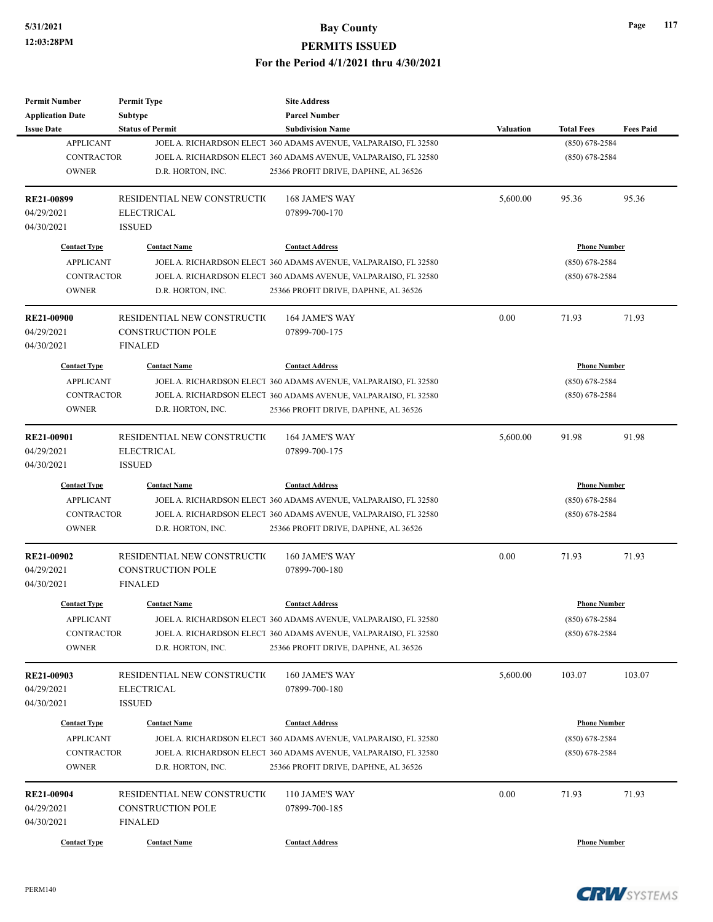| Permit Number | Permit Type | Site Address | | | |
|---|---|---|---|---|---|
| Application Date | Subtype | Parcel Number | | | |
| Issue Date | Status of Permit | Subdivision Name | Valuation | Total Fees | Fees Paid |

| Contact Type | Contact Name | Contact Address | Phone Number |
|---|---|---|---|
| APPLICANT | JOEL A. RICHARDSON ELECT | 360 ADAMS AVENUE, VALPARAISO, FL 32580 | (850) 678-2584 |
| CONTRACTOR | JOEL A. RICHARDSON ELECT | 360 ADAMS AVENUE, VALPARAISO, FL 32580 | (850) 678-2584 |
| OWNER | D.R. HORTON, INC. | 25366 PROFIT DRIVE, DAPHNE, AL 36526 | |

| Permit Number | Permit Type | Site Address | Valuation | Total Fees | Fees Paid |
|---|---|---|---|---|---|
| RE21-00899 | RESIDENTIAL NEW CONSTRUCTIO | 168 JAME'S WAY | 5,600.00 | 95.36 | 95.36 |
| 04/29/2021 | ELECTRICAL | 07899-700-170 | | | |
| 04/30/2021 | ISSUED | | | | |

| Contact Type | Contact Name | Contact Address | Phone Number |
|---|---|---|---|
| APPLICANT | JOEL A. RICHARDSON ELECT | 360 ADAMS AVENUE, VALPARAISO, FL 32580 | (850) 678-2584 |
| CONTRACTOR | JOEL A. RICHARDSON ELECT | 360 ADAMS AVENUE, VALPARAISO, FL 32580 | (850) 678-2584 |
| OWNER | D.R. HORTON, INC. | 25366 PROFIT DRIVE, DAPHNE, AL 36526 | |

| Permit Number | Permit Type | Site Address | Valuation | Total Fees | Fees Paid |
|---|---|---|---|---|---|
| RE21-00900 | RESIDENTIAL NEW CONSTRUCTIO | 164 JAME'S WAY | 0.00 | 71.93 | 71.93 |
| 04/29/2021 | CONSTRUCTION POLE | 07899-700-175 | | | |
| 04/30/2021 | FINALED | | | | |

| Contact Type | Contact Name | Contact Address | Phone Number |
|---|---|---|---|
| APPLICANT | JOEL A. RICHARDSON ELECT | 360 ADAMS AVENUE, VALPARAISO, FL 32580 | (850) 678-2584 |
| CONTRACTOR | JOEL A. RICHARDSON ELECT | 360 ADAMS AVENUE, VALPARAISO, FL 32580 | (850) 678-2584 |
| OWNER | D.R. HORTON, INC. | 25366 PROFIT DRIVE, DAPHNE, AL 36526 | |

| Permit Number | Permit Type | Site Address | Valuation | Total Fees | Fees Paid |
|---|---|---|---|---|---|
| RE21-00901 | RESIDENTIAL NEW CONSTRUCTIO | 164 JAME'S WAY | 5,600.00 | 91.98 | 91.98 |
| 04/29/2021 | ELECTRICAL | 07899-700-175 | | | |
| 04/30/2021 | ISSUED | | | | |

| Contact Type | Contact Name | Contact Address | Phone Number |
|---|---|---|---|
| APPLICANT | JOEL A. RICHARDSON ELECT | 360 ADAMS AVENUE, VALPARAISO, FL 32580 | (850) 678-2584 |
| CONTRACTOR | JOEL A. RICHARDSON ELECT | 360 ADAMS AVENUE, VALPARAISO, FL 32580 | (850) 678-2584 |
| OWNER | D.R. HORTON, INC. | 25366 PROFIT DRIVE, DAPHNE, AL 36526 | |

| Permit Number | Permit Type | Site Address | Valuation | Total Fees | Fees Paid |
|---|---|---|---|---|---|
| RE21-00902 | RESIDENTIAL NEW CONSTRUCTIO | 160 JAME'S WAY | 0.00 | 71.93 | 71.93 |
| 04/29/2021 | CONSTRUCTION POLE | 07899-700-180 | | | |
| 04/30/2021 | FINALED | | | | |

| Contact Type | Contact Name | Contact Address | Phone Number |
|---|---|---|---|
| APPLICANT | JOEL A. RICHARDSON ELECT | 360 ADAMS AVENUE, VALPARAISO, FL 32580 | (850) 678-2584 |
| CONTRACTOR | JOEL A. RICHARDSON ELECT | 360 ADAMS AVENUE, VALPARAISO, FL 32580 | (850) 678-2584 |
| OWNER | D.R. HORTON, INC. | 25366 PROFIT DRIVE, DAPHNE, AL 36526 | |

| Permit Number | Permit Type | Site Address | Valuation | Total Fees | Fees Paid |
|---|---|---|---|---|---|
| RE21-00903 | RESIDENTIAL NEW CONSTRUCTIO | 160 JAME'S WAY | 5,600.00 | 103.07 | 103.07 |
| 04/29/2021 | ELECTRICAL | 07899-700-180 | | | |
| 04/30/2021 | ISSUED | | | | |

| Contact Type | Contact Name | Contact Address | Phone Number |
|---|---|---|---|
| APPLICANT | JOEL A. RICHARDSON ELECT | 360 ADAMS AVENUE, VALPARAISO, FL 32580 | (850) 678-2584 |
| CONTRACTOR | JOEL A. RICHARDSON ELECT | 360 ADAMS AVENUE, VALPARAISO, FL 32580 | (850) 678-2584 |
| OWNER | D.R. HORTON, INC. | 25366 PROFIT DRIVE, DAPHNE, AL 36526 | |

| Permit Number | Permit Type | Site Address | Valuation | Total Fees | Fees Paid |
|---|---|---|---|---|---|
| RE21-00904 | RESIDENTIAL NEW CONSTRUCTIO | 110 JAME'S WAY | 0.00 | 71.93 | 71.93 |
| 04/29/2021 | CONSTRUCTION POLE | 07899-700-185 | | | |
| 04/30/2021 | FINALED | | | | |

| Contact Type | Contact Name | Contact Address | Phone Number |
|---|---|---|---|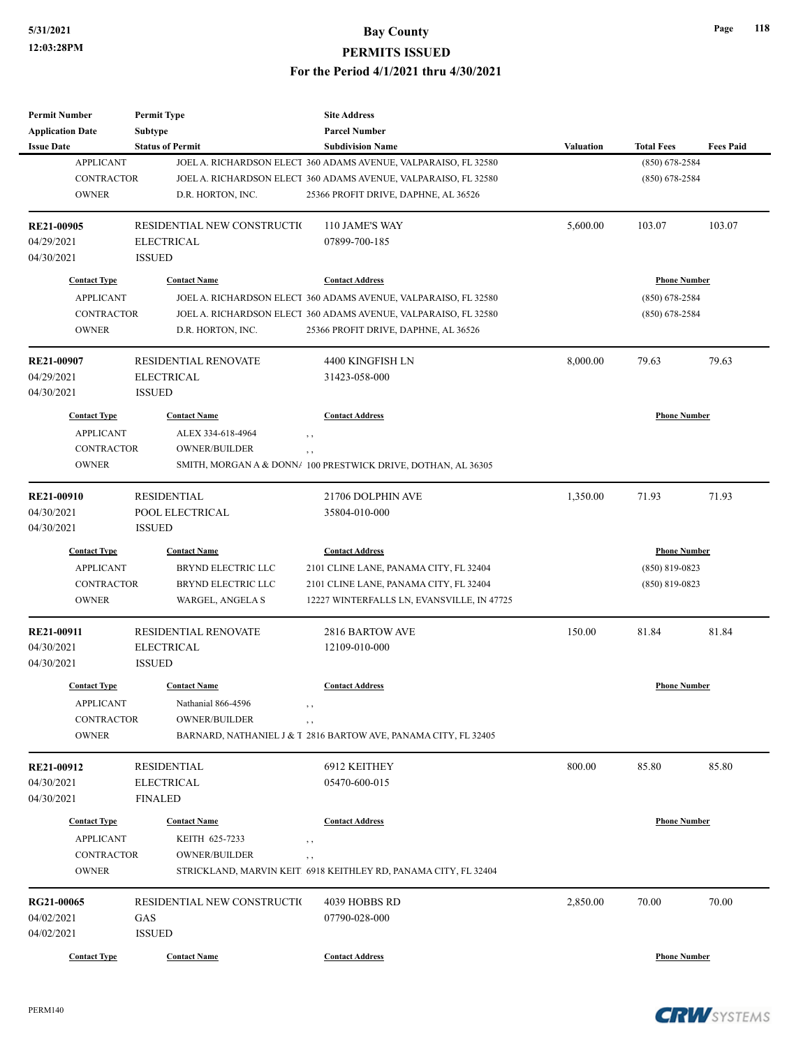| Permit Number | Permit Type | Site Address | | | |
|---|---|---|---|---|---|
| Application Date | Subtype | Parcel Number | | | |
| Issue Date | Status of Permit | Subdivision Name | Valuation | Total Fees | Fees Paid |

| | | | |
|---|---|---|---|
| APPLICANT | JOEL A. RICHARDSON ELECT | 360 ADAMS AVENUE, VALPARAISO, FL 32580 | (850) 678-2584 |
| CONTRACTOR | JOEL A. RICHARDSON ELECT | 360 ADAMS AVENUE, VALPARAISO, FL 32580 | (850) 678-2584 |
| OWNER | D.R. HORTON, INC. | 25366 PROFIT DRIVE, DAPHNE, AL 36526 | |

| RE21-00905 | RESIDENTIAL NEW CONSTRUCTIO | 110 JAME'S WAY | 5,600.00 | 103.07 | 103.07 |
|---|---|---|---|---|---|
| 04/29/2021 | ELECTRICAL | 07899-700-185 | | | |
| 04/30/2021 | ISSUED | | | | |

| Contact Type | Contact Name | Contact Address | Phone Number |
|---|---|---|---|
| APPLICANT | JOEL A. RICHARDSON ELECT | 360 ADAMS AVENUE, VALPARAISO, FL 32580 | (850) 678-2584 |
| CONTRACTOR | JOEL A. RICHARDSON ELECT | 360 ADAMS AVENUE, VALPARAISO, FL 32580 | (850) 678-2584 |
| OWNER | D.R. HORTON, INC. | 25366 PROFIT DRIVE, DAPHNE, AL 36526 | |

| RE21-00907 | RESIDENTIAL RENOVATE | 4400 KINGFISH LN | 8,000.00 | 79.63 | 79.63 |
|---|---|---|---|---|---|
| 04/29/2021 | ELECTRICAL | 31423-058-000 | | | |
| 04/30/2021 | ISSUED | | | | |

| Contact Type | Contact Name | Contact Address | Phone Number |
|---|---|---|---|
| APPLICANT | ALEX 334-618-4964 | , , | |
| CONTRACTOR | OWNER/BUILDER | , , | |
| OWNER | SMITH, MORGAN A & DONN/ | 100 PRESTWICK DRIVE, DOTHAN, AL 36305 | |

| RE21-00910 | RESIDENTIAL | 21706 DOLPHIN AVE | 1,350.00 | 71.93 | 71.93 |
|---|---|---|---|---|---|
| 04/30/2021 | POOL ELECTRICAL | 35804-010-000 | | | |
| 04/30/2021 | ISSUED | | | | |

| Contact Type | Contact Name | Contact Address | Phone Number |
|---|---|---|---|
| APPLICANT | BRYND ELECTRIC LLC | 2101 CLINE LANE, PANAMA CITY, FL 32404 | (850) 819-0823 |
| CONTRACTOR | BRYND ELECTRIC LLC | 2101 CLINE LANE, PANAMA CITY, FL 32404 | (850) 819-0823 |
| OWNER | WARGEL, ANGELA S | 12227 WINTERFALLS LN, EVANSVILLE, IN 47725 | |

| RE21-00911 | RESIDENTIAL RENOVATE | 2816 BARTOW AVE | 150.00 | 81.84 | 81.84 |
|---|---|---|---|---|---|
| 04/30/2021 | ELECTRICAL | 12109-010-000 | | | |
| 04/30/2021 | ISSUED | | | | |

| Contact Type | Contact Name | Contact Address | Phone Number |
|---|---|---|---|
| APPLICANT | Nathanial 866-4596 | , , | |
| CONTRACTOR | OWNER/BUILDER | , , | |
| OWNER | BARNARD, NATHANIEL J & T | 2816 BARTOW AVE, PANAMA CITY, FL 32405 | |

| RE21-00912 | RESIDENTIAL | 6912 KEITHEY | 800.00 | 85.80 | 85.80 |
|---|---|---|---|---|---|
| 04/30/2021 | ELECTRICAL | 05470-600-015 | | | |
| 04/30/2021 | FINALED | | | | |

| Contact Type | Contact Name | Contact Address | Phone Number |
|---|---|---|---|
| APPLICANT | KEITH 625-7233 | , , | |
| CONTRACTOR | OWNER/BUILDER | , , | |
| OWNER | STRICKLAND, MARVIN KEIT | 6918 KEITHLEY RD, PANAMA CITY, FL 32404 | |

| RG21-00065 | RESIDENTIAL NEW CONSTRUCTIO | 4039 HOBBS RD | 2,850.00 | 70.00 | 70.00 |
|---|---|---|---|---|---|
| 04/02/2021 | GAS | 07790-028-000 | | | |
| 04/02/2021 | ISSUED | | | | |

| Contact Type | Contact Name | Contact Address | Phone Number |
|---|---|---|---|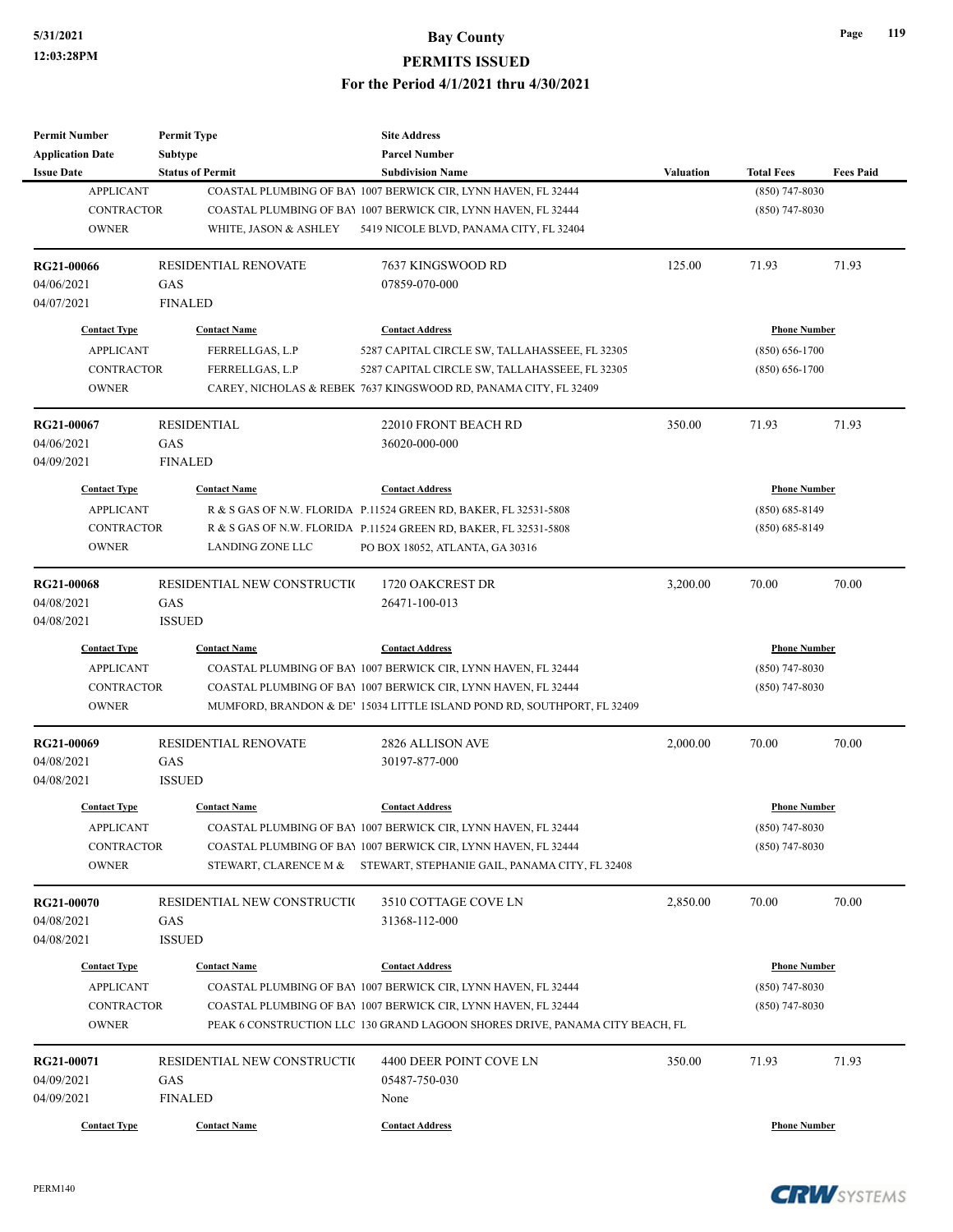# Bay County
## PERMITS ISSUED
### For the Period 4/1/2021 thru 4/30/2021

| Permit Number / Application Date / Issue Date | Permit Type / Subtype / Status of Permit | Site Address / Parcel Number / Subdivision Name | Valuation | Total Fees | Fees Paid |
|---|---|---|---|---|---|

| Contact Type | Contact Name | Contact Address | Phone Number |
|---|---|---|---|
| APPLICANT | COASTAL PLUMBING OF BAY | 1007 BERWICK CIR, LYNN HAVEN, FL 32444 | (850) 747-8030 |
| CONTRACTOR | COASTAL PLUMBING OF BAY | 1007 BERWICK CIR, LYNN HAVEN, FL 32444 | (850) 747-8030 |
| OWNER | WHITE, JASON & ASHLEY | 5419 NICOLE BLVD, PANAMA CITY, FL 32404 | |

---

| Permit Number | Permit Type | Site Address | Valuation | Total Fees | Fees Paid |
|---|---|---|---|---|---|
| RG21-00066 | RESIDENTIAL RENOVATE | 7637 KINGSWOOD RD | 125.00 | 71.93 | 71.93 |
| 04/06/2021 | GAS | 07859-070-000 | | | |
| 04/07/2021 | FINALED | | | | |

| Contact Type | Contact Name | Contact Address | Phone Number |
|---|---|---|---|
| APPLICANT | FERRELLGAS, L.P | 5287 CAPITAL CIRCLE SW, TALLAHASSEEE, FL 32305 | (850) 656-1700 |
| CONTRACTOR | FERRELLGAS, L.P | 5287 CAPITAL CIRCLE SW, TALLAHASSEEE, FL 32305 | (850) 656-1700 |
| OWNER | CAREY, NICHOLAS & REBEK | 7637 KINGSWOOD RD, PANAMA CITY, FL 32409 | |

---

| Permit Number | Permit Type | Site Address | Valuation | Total Fees | Fees Paid |
|---|---|---|---|---|---|
| RG21-00067 | RESIDENTIAL | 22010 FRONT BEACH RD | 350.00 | 71.93 | 71.93 |
| 04/06/2021 | GAS | 36020-000-000 | | | |
| 04/09/2021 | FINALED | | | | |

| Contact Type | Contact Name | Contact Address | Phone Number |
|---|---|---|---|
| APPLICANT | R & S GAS OF N.W. FLORIDA | P.11524 GREEN RD, BAKER, FL 32531-5808 | (850) 685-8149 |
| CONTRACTOR | R & S GAS OF N.W. FLORIDA | P.11524 GREEN RD, BAKER, FL 32531-5808 | (850) 685-8149 |
| OWNER | LANDING ZONE LLC | PO BOX 18052, ATLANTA, GA 30316 | |

---

| Permit Number | Permit Type | Site Address | Valuation | Total Fees | Fees Paid |
|---|---|---|---|---|---|
| RG21-00068 | RESIDENTIAL NEW CONSTRUCTIO | 1720 OAKCREST DR | 3,200.00 | 70.00 | 70.00 |
| 04/08/2021 | GAS | 26471-100-013 | | | |
| 04/08/2021 | ISSUED | | | | |

| Contact Type | Contact Name | Contact Address | Phone Number |
|---|---|---|---|
| APPLICANT | COASTAL PLUMBING OF BAY | 1007 BERWICK CIR, LYNN HAVEN, FL 32444 | (850) 747-8030 |
| CONTRACTOR | COASTAL PLUMBING OF BAY | 1007 BERWICK CIR, LYNN HAVEN, FL 32444 | (850) 747-8030 |
| OWNER | MUMFORD, BRANDON & DE' | 15034 LITTLE ISLAND POND RD, SOUTHPORT, FL 32409 | |

---

| Permit Number | Permit Type | Site Address | Valuation | Total Fees | Fees Paid |
|---|---|---|---|---|---|
| RG21-00069 | RESIDENTIAL RENOVATE | 2826 ALLISON AVE | 2,000.00 | 70.00 | 70.00 |
| 04/08/2021 | GAS | 30197-877-000 | | | |
| 04/08/2021 | ISSUED | | | | |

| Contact Type | Contact Name | Contact Address | Phone Number |
|---|---|---|---|
| APPLICANT | COASTAL PLUMBING OF BAY | 1007 BERWICK CIR, LYNN HAVEN, FL 32444 | (850) 747-8030 |
| CONTRACTOR | COASTAL PLUMBING OF BAY | 1007 BERWICK CIR, LYNN HAVEN, FL 32444 | (850) 747-8030 |
| OWNER | STEWART, CLARENCE M & | STEWART, STEPHANIE GAIL, PANAMA CITY, FL 32408 | |

---

| Permit Number | Permit Type | Site Address | Valuation | Total Fees | Fees Paid |
|---|---|---|---|---|---|
| RG21-00070 | RESIDENTIAL NEW CONSTRUCTIO | 3510 COTTAGE COVE LN | 2,850.00 | 70.00 | 70.00 |
| 04/08/2021 | GAS | 31368-112-000 | | | |
| 04/08/2021 | ISSUED | | | | |

| Contact Type | Contact Name | Contact Address | Phone Number |
|---|---|---|---|
| APPLICANT | COASTAL PLUMBING OF BAY | 1007 BERWICK CIR, LYNN HAVEN, FL 32444 | (850) 747-8030 |
| CONTRACTOR | COASTAL PLUMBING OF BAY | 1007 BERWICK CIR, LYNN HAVEN, FL 32444 | (850) 747-8030 |
| OWNER | PEAK 6 CONSTRUCTION LLC | 130 GRAND LAGOON SHORES DRIVE, PANAMA CITY BEACH, FL | |

---

| Permit Number | Permit Type | Site Address | Valuation | Total Fees | Fees Paid |
|---|---|---|---|---|---|
| RG21-00071 | RESIDENTIAL NEW CONSTRUCTIO | 4400 DEER POINT COVE LN | 350.00 | 71.93 | 71.93 |
| 04/09/2021 | GAS | 05487-750-030 | | | |
| 04/09/2021 | FINALED | None | | | |

| Contact Type | Contact Name | Contact Address | Phone Number |
|---|---|---|---|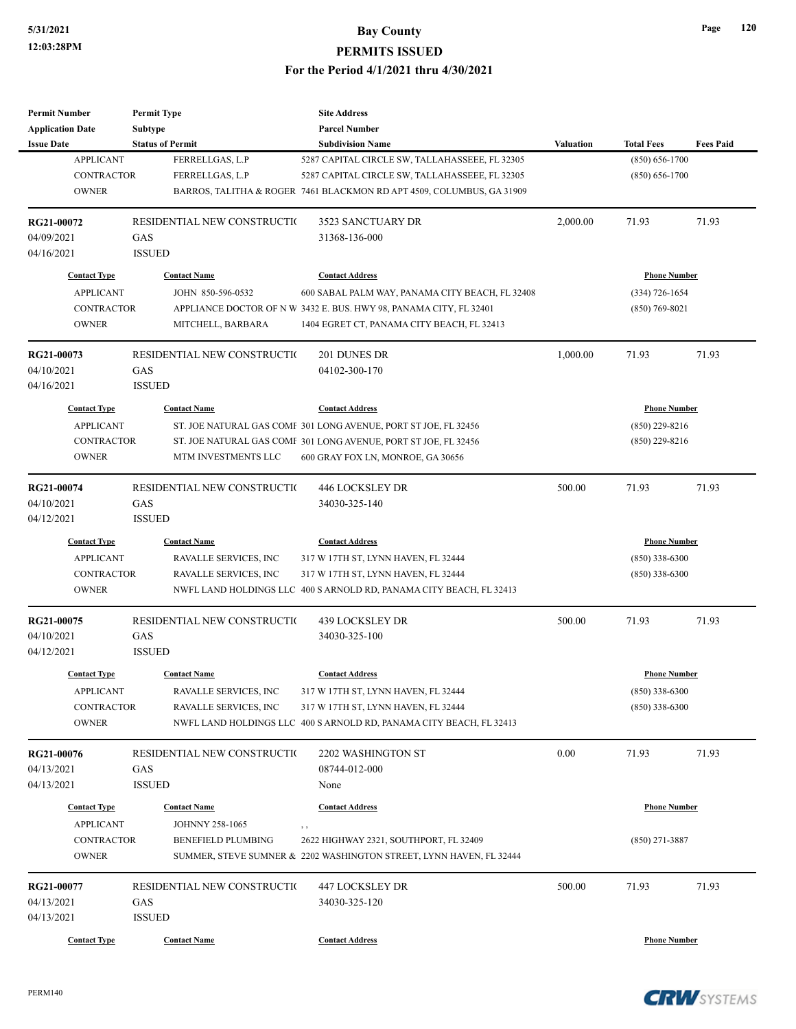| Permit Number | Permit Type | Site Address | | | |
|---|---|---|---|---|---|
| Application Date | Subtype | Parcel Number | | | |
| Issue Date | Status of Permit | Subdivision Name | Valuation | Total Fees | Fees Paid |

| Contact Type | Contact Name | Contact Address | Phone Number |
|---|---|---|---|
| APPLICANT | FERRELLGAS, L.P | 5287 CAPITAL CIRCLE SW, TALLAHASSEEE, FL 32305 | (850) 656-1700 |
| CONTRACTOR | FERRELLGAS, L.P | 5287 CAPITAL CIRCLE SW, TALLAHASSEEE, FL 32305 | (850) 656-1700 |
| OWNER | BARROS, TALITHA & ROGER | 7461 BLACKMON RD APT 4509, COLUMBUS, GA 31909 | |

| RG21-00072 | RESIDENTIAL NEW CONSTRUCTI( | 3523 SANCTUARY DR | 2,000.00 | 71.93 | 71.93 |
|---|---|---|---|---|---|
| 04/09/2021 | GAS | 31368-136-000 | | | |
| 04/16/2021 | ISSUED | | | | |

| Contact Type | Contact Name | Contact Address | Phone Number |
|---|---|---|---|
| APPLICANT | JOHN 850-596-0532 | 600 SABAL PALM WAY, PANAMA CITY BEACH, FL 32408 | (334) 726-1654 |
| CONTRACTOR | APPLIANCE DOCTOR OF N W | 3432 E. BUS. HWY 98, PANAMA CITY, FL 32401 | (850) 769-8021 |
| OWNER | MITCHELL, BARBARA | 1404 EGRET CT, PANAMA CITY BEACH, FL 32413 | |

| RG21-00073 | RESIDENTIAL NEW CONSTRUCTI( | 201 DUNES DR | 1,000.00 | 71.93 | 71.93 |
|---|---|---|---|---|---|
| 04/10/2021 | GAS | 04102-300-170 | | | |
| 04/16/2021 | ISSUED | | | | |

| Contact Type | Contact Name | Contact Address | Phone Number |
|---|---|---|---|
| APPLICANT | ST. JOE NATURAL GAS COMI | 301 LONG AVENUE, PORT ST JOE, FL 32456 | (850) 229-8216 |
| CONTRACTOR | ST. JOE NATURAL GAS COMI | 301 LONG AVENUE, PORT ST JOE, FL 32456 | (850) 229-8216 |
| OWNER | MTM INVESTMENTS LLC | 600 GRAY FOX LN, MONROE, GA 30656 | |

| RG21-00074 | RESIDENTIAL NEW CONSTRUCTI( | 446 LOCKSLEY DR | 500.00 | 71.93 | 71.93 |
|---|---|---|---|---|---|
| 04/10/2021 | GAS | 34030-325-140 | | | |
| 04/12/2021 | ISSUED | | | | |

| Contact Type | Contact Name | Contact Address | Phone Number |
|---|---|---|---|
| APPLICANT | RAVALLE SERVICES, INC | 317 W 17TH ST, LYNN HAVEN, FL 32444 | (850) 338-6300 |
| CONTRACTOR | RAVALLE SERVICES, INC | 317 W 17TH ST, LYNN HAVEN, FL 32444 | (850) 338-6300 |
| OWNER | NWFL LAND HOLDINGS LLC | 400 S ARNOLD RD, PANAMA CITY BEACH, FL 32413 | |

| RG21-00075 | RESIDENTIAL NEW CONSTRUCTI( | 439 LOCKSLEY DR | 500.00 | 71.93 | 71.93 |
|---|---|---|---|---|---|
| 04/10/2021 | GAS | 34030-325-100 | | | |
| 04/12/2021 | ISSUED | | | | |

| Contact Type | Contact Name | Contact Address | Phone Number |
|---|---|---|---|
| APPLICANT | RAVALLE SERVICES, INC | 317 W 17TH ST, LYNN HAVEN, FL 32444 | (850) 338-6300 |
| CONTRACTOR | RAVALLE SERVICES, INC | 317 W 17TH ST, LYNN HAVEN, FL 32444 | (850) 338-6300 |
| OWNER | NWFL LAND HOLDINGS LLC | 400 S ARNOLD RD, PANAMA CITY BEACH, FL 32413 | |

| RG21-00076 | RESIDENTIAL NEW CONSTRUCTI( | 2202 WASHINGTON ST | 0.00 | 71.93 | 71.93 |
|---|---|---|---|---|---|
| 04/13/2021 | GAS | 08744-012-000 | | | |
| 04/13/2021 | ISSUED | None | | | |

| Contact Type | Contact Name | Contact Address | Phone Number |
|---|---|---|---|
| APPLICANT | JOHNNY 258-1065 | , , | |
| CONTRACTOR | BENEFIELD PLUMBING | 2622 HIGHWAY 2321, SOUTHPORT, FL 32409 | (850) 271-3887 |
| OWNER | SUMMER, STEVE SUMNER & | 2202 WASHINGTON STREET, LYNN HAVEN, FL 32444 | |

| RG21-00077 | RESIDENTIAL NEW CONSTRUCTI( | 447 LOCKSLEY DR | 500.00 | 71.93 | 71.93 |
|---|---|---|---|---|---|
| 04/13/2021 | GAS | 34030-325-120 | | | |
| 04/13/2021 | ISSUED | | | | |

| Contact Type | Contact Name | Contact Address | Phone Number |
|---|---|---|---|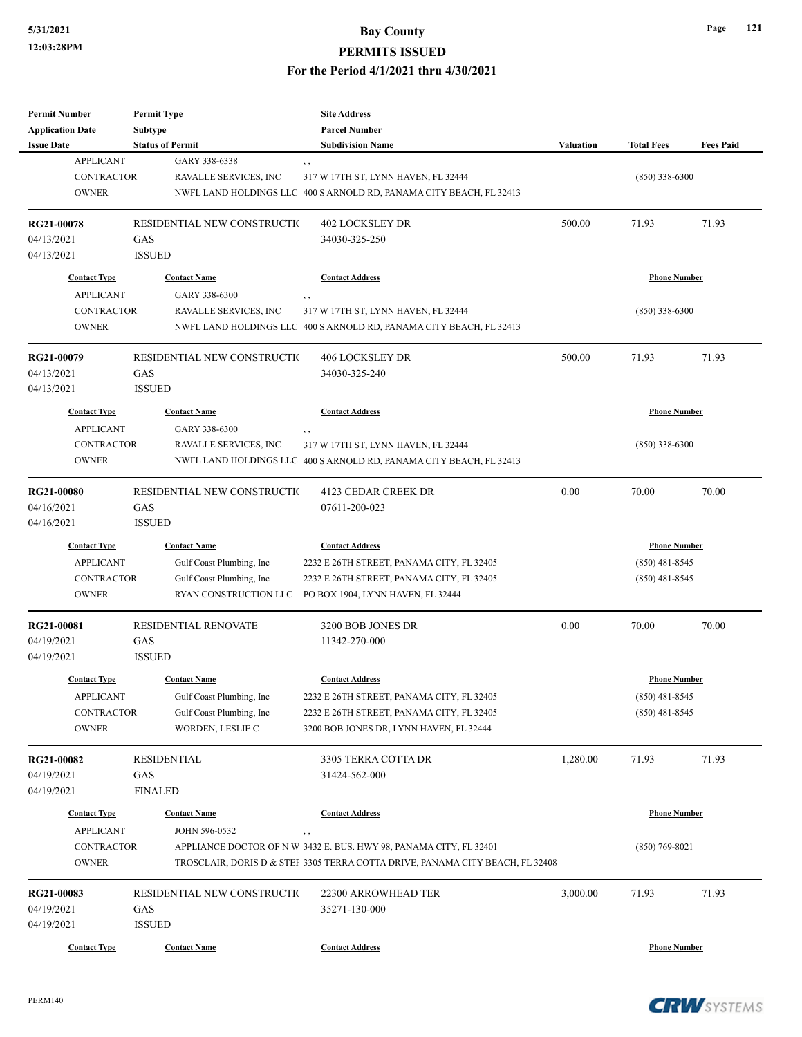| Permit Number | Permit Type | Site Address | | | |
|---|---|---|---|---|---|
| Application Date | Subtype | Parcel Number | | | |
| Issue Date | Status of Permit | Subdivision Name | Valuation | Total Fees | Fees Paid |

| Contact Type | Contact Name | Contact Address | Phone Number |
|---|---|---|---|
| APPLICANT | GARY 338-6338 | , , | |
| CONTRACTOR | RAVALLE SERVICES, INC | 317 W 17TH ST, LYNN HAVEN, FL 32444 | (850) 338-6300 |
| OWNER | NWFL LAND HOLDINGS LLC | 400 S ARNOLD RD, PANAMA CITY BEACH, FL 32413 | |

| RG21-00078 | RESIDENTIAL NEW CONSTRUCTI( | 402 LOCKSLEY DR | 500.00 | 71.93 | 71.93 |
|---|---|---|---|---|---|
| 04/13/2021 | GAS | 34030-325-250 | | | |
| 04/13/2021 | ISSUED | | | | |

| Contact Type | Contact Name | Contact Address | Phone Number |
|---|---|---|---|
| APPLICANT | GARY 338-6300 | , , | |
| CONTRACTOR | RAVALLE SERVICES, INC | 317 W 17TH ST, LYNN HAVEN, FL 32444 | (850) 338-6300 |
| OWNER | NWFL LAND HOLDINGS LLC | 400 S ARNOLD RD, PANAMA CITY BEACH, FL 32413 | |

| RG21-00079 | RESIDENTIAL NEW CONSTRUCTI( | 406 LOCKSLEY DR | 500.00 | 71.93 | 71.93 |
|---|---|---|---|---|---|
| 04/13/2021 | GAS | 34030-325-240 | | | |
| 04/13/2021 | ISSUED | | | | |

| Contact Type | Contact Name | Contact Address | Phone Number |
|---|---|---|---|
| APPLICANT | GARY 338-6300 | , , | |
| CONTRACTOR | RAVALLE SERVICES, INC | 317 W 17TH ST, LYNN HAVEN, FL 32444 | (850) 338-6300 |
| OWNER | NWFL LAND HOLDINGS LLC | 400 S ARNOLD RD, PANAMA CITY BEACH, FL 32413 | |

| RG21-00080 | RESIDENTIAL NEW CONSTRUCTI( | 4123 CEDAR CREEK DR | 0.00 | 70.00 | 70.00 |
|---|---|---|---|---|---|
| 04/16/2021 | GAS | 07611-200-023 | | | |
| 04/16/2021 | ISSUED | | | | |

| Contact Type | Contact Name | Contact Address | Phone Number |
|---|---|---|---|
| APPLICANT | Gulf Coast Plumbing, Inc | 2232 E 26TH STREET, PANAMA CITY, FL 32405 | (850) 481-8545 |
| CONTRACTOR | Gulf Coast Plumbing, Inc | 2232 E 26TH STREET, PANAMA CITY, FL 32405 | (850) 481-8545 |
| OWNER | RYAN CONSTRUCTION LLC | PO BOX 1904, LYNN HAVEN, FL 32444 | |

| RG21-00081 | RESIDENTIAL RENOVATE | 3200 BOB JONES DR | 0.00 | 70.00 | 70.00 |
|---|---|---|---|---|---|
| 04/19/2021 | GAS | 11342-270-000 | | | |
| 04/19/2021 | ISSUED | | | | |

| Contact Type | Contact Name | Contact Address | Phone Number |
|---|---|---|---|
| APPLICANT | Gulf Coast Plumbing, Inc | 2232 E 26TH STREET, PANAMA CITY, FL 32405 | (850) 481-8545 |
| CONTRACTOR | Gulf Coast Plumbing, Inc | 2232 E 26TH STREET, PANAMA CITY, FL 32405 | (850) 481-8545 |
| OWNER | WORDEN, LESLIE C | 3200 BOB JONES DR, LYNN HAVEN, FL 32444 | |

| RG21-00082 | RESIDENTIAL | 3305 TERRA COTTA DR | 1,280.00 | 71.93 | 71.93 |
|---|---|---|---|---|---|
| 04/19/2021 | GAS | 31424-562-000 | | | |
| 04/19/2021 | FINALED | | | | |

| Contact Type | Contact Name | Contact Address | Phone Number |
|---|---|---|---|
| APPLICANT | JOHN 596-0532 | , , | |
| CONTRACTOR | APPLIANCE DOCTOR OF N W | 3432 E. BUS. HWY 98, PANAMA CITY, FL 32401 | (850) 769-8021 |
| OWNER | TROSCLAIR, DORIS D & STEI | 3305 TERRA COTTA DRIVE, PANAMA CITY BEACH, FL 32408 | |

| RG21-00083 | RESIDENTIAL NEW CONSTRUCTI( | 22300 ARROWHEAD TER | 3,000.00 | 71.93 | 71.93 |
|---|---|---|---|---|---|
| 04/19/2021 | GAS | 35271-130-000 | | | |
| 04/19/2021 | ISSUED | | | | |

| Contact Type | Contact Name | Contact Address | Phone Number |
|---|---|---|---|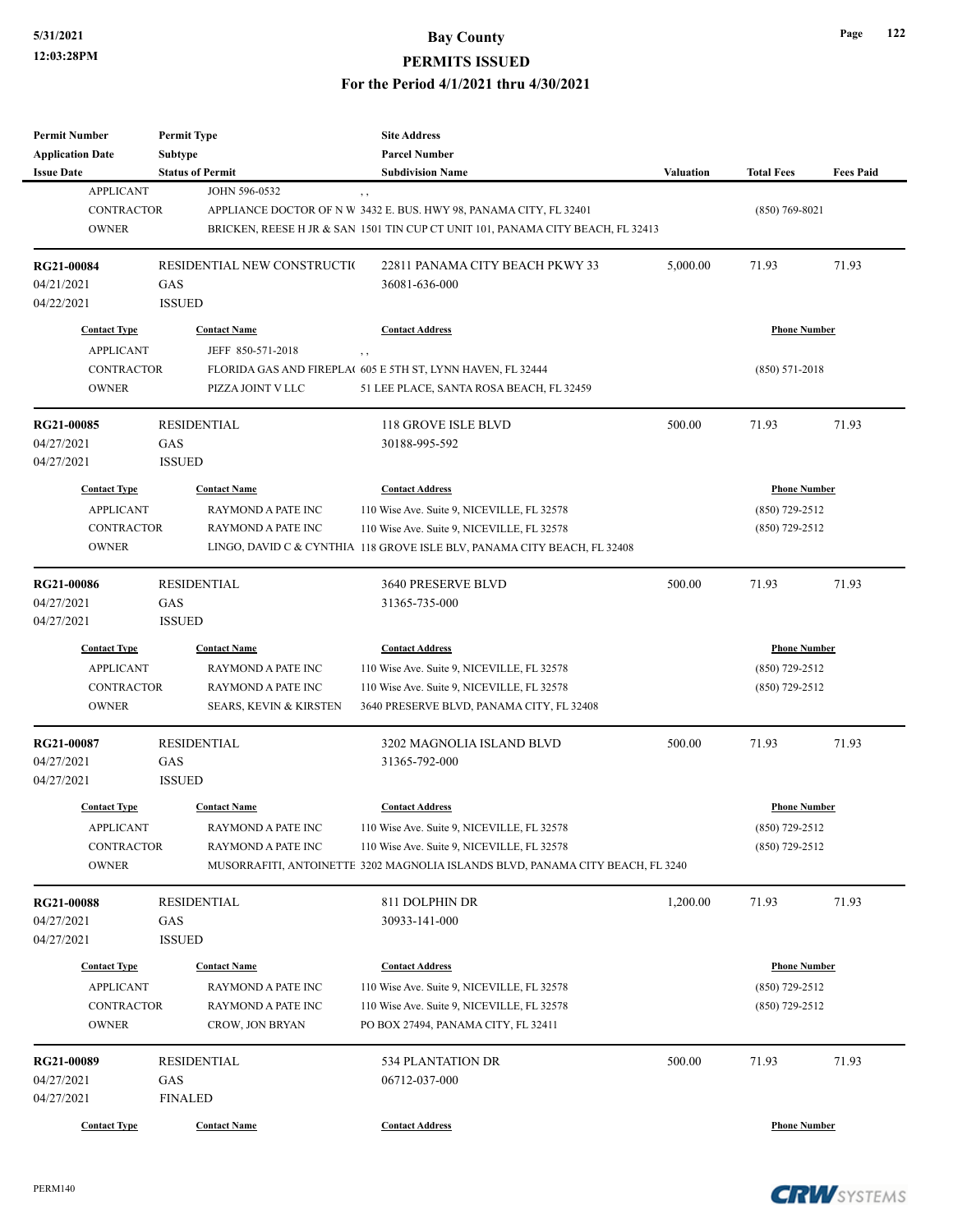# Bay County
## PERMITS ISSUED
### For the Period 4/1/2021 thru 4/30/2021

| Permit Number / Application Date / Issue Date | Permit Type / Subtype / Status of Permit | Site Address / Parcel Number / Subdivision Name | Valuation | Total Fees | Fees Paid |
|---|---|---|---|---|---|

| Contact Type | Contact Name | Contact Address | Phone Number |
|---|---|---|---|
| APPLICANT | JOHN 596-0532 | , , | |
| CONTRACTOR | APPLIANCE DOCTOR OF N W | 3432 E. BUS. HWY 98, PANAMA CITY, FL 32401 | (850) 769-8021 |
| OWNER | BRICKEN, REESE H JR & SAN | 1501 TIN CUP CT UNIT 101, PANAMA CITY BEACH, FL 32413 | |

---

| Permit Number | Permit Type | Site Address | Valuation | Total Fees | Fees Paid |
|---|---|---|---|---|---|
| RG21-00084 | RESIDENTIAL NEW CONSTRUCTI( | 22811 PANAMA CITY BEACH PKWY 33 | 5,000.00 | 71.93 | 71.93 |
| 04/21/2021 | GAS | 36081-636-000 | | | |
| 04/22/2021 | ISSUED | | | | |

| Contact Type | Contact Name | Contact Address | Phone Number |
|---|---|---|---|
| APPLICANT | JEFF 850-571-2018 | , , | |
| CONTRACTOR | FLORIDA GAS AND FIREPLA( | 605 E 5TH ST, LYNN HAVEN, FL 32444 | (850) 571-2018 |
| OWNER | PIZZA JOINT V LLC | 51 LEE PLACE, SANTA ROSA BEACH, FL 32459 | |

---

| Permit Number | Permit Type | Site Address | Valuation | Total Fees | Fees Paid |
|---|---|---|---|---|---|
| RG21-00085 | RESIDENTIAL | 118 GROVE ISLE BLVD | 500.00 | 71.93 | 71.93 |
| 04/27/2021 | GAS | 30188-995-592 | | | |
| 04/27/2021 | ISSUED | | | | |

| Contact Type | Contact Name | Contact Address | Phone Number |
|---|---|---|---|
| APPLICANT | RAYMOND A PATE INC | 110 Wise Ave. Suite 9, NICEVILLE, FL 32578 | (850) 729-2512 |
| CONTRACTOR | RAYMOND A PATE INC | 110 Wise Ave. Suite 9, NICEVILLE, FL 32578 | (850) 729-2512 |
| OWNER | LINGO, DAVID C & CYNTHIA | 118 GROVE ISLE BLV, PANAMA CITY BEACH, FL 32408 | |

---

| Permit Number | Permit Type | Site Address | Valuation | Total Fees | Fees Paid |
|---|---|---|---|---|---|
| RG21-00086 | RESIDENTIAL | 3640 PRESERVE BLVD | 500.00 | 71.93 | 71.93 |
| 04/27/2021 | GAS | 31365-735-000 | | | |
| 04/27/2021 | ISSUED | | | | |

| Contact Type | Contact Name | Contact Address | Phone Number |
|---|---|---|---|
| APPLICANT | RAYMOND A PATE INC | 110 Wise Ave. Suite 9, NICEVILLE, FL 32578 | (850) 729-2512 |
| CONTRACTOR | RAYMOND A PATE INC | 110 Wise Ave. Suite 9, NICEVILLE, FL 32578 | (850) 729-2512 |
| OWNER | SEARS, KEVIN & KIRSTEN | 3640 PRESERVE BLVD, PANAMA CITY, FL 32408 | |

---

| Permit Number | Permit Type | Site Address | Valuation | Total Fees | Fees Paid |
|---|---|---|---|---|---|
| RG21-00087 | RESIDENTIAL | 3202 MAGNOLIA ISLAND BLVD | 500.00 | 71.93 | 71.93 |
| 04/27/2021 | GAS | 31365-792-000 | | | |
| 04/27/2021 | ISSUED | | | | |

| Contact Type | Contact Name | Contact Address | Phone Number |
|---|---|---|---|
| APPLICANT | RAYMOND A PATE INC | 110 Wise Ave. Suite 9, NICEVILLE, FL 32578 | (850) 729-2512 |
| CONTRACTOR | RAYMOND A PATE INC | 110 Wise Ave. Suite 9, NICEVILLE, FL 32578 | (850) 729-2512 |
| OWNER | MUSORRAFITI, ANTOINETTE | 3202 MAGNOLIA ISLANDS BLVD, PANAMA CITY BEACH, FL 3240 | |

---

| Permit Number | Permit Type | Site Address | Valuation | Total Fees | Fees Paid |
|---|---|---|---|---|---|
| RG21-00088 | RESIDENTIAL | 811 DOLPHIN DR | 1,200.00 | 71.93 | 71.93 |
| 04/27/2021 | GAS | 30933-141-000 | | | |
| 04/27/2021 | ISSUED | | | | |

| Contact Type | Contact Name | Contact Address | Phone Number |
|---|---|---|---|
| APPLICANT | RAYMOND A PATE INC | 110 Wise Ave. Suite 9, NICEVILLE, FL 32578 | (850) 729-2512 |
| CONTRACTOR | RAYMOND A PATE INC | 110 Wise Ave. Suite 9, NICEVILLE, FL 32578 | (850) 729-2512 |
| OWNER | CROW, JON BRYAN | PO BOX 27494, PANAMA CITY, FL 32411 | |

---

| Permit Number | Permit Type | Site Address | Valuation | Total Fees | Fees Paid |
|---|---|---|---|---|---|
| RG21-00089 | RESIDENTIAL | 534 PLANTATION DR | 500.00 | 71.93 | 71.93 |
| 04/27/2021 | GAS | 06712-037-000 | | | |
| 04/27/2021 | FINALED | | | | |

| Contact Type | Contact Name | Contact Address | Phone Number |
|---|---|---|---|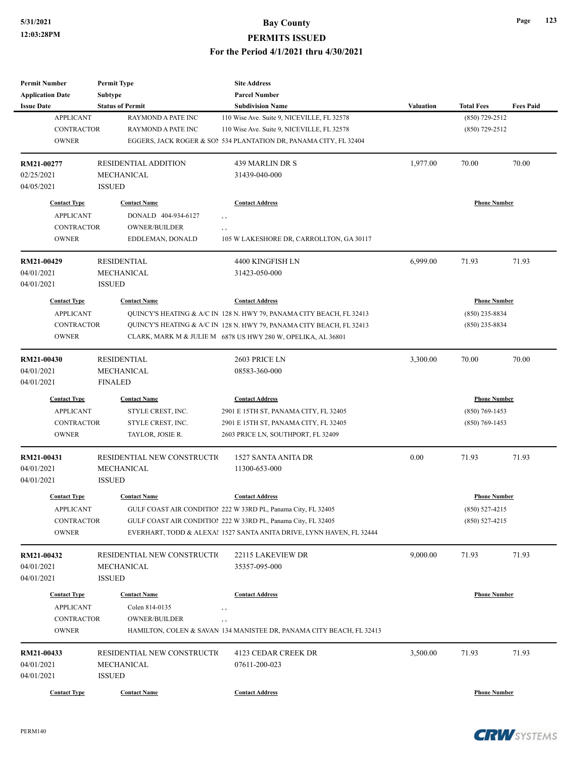| Permit Number<br>Application Date<br>Issue Date | Permit Type<br>Subtype<br>Status of Permit | Site Address<br>Parcel Number<br>Subdivision Name | Valuation | Total Fees | Fees Paid |
|---|---|---|---|---|---|
| APPLICANT | RAYMOND A PATE INC | 110 Wise Ave. Suite 9, NICEVILLE, FL 32578 | | (850) 729-2512 | |
| CONTRACTOR | RAYMOND A PATE INC | 110 Wise Ave. Suite 9, NICEVILLE, FL 32578 | | (850) 729-2512 | |
| OWNER | EGGERS, JACK ROGER & SON | 534 PLANTATION DR, PANAMA CITY, FL 32404 | | | |

| Permit Number<br>Application Date<br>Issue Date | Permit Type<br>Subtype<br>Status of Permit | Site Address<br>Parcel Number<br>Subdivision Name | Valuation | Total Fees | Fees Paid |
|---|---|---|---|---|---|
| **RM21-00277**<br>02/25/2021<br>04/05/2021 | RESIDENTIAL ADDITION<br>MECHANICAL<br>ISSUED | 439 MARLIN DR S<br>31439-040-000 | 1,977.00 | 70.00 | 70.00 |

| Contact Type | Contact Name | Contact Address | Phone Number |
|---|---|---|---|
| APPLICANT | DONALD 404-934-6127 | , , | |
| CONTRACTOR | OWNER/BUILDER | , , | |
| OWNER | EDDLEMAN, DONALD | 105 W LAKESHORE DR, CARROLLTON, GA 30117 | |

| Permit Number<br>Application Date<br>Issue Date | Permit Type<br>Subtype<br>Status of Permit | Site Address<br>Parcel Number<br>Subdivision Name | Valuation | Total Fees | Fees Paid |
|---|---|---|---|---|---|
| **RM21-00429**<br>04/01/2021<br>04/01/2021 | RESIDENTIAL<br>MECHANICAL<br>ISSUED | 4400 KINGFISH LN<br>31423-050-000 | 6,999.00 | 71.93 | 71.93 |

| Contact Type | Contact Name | Contact Address | Phone Number |
|---|---|---|---|
| APPLICANT | QUINCY'S HEATING & A/C IN | 128 N. HWY 79, PANAMA CITY BEACH, FL 32413 | (850) 235-8834 |
| CONTRACTOR | QUINCY'S HEATING & A/C IN | 128 N. HWY 79, PANAMA CITY BEACH, FL 32413 | (850) 235-8834 |
| OWNER | CLARK, MARK M & JULIE M | 6878 US HWY 280 W, OPELIKA, AL 36801 | |

| Permit Number<br>Application Date<br>Issue Date | Permit Type<br>Subtype<br>Status of Permit | Site Address<br>Parcel Number<br>Subdivision Name | Valuation | Total Fees | Fees Paid |
|---|---|---|---|---|---|
| **RM21-00430**<br>04/01/2021<br>04/01/2021 | RESIDENTIAL<br>MECHANICAL<br>FINALED | 2603 PRICE LN<br>08583-360-000 | 3,300.00 | 70.00 | 70.00 |

| Contact Type | Contact Name | Contact Address | Phone Number |
|---|---|---|---|
| APPLICANT | STYLE CREST, INC. | 2901 E 15TH ST, PANAMA CITY, FL 32405 | (850) 769-1453 |
| CONTRACTOR | STYLE CREST, INC. | 2901 E 15TH ST, PANAMA CITY, FL 32405 | (850) 769-1453 |
| OWNER | TAYLOR, JOSIE R. | 2603 PRICE LN, SOUTHPORT, FL 32409 | |

| Permit Number<br>Application Date<br>Issue Date | Permit Type<br>Subtype<br>Status of Permit | Site Address<br>Parcel Number<br>Subdivision Name | Valuation | Total Fees | Fees Paid |
|---|---|---|---|---|---|
| **RM21-00431**<br>04/01/2021<br>04/01/2021 | RESIDENTIAL NEW CONSTRUCTIO<br>MECHANICAL<br>ISSUED | 1527 SANTA ANITA DR<br>11300-653-000 | 0.00 | 71.93 | 71.93 |

| Contact Type | Contact Name | Contact Address | Phone Number |
|---|---|---|---|
| APPLICANT | GULF COAST AIR CONDITION | 222 W 33RD PL, Panama City, FL 32405 | (850) 527-4215 |
| CONTRACTOR | GULF COAST AIR CONDITION | 222 W 33RD PL, Panama City, FL 32405 | (850) 527-4215 |
| OWNER | EVERHART, TODD & ALEXAI | 1527 SANTA ANITA DRIVE, LYNN HAVEN, FL 32444 | |

| Permit Number<br>Application Date<br>Issue Date | Permit Type<br>Subtype<br>Status of Permit | Site Address<br>Parcel Number<br>Subdivision Name | Valuation | Total Fees | Fees Paid |
|---|---|---|---|---|---|
| **RM21-00432**<br>04/01/2021<br>04/01/2021 | RESIDENTIAL NEW CONSTRUCTIO<br>MECHANICAL<br>ISSUED | 22115 LAKEVIEW DR<br>35357-095-000 | 9,000.00 | 71.93 | 71.93 |

| Contact Type | Contact Name | Contact Address | Phone Number |
|---|---|---|---|
| APPLICANT | Colen 814-0135 | , , | |
| CONTRACTOR | OWNER/BUILDER | , , | |
| OWNER | HAMILTON, COLEN & SAVAN | 134 MANISTEE DR, PANAMA CITY BEACH, FL 32413 | |

| Permit Number<br>Application Date<br>Issue Date | Permit Type<br>Subtype<br>Status of Permit | Site Address<br>Parcel Number<br>Subdivision Name | Valuation | Total Fees | Fees Paid |
|---|---|---|---|---|---|
| **RM21-00433**<br>04/01/2021<br>04/01/2021 | RESIDENTIAL NEW CONSTRUCTIO<br>MECHANICAL<br>ISSUED | 4123 CEDAR CREEK DR<br>07611-200-023 | 3,500.00 | 71.93 | 71.93 |

| Contact Type | Contact Name | Contact Address | Phone Number |
|---|---|---|---|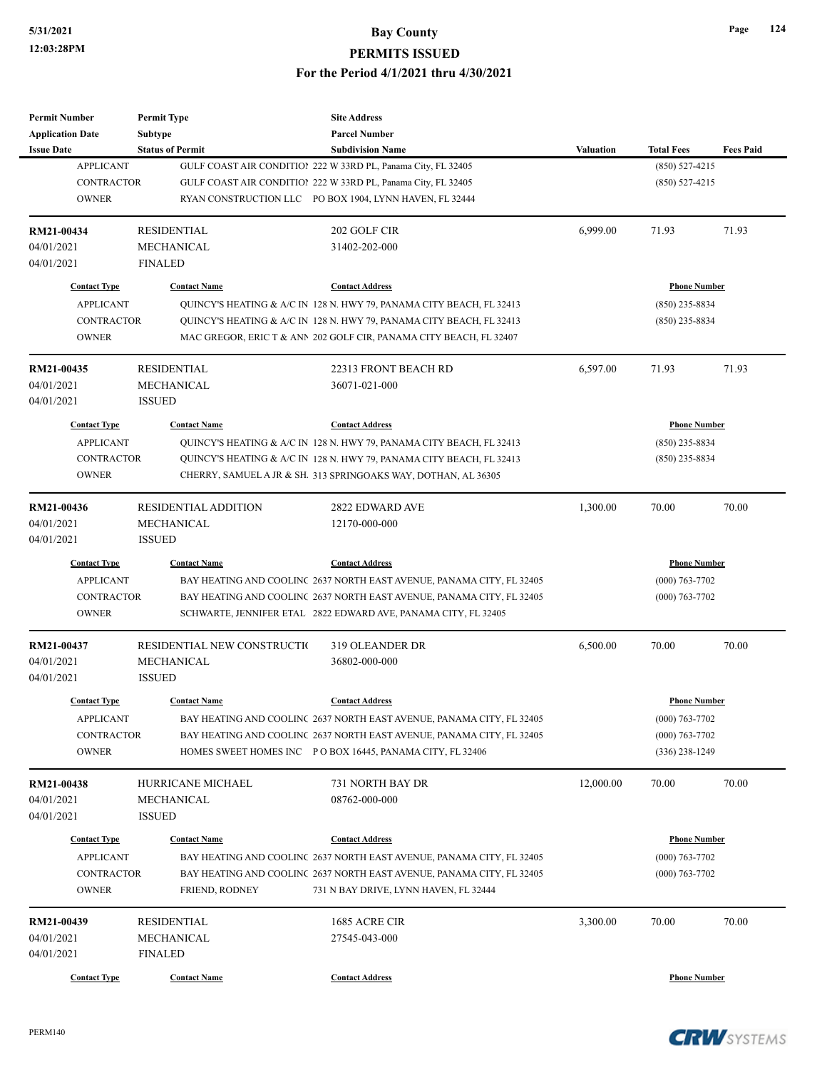| Permit Number | Permit Type | Site Address | | | |
|---|---|---|---|---|---|
| Application Date | Subtype | Parcel Number | | | |
| Issue Date | Status of Permit | Subdivision Name | Valuation | Total Fees | Fees Paid |
| APPLICANT | GULF COAST AIR CONDITIO! | 222 W 33RD PL, Panama City, FL 32405 | | (850) 527-4215 | |
| CONTRACTOR | GULF COAST AIR CONDITIO! | 222 W 33RD PL, Panama City, FL 32405 | | (850) 527-4215 | |
| OWNER | RYAN CONSTRUCTION LLC | PO BOX 1904, LYNN HAVEN, FL 32444 | | | |
| **RM21-00434** | RESIDENTIAL | 202 GOLF CIR | 6,999.00 | 71.93 | 71.93 |
| 04/01/2021 | MECHANICAL | 31402-202-000 | | | |
| 04/01/2021 | FINALED | | | | |
| **Contact Type** | **Contact Name** | **Contact Address** | | **Phone Number** | |
| APPLICANT | QUINCY'S HEATING & A/C IN | 128 N. HWY 79, PANAMA CITY BEACH, FL 32413 | | (850) 235-8834 | |
| CONTRACTOR | QUINCY'S HEATING & A/C IN | 128 N. HWY 79, PANAMA CITY BEACH, FL 32413 | | (850) 235-8834 | |
| OWNER | MAC GREGOR, ERIC T & ANN | 202 GOLF CIR, PANAMA CITY BEACH, FL 32407 | | | |
| **RM21-00435** | RESIDENTIAL | 22313 FRONT BEACH RD | 6,597.00 | 71.93 | 71.93 |
| 04/01/2021 | MECHANICAL | 36071-021-000 | | | |
| 04/01/2021 | ISSUED | | | | |
| **Contact Type** | **Contact Name** | **Contact Address** | | **Phone Number** | |
| APPLICANT | QUINCY'S HEATING & A/C IN | 128 N. HWY 79, PANAMA CITY BEACH, FL 32413 | | (850) 235-8834 | |
| CONTRACTOR | QUINCY'S HEATING & A/C IN | 128 N. HWY 79, PANAMA CITY BEACH, FL 32413 | | (850) 235-8834 | |
| OWNER | CHERRY, SAMUEL A JR & SH. | 313 SPRINGOAKS WAY, DOTHAN, AL 36305 | | | |
| **RM21-00436** | RESIDENTIAL ADDITION | 2822 EDWARD AVE | 1,300.00 | 70.00 | 70.00 |
| 04/01/2021 | MECHANICAL | 12170-000-000 | | | |
| 04/01/2021 | ISSUED | | | | |
| **Contact Type** | **Contact Name** | **Contact Address** | | **Phone Number** | |
| APPLICANT | BAY HEATING AND COOLINC | 2637 NORTH EAST AVENUE, PANAMA CITY, FL 32405 | | (000) 763-7702 | |
| CONTRACTOR | BAY HEATING AND COOLINC | 2637 NORTH EAST AVENUE, PANAMA CITY, FL 32405 | | (000) 763-7702 | |
| OWNER | SCHWARTE, JENNIFER ETAL | 2822 EDWARD AVE, PANAMA CITY, FL 32405 | | | |
| **RM21-00437** | RESIDENTIAL NEW CONSTRUCTI( | 319 OLEANDER DR | 6,500.00 | 70.00 | 70.00 |
| 04/01/2021 | MECHANICAL | 36802-000-000 | | | |
| 04/01/2021 | ISSUED | | | | |
| **Contact Type** | **Contact Name** | **Contact Address** | | **Phone Number** | |
| APPLICANT | BAY HEATING AND COOLINC | 2637 NORTH EAST AVENUE, PANAMA CITY, FL 32405 | | (000) 763-7702 | |
| CONTRACTOR | BAY HEATING AND COOLINC | 2637 NORTH EAST AVENUE, PANAMA CITY, FL 32405 | | (000) 763-7702 | |
| OWNER | HOMES SWEET HOMES INC | P O BOX 16445, PANAMA CITY, FL 32406 | | (336) 238-1249 | |
| **RM21-00438** | HURRICANE MICHAEL | 731 NORTH BAY DR | 12,000.00 | 70.00 | 70.00 |
| 04/01/2021 | MECHANICAL | 08762-000-000 | | | |
| 04/01/2021 | ISSUED | | | | |
| **Contact Type** | **Contact Name** | **Contact Address** | | **Phone Number** | |
| APPLICANT | BAY HEATING AND COOLINC | 2637 NORTH EAST AVENUE, PANAMA CITY, FL 32405 | | (000) 763-7702 | |
| CONTRACTOR | BAY HEATING AND COOLINC | 2637 NORTH EAST AVENUE, PANAMA CITY, FL 32405 | | (000) 763-7702 | |
| OWNER | FRIEND, RODNEY | 731 N BAY DRIVE, LYNN HAVEN, FL 32444 | | | |
| **RM21-00439** | RESIDENTIAL | 1685 ACRE CIR | 3,300.00 | 70.00 | 70.00 |
| 04/01/2021 | MECHANICAL | 27545-043-000 | | | |
| 04/01/2021 | FINALED | | | | |
| **Contact Type** | **Contact Name** | **Contact Address** | | **Phone Number** | |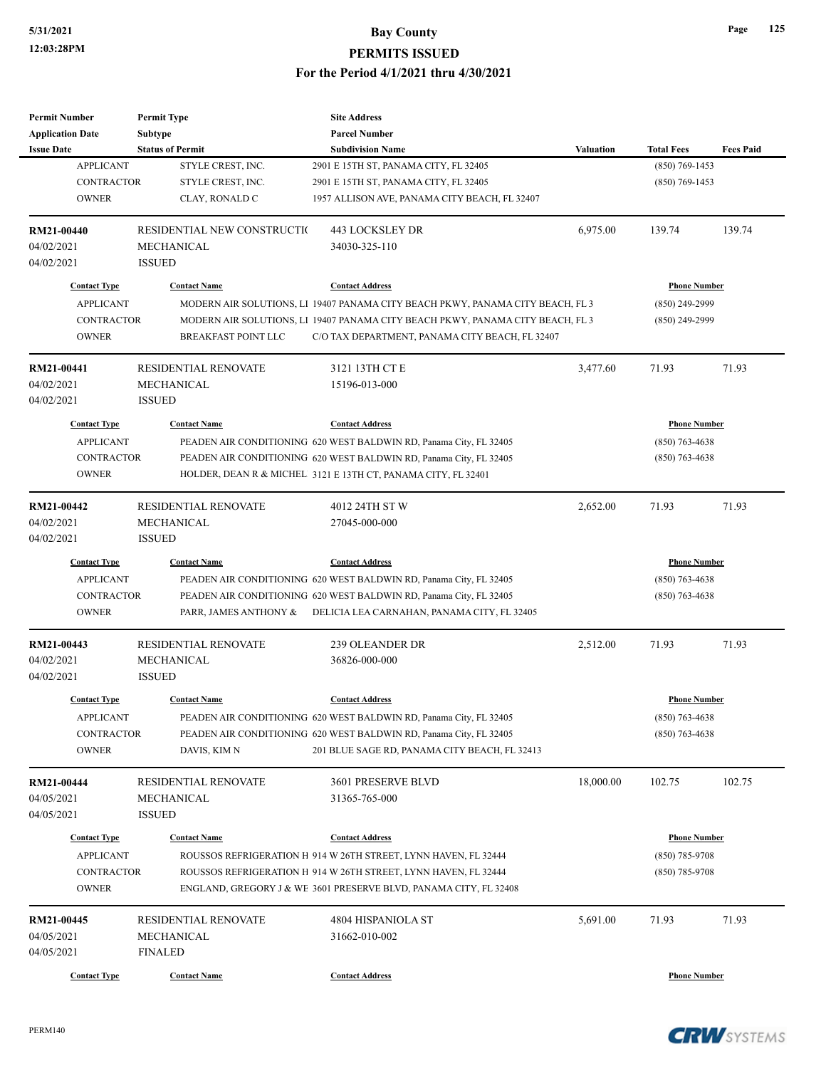# Bay County
## PERMITS ISSUED
### For the Period 4/1/2021 thru 4/30/2021

| Permit Number<br>Application Date<br>Issue Date | Permit Type<br>Subtype<br>Status of Permit | Site Address<br>Parcel Number<br>Subdivision Name | Valuation | Total Fees | Fees Paid |
|---|---|---|---|---|---|
| APPLICANT | STYLE CREST, INC. | 2901 E 15TH ST, PANAMA CITY, FL 32405 | | (850) 769-1453 | |
| CONTRACTOR | STYLE CREST, INC. | 2901 E 15TH ST, PANAMA CITY, FL 32405 | | (850) 769-1453 | |
| OWNER | CLAY, RONALD C | 1957 ALLISON AVE, PANAMA CITY BEACH, FL 32407 | | | |

| Permit Number<br>Application Date<br>Issue Date | Permit Type<br>Subtype<br>Status of Permit | Site Address<br>Parcel Number<br>Subdivision Name | Valuation | Total Fees | Fees Paid |
|---|---|---|---|---|---|
| **RM21-00440**<br>04/02/2021<br>04/02/2021 | RESIDENTIAL NEW CONSTRUCTI(<br>MECHANICAL<br>ISSUED | 443 LOCKSLEY DR<br>34030-325-110 | 6,975.00 | 139.74 | 139.74 |
| **Contact Type** | **Contact Name** | **Contact Address** | | **Phone Number** | |
| APPLICANT | MODERN AIR SOLUTIONS, LI | 19407 PANAMA CITY BEACH PKWY, PANAMA CITY BEACH, FL 3 | | (850) 249-2999 | |
| CONTRACTOR | MODERN AIR SOLUTIONS, LI | 19407 PANAMA CITY BEACH PKWY, PANAMA CITY BEACH, FL 3 | | (850) 249-2999 | |
| OWNER | BREAKFAST POINT LLC | C/O TAX DEPARTMENT, PANAMA CITY BEACH, FL 32407 | | | |
| **RM21-00441**<br>04/02/2021<br>04/02/2021 | RESIDENTIAL RENOVATE<br>MECHANICAL<br>ISSUED | 3121 13TH CT E<br>15196-013-000 | 3,477.60 | 71.93 | 71.93 |
| **Contact Type** | **Contact Name** | **Contact Address** | | **Phone Number** | |
| APPLICANT | PEADEN AIR CONDITIONING | 620 WEST BALDWIN RD, Panama City, FL 32405 | | (850) 763-4638 | |
| CONTRACTOR | PEADEN AIR CONDITIONING | 620 WEST BALDWIN RD, Panama City, FL 32405 | | (850) 763-4638 | |
| OWNER | HOLDER, DEAN R & MICHEL | 3121 E 13TH CT, PANAMA CITY, FL 32401 | | | |
| **RM21-00442**<br>04/02/2021<br>04/02/2021 | RESIDENTIAL RENOVATE<br>MECHANICAL<br>ISSUED | 4012 24TH ST W<br>27045-000-000 | 2,652.00 | 71.93 | 71.93 |
| **Contact Type** | **Contact Name** | **Contact Address** | | **Phone Number** | |
| APPLICANT | PEADEN AIR CONDITIONING | 620 WEST BALDWIN RD, Panama City, FL 32405 | | (850) 763-4638 | |
| CONTRACTOR | PEADEN AIR CONDITIONING | 620 WEST BALDWIN RD, Panama City, FL 32405 | | (850) 763-4638 | |
| OWNER | PARR, JAMES ANTHONY & | DELICIA LEA CARNAHAN, PANAMA CITY, FL 32405 | | | |
| **RM21-00443**<br>04/02/2021<br>04/02/2021 | RESIDENTIAL RENOVATE<br>MECHANICAL<br>ISSUED | 239 OLEANDER DR<br>36826-000-000 | 2,512.00 | 71.93 | 71.93 |
| **Contact Type** | **Contact Name** | **Contact Address** | | **Phone Number** | |
| APPLICANT | PEADEN AIR CONDITIONING | 620 WEST BALDWIN RD, Panama City, FL 32405 | | (850) 763-4638 | |
| CONTRACTOR | PEADEN AIR CONDITIONING | 620 WEST BALDWIN RD, Panama City, FL 32405 | | (850) 763-4638 | |
| OWNER | DAVIS, KIM N | 201 BLUE SAGE RD, PANAMA CITY BEACH, FL 32413 | | | |
| **RM21-00444**<br>04/05/2021<br>04/05/2021 | RESIDENTIAL RENOVATE<br>MECHANICAL<br>ISSUED | 3601 PRESERVE BLVD<br>31365-765-000 | 18,000.00 | 102.75 | 102.75 |
| **Contact Type** | **Contact Name** | **Contact Address** | | **Phone Number** | |
| APPLICANT | ROUSSOS REFRIGERATION H | 914 W 26TH STREET, LYNN HAVEN, FL 32444 | | (850) 785-9708 | |
| CONTRACTOR | ROUSSOS REFRIGERATION H | 914 W 26TH STREET, LYNN HAVEN, FL 32444 | | (850) 785-9708 | |
| OWNER | ENGLAND, GREGORY J & WE | 3601 PRESERVE BLVD, PANAMA CITY, FL 32408 | | | |
| **RM21-00445**<br>04/05/2021<br>04/05/2021 | RESIDENTIAL RENOVATE<br>MECHANICAL<br>FINALED | 4804 HISPANIOLA ST<br>31662-010-002 | 5,691.00 | 71.93 | 71.93 |
| **Contact Type** | **Contact Name** | **Contact Address** | | **Phone Number** | |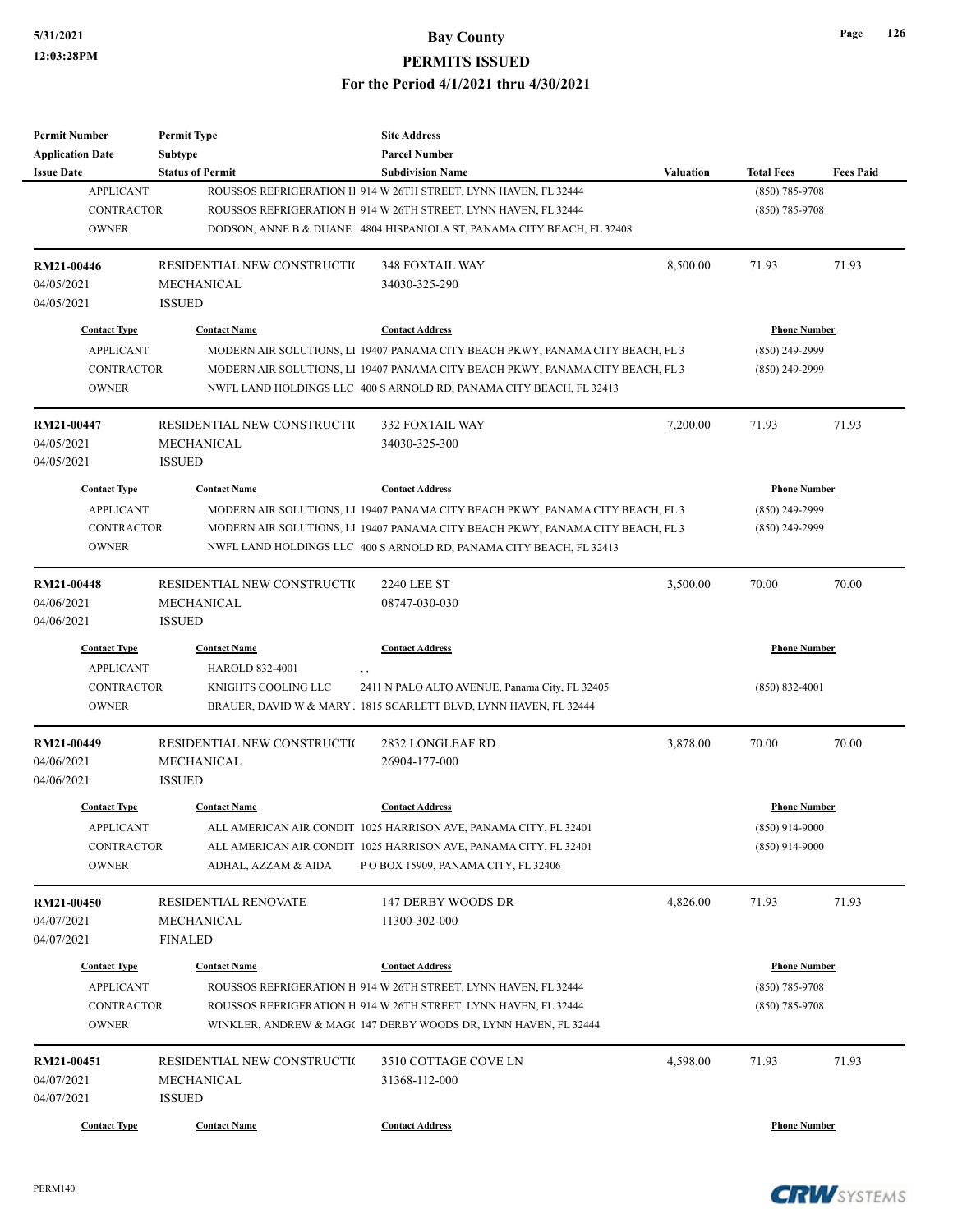| Permit Number | Permit Type | Site Address | | | |
|---|---|---|---|---|---|
| Application Date | Subtype | Parcel Number | | | |
| Issue Date | Status of Permit | Subdivision Name | Valuation | Total Fees | Fees Paid |

| Contact Type | Contact Name | Contact Address | Phone Number |
|---|---|---|---|
| APPLICANT | ROUSSOS REFRIGERATION H | 914 W 26TH STREET, LYNN HAVEN, FL 32444 | (850) 785-9708 |
| CONTRACTOR | ROUSSOS REFRIGERATION H | 914 W 26TH STREET, LYNN HAVEN, FL 32444 | (850) 785-9708 |
| OWNER | DODSON, ANNE B & DUANE | 4804 HISPANIOLA ST, PANAMA CITY BEACH, FL 32408 | |

| RM21-00446 | RESIDENTIAL NEW CONSTRUCTI( | 348 FOXTAIL WAY | 8,500.00 | 71.93 | 71.93 |
|---|---|---|---|---|---|
| 04/05/2021 | MECHANICAL | 34030-325-290 | | | |
| 04/05/2021 | ISSUED | | | | |

| Contact Type | Contact Name | Contact Address | Phone Number |
|---|---|---|---|
| APPLICANT | MODERN AIR SOLUTIONS, LI | 19407 PANAMA CITY BEACH PKWY, PANAMA CITY BEACH, FL 3 | (850) 249-2999 |
| CONTRACTOR | MODERN AIR SOLUTIONS, LI | 19407 PANAMA CITY BEACH PKWY, PANAMA CITY BEACH, FL 3 | (850) 249-2999 |
| OWNER | NWFL LAND HOLDINGS LLC | 400 S ARNOLD RD, PANAMA CITY BEACH, FL 32413 | |

| RM21-00447 | RESIDENTIAL NEW CONSTRUCTI( | 332 FOXTAIL WAY | 7,200.00 | 71.93 | 71.93 |
|---|---|---|---|---|---|
| 04/05/2021 | MECHANICAL | 34030-325-300 | | | |
| 04/05/2021 | ISSUED | | | | |

| Contact Type | Contact Name | Contact Address | Phone Number |
|---|---|---|---|
| APPLICANT | MODERN AIR SOLUTIONS, LI | 19407 PANAMA CITY BEACH PKWY, PANAMA CITY BEACH, FL 3 | (850) 249-2999 |
| CONTRACTOR | MODERN AIR SOLUTIONS, LI | 19407 PANAMA CITY BEACH PKWY, PANAMA CITY BEACH, FL 3 | (850) 249-2999 |
| OWNER | NWFL LAND HOLDINGS LLC | 400 S ARNOLD RD, PANAMA CITY BEACH, FL 32413 | |

| RM21-00448 | RESIDENTIAL NEW CONSTRUCTI( | 2240 LEE ST | 3,500.00 | 70.00 | 70.00 |
|---|---|---|---|---|---|
| 04/06/2021 | MECHANICAL | 08747-030-030 | | | |
| 04/06/2021 | ISSUED | | | | |

| Contact Type | Contact Name | Contact Address | Phone Number |
|---|---|---|---|
| APPLICANT | HAROLD 832-4001 | , , | |
| CONTRACTOR | KNIGHTS COOLING LLC | 2411 N PALO ALTO AVENUE, Panama City, FL 32405 | (850) 832-4001 |
| OWNER | BRAUER, DAVID W & MARY . | 1815 SCARLETT BLVD, LYNN HAVEN, FL 32444 | |

| RM21-00449 | RESIDENTIAL NEW CONSTRUCTI( | 2832 LONGLEAF RD | 3,878.00 | 70.00 | 70.00 |
|---|---|---|---|---|---|
| 04/06/2021 | MECHANICAL | 26904-177-000 | | | |
| 04/06/2021 | ISSUED | | | | |

| Contact Type | Contact Name | Contact Address | Phone Number |
|---|---|---|---|
| APPLICANT | ALL AMERICAN AIR CONDIT | 1025 HARRISON AVE, PANAMA CITY, FL 32401 | (850) 914-9000 |
| CONTRACTOR | ALL AMERICAN AIR CONDIT | 1025 HARRISON AVE, PANAMA CITY, FL 32401 | (850) 914-9000 |
| OWNER | ADHAL, AZZAM & AIDA | P O BOX 15909, PANAMA CITY, FL 32406 | |

| RM21-00450 | RESIDENTIAL RENOVATE | 147 DERBY WOODS DR | 4,826.00 | 71.93 | 71.93 |
|---|---|---|---|---|---|
| 04/07/2021 | MECHANICAL | 11300-302-000 | | | |
| 04/07/2021 | FINALED | | | | |

| Contact Type | Contact Name | Contact Address | Phone Number |
|---|---|---|---|
| APPLICANT | ROUSSOS REFRIGERATION H | 914 W 26TH STREET, LYNN HAVEN, FL 32444 | (850) 785-9708 |
| CONTRACTOR | ROUSSOS REFRIGERATION H | 914 W 26TH STREET, LYNN HAVEN, FL 32444 | (850) 785-9708 |
| OWNER | WINKLER, ANDREW & MAG( | 147 DERBY WOODS DR, LYNN HAVEN, FL 32444 | |

| RM21-00451 | RESIDENTIAL NEW CONSTRUCTI( | 3510 COTTAGE COVE LN | 4,598.00 | 71.93 | 71.93 |
|---|---|---|---|---|---|
| 04/07/2021 | MECHANICAL | 31368-112-000 | | | |
| 04/07/2021 | ISSUED | | | | |

| Contact Type | Contact Name | Contact Address | Phone Number |
|---|---|---|---|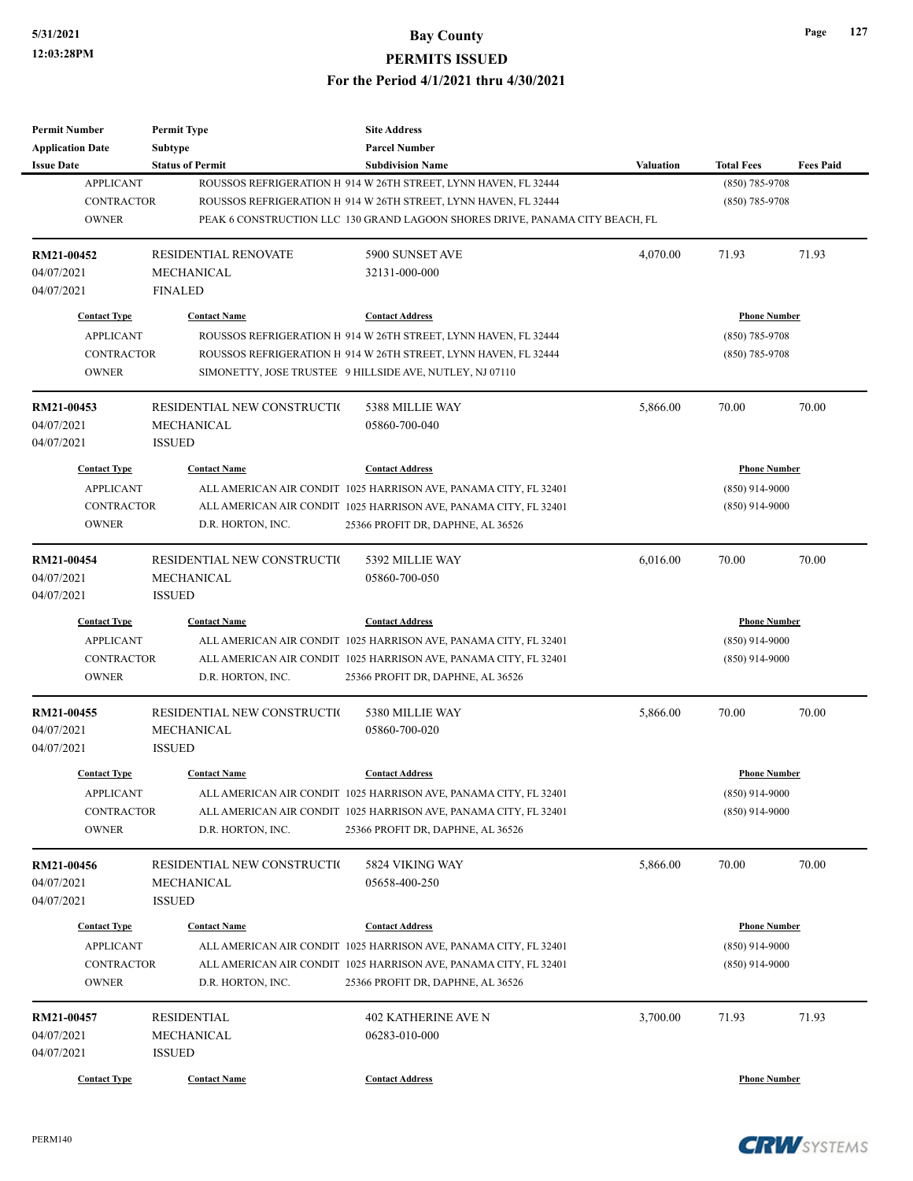| Permit Number | Permit Type | Site Address | | | |
|---|---|---|---|---|---|
| Application Date | Subtype | Parcel Number | | | |
| Issue Date | Status of Permit | Subdivision Name | Valuation | Total Fees | Fees Paid |

| Contact Type | Contact Name | Contact Address | Phone Number |
|---|---|---|---|
| APPLICANT | ROUSSOS REFRIGERATION H | 914 W 26TH STREET, LYNN HAVEN, FL 32444 | (850) 785-9708 |
| CONTRACTOR | ROUSSOS REFRIGERATION H | 914 W 26TH STREET, LYNN HAVEN, FL 32444 | (850) 785-9708 |
| OWNER | PEAK 6 CONSTRUCTION LLC | 130 GRAND LAGOON SHORES DRIVE, PANAMA CITY BEACH, FL | |

| RM21-00452 | RESIDENTIAL RENOVATE | 5900 SUNSET AVE | 4,070.00 | 71.93 | 71.93 |
|---|---|---|---|---|---|
| 04/07/2021 | MECHANICAL | 32131-000-000 | | | |
| 04/07/2021 | FINALED | | | | |

| Contact Type | Contact Name | Contact Address | Phone Number |
|---|---|---|---|
| APPLICANT | ROUSSOS REFRIGERATION H | 914 W 26TH STREET, LYNN HAVEN, FL 32444 | (850) 785-9708 |
| CONTRACTOR | ROUSSOS REFRIGERATION H | 914 W 26TH STREET, LYNN HAVEN, FL 32444 | (850) 785-9708 |
| OWNER | SIMONETTY, JOSE TRUSTEE | 9 HILLSIDE AVE, NUTLEY, NJ 07110 | |

| RM21-00453 | RESIDENTIAL NEW CONSTRUCTI( | 5388 MILLIE WAY | 5,866.00 | 70.00 | 70.00 |
|---|---|---|---|---|---|
| 04/07/2021 | MECHANICAL | 05860-700-040 | | | |
| 04/07/2021 | ISSUED | | | | |

| Contact Type | Contact Name | Contact Address | Phone Number |
|---|---|---|---|
| APPLICANT | ALL AMERICAN AIR CONDIT | 1025 HARRISON AVE, PANAMA CITY, FL 32401 | (850) 914-9000 |
| CONTRACTOR | ALL AMERICAN AIR CONDIT | 1025 HARRISON AVE, PANAMA CITY, FL 32401 | (850) 914-9000 |
| OWNER | D.R. HORTON, INC. | 25366 PROFIT DR, DAPHNE, AL 36526 | |

| RM21-00454 | RESIDENTIAL NEW CONSTRUCTI( | 5392 MILLIE WAY | 6,016.00 | 70.00 | 70.00 |
|---|---|---|---|---|---|
| 04/07/2021 | MECHANICAL | 05860-700-050 | | | |
| 04/07/2021 | ISSUED | | | | |

| Contact Type | Contact Name | Contact Address | Phone Number |
|---|---|---|---|
| APPLICANT | ALL AMERICAN AIR CONDIT | 1025 HARRISON AVE, PANAMA CITY, FL 32401 | (850) 914-9000 |
| CONTRACTOR | ALL AMERICAN AIR CONDIT | 1025 HARRISON AVE, PANAMA CITY, FL 32401 | (850) 914-9000 |
| OWNER | D.R. HORTON, INC. | 25366 PROFIT DR, DAPHNE, AL 36526 | |

| RM21-00455 | RESIDENTIAL NEW CONSTRUCTI( | 5380 MILLIE WAY | 5,866.00 | 70.00 | 70.00 |
|---|---|---|---|---|---|
| 04/07/2021 | MECHANICAL | 05860-700-020 | | | |
| 04/07/2021 | ISSUED | | | | |

| Contact Type | Contact Name | Contact Address | Phone Number |
|---|---|---|---|
| APPLICANT | ALL AMERICAN AIR CONDIT | 1025 HARRISON AVE, PANAMA CITY, FL 32401 | (850) 914-9000 |
| CONTRACTOR | ALL AMERICAN AIR CONDIT | 1025 HARRISON AVE, PANAMA CITY, FL 32401 | (850) 914-9000 |
| OWNER | D.R. HORTON, INC. | 25366 PROFIT DR, DAPHNE, AL 36526 | |

| RM21-00456 | RESIDENTIAL NEW CONSTRUCTI( | 5824 VIKING WAY | 5,866.00 | 70.00 | 70.00 |
|---|---|---|---|---|---|
| 04/07/2021 | MECHANICAL | 05658-400-250 | | | |
| 04/07/2021 | ISSUED | | | | |

| Contact Type | Contact Name | Contact Address | Phone Number |
|---|---|---|---|
| APPLICANT | ALL AMERICAN AIR CONDIT | 1025 HARRISON AVE, PANAMA CITY, FL 32401 | (850) 914-9000 |
| CONTRACTOR | ALL AMERICAN AIR CONDIT | 1025 HARRISON AVE, PANAMA CITY, FL 32401 | (850) 914-9000 |
| OWNER | D.R. HORTON, INC. | 25366 PROFIT DR, DAPHNE, AL 36526 | |

| RM21-00457 | RESIDENTIAL | 402 KATHERINE AVE N | 3,700.00 | 71.93 | 71.93 |
|---|---|---|---|---|---|
| 04/07/2021 | MECHANICAL | 06283-010-000 | | | |
| 04/07/2021 | ISSUED | | | | |

| Contact Type | Contact Name | Contact Address | Phone Number |
|---|---|---|---|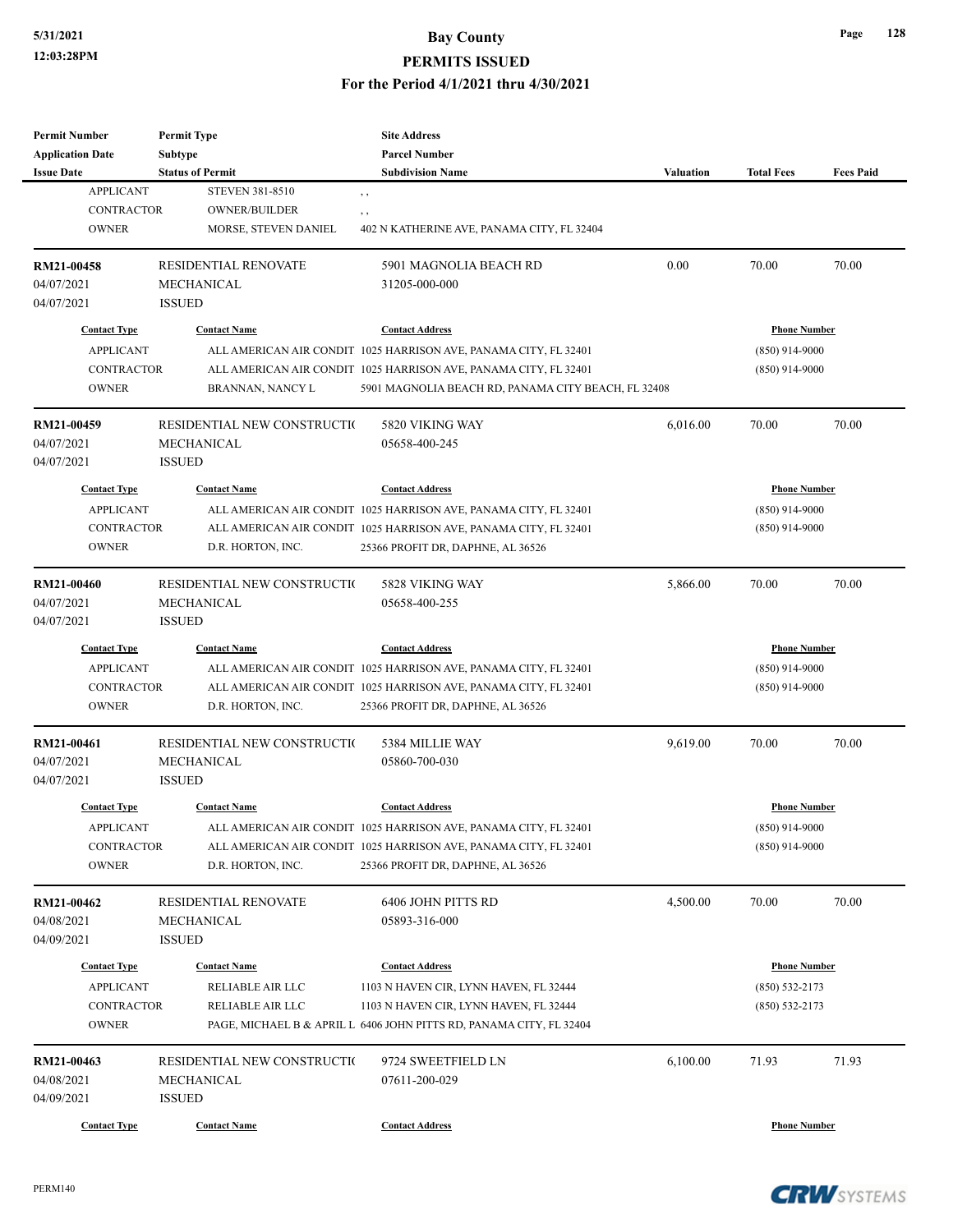# Bay County
## PERMITS ISSUED
### For the Period 4/1/2021 thru 4/30/2021

5/31/2021
12:03:28PM

| Permit Number / Application Date / Issue Date | Permit Type / Subtype / Status of Permit | Site Address / Parcel Number / Subdivision Name | Valuation | Total Fees | Fees Paid |
|---|---|---|---|---|---|

| Contact Type | Contact Name | Contact Address | Phone Number |
|---|---|---|---|
| APPLICANT | STEVEN 381-8510 | , , | |
| CONTRACTOR | OWNER/BUILDER | , , | |
| OWNER | MORSE, STEVEN DANIEL | 402 N KATHERINE AVE, PANAMA CITY, FL 32404 | |

---

**RM21-00458** | RESIDENTIAL RENOVATE | 5901 MAGNOLIA BEACH RD | 0.00 | 70.00 | 70.00
04/07/2021 | MECHANICAL | 31205-000-000
04/07/2021 | ISSUED

| Contact Type | Contact Name | Contact Address | Phone Number |
|---|---|---|---|
| APPLICANT | ALL AMERICAN AIR CONDIT | 1025 HARRISON AVE, PANAMA CITY, FL 32401 | (850) 914-9000 |
| CONTRACTOR | ALL AMERICAN AIR CONDIT | 1025 HARRISON AVE, PANAMA CITY, FL 32401 | (850) 914-9000 |
| OWNER | BRANNAN, NANCY L | 5901 MAGNOLIA BEACH RD, PANAMA CITY BEACH, FL 32408 | |

---

**RM21-00459** | RESIDENTIAL NEW CONSTRUCTI( | 5820 VIKING WAY | 6,016.00 | 70.00 | 70.00
04/07/2021 | MECHANICAL | 05658-400-245
04/07/2021 | ISSUED

| Contact Type | Contact Name | Contact Address | Phone Number |
|---|---|---|---|
| APPLICANT | ALL AMERICAN AIR CONDIT | 1025 HARRISON AVE, PANAMA CITY, FL 32401 | (850) 914-9000 |
| CONTRACTOR | ALL AMERICAN AIR CONDIT | 1025 HARRISON AVE, PANAMA CITY, FL 32401 | (850) 914-9000 |
| OWNER | D.R. HORTON, INC. | 25366 PROFIT DR, DAPHNE, AL 36526 | |

---

**RM21-00460** | RESIDENTIAL NEW CONSTRUCTI( | 5828 VIKING WAY | 5,866.00 | 70.00 | 70.00
04/07/2021 | MECHANICAL | 05658-400-255
04/07/2021 | ISSUED

| Contact Type | Contact Name | Contact Address | Phone Number |
|---|---|---|---|
| APPLICANT | ALL AMERICAN AIR CONDIT | 1025 HARRISON AVE, PANAMA CITY, FL 32401 | (850) 914-9000 |
| CONTRACTOR | ALL AMERICAN AIR CONDIT | 1025 HARRISON AVE, PANAMA CITY, FL 32401 | (850) 914-9000 |
| OWNER | D.R. HORTON, INC. | 25366 PROFIT DR, DAPHNE, AL 36526 | |

---

**RM21-00461** | RESIDENTIAL NEW CONSTRUCTI( | 5384 MILLIE WAY | 9,619.00 | 70.00 | 70.00
04/07/2021 | MECHANICAL | 05860-700-030
04/07/2021 | ISSUED

| Contact Type | Contact Name | Contact Address | Phone Number |
|---|---|---|---|
| APPLICANT | ALL AMERICAN AIR CONDIT | 1025 HARRISON AVE, PANAMA CITY, FL 32401 | (850) 914-9000 |
| CONTRACTOR | ALL AMERICAN AIR CONDIT | 1025 HARRISON AVE, PANAMA CITY, FL 32401 | (850) 914-9000 |
| OWNER | D.R. HORTON, INC. | 25366 PROFIT DR, DAPHNE, AL 36526 | |

---

**RM21-00462** | RESIDENTIAL RENOVATE | 6406 JOHN PITTS RD | 4,500.00 | 70.00 | 70.00
04/08/2021 | MECHANICAL | 05893-316-000
04/09/2021 | ISSUED

| Contact Type | Contact Name | Contact Address | Phone Number |
|---|---|---|---|
| APPLICANT | RELIABLE AIR LLC | 1103 N HAVEN CIR, LYNN HAVEN, FL 32444 | (850) 532-2173 |
| CONTRACTOR | RELIABLE AIR LLC | 1103 N HAVEN CIR, LYNN HAVEN, FL 32444 | (850) 532-2173 |
| OWNER | PAGE, MICHAEL B & APRIL L | 6406 JOHN PITTS RD, PANAMA CITY, FL 32404 | |

---

**RM21-00463** | RESIDENTIAL NEW CONSTRUCTI( | 9724 SWEETFIELD LN | 6,100.00 | 71.93 | 71.93
04/08/2021 | MECHANICAL | 07611-200-029
04/09/2021 | ISSUED

| Contact Type | Contact Name | Contact Address | Phone Number |
|---|---|---|---|

PERM140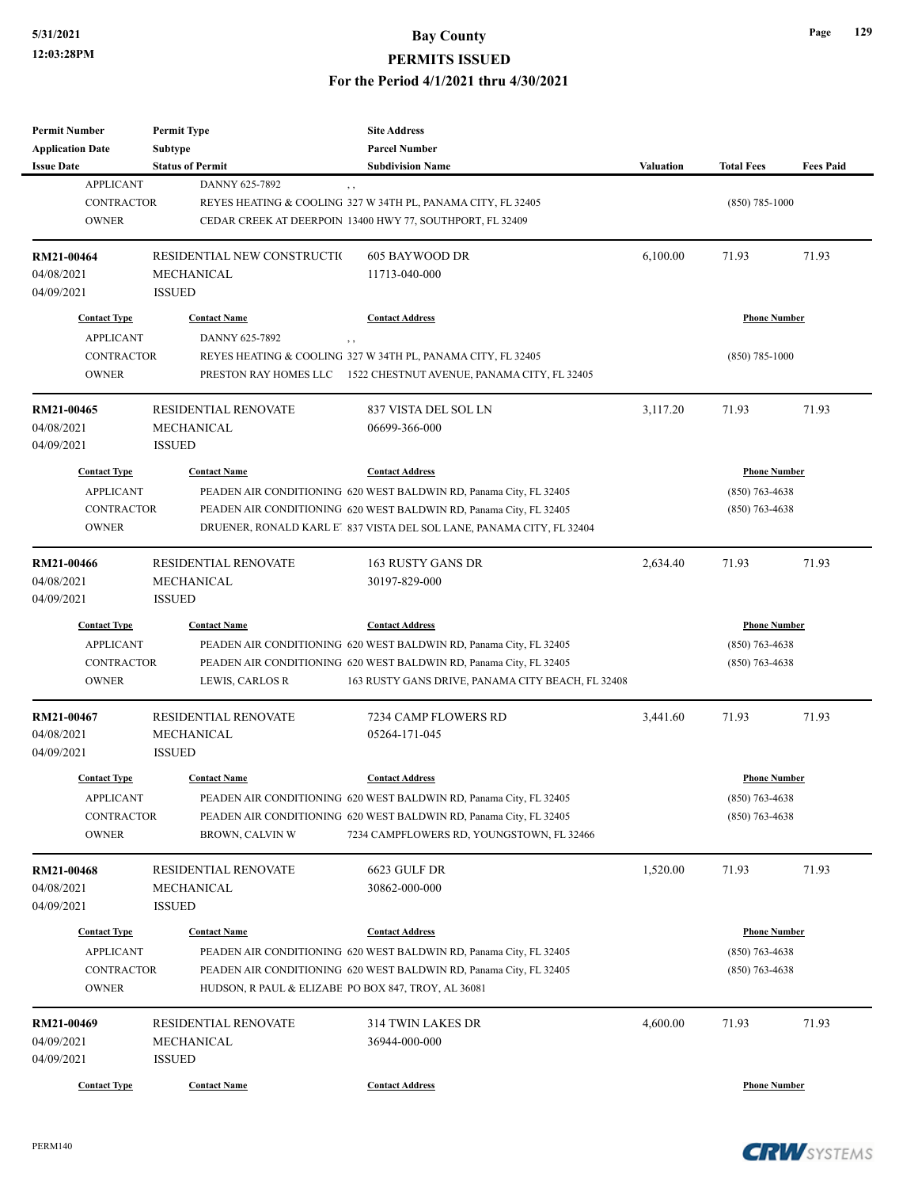| Permit Number | Permit Type | Site Address | | | |
|---|---|---|---|---|---|
| Application Date | Subtype | Parcel Number | | | |
| Issue Date | Status of Permit | Subdivision Name | Valuation | Total Fees | Fees Paid |

| Contact Type | Contact Name | Contact Address | Phone Number |
|---|---|---|---|
| APPLICANT | DANNY 625-7892 | , , | |
| CONTRACTOR | REYES HEATING & COOLING | 327 W 34TH PL, PANAMA CITY, FL 32405 | (850) 785-1000 |
| OWNER | CEDAR CREEK AT DEERPOIN | 13400 HWY 77, SOUTHPORT, FL 32409 | |

| RM21-00464 | RESIDENTIAL NEW CONSTRUCTI( | 605 BAYWOOD DR | 6,100.00 | 71.93 | 71.93 |
|---|---|---|---|---|---|
| 04/08/2021 | MECHANICAL | 11713-040-000 | | | |
| 04/09/2021 | ISSUED | | | | |

| Contact Type | Contact Name | Contact Address | Phone Number |
|---|---|---|---|
| APPLICANT | DANNY 625-7892 | , , | |
| CONTRACTOR | REYES HEATING & COOLING | 327 W 34TH PL, PANAMA CITY, FL 32405 | (850) 785-1000 |
| OWNER | PRESTON RAY HOMES LLC | 1522 CHESTNUT AVENUE, PANAMA CITY, FL 32405 | |

| RM21-00465 | RESIDENTIAL RENOVATE | 837 VISTA DEL SOL LN | 3,117.20 | 71.93 | 71.93 |
|---|---|---|---|---|---|
| 04/08/2021 | MECHANICAL | 06699-366-000 | | | |
| 04/09/2021 | ISSUED | | | | |

| Contact Type | Contact Name | Contact Address | Phone Number |
|---|---|---|---|
| APPLICANT | PEADEN AIR CONDITIONING | 620 WEST BALDWIN RD, Panama City, FL 32405 | (850) 763-4638 |
| CONTRACTOR | PEADEN AIR CONDITIONING | 620 WEST BALDWIN RD, Panama City, FL 32405 | (850) 763-4638 |
| OWNER | DRUENER, RONALD KARL E' | 837 VISTA DEL SOL LANE, PANAMA CITY, FL 32404 | |

| RM21-00466 | RESIDENTIAL RENOVATE | 163 RUSTY GANS DR | 2,634.40 | 71.93 | 71.93 |
|---|---|---|---|---|---|
| 04/08/2021 | MECHANICAL | 30197-829-000 | | | |
| 04/09/2021 | ISSUED | | | | |

| Contact Type | Contact Name | Contact Address | Phone Number |
|---|---|---|---|
| APPLICANT | PEADEN AIR CONDITIONING | 620 WEST BALDWIN RD, Panama City, FL 32405 | (850) 763-4638 |
| CONTRACTOR | PEADEN AIR CONDITIONING | 620 WEST BALDWIN RD, Panama City, FL 32405 | (850) 763-4638 |
| OWNER | LEWIS, CARLOS R | 163 RUSTY GANS DRIVE, PANAMA CITY BEACH, FL 32408 | |

| RM21-00467 | RESIDENTIAL RENOVATE | 7234 CAMP FLOWERS RD | 3,441.60 | 71.93 | 71.93 |
|---|---|---|---|---|---|
| 04/08/2021 | MECHANICAL | 05264-171-045 | | | |
| 04/09/2021 | ISSUED | | | | |

| Contact Type | Contact Name | Contact Address | Phone Number |
|---|---|---|---|
| APPLICANT | PEADEN AIR CONDITIONING | 620 WEST BALDWIN RD, Panama City, FL 32405 | (850) 763-4638 |
| CONTRACTOR | PEADEN AIR CONDITIONING | 620 WEST BALDWIN RD, Panama City, FL 32405 | (850) 763-4638 |
| OWNER | BROWN, CALVIN W | 7234 CAMPFLOWERS RD, YOUNGSTOWN, FL 32466 | |

| RM21-00468 | RESIDENTIAL RENOVATE | 6623 GULF DR | 1,520.00 | 71.93 | 71.93 |
|---|---|---|---|---|---|
| 04/08/2021 | MECHANICAL | 30862-000-000 | | | |
| 04/09/2021 | ISSUED | | | | |

| Contact Type | Contact Name | Contact Address | Phone Number |
|---|---|---|---|
| APPLICANT | PEADEN AIR CONDITIONING | 620 WEST BALDWIN RD, Panama City, FL 32405 | (850) 763-4638 |
| CONTRACTOR | PEADEN AIR CONDITIONING | 620 WEST BALDWIN RD, Panama City, FL 32405 | (850) 763-4638 |
| OWNER | HUDSON, R PAUL & ELIZABE | PO BOX 847, TROY, AL 36081 | |

| RM21-00469 | RESIDENTIAL RENOVATE | 314 TWIN LAKES DR | 4,600.00 | 71.93 | 71.93 |
|---|---|---|---|---|---|
| 04/09/2021 | MECHANICAL | 36944-000-000 | | | |
| 04/09/2021 | ISSUED | | | | |

| Contact Type | Contact Name | Contact Address | Phone Number |
|---|---|---|---|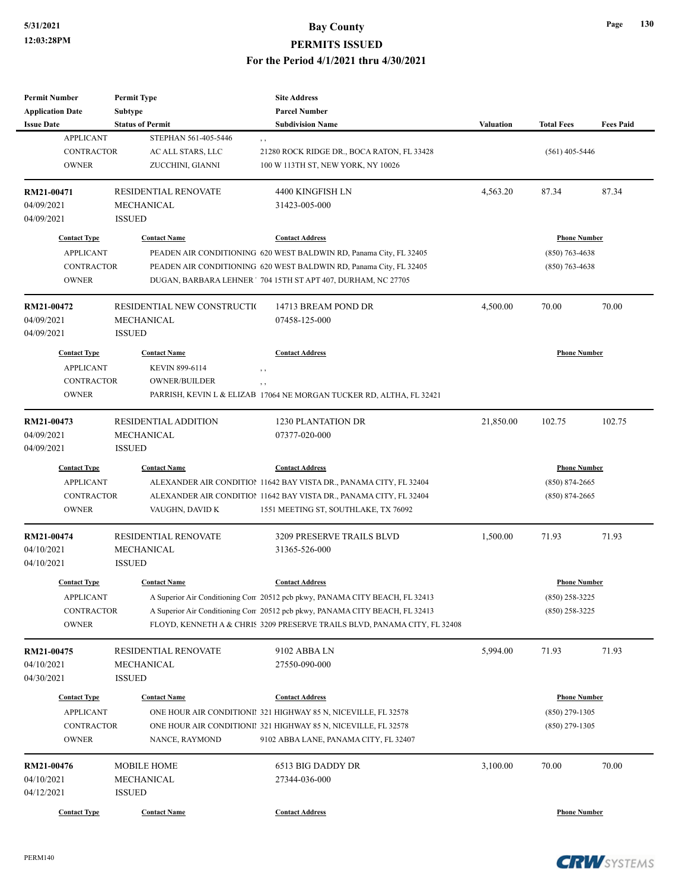| Permit Number | Permit Type | Site Address | | | |
|---|---|---|---|---|---|
| Application Date | Subtype | Parcel Number | | | |
| Issue Date | Status of Permit | Subdivision Name | Valuation | Total Fees | Fees Paid |

| Contact Type | Contact Name | Contact Address | Phone Number |
|---|---|---|---|
| APPLICANT | STEPHAN 561-405-5446 | , , | |
| CONTRACTOR | AC ALL STARS, LLC | 21280 ROCK RIDGE DR., BOCA RATON, FL 33428 | (561) 405-5446 |
| OWNER | ZUCCHINI, GIANNI | 100 W 113TH ST, NEW YORK, NY 10026 | |

| RM21-00471 | RESIDENTIAL RENOVATE | 4400 KINGFISH LN | 4,563.20 | 87.34 | 87.34 |
|---|---|---|---|---|---|
| 04/09/2021 | MECHANICAL | 31423-005-000 | | | |
| 04/09/2021 | ISSUED | | | | |

| Contact Type | Contact Name | Contact Address | Phone Number |
|---|---|---|---|
| APPLICANT | PEADEN AIR CONDITIONING | 620 WEST BALDWIN RD, Panama City, FL 32405 | (850) 763-4638 |
| CONTRACTOR | PEADEN AIR CONDITIONING | 620 WEST BALDWIN RD, Panama City, FL 32405 | (850) 763-4638 |
| OWNER | DUGAN, BARBARA LEHNER | 704 15TH ST APT 407, DURHAM, NC 27705 | |

| RM21-00472 | RESIDENTIAL NEW CONSTRUCTI( | 14713 BREAM POND DR | 4,500.00 | 70.00 | 70.00 |
|---|---|---|---|---|---|
| 04/09/2021 | MECHANICAL | 07458-125-000 | | | |
| 04/09/2021 | ISSUED | | | | |

| Contact Type | Contact Name | Contact Address | Phone Number |
|---|---|---|---|
| APPLICANT | KEVIN 899-6114 | , , | |
| CONTRACTOR | OWNER/BUILDER | , , | |
| OWNER | PARRISH, KEVIN L & ELIZAB | 17064 NE MORGAN TUCKER RD, ALTHA, FL 32421 | |

| RM21-00473 | RESIDENTIAL ADDITION | 1230 PLANTATION DR | 21,850.00 | 102.75 | 102.75 |
|---|---|---|---|---|---|
| 04/09/2021 | MECHANICAL | 07377-020-000 | | | |
| 04/09/2021 | ISSUED | | | | |

| Contact Type | Contact Name | Contact Address | Phone Number |
|---|---|---|---|
| APPLICANT | ALEXANDER AIR CONDITIO! | 11642 BAY VISTA DR., PANAMA CITY, FL 32404 | (850) 874-2665 |
| CONTRACTOR | ALEXANDER AIR CONDITIO! | 11642 BAY VISTA DR., PANAMA CITY, FL 32404 | (850) 874-2665 |
| OWNER | VAUGHN, DAVID K | 1551 MEETING ST, SOUTHLAKE, TX 76092 | |

| RM21-00474 | RESIDENTIAL RENOVATE | 3209 PRESERVE TRAILS BLVD | 1,500.00 | 71.93 | 71.93 |
|---|---|---|---|---|---|
| 04/10/2021 | MECHANICAL | 31365-526-000 | | | |
| 04/10/2021 | ISSUED | | | | |

| Contact Type | Contact Name | Contact Address | Phone Number |
|---|---|---|---|
| APPLICANT | A Superior Air Conditioning Con | 20512 pcb pkwy, PANAMA CITY BEACH, FL 32413 | (850) 258-3225 |
| CONTRACTOR | A Superior Air Conditioning Con | 20512 pcb pkwy, PANAMA CITY BEACH, FL 32413 | (850) 258-3225 |
| OWNER | FLOYD, KENNETH A & CHRIS | 3209 PRESERVE TRAILS BLVD, PANAMA CITY, FL 32408 | |

| RM21-00475 | RESIDENTIAL RENOVATE | 9102 ABBA LN | 5,994.00 | 71.93 | 71.93 |
|---|---|---|---|---|---|
| 04/10/2021 | MECHANICAL | 27550-090-000 | | | |
| 04/30/2021 | ISSUED | | | | |

| Contact Type | Contact Name | Contact Address | Phone Number |
|---|---|---|---|
| APPLICANT | ONE HOUR AIR CONDITIONI | 321 HIGHWAY 85 N, NICEVILLE, FL 32578 | (850) 279-1305 |
| CONTRACTOR | ONE HOUR AIR CONDITIONI | 321 HIGHWAY 85 N, NICEVILLE, FL 32578 | (850) 279-1305 |
| OWNER | NANCE, RAYMOND | 9102 ABBA LANE, PANAMA CITY, FL 32407 | |

| RM21-00476 | MOBILE HOME | 6513 BIG DADDY DR | 3,100.00 | 70.00 | 70.00 |
|---|---|---|---|---|---|
| 04/10/2021 | MECHANICAL | 27344-036-000 | | | |
| 04/12/2021 | ISSUED | | | | |

| Contact Type | Contact Name | Contact Address | Phone Number |
|---|---|---|---|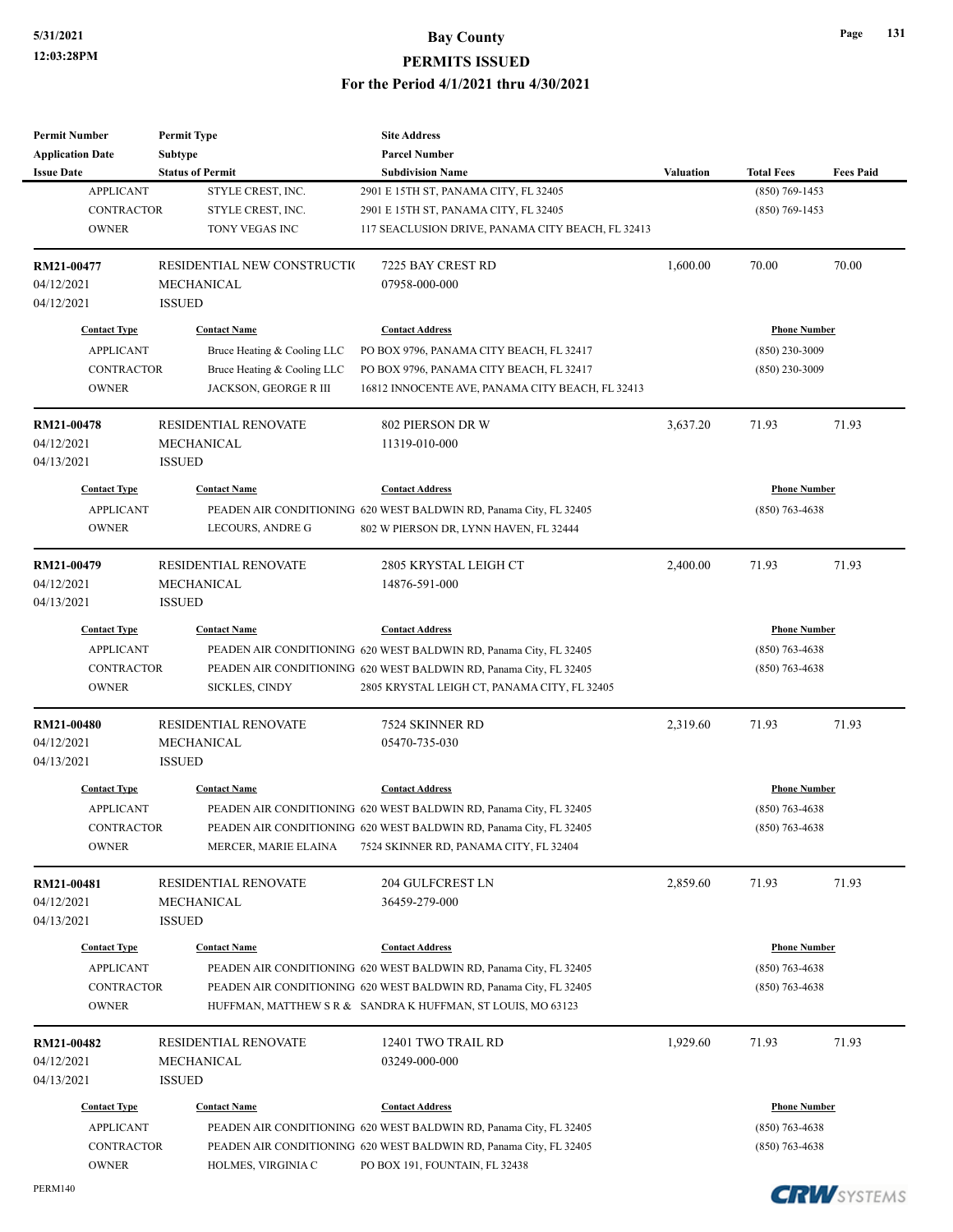| Permit Number | Permit Type | Site Address | | | |
|---|---|---|---|---|---|
| Application Date | Subtype | Parcel Number | | | |
| Issue Date | Status of Permit | Subdivision Name | Valuation | Total Fees | Fees Paid |

| Contact Type | Contact Name | Contact Address | Phone Number |
|---|---|---|---|
| APPLICANT | STYLE CREST, INC. | 2901 E 15TH ST, PANAMA CITY, FL 32405 | (850) 769-1453 |
| CONTRACTOR | STYLE CREST, INC. | 2901 E 15TH ST, PANAMA CITY, FL 32405 | (850) 769-1453 |
| OWNER | TONY VEGAS INC | 117 SEACLUSION DRIVE, PANAMA CITY BEACH, FL 32413 | |

| RM21-00477 | RESIDENTIAL NEW CONSTRUCTI( | 7225 BAY CREST RD | 1,600.00 | 70.00 | 70.00 |
|---|---|---|---|---|---|
| 04/12/2021 | MECHANICAL | 07958-000-000 | | | |
| 04/12/2021 | ISSUED | | | | |

| Contact Type | Contact Name | Contact Address | Phone Number |
|---|---|---|---|
| APPLICANT | Bruce Heating & Cooling LLC | PO BOX 9796, PANAMA CITY BEACH, FL 32417 | (850) 230-3009 |
| CONTRACTOR | Bruce Heating & Cooling LLC | PO BOX 9796, PANAMA CITY BEACH, FL 32417 | (850) 230-3009 |
| OWNER | JACKSON, GEORGE R III | 16812 INNOCENTE AVE, PANAMA CITY BEACH, FL 32413 | |

| RM21-00478 | RESIDENTIAL RENOVATE | 802 PIERSON DR W | 3,637.20 | 71.93 | 71.93 |
|---|---|---|---|---|---|
| 04/12/2021 | MECHANICAL | 11319-010-000 | | | |
| 04/13/2021 | ISSUED | | | | |

| Contact Type | Contact Name | Contact Address | Phone Number |
|---|---|---|---|
| APPLICANT | PEADEN AIR CONDITIONING | 620 WEST BALDWIN RD, Panama City, FL 32405 | (850) 763-4638 |
| OWNER | LECOURS, ANDRE G | 802 W PIERSON DR, LYNN HAVEN, FL 32444 | |

| RM21-00479 | RESIDENTIAL RENOVATE | 2805 KRYSTAL LEIGH CT | 2,400.00 | 71.93 | 71.93 |
|---|---|---|---|---|---|
| 04/12/2021 | MECHANICAL | 14876-591-000 | | | |
| 04/13/2021 | ISSUED | | | | |

| Contact Type | Contact Name | Contact Address | Phone Number |
|---|---|---|---|
| APPLICANT | PEADEN AIR CONDITIONING | 620 WEST BALDWIN RD, Panama City, FL 32405 | (850) 763-4638 |
| CONTRACTOR | PEADEN AIR CONDITIONING | 620 WEST BALDWIN RD, Panama City, FL 32405 | (850) 763-4638 |
| OWNER | SICKLES, CINDY | 2805 KRYSTAL LEIGH CT, PANAMA CITY, FL 32405 | |

| RM21-00480 | RESIDENTIAL RENOVATE | 7524 SKINNER RD | 2,319.60 | 71.93 | 71.93 |
|---|---|---|---|---|---|
| 04/12/2021 | MECHANICAL | 05470-735-030 | | | |
| 04/13/2021 | ISSUED | | | | |

| Contact Type | Contact Name | Contact Address | Phone Number |
|---|---|---|---|
| APPLICANT | PEADEN AIR CONDITIONING | 620 WEST BALDWIN RD, Panama City, FL 32405 | (850) 763-4638 |
| CONTRACTOR | PEADEN AIR CONDITIONING | 620 WEST BALDWIN RD, Panama City, FL 32405 | (850) 763-4638 |
| OWNER | MERCER, MARIE ELAINA | 7524 SKINNER RD, PANAMA CITY, FL 32404 | |

| RM21-00481 | RESIDENTIAL RENOVATE | 204 GULFCREST LN | 2,859.60 | 71.93 | 71.93 |
|---|---|---|---|---|---|
| 04/12/2021 | MECHANICAL | 36459-279-000 | | | |
| 04/13/2021 | ISSUED | | | | |

| Contact Type | Contact Name | Contact Address | Phone Number |
|---|---|---|---|
| APPLICANT | PEADEN AIR CONDITIONING | 620 WEST BALDWIN RD, Panama City, FL 32405 | (850) 763-4638 |
| CONTRACTOR | PEADEN AIR CONDITIONING | 620 WEST BALDWIN RD, Panama City, FL 32405 | (850) 763-4638 |
| OWNER | HUFFMAN, MATTHEW S R & | SANDRA K HUFFMAN, ST LOUIS, MO 63123 | |

| RM21-00482 | RESIDENTIAL RENOVATE | 12401 TWO TRAIL RD | 1,929.60 | 71.93 | 71.93 |
|---|---|---|---|---|---|
| 04/12/2021 | MECHANICAL | 03249-000-000 | | | |
| 04/13/2021 | ISSUED | | | | |

| Contact Type | Contact Name | Contact Address | Phone Number |
|---|---|---|---|
| APPLICANT | PEADEN AIR CONDITIONING | 620 WEST BALDWIN RD, Panama City, FL 32405 | (850) 763-4638 |
| CONTRACTOR | PEADEN AIR CONDITIONING | 620 WEST BALDWIN RD, Panama City, FL 32405 | (850) 763-4638 |
| OWNER | HOLMES, VIRGINIA C | PO BOX 191, FOUNTAIN, FL 32438 | |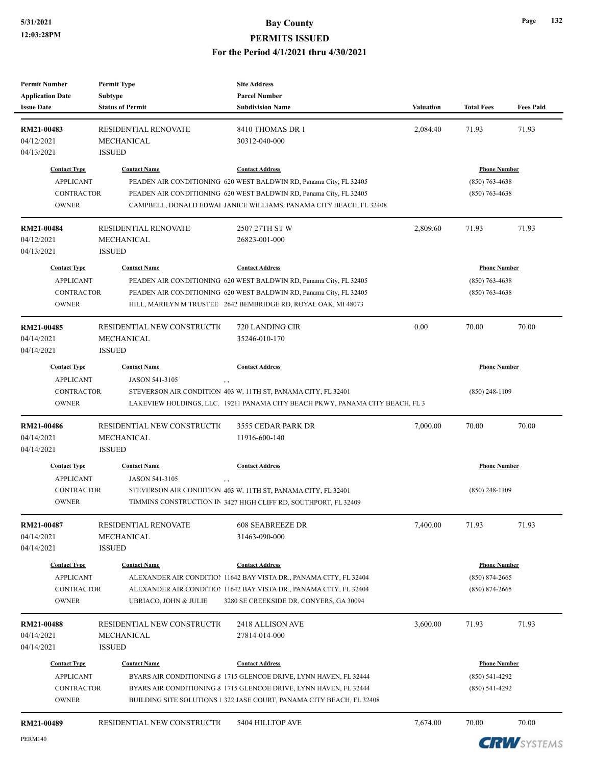# Bay County

## PERMITS ISSUED

### For the Period 4/1/2021 thru 4/30/2021

| Permit Number / Application Date / Issue Date | Permit Type / Subtype / Status of Permit | Site Address / Parcel Number / Subdivision Name | Valuation | Total Fees | Fees Paid |
|---|---|---|---|---|---|
| RM21-00483 | RESIDENTIAL RENOVATE | 8410 THOMAS DR 1 | 2,084.40 | 71.93 | 71.93 |
| 04/12/2021 | MECHANICAL | 30312-040-000 | | | |
| 04/13/2021 | ISSUED | | | | |

| Contact Type | Contact Name | Contact Address | Phone Number |
|---|---|---|---|
| APPLICANT | PEADEN AIR CONDITIONING | 620 WEST BALDWIN RD, Panama City, FL 32405 | (850) 763-4638 |
| CONTRACTOR | PEADEN AIR CONDITIONING | 620 WEST BALDWIN RD, Panama City, FL 32405 | (850) 763-4638 |
| OWNER | CAMPBELL, DONALD EDWAI | JANICE WILLIAMS, PANAMA CITY BEACH, FL 32408 | |

| Permit Number / Application Date / Issue Date | Permit Type / Subtype / Status of Permit | Site Address / Parcel Number / Subdivision Name | Valuation | Total Fees | Fees Paid |
|---|---|---|---|---|---|
| RM21-00484 | RESIDENTIAL RENOVATE | 2507 27TH ST W | 2,809.60 | 71.93 | 71.93 |
| 04/12/2021 | MECHANICAL | 26823-001-000 | | | |
| 04/13/2021 | ISSUED | | | | |

| Contact Type | Contact Name | Contact Address | Phone Number |
|---|---|---|---|
| APPLICANT | PEADEN AIR CONDITIONING | 620 WEST BALDWIN RD, Panama City, FL 32405 | (850) 763-4638 |
| CONTRACTOR | PEADEN AIR CONDITIONING | 620 WEST BALDWIN RD, Panama City, FL 32405 | (850) 763-4638 |
| OWNER | HILL, MARILYN M TRUSTEE | 2642 BEMBRIDGE RD, ROYAL OAK, MI 48073 | |

| Permit Number / Application Date / Issue Date | Permit Type / Subtype / Status of Permit | Site Address / Parcel Number / Subdivision Name | Valuation | Total Fees | Fees Paid |
|---|---|---|---|---|---|
| RM21-00485 | RESIDENTIAL NEW CONSTRUCTI( | 720 LANDING CIR | 0.00 | 70.00 | 70.00 |
| 04/14/2021 | MECHANICAL | 35246-010-170 | | | |
| 04/14/2021 | ISSUED | | | | |

| Contact Type | Contact Name | Contact Address | Phone Number |
|---|---|---|---|
| APPLICANT | JASON 541-3105 | , , | |
| CONTRACTOR | STEVERSON AIR CONDITION | 403 W. 11TH ST, PANAMA CITY, FL 32401 | (850) 248-1109 |
| OWNER | LAKEVIEW HOLDINGS, LLC. | 19211 PANAMA CITY BEACH PKWY, PANAMA CITY BEACH, FL 3 | |

| Permit Number / Application Date / Issue Date | Permit Type / Subtype / Status of Permit | Site Address / Parcel Number / Subdivision Name | Valuation | Total Fees | Fees Paid |
|---|---|---|---|---|---|
| RM21-00486 | RESIDENTIAL NEW CONSTRUCTI( | 3555 CEDAR PARK DR | 7,000.00 | 70.00 | 70.00 |
| 04/14/2021 | MECHANICAL | 11916-600-140 | | | |
| 04/14/2021 | ISSUED | | | | |

| Contact Type | Contact Name | Contact Address | Phone Number |
|---|---|---|---|
| APPLICANT | JASON 541-3105 | , , | |
| CONTRACTOR | STEVERSON AIR CONDITION | 403 W. 11TH ST, PANAMA CITY, FL 32401 | (850) 248-1109 |
| OWNER | TIMMINS CONSTRUCTION IN | 3427 HIGH CLIFF RD, SOUTHPORT, FL 32409 | |

| Permit Number / Application Date / Issue Date | Permit Type / Subtype / Status of Permit | Site Address / Parcel Number / Subdivision Name | Valuation | Total Fees | Fees Paid |
|---|---|---|---|---|---|
| RM21-00487 | RESIDENTIAL RENOVATE | 608 SEABREEZE DR | 7,400.00 | 71.93 | 71.93 |
| 04/14/2021 | MECHANICAL | 31463-090-000 | | | |
| 04/14/2021 | ISSUED | | | | |

| Contact Type | Contact Name | Contact Address | Phone Number |
|---|---|---|---|
| APPLICANT | ALEXANDER AIR CONDITIOI | 11642 BAY VISTA DR., PANAMA CITY, FL 32404 | (850) 874-2665 |
| CONTRACTOR | ALEXANDER AIR CONDITIOI | 11642 BAY VISTA DR., PANAMA CITY, FL 32404 | (850) 874-2665 |
| OWNER | UBRIACO, JOHN & JULIE | 3280 SE CREEKSIDE DR, CONYERS, GA 30094 | |

| Permit Number / Application Date / Issue Date | Permit Type / Subtype / Status of Permit | Site Address / Parcel Number / Subdivision Name | Valuation | Total Fees | Fees Paid |
|---|---|---|---|---|---|
| RM21-00488 | RESIDENTIAL NEW CONSTRUCTI( | 2418 ALLISON AVE | 3,600.00 | 71.93 | 71.93 |
| 04/14/2021 | MECHANICAL | 27814-014-000 | | | |
| 04/14/2021 | ISSUED | | | | |

| Contact Type | Contact Name | Contact Address | Phone Number |
|---|---|---|---|
| APPLICANT | BYARS AIR CONDITIONING & | 1715 GLENCOE DRIVE, LYNN HAVEN, FL 32444 | (850) 541-4292 |
| CONTRACTOR | BYARS AIR CONDITIONING & | 1715 GLENCOE DRIVE, LYNN HAVEN, FL 32444 | (850) 541-4292 |
| OWNER | BUILDING SITE SOLUTIONS I | 322 JASE COURT, PANAMA CITY BEACH, FL 32408 | |

| Permit Number / Application Date / Issue Date | Permit Type / Subtype / Status of Permit | Site Address / Parcel Number / Subdivision Name | Valuation | Total Fees | Fees Paid |
|---|---|---|---|---|---|
| RM21-00489 | RESIDENTIAL NEW CONSTRUCTI( | 5404 HILLTOP AVE | 7,674.00 | 70.00 | 70.00 |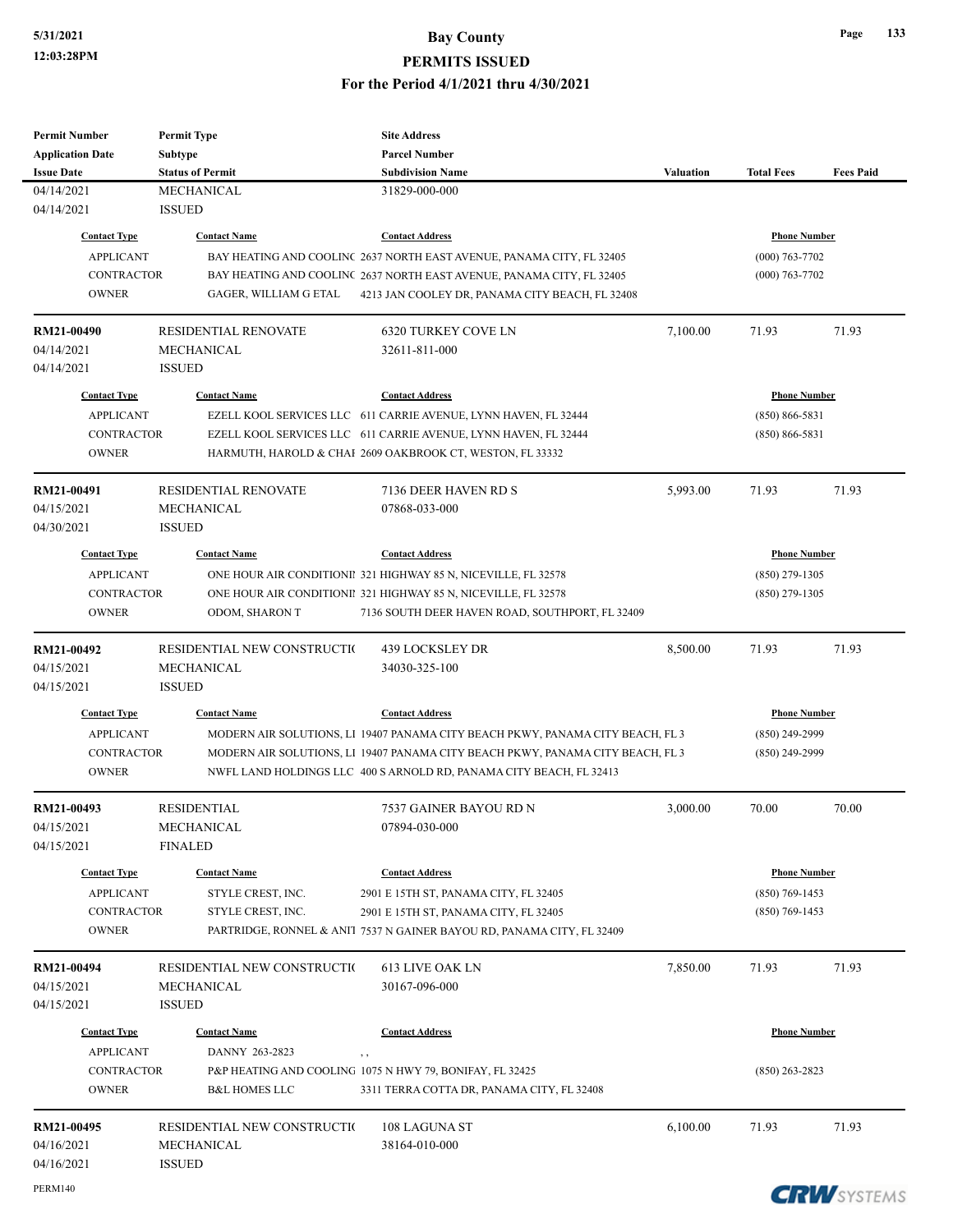| Permit Number<br>Application Date<br>Issue Date | Permit Type<br>Subtype<br>Status of Permit | Site Address<br>Parcel Number<br>Subdivision Name | Valuation | Total Fees | Fees Paid |
|---|---|---|---|---|---|
| 04/14/2021<br>04/14/2021 | MECHANICAL<br>ISSUED | 31829-000-000 | | | |

| Contact Type | Contact Name | Contact Address | Phone Number |
|---|---|---|---|
| APPLICANT | BAY HEATING AND COOLINC | 2637 NORTH EAST AVENUE, PANAMA CITY, FL 32405 | (000) 763-7702 |
| CONTRACTOR | BAY HEATING AND COOLINC | 2637 NORTH EAST AVENUE, PANAMA CITY, FL 32405 | (000) 763-7702 |
| OWNER | GAGER, WILLIAM G ETAL | 4213 JAN COOLEY DR, PANAMA CITY BEACH, FL 32408 | |

| Permit Number<br>Application Date<br>Issue Date | Permit Type<br>Subtype<br>Status of Permit | Site Address<br>Parcel Number<br>Subdivision Name | Valuation | Total Fees | Fees Paid |
|---|---|---|---|---|---|
| **RM21-00490**<br>04/14/2021<br>04/14/2021 | RESIDENTIAL RENOVATE<br>MECHANICAL<br>ISSUED | 6320 TURKEY COVE LN<br>32611-811-000 | 7,100.00 | 71.93 | 71.93 |

| Contact Type | Contact Name | Contact Address | Phone Number |
|---|---|---|---|
| APPLICANT | EZELL KOOL SERVICES LLC | 611 CARRIE AVENUE, LYNN HAVEN, FL 32444 | (850) 866-5831 |
| CONTRACTOR | EZELL KOOL SERVICES LLC | 611 CARRIE AVENUE, LYNN HAVEN, FL 32444 | (850) 866-5831 |
| OWNER | HARMUTH, HAROLD & CHAI | 2609 OAKBROOK CT, WESTON, FL 33332 | |

| Permit Number<br>Application Date<br>Issue Date | Permit Type<br>Subtype<br>Status of Permit | Site Address<br>Parcel Number<br>Subdivision Name | Valuation | Total Fees | Fees Paid |
|---|---|---|---|---|---|
| **RM21-00491**<br>04/15/2021<br>04/30/2021 | RESIDENTIAL RENOVATE<br>MECHANICAL<br>ISSUED | 7136 DEER HAVEN RD S<br>07868-033-000 | 5,993.00 | 71.93 | 71.93 |

| Contact Type | Contact Name | Contact Address | Phone Number |
|---|---|---|---|
| APPLICANT | ONE HOUR AIR CONDITIONII | 321 HIGHWAY 85 N, NICEVILLE, FL 32578 | (850) 279-1305 |
| CONTRACTOR | ONE HOUR AIR CONDITIONII | 321 HIGHWAY 85 N, NICEVILLE, FL 32578 | (850) 279-1305 |
| OWNER | ODOM, SHARON T | 7136 SOUTH DEER HAVEN ROAD, SOUTHPORT, FL 32409 | |

| Permit Number<br>Application Date<br>Issue Date | Permit Type<br>Subtype<br>Status of Permit | Site Address<br>Parcel Number<br>Subdivision Name | Valuation | Total Fees | Fees Paid |
|---|---|---|---|---|---|
| **RM21-00492**<br>04/15/2021<br>04/15/2021 | RESIDENTIAL NEW CONSTRUCTI(<br>MECHANICAL<br>ISSUED | 439 LOCKSLEY DR<br>34030-325-100 | 8,500.00 | 71.93 | 71.93 |

| Contact Type | Contact Name | Contact Address | Phone Number |
|---|---|---|---|
| APPLICANT | MODERN AIR SOLUTIONS, LI | 19407 PANAMA CITY BEACH PKWY, PANAMA CITY BEACH, FL 3 | (850) 249-2999 |
| CONTRACTOR | MODERN AIR SOLUTIONS, LI | 19407 PANAMA CITY BEACH PKWY, PANAMA CITY BEACH, FL 3 | (850) 249-2999 |
| OWNER | NWFL LAND HOLDINGS LLC | 400 S ARNOLD RD, PANAMA CITY BEACH, FL 32413 | |

| Permit Number<br>Application Date<br>Issue Date | Permit Type<br>Subtype<br>Status of Permit | Site Address<br>Parcel Number<br>Subdivision Name | Valuation | Total Fees | Fees Paid |
|---|---|---|---|---|---|
| **RM21-00493**<br>04/15/2021<br>04/15/2021 | RESIDENTIAL<br>MECHANICAL<br>FINALED | 7537 GAINER BAYOU RD N<br>07894-030-000 | 3,000.00 | 70.00 | 70.00 |

| Contact Type | Contact Name | Contact Address | Phone Number |
|---|---|---|---|
| APPLICANT | STYLE CREST, INC. | 2901 E 15TH ST, PANAMA CITY, FL 32405 | (850) 769-1453 |
| CONTRACTOR | STYLE CREST, INC. | 2901 E 15TH ST, PANAMA CITY, FL 32405 | (850) 769-1453 |
| OWNER | PARTRIDGE, RONNEL & ANI | 7537 N GAINER BAYOU RD, PANAMA CITY, FL 32409 | |

| Permit Number<br>Application Date<br>Issue Date | Permit Type<br>Subtype<br>Status of Permit | Site Address<br>Parcel Number<br>Subdivision Name | Valuation | Total Fees | Fees Paid |
|---|---|---|---|---|---|
| **RM21-00494**<br>04/15/2021<br>04/15/2021 | RESIDENTIAL NEW CONSTRUCTI(<br>MECHANICAL<br>ISSUED | 613 LIVE OAK LN<br>30167-096-000 | 7,850.00 | 71.93 | 71.93 |

| Contact Type | Contact Name | Contact Address | Phone Number |
|---|---|---|---|
| APPLICANT | DANNY 263-2823 | , , | |
| CONTRACTOR | P&P HEATING AND COOLING | 1075 N HWY 79, BONIFAY, FL 32425 | (850) 263-2823 |
| OWNER | B&L HOMES LLC | 3311 TERRA COTTA DR, PANAMA CITY, FL 32408 | |

| Permit Number<br>Application Date<br>Issue Date | Permit Type<br>Subtype<br>Status of Permit | Site Address<br>Parcel Number<br>Subdivision Name | Valuation | Total Fees | Fees Paid |
|---|---|---|---|---|---|
| **RM21-00495**<br>04/16/2021<br>04/16/2021 | RESIDENTIAL NEW CONSTRUCTI(<br>MECHANICAL<br>ISSUED | 108 LAGUNA ST<br>38164-010-000 | 6,100.00 | 71.93 | 71.93 |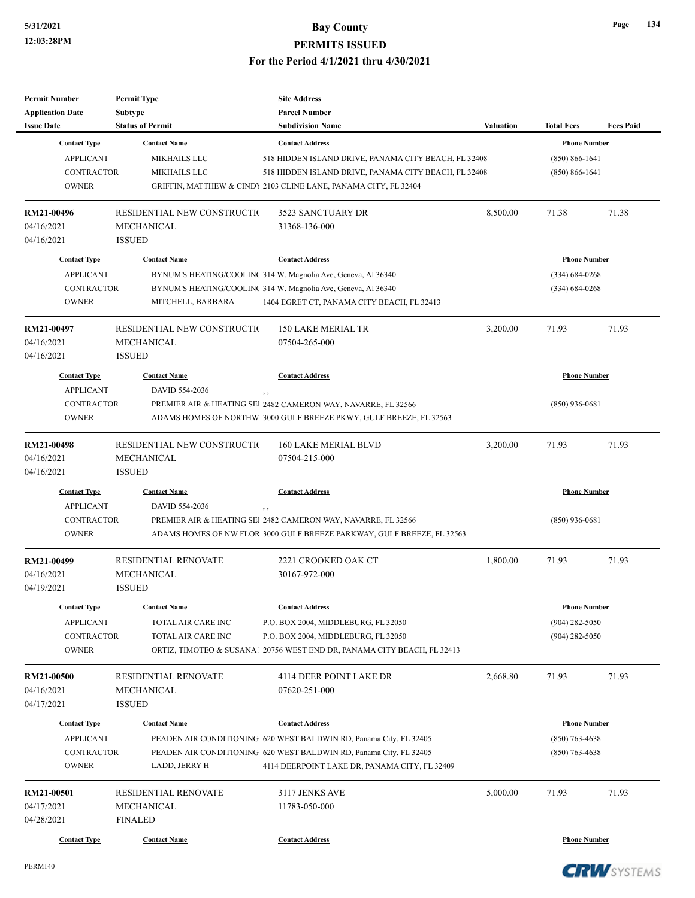| Permit Number<br>Application Date<br>Issue Date | Permit Type<br>Subtype<br>Status of Permit | Site Address<br>Parcel Number<br>Subdivision Name | Valuation | Total Fees | Fees Paid |
|---|---|---|---|---|---|

| Contact Type | Contact Name | Contact Address | Phone Number |
|---|---|---|---|
| APPLICANT | MIKHAILS LLC | 518 HIDDEN ISLAND DRIVE, PANAMA CITY BEACH, FL 32408 | (850) 866-1641 |
| CONTRACTOR | MIKHAILS LLC | 518 HIDDEN ISLAND DRIVE, PANAMA CITY BEACH, FL 32408 | (850) 866-1641 |
| OWNER | GRIFFIN, MATTHEW & CINDY | 2103 CLINE LANE, PANAMA CITY, FL 32404 | |

| RM21-00496<br>04/16/2021<br>04/16/2021 | RESIDENTIAL NEW CONSTRUCTIO<br>MECHANICAL<br>ISSUED | 3523 SANCTUARY DR<br>31368-136-000 | 8,500.00 | 71.38 | 71.38 |
|---|---|---|---|---|---|

| Contact Type | Contact Name | Contact Address | Phone Number |
|---|---|---|---|
| APPLICANT | BYNUM'S HEATING/COOLING | 314 W. Magnolia Ave, Geneva, Al 36340 | (334) 684-0268 |
| CONTRACTOR | BYNUM'S HEATING/COOLING | 314 W. Magnolia Ave, Geneva, Al 36340 | (334) 684-0268 |
| OWNER | MITCHELL, BARBARA | 1404 EGRET CT, PANAMA CITY BEACH, FL 32413 | |

| RM21-00497<br>04/16/2021<br>04/16/2021 | RESIDENTIAL NEW CONSTRUCTIO<br>MECHANICAL<br>ISSUED | 150 LAKE MERIAL TR<br>07504-265-000 | 3,200.00 | 71.93 | 71.93 |
|---|---|---|---|---|---|

| Contact Type | Contact Name | Contact Address | Phone Number |
|---|---|---|---|
| APPLICANT | DAVID 554-2036 | , , | |
| CONTRACTOR | PREMIER AIR & HEATING SE | 2482 CAMERON WAY, NAVARRE, FL 32566 | (850) 936-0681 |
| OWNER | ADAMS HOMES OF NORTHW | 3000 GULF BREEZE PKWY, GULF BREEZE, FL 32563 | |

| RM21-00498<br>04/16/2021<br>04/16/2021 | RESIDENTIAL NEW CONSTRUCTIO<br>MECHANICAL<br>ISSUED | 160 LAKE MERIAL BLVD<br>07504-215-000 | 3,200.00 | 71.93 | 71.93 |
|---|---|---|---|---|---|

| Contact Type | Contact Name | Contact Address | Phone Number |
|---|---|---|---|
| APPLICANT | DAVID 554-2036 | , , | |
| CONTRACTOR | PREMIER AIR & HEATING SE | 2482 CAMERON WAY, NAVARRE, FL 32566 | (850) 936-0681 |
| OWNER | ADAMS HOMES OF NW FLOR | 3000 GULF BREEZE PARKWAY, GULF BREEZE, FL 32563 | |

| RM21-00499<br>04/16/2021<br>04/19/2021 | RESIDENTIAL RENOVATE<br>MECHANICAL<br>ISSUED | 2221 CROOKED OAK CT<br>30167-972-000 | 1,800.00 | 71.93 | 71.93 |
|---|---|---|---|---|---|

| Contact Type | Contact Name | Contact Address | Phone Number |
|---|---|---|---|
| APPLICANT | TOTAL AIR CARE INC | P.O. BOX 2004, MIDDLEBURG, FL 32050 | (904) 282-5050 |
| CONTRACTOR | TOTAL AIR CARE INC | P.O. BOX 2004, MIDDLEBURG, FL 32050 | (904) 282-5050 |
| OWNER | ORTIZ, TIMOTEO & SUSANA | 20756 WEST END DR, PANAMA CITY BEACH, FL 32413 | |

| RM21-00500<br>04/16/2021<br>04/17/2021 | RESIDENTIAL RENOVATE<br>MECHANICAL<br>ISSUED | 4114 DEER POINT LAKE DR<br>07620-251-000 | 2,668.80 | 71.93 | 71.93 |
|---|---|---|---|---|---|

| Contact Type | Contact Name | Contact Address | Phone Number |
|---|---|---|---|
| APPLICANT | PEADEN AIR CONDITIONING | 620 WEST BALDWIN RD, Panama City, FL 32405 | (850) 763-4638 |
| CONTRACTOR | PEADEN AIR CONDITIONING | 620 WEST BALDWIN RD, Panama City, FL 32405 | (850) 763-4638 |
| OWNER | LADD, JERRY H | 4114 DEERPOINT LAKE DR, PANAMA CITY, FL 32409 | |

| RM21-00501<br>04/17/2021<br>04/28/2021 | RESIDENTIAL RENOVATE<br>MECHANICAL<br>FINALED | 3117 JENKS AVE<br>11783-050-000 | 5,000.00 | 71.93 | 71.93 |
|---|---|---|---|---|---|

| Contact Type | Contact Name | Contact Address | Phone Number |
|---|---|---|---|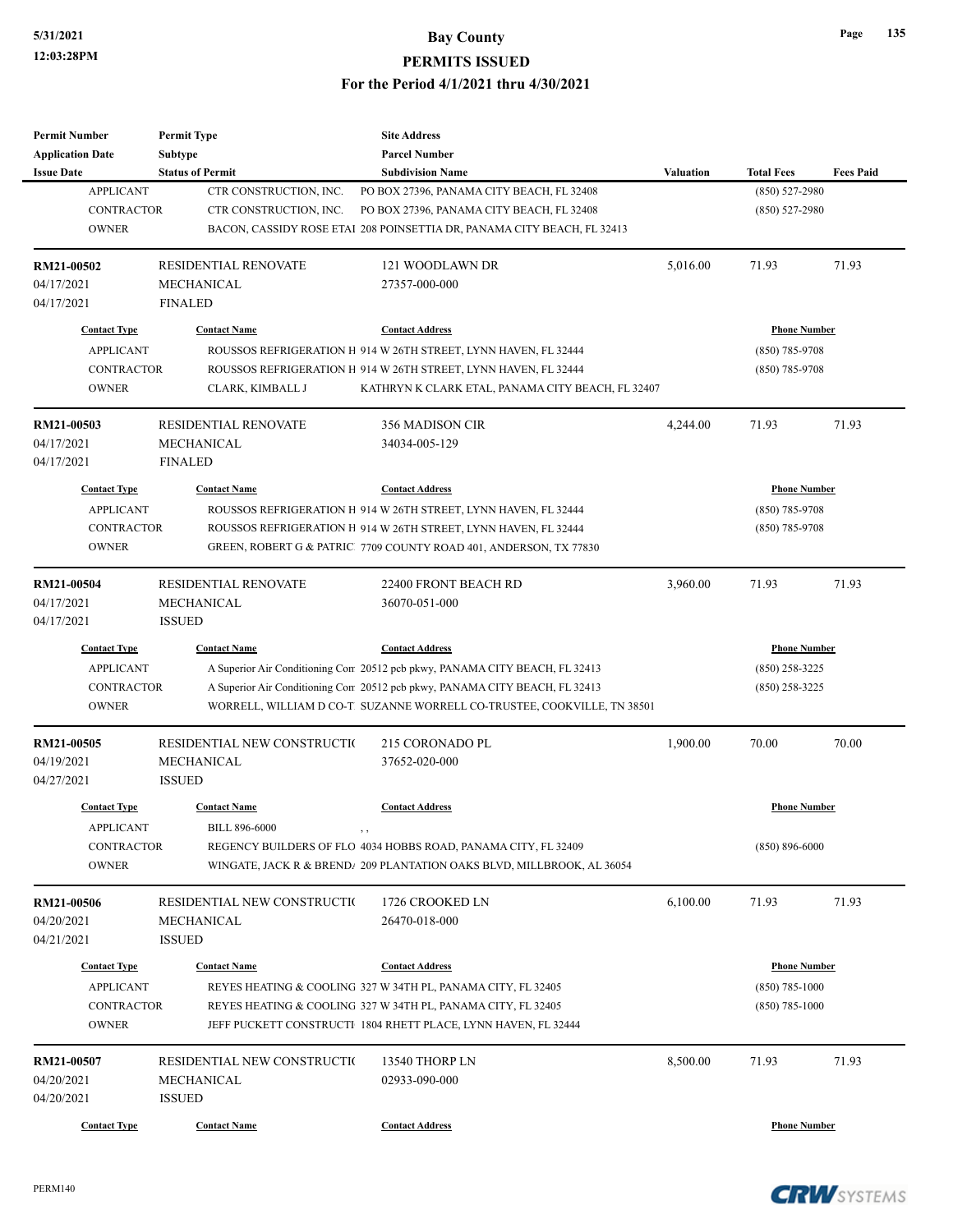# Bay County

## PERMITS ISSUED

### For the Period 4/1/2021 thru 4/30/2021

| Permit Number | Permit Type | Site Address | | | |
|---|---|---|---|---|---|
| Application Date | Subtype | Parcel Number | | | |
| Issue Date | Status of Permit | Subdivision Name | Valuation | Total Fees | Fees Paid |

| Contact Type | Contact Name | Contact Address | Phone Number |
|---|---|---|---|
| APPLICANT | CTR CONSTRUCTION, INC. | PO BOX 27396, PANAMA CITY BEACH, FL 32408 | (850) 527-2980 |
| CONTRACTOR | CTR CONSTRUCTION, INC. | PO BOX 27396, PANAMA CITY BEACH, FL 32408 | (850) 527-2980 |
| OWNER | BACON, CASSIDY ROSE ETAI | 208 POINSETTIA DR, PANAMA CITY BEACH, FL 32413 | |

---

| RM21-00502 | RESIDENTIAL RENOVATE | 121 WOODLAWN DR | 5,016.00 | 71.93 | 71.93 |
|---|---|---|---|---|---|
| 04/17/2021 | MECHANICAL | 27357-000-000 | | | |
| 04/17/2021 | FINALED | | | | |

| Contact Type | Contact Name | Contact Address | Phone Number |
|---|---|---|---|
| APPLICANT | ROUSSOS REFRIGERATION H | 914 W 26TH STREET, LYNN HAVEN, FL 32444 | (850) 785-9708 |
| CONTRACTOR | ROUSSOS REFRIGERATION H | 914 W 26TH STREET, LYNN HAVEN, FL 32444 | (850) 785-9708 |
| OWNER | CLARK, KIMBALL J | KATHRYN K CLARK ETAL, PANAMA CITY BEACH, FL 32407 | |

---

| RM21-00503 | RESIDENTIAL RENOVATE | 356 MADISON CIR | 4,244.00 | 71.93 | 71.93 |
|---|---|---|---|---|---|
| 04/17/2021 | MECHANICAL | 34034-005-129 | | | |
| 04/17/2021 | FINALED | | | | |

| Contact Type | Contact Name | Contact Address | Phone Number |
|---|---|---|---|
| APPLICANT | ROUSSOS REFRIGERATION H | 914 W 26TH STREET, LYNN HAVEN, FL 32444 | (850) 785-9708 |
| CONTRACTOR | ROUSSOS REFRIGERATION H | 914 W 26TH STREET, LYNN HAVEN, FL 32444 | (850) 785-9708 |
| OWNER | GREEN, ROBERT G & PATRIC | 7709 COUNTY ROAD 401, ANDERSON, TX 77830 | |

---

| RM21-00504 | RESIDENTIAL RENOVATE | 22400 FRONT BEACH RD | 3,960.00 | 71.93 | 71.93 |
|---|---|---|---|---|---|
| 04/17/2021 | MECHANICAL | 36070-051-000 | | | |
| 04/17/2021 | ISSUED | | | | |

| Contact Type | Contact Name | Contact Address | Phone Number |
|---|---|---|---|
| APPLICANT | A Superior Air Conditioning Con | 20512 pcb pkwy, PANAMA CITY BEACH, FL 32413 | (850) 258-3225 |
| CONTRACTOR | A Superior Air Conditioning Con | 20512 pcb pkwy, PANAMA CITY BEACH, FL 32413 | (850) 258-3225 |
| OWNER | WORRELL, WILLIAM D CO-T | SUZANNE WORRELL CO-TRUSTEE, COOKVILLE, TN 38501 | |

---

| RM21-00505 | RESIDENTIAL NEW CONSTRUCTI( | 215 CORONADO PL | 1,900.00 | 70.00 | 70.00 |
|---|---|---|---|---|---|
| 04/19/2021 | MECHANICAL | 37652-020-000 | | | |
| 04/27/2021 | ISSUED | | | | |

| Contact Type | Contact Name | Contact Address | Phone Number |
|---|---|---|---|
| APPLICANT | BILL 896-6000 | , , | |
| CONTRACTOR | REGENCY BUILDERS OF FLO | 4034 HOBBS ROAD, PANAMA CITY, FL 32409 | (850) 896-6000 |
| OWNER | WINGATE, JACK R & BREND/ | 209 PLANTATION OAKS BLVD, MILLBROOK, AL 36054 | |

---

| RM21-00506 | RESIDENTIAL NEW CONSTRUCTI( | 1726 CROOKED LN | 6,100.00 | 71.93 | 71.93 |
|---|---|---|---|---|---|
| 04/20/2021 | MECHANICAL | 26470-018-000 | | | |
| 04/21/2021 | ISSUED | | | | |

| Contact Type | Contact Name | Contact Address | Phone Number |
|---|---|---|---|
| APPLICANT | REYES HEATING & COOLING | 327 W 34TH PL, PANAMA CITY, FL 32405 | (850) 785-1000 |
| CONTRACTOR | REYES HEATING & COOLING | 327 W 34TH PL, PANAMA CITY, FL 32405 | (850) 785-1000 |
| OWNER | JEFF PUCKETT CONSTRUCTI | 1804 RHETT PLACE, LYNN HAVEN, FL 32444 | |

---

| RM21-00507 | RESIDENTIAL NEW CONSTRUCTI( | 13540 THORP LN | 8,500.00 | 71.93 | 71.93 |
|---|---|---|---|---|---|
| 04/20/2021 | MECHANICAL | 02933-090-000 | | | |
| 04/20/2021 | ISSUED | | | | |

| Contact Type | Contact Name | Contact Address | Phone Number |
|---|---|---|---|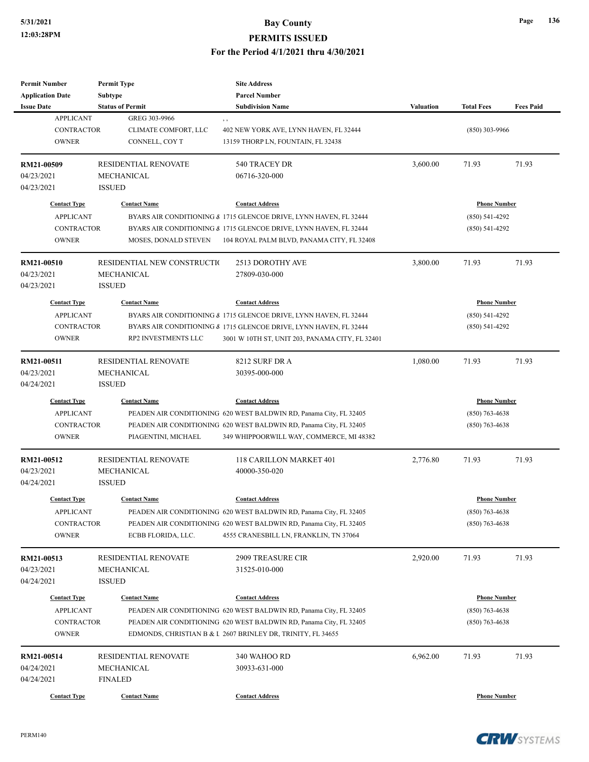| Permit Number | Permit Type | Site Address | | | |
|---|---|---|---|---|---|
| Application Date | Subtype | Parcel Number | | | |
| Issue Date | Status of Permit | Subdivision Name | Valuation | Total Fees | Fees Paid |

| Contact Type | Contact Name | Contact Address | Phone Number |
|---|---|---|---|
| APPLICANT | GREG 303-9966 | , , | |
| CONTRACTOR | CLIMATE COMFORT, LLC | 402 NEW YORK AVE, LYNN HAVEN, FL 32444 | (850) 303-9966 |
| OWNER | CONNELL, COY T | 13159 THORP LN, FOUNTAIN, FL 32438 | |

| RM21-00509 | RESIDENTIAL RENOVATE | 540 TRACEY DR | 3,600.00 | 71.93 | 71.93 |
|---|---|---|---|---|---|
| 04/23/2021 | MECHANICAL | 06716-320-000 | | | |
| 04/23/2021 | ISSUED | | | | |

| Contact Type | Contact Name | Contact Address | Phone Number |
|---|---|---|---|
| APPLICANT | BYARS AIR CONDITIONING & | 1715 GLENCOE DRIVE, LYNN HAVEN, FL 32444 | (850) 541-4292 |
| CONTRACTOR | BYARS AIR CONDITIONING & | 1715 GLENCOE DRIVE, LYNN HAVEN, FL 32444 | (850) 541-4292 |
| OWNER | MOSES, DONALD STEVEN | 104 ROYAL PALM BLVD, PANAMA CITY, FL 32408 | |

| RM21-00510 | RESIDENTIAL NEW CONSTRUCTI( | 2513 DOROTHY AVE | 3,800.00 | 71.93 | 71.93 |
|---|---|---|---|---|---|
| 04/23/2021 | MECHANICAL | 27809-030-000 | | | |
| 04/23/2021 | ISSUED | | | | |

| Contact Type | Contact Name | Contact Address | Phone Number |
|---|---|---|---|
| APPLICANT | BYARS AIR CONDITIONING & | 1715 GLENCOE DRIVE, LYNN HAVEN, FL 32444 | (850) 541-4292 |
| CONTRACTOR | BYARS AIR CONDITIONING & | 1715 GLENCOE DRIVE, LYNN HAVEN, FL 32444 | (850) 541-4292 |
| OWNER | RP2 INVESTMENTS LLC | 3001 W 10TH ST, UNIT 203, PANAMA CITY, FL 32401 | |

| RM21-00511 | RESIDENTIAL RENOVATE | 8212 SURF DR A | 1,080.00 | 71.93 | 71.93 |
|---|---|---|---|---|---|
| 04/23/2021 | MECHANICAL | 30395-000-000 | | | |
| 04/24/2021 | ISSUED | | | | |

| Contact Type | Contact Name | Contact Address | Phone Number |
|---|---|---|---|
| APPLICANT | PEADEN AIR CONDITIONING | 620 WEST BALDWIN RD, Panama City, FL 32405 | (850) 763-4638 |
| CONTRACTOR | PEADEN AIR CONDITIONING | 620 WEST BALDWIN RD, Panama City, FL 32405 | (850) 763-4638 |
| OWNER | PIAGENTINI, MICHAEL | 349 WHIPPOORWILL WAY, COMMERCE, MI 48382 | |

| RM21-00512 | RESIDENTIAL RENOVATE | 118 CARILLON MARKET 401 | 2,776.80 | 71.93 | 71.93 |
|---|---|---|---|---|---|
| 04/23/2021 | MECHANICAL | 40000-350-020 | | | |
| 04/24/2021 | ISSUED | | | | |

| Contact Type | Contact Name | Contact Address | Phone Number |
|---|---|---|---|
| APPLICANT | PEADEN AIR CONDITIONING | 620 WEST BALDWIN RD, Panama City, FL 32405 | (850) 763-4638 |
| CONTRACTOR | PEADEN AIR CONDITIONING | 620 WEST BALDWIN RD, Panama City, FL 32405 | (850) 763-4638 |
| OWNER | ECBB FLORIDA, LLC. | 4555 CRANESBILL LN, FRANKLIN, TN 37064 | |

| RM21-00513 | RESIDENTIAL RENOVATE | 2909 TREASURE CIR | 2,920.00 | 71.93 | 71.93 |
|---|---|---|---|---|---|
| 04/23/2021 | MECHANICAL | 31525-010-000 | | | |
| 04/24/2021 | ISSUED | | | | |

| Contact Type | Contact Name | Contact Address | Phone Number |
|---|---|---|---|
| APPLICANT | PEADEN AIR CONDITIONING | 620 WEST BALDWIN RD, Panama City, FL 32405 | (850) 763-4638 |
| CONTRACTOR | PEADEN AIR CONDITIONING | 620 WEST BALDWIN RD, Panama City, FL 32405 | (850) 763-4638 |
| OWNER | EDMONDS, CHRISTIAN B & L | 2607 BRINLEY DR, TRINITY, FL 34655 | |

| RM21-00514 | RESIDENTIAL RENOVATE | 340 WAHOO RD | 6,962.00 | 71.93 | 71.93 |
|---|---|---|---|---|---|
| 04/24/2021 | MECHANICAL | 30933-631-000 | | | |
| 04/24/2021 | FINALED | | | | |

| Contact Type | Contact Name | Contact Address | Phone Number |
|---|---|---|---|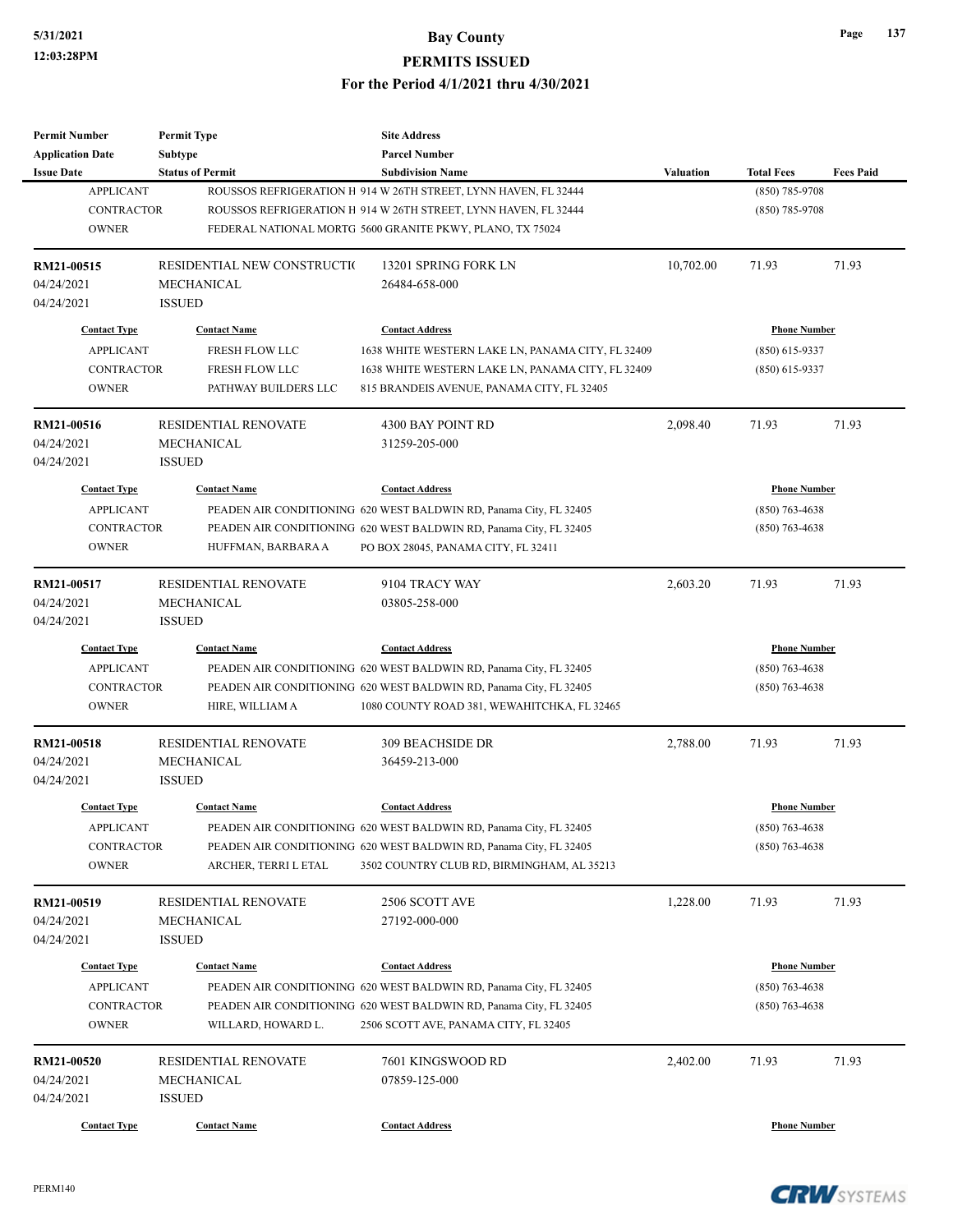| Permit Number | Permit Type | Site Address | | | |
|---|---|---|---|---|---|
| Application Date | Subtype | Parcel Number | | | |
| Issue Date | Status of Permit | Subdivision Name | Valuation | Total Fees | Fees Paid |

| Contact Type | Contact Name | Contact Address | Phone Number |
|---|---|---|---|
| APPLICANT | ROUSSOS REFRIGERATION H | 914 W 26TH STREET, LYNN HAVEN, FL 32444 | (850) 785-9708 |
| CONTRACTOR | ROUSSOS REFRIGERATION H | 914 W 26TH STREET, LYNN HAVEN, FL 32444 | (850) 785-9708 |
| OWNER | FEDERAL NATIONAL MORTG | 5600 GRANITE PKWY, PLANO, TX 75024 | |

| Permit Number | Permit Type | Site Address | Valuation | Total Fees | Fees Paid |
|---|---|---|---|---|---|
| RM21-00515 | RESIDENTIAL NEW CONSTRUCTI( | 13201 SPRING FORK LN | 10,702.00 | 71.93 | 71.93 |
| 04/24/2021 | MECHANICAL | 26484-658-000 | | | |
| 04/24/2021 | ISSUED | | | | |

| Contact Type | Contact Name | Contact Address | Phone Number |
|---|---|---|---|
| APPLICANT | FRESH FLOW LLC | 1638 WHITE WESTERN LAKE LN, PANAMA CITY, FL 32409 | (850) 615-9337 |
| CONTRACTOR | FRESH FLOW LLC | 1638 WHITE WESTERN LAKE LN, PANAMA CITY, FL 32409 | (850) 615-9337 |
| OWNER | PATHWAY BUILDERS LLC | 815 BRANDEIS AVENUE, PANAMA CITY, FL 32405 | |

| Permit Number | Permit Type | Site Address | Valuation | Total Fees | Fees Paid |
|---|---|---|---|---|---|
| RM21-00516 | RESIDENTIAL RENOVATE | 4300 BAY POINT RD | 2,098.40 | 71.93 | 71.93 |
| 04/24/2021 | MECHANICAL | 31259-205-000 | | | |
| 04/24/2021 | ISSUED | | | | |

| Contact Type | Contact Name | Contact Address | Phone Number |
|---|---|---|---|
| APPLICANT | PEADEN AIR CONDITIONING | 620 WEST BALDWIN RD, Panama City, FL 32405 | (850) 763-4638 |
| CONTRACTOR | PEADEN AIR CONDITIONING | 620 WEST BALDWIN RD, Panama City, FL 32405 | (850) 763-4638 |
| OWNER | HUFFMAN, BARBARA A | PO BOX 28045, PANAMA CITY, FL 32411 | |

| Permit Number | Permit Type | Site Address | Valuation | Total Fees | Fees Paid |
|---|---|---|---|---|---|
| RM21-00517 | RESIDENTIAL RENOVATE | 9104 TRACY WAY | 2,603.20 | 71.93 | 71.93 |
| 04/24/2021 | MECHANICAL | 03805-258-000 | | | |
| 04/24/2021 | ISSUED | | | | |

| Contact Type | Contact Name | Contact Address | Phone Number |
|---|---|---|---|
| APPLICANT | PEADEN AIR CONDITIONING | 620 WEST BALDWIN RD, Panama City, FL 32405 | (850) 763-4638 |
| CONTRACTOR | PEADEN AIR CONDITIONING | 620 WEST BALDWIN RD, Panama City, FL 32405 | (850) 763-4638 |
| OWNER | HIRE, WILLIAM A | 1080 COUNTY ROAD 381, WEWAHITCHKA, FL 32465 | |

| Permit Number | Permit Type | Site Address | Valuation | Total Fees | Fees Paid |
|---|---|---|---|---|---|
| RM21-00518 | RESIDENTIAL RENOVATE | 309 BEACHSIDE DR | 2,788.00 | 71.93 | 71.93 |
| 04/24/2021 | MECHANICAL | 36459-213-000 | | | |
| 04/24/2021 | ISSUED | | | | |

| Contact Type | Contact Name | Contact Address | Phone Number |
|---|---|---|---|
| APPLICANT | PEADEN AIR CONDITIONING | 620 WEST BALDWIN RD, Panama City, FL 32405 | (850) 763-4638 |
| CONTRACTOR | PEADEN AIR CONDITIONING | 620 WEST BALDWIN RD, Panama City, FL 32405 | (850) 763-4638 |
| OWNER | ARCHER, TERRI L ETAL | 3502 COUNTRY CLUB RD, BIRMINGHAM, AL 35213 | |

| Permit Number | Permit Type | Site Address | Valuation | Total Fees | Fees Paid |
|---|---|---|---|---|---|
| RM21-00519 | RESIDENTIAL RENOVATE | 2506 SCOTT AVE | 1,228.00 | 71.93 | 71.93 |
| 04/24/2021 | MECHANICAL | 27192-000-000 | | | |
| 04/24/2021 | ISSUED | | | | |

| Contact Type | Contact Name | Contact Address | Phone Number |
|---|---|---|---|
| APPLICANT | PEADEN AIR CONDITIONING | 620 WEST BALDWIN RD, Panama City, FL 32405 | (850) 763-4638 |
| CONTRACTOR | PEADEN AIR CONDITIONING | 620 WEST BALDWIN RD, Panama City, FL 32405 | (850) 763-4638 |
| OWNER | WILLARD, HOWARD L. | 2506 SCOTT AVE, PANAMA CITY, FL 32405 | |

| Permit Number | Permit Type | Site Address | Valuation | Total Fees | Fees Paid |
|---|---|---|---|---|---|
| RM21-00520 | RESIDENTIAL RENOVATE | 7601 KINGSWOOD RD | 2,402.00 | 71.93 | 71.93 |
| 04/24/2021 | MECHANICAL | 07859-125-000 | | | |
| 04/24/2021 | ISSUED | | | | |

| Contact Type | Contact Name | Contact Address | Phone Number |
|---|---|---|---|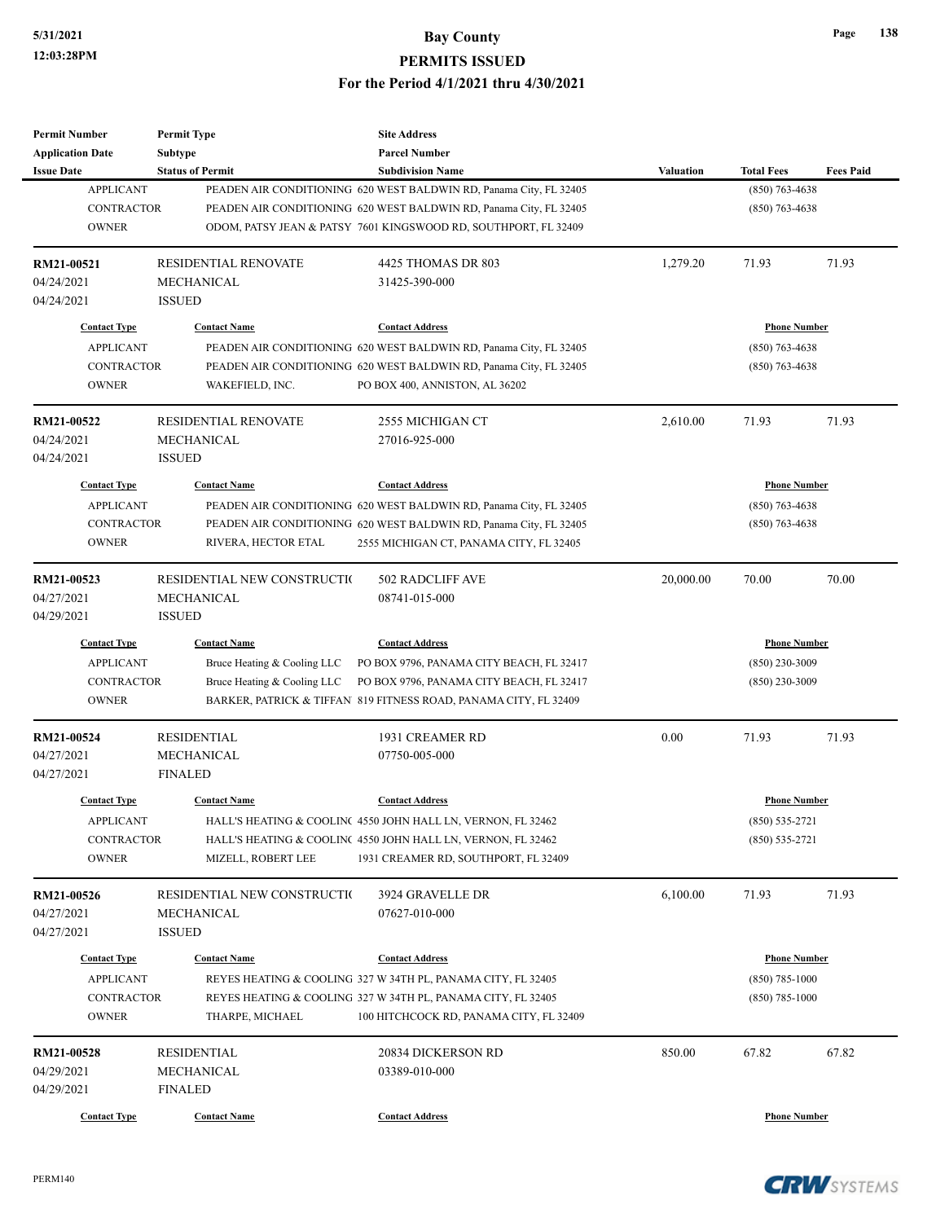| Permit Number | Permit Type | Site Address | | | |
|---|---|---|---|---|---|
| Application Date | Subtype | Parcel Number | | | |
| Issue Date | Status of Permit | Subdivision Name | Valuation | Total Fees | Fees Paid |

| Contact Type | Contact Name | Contact Address | Phone Number |
|---|---|---|---|
| APPLICANT | PEADEN AIR CONDITIONING | 620 WEST BALDWIN RD, Panama City, FL 32405 | (850) 763-4638 |
| CONTRACTOR | PEADEN AIR CONDITIONING | 620 WEST BALDWIN RD, Panama City, FL 32405 | (850) 763-4638 |
| OWNER | ODOM, PATSY JEAN & PATSY | 7601 KINGSWOOD RD, SOUTHPORT, FL 32409 | |

| RM21-00521 | RESIDENTIAL RENOVATE | 4425 THOMAS DR 803 | 1,279.20 | 71.93 | 71.93 |
|---|---|---|---|---|---|
| 04/24/2021 | MECHANICAL | 31425-390-000 | | | |
| 04/24/2021 | ISSUED | | | | |

| Contact Type | Contact Name | Contact Address | Phone Number |
|---|---|---|---|
| APPLICANT | PEADEN AIR CONDITIONING | 620 WEST BALDWIN RD, Panama City, FL 32405 | (850) 763-4638 |
| CONTRACTOR | PEADEN AIR CONDITIONING | 620 WEST BALDWIN RD, Panama City, FL 32405 | (850) 763-4638 |
| OWNER | WAKEFIELD, INC. | PO BOX 400, ANNISTON, AL 36202 | |

| RM21-00522 | RESIDENTIAL RENOVATE | 2555 MICHIGAN CT | 2,610.00 | 71.93 | 71.93 |
|---|---|---|---|---|---|
| 04/24/2021 | MECHANICAL | 27016-925-000 | | | |
| 04/24/2021 | ISSUED | | | | |

| Contact Type | Contact Name | Contact Address | Phone Number |
|---|---|---|---|
| APPLICANT | PEADEN AIR CONDITIONING | 620 WEST BALDWIN RD, Panama City, FL 32405 | (850) 763-4638 |
| CONTRACTOR | PEADEN AIR CONDITIONING | 620 WEST BALDWIN RD, Panama City, FL 32405 | (850) 763-4638 |
| OWNER | RIVERA, HECTOR ETAL | 2555 MICHIGAN CT, PANAMA CITY, FL 32405 | |

| RM21-00523 | RESIDENTIAL NEW CONSTRUCTI( | 502 RADCLIFF AVE | 20,000.00 | 70.00 | 70.00 |
|---|---|---|---|---|---|
| 04/27/2021 | MECHANICAL | 08741-015-000 | | | |
| 04/29/2021 | ISSUED | | | | |

| Contact Type | Contact Name | Contact Address | Phone Number |
|---|---|---|---|
| APPLICANT | Bruce Heating & Cooling LLC | PO BOX 9796, PANAMA CITY BEACH, FL 32417 | (850) 230-3009 |
| CONTRACTOR | Bruce Heating & Cooling LLC | PO BOX 9796, PANAMA CITY BEACH, FL 32417 | (850) 230-3009 |
| OWNER | BARKER, PATRICK & TIFFAN | 819 FITNESS ROAD, PANAMA CITY, FL 32409 | |

| RM21-00524 | RESIDENTIAL | 1931 CREAMER RD | 0.00 | 71.93 | 71.93 |
|---|---|---|---|---|---|
| 04/27/2021 | MECHANICAL | 07750-005-000 | | | |
| 04/27/2021 | FINALED | | | | |

| Contact Type | Contact Name | Contact Address | Phone Number |
|---|---|---|---|
| APPLICANT | HALL'S HEATING & COOLIN( | 4550 JOHN HALL LN, VERNON, FL 32462 | (850) 535-2721 |
| CONTRACTOR | HALL'S HEATING & COOLIN( | 4550 JOHN HALL LN, VERNON, FL 32462 | (850) 535-2721 |
| OWNER | MIZELL, ROBERT LEE | 1931 CREAMER RD, SOUTHPORT, FL 32409 | |

| RM21-00526 | RESIDENTIAL NEW CONSTRUCTI( | 3924 GRAVELLE DR | 6,100.00 | 71.93 | 71.93 |
|---|---|---|---|---|---|
| 04/27/2021 | MECHANICAL | 07627-010-000 | | | |
| 04/27/2021 | ISSUED | | | | |

| Contact Type | Contact Name | Contact Address | Phone Number |
|---|---|---|---|
| APPLICANT | REYES HEATING & COOLING | 327 W 34TH PL, PANAMA CITY, FL 32405 | (850) 785-1000 |
| CONTRACTOR | REYES HEATING & COOLING | 327 W 34TH PL, PANAMA CITY, FL 32405 | (850) 785-1000 |
| OWNER | THARPE, MICHAEL | 100 HITCHCOCK RD, PANAMA CITY, FL 32409 | |

| RM21-00528 | RESIDENTIAL | 20834 DICKERSON RD | 850.00 | 67.82 | 67.82 |
|---|---|---|---|---|---|
| 04/29/2021 | MECHANICAL | 03389-010-000 | | | |
| 04/29/2021 | FINALED | | | | |

| Contact Type | Contact Name | Contact Address | Phone Number |
|---|---|---|---|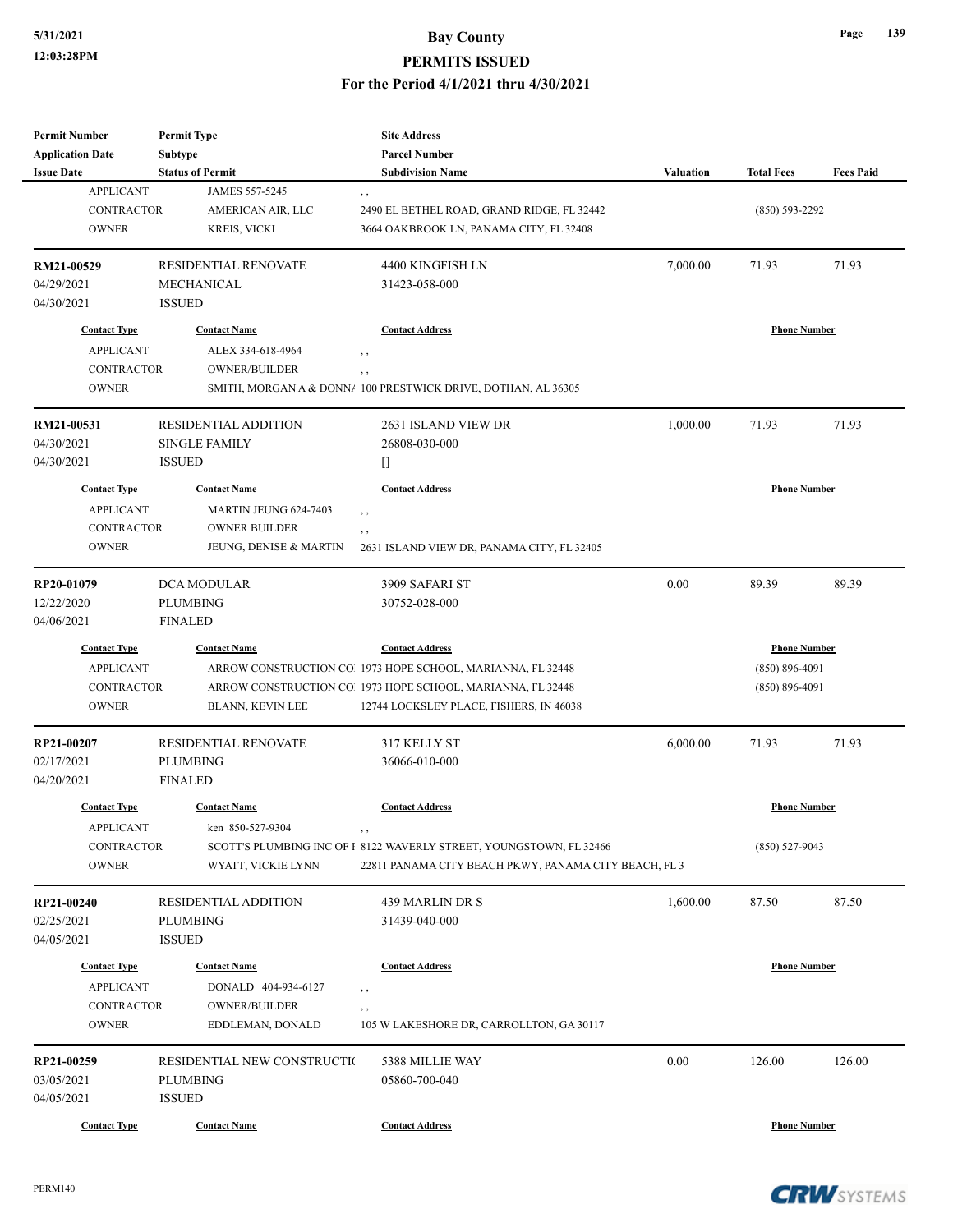| Permit Number | Permit Type | Site Address | | | |
|---|---|---|---|---|---|
| Application Date | Subtype | Parcel Number | | | |
| Issue Date | Status of Permit | Subdivision Name | Valuation | Total Fees | Fees Paid |
| APPLICANT | JAMES 557-5245 | , , | | | |
| CONTRACTOR | AMERICAN AIR, LLC | 2490 EL BETHEL ROAD, GRAND RIDGE, FL 32442 | | (850) 593-2292 | |
| OWNER | KREIS, VICKI | 3664 OAKBROOK LN, PANAMA CITY, FL 32408 | | | |

**RM21-00529** | RESIDENTIAL RENOVATE | 4400 KINGFISH LN | 7,000.00 | 71.93 | 71.93
04/29/2021 | MECHANICAL | 31423-058-000
04/30/2021 | ISSUED

| Contact Type | Contact Name | Contact Address | Phone Number |
|---|---|---|---|
| APPLICANT | ALEX 334-618-4964 | , , | |
| CONTRACTOR | OWNER/BUILDER | , , | |
| OWNER | SMITH, MORGAN A & DONN/ | 100 PRESTWICK DRIVE, DOTHAN, AL 36305 | |

**RM21-00531** | RESIDENTIAL ADDITION | 2631 ISLAND VIEW DR | 1,000.00 | 71.93 | 71.93
04/30/2021 | SINGLE FAMILY | 26808-030-000
04/30/2021 | ISSUED | []

| Contact Type | Contact Name | Contact Address | Phone Number |
|---|---|---|---|
| APPLICANT | MARTIN JEUNG 624-7403 | , , | |
| CONTRACTOR | OWNER BUILDER | , , | |
| OWNER | JEUNG, DENISE & MARTIN | 2631 ISLAND VIEW DR, PANAMA CITY, FL 32405 | |

**RP20-01079** | DCA MODULAR | 3909 SAFARI ST | 0.00 | 89.39 | 89.39
12/22/2020 | PLUMBING | 30752-028-000
04/06/2021 | FINALED

| Contact Type | Contact Name | Contact Address | Phone Number |
|---|---|---|---|
| APPLICANT | ARROW CONSTRUCTION CO | 1973 HOPE SCHOOL, MARIANNA, FL 32448 | (850) 896-4091 |
| CONTRACTOR | ARROW CONSTRUCTION CO | 1973 HOPE SCHOOL, MARIANNA, FL 32448 | (850) 896-4091 |
| OWNER | BLANN, KEVIN LEE | 12744 LOCKSLEY PLACE, FISHERS, IN 46038 | |

**RP21-00207** | RESIDENTIAL RENOVATE | 317 KELLY ST | 6,000.00 | 71.93 | 71.93
02/17/2021 | PLUMBING | 36066-010-000
04/20/2021 | FINALED

| Contact Type | Contact Name | Contact Address | Phone Number |
|---|---|---|---|
| APPLICANT | ken 850-527-9304 | , , | |
| CONTRACTOR | SCOTT'S PLUMBING INC OF I | 8122 WAVERLY STREET, YOUNGSTOWN, FL 32466 | (850) 527-9043 |
| OWNER | WYATT, VICKIE LYNN | 22811 PANAMA CITY BEACH PKWY, PANAMA CITY BEACH, FL 3 | |

**RP21-00240** | RESIDENTIAL ADDITION | 439 MARLIN DR S | 1,600.00 | 87.50 | 87.50
02/25/2021 | PLUMBING | 31439-040-000
04/05/2021 | ISSUED

| Contact Type | Contact Name | Contact Address | Phone Number |
|---|---|---|---|
| APPLICANT | DONALD 404-934-6127 | , , | |
| CONTRACTOR | OWNER/BUILDER | , , | |
| OWNER | EDDLEMAN, DONALD | 105 W LAKESHORE DR, CARROLLTON, GA 30117 | |

**RP21-00259** | RESIDENTIAL NEW CONSTRUCTI( | 5388 MILLIE WAY | 0.00 | 126.00 | 126.00
03/05/2021 | PLUMBING | 05860-700-040
04/05/2021 | ISSUED

| Contact Type | Contact Name | Contact Address | Phone Number |
|---|---|---|---|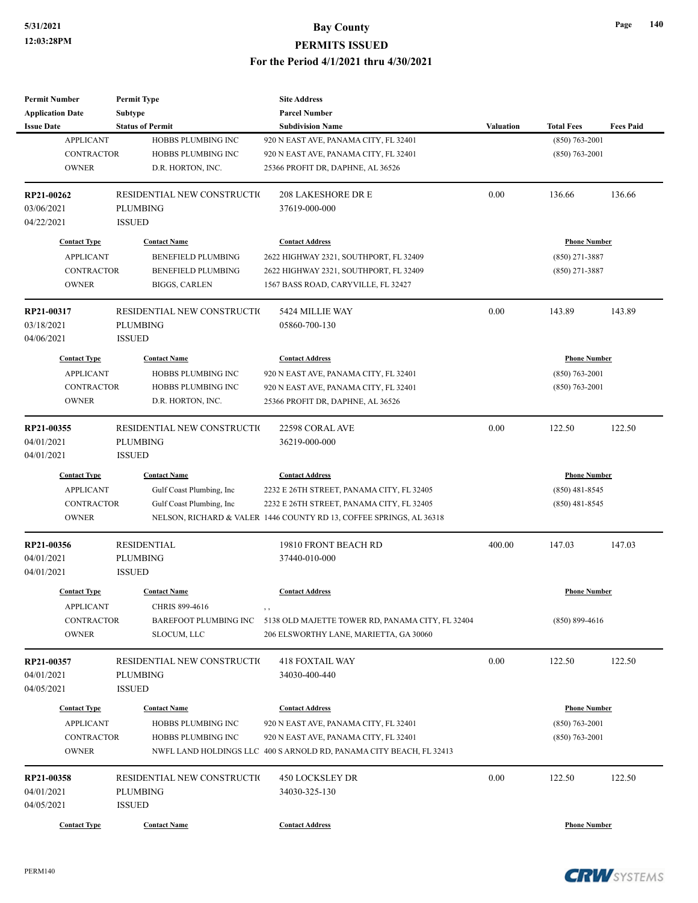# Bay County
## PERMITS ISSUED
### For the Period 4/1/2021 thru 4/30/2021

| Permit Number | Permit Type | Site Address | | | |
|---|---|---|---|---|---|
| Application Date | Subtype | Parcel Number | | | |
| Issue Date | Status of Permit | Subdivision Name | Valuation | Total Fees | Fees Paid |
| APPLICANT | HOBBS PLUMBING INC | 920 N EAST AVE, PANAMA CITY, FL 32401 | | (850) 763-2001 | |
| CONTRACTOR | HOBBS PLUMBING INC | 920 N EAST AVE, PANAMA CITY, FL 32401 | | (850) 763-2001 | |
| OWNER | D.R. HORTON, INC. | 25366 PROFIT DR, DAPHNE, AL 36526 | | | |
| **RP21-00262** | RESIDENTIAL NEW CONSTRUCTI( | 208 LAKESHORE DR E | 0.00 | 136.66 | 136.66 |
| 03/06/2021 | PLUMBING | 37619-000-000 | | | |
| 04/22/2021 | ISSUED | | | | |
| Contact Type | Contact Name | Contact Address | | Phone Number | |
| APPLICANT | BENEFIELD PLUMBING | 2622 HIGHWAY 2321, SOUTHPORT, FL 32409 | | (850) 271-3887 | |
| CONTRACTOR | BENEFIELD PLUMBING | 2622 HIGHWAY 2321, SOUTHPORT, FL 32409 | | (850) 271-3887 | |
| OWNER | BIGGS, CARLEN | 1567 BASS ROAD, CARYVILLE, FL 32427 | | | |
| **RP21-00317** | RESIDENTIAL NEW CONSTRUCTI( | 5424 MILLIE WAY | 0.00 | 143.89 | 143.89 |
| 03/18/2021 | PLUMBING | 05860-700-130 | | | |
| 04/06/2021 | ISSUED | | | | |
| Contact Type | Contact Name | Contact Address | | Phone Number | |
| APPLICANT | HOBBS PLUMBING INC | 920 N EAST AVE, PANAMA CITY, FL 32401 | | (850) 763-2001 | |
| CONTRACTOR | HOBBS PLUMBING INC | 920 N EAST AVE, PANAMA CITY, FL 32401 | | (850) 763-2001 | |
| OWNER | D.R. HORTON, INC. | 25366 PROFIT DR, DAPHNE, AL 36526 | | | |
| **RP21-00355** | RESIDENTIAL NEW CONSTRUCTI( | 22598 CORAL AVE | 0.00 | 122.50 | 122.50 |
| 04/01/2021 | PLUMBING | 36219-000-000 | | | |
| 04/01/2021 | ISSUED | | | | |
| Contact Type | Contact Name | Contact Address | | Phone Number | |
| APPLICANT | Gulf Coast Plumbing, Inc | 2232 E 26TH STREET, PANAMA CITY, FL 32405 | | (850) 481-8545 | |
| CONTRACTOR | Gulf Coast Plumbing, Inc | 2232 E 26TH STREET, PANAMA CITY, FL 32405 | | (850) 481-8545 | |
| OWNER | NELSON, RICHARD & VALER | 1446 COUNTY RD 13, COFFEE SPRINGS, AL 36318 | | | |
| **RP21-00356** | RESIDENTIAL | 19810 FRONT BEACH RD | 400.00 | 147.03 | 147.03 |
| 04/01/2021 | PLUMBING | 37440-010-000 | | | |
| 04/01/2021 | ISSUED | | | | |
| Contact Type | Contact Name | Contact Address | | Phone Number | |
| APPLICANT | CHRIS 899-4616 | , , | | | |
| CONTRACTOR | BAREFOOT PLUMBING INC | 5138 OLD MAJETTE TOWER RD, PANAMA CITY, FL 32404 | | (850) 899-4616 | |
| OWNER | SLOCUM, LLC | 206 ELSWORTHY LANE, MARIETTA, GA 30060 | | | |
| **RP21-00357** | RESIDENTIAL NEW CONSTRUCTI( | 418 FOXTAIL WAY | 0.00 | 122.50 | 122.50 |
| 04/01/2021 | PLUMBING | 34030-400-440 | | | |
| 04/05/2021 | ISSUED | | | | |
| Contact Type | Contact Name | Contact Address | | Phone Number | |
| APPLICANT | HOBBS PLUMBING INC | 920 N EAST AVE, PANAMA CITY, FL 32401 | | (850) 763-2001 | |
| CONTRACTOR | HOBBS PLUMBING INC | 920 N EAST AVE, PANAMA CITY, FL 32401 | | (850) 763-2001 | |
| OWNER | NWFL LAND HOLDINGS LLC | 400 S ARNOLD RD, PANAMA CITY BEACH, FL 32413 | | | |
| **RP21-00358** | RESIDENTIAL NEW CONSTRUCTI( | 450 LOCKSLEY DR | 0.00 | 122.50 | 122.50 |
| 04/01/2021 | PLUMBING | 34030-325-130 | | | |
| 04/05/2021 | ISSUED | | | | |
| Contact Type | Contact Name | Contact Address | | Phone Number | |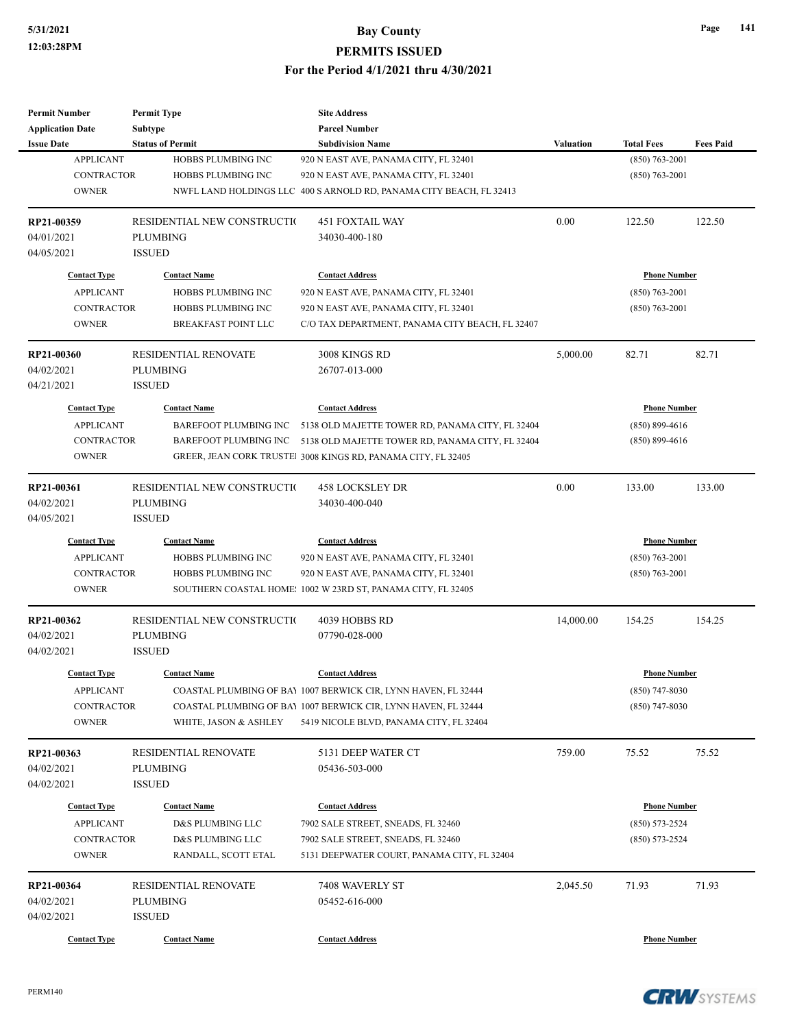| Permit Number | Permit Type | Site Address | | | |
|---|---|---|---|---|---|
| Application Date | Subtype | Parcel Number | | | |
| Issue Date | Status of Permit | Subdivision Name | Valuation | Total Fees | Fees Paid |

| Contact Type | Contact Name | Contact Address | Phone Number |
|---|---|---|---|
| APPLICANT | HOBBS PLUMBING INC | 920 N EAST AVE, PANAMA CITY, FL 32401 | (850) 763-2001 |
| CONTRACTOR | HOBBS PLUMBING INC | 920 N EAST AVE, PANAMA CITY, FL 32401 | (850) 763-2001 |
| OWNER | NWFL LAND HOLDINGS LLC | 400 S ARNOLD RD, PANAMA CITY BEACH, FL 32413 | |

| RP21-00359 | RESIDENTIAL NEW CONSTRUCTI( | 451 FOXTAIL WAY | 0.00 | 122.50 | 122.50 |
|---|---|---|---|---|---|
| 04/01/2021 | PLUMBING | 34030-400-180 | | | |
| 04/05/2021 | ISSUED | | | | |

| Contact Type | Contact Name | Contact Address | Phone Number |
|---|---|---|---|
| APPLICANT | HOBBS PLUMBING INC | 920 N EAST AVE, PANAMA CITY, FL 32401 | (850) 763-2001 |
| CONTRACTOR | HOBBS PLUMBING INC | 920 N EAST AVE, PANAMA CITY, FL 32401 | (850) 763-2001 |
| OWNER | BREAKFAST POINT LLC | C/O TAX DEPARTMENT, PANAMA CITY BEACH, FL 32407 | |

| RP21-00360 | RESIDENTIAL RENOVATE | 3008 KINGS RD | 5,000.00 | 82.71 | 82.71 |
|---|---|---|---|---|---|
| 04/02/2021 | PLUMBING | 26707-013-000 | | | |
| 04/21/2021 | ISSUED | | | | |

| Contact Type | Contact Name | Contact Address | Phone Number |
|---|---|---|---|
| APPLICANT | BAREFOOT PLUMBING INC | 5138 OLD MAJETTE TOWER RD, PANAMA CITY, FL 32404 | (850) 899-4616 |
| CONTRACTOR | BAREFOOT PLUMBING INC | 5138 OLD MAJETTE TOWER RD, PANAMA CITY, FL 32404 | (850) 899-4616 |
| OWNER | GREER, JEAN CORK TRUSTEI | 3008 KINGS RD, PANAMA CITY, FL 32405 | |

| RP21-00361 | RESIDENTIAL NEW CONSTRUCTI( | 458 LOCKSLEY DR | 0.00 | 133.00 | 133.00 |
|---|---|---|---|---|---|
| 04/02/2021 | PLUMBING | 34030-400-040 | | | |
| 04/05/2021 | ISSUED | | | | |

| Contact Type | Contact Name | Contact Address | Phone Number |
|---|---|---|---|
| APPLICANT | HOBBS PLUMBING INC | 920 N EAST AVE, PANAMA CITY, FL 32401 | (850) 763-2001 |
| CONTRACTOR | HOBBS PLUMBING INC | 920 N EAST AVE, PANAMA CITY, FL 32401 | (850) 763-2001 |
| OWNER | SOUTHERN COASTAL HOME! | 1002 W 23RD ST, PANAMA CITY, FL 32405 | |

| RP21-00362 | RESIDENTIAL NEW CONSTRUCTI( | 4039 HOBBS RD | 14,000.00 | 154.25 | 154.25 |
|---|---|---|---|---|---|
| 04/02/2021 | PLUMBING | 07790-028-000 | | | |
| 04/02/2021 | ISSUED | | | | |

| Contact Type | Contact Name | Contact Address | Phone Number |
|---|---|---|---|
| APPLICANT | COASTAL PLUMBING OF BA\ | 1007 BERWICK CIR, LYNN HAVEN, FL 32444 | (850) 747-8030 |
| CONTRACTOR | COASTAL PLUMBING OF BA\ | 1007 BERWICK CIR, LYNN HAVEN, FL 32444 | (850) 747-8030 |
| OWNER | WHITE, JASON & ASHLEY | 5419 NICOLE BLVD, PANAMA CITY, FL 32404 | |

| RP21-00363 | RESIDENTIAL RENOVATE | 5131 DEEP WATER CT | 759.00 | 75.52 | 75.52 |
|---|---|---|---|---|---|
| 04/02/2021 | PLUMBING | 05436-503-000 | | | |
| 04/02/2021 | ISSUED | | | | |

| Contact Type | Contact Name | Contact Address | Phone Number |
|---|---|---|---|
| APPLICANT | D&S PLUMBING LLC | 7902 SALE STREET, SNEADS, FL 32460 | (850) 573-2524 |
| CONTRACTOR | D&S PLUMBING LLC | 7902 SALE STREET, SNEADS, FL 32460 | (850) 573-2524 |
| OWNER | RANDALL, SCOTT ETAL | 5131 DEEPWATER COURT, PANAMA CITY, FL 32404 | |

| RP21-00364 | RESIDENTIAL RENOVATE | 7408 WAVERLY ST | 2,045.50 | 71.93 | 71.93 |
|---|---|---|---|---|---|
| 04/02/2021 | PLUMBING | 05452-616-000 | | | |
| 04/02/2021 | ISSUED | | | | |

| Contact Type | Contact Name | Contact Address | Phone Number |
|---|---|---|---|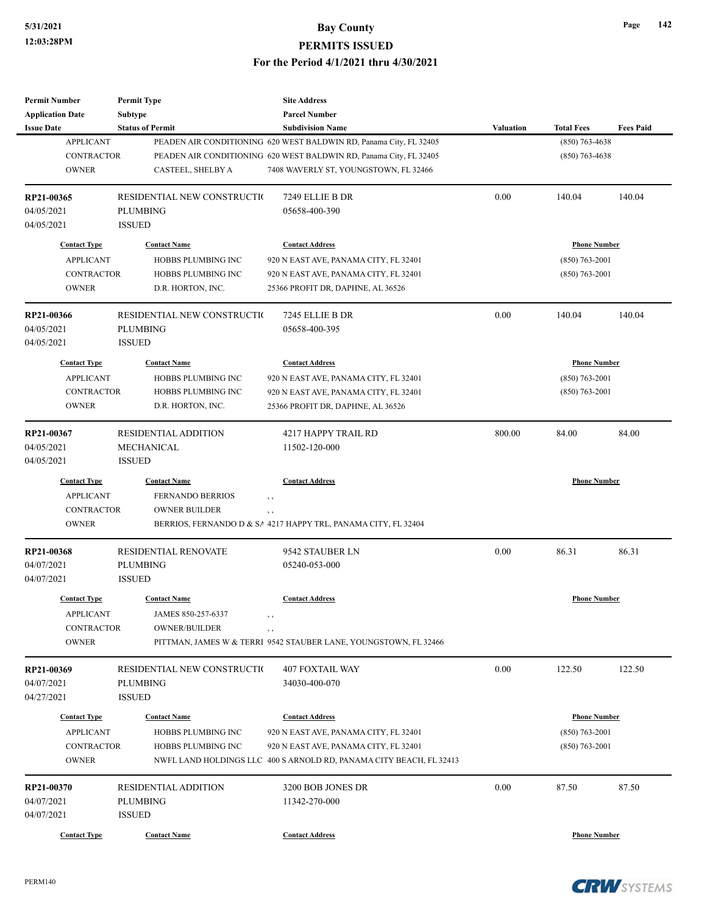| Permit Number | Permit Type | Site Address | | | |
|---|---|---|---|---|---|
| Application Date | Subtype | Parcel Number | | | |
| Issue Date | Status of Permit | Subdivision Name | Valuation | Total Fees | Fees Paid |

| Contact Type | Contact Name | Contact Address | Phone Number |
|---|---|---|---|
| APPLICANT | PEADEN AIR CONDITIONING | 620 WEST BALDWIN RD, Panama City, FL 32405 | (850) 763-4638 |
| CONTRACTOR | PEADEN AIR CONDITIONING | 620 WEST BALDWIN RD, Panama City, FL 32405 | (850) 763-4638 |
| OWNER | CASTEEL, SHELBY A | 7408 WAVERLY ST, YOUNGSTOWN, FL 32466 | |

| RP21-00365 | RESIDENTIAL NEW CONSTRUCTIO | 7249 ELLIE B DR | 0.00 | 140.04 | 140.04 |
|---|---|---|---|---|---|
| 04/05/2021 | PLUMBING | 05658-400-390 | | | |
| 04/05/2021 | ISSUED | | | | |

| Contact Type | Contact Name | Contact Address | Phone Number |
|---|---|---|---|
| APPLICANT | HOBBS PLUMBING INC | 920 N EAST AVE, PANAMA CITY, FL 32401 | (850) 763-2001 |
| CONTRACTOR | HOBBS PLUMBING INC | 920 N EAST AVE, PANAMA CITY, FL 32401 | (850) 763-2001 |
| OWNER | D.R. HORTON, INC. | 25366 PROFIT DR, DAPHNE, AL 36526 | |

| RP21-00366 | RESIDENTIAL NEW CONSTRUCTIO | 7245 ELLIE B DR | 0.00 | 140.04 | 140.04 |
|---|---|---|---|---|---|
| 04/05/2021 | PLUMBING | 05658-400-395 | | | |
| 04/05/2021 | ISSUED | | | | |

| Contact Type | Contact Name | Contact Address | Phone Number |
|---|---|---|---|
| APPLICANT | HOBBS PLUMBING INC | 920 N EAST AVE, PANAMA CITY, FL 32401 | (850) 763-2001 |
| CONTRACTOR | HOBBS PLUMBING INC | 920 N EAST AVE, PANAMA CITY, FL 32401 | (850) 763-2001 |
| OWNER | D.R. HORTON, INC. | 25366 PROFIT DR, DAPHNE, AL 36526 | |

| RP21-00367 | RESIDENTIAL ADDITION | 4217 HAPPY TRAIL RD | 800.00 | 84.00 | 84.00 |
|---|---|---|---|---|---|
| 04/05/2021 | MECHANICAL | 11502-120-000 | | | |
| 04/05/2021 | ISSUED | | | | |

| Contact Type | Contact Name | Contact Address | Phone Number |
|---|---|---|---|
| APPLICANT | FERNANDO BERRIOS | , , | |
| CONTRACTOR | OWNER BUILDER | , , | |
| OWNER | BERRIOS, FERNANDO D & SA | 4217 HAPPY TRL, PANAMA CITY, FL 32404 | |

| RP21-00368 | RESIDENTIAL RENOVATE | 9542 STAUBER LN | 0.00 | 86.31 | 86.31 |
|---|---|---|---|---|---|
| 04/07/2021 | PLUMBING | 05240-053-000 | | | |
| 04/07/2021 | ISSUED | | | | |

| Contact Type | Contact Name | Contact Address | Phone Number |
|---|---|---|---|
| APPLICANT | JAMES 850-257-6337 | , , | |
| CONTRACTOR | OWNER/BUILDER | , , | |
| OWNER | PITTMAN, JAMES W & TERRI | 9542 STAUBER LANE, YOUNGSTOWN, FL 32466 | |

| RP21-00369 | RESIDENTIAL NEW CONSTRUCTIO | 407 FOXTAIL WAY | 0.00 | 122.50 | 122.50 |
|---|---|---|---|---|---|
| 04/07/2021 | PLUMBING | 34030-400-070 | | | |
| 04/27/2021 | ISSUED | | | | |

| Contact Type | Contact Name | Contact Address | Phone Number |
|---|---|---|---|
| APPLICANT | HOBBS PLUMBING INC | 920 N EAST AVE, PANAMA CITY, FL 32401 | (850) 763-2001 |
| CONTRACTOR | HOBBS PLUMBING INC | 920 N EAST AVE, PANAMA CITY, FL 32401 | (850) 763-2001 |
| OWNER | NWFL LAND HOLDINGS LLC | 400 S ARNOLD RD, PANAMA CITY BEACH, FL 32413 | |

| RP21-00370 | RESIDENTIAL ADDITION | 3200 BOB JONES DR | 0.00 | 87.50 | 87.50 |
|---|---|---|---|---|---|
| 04/07/2021 | PLUMBING | 11342-270-000 | | | |
| 04/07/2021 | ISSUED | | | | |

| Contact Type | Contact Name | Contact Address | Phone Number |
|---|---|---|---|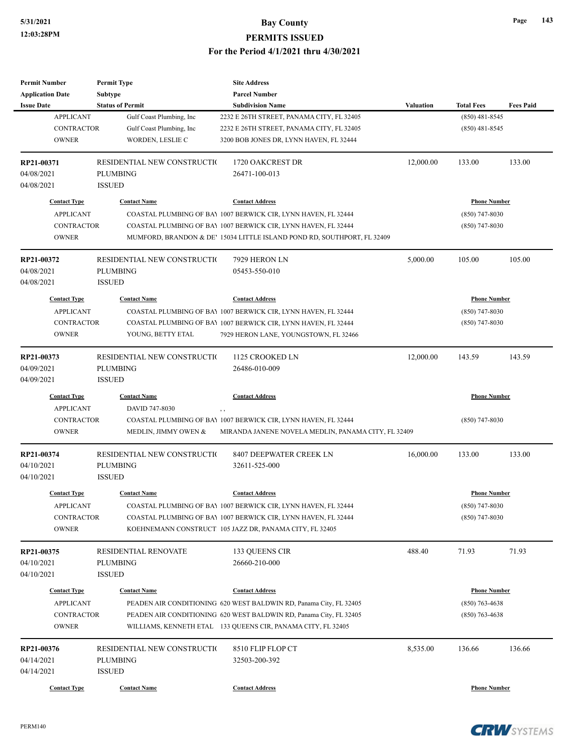**Bay County**
**PERMITS ISSUED**
**For the Period 4/1/2021 thru 4/30/2021**

| Permit Number | Permit Type | Site Address | | | |
|---|---|---|---|---|---|
| Application Date | Subtype | Parcel Number | | | |
| Issue Date | Status of Permit | Subdivision Name | Valuation | Total Fees | Fees Paid |

| Contact Type | Contact Name | Contact Address | Phone Number |
|---|---|---|---|
| APPLICANT | Gulf Coast Plumbing, Inc | 2232 E 26TH STREET, PANAMA CITY, FL 32405 | (850) 481-8545 |
| CONTRACTOR | Gulf Coast Plumbing, Inc | 2232 E 26TH STREET, PANAMA CITY, FL 32405 | (850) 481-8545 |
| OWNER | WORDEN, LESLIE C | 3200 BOB JONES DR, LYNN HAVEN, FL 32444 | |

| RP21-00371 | RESIDENTIAL NEW CONSTRUCTI( | 1720 OAKCREST DR | 12,000.00 | 133.00 | 133.00 |
|---|---|---|---|---|---|
| 04/08/2021 | PLUMBING | 26471-100-013 | | | |
| 04/08/2021 | ISSUED | | | | |

| Contact Type | Contact Name | Contact Address | Phone Number |
|---|---|---|---|
| APPLICANT | COASTAL PLUMBING OF BAY | 1007 BERWICK CIR, LYNN HAVEN, FL 32444 | (850) 747-8030 |
| CONTRACTOR | COASTAL PLUMBING OF BAY | 1007 BERWICK CIR, LYNN HAVEN, FL 32444 | (850) 747-8030 |
| OWNER | MUMFORD, BRANDON & DE' | 15034 LITTLE ISLAND POND RD, SOUTHPORT, FL 32409 | |

| RP21-00372 | RESIDENTIAL NEW CONSTRUCTI( | 7929 HERON LN | 5,000.00 | 105.00 | 105.00 |
|---|---|---|---|---|---|
| 04/08/2021 | PLUMBING | 05453-550-010 | | | |
| 04/08/2021 | ISSUED | | | | |

| Contact Type | Contact Name | Contact Address | Phone Number |
|---|---|---|---|
| APPLICANT | COASTAL PLUMBING OF BAY | 1007 BERWICK CIR, LYNN HAVEN, FL 32444 | (850) 747-8030 |
| CONTRACTOR | COASTAL PLUMBING OF BAY | 1007 BERWICK CIR, LYNN HAVEN, FL 32444 | (850) 747-8030 |
| OWNER | YOUNG, BETTY ETAL | 7929 HERON LANE, YOUNGSTOWN, FL 32466 | |

| RP21-00373 | RESIDENTIAL NEW CONSTRUCTI( | 1125 CROOKED LN | 12,000.00 | 143.59 | 143.59 |
|---|---|---|---|---|---|
| 04/09/2021 | PLUMBING | 26486-010-009 | | | |
| 04/09/2021 | ISSUED | | | | |

| Contact Type | Contact Name | Contact Address | Phone Number |
|---|---|---|---|
| APPLICANT | DAVID 747-8030 | , , | |
| CONTRACTOR | COASTAL PLUMBING OF BAY | 1007 BERWICK CIR, LYNN HAVEN, FL 32444 | (850) 747-8030 |
| OWNER | MEDLIN, JIMMY OWEN & | MIRANDA JANENE NOVELA MEDLIN, PANAMA CITY, FL 32409 | |

| RP21-00374 | RESIDENTIAL NEW CONSTRUCTI( | 8407 DEEPWATER CREEK LN | 16,000.00 | 133.00 | 133.00 |
|---|---|---|---|---|---|
| 04/10/2021 | PLUMBING | 32611-525-000 | | | |
| 04/10/2021 | ISSUED | | | | |

| Contact Type | Contact Name | Contact Address | Phone Number |
|---|---|---|---|
| APPLICANT | COASTAL PLUMBING OF BAY | 1007 BERWICK CIR, LYNN HAVEN, FL 32444 | (850) 747-8030 |
| CONTRACTOR | COASTAL PLUMBING OF BAY | 1007 BERWICK CIR, LYNN HAVEN, FL 32444 | (850) 747-8030 |
| OWNER | KOEHNEMANN CONSTRUCT | 105 JAZZ DR, PANAMA CITY, FL 32405 | |

| RP21-00375 | RESIDENTIAL RENOVATE | 133 QUEENS CIR | 488.40 | 71.93 | 71.93 |
|---|---|---|---|---|---|
| 04/10/2021 | PLUMBING | 26660-210-000 | | | |
| 04/10/2021 | ISSUED | | | | |

| Contact Type | Contact Name | Contact Address | Phone Number |
|---|---|---|---|
| APPLICANT | PEADEN AIR CONDITIONING | 620 WEST BALDWIN RD, Panama City, FL 32405 | (850) 763-4638 |
| CONTRACTOR | PEADEN AIR CONDITIONING | 620 WEST BALDWIN RD, Panama City, FL 32405 | (850) 763-4638 |
| OWNER | WILLIAMS, KENNETH ETAL | 133 QUEENS CIR, PANAMA CITY, FL 32405 | |

| RP21-00376 | RESIDENTIAL NEW CONSTRUCTI( | 8510 FLIP FLOP CT | 8,535.00 | 136.66 | 136.66 |
|---|---|---|---|---|---|
| 04/14/2021 | PLUMBING | 32503-200-392 | | | |
| 04/14/2021 | ISSUED | | | | |

| Contact Type | Contact Name | Contact Address | Phone Number |
|---|---|---|---|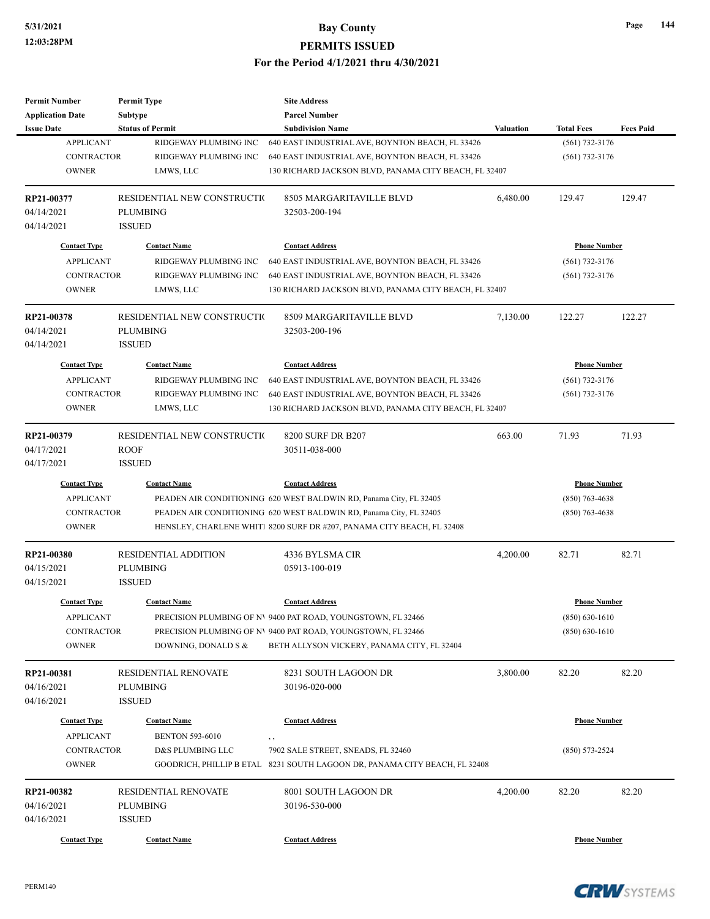| Permit Number | Permit Type | Site Address | | | |
|---|---|---|---|---|---|
| Application Date | Subtype | Parcel Number | | | |
| Issue Date | Status of Permit | Subdivision Name | Valuation | Total Fees | Fees Paid |

| Contact Type | Contact Name | Contact Address | Phone Number |
|---|---|---|---|
| APPLICANT | RIDGEWAY PLUMBING INC | 640 EAST INDUSTRIAL AVE, BOYNTON BEACH, FL 33426 | (561) 732-3176 |
| CONTRACTOR | RIDGEWAY PLUMBING INC | 640 EAST INDUSTRIAL AVE, BOYNTON BEACH, FL 33426 | (561) 732-3176 |
| OWNER | LMWS, LLC | 130 RICHARD JACKSON BLVD, PANAMA CITY BEACH, FL 32407 | |

| RP21-00377 | RESIDENTIAL NEW CONSTRUCTI( | 8505 MARGARITAVILLE BLVD | 6,480.00 | 129.47 | 129.47 |
|---|---|---|---|---|---|
| 04/14/2021 | PLUMBING | 32503-200-194 | | | |
| 04/14/2021 | ISSUED | | | | |

| Contact Type | Contact Name | Contact Address | Phone Number |
|---|---|---|---|
| APPLICANT | RIDGEWAY PLUMBING INC | 640 EAST INDUSTRIAL AVE, BOYNTON BEACH, FL 33426 | (561) 732-3176 |
| CONTRACTOR | RIDGEWAY PLUMBING INC | 640 EAST INDUSTRIAL AVE, BOYNTON BEACH, FL 33426 | (561) 732-3176 |
| OWNER | LMWS, LLC | 130 RICHARD JACKSON BLVD, PANAMA CITY BEACH, FL 32407 | |

| RP21-00378 | RESIDENTIAL NEW CONSTRUCTI( | 8509 MARGARITAVILLE BLVD | 7,130.00 | 122.27 | 122.27 |
|---|---|---|---|---|---|
| 04/14/2021 | PLUMBING | 32503-200-196 | | | |
| 04/14/2021 | ISSUED | | | | |

| Contact Type | Contact Name | Contact Address | Phone Number |
|---|---|---|---|
| APPLICANT | RIDGEWAY PLUMBING INC | 640 EAST INDUSTRIAL AVE, BOYNTON BEACH, FL 33426 | (561) 732-3176 |
| CONTRACTOR | RIDGEWAY PLUMBING INC | 640 EAST INDUSTRIAL AVE, BOYNTON BEACH, FL 33426 | (561) 732-3176 |
| OWNER | LMWS, LLC | 130 RICHARD JACKSON BLVD, PANAMA CITY BEACH, FL 32407 | |

| RP21-00379 | RESIDENTIAL NEW CONSTRUCTI( | 8200 SURF DR B207 | 663.00 | 71.93 | 71.93 |
|---|---|---|---|---|---|
| 04/17/2021 | ROOF | 30511-038-000 | | | |
| 04/17/2021 | ISSUED | | | | |

| Contact Type | Contact Name | Contact Address | Phone Number |
|---|---|---|---|
| APPLICANT | PEADEN AIR CONDITIONING | 620 WEST BALDWIN RD, Panama City, FL 32405 | (850) 763-4638 |
| CONTRACTOR | PEADEN AIR CONDITIONING | 620 WEST BALDWIN RD, Panama City, FL 32405 | (850) 763-4638 |
| OWNER | HENSLEY, CHARLENE WHITI | 8200 SURF DR #207, PANAMA CITY BEACH, FL 32408 | |

| RP21-00380 | RESIDENTIAL ADDITION | 4336 BYLSMA CIR | 4,200.00 | 82.71 | 82.71 |
|---|---|---|---|---|---|
| 04/15/2021 | PLUMBING | 05913-100-019 | | | |
| 04/15/2021 | ISSUED | | | | |

| Contact Type | Contact Name | Contact Address | Phone Number |
|---|---|---|---|
| APPLICANT | PRECISION PLUMBING OF N\ | 9400 PAT ROAD, YOUNGSTOWN, FL 32466 | (850) 630-1610 |
| CONTRACTOR | PRECISION PLUMBING OF N\ | 9400 PAT ROAD, YOUNGSTOWN, FL 32466 | (850) 630-1610 |
| OWNER | DOWNING, DONALD S & | BETH ALLYSON VICKERY, PANAMA CITY, FL 32404 | |

| RP21-00381 | RESIDENTIAL RENOVATE | 8231 SOUTH LAGOON DR | 3,800.00 | 82.20 | 82.20 |
|---|---|---|---|---|---|
| 04/16/2021 | PLUMBING | 30196-020-000 | | | |
| 04/16/2021 | ISSUED | | | | |

| Contact Type | Contact Name | Contact Address | Phone Number |
|---|---|---|---|
| APPLICANT | BENTON 593-6010 | , , | |
| CONTRACTOR | D&S PLUMBING LLC | 7902 SALE STREET, SNEADS, FL 32460 | (850) 573-2524 |
| OWNER | GOODRICH, PHILLIP B ETAL | 8231 SOUTH LAGOON DR, PANAMA CITY BEACH, FL 32408 | |

| RP21-00382 | RESIDENTIAL RENOVATE | 8001 SOUTH LAGOON DR | 4,200.00 | 82.20 | 82.20 |
|---|---|---|---|---|---|
| 04/16/2021 | PLUMBING | 30196-530-000 | | | |
| 04/16/2021 | ISSUED | | | | |

| Contact Type | Contact Name | Contact Address | Phone Number |
|---|---|---|---|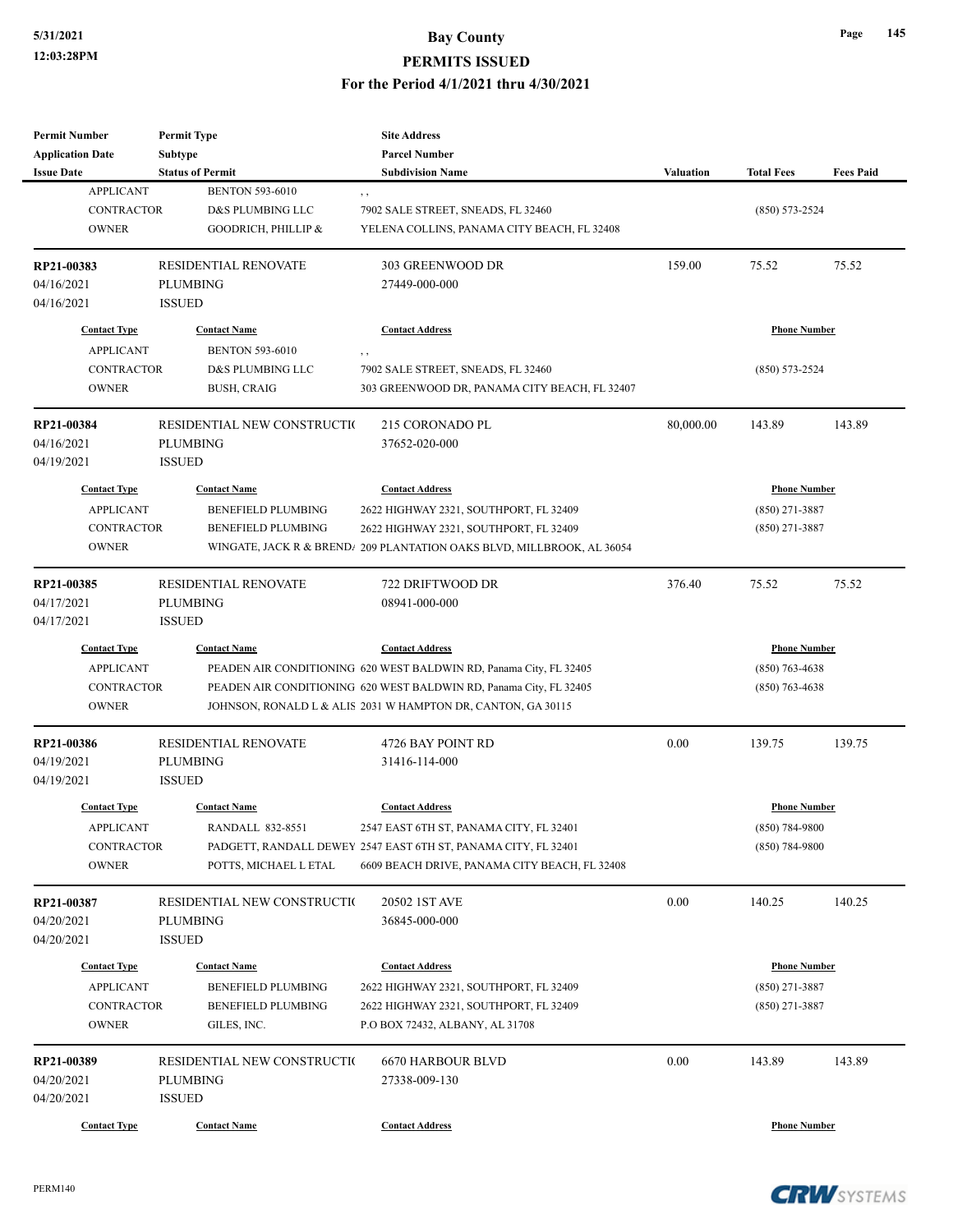| Permit Number | Permit Type | Site Address | | | |
|---|---|---|---|---|---|
| Application Date | Subtype | Parcel Number | | | |
| Issue Date | Status of Permit | Subdivision Name | Valuation | Total Fees | Fees Paid |

| Contact Type | Contact Name | Contact Address | Phone Number |
|---|---|---|---|
| APPLICANT | BENTON 593-6010 | , , | |
| CONTRACTOR | D&S PLUMBING LLC | 7902 SALE STREET, SNEADS, FL 32460 | (850) 573-2524 |
| OWNER | GOODRICH, PHILLIP & | YELENA COLLINS, PANAMA CITY BEACH, FL 32408 | |

| RP21-00383 | RESIDENTIAL RENOVATE | 303 GREENWOOD DR | 159.00 | 75.52 | 75.52 |
|---|---|---|---|---|---|
| 04/16/2021 | PLUMBING | 27449-000-000 | | | |
| 04/16/2021 | ISSUED | | | | |

| Contact Type | Contact Name | Contact Address | Phone Number |
|---|---|---|---|
| APPLICANT | BENTON 593-6010 | , , | |
| CONTRACTOR | D&S PLUMBING LLC | 7902 SALE STREET, SNEADS, FL 32460 | (850) 573-2524 |
| OWNER | BUSH, CRAIG | 303 GREENWOOD DR, PANAMA CITY BEACH, FL 32407 | |

| RP21-00384 | RESIDENTIAL NEW CONSTRUCTI( | 215 CORONADO PL | 80,000.00 | 143.89 | 143.89 |
|---|---|---|---|---|---|
| 04/16/2021 | PLUMBING | 37652-020-000 | | | |
| 04/19/2021 | ISSUED | | | | |

| Contact Type | Contact Name | Contact Address | Phone Number |
|---|---|---|---|
| APPLICANT | BENEFIELD PLUMBING | 2622 HIGHWAY 2321, SOUTHPORT, FL 32409 | (850) 271-3887 |
| CONTRACTOR | BENEFIELD PLUMBING | 2622 HIGHWAY 2321, SOUTHPORT, FL 32409 | (850) 271-3887 |
| OWNER | WINGATE, JACK R & BREND/ | 209 PLANTATION OAKS BLVD, MILLBROOK, AL 36054 | |

| RP21-00385 | RESIDENTIAL RENOVATE | 722 DRIFTWOOD DR | 376.40 | 75.52 | 75.52 |
|---|---|---|---|---|---|
| 04/17/2021 | PLUMBING | 08941-000-000 | | | |
| 04/17/2021 | ISSUED | | | | |

| Contact Type | Contact Name | Contact Address | Phone Number |
|---|---|---|---|
| APPLICANT | PEADEN AIR CONDITIONING | 620 WEST BALDWIN RD, Panama City, FL 32405 | (850) 763-4638 |
| CONTRACTOR | PEADEN AIR CONDITIONING | 620 WEST BALDWIN RD, Panama City, FL 32405 | (850) 763-4638 |
| OWNER | JOHNSON, RONALD L & ALIS | 2031 W HAMPTON DR, CANTON, GA 30115 | |

| RP21-00386 | RESIDENTIAL RENOVATE | 4726 BAY POINT RD | 0.00 | 139.75 | 139.75 |
|---|---|---|---|---|---|
| 04/19/2021 | PLUMBING | 31416-114-000 | | | |
| 04/19/2021 | ISSUED | | | | |

| Contact Type | Contact Name | Contact Address | Phone Number |
|---|---|---|---|
| APPLICANT | RANDALL 832-8551 | 2547 EAST 6TH ST, PANAMA CITY, FL 32401 | (850) 784-9800 |
| CONTRACTOR | PADGETT, RANDALL DEWEY | 2547 EAST 6TH ST, PANAMA CITY, FL 32401 | (850) 784-9800 |
| OWNER | POTTS, MICHAEL L ETAL | 6609 BEACH DRIVE, PANAMA CITY BEACH, FL 32408 | |

| RP21-00387 | RESIDENTIAL NEW CONSTRUCTI( | 20502 1ST AVE | 0.00 | 140.25 | 140.25 |
|---|---|---|---|---|---|
| 04/20/2021 | PLUMBING | 36845-000-000 | | | |
| 04/20/2021 | ISSUED | | | | |

| Contact Type | Contact Name | Contact Address | Phone Number |
|---|---|---|---|
| APPLICANT | BENEFIELD PLUMBING | 2622 HIGHWAY 2321, SOUTHPORT, FL 32409 | (850) 271-3887 |
| CONTRACTOR | BENEFIELD PLUMBING | 2622 HIGHWAY 2321, SOUTHPORT, FL 32409 | (850) 271-3887 |
| OWNER | GILES, INC. | P.O BOX 72432, ALBANY, AL 31708 | |

| RP21-00389 | RESIDENTIAL NEW CONSTRUCTI( | 6670 HARBOUR BLVD | 0.00 | 143.89 | 143.89 |
|---|---|---|---|---|---|
| 04/20/2021 | PLUMBING | 27338-009-130 | | | |
| 04/20/2021 | ISSUED | | | | |

| Contact Type | Contact Name | Contact Address | Phone Number |
|---|---|---|---|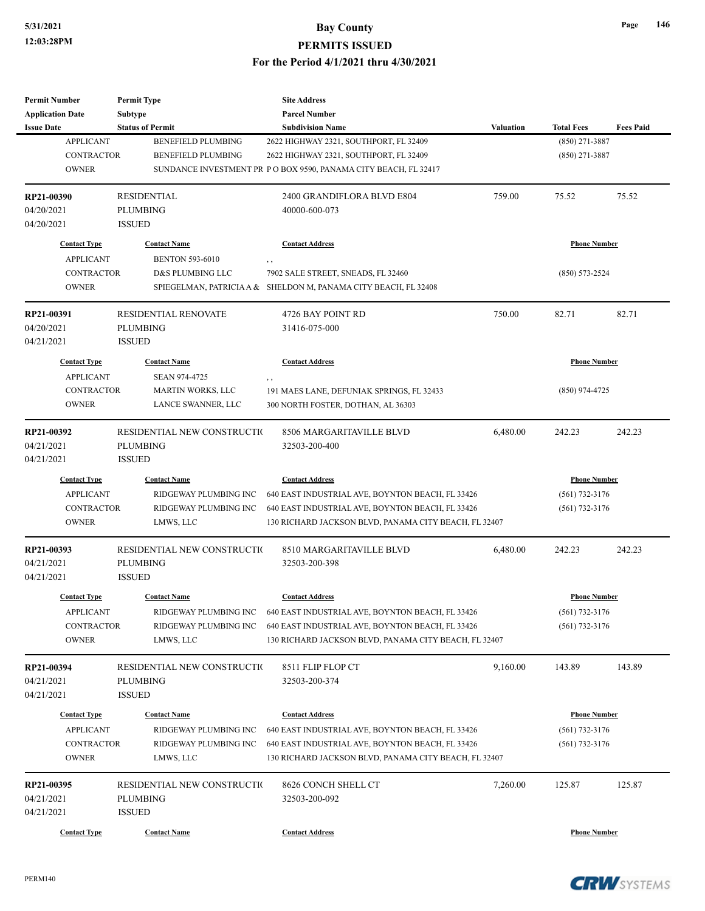| Permit Number | Permit Type | Site Address | | | |
|---|---|---|---|---|---|
| Application Date | Subtype | Parcel Number | | | |
| Issue Date | Status of Permit | Subdivision Name | Valuation | Total Fees | Fees Paid |
| APPLICANT | BENEFIELD PLUMBING | 2622 HIGHWAY 2321, SOUTHPORT, FL 32409 | | (850) 271-3887 | |
| CONTRACTOR | BENEFIELD PLUMBING | 2622 HIGHWAY 2321, SOUTHPORT, FL 32409 | | (850) 271-3887 | |
| OWNER | SUNDANCE INVESTMENT PR | P O BOX 9590, PANAMA CITY BEACH, FL 32417 | | | |
| **RP21-00390** | RESIDENTIAL | 2400 GRANDIFLORA BLVD E804 | 759.00 | 75.52 | 75.52 |
| 04/20/2021 | PLUMBING | 40000-600-073 | | | |
| 04/20/2021 | ISSUED | | | | |
| Contact Type | Contact Name | Contact Address | | Phone Number | |
| APPLICANT | BENTON 593-6010 | , , | | | |
| CONTRACTOR | D&S PLUMBING LLC | 7902 SALE STREET, SNEADS, FL 32460 | | (850) 573-2524 | |
| OWNER | SPIEGELMAN, PATRICIA A & | SHELDON M, PANAMA CITY BEACH, FL 32408 | | | |
| **RP21-00391** | RESIDENTIAL RENOVATE | 4726 BAY POINT RD | 750.00 | 82.71 | 82.71 |
| 04/20/2021 | PLUMBING | 31416-075-000 | | | |
| 04/21/2021 | ISSUED | | | | |
| Contact Type | Contact Name | Contact Address | | Phone Number | |
| APPLICANT | SEAN 974-4725 | , , | | | |
| CONTRACTOR | MARTIN WORKS, LLC | 191 MAES LANE, DEFUNIAK SPRINGS, FL 32433 | | (850) 974-4725 | |
| OWNER | LANCE SWANNER, LLC | 300 NORTH FOSTER, DOTHAN, AL 36303 | | | |
| **RP21-00392** | RESIDENTIAL NEW CONSTRUCTI( | 8506 MARGARITAVILLE BLVD | 6,480.00 | 242.23 | 242.23 |
| 04/21/2021 | PLUMBING | 32503-200-400 | | | |
| 04/21/2021 | ISSUED | | | | |
| Contact Type | Contact Name | Contact Address | | Phone Number | |
| APPLICANT | RIDGEWAY PLUMBING INC | 640 EAST INDUSTRIAL AVE, BOYNTON BEACH, FL 33426 | | (561) 732-3176 | |
| CONTRACTOR | RIDGEWAY PLUMBING INC | 640 EAST INDUSTRIAL AVE, BOYNTON BEACH, FL 33426 | | (561) 732-3176 | |
| OWNER | LMWS, LLC | 130 RICHARD JACKSON BLVD, PANAMA CITY BEACH, FL 32407 | | | |
| **RP21-00393** | RESIDENTIAL NEW CONSTRUCTI( | 8510 MARGARITAVILLE BLVD | 6,480.00 | 242.23 | 242.23 |
| 04/21/2021 | PLUMBING | 32503-200-398 | | | |
| 04/21/2021 | ISSUED | | | | |
| Contact Type | Contact Name | Contact Address | | Phone Number | |
| APPLICANT | RIDGEWAY PLUMBING INC | 640 EAST INDUSTRIAL AVE, BOYNTON BEACH, FL 33426 | | (561) 732-3176 | |
| CONTRACTOR | RIDGEWAY PLUMBING INC | 640 EAST INDUSTRIAL AVE, BOYNTON BEACH, FL 33426 | | (561) 732-3176 | |
| OWNER | LMWS, LLC | 130 RICHARD JACKSON BLVD, PANAMA CITY BEACH, FL 32407 | | | |
| **RP21-00394** | RESIDENTIAL NEW CONSTRUCTI( | 8511 FLIP FLOP CT | 9,160.00 | 143.89 | 143.89 |
| 04/21/2021 | PLUMBING | 32503-200-374 | | | |
| 04/21/2021 | ISSUED | | | | |
| Contact Type | Contact Name | Contact Address | | Phone Number | |
| APPLICANT | RIDGEWAY PLUMBING INC | 640 EAST INDUSTRIAL AVE, BOYNTON BEACH, FL 33426 | | (561) 732-3176 | |
| CONTRACTOR | RIDGEWAY PLUMBING INC | 640 EAST INDUSTRIAL AVE, BOYNTON BEACH, FL 33426 | | (561) 732-3176 | |
| OWNER | LMWS, LLC | 130 RICHARD JACKSON BLVD, PANAMA CITY BEACH, FL 32407 | | | |
| **RP21-00395** | RESIDENTIAL NEW CONSTRUCTI( | 8626 CONCH SHELL CT | 7,260.00 | 125.87 | 125.87 |
| 04/21/2021 | PLUMBING | 32503-200-092 | | | |
| 04/21/2021 | ISSUED | | | | |
| Contact Type | Contact Name | Contact Address | | Phone Number | |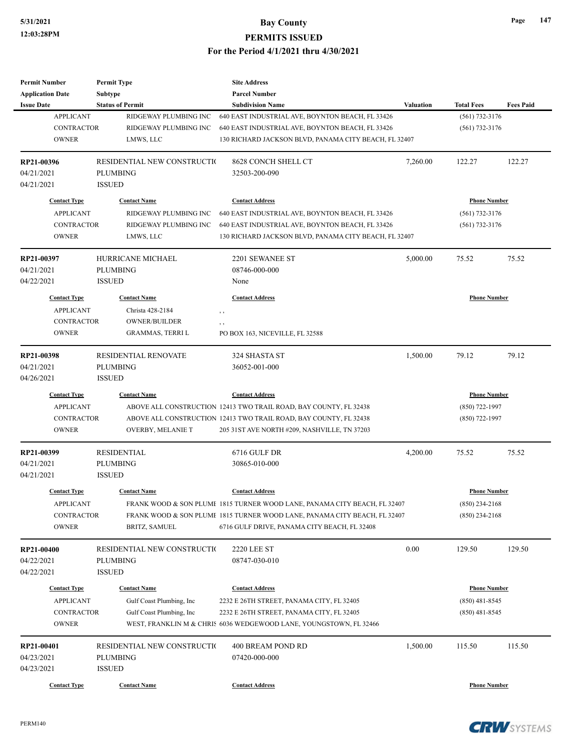| Permit Number | Permit Type | Site Address | | | |
|---|---|---|---|---|---|
| Application Date | Subtype | Parcel Number | | | |
| Issue Date | Status of Permit | Subdivision Name | Valuation | Total Fees | Fees Paid |

| Contact Type | Contact Name | Contact Address | Phone Number |
|---|---|---|---|
| APPLICANT | RIDGEWAY PLUMBING INC | 640 EAST INDUSTRIAL AVE, BOYNTON BEACH, FL 33426 | (561) 732-3176 |
| CONTRACTOR | RIDGEWAY PLUMBING INC | 640 EAST INDUSTRIAL AVE, BOYNTON BEACH, FL 33426 | (561) 732-3176 |
| OWNER | LMWS, LLC | 130 RICHARD JACKSON BLVD, PANAMA CITY BEACH, FL 32407 | |

| RP21-00396 | RESIDENTIAL NEW CONSTRUCTIO | 8628 CONCH SHELL CT | 7,260.00 | 122.27 | 122.27 |
|---|---|---|---|---|---|
| 04/21/2021 | PLUMBING | 32503-200-090 | | | |
| 04/21/2021 | ISSUED | | | | |

| Contact Type | Contact Name | Contact Address | Phone Number |
|---|---|---|---|
| APPLICANT | RIDGEWAY PLUMBING INC | 640 EAST INDUSTRIAL AVE, BOYNTON BEACH, FL 33426 | (561) 732-3176 |
| CONTRACTOR | RIDGEWAY PLUMBING INC | 640 EAST INDUSTRIAL AVE, BOYNTON BEACH, FL 33426 | (561) 732-3176 |
| OWNER | LMWS, LLC | 130 RICHARD JACKSON BLVD, PANAMA CITY BEACH, FL 32407 | |

| RP21-00397 | HURRICANE MICHAEL | 2201 SEWANEE ST | 5,000.00 | 75.52 | 75.52 |
|---|---|---|---|---|---|
| 04/21/2021 | PLUMBING | 08746-000-000 | | | |
| 04/22/2021 | ISSUED | None | | | |

| Contact Type | Contact Name | Contact Address | Phone Number |
|---|---|---|---|
| APPLICANT | Christa 428-2184 | , , | |
| CONTRACTOR | OWNER/BUILDER | , , | |
| OWNER | GRAMMAS, TERRI L | PO BOX 163, NICEVILLE, FL 32588 | |

| RP21-00398 | RESIDENTIAL RENOVATE | 324 SHASTA ST | 1,500.00 | 79.12 | 79.12 |
|---|---|---|---|---|---|
| 04/21/2021 | PLUMBING | 36052-001-000 | | | |
| 04/26/2021 | ISSUED | | | | |

| Contact Type | Contact Name | Contact Address | Phone Number |
|---|---|---|---|
| APPLICANT | ABOVE ALL CONSTRUCTION | 12413 TWO TRAIL ROAD, BAY COUNTY, FL 32438 | (850) 722-1997 |
| CONTRACTOR | ABOVE ALL CONSTRUCTION | 12413 TWO TRAIL ROAD, BAY COUNTY, FL 32438 | (850) 722-1997 |
| OWNER | OVERBY, MELANIE T | 205 31ST AVE NORTH #209, NASHVILLE, TN 37203 | |

| RP21-00399 | RESIDENTIAL | 6716 GULF DR | 4,200.00 | 75.52 | 75.52 |
|---|---|---|---|---|---|
| 04/21/2021 | PLUMBING | 30865-010-000 | | | |
| 04/21/2021 | ISSUED | | | | |

| Contact Type | Contact Name | Contact Address | Phone Number |
|---|---|---|---|
| APPLICANT | FRANK WOOD & SON PLUMI | 1815 TURNER WOOD LANE, PANAMA CITY BEACH, FL 32407 | (850) 234-2168 |
| CONTRACTOR | FRANK WOOD & SON PLUMI | 1815 TURNER WOOD LANE, PANAMA CITY BEACH, FL 32407 | (850) 234-2168 |
| OWNER | BRITZ, SAMUEL | 6716 GULF DRIVE, PANAMA CITY BEACH, FL 32408 | |

| RP21-00400 | RESIDENTIAL NEW CONSTRUCTIO | 2220 LEE ST | 0.00 | 129.50 | 129.50 |
|---|---|---|---|---|---|
| 04/22/2021 | PLUMBING | 08747-030-010 | | | |
| 04/22/2021 | ISSUED | | | | |

| Contact Type | Contact Name | Contact Address | Phone Number |
|---|---|---|---|
| APPLICANT | Gulf Coast Plumbing, Inc | 2232 E 26TH STREET, PANAMA CITY, FL 32405 | (850) 481-8545 |
| CONTRACTOR | Gulf Coast Plumbing, Inc | 2232 E 26TH STREET, PANAMA CITY, FL 32405 | (850) 481-8545 |
| OWNER | WEST, FRANKLIN M & CHRIS | 6036 WEDGEWOOD LANE, YOUNGSTOWN, FL 32466 | |

| RP21-00401 | RESIDENTIAL NEW CONSTRUCTIO | 400 BREAM POND RD | 1,500.00 | 115.50 | 115.50 |
|---|---|---|---|---|---|
| 04/23/2021 | PLUMBING | 07420-000-000 | | | |
| 04/23/2021 | ISSUED | | | | |

| Contact Type | Contact Name | Contact Address | Phone Number |
|---|---|---|---|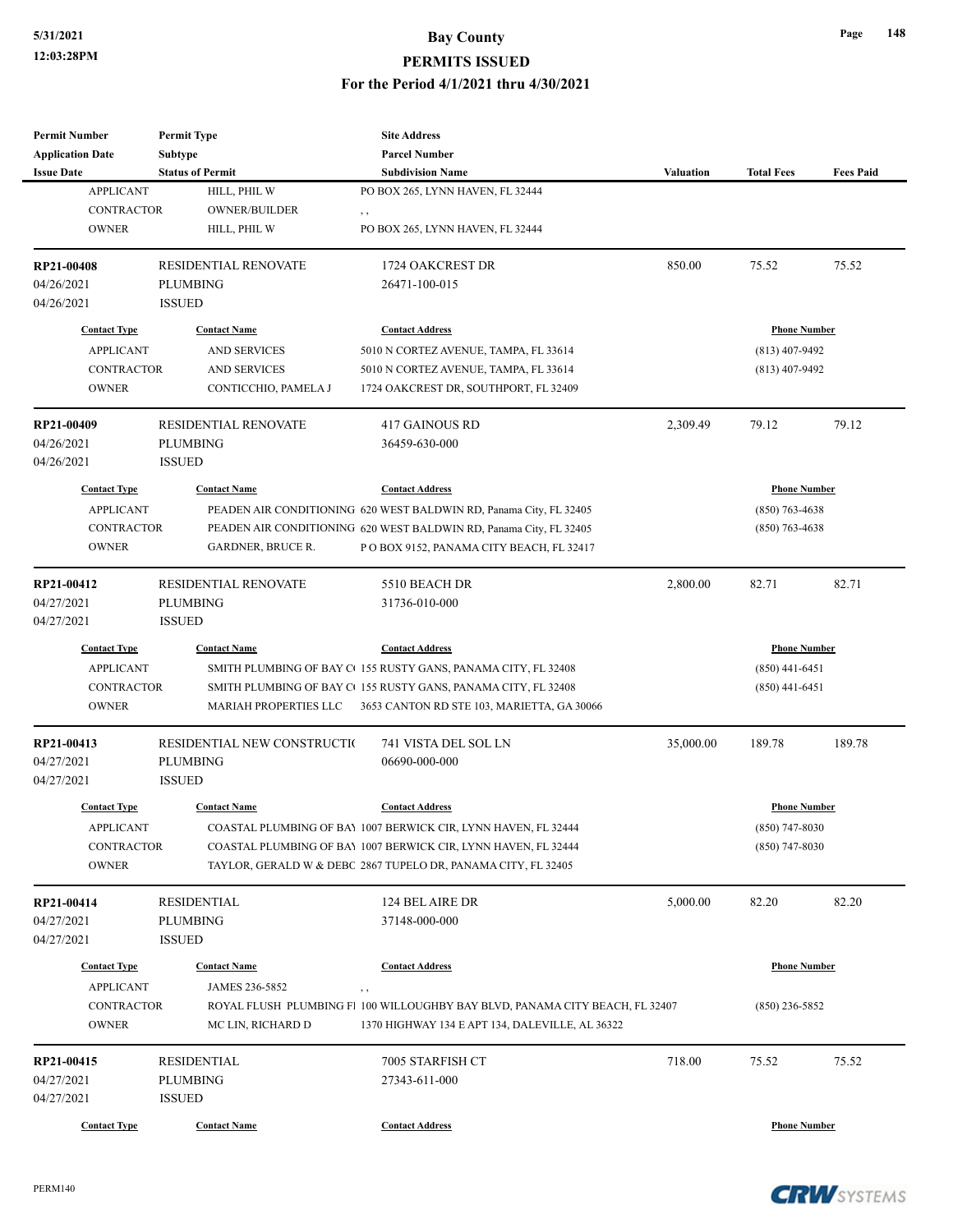| Permit Number<br>Application Date<br>Issue Date | Permit Type<br>Subtype<br>Status of Permit | Site Address<br>Parcel Number<br>Subdivision Name | Valuation | Total Fees | Fees Paid |
|---|---|---|---|---|---|
| APPLICANT | HILL, PHIL W | PO BOX 265, LYNN HAVEN, FL 32444 | | | |
| CONTRACTOR | OWNER/BUILDER | , , | | | |
| OWNER | HILL, PHIL W | PO BOX 265, LYNN HAVEN, FL 32444 | | | |

| | | | | | |
|---|---|---|---|---|---|
| **RP21-00408** | RESIDENTIAL RENOVATE | 1724 OAKCREST DR | 850.00 | 75.52 | 75.52 |
| 04/26/2021 | PLUMBING | 26471-100-015 | | | |
| 04/26/2021 | ISSUED | | | | |
| **Contact Type** | **Contact Name** | **Contact Address** | | **Phone Number** | |
| APPLICANT | AND SERVICES | 5010 N CORTEZ AVENUE, TAMPA, FL 33614 | | (813) 407-9492 | |
| CONTRACTOR | AND SERVICES | 5010 N CORTEZ AVENUE, TAMPA, FL 33614 | | (813) 407-9492 | |
| OWNER | CONTICCHIO, PAMELA J | 1724 OAKCREST DR, SOUTHPORT, FL 32409 | | | |

| | | | | | |
|---|---|---|---|---|---|
| **RP21-00409** | RESIDENTIAL RENOVATE | 417 GAINOUS RD | 2,309.49 | 79.12 | 79.12 |
| 04/26/2021 | PLUMBING | 36459-630-000 | | | |
| 04/26/2021 | ISSUED | | | | |
| **Contact Type** | **Contact Name** | **Contact Address** | | **Phone Number** | |
| APPLICANT | PEADEN AIR CONDITIONING | 620 WEST BALDWIN RD, Panama City, FL 32405 | | (850) 763-4638 | |
| CONTRACTOR | PEADEN AIR CONDITIONING | 620 WEST BALDWIN RD, Panama City, FL 32405 | | (850) 763-4638 | |
| OWNER | GARDNER, BRUCE R. | P O BOX 9152, PANAMA CITY BEACH, FL 32417 | | | |

| | | | | | |
|---|---|---|---|---|---|
| **RP21-00412** | RESIDENTIAL RENOVATE | 5510 BEACH DR | 2,800.00 | 82.71 | 82.71 |
| 04/27/2021 | PLUMBING | 31736-010-000 | | | |
| 04/27/2021 | ISSUED | | | | |
| **Contact Type** | **Contact Name** | **Contact Address** | | **Phone Number** | |
| APPLICANT | SMITH PLUMBING OF BAY C( | 155 RUSTY GANS, PANAMA CITY, FL 32408 | | (850) 441-6451 | |
| CONTRACTOR | SMITH PLUMBING OF BAY C( | 155 RUSTY GANS, PANAMA CITY, FL 32408 | | (850) 441-6451 | |
| OWNER | MARIAH PROPERTIES LLC | 3653 CANTON RD STE 103, MARIETTA, GA 30066 | | | |

| | | | | | |
|---|---|---|---|---|---|
| **RP21-00413** | RESIDENTIAL NEW CONSTRUCTI( | 741 VISTA DEL SOL LN | 35,000.00 | 189.78 | 189.78 |
| 04/27/2021 | PLUMBING | 06690-000-000 | | | |
| 04/27/2021 | ISSUED | | | | |
| **Contact Type** | **Contact Name** | **Contact Address** | | **Phone Number** | |
| APPLICANT | COASTAL PLUMBING OF BAY | 1007 BERWICK CIR, LYNN HAVEN, FL 32444 | | (850) 747-8030 | |
| CONTRACTOR | COASTAL PLUMBING OF BAY | 1007 BERWICK CIR, LYNN HAVEN, FL 32444 | | (850) 747-8030 | |
| OWNER | TAYLOR, GERALD W & DEBC | 2867 TUPELO DR, PANAMA CITY, FL 32405 | | | |

| | | | | | |
|---|---|---|---|---|---|
| **RP21-00414** | RESIDENTIAL | 124 BEL AIRE DR | 5,000.00 | 82.20 | 82.20 |
| 04/27/2021 | PLUMBING | 37148-000-000 | | | |
| 04/27/2021 | ISSUED | | | | |
| **Contact Type** | **Contact Name** | **Contact Address** | | **Phone Number** | |
| APPLICANT | JAMES 236-5852 | , , | | | |
| CONTRACTOR | ROYAL FLUSH PLUMBING F| | 100 WILLOUGHBY BAY BLVD, PANAMA CITY BEACH, FL 32407 | | (850) 236-5852 | |
| OWNER | MC LIN, RICHARD D | 1370 HIGHWAY 134 E APT 134, DALEVILLE, AL 36322 | | | |

| | | | | | |
|---|---|---|---|---|---|
| **RP21-00415** | RESIDENTIAL | 7005 STARFISH CT | 718.00 | 75.52 | 75.52 |
| 04/27/2021 | PLUMBING | 27343-611-000 | | | |
| 04/27/2021 | ISSUED | | | | |
| **Contact Type** | **Contact Name** | **Contact Address** | | **Phone Number** | |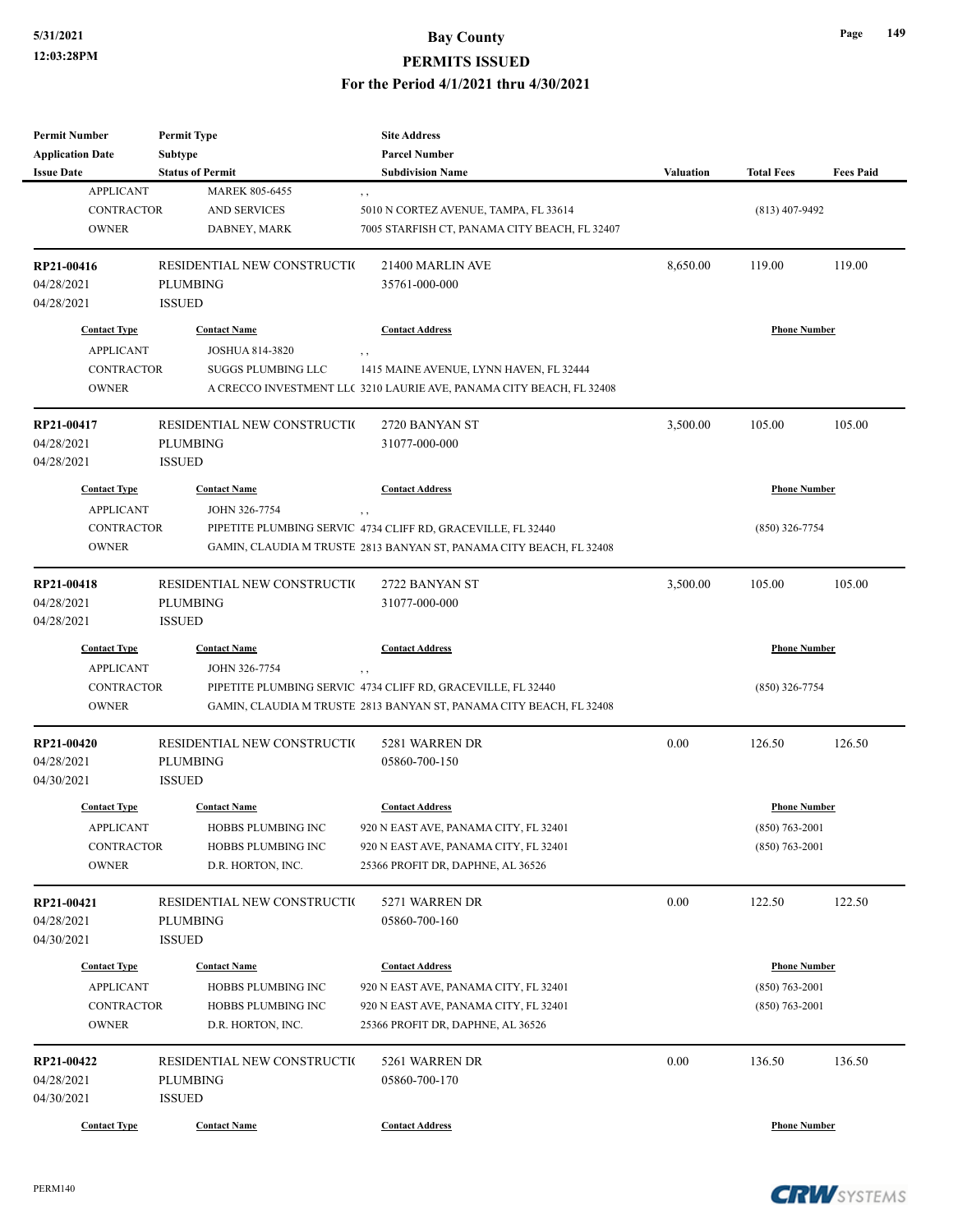| Permit Number | Permit Type | Site Address | | | |
|---|---|---|---|---|---|
| Application Date | Subtype | Parcel Number | | | |
| Issue Date | Status of Permit | Subdivision Name | Valuation | Total Fees | Fees Paid |
| APPLICANT | MAREK 805-6455 | , , | | | |
| CONTRACTOR | AND SERVICES | 5010 N CORTEZ AVENUE, TAMPA, FL 33614 | | (813) 407-9492 | |
| OWNER | DABNEY, MARK | 7005 STARFISH CT, PANAMA CITY BEACH, FL 32407 | | | |
| **RP21-00416** | RESIDENTIAL NEW CONSTRUCTI( | 21400 MARLIN AVE | 8,650.00 | 119.00 | 119.00 |
| 04/28/2021 | PLUMBING | 35761-000-000 | | | |
| 04/28/2021 | ISSUED | | | | |
| Contact Type | Contact Name | Contact Address | | Phone Number | |
| APPLICANT | JOSHUA 814-3820 | , , | | | |
| CONTRACTOR | SUGGS PLUMBING LLC | 1415 MAINE AVENUE, LYNN HAVEN, FL 32444 | | | |
| OWNER | A CRECCO INVESTMENT LL( | 3210 LAURIE AVE, PANAMA CITY BEACH, FL 32408 | | | |
| **RP21-00417** | RESIDENTIAL NEW CONSTRUCTI( | 2720 BANYAN ST | 3,500.00 | 105.00 | 105.00 |
| 04/28/2021 | PLUMBING | 31077-000-000 | | | |
| 04/28/2021 | ISSUED | | | | |
| Contact Type | Contact Name | Contact Address | | Phone Number | |
| APPLICANT | JOHN 326-7754 | , , | | | |
| CONTRACTOR | PIPETITE PLUMBING SERVIC | 4734 CLIFF RD, GRACEVILLE, FL 32440 | | (850) 326-7754 | |
| OWNER | GAMIN, CLAUDIA M TRUSTE | 2813 BANYAN ST, PANAMA CITY BEACH, FL 32408 | | | |
| **RP21-00418** | RESIDENTIAL NEW CONSTRUCTI( | 2722 BANYAN ST | 3,500.00 | 105.00 | 105.00 |
| 04/28/2021 | PLUMBING | 31077-000-000 | | | |
| 04/28/2021 | ISSUED | | | | |
| Contact Type | Contact Name | Contact Address | | Phone Number | |
| APPLICANT | JOHN 326-7754 | , , | | | |
| CONTRACTOR | PIPETITE PLUMBING SERVIC | 4734 CLIFF RD, GRACEVILLE, FL 32440 | | (850) 326-7754 | |
| OWNER | GAMIN, CLAUDIA M TRUSTE | 2813 BANYAN ST, PANAMA CITY BEACH, FL 32408 | | | |
| **RP21-00420** | RESIDENTIAL NEW CONSTRUCTI( | 5281 WARREN DR | 0.00 | 126.50 | 126.50 |
| 04/28/2021 | PLUMBING | 05860-700-150 | | | |
| 04/30/2021 | ISSUED | | | | |
| Contact Type | Contact Name | Contact Address | | Phone Number | |
| APPLICANT | HOBBS PLUMBING INC | 920 N EAST AVE, PANAMA CITY, FL 32401 | | (850) 763-2001 | |
| CONTRACTOR | HOBBS PLUMBING INC | 920 N EAST AVE, PANAMA CITY, FL 32401 | | (850) 763-2001 | |
| OWNER | D.R. HORTON, INC. | 25366 PROFIT DR, DAPHNE, AL 36526 | | | |
| **RP21-00421** | RESIDENTIAL NEW CONSTRUCTI( | 5271 WARREN DR | 0.00 | 122.50 | 122.50 |
| 04/28/2021 | PLUMBING | 05860-700-160 | | | |
| 04/30/2021 | ISSUED | | | | |
| Contact Type | Contact Name | Contact Address | | Phone Number | |
| APPLICANT | HOBBS PLUMBING INC | 920 N EAST AVE, PANAMA CITY, FL 32401 | | (850) 763-2001 | |
| CONTRACTOR | HOBBS PLUMBING INC | 920 N EAST AVE, PANAMA CITY, FL 32401 | | (850) 763-2001 | |
| OWNER | D.R. HORTON, INC. | 25366 PROFIT DR, DAPHNE, AL 36526 | | | |
| **RP21-00422** | RESIDENTIAL NEW CONSTRUCTI( | 5261 WARREN DR | 0.00 | 136.50 | 136.50 |
| 04/28/2021 | PLUMBING | 05860-700-170 | | | |
| 04/30/2021 | ISSUED | | | | |
| Contact Type | Contact Name | Contact Address | | Phone Number | |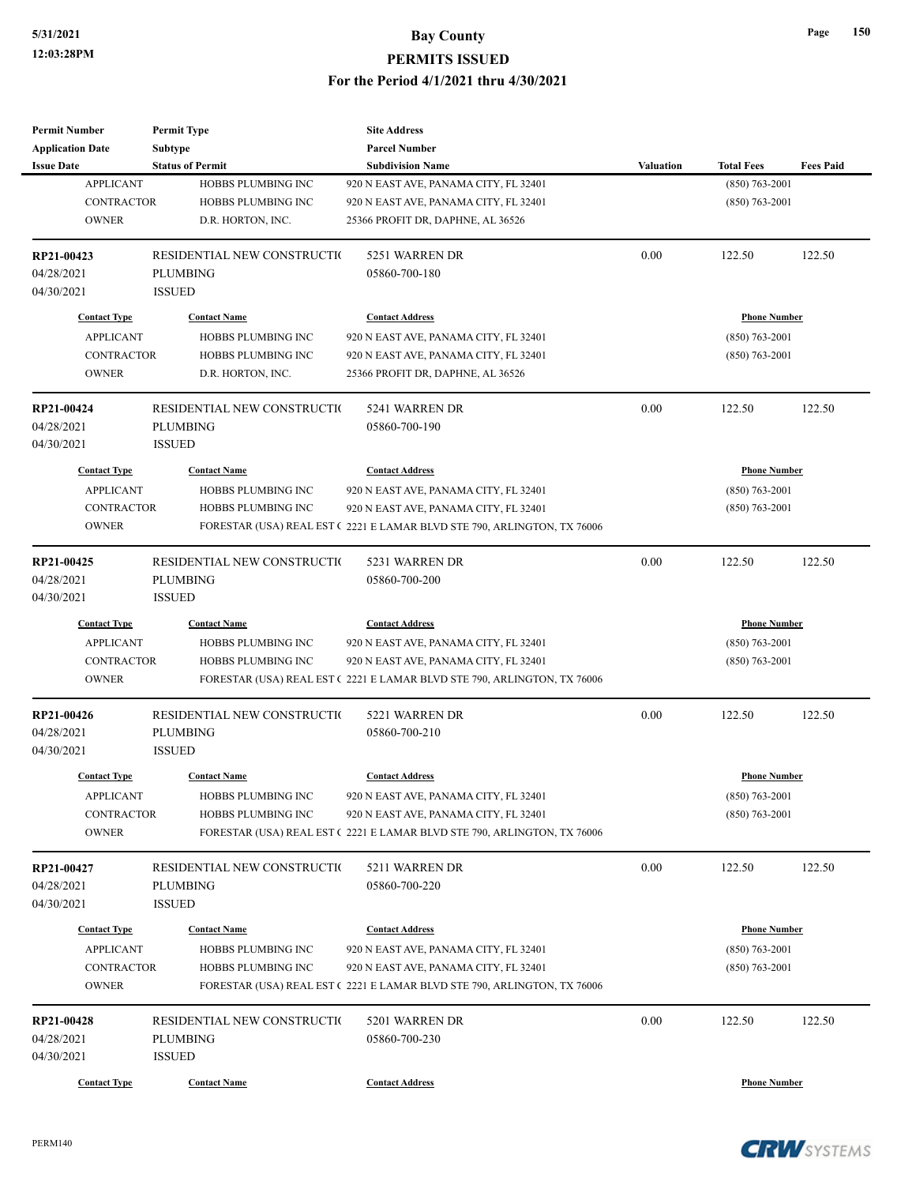| Permit Number | Permit Type | Site Address | | | |
|---|---|---|---|---|---|
| Application Date | Subtype | Parcel Number | | | |
| Issue Date | Status of Permit | Subdivision Name | Valuation | Total Fees | Fees Paid |
| APPLICANT | HOBBS PLUMBING INC | 920 N EAST AVE, PANAMA CITY, FL 32401 | | (850) 763-2001 | |
| CONTRACTOR | HOBBS PLUMBING INC | 920 N EAST AVE, PANAMA CITY, FL 32401 | | (850) 763-2001 | |
| OWNER | D.R. HORTON, INC. | 25366 PROFIT DR, DAPHNE, AL 36526 | | | |
| **RP21-00423** | RESIDENTIAL NEW CONSTRUCTI( | 5251 WARREN DR | 0.00 | 122.50 | 122.50 |
| 04/28/2021 | PLUMBING | 05860-700-180 | | | |
| 04/30/2021 | ISSUED | | | | |
| Contact Type | Contact Name | Contact Address | | Phone Number | |
| APPLICANT | HOBBS PLUMBING INC | 920 N EAST AVE, PANAMA CITY, FL 32401 | | (850) 763-2001 | |
| CONTRACTOR | HOBBS PLUMBING INC | 920 N EAST AVE, PANAMA CITY, FL 32401 | | (850) 763-2001 | |
| OWNER | D.R. HORTON, INC. | 25366 PROFIT DR, DAPHNE, AL 36526 | | | |
| **RP21-00424** | RESIDENTIAL NEW CONSTRUCTI( | 5241 WARREN DR | 0.00 | 122.50 | 122.50 |
| 04/28/2021 | PLUMBING | 05860-700-190 | | | |
| 04/30/2021 | ISSUED | | | | |
| Contact Type | Contact Name | Contact Address | | Phone Number | |
| APPLICANT | HOBBS PLUMBING INC | 920 N EAST AVE, PANAMA CITY, FL 32401 | | (850) 763-2001 | |
| CONTRACTOR | HOBBS PLUMBING INC | 920 N EAST AVE, PANAMA CITY, FL 32401 | | (850) 763-2001 | |
| OWNER | FORESTAR (USA) REAL EST ( | 2221 E LAMAR BLVD STE 790, ARLINGTON, TX 76006 | | | |
| **RP21-00425** | RESIDENTIAL NEW CONSTRUCTI( | 5231 WARREN DR | 0.00 | 122.50 | 122.50 |
| 04/28/2021 | PLUMBING | 05860-700-200 | | | |
| 04/30/2021 | ISSUED | | | | |
| Contact Type | Contact Name | Contact Address | | Phone Number | |
| APPLICANT | HOBBS PLUMBING INC | 920 N EAST AVE, PANAMA CITY, FL 32401 | | (850) 763-2001 | |
| CONTRACTOR | HOBBS PLUMBING INC | 920 N EAST AVE, PANAMA CITY, FL 32401 | | (850) 763-2001 | |
| OWNER | FORESTAR (USA) REAL EST ( | 2221 E LAMAR BLVD STE 790, ARLINGTON, TX 76006 | | | |
| **RP21-00426** | RESIDENTIAL NEW CONSTRUCTI( | 5221 WARREN DR | 0.00 | 122.50 | 122.50 |
| 04/28/2021 | PLUMBING | 05860-700-210 | | | |
| 04/30/2021 | ISSUED | | | | |
| Contact Type | Contact Name | Contact Address | | Phone Number | |
| APPLICANT | HOBBS PLUMBING INC | 920 N EAST AVE, PANAMA CITY, FL 32401 | | (850) 763-2001 | |
| CONTRACTOR | HOBBS PLUMBING INC | 920 N EAST AVE, PANAMA CITY, FL 32401 | | (850) 763-2001 | |
| OWNER | FORESTAR (USA) REAL EST ( | 2221 E LAMAR BLVD STE 790, ARLINGTON, TX 76006 | | | |
| **RP21-00427** | RESIDENTIAL NEW CONSTRUCTI( | 5211 WARREN DR | 0.00 | 122.50 | 122.50 |
| 04/28/2021 | PLUMBING | 05860-700-220 | | | |
| 04/30/2021 | ISSUED | | | | |
| Contact Type | Contact Name | Contact Address | | Phone Number | |
| APPLICANT | HOBBS PLUMBING INC | 920 N EAST AVE, PANAMA CITY, FL 32401 | | (850) 763-2001 | |
| CONTRACTOR | HOBBS PLUMBING INC | 920 N EAST AVE, PANAMA CITY, FL 32401 | | (850) 763-2001 | |
| OWNER | FORESTAR (USA) REAL EST ( | 2221 E LAMAR BLVD STE 790, ARLINGTON, TX 76006 | | | |
| **RP21-00428** | RESIDENTIAL NEW CONSTRUCTI( | 5201 WARREN DR | 0.00 | 122.50 | 122.50 |
| 04/28/2021 | PLUMBING | 05860-700-230 | | | |
| 04/30/2021 | ISSUED | | | | |
| Contact Type | Contact Name | Contact Address | | Phone Number | |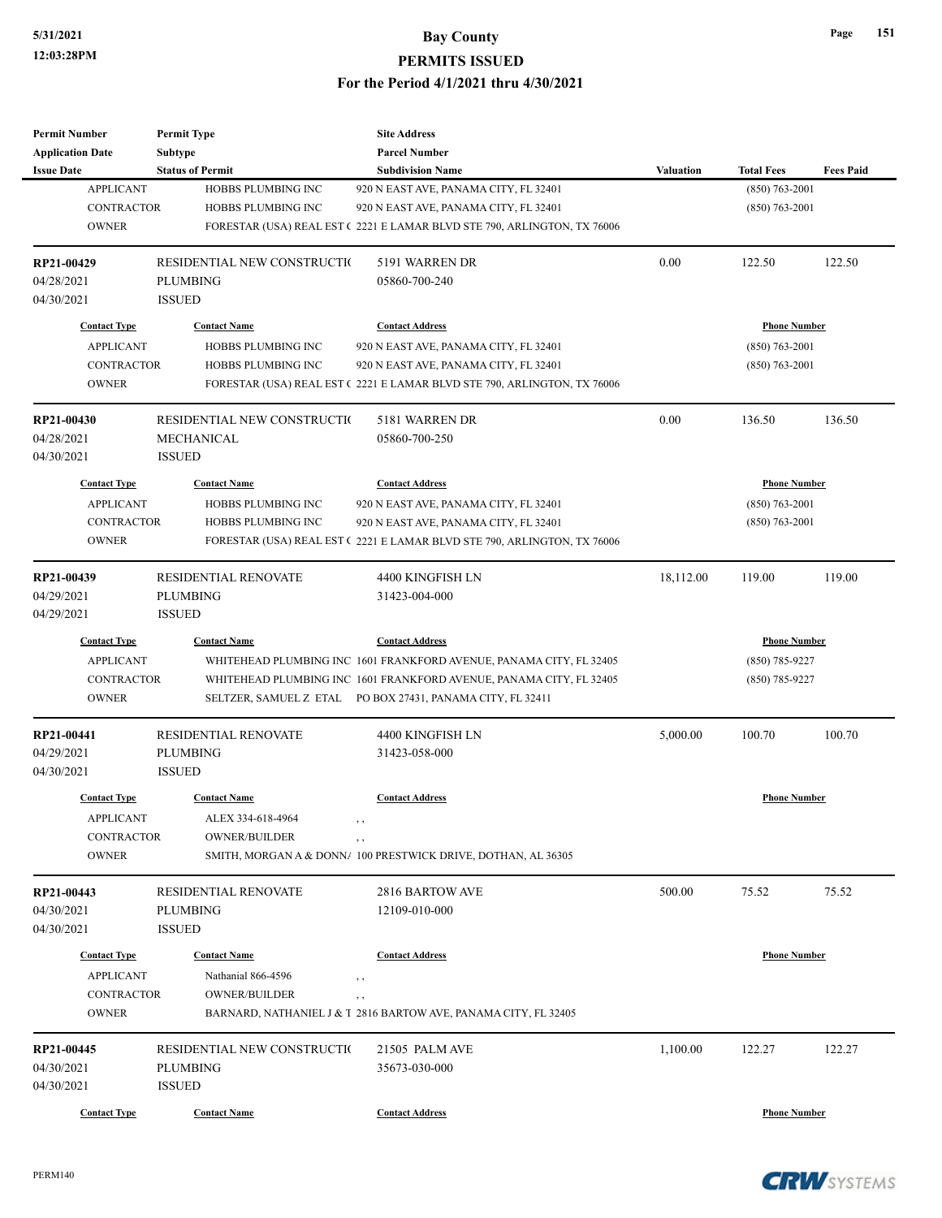**Bay County**
**PERMITS ISSUED**
**For the Period 4/1/2021 thru 4/30/2021**

| Permit Number / Application Date / Issue Date | Permit Type / Subtype / Status of Permit | Site Address / Parcel Number / Subdivision Name | Valuation | Total Fees | Fees Paid |
|---|---|---|---|---|---|
| APPLICANT | HOBBS PLUMBING INC | 920 N EAST AVE, PANAMA CITY, FL 32401 | | (850) 763-2001 | |
| CONTRACTOR | HOBBS PLUMBING INC | 920 N EAST AVE, PANAMA CITY, FL 32401 | | (850) 763-2001 | |
| OWNER | FORESTAR (USA) REAL EST ( | 2221 E LAMAR BLVD STE 790, ARLINGTON, TX 76006 | | | |

| Permit Number | Permit Type | Site Address | Valuation | Total Fees | Fees Paid |
|---|---|---|---|---|---|
| **RP21-00429** | RESIDENTIAL NEW CONSTRUCTIO | 5191 WARREN DR | 0.00 | 122.50 | 122.50 |
| 04/28/2021 | PLUMBING | 05860-700-240 | | | |
| 04/30/2021 | ISSUED | | | | |

| Contact Type | Contact Name | Contact Address | Phone Number |
|---|---|---|---|
| APPLICANT | HOBBS PLUMBING INC | 920 N EAST AVE, PANAMA CITY, FL 32401 | (850) 763-2001 |
| CONTRACTOR | HOBBS PLUMBING INC | 920 N EAST AVE, PANAMA CITY, FL 32401 | (850) 763-2001 |
| OWNER | FORESTAR (USA) REAL EST ( | 2221 E LAMAR BLVD STE 790, ARLINGTON, TX 76006 | |

| Permit Number | Permit Type | Site Address | Valuation | Total Fees | Fees Paid |
|---|---|---|---|---|---|
| **RP21-00430** | RESIDENTIAL NEW CONSTRUCTIO | 5181 WARREN DR | 0.00 | 136.50 | 136.50 |
| 04/28/2021 | MECHANICAL | 05860-700-250 | | | |
| 04/30/2021 | ISSUED | | | | |

| Contact Type | Contact Name | Contact Address | Phone Number |
|---|---|---|---|
| APPLICANT | HOBBS PLUMBING INC | 920 N EAST AVE, PANAMA CITY, FL 32401 | (850) 763-2001 |
| CONTRACTOR | HOBBS PLUMBING INC | 920 N EAST AVE, PANAMA CITY, FL 32401 | (850) 763-2001 |
| OWNER | FORESTAR (USA) REAL EST ( | 2221 E LAMAR BLVD STE 790, ARLINGTON, TX 76006 | |

| Permit Number | Permit Type | Site Address | Valuation | Total Fees | Fees Paid |
|---|---|---|---|---|---|
| **RP21-00439** | RESIDENTIAL RENOVATE | 4400 KINGFISH LN | 18,112.00 | 119.00 | 119.00 |
| 04/29/2021 | PLUMBING | 31423-004-000 | | | |
| 04/29/2021 | ISSUED | | | | |

| Contact Type | Contact Name | Contact Address | Phone Number |
|---|---|---|---|
| APPLICANT | WHITEHEAD PLUMBING INC | 1601 FRANKFORD AVENUE, PANAMA CITY, FL 32405 | (850) 785-9227 |
| CONTRACTOR | WHITEHEAD PLUMBING INC | 1601 FRANKFORD AVENUE, PANAMA CITY, FL 32405 | (850) 785-9227 |
| OWNER | SELTZER, SAMUEL Z ETAL | PO BOX 27431, PANAMA CITY, FL 32411 | |

| Permit Number | Permit Type | Site Address | Valuation | Total Fees | Fees Paid |
|---|---|---|---|---|---|
| **RP21-00441** | RESIDENTIAL RENOVATE | 4400 KINGFISH LN | 5,000.00 | 100.70 | 100.70 |
| 04/29/2021 | PLUMBING | 31423-058-000 | | | |
| 04/30/2021 | ISSUED | | | | |

| Contact Type | Contact Name | Contact Address | Phone Number |
|---|---|---|---|
| APPLICANT | ALEX 334-618-4964 | , , | |
| CONTRACTOR | OWNER/BUILDER | , , | |
| OWNER | SMITH, MORGAN A & DONN/ | 100 PRESTWICK DRIVE, DOTHAN, AL 36305 | |

| Permit Number | Permit Type | Site Address | Valuation | Total Fees | Fees Paid |
|---|---|---|---|---|---|
| **RP21-00443** | RESIDENTIAL RENOVATE | 2816 BARTOW AVE | 500.00 | 75.52 | 75.52 |
| 04/30/2021 | PLUMBING | 12109-010-000 | | | |
| 04/30/2021 | ISSUED | | | | |

| Contact Type | Contact Name | Contact Address | Phone Number |
|---|---|---|---|
| APPLICANT | Nathanial 866-4596 | , , | |
| CONTRACTOR | OWNER/BUILDER | , , | |
| OWNER | BARNARD, NATHANIEL J & T | 2816 BARTOW AVE, PANAMA CITY, FL 32405 | |

| Permit Number | Permit Type | Site Address | Valuation | Total Fees | Fees Paid |
|---|---|---|---|---|---|
| **RP21-00445** | RESIDENTIAL NEW CONSTRUCTIO | 21505 PALM AVE | 1,100.00 | 122.27 | 122.27 |
| 04/30/2021 | PLUMBING | 35673-030-000 | | | |
| 04/30/2021 | ISSUED | | | | |

| Contact Type | Contact Name | Contact Address | Phone Number |
|---|---|---|---|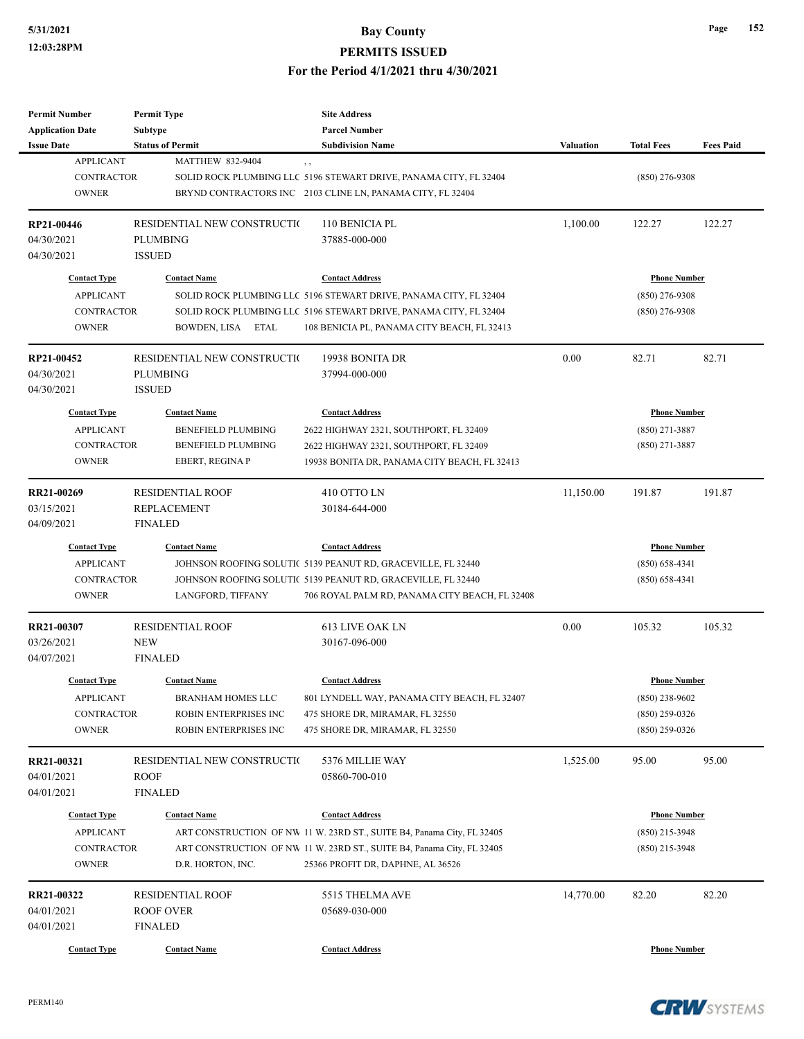**Bay County**
**PERMITS ISSUED**
**For the Period 4/1/2021 thru 4/30/2021**

5/31/2021
12:03:28PM

| Permit Number / Application Date / Issue Date | Permit Type / Subtype / Status of Permit | Site Address / Parcel Number / Subdivision Name | Valuation | Total Fees | Fees Paid |
|---|---|---|---|---|---|
| APPLICANT | MATTHEW 832-9404 | , , | | | |
| CONTRACTOR | SOLID ROCK PLUMBING LLC | 5196 STEWART DRIVE, PANAMA CITY, FL 32404 | | (850) 276-9308 | |
| OWNER | BRYND CONTRACTORS INC | 2103 CLINE LN, PANAMA CITY, FL 32404 | | | |

| Permit Number | Permit Type | Site Address | Valuation | Total Fees | Fees Paid |
|---|---|---|---|---|---|
| RP21-00446 | RESIDENTIAL NEW CONSTRUCTI( | 110 BENICIA PL | 1,100.00 | 122.27 | 122.27 |
| 04/30/2021 | PLUMBING | 37885-000-000 | | | |
| 04/30/2021 | ISSUED | | | | |

| Contact Type | Contact Name | Contact Address | Phone Number |
|---|---|---|---|
| APPLICANT | SOLID ROCK PLUMBING LLC | 5196 STEWART DRIVE, PANAMA CITY, FL 32404 | (850) 276-9308 |
| CONTRACTOR | SOLID ROCK PLUMBING LLC | 5196 STEWART DRIVE, PANAMA CITY, FL 32404 | (850) 276-9308 |
| OWNER | BOWDEN, LISA ETAL | 108 BENICIA PL, PANAMA CITY BEACH, FL 32413 | |

| Permit Number | Permit Type | Site Address | Valuation | Total Fees | Fees Paid |
|---|---|---|---|---|---|
| RP21-00452 | RESIDENTIAL NEW CONSTRUCTI( | 19938 BONITA DR | 0.00 | 82.71 | 82.71 |
| 04/30/2021 | PLUMBING | 37994-000-000 | | | |
| 04/30/2021 | ISSUED | | | | |

| Contact Type | Contact Name | Contact Address | Phone Number |
|---|---|---|---|
| APPLICANT | BENEFIELD PLUMBING | 2622 HIGHWAY 2321, SOUTHPORT, FL 32409 | (850) 271-3887 |
| CONTRACTOR | BENEFIELD PLUMBING | 2622 HIGHWAY 2321, SOUTHPORT, FL 32409 | (850) 271-3887 |
| OWNER | EBERT, REGINA P | 19938 BONITA DR, PANAMA CITY BEACH, FL 32413 | |

| Permit Number | Permit Type | Site Address | Valuation | Total Fees | Fees Paid |
|---|---|---|---|---|---|
| RR21-00269 | RESIDENTIAL ROOF | 410 OTTO LN | 11,150.00 | 191.87 | 191.87 |
| 03/15/2021 | REPLACEMENT | 30184-644-000 | | | |
| 04/09/2021 | FINALED | | | | |

| Contact Type | Contact Name | Contact Address | Phone Number |
|---|---|---|---|
| APPLICANT | JOHNSON ROOFING SOLUTI( | 5139 PEANUT RD, GRACEVILLE, FL 32440 | (850) 658-4341 |
| CONTRACTOR | JOHNSON ROOFING SOLUTI( | 5139 PEANUT RD, GRACEVILLE, FL 32440 | (850) 658-4341 |
| OWNER | LANGFORD, TIFFANY | 706 ROYAL PALM RD, PANAMA CITY BEACH, FL 32408 | |

| Permit Number | Permit Type | Site Address | Valuation | Total Fees | Fees Paid |
|---|---|---|---|---|---|
| RR21-00307 | RESIDENTIAL ROOF | 613 LIVE OAK LN | 0.00 | 105.32 | 105.32 |
| 03/26/2021 | NEW | 30167-096-000 | | | |
| 04/07/2021 | FINALED | | | | |

| Contact Type | Contact Name | Contact Address | Phone Number |
|---|---|---|---|
| APPLICANT | BRANHAM HOMES LLC | 801 LYNDELL WAY, PANAMA CITY BEACH, FL 32407 | (850) 238-9602 |
| CONTRACTOR | ROBIN ENTERPRISES INC | 475 SHORE DR, MIRAMAR, FL 32550 | (850) 259-0326 |
| OWNER | ROBIN ENTERPRISES INC | 475 SHORE DR, MIRAMAR, FL 32550 | (850) 259-0326 |

| Permit Number | Permit Type | Site Address | Valuation | Total Fees | Fees Paid |
|---|---|---|---|---|---|
| RR21-00321 | RESIDENTIAL NEW CONSTRUCTI( | 5376 MILLIE WAY | 1,525.00 | 95.00 | 95.00 |
| 04/01/2021 | ROOF | 05860-700-010 | | | |
| 04/01/2021 | FINALED | | | | |

| Contact Type | Contact Name | Contact Address | Phone Number |
|---|---|---|---|
| APPLICANT | ART CONSTRUCTION OF NW | 11 W. 23RD ST., SUITE B4, Panama City, FL 32405 | (850) 215-3948 |
| CONTRACTOR | ART CONSTRUCTION OF NW | 11 W. 23RD ST., SUITE B4, Panama City, FL 32405 | (850) 215-3948 |
| OWNER | D.R. HORTON, INC. | 25366 PROFIT DR, DAPHNE, AL 36526 | |

| Permit Number | Permit Type | Site Address | Valuation | Total Fees | Fees Paid |
|---|---|---|---|---|---|
| RR21-00322 | RESIDENTIAL ROOF | 5515 THELMA AVE | 14,770.00 | 82.20 | 82.20 |
| 04/01/2021 | ROOF OVER | 05689-030-000 | | | |
| 04/01/2021 | FINALED | | | | |

| Contact Type | Contact Name | Contact Address | Phone Number |
|---|---|---|---|

PERM140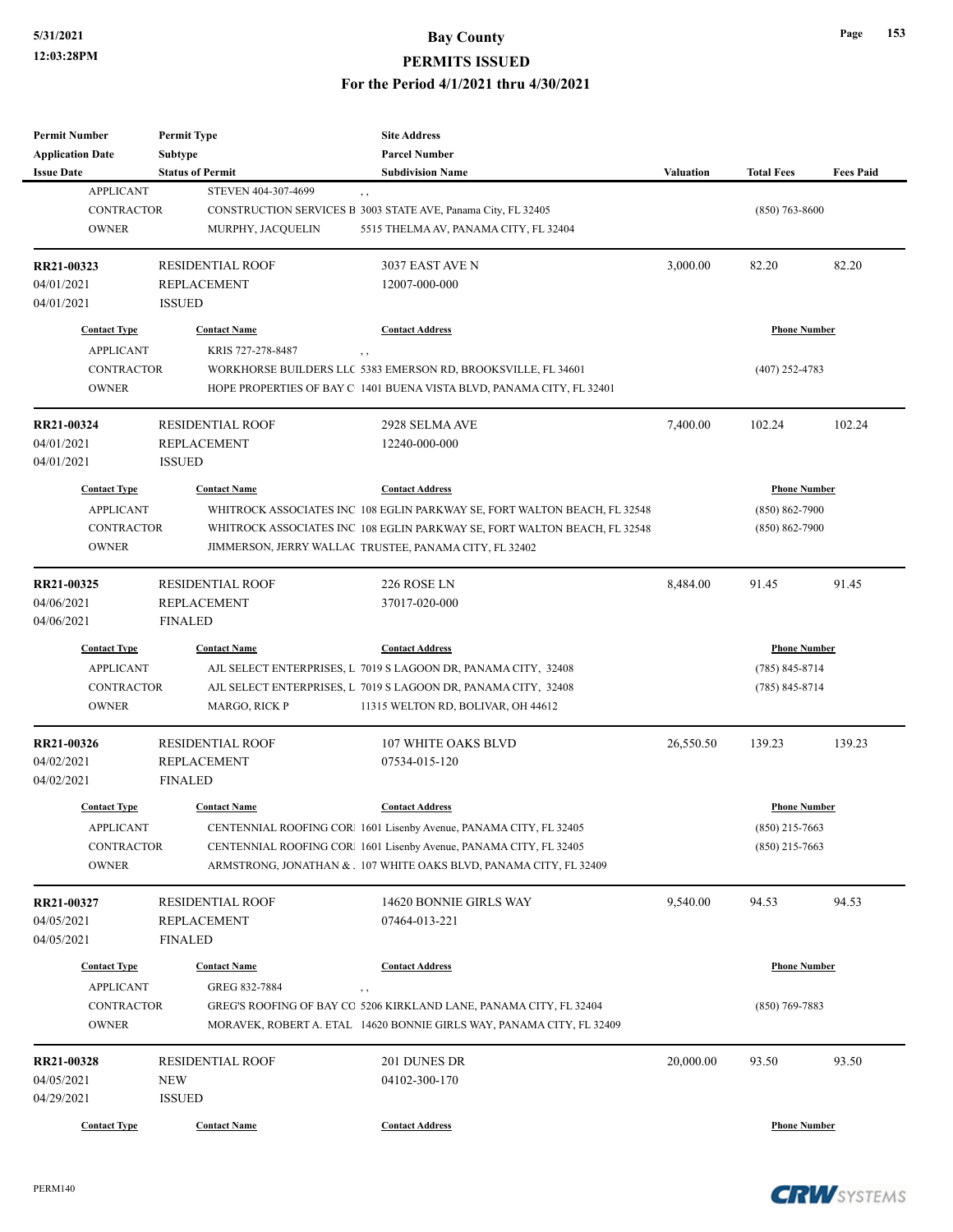# Bay County

## PERMITS ISSUED

### For the Period 4/1/2021 thru 4/30/2021

| Permit Number / Application Date / Issue Date | Permit Type / Subtype / Status of Permit | Site Address / Parcel Number / Subdivision Name | Valuation | Total Fees | Fees Paid |
|---|---|---|---|---|---|
| APPLICANT | STEVEN 404-307-4699 | , , | | | |
| CONTRACTOR | CONSTRUCTION SERVICES B | 3003 STATE AVE, Panama City, FL 32405 | | (850) 763-8600 | |
| OWNER | MURPHY, JACQUELIN | 5515 THELMA AV, PANAMA CITY, FL 32404 | | | |
| **RR21-00323** | RESIDENTIAL ROOF | 3037 EAST AVE N | 3,000.00 | 82.20 | 82.20 |
| 04/01/2021 | REPLACEMENT | 12007-000-000 | | | |
| 04/01/2021 | ISSUED | | | | |
| **Contact Type** | **Contact Name** | **Contact Address** | | **Phone Number** | |
| APPLICANT | KRIS 727-278-8487 | , , | | | |
| CONTRACTOR | WORKHORSE BUILDERS LLC | 5383 EMERSON RD, BROOKSVILLE, FL 34601 | | (407) 252-4783 | |
| OWNER | HOPE PROPERTIES OF BAY C | 1401 BUENA VISTA BLVD, PANAMA CITY, FL 32401 | | | |
| **RR21-00324** | RESIDENTIAL ROOF | 2928 SELMA AVE | 7,400.00 | 102.24 | 102.24 |
| 04/01/2021 | REPLACEMENT | 12240-000-000 | | | |
| 04/01/2021 | ISSUED | | | | |
| **Contact Type** | **Contact Name** | **Contact Address** | | **Phone Number** | |
| APPLICANT | WHITROCK ASSOCIATES INC | 108 EGLIN PARKWAY SE, FORT WALTON BEACH, FL 32548 | | (850) 862-7900 | |
| CONTRACTOR | WHITROCK ASSOCIATES INC | 108 EGLIN PARKWAY SE, FORT WALTON BEACH, FL 32548 | | (850) 862-7900 | |
| OWNER | JIMMERSON, JERRY WALLAC | TRUSTEE, PANAMA CITY, FL 32402 | | | |
| **RR21-00325** | RESIDENTIAL ROOF | 226 ROSE LN | 8,484.00 | 91.45 | 91.45 |
| 04/06/2021 | REPLACEMENT | 37017-020-000 | | | |
| 04/06/2021 | FINALED | | | | |
| **Contact Type** | **Contact Name** | **Contact Address** | | **Phone Number** | |
| APPLICANT | AJL SELECT ENTERPRISES, L | 7019 S LAGOON DR, PANAMA CITY, 32408 | | (785) 845-8714 | |
| CONTRACTOR | AJL SELECT ENTERPRISES, L | 7019 S LAGOON DR, PANAMA CITY, 32408 | | (785) 845-8714 | |
| OWNER | MARGO, RICK P | 11315 WELTON RD, BOLIVAR, OH 44612 | | | |
| **RR21-00326** | RESIDENTIAL ROOF | 107 WHITE OAKS BLVD | 26,550.50 | 139.23 | 139.23 |
| 04/02/2021 | REPLACEMENT | 07534-015-120 | | | |
| 04/02/2021 | FINALED | | | | |
| **Contact Type** | **Contact Name** | **Contact Address** | | **Phone Number** | |
| APPLICANT | CENTENNIAL ROOFING CORI | 1601 Lisenby Avenue, PANAMA CITY, FL 32405 | | (850) 215-7663 | |
| CONTRACTOR | CENTENNIAL ROOFING CORI | 1601 Lisenby Avenue, PANAMA CITY, FL 32405 | | (850) 215-7663 | |
| OWNER | ARMSTRONG, JONATHAN & . | 107 WHITE OAKS BLVD, PANAMA CITY, FL 32409 | | | |
| **RR21-00327** | RESIDENTIAL ROOF | 14620 BONNIE GIRLS WAY | 9,540.00 | 94.53 | 94.53 |
| 04/05/2021 | REPLACEMENT | 07464-013-221 | | | |
| 04/05/2021 | FINALED | | | | |
| **Contact Type** | **Contact Name** | **Contact Address** | | **Phone Number** | |
| APPLICANT | GREG 832-7884 | , , | | | |
| CONTRACTOR | GREG'S ROOFING OF BAY CO | 5206 KIRKLAND LANE, PANAMA CITY, FL 32404 | | (850) 769-7883 | |
| OWNER | MORAVEK, ROBERT A. ETAL | 14620 BONNIE GIRLS WAY, PANAMA CITY, FL 32409 | | | |
| **RR21-00328** | RESIDENTIAL ROOF | 201 DUNES DR | 20,000.00 | 93.50 | 93.50 |
| 04/05/2021 | NEW | 04102-300-170 | | | |
| 04/29/2021 | ISSUED | | | | |
| **Contact Type** | **Contact Name** | **Contact Address** | | **Phone Number** | |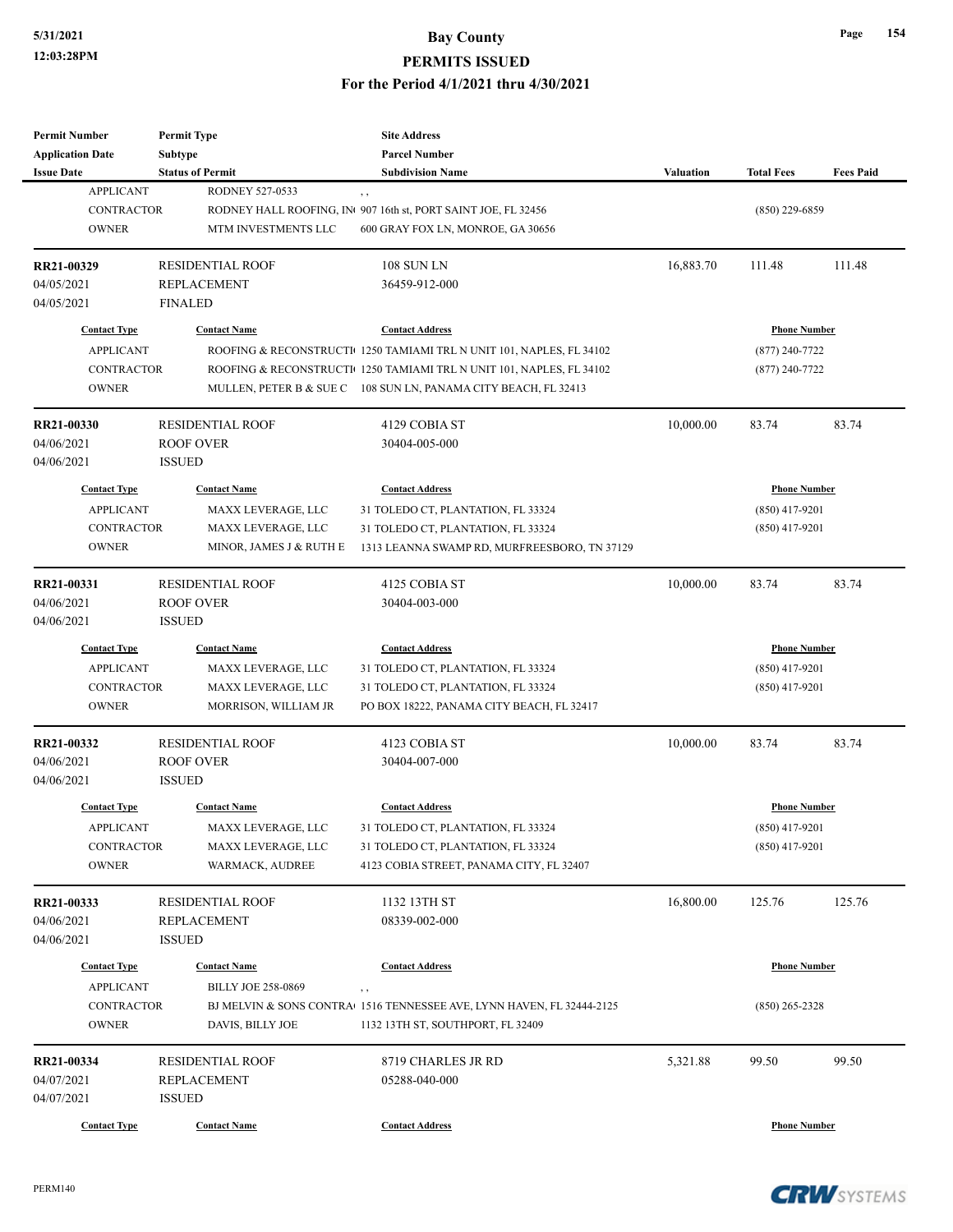| Permit Number | Permit Type | Site Address | | | |
|---|---|---|---|---|---|
| Application Date | Subtype | Parcel Number | | | |
| Issue Date | Status of Permit | Subdivision Name | Valuation | Total Fees | Fees Paid |

| Contact Type | Contact Name | Contact Address | Phone Number |
|---|---|---|---|
| APPLICANT | RODNEY 527-0533 | , , | |
| CONTRACTOR | RODNEY HALL ROOFING, IN | 907 16th st, PORT SAINT JOE, FL 32456 | (850) 229-6859 |
| OWNER | MTM INVESTMENTS LLC | 600 GRAY FOX LN, MONROE, GA 30656 | |

| RR21-00329 | RESIDENTIAL ROOF | 108 SUN LN | 16,883.70 | 111.48 | 111.48 |
|---|---|---|---|---|---|
| 04/05/2021 | REPLACEMENT | 36459-912-000 | | | |
| 04/05/2021 | FINALED | | | | |

| Contact Type | Contact Name | Contact Address | Phone Number |
|---|---|---|---|
| APPLICANT | ROOFING & RECONSTRUCTI | 1250 TAMIAMI TRL N UNIT 101, NAPLES, FL 34102 | (877) 240-7722 |
| CONTRACTOR | ROOFING & RECONSTRUCTI | 1250 TAMIAMI TRL N UNIT 101, NAPLES, FL 34102 | (877) 240-7722 |
| OWNER | MULLEN, PETER B & SUE C | 108 SUN LN, PANAMA CITY BEACH, FL 32413 | |

| RR21-00330 | RESIDENTIAL ROOF | 4129 COBIA ST | 10,000.00 | 83.74 | 83.74 |
|---|---|---|---|---|---|
| 04/06/2021 | ROOF OVER | 30404-005-000 | | | |
| 04/06/2021 | ISSUED | | | | |

| Contact Type | Contact Name | Contact Address | Phone Number |
|---|---|---|---|
| APPLICANT | MAXX LEVERAGE, LLC | 31 TOLEDO CT, PLANTATION, FL 33324 | (850) 417-9201 |
| CONTRACTOR | MAXX LEVERAGE, LLC | 31 TOLEDO CT, PLANTATION, FL 33324 | (850) 417-9201 |
| OWNER | MINOR, JAMES J & RUTH E | 1313 LEANNA SWAMP RD, MURFREESBORO, TN 37129 | |

| RR21-00331 | RESIDENTIAL ROOF | 4125 COBIA ST | 10,000.00 | 83.74 | 83.74 |
|---|---|---|---|---|---|
| 04/06/2021 | ROOF OVER | 30404-003-000 | | | |
| 04/06/2021 | ISSUED | | | | |

| Contact Type | Contact Name | Contact Address | Phone Number |
|---|---|---|---|
| APPLICANT | MAXX LEVERAGE, LLC | 31 TOLEDO CT, PLANTATION, FL 33324 | (850) 417-9201 |
| CONTRACTOR | MAXX LEVERAGE, LLC | 31 TOLEDO CT, PLANTATION, FL 33324 | (850) 417-9201 |
| OWNER | MORRISON, WILLIAM JR | PO BOX 18222, PANAMA CITY BEACH, FL 32417 | |

| RR21-00332 | RESIDENTIAL ROOF | 4123 COBIA ST | 10,000.00 | 83.74 | 83.74 |
|---|---|---|---|---|---|
| 04/06/2021 | ROOF OVER | 30404-007-000 | | | |
| 04/06/2021 | ISSUED | | | | |

| Contact Type | Contact Name | Contact Address | Phone Number |
|---|---|---|---|
| APPLICANT | MAXX LEVERAGE, LLC | 31 TOLEDO CT, PLANTATION, FL 33324 | (850) 417-9201 |
| CONTRACTOR | MAXX LEVERAGE, LLC | 31 TOLEDO CT, PLANTATION, FL 33324 | (850) 417-9201 |
| OWNER | WARMACK, AUDREE | 4123 COBIA STREET, PANAMA CITY, FL 32407 | |

| RR21-00333 | RESIDENTIAL ROOF | 1132 13TH ST | 16,800.00 | 125.76 | 125.76 |
|---|---|---|---|---|---|
| 04/06/2021 | REPLACEMENT | 08339-002-000 | | | |
| 04/06/2021 | ISSUED | | | | |

| Contact Type | Contact Name | Contact Address | Phone Number |
|---|---|---|---|
| APPLICANT | BILLY JOE 258-0869 | , , | |
| CONTRACTOR | BJ MELVIN & SONS CONTRA | 1516 TENNESSEE AVE, LYNN HAVEN, FL 32444-2125 | (850) 265-2328 |
| OWNER | DAVIS, BILLY JOE | 1132 13TH ST, SOUTHPORT, FL 32409 | |

| RR21-00334 | RESIDENTIAL ROOF | 8719 CHARLES JR RD | 5,321.88 | 99.50 | 99.50 |
|---|---|---|---|---|---|
| 04/07/2021 | REPLACEMENT | 05288-040-000 | | | |
| 04/07/2021 | ISSUED | | | | |

| Contact Type | Contact Name | Contact Address | Phone Number |
|---|---|---|---|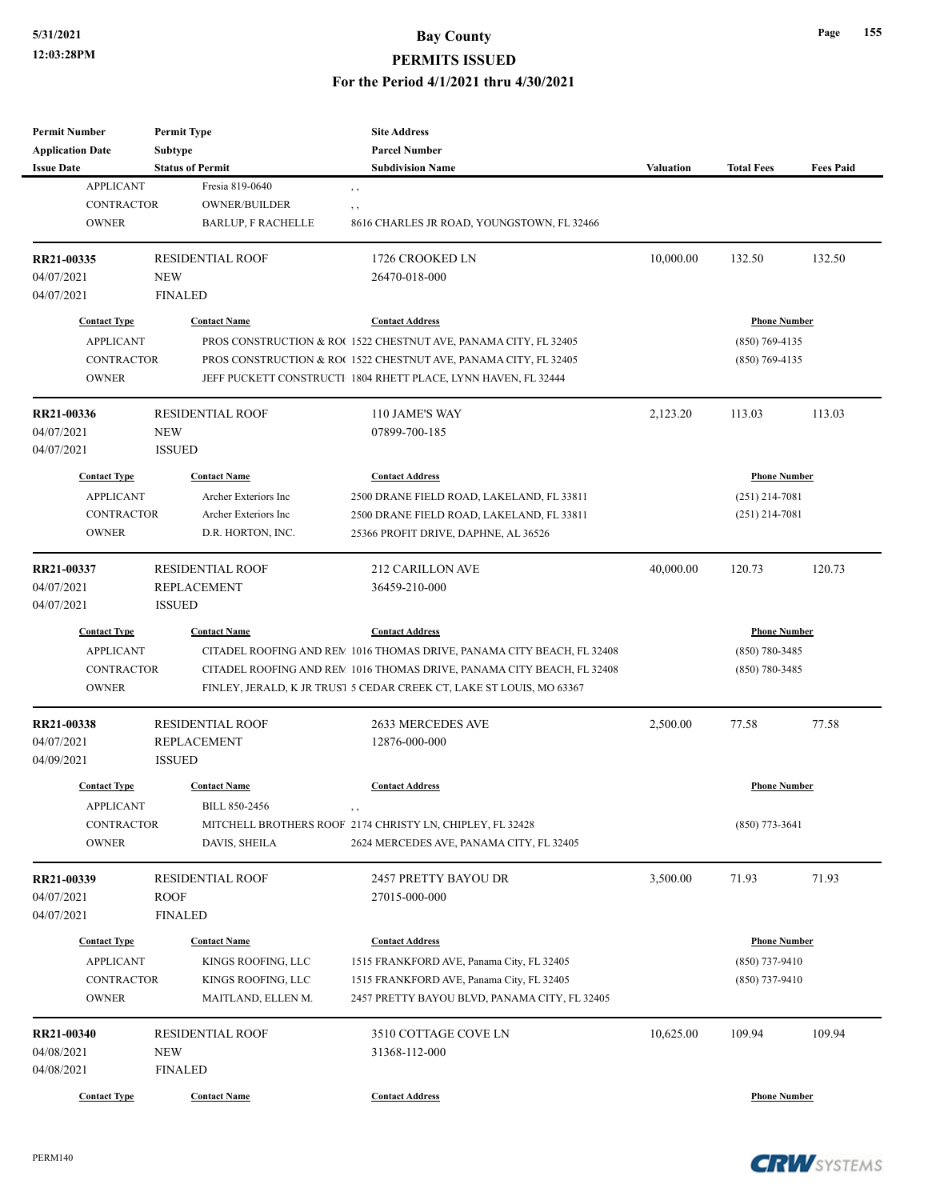| Permit Number | Permit Type | Site Address | | | |
|---|---|---|---|---|---|
| Application Date | Subtype | Parcel Number | | | |
| Issue Date | Status of Permit | Subdivision Name | Valuation | Total Fees | Fees Paid |

| Contact Type | Contact Name | Contact Address | Phone Number |
|---|---|---|---|
| APPLICANT | Fresia 819-0640 | , , | |
| CONTRACTOR | OWNER/BUILDER | , , | |
| OWNER | BARLUP, F RACHELLE | 8616 CHARLES JR ROAD, YOUNGSTOWN, FL 32466 | |

| RR21-00335 | RESIDENTIAL ROOF | 1726 CROOKED LN | 10,000.00 | 132.50 | 132.50 |
|---|---|---|---|---|---|
| 04/07/2021 | NEW | 26470-018-000 | | | |
| 04/07/2021 | FINALED | | | | |

| Contact Type | Contact Name | Contact Address | Phone Number |
|---|---|---|---|
| APPLICANT | PROS CONSTRUCTION & RO( | 1522 CHESTNUT AVE, PANAMA CITY, FL 32405 | (850) 769-4135 |
| CONTRACTOR | PROS CONSTRUCTION & RO( | 1522 CHESTNUT AVE, PANAMA CITY, FL 32405 | (850) 769-4135 |
| OWNER | JEFF PUCKETT CONSTRUCTI | 1804 RHETT PLACE, LYNN HAVEN, FL 32444 | |

| RR21-00336 | RESIDENTIAL ROOF | 110 JAME'S WAY | 2,123.20 | 113.03 | 113.03 |
|---|---|---|---|---|---|
| 04/07/2021 | NEW | 07899-700-185 | | | |
| 04/07/2021 | ISSUED | | | | |

| Contact Type | Contact Name | Contact Address | Phone Number |
|---|---|---|---|
| APPLICANT | Archer Exteriors Inc | 2500 DRANE FIELD ROAD, LAKELAND, FL 33811 | (251) 214-7081 |
| CONTRACTOR | Archer Exteriors Inc | 2500 DRANE FIELD ROAD, LAKELAND, FL 33811 | (251) 214-7081 |
| OWNER | D.R. HORTON, INC. | 25366 PROFIT DRIVE, DAPHNE, AL 36526 | |

| RR21-00337 | RESIDENTIAL ROOF | 212 CARILLON AVE | 40,000.00 | 120.73 | 120.73 |
|---|---|---|---|---|---|
| 04/07/2021 | REPLACEMENT | 36459-210-000 | | | |
| 04/07/2021 | ISSUED | | | | |

| Contact Type | Contact Name | Contact Address | Phone Number |
|---|---|---|---|
| APPLICANT | CITADEL ROOFING AND REM | 1016 THOMAS DRIVE, PANAMA CITY BEACH, FL 32408 | (850) 780-3485 |
| CONTRACTOR | CITADEL ROOFING AND REM | 1016 THOMAS DRIVE, PANAMA CITY BEACH, FL 32408 | (850) 780-3485 |
| OWNER | FINLEY, JERALD, K JR TRUST | 5 CEDAR CREEK CT, LAKE ST LOUIS, MO 63367 | |

| RR21-00338 | RESIDENTIAL ROOF | 2633 MERCEDES AVE | 2,500.00 | 77.58 | 77.58 |
|---|---|---|---|---|---|
| 04/07/2021 | REPLACEMENT | 12876-000-000 | | | |
| 04/09/2021 | ISSUED | | | | |

| Contact Type | Contact Name | Contact Address | Phone Number |
|---|---|---|---|
| APPLICANT | BILL 850-2456 | , , | |
| CONTRACTOR | MITCHELL BROTHERS ROOF | 2174 CHRISTY LN, CHIPLEY, FL 32428 | (850) 773-3641 |
| OWNER | DAVIS, SHEILA | 2624 MERCEDES AVE, PANAMA CITY, FL 32405 | |

| RR21-00339 | RESIDENTIAL ROOF | 2457 PRETTY BAYOU DR | 3,500.00 | 71.93 | 71.93 |
|---|---|---|---|---|---|
| 04/07/2021 | ROOF | 27015-000-000 | | | |
| 04/07/2021 | FINALED | | | | |

| Contact Type | Contact Name | Contact Address | Phone Number |
|---|---|---|---|
| APPLICANT | KINGS ROOFING, LLC | 1515 FRANKFORD AVE, Panama City, FL 32405 | (850) 737-9410 |
| CONTRACTOR | KINGS ROOFING, LLC | 1515 FRANKFORD AVE, Panama City, FL 32405 | (850) 737-9410 |
| OWNER | MAITLAND, ELLEN M. | 2457 PRETTY BAYOU BLVD, PANAMA CITY, FL 32405 | |

| RR21-00340 | RESIDENTIAL ROOF | 3510 COTTAGE COVE LN | 10,625.00 | 109.94 | 109.94 |
|---|---|---|---|---|---|
| 04/08/2021 | NEW | 31368-112-000 | | | |
| 04/08/2021 | FINALED | | | | |

| Contact Type | Contact Name | Contact Address | Phone Number |
|---|---|---|---|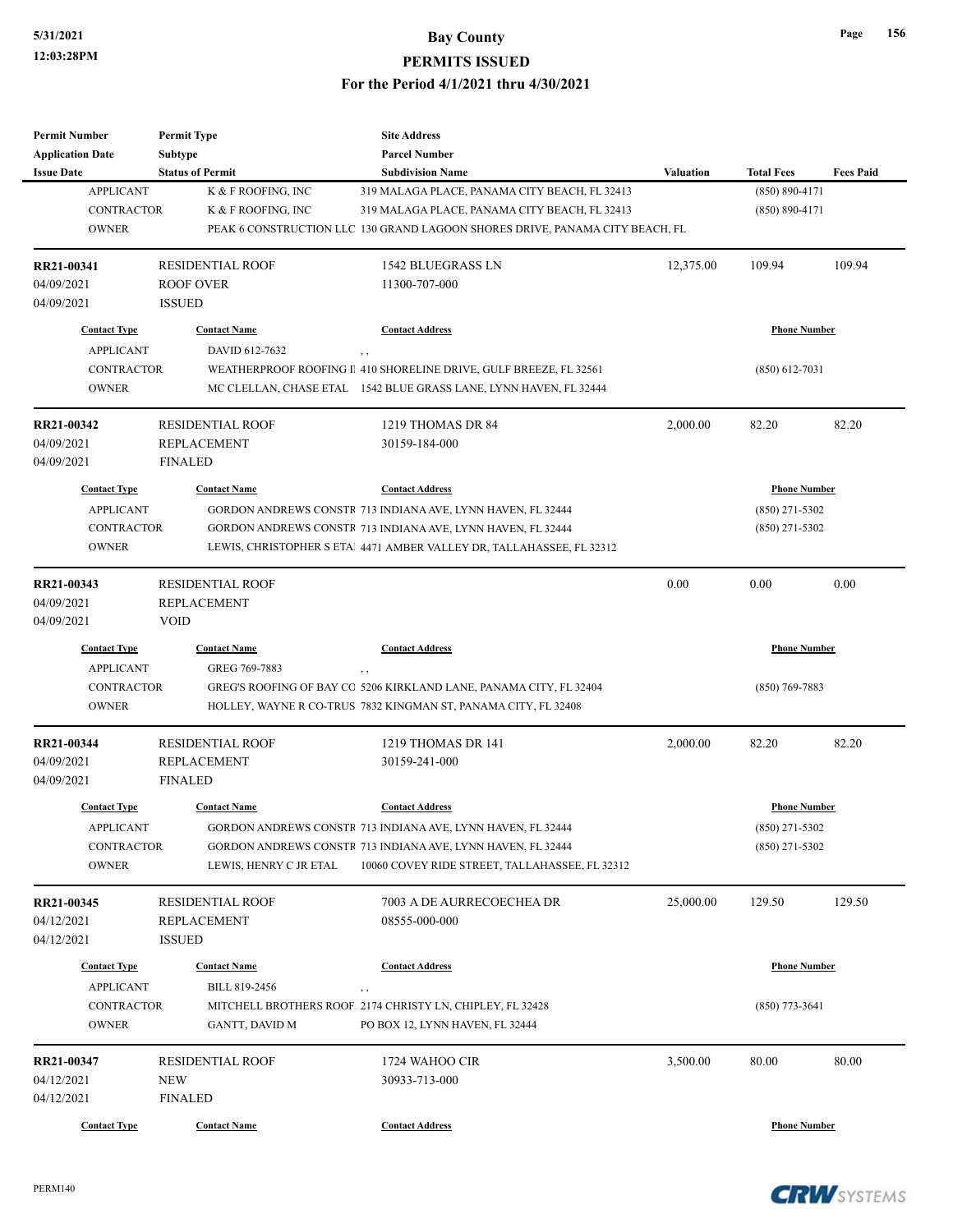| Permit Number | Permit Type | Site Address | | | |
|---|---|---|---|---|---|
| Application Date | Subtype | Parcel Number | | | |
| Issue Date | Status of Permit | Subdivision Name | Valuation | Total Fees | Fees Paid |

| Contact Type | Contact Name | Contact Address | Phone Number |
|---|---|---|---|
| APPLICANT | K & F ROOFING, INC | 319 MALAGA PLACE, PANAMA CITY BEACH, FL 32413 | (850) 890-4171 |
| CONTRACTOR | K & F ROOFING, INC | 319 MALAGA PLACE, PANAMA CITY BEACH, FL 32413 | (850) 890-4171 |
| OWNER | PEAK 6 CONSTRUCTION LLC | 130 GRAND LAGOON SHORES DRIVE, PANAMA CITY BEACH, FL | |

| RR21-00341 | RESIDENTIAL ROOF | 1542 BLUEGRASS LN | 12,375.00 | 109.94 | 109.94 |
|---|---|---|---|---|---|
| 04/09/2021 | ROOF OVER | 11300-707-000 | | | |
| 04/09/2021 | ISSUED | | | | |

| Contact Type | Contact Name | Contact Address | Phone Number |
|---|---|---|---|
| APPLICANT | DAVID 612-7632 | , , | |
| CONTRACTOR | WEATHERPROOF ROOFING I | 410 SHORELINE DRIVE, GULF BREEZE, FL 32561 | (850) 612-7031 |
| OWNER | MC CLELLAN, CHASE ETAL | 1542 BLUE GRASS LANE, LYNN HAVEN, FL 32444 | |

| RR21-00342 | RESIDENTIAL ROOF | 1219 THOMAS DR 84 | 2,000.00 | 82.20 | 82.20 |
|---|---|---|---|---|---|
| 04/09/2021 | REPLACEMENT | 30159-184-000 | | | |
| 04/09/2021 | FINALED | | | | |

| Contact Type | Contact Name | Contact Address | Phone Number |
|---|---|---|---|
| APPLICANT | GORDON ANDREWS CONSTR | 713 INDIANA AVE, LYNN HAVEN, FL 32444 | (850) 271-5302 |
| CONTRACTOR | GORDON ANDREWS CONSTR | 713 INDIANA AVE, LYNN HAVEN, FL 32444 | (850) 271-5302 |
| OWNER | LEWIS, CHRISTOPHER S ETA | 4471 AMBER VALLEY DR, TALLAHASSEE, FL 32312 | |

| RR21-00343 | RESIDENTIAL ROOF | | 0.00 | 0.00 | 0.00 |
|---|---|---|---|---|---|
| 04/09/2021 | REPLACEMENT | | | | |
| 04/09/2021 | VOID | | | | |

| Contact Type | Contact Name | Contact Address | Phone Number |
|---|---|---|---|
| APPLICANT | GREG 769-7883 | , , | |
| CONTRACTOR | GREG'S ROOFING OF BAY CO | 5206 KIRKLAND LANE, PANAMA CITY, FL 32404 | (850) 769-7883 |
| OWNER | HOLLEY, WAYNE R CO-TRUS | 7832 KINGMAN ST, PANAMA CITY, FL 32408 | |

| RR21-00344 | RESIDENTIAL ROOF | 1219 THOMAS DR 141 | 2,000.00 | 82.20 | 82.20 |
|---|---|---|---|---|---|
| 04/09/2021 | REPLACEMENT | 30159-241-000 | | | |
| 04/09/2021 | FINALED | | | | |

| Contact Type | Contact Name | Contact Address | Phone Number |
|---|---|---|---|
| APPLICANT | GORDON ANDREWS CONSTR | 713 INDIANA AVE, LYNN HAVEN, FL 32444 | (850) 271-5302 |
| CONTRACTOR | GORDON ANDREWS CONSTR | 713 INDIANA AVE, LYNN HAVEN, FL 32444 | (850) 271-5302 |
| OWNER | LEWIS, HENRY C JR ETAL | 10060 COVEY RIDE STREET, TALLAHASSEE, FL 32312 | |

| RR21-00345 | RESIDENTIAL ROOF | 7003 A DE AURRECOECHEA DR | 25,000.00 | 129.50 | 129.50 |
|---|---|---|---|---|---|
| 04/12/2021 | REPLACEMENT | 08555-000-000 | | | |
| 04/12/2021 | ISSUED | | | | |

| Contact Type | Contact Name | Contact Address | Phone Number |
|---|---|---|---|
| APPLICANT | BILL 819-2456 | , , | |
| CONTRACTOR | MITCHELL BROTHERS ROOF | 2174 CHRISTY LN, CHIPLEY, FL 32428 | (850) 773-3641 |
| OWNER | GANTT, DAVID M | PO BOX 12, LYNN HAVEN, FL 32444 | |

| RR21-00347 | RESIDENTIAL ROOF | 1724 WAHOO CIR | 3,500.00 | 80.00 | 80.00 |
|---|---|---|---|---|---|
| 04/12/2021 | NEW | 30933-713-000 | | | |
| 04/12/2021 | FINALED | | | | |

| Contact Type | Contact Name | Contact Address | Phone Number |
|---|---|---|---|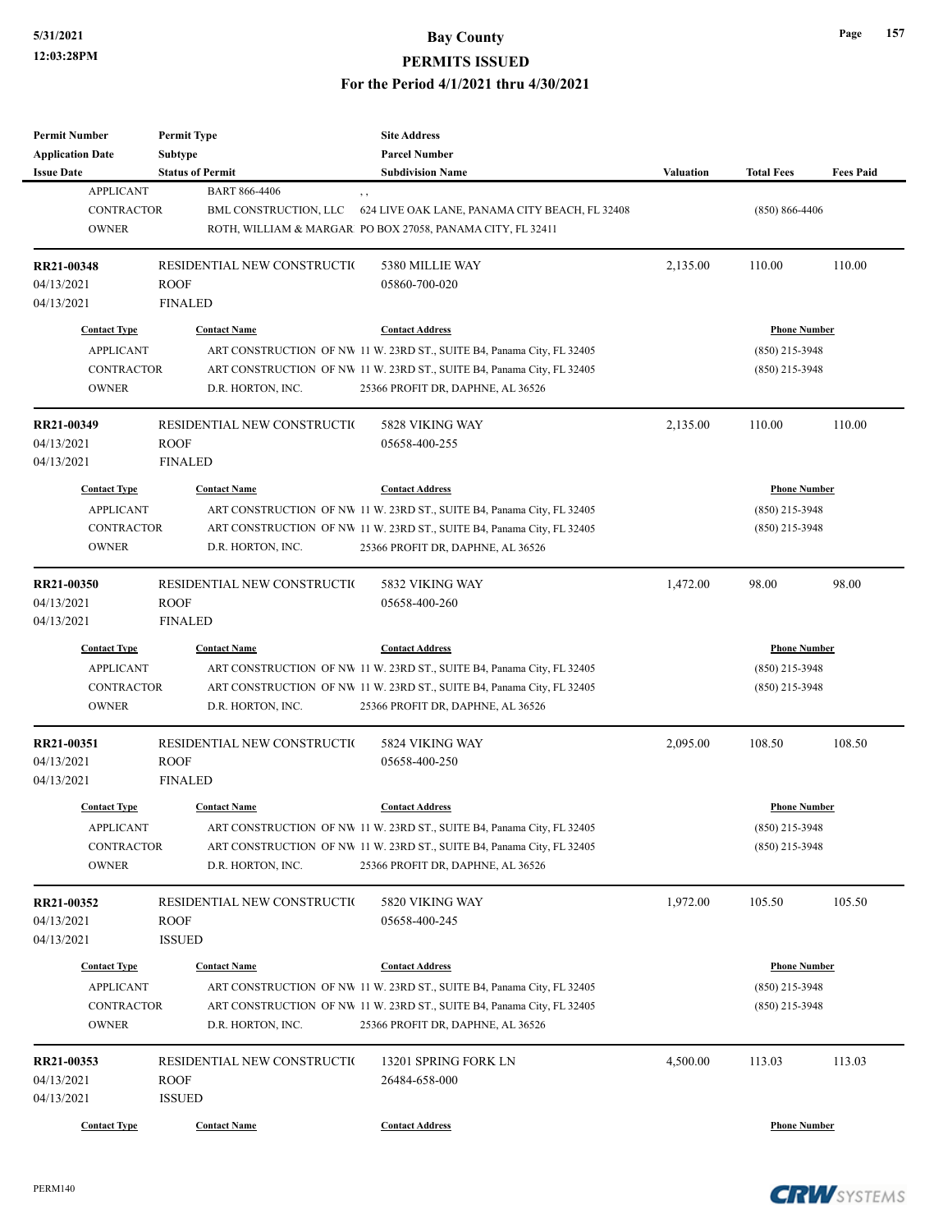| Permit Number<br>Application Date<br>Issue Date | Permit Type<br>Subtype<br>Status of Permit | Site Address<br>Parcel Number<br>Subdivision Name | Valuation | Total Fees | Fees Paid |
|---|---|---|---|---|---|

| Contact Type | Contact Name | Contact Address | Phone Number |
|---|---|---|---|
| APPLICANT | BART 866-4406 | , , | |
| CONTRACTOR | BML CONSTRUCTION, LLC | 624 LIVE OAK LANE, PANAMA CITY BEACH, FL 32408 | (850) 866-4406 |
| OWNER | ROTH, WILLIAM & MARGAR | PO BOX 27058, PANAMA CITY, FL 32411 | |

| Permit Number | Permit Type | Site Address | Valuation | Total Fees | Fees Paid |
|---|---|---|---|---|---|
| RR21-00348 | RESIDENTIAL NEW CONSTRUCTI( | 5380 MILLIE WAY | 2,135.00 | 110.00 | 110.00 |
| 04/13/2021 | ROOF | 05860-700-020 | | | |
| 04/13/2021 | FINALED | | | | |

| Contact Type | Contact Name | Contact Address | Phone Number |
|---|---|---|---|
| APPLICANT | ART CONSTRUCTION OF NW | 11 W. 23RD ST., SUITE B4, Panama City, FL 32405 | (850) 215-3948 |
| CONTRACTOR | ART CONSTRUCTION OF NW | 11 W. 23RD ST., SUITE B4, Panama City, FL 32405 | (850) 215-3948 |
| OWNER | D.R. HORTON, INC. | 25366 PROFIT DR, DAPHNE, AL 36526 | |

| Permit Number | Permit Type | Site Address | Valuation | Total Fees | Fees Paid |
|---|---|---|---|---|---|
| RR21-00349 | RESIDENTIAL NEW CONSTRUCTI( | 5828 VIKING WAY | 2,135.00 | 110.00 | 110.00 |
| 04/13/2021 | ROOF | 05658-400-255 | | | |
| 04/13/2021 | FINALED | | | | |

| Contact Type | Contact Name | Contact Address | Phone Number |
|---|---|---|---|
| APPLICANT | ART CONSTRUCTION OF NW | 11 W. 23RD ST., SUITE B4, Panama City, FL 32405 | (850) 215-3948 |
| CONTRACTOR | ART CONSTRUCTION OF NW | 11 W. 23RD ST., SUITE B4, Panama City, FL 32405 | (850) 215-3948 |
| OWNER | D.R. HORTON, INC. | 25366 PROFIT DR, DAPHNE, AL 36526 | |

| Permit Number | Permit Type | Site Address | Valuation | Total Fees | Fees Paid |
|---|---|---|---|---|---|
| RR21-00350 | RESIDENTIAL NEW CONSTRUCTI( | 5832 VIKING WAY | 1,472.00 | 98.00 | 98.00 |
| 04/13/2021 | ROOF | 05658-400-260 | | | |
| 04/13/2021 | FINALED | | | | |

| Contact Type | Contact Name | Contact Address | Phone Number |
|---|---|---|---|
| APPLICANT | ART CONSTRUCTION OF NW | 11 W. 23RD ST., SUITE B4, Panama City, FL 32405 | (850) 215-3948 |
| CONTRACTOR | ART CONSTRUCTION OF NW | 11 W. 23RD ST., SUITE B4, Panama City, FL 32405 | (850) 215-3948 |
| OWNER | D.R. HORTON, INC. | 25366 PROFIT DR, DAPHNE, AL 36526 | |

| Permit Number | Permit Type | Site Address | Valuation | Total Fees | Fees Paid |
|---|---|---|---|---|---|
| RR21-00351 | RESIDENTIAL NEW CONSTRUCTI( | 5824 VIKING WAY | 2,095.00 | 108.50 | 108.50 |
| 04/13/2021 | ROOF | 05658-400-250 | | | |
| 04/13/2021 | FINALED | | | | |

| Contact Type | Contact Name | Contact Address | Phone Number |
|---|---|---|---|
| APPLICANT | ART CONSTRUCTION OF NW | 11 W. 23RD ST., SUITE B4, Panama City, FL 32405 | (850) 215-3948 |
| CONTRACTOR | ART CONSTRUCTION OF NW | 11 W. 23RD ST., SUITE B4, Panama City, FL 32405 | (850) 215-3948 |
| OWNER | D.R. HORTON, INC. | 25366 PROFIT DR, DAPHNE, AL 36526 | |

| Permit Number | Permit Type | Site Address | Valuation | Total Fees | Fees Paid |
|---|---|---|---|---|---|
| RR21-00352 | RESIDENTIAL NEW CONSTRUCTI( | 5820 VIKING WAY | 1,972.00 | 105.50 | 105.50 |
| 04/13/2021 | ROOF | 05658-400-245 | | | |
| 04/13/2021 | ISSUED | | | | |

| Contact Type | Contact Name | Contact Address | Phone Number |
|---|---|---|---|
| APPLICANT | ART CONSTRUCTION OF NW | 11 W. 23RD ST., SUITE B4, Panama City, FL 32405 | (850) 215-3948 |
| CONTRACTOR | ART CONSTRUCTION OF NW | 11 W. 23RD ST., SUITE B4, Panama City, FL 32405 | (850) 215-3948 |
| OWNER | D.R. HORTON, INC. | 25366 PROFIT DR, DAPHNE, AL 36526 | |

| Permit Number | Permit Type | Site Address | Valuation | Total Fees | Fees Paid |
|---|---|---|---|---|---|
| RR21-00353 | RESIDENTIAL NEW CONSTRUCTI( | 13201 SPRING FORK LN | 4,500.00 | 113.03 | 113.03 |
| 04/13/2021 | ROOF | 26484-658-000 | | | |
| 04/13/2021 | ISSUED | | | | |

| Contact Type | Contact Name | Contact Address | Phone Number |
|---|---|---|---|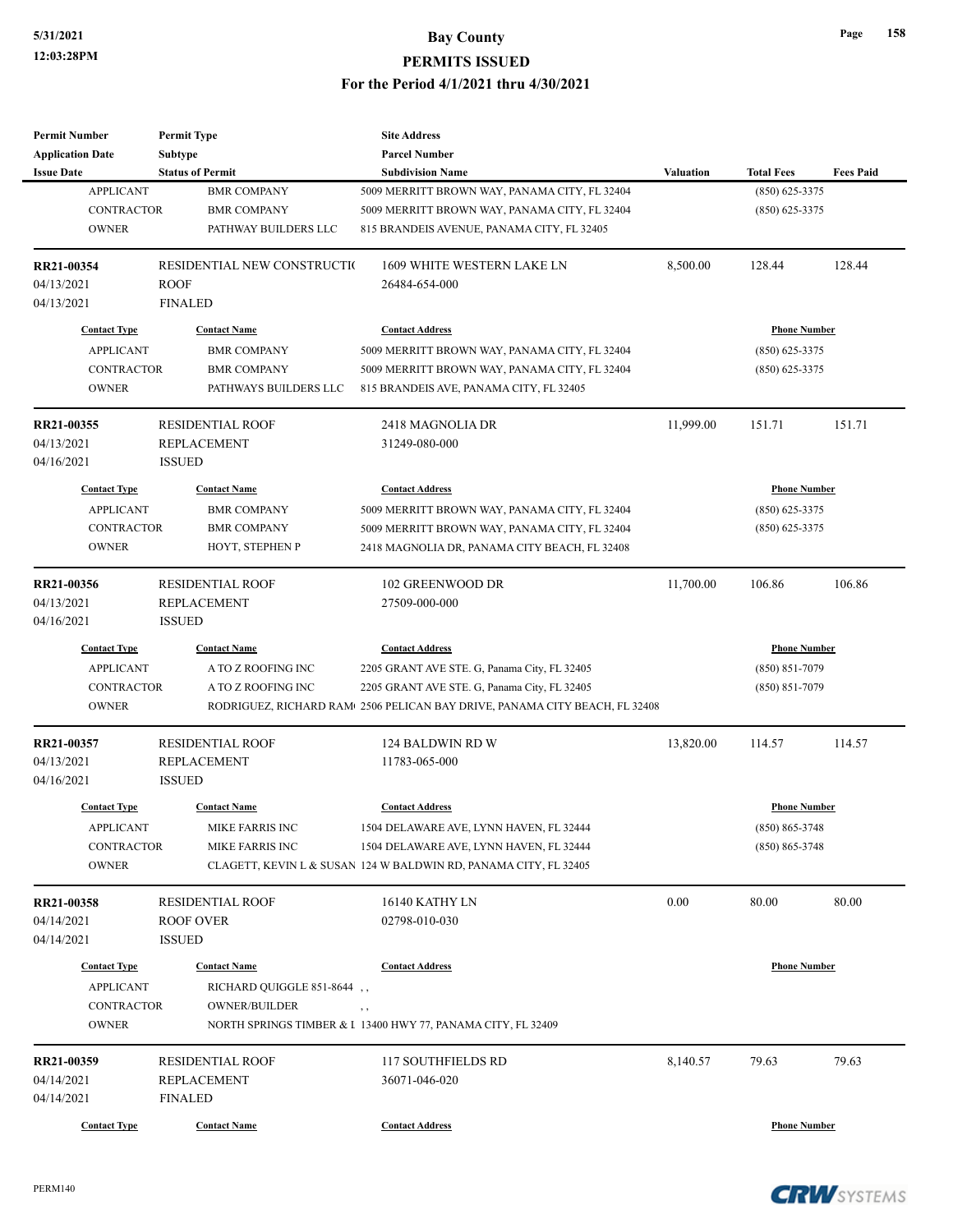# Bay County
## PERMITS ISSUED
### For the Period 4/1/2021 thru 4/30/2021

| Permit Number<br>Application Date<br>Issue Date | Permit Type<br>Subtype<br>Status of Permit | Site Address<br>Parcel Number<br>Subdivision Name | Valuation | Total Fees | Fees Paid |
|---|---|---|---|---|---|

| Contact Type | Contact Name | Contact Address | Phone Number |
|---|---|---|---|
| APPLICANT | BMR COMPANY | 5009 MERRITT BROWN WAY, PANAMA CITY, FL 32404 | (850) 625-3375 |
| CONTRACTOR | BMR COMPANY | 5009 MERRITT BROWN WAY, PANAMA CITY, FL 32404 | (850) 625-3375 |
| OWNER | PATHWAY BUILDERS LLC | 815 BRANDEIS AVENUE, PANAMA CITY, FL 32405 | |

---

| Permit Number | Permit Type | Site Address | Valuation | Total Fees | Fees Paid |
|---|---|---|---|---|---|
| RR21-00354 | RESIDENTIAL NEW CONSTRUCTI( | 1609 WHITE WESTERN LAKE LN | 8,500.00 | 128.44 | 128.44 |
| 04/13/2021 | ROOF | 26484-654-000 | | | |
| 04/13/2021 | FINALED | | | | |

| Contact Type | Contact Name | Contact Address | Phone Number |
|---|---|---|---|
| APPLICANT | BMR COMPANY | 5009 MERRITT BROWN WAY, PANAMA CITY, FL 32404 | (850) 625-3375 |
| CONTRACTOR | BMR COMPANY | 5009 MERRITT BROWN WAY, PANAMA CITY, FL 32404 | (850) 625-3375 |
| OWNER | PATHWAYS BUILDERS LLC | 815 BRANDEIS AVE, PANAMA CITY, FL 32405 | |

---

| Permit Number | Permit Type | Site Address | Valuation | Total Fees | Fees Paid |
|---|---|---|---|---|---|
| RR21-00355 | RESIDENTIAL ROOF | 2418 MAGNOLIA DR | 11,999.00 | 151.71 | 151.71 |
| 04/13/2021 | REPLACEMENT | 31249-080-000 | | | |
| 04/16/2021 | ISSUED | | | | |

| Contact Type | Contact Name | Contact Address | Phone Number |
|---|---|---|---|
| APPLICANT | BMR COMPANY | 5009 MERRITT BROWN WAY, PANAMA CITY, FL 32404 | (850) 625-3375 |
| CONTRACTOR | BMR COMPANY | 5009 MERRITT BROWN WAY, PANAMA CITY, FL 32404 | (850) 625-3375 |
| OWNER | HOYT, STEPHEN P | 2418 MAGNOLIA DR, PANAMA CITY BEACH, FL 32408 | |

---

| Permit Number | Permit Type | Site Address | Valuation | Total Fees | Fees Paid |
|---|---|---|---|---|---|
| RR21-00356 | RESIDENTIAL ROOF | 102 GREENWOOD DR | 11,700.00 | 106.86 | 106.86 |
| 04/13/2021 | REPLACEMENT | 27509-000-000 | | | |
| 04/16/2021 | ISSUED | | | | |

| Contact Type | Contact Name | Contact Address | Phone Number |
|---|---|---|---|
| APPLICANT | A TO Z ROOFING INC | 2205 GRANT AVE STE. G, Panama City, FL 32405 | (850) 851-7079 |
| CONTRACTOR | A TO Z ROOFING INC | 2205 GRANT AVE STE. G, Panama City, FL 32405 | (850) 851-7079 |
| OWNER | RODRIGUEZ, RICHARD RAM( | 2506 PELICAN BAY DRIVE, PANAMA CITY BEACH, FL 32408 | |

---

| Permit Number | Permit Type | Site Address | Valuation | Total Fees | Fees Paid |
|---|---|---|---|---|---|
| RR21-00357 | RESIDENTIAL ROOF | 124 BALDWIN RD W | 13,820.00 | 114.57 | 114.57 |
| 04/13/2021 | REPLACEMENT | 11783-065-000 | | | |
| 04/16/2021 | ISSUED | | | | |

| Contact Type | Contact Name | Contact Address | Phone Number |
|---|---|---|---|
| APPLICANT | MIKE FARRIS INC | 1504 DELAWARE AVE, LYNN HAVEN, FL 32444 | (850) 865-3748 |
| CONTRACTOR | MIKE FARRIS INC | 1504 DELAWARE AVE, LYNN HAVEN, FL 32444 | (850) 865-3748 |
| OWNER | CLAGETT, KEVIN L & SUSAN | 124 W BALDWIN RD, PANAMA CITY, FL 32405 | |

---

| Permit Number | Permit Type | Site Address | Valuation | Total Fees | Fees Paid |
|---|---|---|---|---|---|
| RR21-00358 | RESIDENTIAL ROOF | 16140 KATHY LN | 0.00 | 80.00 | 80.00 |
| 04/14/2021 | ROOF OVER | 02798-010-030 | | | |
| 04/14/2021 | ISSUED | | | | |

| Contact Type | Contact Name | Contact Address | Phone Number |
|---|---|---|---|
| APPLICANT | RICHARD QUIGGLE 851-8644 | , , | |
| CONTRACTOR | OWNER/BUILDER | , , | |
| OWNER | NORTH SPRINGS TIMBER & L | 13400 HWY 77, PANAMA CITY, FL 32409 | |

---

| Permit Number | Permit Type | Site Address | Valuation | Total Fees | Fees Paid |
|---|---|---|---|---|---|
| RR21-00359 | RESIDENTIAL ROOF | 117 SOUTHFIELDS RD | 8,140.57 | 79.63 | 79.63 |
| 04/14/2021 | REPLACEMENT | 36071-046-020 | | | |
| 04/14/2021 | FINALED | | | | |

| Contact Type | Contact Name | Contact Address | Phone Number |
|---|---|---|---|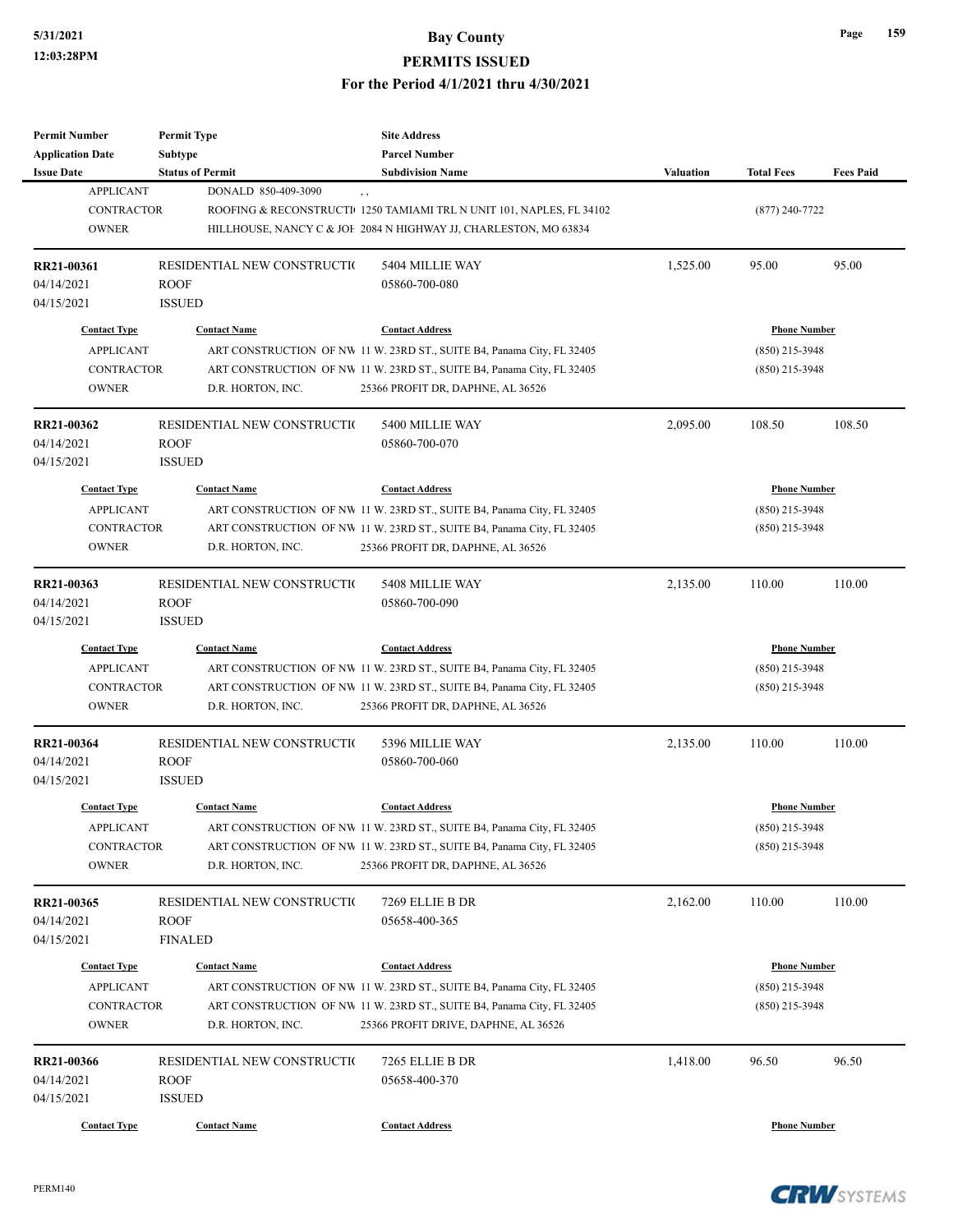**Bay County**
**PERMITS ISSUED**
**For the Period 4/1/2021 thru 4/30/2021**

| Permit Number<br>Application Date<br>Issue Date | Permit Type<br>Subtype<br>Status of Permit | Site Address<br>Parcel Number<br>Subdivision Name | Valuation | Total Fees | Fees Paid |
|---|---|---|---|---|---|
| APPLICANT | DONALD 850-409-3090 | , , | | | |
| CONTRACTOR | ROOFING & RECONSTRUCTI | 1250 TAMIAMI TRL N UNIT 101, NAPLES, FL 34102 | | (877) 240-7722 | |
| OWNER | HILLHOUSE, NANCY C & JOH | 2084 N HIGHWAY JJ, CHARLESTON, MO 63834 | | | |
| **RR21-00361**<br>04/14/2021<br>04/15/2021 | RESIDENTIAL NEW CONSTRUCTI<br>ROOF<br>ISSUED | 5404 MILLIE WAY<br>05860-700-080 | 1,525.00 | 95.00 | 95.00 |
| **Contact Type** | **Contact Name** | **Contact Address** | | **Phone Number** | |
| APPLICANT | ART CONSTRUCTION OF NW | 11 W. 23RD ST., SUITE B4, Panama City, FL 32405 | | (850) 215-3948 | |
| CONTRACTOR | ART CONSTRUCTION OF NW | 11 W. 23RD ST., SUITE B4, Panama City, FL 32405 | | (850) 215-3948 | |
| OWNER | D.R. HORTON, INC. | 25366 PROFIT DR, DAPHNE, AL 36526 | | | |
| **RR21-00362**<br>04/14/2021<br>04/15/2021 | RESIDENTIAL NEW CONSTRUCTI<br>ROOF<br>ISSUED | 5400 MILLIE WAY<br>05860-700-070 | 2,095.00 | 108.50 | 108.50 |
| **Contact Type** | **Contact Name** | **Contact Address** | | **Phone Number** | |
| APPLICANT | ART CONSTRUCTION OF NW | 11 W. 23RD ST., SUITE B4, Panama City, FL 32405 | | (850) 215-3948 | |
| CONTRACTOR | ART CONSTRUCTION OF NW | 11 W. 23RD ST., SUITE B4, Panama City, FL 32405 | | (850) 215-3948 | |
| OWNER | D.R. HORTON, INC. | 25366 PROFIT DR, DAPHNE, AL 36526 | | | |
| **RR21-00363**<br>04/14/2021<br>04/15/2021 | RESIDENTIAL NEW CONSTRUCTI<br>ROOF<br>ISSUED | 5408 MILLIE WAY<br>05860-700-090 | 2,135.00 | 110.00 | 110.00 |
| **Contact Type** | **Contact Name** | **Contact Address** | | **Phone Number** | |
| APPLICANT | ART CONSTRUCTION OF NW | 11 W. 23RD ST., SUITE B4, Panama City, FL 32405 | | (850) 215-3948 | |
| CONTRACTOR | ART CONSTRUCTION OF NW | 11 W. 23RD ST., SUITE B4, Panama City, FL 32405 | | (850) 215-3948 | |
| OWNER | D.R. HORTON, INC. | 25366 PROFIT DR, DAPHNE, AL 36526 | | | |
| **RR21-00364**<br>04/14/2021<br>04/15/2021 | RESIDENTIAL NEW CONSTRUCTI<br>ROOF<br>ISSUED | 5396 MILLIE WAY<br>05860-700-060 | 2,135.00 | 110.00 | 110.00 |
| **Contact Type** | **Contact Name** | **Contact Address** | | **Phone Number** | |
| APPLICANT | ART CONSTRUCTION OF NW | 11 W. 23RD ST., SUITE B4, Panama City, FL 32405 | | (850) 215-3948 | |
| CONTRACTOR | ART CONSTRUCTION OF NW | 11 W. 23RD ST., SUITE B4, Panama City, FL 32405 | | (850) 215-3948 | |
| OWNER | D.R. HORTON, INC. | 25366 PROFIT DR, DAPHNE, AL 36526 | | | |
| **RR21-00365**<br>04/14/2021<br>04/15/2021 | RESIDENTIAL NEW CONSTRUCTI<br>ROOF<br>FINALED | 7269 ELLIE B DR<br>05658-400-365 | 2,162.00 | 110.00 | 110.00 |
| **Contact Type** | **Contact Name** | **Contact Address** | | **Phone Number** | |
| APPLICANT | ART CONSTRUCTION OF NW | 11 W. 23RD ST., SUITE B4, Panama City, FL 32405 | | (850) 215-3948 | |
| CONTRACTOR | ART CONSTRUCTION OF NW | 11 W. 23RD ST., SUITE B4, Panama City, FL 32405 | | (850) 215-3948 | |
| OWNER | D.R. HORTON, INC. | 25366 PROFIT DRIVE, DAPHNE, AL 36526 | | | |
| **RR21-00366**<br>04/14/2021<br>04/15/2021 | RESIDENTIAL NEW CONSTRUCTI<br>ROOF<br>ISSUED | 7265 ELLIE B DR<br>05658-400-370 | 1,418.00 | 96.50 | 96.50 |
| **Contact Type** | **Contact Name** | **Contact Address** | | **Phone Number** | |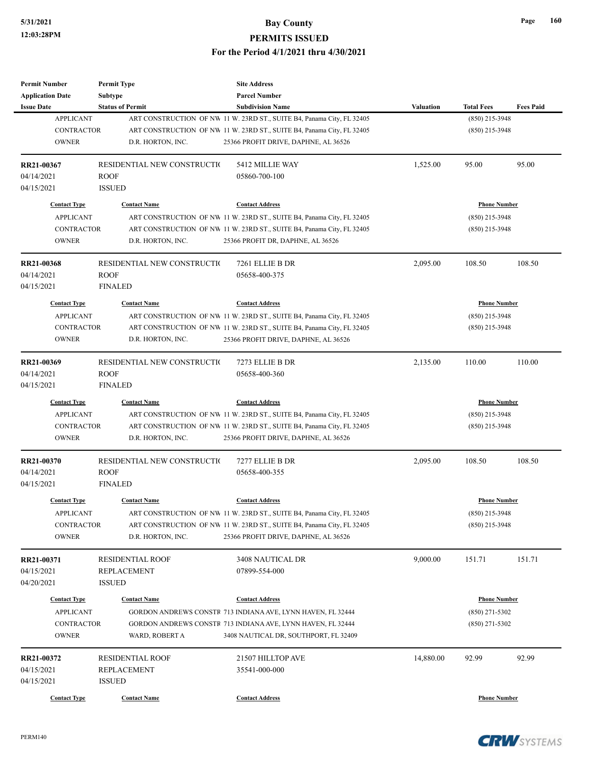# Bay County
## PERMITS ISSUED
### For the Period 4/1/2021 thru 4/30/2021

| Permit Number<br>Application Date<br>Issue Date | Permit Type<br>Subtype<br>Status of Permit | Site Address<br>Parcel Number<br>Subdivision Name | Valuation | Total Fees | Fees Paid |
|---|---|---|---|---|---|
| APPLICANT | ART CONSTRUCTION OF NW | 11 W. 23RD ST., SUITE B4, Panama City, FL 32405 | | (850) 215-3948 | |
| CONTRACTOR | ART CONSTRUCTION OF NW | 11 W. 23RD ST., SUITE B4, Panama City, FL 32405 | | (850) 215-3948 | |
| OWNER | D.R. HORTON, INC. | 25366 PROFIT DRIVE, DAPHNE, AL 36526 | | | |

| Permit Number<br>Application Date<br>Issue Date | Permit Type<br>Subtype<br>Status of Permit | Site Address<br>Parcel Number<br>Subdivision Name | Valuation | Total Fees | Fees Paid |
|---|---|---|---|---|---|
| **RR21-00367**<br>04/14/2021<br>04/15/2021 | RESIDENTIAL NEW CONSTRUCTIO<br>ROOF<br>ISSUED | 5412 MILLIE WAY<br>05860-700-100 | 1,525.00 | 95.00 | 95.00 |
| **Contact Type** | **Contact Name** | **Contact Address** | | **Phone Number** | |
| APPLICANT | ART CONSTRUCTION OF NW | 11 W. 23RD ST., SUITE B4, Panama City, FL 32405 | | (850) 215-3948 | |
| CONTRACTOR | ART CONSTRUCTION OF NW | 11 W. 23RD ST., SUITE B4, Panama City, FL 32405 | | (850) 215-3948 | |
| OWNER | D.R. HORTON, INC. | 25366 PROFIT DR, DAPHNE, AL 36526 | | | |
| **RR21-00368**<br>04/14/2021<br>04/15/2021 | RESIDENTIAL NEW CONSTRUCTIO<br>ROOF<br>FINALED | 7261 ELLIE B DR<br>05658-400-375 | 2,095.00 | 108.50 | 108.50 |
| **Contact Type** | **Contact Name** | **Contact Address** | | **Phone Number** | |
| APPLICANT | ART CONSTRUCTION OF NW | 11 W. 23RD ST., SUITE B4, Panama City, FL 32405 | | (850) 215-3948 | |
| CONTRACTOR | ART CONSTRUCTION OF NW | 11 W. 23RD ST., SUITE B4, Panama City, FL 32405 | | (850) 215-3948 | |
| OWNER | D.R. HORTON, INC. | 25366 PROFIT DRIVE, DAPHNE, AL 36526 | | | |
| **RR21-00369**<br>04/14/2021<br>04/15/2021 | RESIDENTIAL NEW CONSTRUCTIO<br>ROOF<br>FINALED | 7273 ELLIE B DR<br>05658-400-360 | 2,135.00 | 110.00 | 110.00 |
| **Contact Type** | **Contact Name** | **Contact Address** | | **Phone Number** | |
| APPLICANT | ART CONSTRUCTION OF NW | 11 W. 23RD ST., SUITE B4, Panama City, FL 32405 | | (850) 215-3948 | |
| CONTRACTOR | ART CONSTRUCTION OF NW | 11 W. 23RD ST., SUITE B4, Panama City, FL 32405 | | (850) 215-3948 | |
| OWNER | D.R. HORTON, INC. | 25366 PROFIT DRIVE, DAPHNE, AL 36526 | | | |
| **RR21-00370**<br>04/14/2021<br>04/15/2021 | RESIDENTIAL NEW CONSTRUCTIO<br>ROOF<br>FINALED | 7277 ELLIE B DR<br>05658-400-355 | 2,095.00 | 108.50 | 108.50 |
| **Contact Type** | **Contact Name** | **Contact Address** | | **Phone Number** | |
| APPLICANT | ART CONSTRUCTION OF NW | 11 W. 23RD ST., SUITE B4, Panama City, FL 32405 | | (850) 215-3948 | |
| CONTRACTOR | ART CONSTRUCTION OF NW | 11 W. 23RD ST., SUITE B4, Panama City, FL 32405 | | (850) 215-3948 | |
| OWNER | D.R. HORTON, INC. | 25366 PROFIT DRIVE, DAPHNE, AL 36526 | | | |
| **RR21-00371**<br>04/15/2021<br>04/20/2021 | RESIDENTIAL ROOF<br>REPLACEMENT<br>ISSUED | 3408 NAUTICAL DR<br>07899-554-000 | 9,000.00 | 151.71 | 151.71 |
| **Contact Type** | **Contact Name** | **Contact Address** | | **Phone Number** | |
| APPLICANT | GORDON ANDREWS CONSTR | 713 INDIANA AVE, LYNN HAVEN, FL 32444 | | (850) 271-5302 | |
| CONTRACTOR | GORDON ANDREWS CONSTR | 713 INDIANA AVE, LYNN HAVEN, FL 32444 | | (850) 271-5302 | |
| OWNER | WARD, ROBERT A | 3408 NAUTICAL DR, SOUTHPORT, FL 32409 | | | |
| **RR21-00372**<br>04/15/2021<br>04/15/2021 | RESIDENTIAL ROOF<br>REPLACEMENT<br>ISSUED | 21507 HILLTOP AVE<br>35541-000-000 | 14,880.00 | 92.99 | 92.99 |
| **Contact Type** | **Contact Name** | **Contact Address** | | **Phone Number** | |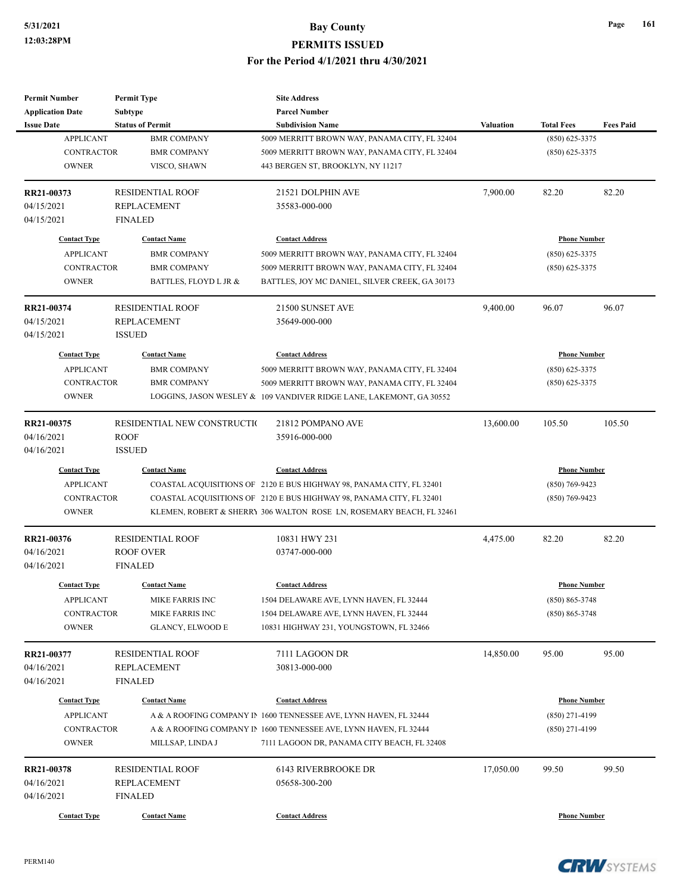| Permit Number | Permit Type | Site Address | | | |
|---|---|---|---|---|---|
| Application Date | Subtype | Parcel Number | | | |
| Issue Date | Status of Permit | Subdivision Name | Valuation | Total Fees | Fees Paid |
| APPLICANT | BMR COMPANY | 5009 MERRITT BROWN WAY, PANAMA CITY, FL 32404 | | (850) 625-3375 | |
| CONTRACTOR | BMR COMPANY | 5009 MERRITT BROWN WAY, PANAMA CITY, FL 32404 | | (850) 625-3375 | |
| OWNER | VISCO, SHAWN | 443 BERGEN ST, BROOKLYN, NY 11217 | | | |
| **RR21-00373** | RESIDENTIAL ROOF | 21521 DOLPHIN AVE | 7,900.00 | 82.20 | 82.20 |
| 04/15/2021 | REPLACEMENT | 35583-000-000 | | | |
| 04/15/2021 | FINALED | | | | |
| Contact Type | Contact Name | Contact Address | | Phone Number | |
| APPLICANT | BMR COMPANY | 5009 MERRITT BROWN WAY, PANAMA CITY, FL 32404 | | (850) 625-3375 | |
| CONTRACTOR | BMR COMPANY | 5009 MERRITT BROWN WAY, PANAMA CITY, FL 32404 | | (850) 625-3375 | |
| OWNER | BATTLES, FLOYD L JR & | BATTLES, JOY MC DANIEL, SILVER CREEK, GA 30173 | | | |
| **RR21-00374** | RESIDENTIAL ROOF | 21500 SUNSET AVE | 9,400.00 | 96.07 | 96.07 |
| 04/15/2021 | REPLACEMENT | 35649-000-000 | | | |
| 04/15/2021 | ISSUED | | | | |
| Contact Type | Contact Name | Contact Address | | Phone Number | |
| APPLICANT | BMR COMPANY | 5009 MERRITT BROWN WAY, PANAMA CITY, FL 32404 | | (850) 625-3375 | |
| CONTRACTOR | BMR COMPANY | 5009 MERRITT BROWN WAY, PANAMA CITY, FL 32404 | | (850) 625-3375 | |
| OWNER | LOGGINS, JASON WESLEY & | 109 VANDIVER RIDGE LANE, LAKEMONT, GA 30552 | | | |
| **RR21-00375** | RESIDENTIAL NEW CONSTRUCTI( | 21812 POMPANO AVE | 13,600.00 | 105.50 | 105.50 |
| 04/16/2021 | ROOF | 35916-000-000 | | | |
| 04/16/2021 | ISSUED | | | | |
| Contact Type | Contact Name | Contact Address | | Phone Number | |
| APPLICANT | COASTAL ACQUISITIONS OF | 2120 E BUS HIGHWAY 98, PANAMA CITY, FL 32401 | | (850) 769-9423 | |
| CONTRACTOR | COASTAL ACQUISITIONS OF | 2120 E BUS HIGHWAY 98, PANAMA CITY, FL 32401 | | (850) 769-9423 | |
| OWNER | KLEMEN, ROBERT & SHERRY | 306 WALTON ROSE LN, ROSEMARY BEACH, FL 32461 | | | |
| **RR21-00376** | RESIDENTIAL ROOF | 10831 HWY 231 | 4,475.00 | 82.20 | 82.20 |
| 04/16/2021 | ROOF OVER | 03747-000-000 | | | |
| 04/16/2021 | FINALED | | | | |
| Contact Type | Contact Name | Contact Address | | Phone Number | |
| APPLICANT | MIKE FARRIS INC | 1504 DELAWARE AVE, LYNN HAVEN, FL 32444 | | (850) 865-3748 | |
| CONTRACTOR | MIKE FARRIS INC | 1504 DELAWARE AVE, LYNN HAVEN, FL 32444 | | (850) 865-3748 | |
| OWNER | GLANCY, ELWOOD E | 10831 HIGHWAY 231, YOUNGSTOWN, FL 32466 | | | |
| **RR21-00377** | RESIDENTIAL ROOF | 7111 LAGOON DR | 14,850.00 | 95.00 | 95.00 |
| 04/16/2021 | REPLACEMENT | 30813-000-000 | | | |
| 04/16/2021 | FINALED | | | | |
| Contact Type | Contact Name | Contact Address | | Phone Number | |
| APPLICANT | A & A ROOFING COMPANY IN | 1600 TENNESSEE AVE, LYNN HAVEN, FL 32444 | | (850) 271-4199 | |
| CONTRACTOR | A & A ROOFING COMPANY IN | 1600 TENNESSEE AVE, LYNN HAVEN, FL 32444 | | (850) 271-4199 | |
| OWNER | MILLSAP, LINDA J | 7111 LAGOON DR, PANAMA CITY BEACH, FL 32408 | | | |
| **RR21-00378** | RESIDENTIAL ROOF | 6143 RIVERBROOKE DR | 17,050.00 | 99.50 | 99.50 |
| 04/16/2021 | REPLACEMENT | 05658-300-200 | | | |
| 04/16/2021 | FINALED | | | | |
| Contact Type | Contact Name | Contact Address | | Phone Number | |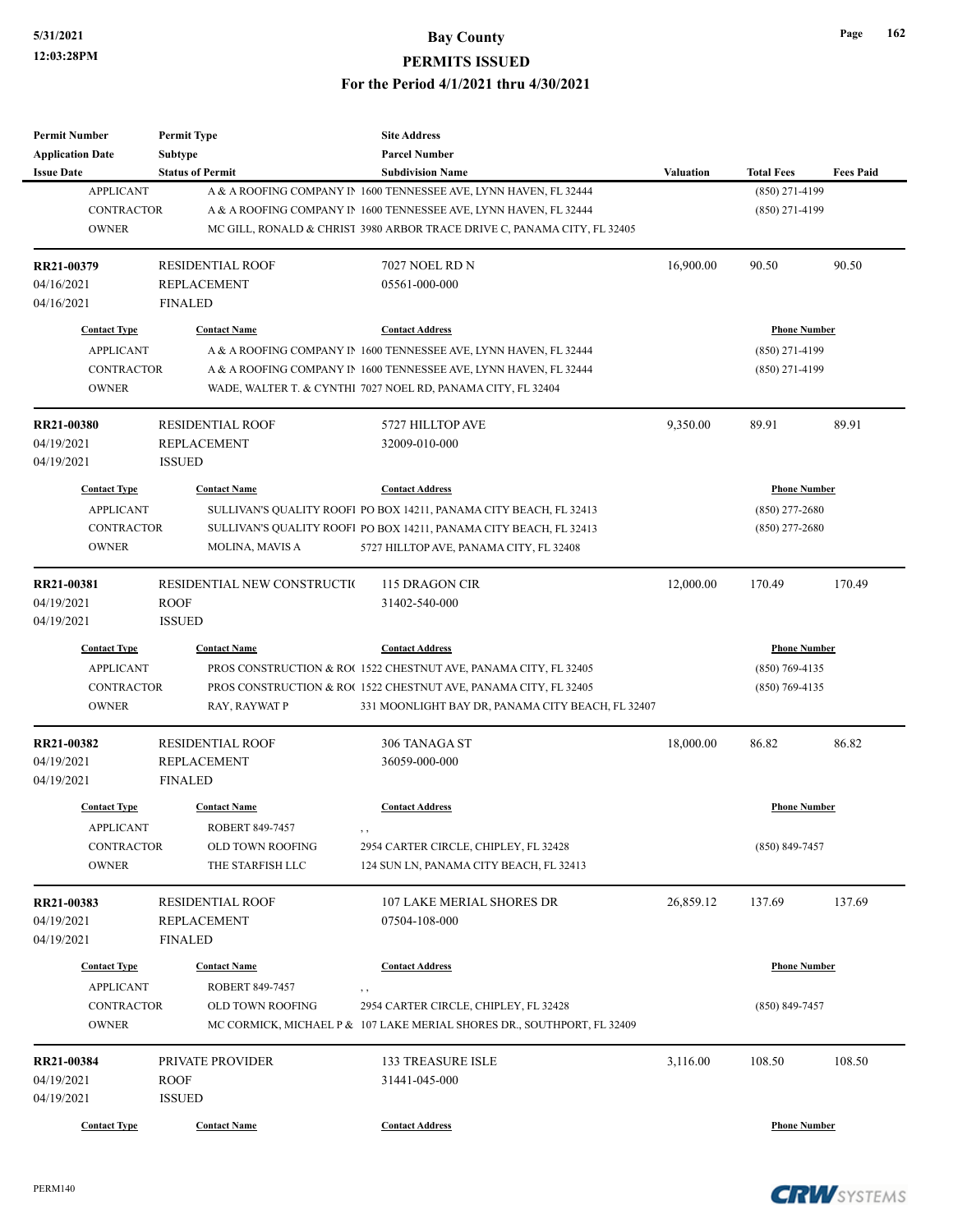| Permit Number | Permit Type | Site Address | | | |
|---|---|---|---|---|---|
| Application Date | Subtype | Parcel Number | | | |
| Issue Date | Status of Permit | Subdivision Name | Valuation | Total Fees | Fees Paid |

| Contact Type | Contact Name | Contact Address | Phone Number |
|---|---|---|---|
| APPLICANT | A & A ROOFING COMPANY IN | 1600 TENNESSEE AVE, LYNN HAVEN, FL 32444 | (850) 271-4199 |
| CONTRACTOR | A & A ROOFING COMPANY IN | 1600 TENNESSEE AVE, LYNN HAVEN, FL 32444 | (850) 271-4199 |
| OWNER | MC GILL, RONALD & CHRIST | 3980 ARBOR TRACE DRIVE C, PANAMA CITY, FL 32405 | |

| | | | | | |
|---|---|---|---|---|---|
| **RR21-00379** | RESIDENTIAL ROOF | 7027 NOEL RD N | 16,900.00 | 90.50 | 90.50 |
| 04/16/2021 | REPLACEMENT | 05561-000-000 | | | |
| 04/16/2021 | FINALED | | | | |

| Contact Type | Contact Name | Contact Address | Phone Number |
|---|---|---|---|
| APPLICANT | A & A ROOFING COMPANY IN | 1600 TENNESSEE AVE, LYNN HAVEN, FL 32444 | (850) 271-4199 |
| CONTRACTOR | A & A ROOFING COMPANY IN | 1600 TENNESSEE AVE, LYNN HAVEN, FL 32444 | (850) 271-4199 |
| OWNER | WADE, WALTER T. & CYNTHI | 7027 NOEL RD, PANAMA CITY, FL 32404 | |

| | | | | | |
|---|---|---|---|---|---|
| **RR21-00380** | RESIDENTIAL ROOF | 5727 HILLTOP AVE | 9,350.00 | 89.91 | 89.91 |
| 04/19/2021 | REPLACEMENT | 32009-010-000 | | | |
| 04/19/2021 | ISSUED | | | | |

| Contact Type | Contact Name | Contact Address | Phone Number |
|---|---|---|---|
| APPLICANT | SULLIVAN'S QUALITY ROOFI | PO BOX 14211, PANAMA CITY BEACH, FL 32413 | (850) 277-2680 |
| CONTRACTOR | SULLIVAN'S QUALITY ROOFI | PO BOX 14211, PANAMA CITY BEACH, FL 32413 | (850) 277-2680 |
| OWNER | MOLINA, MAVIS A | 5727 HILLTOP AVE, PANAMA CITY, FL 32408 | |

| | | | | | |
|---|---|---|---|---|---|
| **RR21-00381** | RESIDENTIAL NEW CONSTRUCTI( | 115 DRAGON CIR | 12,000.00 | 170.49 | 170.49 |
| 04/19/2021 | ROOF | 31402-540-000 | | | |
| 04/19/2021 | ISSUED | | | | |

| Contact Type | Contact Name | Contact Address | Phone Number |
|---|---|---|---|
| APPLICANT | PROS CONSTRUCTION & RO( | 1522 CHESTNUT AVE, PANAMA CITY, FL 32405 | (850) 769-4135 |
| CONTRACTOR | PROS CONSTRUCTION & RO( | 1522 CHESTNUT AVE, PANAMA CITY, FL 32405 | (850) 769-4135 |
| OWNER | RAY, RAYWAT P | 331 MOONLIGHT BAY DR, PANAMA CITY BEACH, FL 32407 | |

| | | | | | |
|---|---|---|---|---|---|
| **RR21-00382** | RESIDENTIAL ROOF | 306 TANAGA ST | 18,000.00 | 86.82 | 86.82 |
| 04/19/2021 | REPLACEMENT | 36059-000-000 | | | |
| 04/19/2021 | FINALED | | | | |

| Contact Type | Contact Name | Contact Address | Phone Number |
|---|---|---|---|
| APPLICANT | ROBERT 849-7457 | , , | |
| CONTRACTOR | OLD TOWN ROOFING | 2954 CARTER CIRCLE, CHIPLEY, FL 32428 | (850) 849-7457 |
| OWNER | THE STARFISH LLC | 124 SUN LN, PANAMA CITY BEACH, FL 32413 | |

| | | | | | |
|---|---|---|---|---|---|
| **RR21-00383** | RESIDENTIAL ROOF | 107 LAKE MERIAL SHORES DR | 26,859.12 | 137.69 | 137.69 |
| 04/19/2021 | REPLACEMENT | 07504-108-000 | | | |
| 04/19/2021 | FINALED | | | | |

| Contact Type | Contact Name | Contact Address | Phone Number |
|---|---|---|---|
| APPLICANT | ROBERT 849-7457 | , , | |
| CONTRACTOR | OLD TOWN ROOFING | 2954 CARTER CIRCLE, CHIPLEY, FL 32428 | (850) 849-7457 |
| OWNER | MC CORMICK, MICHAEL P & | 107 LAKE MERIAL SHORES DR., SOUTHPORT, FL 32409 | |

| | | | | | |
|---|---|---|---|---|---|
| **RR21-00384** | PRIVATE PROVIDER | 133 TREASURE ISLE | 3,116.00 | 108.50 | 108.50 |
| 04/19/2021 | ROOF | 31441-045-000 | | | |
| 04/19/2021 | ISSUED | | | | |

| Contact Type | Contact Name | Contact Address | Phone Number |
|---|---|---|---|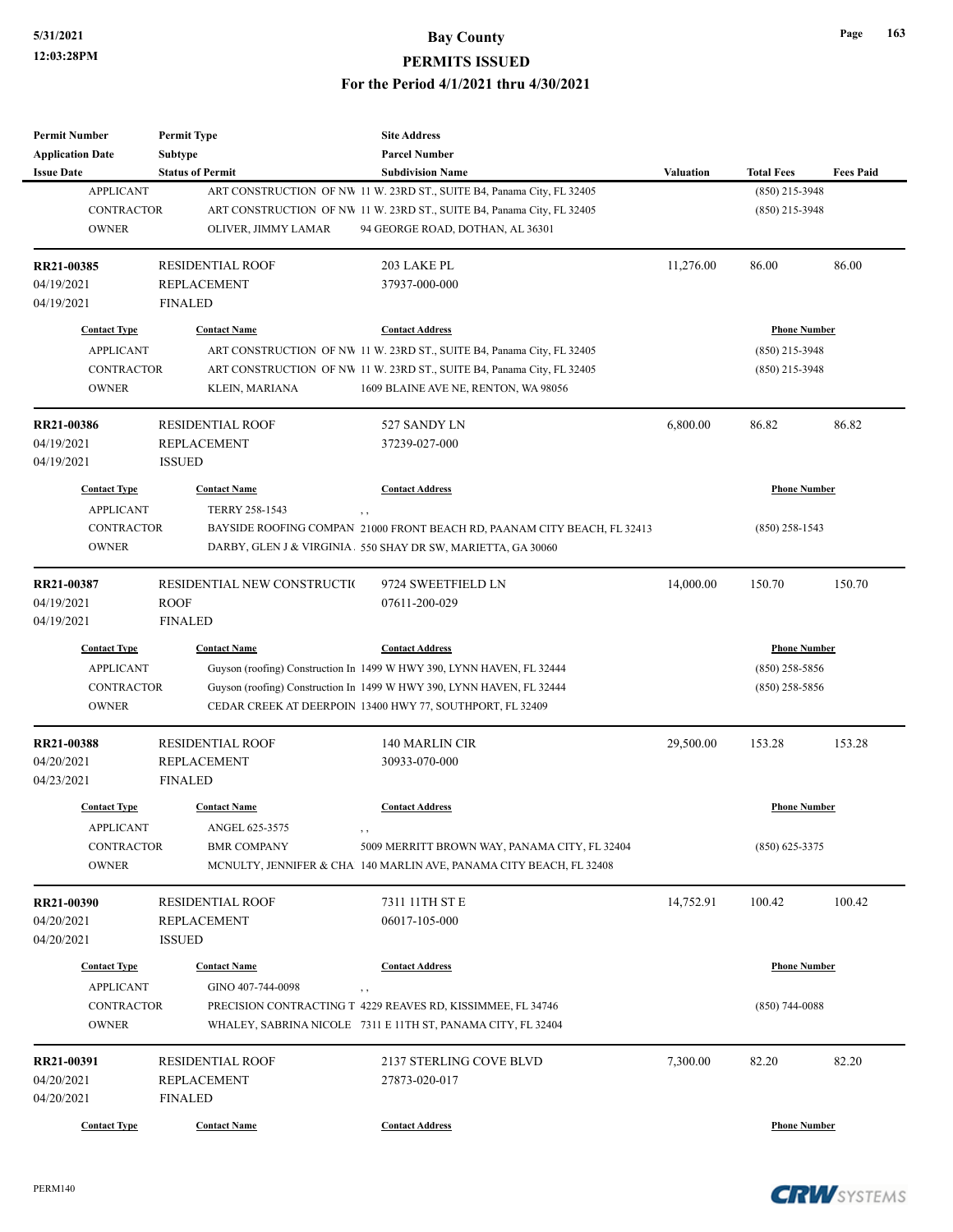# Bay County
# PERMITS ISSUED
## For the Period 4/1/2021 thru 4/30/2021

| Permit Number / Application Date / Issue Date | Permit Type / Subtype / Status of Permit | Site Address / Parcel Number / Subdivision Name | Valuation | Total Fees | Fees Paid |
|---|---|---|---|---|---|
| APPLICANT | ART CONSTRUCTION OF NW | 11 W. 23RD ST., SUITE B4, Panama City, FL 32405 | | (850) 215-3948 | |
| CONTRACTOR | ART CONSTRUCTION OF NW | 11 W. 23RD ST., SUITE B4, Panama City, FL 32405 | | (850) 215-3948 | |
| OWNER | OLIVER, JIMMY LAMAR | 94 GEORGE ROAD, DOTHAN, AL 36301 | | | |

| Permit Number | Permit Type | Site Address | Valuation | Total Fees | Fees Paid |
|---|---|---|---|---|---|
| **RR21-00385** | RESIDENTIAL ROOF | 203 LAKE PL | 11,276.00 | 86.00 | 86.00 |
| 04/19/2021 | REPLACEMENT | 37937-000-000 | | | |
| 04/19/2021 | FINALED | | | | |

| Contact Type | Contact Name | Contact Address | Phone Number |
|---|---|---|---|
| APPLICANT | ART CONSTRUCTION OF NW | 11 W. 23RD ST., SUITE B4, Panama City, FL 32405 | (850) 215-3948 |
| CONTRACTOR | ART CONSTRUCTION OF NW | 11 W. 23RD ST., SUITE B4, Panama City, FL 32405 | (850) 215-3948 |
| OWNER | KLEIN, MARIANA | 1609 BLAINE AVE NE, RENTON, WA 98056 | |

| Permit Number | Permit Type | Site Address | Valuation | Total Fees | Fees Paid |
|---|---|---|---|---|---|
| **RR21-00386** | RESIDENTIAL ROOF | 527 SANDY LN | 6,800.00 | 86.82 | 86.82 |
| 04/19/2021 | REPLACEMENT | 37239-027-000 | | | |
| 04/19/2021 | ISSUED | | | | |

| Contact Type | Contact Name | Contact Address | Phone Number |
|---|---|---|---|
| APPLICANT | TERRY 258-1543 | , , | |
| CONTRACTOR | BAYSIDE ROOFING COMPAN | 21000 FRONT BEACH RD, PAANAM CITY BEACH, FL 32413 | (850) 258-1543 |
| OWNER | DARBY, GLEN J & VIRGINIA | 550 SHAY DR SW, MARIETTA, GA 30060 | |

| Permit Number | Permit Type | Site Address | Valuation | Total Fees | Fees Paid |
|---|---|---|---|---|---|
| **RR21-00387** | RESIDENTIAL NEW CONSTRUCTI | 9724 SWEETFIELD LN | 14,000.00 | 150.70 | 150.70 |
| 04/19/2021 | ROOF | 07611-200-029 | | | |
| 04/19/2021 | FINALED | | | | |

| Contact Type | Contact Name | Contact Address | Phone Number |
|---|---|---|---|
| APPLICANT | Guyson (roofing) Construction In | 1499 W HWY 390, LYNN HAVEN, FL 32444 | (850) 258-5856 |
| CONTRACTOR | Guyson (roofing) Construction In | 1499 W HWY 390, LYNN HAVEN, FL 32444 | (850) 258-5856 |
| OWNER | CEDAR CREEK AT DEERPOIN | 13400 HWY 77, SOUTHPORT, FL 32409 | |

| Permit Number | Permit Type | Site Address | Valuation | Total Fees | Fees Paid |
|---|---|---|---|---|---|
| **RR21-00388** | RESIDENTIAL ROOF | 140 MARLIN CIR | 29,500.00 | 153.28 | 153.28 |
| 04/20/2021 | REPLACEMENT | 30933-070-000 | | | |
| 04/23/2021 | FINALED | | | | |

| Contact Type | Contact Name | Contact Address | Phone Number |
|---|---|---|---|
| APPLICANT | ANGEL 625-3575 | , , | |
| CONTRACTOR | BMR COMPANY | 5009 MERRITT BROWN WAY, PANAMA CITY, FL 32404 | (850) 625-3375 |
| OWNER | MCNULTY, JENNIFER & CHA | 140 MARLIN AVE, PANAMA CITY BEACH, FL 32408 | |

| Permit Number | Permit Type | Site Address | Valuation | Total Fees | Fees Paid |
|---|---|---|---|---|---|
| **RR21-00390** | RESIDENTIAL ROOF | 7311 11TH ST E | 14,752.91 | 100.42 | 100.42 |
| 04/20/2021 | REPLACEMENT | 06017-105-000 | | | |
| 04/20/2021 | ISSUED | | | | |

| Contact Type | Contact Name | Contact Address | Phone Number |
|---|---|---|---|
| APPLICANT | GINO 407-744-0098 | , , | |
| CONTRACTOR | PRECISION CONTRACTING T | 4229 REAVES RD, KISSIMMEE, FL 34746 | (850) 744-0088 |
| OWNER | WHALEY, SABRINA NICOLE | 7311 E 11TH ST, PANAMA CITY, FL 32404 | |

| Permit Number | Permit Type | Site Address | Valuation | Total Fees | Fees Paid |
|---|---|---|---|---|---|
| **RR21-00391** | RESIDENTIAL ROOF | 2137 STERLING COVE BLVD | 7,300.00 | 82.20 | 82.20 |
| 04/20/2021 | REPLACEMENT | 27873-020-017 | | | |
| 04/20/2021 | FINALED | | | | |

| Contact Type | Contact Name | Contact Address | Phone Number |
|---|---|---|---|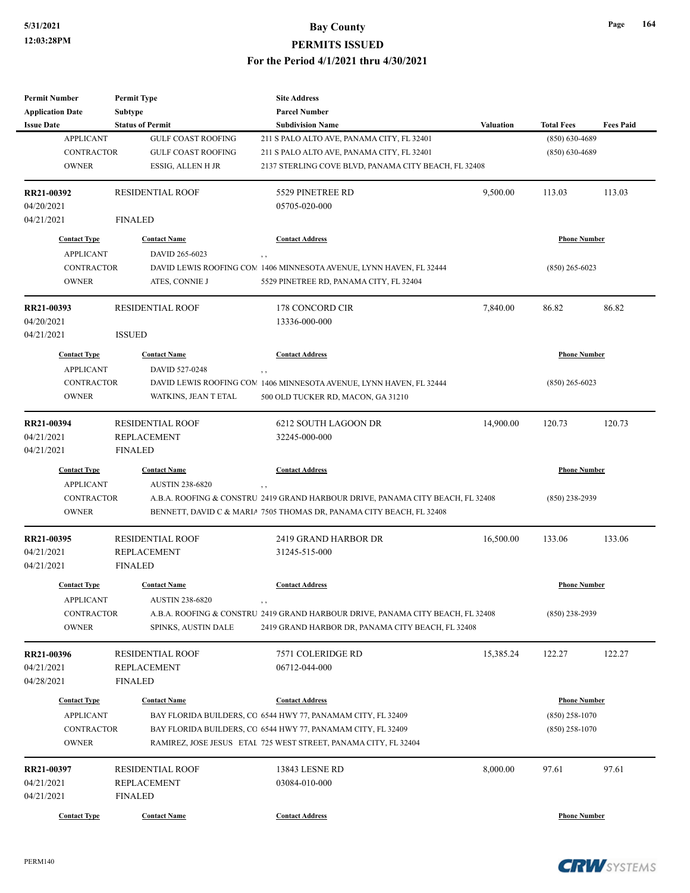| Permit Number | Permit Type | Site Address | | | |
|---|---|---|---|---|---|
| Application Date | Subtype | Parcel Number | | | |
| Issue Date | Status of Permit | Subdivision Name | Valuation | Total Fees | Fees Paid |

| Contact Type | Contact Name | Contact Address | Phone Number |
|---|---|---|---|
| APPLICANT | GULF COAST ROOFING | 211 S PALO ALTO AVE, PANAMA CITY, FL 32401 | (850) 630-4689 |
| CONTRACTOR | GULF COAST ROOFING | 211 S PALO ALTO AVE, PANAMA CITY, FL 32401 | (850) 630-4689 |
| OWNER | ESSIG, ALLEN H JR | 2137 STERLING COVE BLVD, PANAMA CITY BEACH, FL 32408 | |

| | | | | | |
|---|---|---|---|---|---|
| **RR21-00392** | RESIDENTIAL ROOF | 5529 PINETREE RD | 9,500.00 | 113.03 | 113.03 |
| 04/20/2021 | | 05705-020-000 | | | |
| 04/21/2021 | FINALED | | | | |

| Contact Type | Contact Name | Contact Address | Phone Number |
|---|---|---|---|
| APPLICANT | DAVID 265-6023 | , , | |
| CONTRACTOR | DAVID LEWIS ROOFING COM | 1406 MINNESOTA AVENUE, LYNN HAVEN, FL 32444 | (850) 265-6023 |
| OWNER | ATES, CONNIE J | 5529 PINETREE RD, PANAMA CITY, FL 32404 | |

| | | | | | |
|---|---|---|---|---|---|
| **RR21-00393** | RESIDENTIAL ROOF | 178 CONCORD CIR | 7,840.00 | 86.82 | 86.82 |
| 04/20/2021 | | 13336-000-000 | | | |
| 04/21/2021 | ISSUED | | | | |

| Contact Type | Contact Name | Contact Address | Phone Number |
|---|---|---|---|
| APPLICANT | DAVID 527-0248 | , , | |
| CONTRACTOR | DAVID LEWIS ROOFING COM | 1406 MINNESOTA AVENUE, LYNN HAVEN, FL 32444 | (850) 265-6023 |
| OWNER | WATKINS, JEAN T ETAL | 500 OLD TUCKER RD, MACON, GA 31210 | |

| | | | | | |
|---|---|---|---|---|---|
| **RR21-00394** | RESIDENTIAL ROOF | 6212 SOUTH LAGOON DR | 14,900.00 | 120.73 | 120.73 |
| 04/21/2021 | REPLACEMENT | 32245-000-000 | | | |
| 04/21/2021 | FINALED | | | | |

| Contact Type | Contact Name | Contact Address | Phone Number |
|---|---|---|---|
| APPLICANT | AUSTIN 238-6820 | , , | |
| CONTRACTOR | A.B.A. ROOFING & CONSTRU | 2419 GRAND HARBOUR DRIVE, PANAMA CITY BEACH, FL 32408 | (850) 238-2939 |
| OWNER | BENNETT, DAVID C & MARIA | 7505 THOMAS DR, PANAMA CITY BEACH, FL 32408 | |

| | | | | | |
|---|---|---|---|---|---|
| **RR21-00395** | RESIDENTIAL ROOF | 2419 GRAND HARBOR DR | 16,500.00 | 133.06 | 133.06 |
| 04/21/2021 | REPLACEMENT | 31245-515-000 | | | |
| 04/21/2021 | FINALED | | | | |

| Contact Type | Contact Name | Contact Address | Phone Number |
|---|---|---|---|
| APPLICANT | AUSTIN 238-6820 | , , | |
| CONTRACTOR | A.B.A. ROOFING & CONSTRU | 2419 GRAND HARBOUR DRIVE, PANAMA CITY BEACH, FL 32408 | (850) 238-2939 |
| OWNER | SPINKS, AUSTIN DALE | 2419 GRAND HARBOR DR, PANAMA CITY BEACH, FL 32408 | |

| | | | | | |
|---|---|---|---|---|---|
| **RR21-00396** | RESIDENTIAL ROOF | 7571 COLERIDGE RD | 15,385.24 | 122.27 | 122.27 |
| 04/21/2021 | REPLACEMENT | 06712-044-000 | | | |
| 04/28/2021 | FINALED | | | | |

| Contact Type | Contact Name | Contact Address | Phone Number |
|---|---|---|---|
| APPLICANT | BAY FLORIDA BUILDERS, CO | 6544 HWY 77, PANAMAM CITY, FL 32409 | (850) 258-1070 |
| CONTRACTOR | BAY FLORIDA BUILDERS, CO | 6544 HWY 77, PANAMAM CITY, FL 32409 | (850) 258-1070 |
| OWNER | RAMIREZ, JOSE JESUS ETAL | 725 WEST STREET, PANAMA CITY, FL 32404 | |

| | | | | | |
|---|---|---|---|---|---|
| **RR21-00397** | RESIDENTIAL ROOF | 13843 LESNE RD | 8,000.00 | 97.61 | 97.61 |
| 04/21/2021 | REPLACEMENT | 03084-010-000 | | | |
| 04/21/2021 | FINALED | | | | |

| Contact Type | Contact Name | Contact Address | Phone Number |
|---|---|---|---|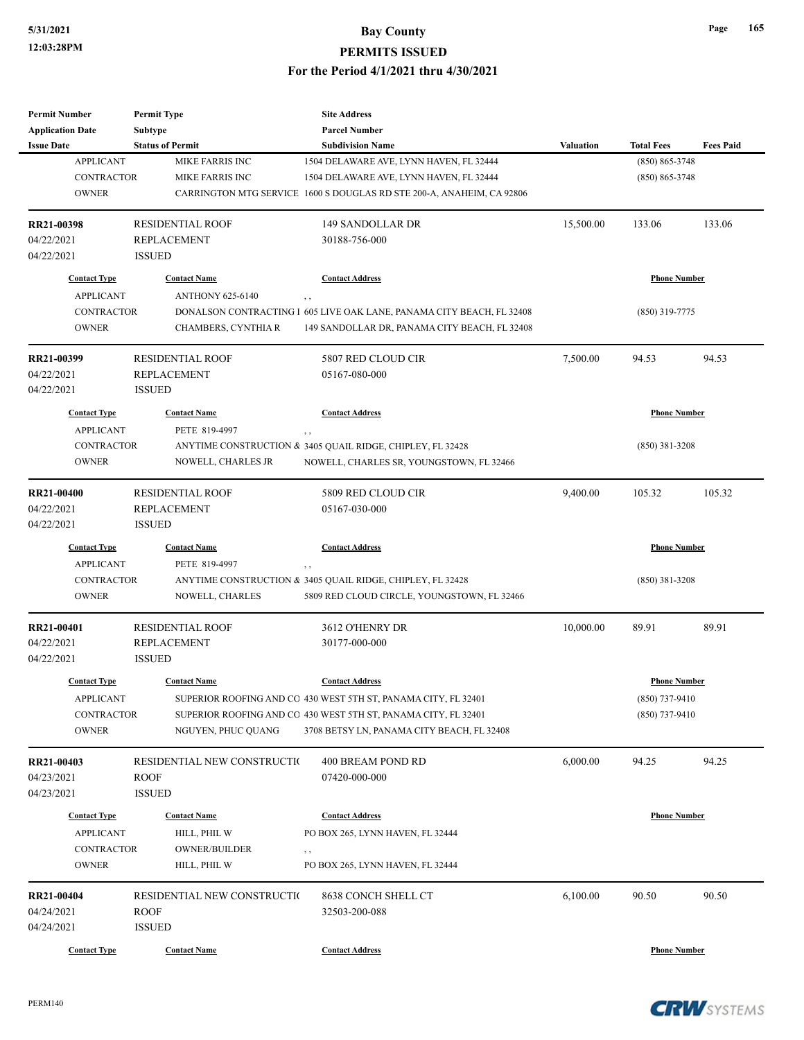| Permit Number | Permit Type | Site Address | | | |
|---|---|---|---|---|---|
| Application Date | Subtype | Parcel Number | | | |
| Issue Date | Status of Permit | Subdivision Name | Valuation | Total Fees | Fees Paid |

| Contact Type | Contact Name | Contact Address | Phone Number |
|---|---|---|---|
| APPLICANT | MIKE FARRIS INC | 1504 DELAWARE AVE, LYNN HAVEN, FL 32444 | (850) 865-3748 |
| CONTRACTOR | MIKE FARRIS INC | 1504 DELAWARE AVE, LYNN HAVEN, FL 32444 | (850) 865-3748 |
| OWNER | CARRINGTON MTG SERVICE | 1600 S DOUGLAS RD STE 200-A, ANAHEIM, CA 92806 | |

| Permit Number | Permit Type | Site Address | Valuation | Total Fees | Fees Paid |
|---|---|---|---|---|---|
| **RR21-00398** | RESIDENTIAL ROOF | 149 SANDOLLAR DR | 15,500.00 | 133.06 | 133.06 |
| 04/22/2021 | REPLACEMENT | 30188-756-000 | | | |
| 04/22/2021 | ISSUED | | | | |

| Contact Type | Contact Name | Contact Address | Phone Number |
|---|---|---|---|
| APPLICANT | ANTHONY 625-6140 | , , | |
| CONTRACTOR | DONALSON CONTRACTING I | 605 LIVE OAK LANE, PANAMA CITY BEACH, FL 32408 | (850) 319-7775 |
| OWNER | CHAMBERS, CYNTHIA R | 149 SANDOLLAR DR, PANAMA CITY BEACH, FL 32408 | |

| Permit Number | Permit Type | Site Address | Valuation | Total Fees | Fees Paid |
|---|---|---|---|---|---|
| **RR21-00399** | RESIDENTIAL ROOF | 5807 RED CLOUD CIR | 7,500.00 | 94.53 | 94.53 |
| 04/22/2021 | REPLACEMENT | 05167-080-000 | | | |
| 04/22/2021 | ISSUED | | | | |

| Contact Type | Contact Name | Contact Address | Phone Number |
|---|---|---|---|
| APPLICANT | PETE 819-4997 | , , | |
| CONTRACTOR | ANYTIME CONSTRUCTION & | 3405 QUAIL RIDGE, CHIPLEY, FL 32428 | (850) 381-3208 |
| OWNER | NOWELL, CHARLES JR | NOWELL, CHARLES SR, YOUNGSTOWN, FL 32466 | |

| Permit Number | Permit Type | Site Address | Valuation | Total Fees | Fees Paid |
|---|---|---|---|---|---|
| **RR21-00400** | RESIDENTIAL ROOF | 5809 RED CLOUD CIR | 9,400.00 | 105.32 | 105.32 |
| 04/22/2021 | REPLACEMENT | 05167-030-000 | | | |
| 04/22/2021 | ISSUED | | | | |

| Contact Type | Contact Name | Contact Address | Phone Number |
|---|---|---|---|
| APPLICANT | PETE 819-4997 | , , | |
| CONTRACTOR | ANYTIME CONSTRUCTION & | 3405 QUAIL RIDGE, CHIPLEY, FL 32428 | (850) 381-3208 |
| OWNER | NOWELL, CHARLES | 5809 RED CLOUD CIRCLE, YOUNGSTOWN, FL 32466 | |

| Permit Number | Permit Type | Site Address | Valuation | Total Fees | Fees Paid |
|---|---|---|---|---|---|
| **RR21-00401** | RESIDENTIAL ROOF | 3612 O'HENRY DR | 10,000.00 | 89.91 | 89.91 |
| 04/22/2021 | REPLACEMENT | 30177-000-000 | | | |
| 04/22/2021 | ISSUED | | | | |

| Contact Type | Contact Name | Contact Address | Phone Number |
|---|---|---|---|
| APPLICANT | SUPERIOR ROOFING AND CO | 430 WEST 5TH ST, PANAMA CITY, FL 32401 | (850) 737-9410 |
| CONTRACTOR | SUPERIOR ROOFING AND CO | 430 WEST 5TH ST, PANAMA CITY, FL 32401 | (850) 737-9410 |
| OWNER | NGUYEN, PHUC QUANG | 3708 BETSY LN, PANAMA CITY BEACH, FL 32408 | |

| Permit Number | Permit Type | Site Address | Valuation | Total Fees | Fees Paid |
|---|---|---|---|---|---|
| **RR21-00403** | RESIDENTIAL NEW CONSTRUCTI( | 400 BREAM POND RD | 6,000.00 | 94.25 | 94.25 |
| 04/23/2021 | ROOF | 07420-000-000 | | | |
| 04/23/2021 | ISSUED | | | | |

| Contact Type | Contact Name | Contact Address | Phone Number |
|---|---|---|---|
| APPLICANT | HILL, PHIL W | PO BOX 265, LYNN HAVEN, FL 32444 | |
| CONTRACTOR | OWNER/BUILDER | , , | |
| OWNER | HILL, PHIL W | PO BOX 265, LYNN HAVEN, FL 32444 | |

| Permit Number | Permit Type | Site Address | Valuation | Total Fees | Fees Paid |
|---|---|---|---|---|---|
| **RR21-00404** | RESIDENTIAL NEW CONSTRUCTI( | 8638 CONCH SHELL CT | 6,100.00 | 90.50 | 90.50 |
| 04/24/2021 | ROOF | 32503-200-088 | | | |
| 04/24/2021 | ISSUED | | | | |

| Contact Type | Contact Name | Contact Address | Phone Number |
|---|---|---|---|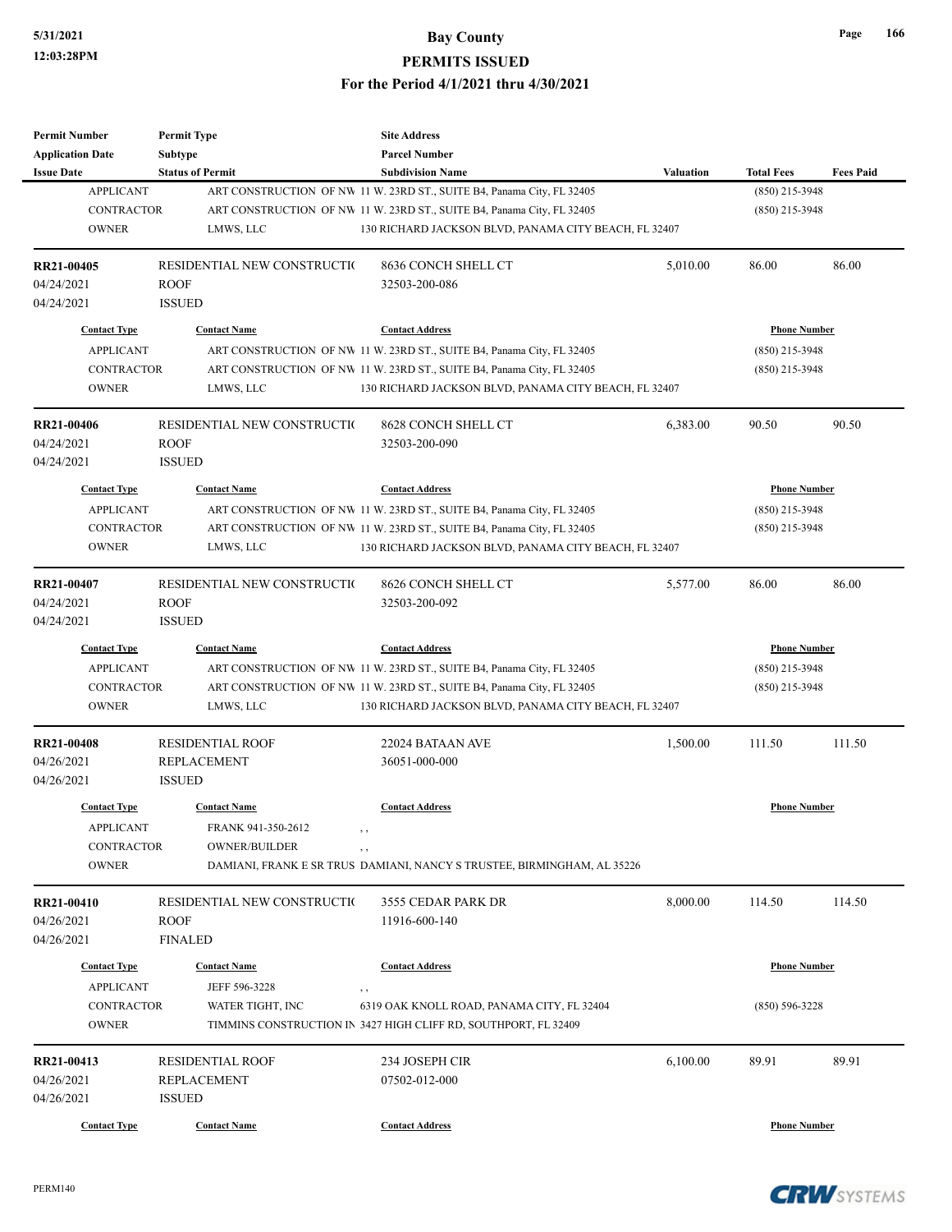# Bay County
# PERMITS ISSUED
## For the Period 4/1/2021 thru 4/30/2021

| Permit Number / Application Date / Issue Date | Permit Type / Subtype / Status of Permit | Site Address / Parcel Number / Subdivision Name | Valuation | Total Fees | Fees Paid |
|---|---|---|---|---|---|

| Contact Type | Contact Name | Contact Address | Phone Number |
|---|---|---|---|
| APPLICANT | ART CONSTRUCTION OF NW | 11 W. 23RD ST., SUITE B4, Panama City, FL 32405 | (850) 215-3948 |
| CONTRACTOR | ART CONSTRUCTION OF NW | 11 W. 23RD ST., SUITE B4, Panama City, FL 32405 | (850) 215-3948 |
| OWNER | LMWS, LLC | 130 RICHARD JACKSON BLVD, PANAMA CITY BEACH, FL 32407 | |

---

| Permit Number | Permit Type | Site Address | Valuation | Total Fees | Fees Paid |
|---|---|---|---|---|---|
| RR21-00405 | RESIDENTIAL NEW CONSTRUCTI( | 8636 CONCH SHELL CT | 5,010.00 | 86.00 | 86.00 |
| 04/24/2021 | ROOF | 32503-200-086 | | | |
| 04/24/2021 | ISSUED | | | | |

| Contact Type | Contact Name | Contact Address | Phone Number |
|---|---|---|---|
| APPLICANT | ART CONSTRUCTION OF NW | 11 W. 23RD ST., SUITE B4, Panama City, FL 32405 | (850) 215-3948 |
| CONTRACTOR | ART CONSTRUCTION OF NW | 11 W. 23RD ST., SUITE B4, Panama City, FL 32405 | (850) 215-3948 |
| OWNER | LMWS, LLC | 130 RICHARD JACKSON BLVD, PANAMA CITY BEACH, FL 32407 | |

---

| Permit Number | Permit Type | Site Address | Valuation | Total Fees | Fees Paid |
|---|---|---|---|---|---|
| RR21-00406 | RESIDENTIAL NEW CONSTRUCTI( | 8628 CONCH SHELL CT | 6,383.00 | 90.50 | 90.50 |
| 04/24/2021 | ROOF | 32503-200-090 | | | |
| 04/24/2021 | ISSUED | | | | |

| Contact Type | Contact Name | Contact Address | Phone Number |
|---|---|---|---|
| APPLICANT | ART CONSTRUCTION OF NW | 11 W. 23RD ST., SUITE B4, Panama City, FL 32405 | (850) 215-3948 |
| CONTRACTOR | ART CONSTRUCTION OF NW | 11 W. 23RD ST., SUITE B4, Panama City, FL 32405 | (850) 215-3948 |
| OWNER | LMWS, LLC | 130 RICHARD JACKSON BLVD, PANAMA CITY BEACH, FL 32407 | |

---

| Permit Number | Permit Type | Site Address | Valuation | Total Fees | Fees Paid |
|---|---|---|---|---|---|
| RR21-00407 | RESIDENTIAL NEW CONSTRUCTI( | 8626 CONCH SHELL CT | 5,577.00 | 86.00 | 86.00 |
| 04/24/2021 | ROOF | 32503-200-092 | | | |
| 04/24/2021 | ISSUED | | | | |

| Contact Type | Contact Name | Contact Address | Phone Number |
|---|---|---|---|
| APPLICANT | ART CONSTRUCTION OF NW | 11 W. 23RD ST., SUITE B4, Panama City, FL 32405 | (850) 215-3948 |
| CONTRACTOR | ART CONSTRUCTION OF NW | 11 W. 23RD ST., SUITE B4, Panama City, FL 32405 | (850) 215-3948 |
| OWNER | LMWS, LLC | 130 RICHARD JACKSON BLVD, PANAMA CITY BEACH, FL 32407 | |

---

| Permit Number | Permit Type | Site Address | Valuation | Total Fees | Fees Paid |
|---|---|---|---|---|---|
| RR21-00408 | RESIDENTIAL ROOF | 22024 BATAAN AVE | 1,500.00 | 111.50 | 111.50 |
| 04/26/2021 | REPLACEMENT | 36051-000-000 | | | |
| 04/26/2021 | ISSUED | | | | |

| Contact Type | Contact Name | Contact Address | Phone Number |
|---|---|---|---|
| APPLICANT | FRANK 941-350-2612 | , , | |
| CONTRACTOR | OWNER/BUILDER | , , | |
| OWNER | DAMIANI, FRANK E SR TRUS | DAMIANI, NANCY S TRUSTEE, BIRMINGHAM, AL 35226 | |

---

| Permit Number | Permit Type | Site Address | Valuation | Total Fees | Fees Paid |
|---|---|---|---|---|---|
| RR21-00410 | RESIDENTIAL NEW CONSTRUCTI( | 3555 CEDAR PARK DR | 8,000.00 | 114.50 | 114.50 |
| 04/26/2021 | ROOF | 11916-600-140 | | | |
| 04/26/2021 | FINALED | | | | |

| Contact Type | Contact Name | Contact Address | Phone Number |
|---|---|---|---|
| APPLICANT | JEFF 596-3228 | , , | |
| CONTRACTOR | WATER TIGHT, INC | 6319 OAK KNOLL ROAD, PANAMA CITY, FL 32404 | (850) 596-3228 |
| OWNER | TIMMINS CONSTRUCTION IN | 3427 HIGH CLIFF RD, SOUTHPORT, FL 32409 | |

---

| Permit Number | Permit Type | Site Address | Valuation | Total Fees | Fees Paid |
|---|---|---|---|---|---|
| RR21-00413 | RESIDENTIAL ROOF | 234 JOSEPH CIR | 6,100.00 | 89.91 | 89.91 |
| 04/26/2021 | REPLACEMENT | 07502-012-000 | | | |
| 04/26/2021 | ISSUED | | | | |

| Contact Type | Contact Name | Contact Address | Phone Number |
|---|---|---|---|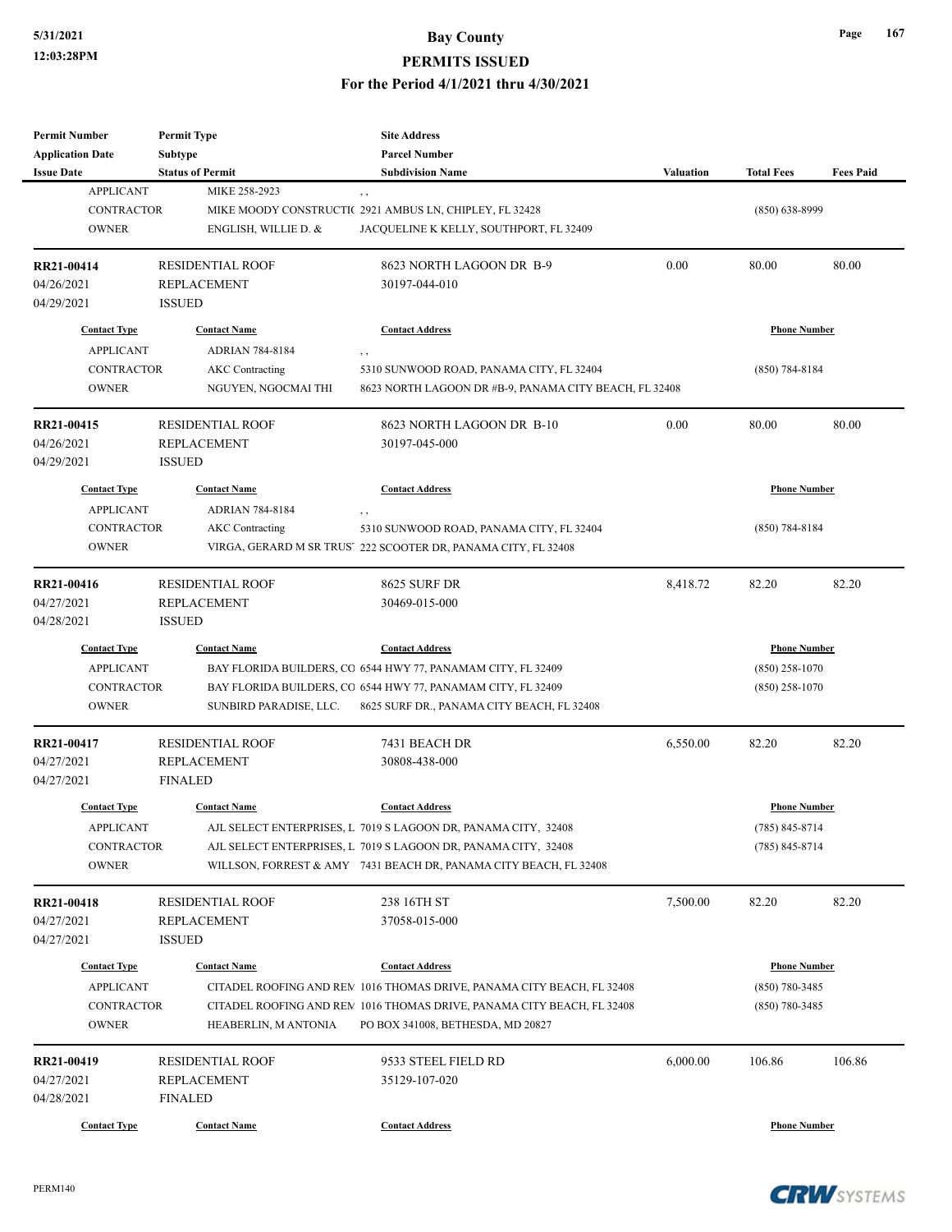| Permit Number | Permit Type | Site Address | | | |
|---|---|---|---|---|---|
| Application Date | Subtype | Parcel Number | | | |
| Issue Date | Status of Permit | Subdivision Name | Valuation | Total Fees | Fees Paid |
| APPLICANT | MIKE 258-2923 | , , | | | |
| CONTRACTOR | MIKE MOODY CONSTRUCTI( | 2921 AMBUS LN, CHIPLEY, FL 32428 | | (850) 638-8999 | |
| OWNER | ENGLISH, WILLIE D. & | JACQUELINE K KELLY, SOUTHPORT, FL 32409 | | | |
| **RR21-00414** | RESIDENTIAL ROOF | 8623 NORTH LAGOON DR B-9 | 0.00 | 80.00 | 80.00 |
| 04/26/2021 | REPLACEMENT | 30197-044-010 | | | |
| 04/29/2021 | ISSUED | | | | |
| Contact Type | Contact Name | Contact Address | | Phone Number | |
| APPLICANT | ADRIAN 784-8184 | , , | | | |
| CONTRACTOR | AKC Contracting | 5310 SUNWOOD ROAD, PANAMA CITY, FL 32404 | | (850) 784-8184 | |
| OWNER | NGUYEN, NGOCMAI THI | 8623 NORTH LAGOON DR #B-9, PANAMA CITY BEACH, FL 32408 | | | |
| **RR21-00415** | RESIDENTIAL ROOF | 8623 NORTH LAGOON DR B-10 | 0.00 | 80.00 | 80.00 |
| 04/26/2021 | REPLACEMENT | 30197-045-000 | | | |
| 04/29/2021 | ISSUED | | | | |
| Contact Type | Contact Name | Contact Address | | Phone Number | |
| APPLICANT | ADRIAN 784-8184 | , , | | | |
| CONTRACTOR | AKC Contracting | 5310 SUNWOOD ROAD, PANAMA CITY, FL 32404 | | (850) 784-8184 | |
| OWNER | VIRGA, GERARD M SR TRUS | 222 SCOOTER DR, PANAMA CITY, FL 32408 | | | |
| **RR21-00416** | RESIDENTIAL ROOF | 8625 SURF DR | 8,418.72 | 82.20 | 82.20 |
| 04/27/2021 | REPLACEMENT | 30469-015-000 | | | |
| 04/28/2021 | ISSUED | | | | |
| Contact Type | Contact Name | Contact Address | | Phone Number | |
| APPLICANT | BAY FLORIDA BUILDERS, CO | 6544 HWY 77, PANAMAM CITY, FL 32409 | | (850) 258-1070 | |
| CONTRACTOR | BAY FLORIDA BUILDERS, CO | 6544 HWY 77, PANAMAM CITY, FL 32409 | | (850) 258-1070 | |
| OWNER | SUNBIRD PARADISE, LLC. | 8625 SURF DR., PANAMA CITY BEACH, FL 32408 | | | |
| **RR21-00417** | RESIDENTIAL ROOF | 7431 BEACH DR | 6,550.00 | 82.20 | 82.20 |
| 04/27/2021 | REPLACEMENT | 30808-438-000 | | | |
| 04/27/2021 | FINALED | | | | |
| Contact Type | Contact Name | Contact Address | | Phone Number | |
| APPLICANT | AJL SELECT ENTERPRISES, L | 7019 S LAGOON DR, PANAMA CITY, 32408 | | (785) 845-8714 | |
| CONTRACTOR | AJL SELECT ENTERPRISES, L | 7019 S LAGOON DR, PANAMA CITY, 32408 | | (785) 845-8714 | |
| OWNER | WILLSON, FORREST & AMY | 7431 BEACH DR, PANAMA CITY BEACH, FL 32408 | | | |
| **RR21-00418** | RESIDENTIAL ROOF | 238 16TH ST | 7,500.00 | 82.20 | 82.20 |
| 04/27/2021 | REPLACEMENT | 37058-015-000 | | | |
| 04/27/2021 | ISSUED | | | | |
| Contact Type | Contact Name | Contact Address | | Phone Number | |
| APPLICANT | CITADEL ROOFING AND REM | 1016 THOMAS DRIVE, PANAMA CITY BEACH, FL 32408 | | (850) 780-3485 | |
| CONTRACTOR | CITADEL ROOFING AND REM | 1016 THOMAS DRIVE, PANAMA CITY BEACH, FL 32408 | | (850) 780-3485 | |
| OWNER | HEABERLIN, M ANTONIA | PO BOX 341008, BETHESDA, MD 20827 | | | |
| **RR21-00419** | RESIDENTIAL ROOF | 9533 STEEL FIELD RD | 6,000.00 | 106.86 | 106.86 |
| 04/27/2021 | REPLACEMENT | 35129-107-020 | | | |
| 04/28/2021 | FINALED | | | | |
| Contact Type | Contact Name | Contact Address | | Phone Number | |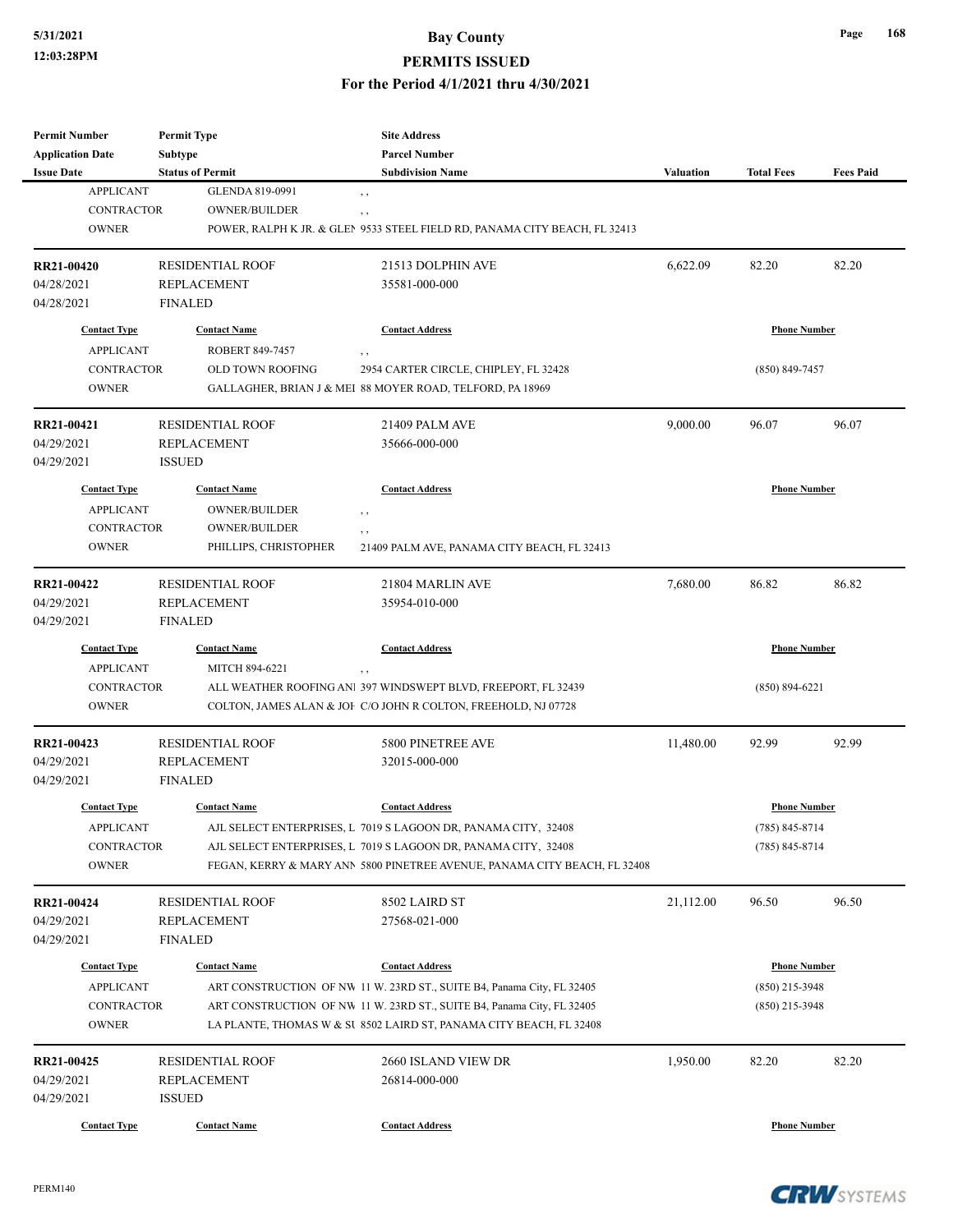| Permit Number | Permit Type | Site Address | | | |
|---|---|---|---|---|---|
| Application Date | Subtype | Parcel Number | | | |
| Issue Date | Status of Permit | Subdivision Name | Valuation | Total Fees | Fees Paid |

| Contact Type | Contact Name | Contact Address | Phone Number |
|---|---|---|---|
| APPLICANT | GLENDA 819-0991 | , , | |
| CONTRACTOR | OWNER/BUILDER | , , | |
| OWNER | POWER, RALPH K JR. & GLEN | 9533 STEEL FIELD RD, PANAMA CITY BEACH, FL 32413 | |

| RR21-00420 | RESIDENTIAL ROOF | 21513 DOLPHIN AVE | 6,622.09 | 82.20 | 82.20 |
|---|---|---|---|---|---|
| 04/28/2021 | REPLACEMENT | 35581-000-000 | | | |
| 04/28/2021 | FINALED | | | | |

| Contact Type | Contact Name | Contact Address | Phone Number |
|---|---|---|---|
| APPLICANT | ROBERT 849-7457 | , , | |
| CONTRACTOR | OLD TOWN ROOFING | 2954 CARTER CIRCLE, CHIPLEY, FL 32428 | (850) 849-7457 |
| OWNER | GALLAGHER, BRIAN J & MEI | 88 MOYER ROAD, TELFORD, PA 18969 | |

| RR21-00421 | RESIDENTIAL ROOF | 21409 PALM AVE | 9,000.00 | 96.07 | 96.07 |
|---|---|---|---|---|---|
| 04/29/2021 | REPLACEMENT | 35666-000-000 | | | |
| 04/29/2021 | ISSUED | | | | |

| Contact Type | Contact Name | Contact Address | Phone Number |
|---|---|---|---|
| APPLICANT | OWNER/BUILDER | , , | |
| CONTRACTOR | OWNER/BUILDER | , , | |
| OWNER | PHILLIPS, CHRISTOPHER | 21409 PALM AVE, PANAMA CITY BEACH, FL 32413 | |

| RR21-00422 | RESIDENTIAL ROOF | 21804 MARLIN AVE | 7,680.00 | 86.82 | 86.82 |
|---|---|---|---|---|---|
| 04/29/2021 | REPLACEMENT | 35954-010-000 | | | |
| 04/29/2021 | FINALED | | | | |

| Contact Type | Contact Name | Contact Address | Phone Number |
|---|---|---|---|
| APPLICANT | MITCH 894-6221 | , , | |
| CONTRACTOR | ALL WEATHER ROOFING ANI | 397 WINDSWEPT BLVD, FREEPORT, FL 32439 | (850) 894-6221 |
| OWNER | COLTON, JAMES ALAN & JOH | C/O JOHN R COLTON, FREEHOLD, NJ 07728 | |

| RR21-00423 | RESIDENTIAL ROOF | 5800 PINETREE AVE | 11,480.00 | 92.99 | 92.99 |
|---|---|---|---|---|---|
| 04/29/2021 | REPLACEMENT | 32015-000-000 | | | |
| 04/29/2021 | FINALED | | | | |

| Contact Type | Contact Name | Contact Address | Phone Number |
|---|---|---|---|
| APPLICANT | AJL SELECT ENTERPRISES, L | 7019 S LAGOON DR, PANAMA CITY, 32408 | (785) 845-8714 |
| CONTRACTOR | AJL SELECT ENTERPRISES, L | 7019 S LAGOON DR, PANAMA CITY, 32408 | (785) 845-8714 |
| OWNER | FEGAN, KERRY & MARY ANN | 5800 PINETREE AVENUE, PANAMA CITY BEACH, FL 32408 | |

| RR21-00424 | RESIDENTIAL ROOF | 8502 LAIRD ST | 21,112.00 | 96.50 | 96.50 |
|---|---|---|---|---|---|
| 04/29/2021 | REPLACEMENT | 27568-021-000 | | | |
| 04/29/2021 | FINALED | | | | |

| Contact Type | Contact Name | Contact Address | Phone Number |
|---|---|---|---|
| APPLICANT | ART CONSTRUCTION OF NW | 11 W. 23RD ST., SUITE B4, Panama City, FL 32405 | (850) 215-3948 |
| CONTRACTOR | ART CONSTRUCTION OF NW | 11 W. 23RD ST., SUITE B4, Panama City, FL 32405 | (850) 215-3948 |
| OWNER | LA PLANTE, THOMAS W & SU | 8502 LAIRD ST, PANAMA CITY BEACH, FL 32408 | |

| RR21-00425 | RESIDENTIAL ROOF | 2660 ISLAND VIEW DR | 1,950.00 | 82.20 | 82.20 |
|---|---|---|---|---|---|
| 04/29/2021 | REPLACEMENT | 26814-000-000 | | | |
| 04/29/2021 | ISSUED | | | | |

| Contact Type | Contact Name | Contact Address | Phone Number |
|---|---|---|---|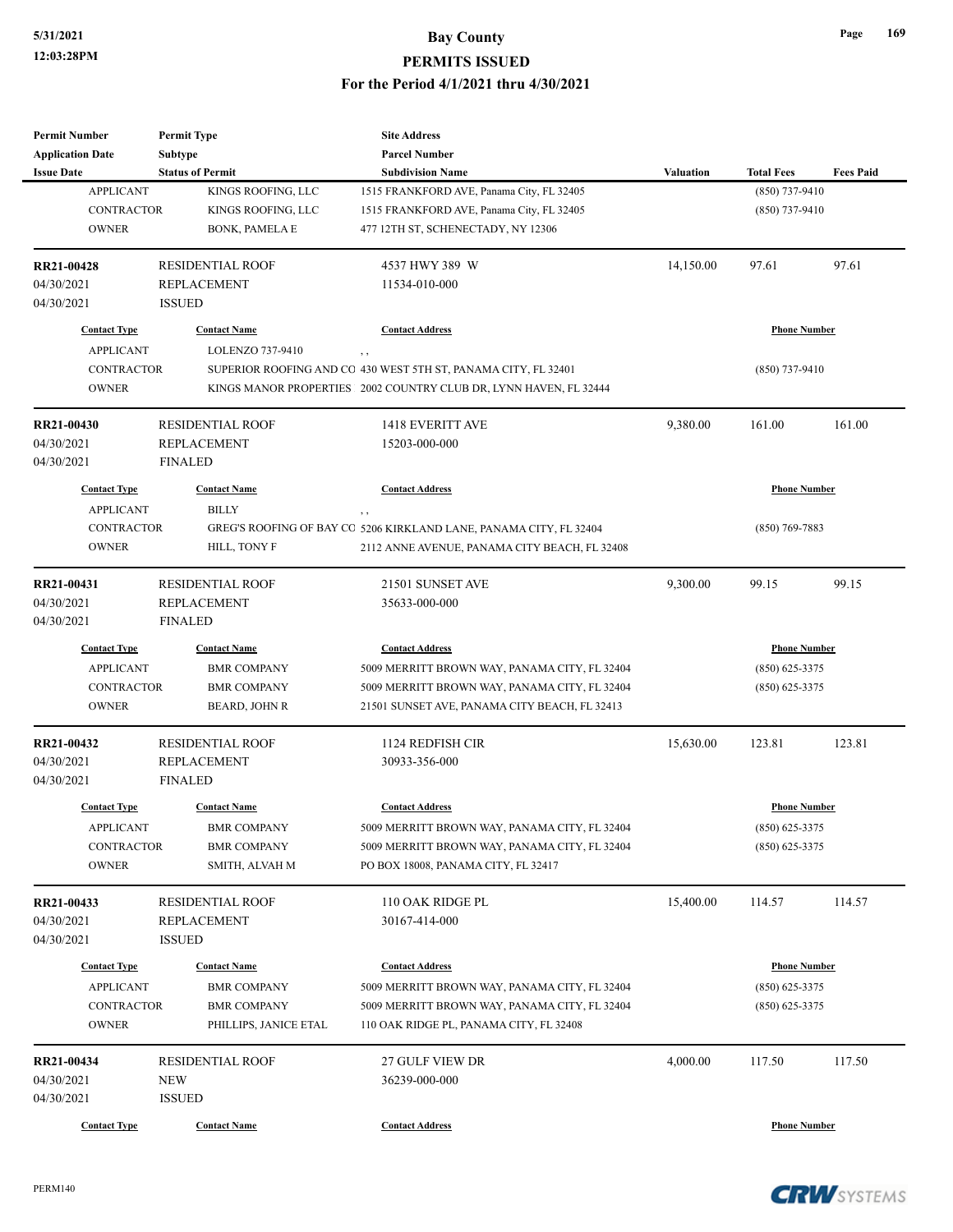| Permit Number | Permit Type | Site Address | | | |
|---|---|---|---|---|---|
| Application Date | Subtype | Parcel Number | | | |
| Issue Date | Status of Permit | Subdivision Name | Valuation | Total Fees | Fees Paid |

| Contact Type | Contact Name | Contact Address | Phone Number |
|---|---|---|---|
| APPLICANT | KINGS ROOFING, LLC | 1515 FRANKFORD AVE, Panama City, FL 32405 | (850) 737-9410 |
| CONTRACTOR | KINGS ROOFING, LLC | 1515 FRANKFORD AVE, Panama City, FL 32405 | (850) 737-9410 |
| OWNER | BONK, PAMELA E | 477 12TH ST, SCHENECTADY, NY 12306 | |

| RR21-00428 | RESIDENTIAL ROOF | 4537 HWY 389 W | 14,150.00 | 97.61 | 97.61 |
|---|---|---|---|---|---|
| 04/30/2021 | REPLACEMENT | 11534-010-000 | | | |
| 04/30/2021 | ISSUED | | | | |

| Contact Type | Contact Name | Contact Address | Phone Number |
|---|---|---|---|
| APPLICANT | LOLENZO 737-9410 | , , | |
| CONTRACTOR | SUPERIOR ROOFING AND CO | 430 WEST 5TH ST, PANAMA CITY, FL 32401 | (850) 737-9410 |
| OWNER | KINGS MANOR PROPERTIES | 2002 COUNTRY CLUB DR, LYNN HAVEN, FL 32444 | |

| RR21-00430 | RESIDENTIAL ROOF | 1418 EVERITT AVE | 9,380.00 | 161.00 | 161.00 |
|---|---|---|---|---|---|
| 04/30/2021 | REPLACEMENT | 15203-000-000 | | | |
| 04/30/2021 | FINALED | | | | |

| Contact Type | Contact Name | Contact Address | Phone Number |
|---|---|---|---|
| APPLICANT | BILLY | , , | |
| CONTRACTOR | GREG'S ROOFING OF BAY CO | 5206 KIRKLAND LANE, PANAMA CITY, FL 32404 | (850) 769-7883 |
| OWNER | HILL, TONY F | 2112 ANNE AVENUE, PANAMA CITY BEACH, FL 32408 | |

| RR21-00431 | RESIDENTIAL ROOF | 21501 SUNSET AVE | 9,300.00 | 99.15 | 99.15 |
|---|---|---|---|---|---|
| 04/30/2021 | REPLACEMENT | 35633-000-000 | | | |
| 04/30/2021 | FINALED | | | | |

| Contact Type | Contact Name | Contact Address | Phone Number |
|---|---|---|---|
| APPLICANT | BMR COMPANY | 5009 MERRITT BROWN WAY, PANAMA CITY, FL 32404 | (850) 625-3375 |
| CONTRACTOR | BMR COMPANY | 5009 MERRITT BROWN WAY, PANAMA CITY, FL 32404 | (850) 625-3375 |
| OWNER | BEARD, JOHN R | 21501 SUNSET AVE, PANAMA CITY BEACH, FL 32413 | |

| RR21-00432 | RESIDENTIAL ROOF | 1124 REDFISH CIR | 15,630.00 | 123.81 | 123.81 |
|---|---|---|---|---|---|
| 04/30/2021 | REPLACEMENT | 30933-356-000 | | | |
| 04/30/2021 | FINALED | | | | |

| Contact Type | Contact Name | Contact Address | Phone Number |
|---|---|---|---|
| APPLICANT | BMR COMPANY | 5009 MERRITT BROWN WAY, PANAMA CITY, FL 32404 | (850) 625-3375 |
| CONTRACTOR | BMR COMPANY | 5009 MERRITT BROWN WAY, PANAMA CITY, FL 32404 | (850) 625-3375 |
| OWNER | SMITH, ALVAH M | PO BOX 18008, PANAMA CITY, FL 32417 | |

| RR21-00433 | RESIDENTIAL ROOF | 110 OAK RIDGE PL | 15,400.00 | 114.57 | 114.57 |
|---|---|---|---|---|---|
| 04/30/2021 | REPLACEMENT | 30167-414-000 | | | |
| 04/30/2021 | ISSUED | | | | |

| Contact Type | Contact Name | Contact Address | Phone Number |
|---|---|---|---|
| APPLICANT | BMR COMPANY | 5009 MERRITT BROWN WAY, PANAMA CITY, FL 32404 | (850) 625-3375 |
| CONTRACTOR | BMR COMPANY | 5009 MERRITT BROWN WAY, PANAMA CITY, FL 32404 | (850) 625-3375 |
| OWNER | PHILLIPS, JANICE ETAL | 110 OAK RIDGE PL, PANAMA CITY, FL 32408 | |

| RR21-00434 | RESIDENTIAL ROOF | 27 GULF VIEW DR | 4,000.00 | 117.50 | 117.50 |
|---|---|---|---|---|---|
| 04/30/2021 | NEW | 36239-000-000 | | | |
| 04/30/2021 | ISSUED | | | | |

| Contact Type | Contact Name | Contact Address | Phone Number |
|---|---|---|---|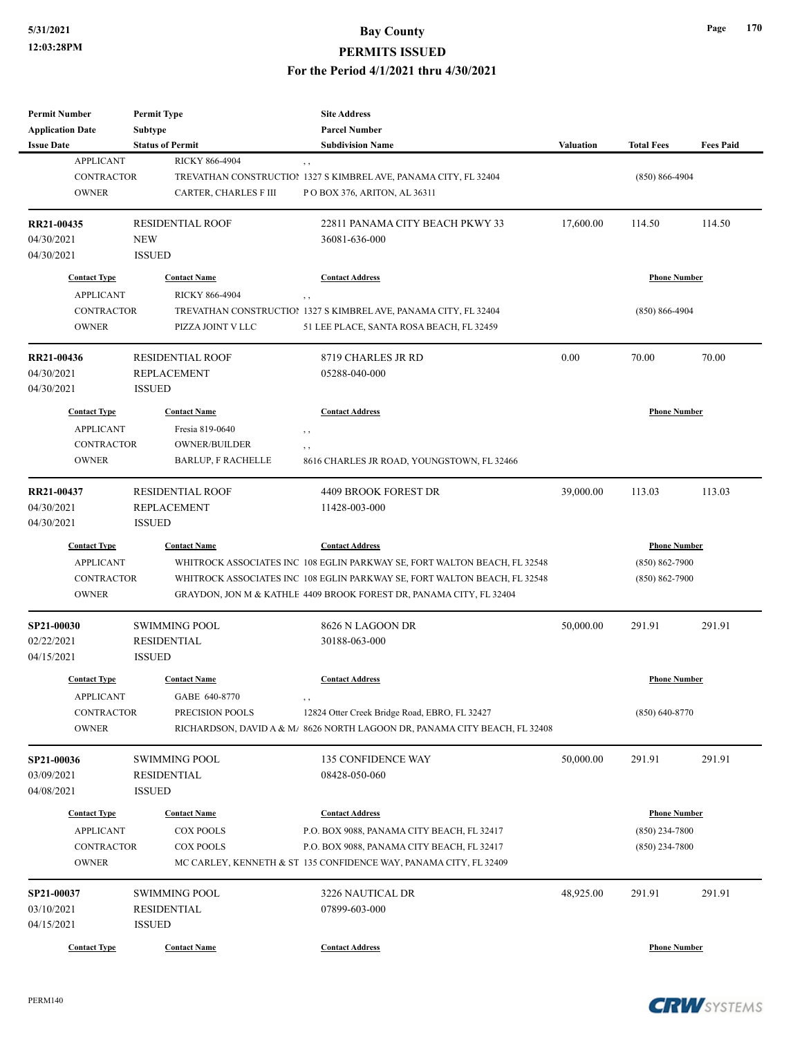| Permit Number | Permit Type | Site Address | | | |
|---|---|---|---|---|---|
| Application Date | Subtype | Parcel Number | | | |
| Issue Date | Status of Permit | Subdivision Name | Valuation | Total Fees | Fees Paid |
| APPLICANT | RICKY 866-4904 | , , | | | |
| CONTRACTOR | TREVATHAN CONSTRUCTIOI | 1327 S KIMBREL AVE, PANAMA CITY, FL 32404 | | (850) 866-4904 | |
| OWNER | CARTER, CHARLES F III | P O BOX 376, ARITON, AL 36311 | | | |
| **RR21-00435** | RESIDENTIAL ROOF | 22811 PANAMA CITY BEACH PKWY 33 | 17,600.00 | 114.50 | 114.50 |
| 04/30/2021 | NEW | 36081-636-000 | | | |
| 04/30/2021 | ISSUED | | | | |
| **Contact Type** | **Contact Name** | **Contact Address** | | **Phone Number** | |
| APPLICANT | RICKY 866-4904 | , , | | | |
| CONTRACTOR | TREVATHAN CONSTRUCTIOI | 1327 S KIMBREL AVE, PANAMA CITY, FL 32404 | | (850) 866-4904 | |
| OWNER | PIZZA JOINT V LLC | 51 LEE PLACE, SANTA ROSA BEACH, FL 32459 | | | |
| **RR21-00436** | RESIDENTIAL ROOF | 8719 CHARLES JR RD | 0.00 | 70.00 | 70.00 |
| 04/30/2021 | REPLACEMENT | 05288-040-000 | | | |
| 04/30/2021 | ISSUED | | | | |
| **Contact Type** | **Contact Name** | **Contact Address** | | **Phone Number** | |
| APPLICANT | Fresia 819-0640 | , , | | | |
| CONTRACTOR | OWNER/BUILDER | , , | | | |
| OWNER | BARLUP, F RACHELLE | 8616 CHARLES JR ROAD, YOUNGSTOWN, FL 32466 | | | |
| **RR21-00437** | RESIDENTIAL ROOF | 4409 BROOK FOREST DR | 39,000.00 | 113.03 | 113.03 |
| 04/30/2021 | REPLACEMENT | 11428-003-000 | | | |
| 04/30/2021 | ISSUED | | | | |
| **Contact Type** | **Contact Name** | **Contact Address** | | **Phone Number** | |
| APPLICANT | WHITROCK ASSOCIATES INC | 108 EGLIN PARKWAY SE, FORT WALTON BEACH, FL 32548 | | (850) 862-7900 | |
| CONTRACTOR | WHITROCK ASSOCIATES INC | 108 EGLIN PARKWAY SE, FORT WALTON BEACH, FL 32548 | | (850) 862-7900 | |
| OWNER | GRAYDON, JON M & KATHLE | 4409 BROOK FOREST DR, PANAMA CITY, FL 32404 | | | |
| **SP21-00030** | SWIMMING POOL | 8626 N LAGOON DR | 50,000.00 | 291.91 | 291.91 |
| 02/22/2021 | RESIDENTIAL | 30188-063-000 | | | |
| 04/15/2021 | ISSUED | | | | |
| **Contact Type** | **Contact Name** | **Contact Address** | | **Phone Number** | |
| APPLICANT | GABE 640-8770 | , , | | | |
| CONTRACTOR | PRECISION POOLS | 12824 Otter Creek Bridge Road, EBRO, FL 32427 | | (850) 640-8770 | |
| OWNER | RICHARDSON, DAVID A & M/ | 8626 NORTH LAGOON DR, PANAMA CITY BEACH, FL 32408 | | | |
| **SP21-00036** | SWIMMING POOL | 135 CONFIDENCE WAY | 50,000.00 | 291.91 | 291.91 |
| 03/09/2021 | RESIDENTIAL | 08428-050-060 | | | |
| 04/08/2021 | ISSUED | | | | |
| **Contact Type** | **Contact Name** | **Contact Address** | | **Phone Number** | |
| APPLICANT | COX POOLS | P.O. BOX 9088, PANAMA CITY BEACH, FL 32417 | | (850) 234-7800 | |
| CONTRACTOR | COX POOLS | P.O. BOX 9088, PANAMA CITY BEACH, FL 32417 | | (850) 234-7800 | |
| OWNER | MC CARLEY, KENNETH & ST | 135 CONFIDENCE WAY, PANAMA CITY, FL 32409 | | | |
| **SP21-00037** | SWIMMING POOL | 3226 NAUTICAL DR | 48,925.00 | 291.91 | 291.91 |
| 03/10/2021 | RESIDENTIAL | 07899-603-000 | | | |
| 04/15/2021 | ISSUED | | | | |
| **Contact Type** | **Contact Name** | **Contact Address** | | **Phone Number** | |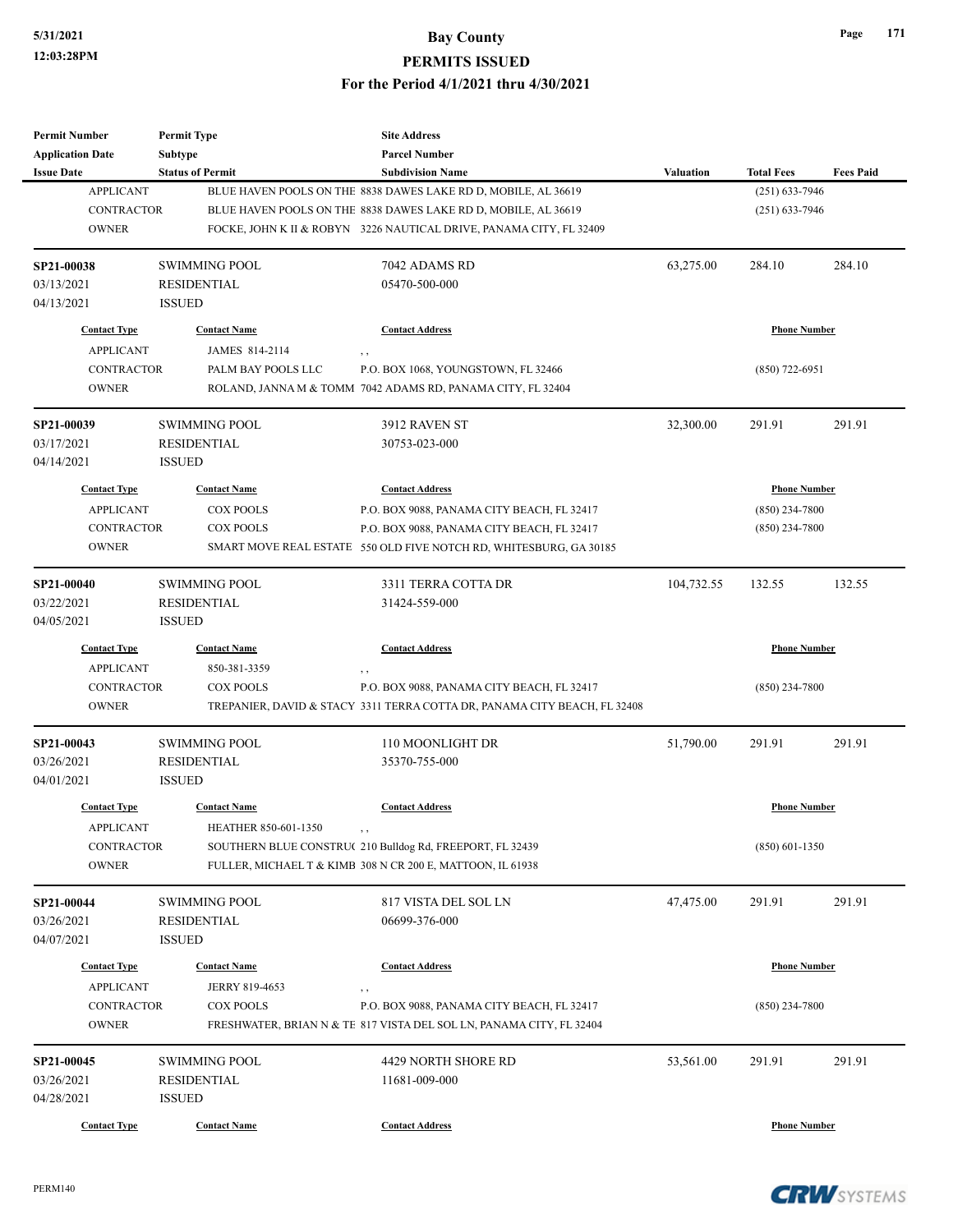| Permit Number | Permit Type | Site Address | | | |
|---|---|---|---|---|---|
| Application Date | Subtype | Parcel Number | | | |
| Issue Date | Status of Permit | Subdivision Name | Valuation | Total Fees | Fees Paid |

| Contact Type | Contact Name | Contact Address | Phone Number |
|---|---|---|---|
| APPLICANT | BLUE HAVEN POOLS ON THE | 8838 DAWES LAKE RD D, MOBILE, AL 36619 | (251) 633-7946 |
| CONTRACTOR | BLUE HAVEN POOLS ON THE | 8838 DAWES LAKE RD D, MOBILE, AL 36619 | (251) 633-7946 |
| OWNER | FOCKE, JOHN K II & ROBYN | 3226 NAUTICAL DRIVE, PANAMA CITY, FL 32409 | |

| | | | | | |
|---|---|---|---|---|---|
| **SP21-00038** | SWIMMING POOL | 7042 ADAMS RD | 63,275.00 | 284.10 | 284.10 |
| 03/13/2021 | RESIDENTIAL | 05470-500-000 | | | |
| 04/13/2021 | ISSUED | | | | |

| Contact Type | Contact Name | Contact Address | Phone Number |
|---|---|---|---|
| APPLICANT | JAMES 814-2114 | , , | |
| CONTRACTOR | PALM BAY POOLS LLC | P.O. BOX 1068, YOUNGSTOWN, FL 32466 | (850) 722-6951 |
| OWNER | ROLAND, JANNA M & TOMM | 7042 ADAMS RD, PANAMA CITY, FL 32404 | |

| | | | | | |
|---|---|---|---|---|---|
| **SP21-00039** | SWIMMING POOL | 3912 RAVEN ST | 32,300.00 | 291.91 | 291.91 |
| 03/17/2021 | RESIDENTIAL | 30753-023-000 | | | |
| 04/14/2021 | ISSUED | | | | |

| Contact Type | Contact Name | Contact Address | Phone Number |
|---|---|---|---|
| APPLICANT | COX POOLS | P.O. BOX 9088, PANAMA CITY BEACH, FL 32417 | (850) 234-7800 |
| CONTRACTOR | COX POOLS | P.O. BOX 9088, PANAMA CITY BEACH, FL 32417 | (850) 234-7800 |
| OWNER | SMART MOVE REAL ESTATE | 550 OLD FIVE NOTCH RD, WHITESBURG, GA 30185 | |

| | | | | | |
|---|---|---|---|---|---|
| **SP21-00040** | SWIMMING POOL | 3311 TERRA COTTA DR | 104,732.55 | 132.55 | 132.55 |
| 03/22/2021 | RESIDENTIAL | 31424-559-000 | | | |
| 04/05/2021 | ISSUED | | | | |

| Contact Type | Contact Name | Contact Address | Phone Number |
|---|---|---|---|
| APPLICANT | 850-381-3359 | , , | |
| CONTRACTOR | COX POOLS | P.O. BOX 9088, PANAMA CITY BEACH, FL 32417 | (850) 234-7800 |
| OWNER | TREPANIER, DAVID & STACY | 3311 TERRA COTTA DR, PANAMA CITY BEACH, FL 32408 | |

| | | | | | |
|---|---|---|---|---|---|
| **SP21-00043** | SWIMMING POOL | 110 MOONLIGHT DR | 51,790.00 | 291.91 | 291.91 |
| 03/26/2021 | RESIDENTIAL | 35370-755-000 | | | |
| 04/01/2021 | ISSUED | | | | |

| Contact Type | Contact Name | Contact Address | Phone Number |
|---|---|---|---|
| APPLICANT | HEATHER 850-601-1350 | , , | |
| CONTRACTOR | SOUTHERN BLUE CONSTRU( | 210 Bulldog Rd, FREEPORT, FL 32439 | (850) 601-1350 |
| OWNER | FULLER, MICHAEL T & KIMB | 308 N CR 200 E, MATTOON, IL 61938 | |

| | | | | | |
|---|---|---|---|---|---|
| **SP21-00044** | SWIMMING POOL | 817 VISTA DEL SOL LN | 47,475.00 | 291.91 | 291.91 |
| 03/26/2021 | RESIDENTIAL | 06699-376-000 | | | |
| 04/07/2021 | ISSUED | | | | |

| Contact Type | Contact Name | Contact Address | Phone Number |
|---|---|---|---|
| APPLICANT | JERRY 819-4653 | , , | |
| CONTRACTOR | COX POOLS | P.O. BOX 9088, PANAMA CITY BEACH, FL 32417 | (850) 234-7800 |
| OWNER | FRESHWATER, BRIAN N & TE | 817 VISTA DEL SOL LN, PANAMA CITY, FL 32404 | |

| | | | | | |
|---|---|---|---|---|---|
| **SP21-00045** | SWIMMING POOL | 4429 NORTH SHORE RD | 53,561.00 | 291.91 | 291.91 |
| 03/26/2021 | RESIDENTIAL | 11681-009-000 | | | |
| 04/28/2021 | ISSUED | | | | |

| Contact Type | Contact Name | Contact Address | Phone Number |
|---|---|---|---|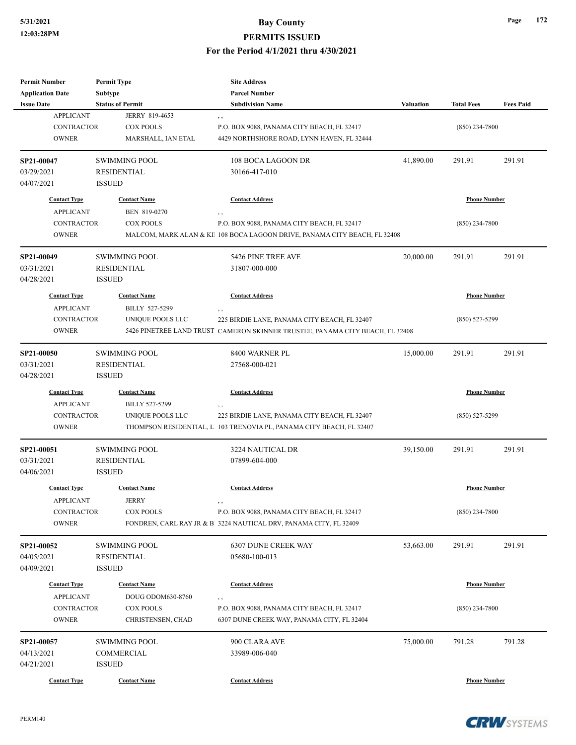# Bay County

## PERMITS ISSUED

### For the Period 4/1/2021 thru 4/30/2021

| Permit Number / Application Date / Issue Date | Permit Type / Subtype / Status of Permit | Site Address / Parcel Number / Subdivision Name | Valuation | Total Fees | Fees Paid |
|---|---|---|---|---|---|
| APPLICANT | JERRY 819-4653 | , , | | | |
| CONTRACTOR | COX POOLS | P.O. BOX 9088, PANAMA CITY BEACH, FL 32417 | | (850) 234-7800 | |
| OWNER | MARSHALL, IAN ETAL | 4429 NORTHSHORE ROAD, LYNN HAVEN, FL 32444 | | | |
| **SP21-00047** | SWIMMING POOL | 108 BOCA LAGOON DR | 41,890.00 | 291.91 | 291.91 |
| 03/29/2021 | RESIDENTIAL | 30166-417-010 | | | |
| 04/07/2021 | ISSUED | | | | |
| *Contact Type* | *Contact Name* | *Contact Address* | | *Phone Number* | |
| APPLICANT | BEN 819-0270 | , , | | | |
| CONTRACTOR | COX POOLS | P.O. BOX 9088, PANAMA CITY BEACH, FL 32417 | | (850) 234-7800 | |
| OWNER | MALCOM, MARK ALAN & KI | 108 BOCA LAGOON DRIVE, PANAMA CITY BEACH, FL 32408 | | | |
| **SP21-00049** | SWIMMING POOL | 5426 PINE TREE AVE | 20,000.00 | 291.91 | 291.91 |
| 03/31/2021 | RESIDENTIAL | 31807-000-000 | | | |
| 04/28/2021 | ISSUED | | | | |
| *Contact Type* | *Contact Name* | *Contact Address* | | *Phone Number* | |
| APPLICANT | BILLY 527-5299 | , , | | | |
| CONTRACTOR | UNIQUE POOLS LLC | 225 BIRDIE LANE, PANAMA CITY BEACH, FL 32407 | | (850) 527-5299 | |
| OWNER | 5426 PINETREE LAND TRUST | CAMERON SKINNER TRUSTEE, PANAMA CITY BEACH, FL 32408 | | | |
| **SP21-00050** | SWIMMING POOL | 8400 WARNER PL | 15,000.00 | 291.91 | 291.91 |
| 03/31/2021 | RESIDENTIAL | 27568-000-021 | | | |
| 04/28/2021 | ISSUED | | | | |
| *Contact Type* | *Contact Name* | *Contact Address* | | *Phone Number* | |
| APPLICANT | BILLY 527-5299 | , , | | | |
| CONTRACTOR | UNIQUE POOLS LLC | 225 BIRDIE LANE, PANAMA CITY BEACH, FL 32407 | | (850) 527-5299 | |
| OWNER | THOMPSON RESIDENTIAL, L | 103 TRENOVIA PL, PANAMA CITY BEACH, FL 32407 | | | |
| **SP21-00051** | SWIMMING POOL | 3224 NAUTICAL DR | 39,150.00 | 291.91 | 291.91 |
| 03/31/2021 | RESIDENTIAL | 07899-604-000 | | | |
| 04/06/2021 | ISSUED | | | | |
| *Contact Type* | *Contact Name* | *Contact Address* | | *Phone Number* | |
| APPLICANT | JERRY | , , | | | |
| CONTRACTOR | COX POOLS | P.O. BOX 9088, PANAMA CITY BEACH, FL 32417 | | (850) 234-7800 | |
| OWNER | FONDREN, CARL RAY JR & B | 3224 NAUTICAL DRV, PANAMA CITY, FL 32409 | | | |
| **SP21-00052** | SWIMMING POOL | 6307 DUNE CREEK WAY | 53,663.00 | 291.91 | 291.91 |
| 04/05/2021 | RESIDENTIAL | 05680-100-013 | | | |
| 04/09/2021 | ISSUED | | | | |
| *Contact Type* | *Contact Name* | *Contact Address* | | *Phone Number* | |
| APPLICANT | DOUG ODOM630-8760 | , , | | | |
| CONTRACTOR | COX POOLS | P.O. BOX 9088, PANAMA CITY BEACH, FL 32417 | | (850) 234-7800 | |
| OWNER | CHRISTENSEN, CHAD | 6307 DUNE CREEK WAY, PANAMA CITY, FL 32404 | | | |
| **SP21-00057** | SWIMMING POOL | 900 CLARA AVE | 75,000.00 | 791.28 | 791.28 |
| 04/13/2021 | COMMERCIAL | 33989-006-040 | | | |
| 04/21/2021 | ISSUED | | | | |
| *Contact Type* | *Contact Name* | *Contact Address* | | *Phone Number* | |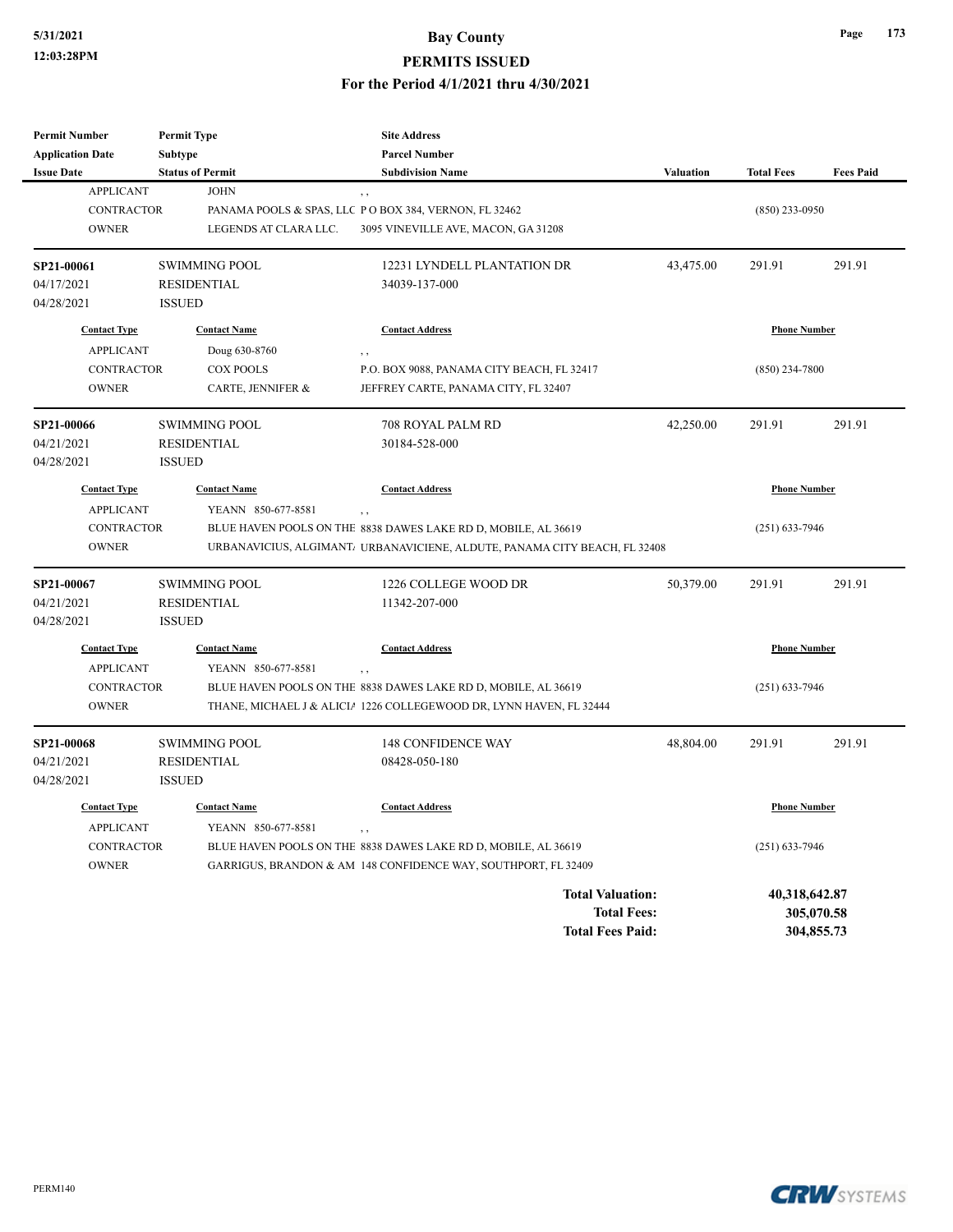# Bay County

## PERMITS ISSUED

### For the Period 4/1/2021 thru 4/30/2021

| Permit Number / Application Date / Issue Date | Permit Type / Subtype / Status of Permit | Site Address / Parcel Number / Subdivision Name | Valuation | Total Fees | Fees Paid |
|---|---|---|---|---|---|
| | | | | | |

| Contact Type | Contact Name | Contact Address | Phone Number |
|---|---|---|---|
| APPLICANT | JOHN | , , | |
| CONTRACTOR | PANAMA POOLS & SPAS, LLC | P O BOX 384, VERNON, FL 32462 | (850) 233-0950 |
| OWNER | LEGENDS AT CLARA LLC. | 3095 VINEVILLE AVE, MACON, GA 31208 | |

| Permit Number | Permit Type | Site Address | Valuation | Total Fees | Fees Paid |
|---|---|---|---|---|---|
| SP21-00061 | SWIMMING POOL | 12231 LYNDELL PLANTATION DR | 43,475.00 | 291.91 | 291.91 |
| 04/17/2021 | RESIDENTIAL | 34039-137-000 | | | |
| 04/28/2021 | ISSUED | | | | |

| Contact Type | Contact Name | Contact Address | Phone Number |
|---|---|---|---|
| APPLICANT | Doug 630-8760 | , , | |
| CONTRACTOR | COX POOLS | P.O. BOX 9088, PANAMA CITY BEACH, FL 32417 | (850) 234-7800 |
| OWNER | CARTE, JENNIFER & | JEFFREY CARTE, PANAMA CITY, FL 32407 | |

| Permit Number | Permit Type | Site Address | Valuation | Total Fees | Fees Paid |
|---|---|---|---|---|---|
| SP21-00066 | SWIMMING POOL | 708 ROYAL PALM RD | 42,250.00 | 291.91 | 291.91 |
| 04/21/2021 | RESIDENTIAL | 30184-528-000 | | | |
| 04/28/2021 | ISSUED | | | | |

| Contact Type | Contact Name | Contact Address | Phone Number |
|---|---|---|---|
| APPLICANT | YEANN 850-677-8581 | , , | |
| CONTRACTOR | BLUE HAVEN POOLS ON THE | 8838 DAWES LAKE RD D, MOBILE, AL 36619 | (251) 633-7946 |
| OWNER | URBANAVICIUS, ALGIMANT/ | URBANAVICIENE, ALDUTE, PANAMA CITY BEACH, FL 32408 | |

| Permit Number | Permit Type | Site Address | Valuation | Total Fees | Fees Paid |
|---|---|---|---|---|---|
| SP21-00067 | SWIMMING POOL | 1226 COLLEGE WOOD DR | 50,379.00 | 291.91 | 291.91 |
| 04/21/2021 | RESIDENTIAL | 11342-207-000 | | | |
| 04/28/2021 | ISSUED | | | | |

| Contact Type | Contact Name | Contact Address | Phone Number |
|---|---|---|---|
| APPLICANT | YEANN 850-677-8581 | , , | |
| CONTRACTOR | BLUE HAVEN POOLS ON THE | 8838 DAWES LAKE RD D, MOBILE, AL 36619 | (251) 633-7946 |
| OWNER | THANE, MICHAEL J & ALICIA | 1226 COLLEGEWOOD DR, LYNN HAVEN, FL 32444 | |

| Permit Number | Permit Type | Site Address | Valuation | Total Fees | Fees Paid |
|---|---|---|---|---|---|
| SP21-00068 | SWIMMING POOL | 148 CONFIDENCE WAY | 48,804.00 | 291.91 | 291.91 |
| 04/21/2021 | RESIDENTIAL | 08428-050-180 | | | |
| 04/28/2021 | ISSUED | | | | |

| Contact Type | Contact Name | Contact Address | Phone Number |
|---|---|---|---|
| APPLICANT | YEANN 850-677-8581 | , , | |
| CONTRACTOR | BLUE HAVEN POOLS ON THE | 8838 DAWES LAKE RD D, MOBILE, AL 36619 | (251) 633-7946 |
| OWNER | GARRIGUS, BRANDON & AM | 148 CONFIDENCE WAY, SOUTHPORT, FL 32409 | |

**Total Valuation:** 40,318,642.87

**Total Fees:** 305,070.58

**Total Fees Paid:** 304,855.73